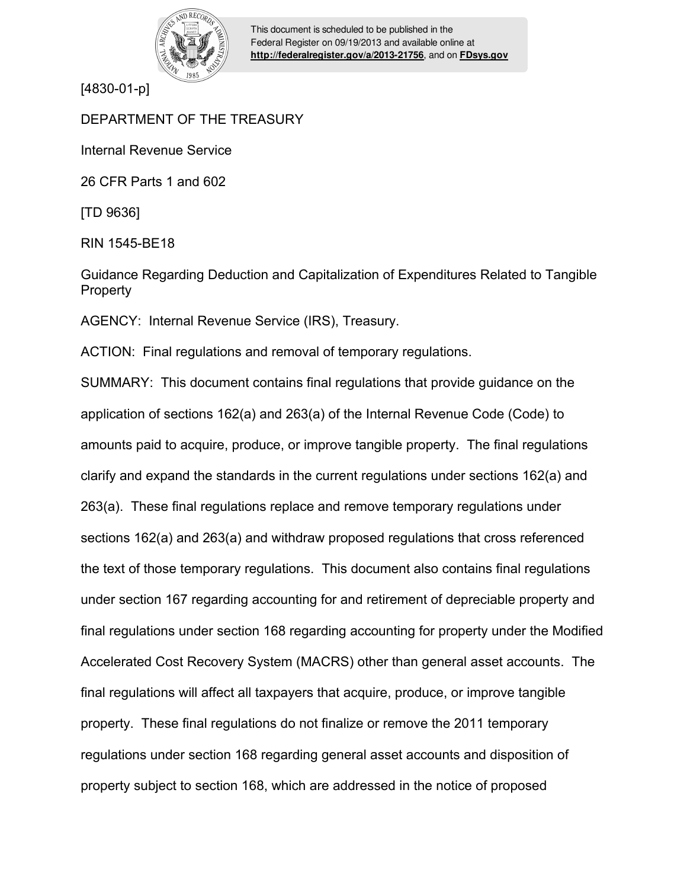This document is scheduled to be published in the Federal Register on 09/19/2013 and available online at **http://federalregister.gov/a/2013-21756**, and on **FDsys.gov**

[4830-01-p]

DEPARTMENT OF THE TREASURY

Internal Revenue Service

26 CFR Parts 1 and 602

[TD 9636]

RIN 1545-BE18

Guidance Regarding Deduction and Capitalization of Expenditures Related to Tangible Property

AGENCY: Internal Revenue Service (IRS), Treasury.

ACTION: Final regulations and removal of temporary regulations.

SUMMARY: This document contains final regulations that provide guidance on the application of sections 162(a) and 263(a) of the Internal Revenue Code (Code) to amounts paid to acquire, produce, or improve tangible property. The final regulations clarify and expand the standards in the current regulations under sections 162(a) and 263(a). These final regulations replace and remove temporary regulations under sections 162(a) and 263(a) and withdraw proposed regulations that cross referenced the text of those temporary regulations. This document also contains final regulations under section 167 regarding accounting for and retirement of depreciable property and final regulations under section 168 regarding accounting for property under the Modified Accelerated Cost Recovery System (MACRS) other than general asset accounts. The final regulations will affect all taxpayers that acquire, produce, or improve tangible property. These final regulations do not finalize or remove the 2011 temporary regulations under section 168 regarding general asset accounts and disposition of property subject to section 168, which are addressed in the notice of proposed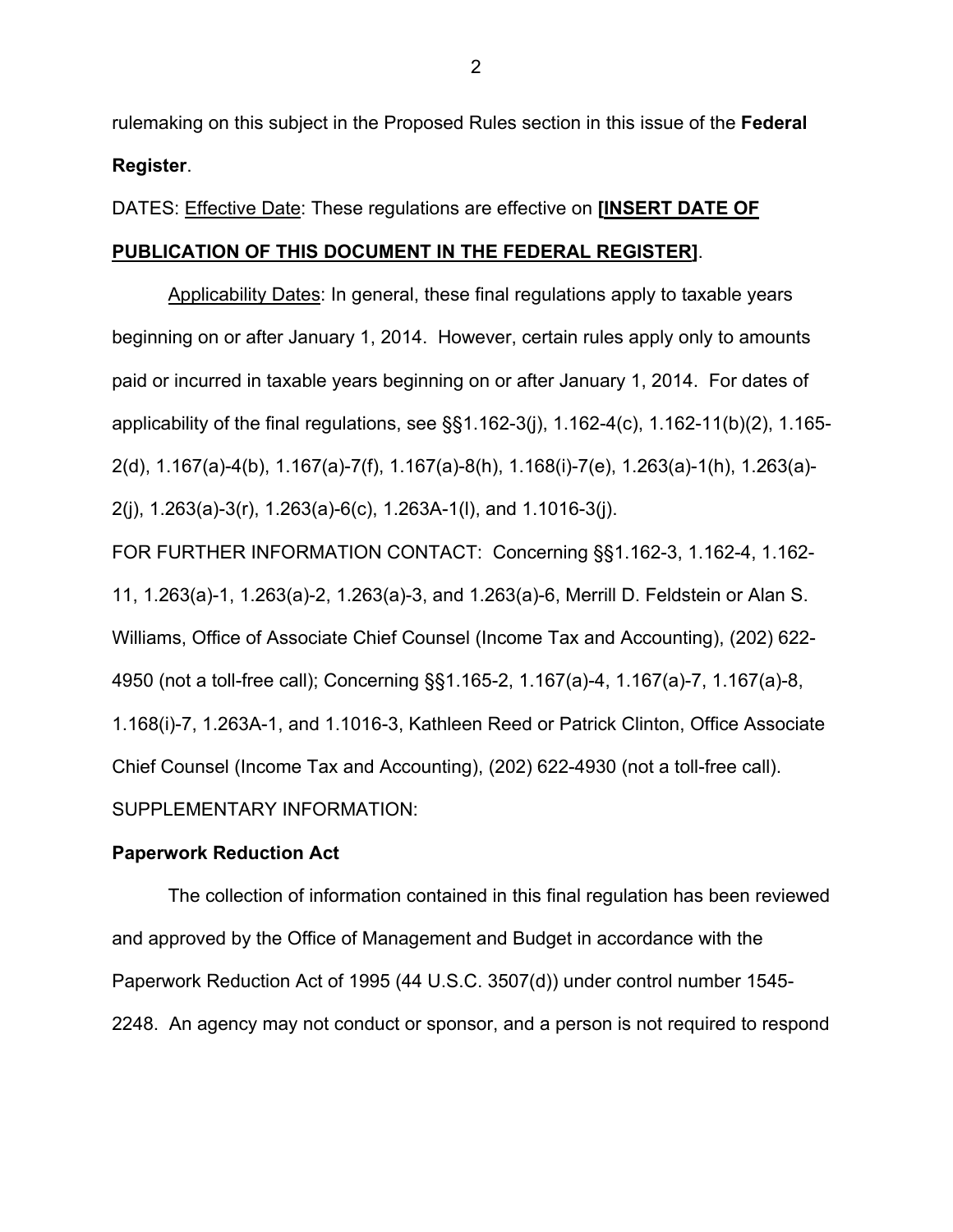rulemaking on this subject in the Proposed Rules section in this issue of the **Federal Register**.

DATES: Effective Date: These regulations are effective on **[INSERT DATE OF PUBLICATION OF THIS DOCUMENT IN THE FEDERAL REGISTER]**.

Applicability Dates: In general, these final regulations apply to taxable years beginning on or after January 1, 2014. However, certain rules apply only to amounts paid or incurred in taxable years beginning on or after January 1, 2014. For dates of applicability of the final regulations, see §§1.162-3(j), 1.162-4(c), 1.162-11(b)(2), 1.165-2(d), 1.167(a)-4(b), 1.167(a)-7(f), 1.167(a)-8(h), 1.168(i)-7(e), 1.263(a)-1(h), 1.263(a)-2(j), 1.263(a)-3(r), 1.263(a)-6(c), 1.263A-1(l), and 1.1016-3(j).

FOR FURTHER INFORMATION CONTACT: Concerning §§1.162-3, 1.162-4, 1.162-11, 1.263(a)-1, 1.263(a)-2, 1.263(a)-3, and 1.263(a)-6, Merrill D. Feldstein or Alan S. Williams, Office of Associate Chief Counsel (Income Tax and Accounting), (202) 622-4950 (not a toll-free call); Concerning §§1.165-2, 1.167(a)-4, 1.167(a)-7, 1.167(a)-8, 1.168(i)-7, 1.263A-1, and 1.1016-3, Kathleen Reed or Patrick Clinton, Office Associate Chief Counsel (Income Tax and Accounting), (202) 622-4930 (not a toll-free call).

SUPPLEMENTARY INFORMATION:

**Paperwork Reduction Act**

The collection of information contained in this final regulation has been reviewed and approved by the Office of Management and Budget in accordance with the Paperwork Reduction Act of 1995 (44 U.S.C. 3507(d)) under control number 1545-2248. An agency may not conduct or sponsor, and a person is not required to respond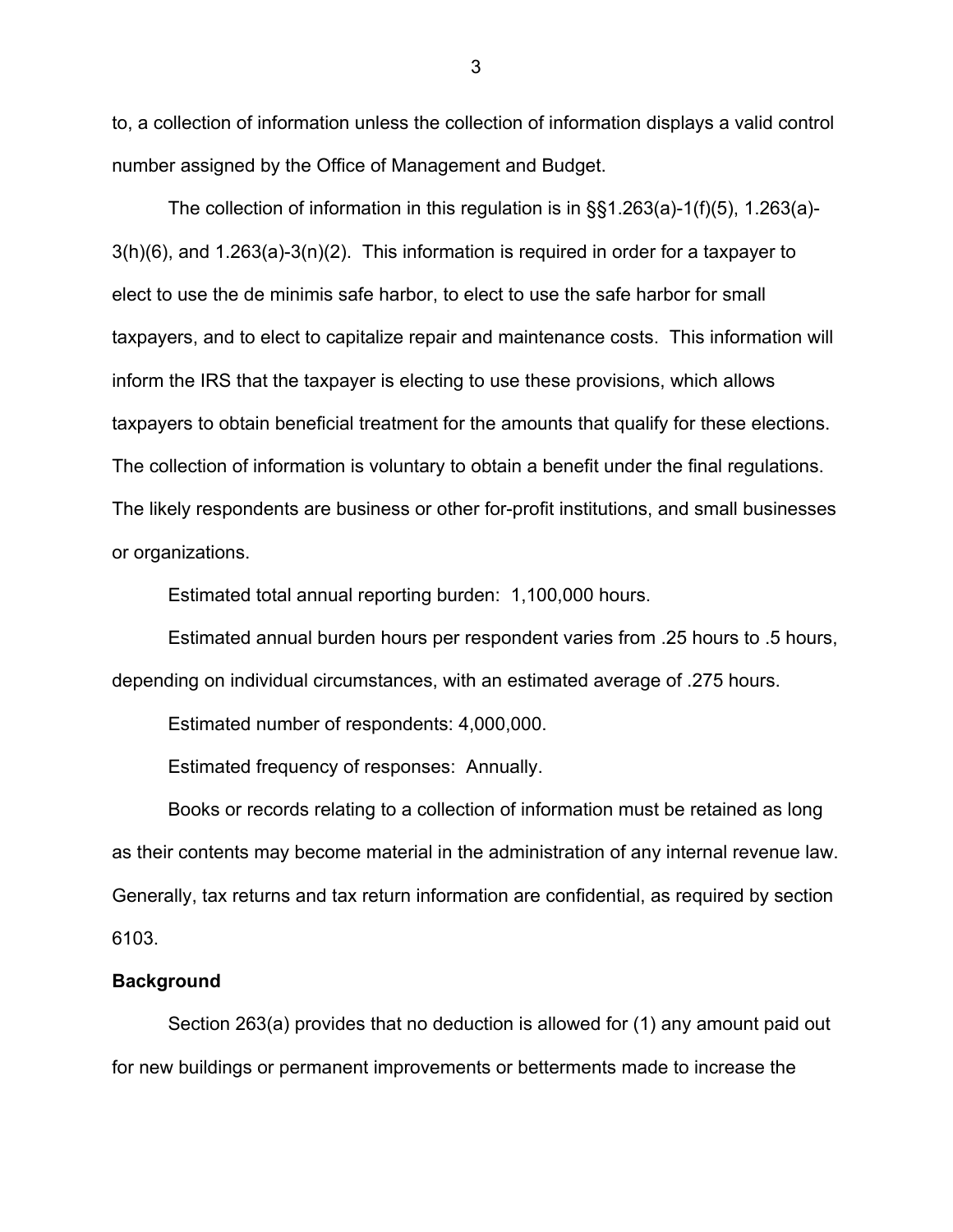to, a collection of information unless the collection of information displays a valid control number assigned by the Office of Management and Budget.

The collection of information in this regulation is in §§1.263(a)-1(f)(5), 1.263(a)-3(h)(6), and 1.263(a)-3(n)(2). This information is required in order for a taxpayer to elect to use the de minimis safe harbor, to elect to use the safe harbor for small taxpayers, and to elect to capitalize repair and maintenance costs. This information will inform the IRS that the taxpayer is electing to use these provisions, which allows taxpayers to obtain beneficial treatment for the amounts that qualify for these elections. The collection of information is voluntary to obtain a benefit under the final regulations. The likely respondents are business or other for-profit institutions, and small businesses or organizations.

Estimated total annual reporting burden: 1,100,000 hours.

Estimated annual burden hours per respondent varies from .25 hours to .5 hours, depending on individual circumstances, with an estimated average of .275 hours.

Estimated number of respondents: 4,000,000.

Estimated frequency of responses: Annually.

Books or records relating to a collection of information must be retained as long as their contents may become material in the administration of any internal revenue law. Generally, tax returns and tax return information are confidential, as required by section 6103.

**Background**

Section 263(a) provides that no deduction is allowed for (1) any amount paid out for new buildings or permanent improvements or betterments made to increase the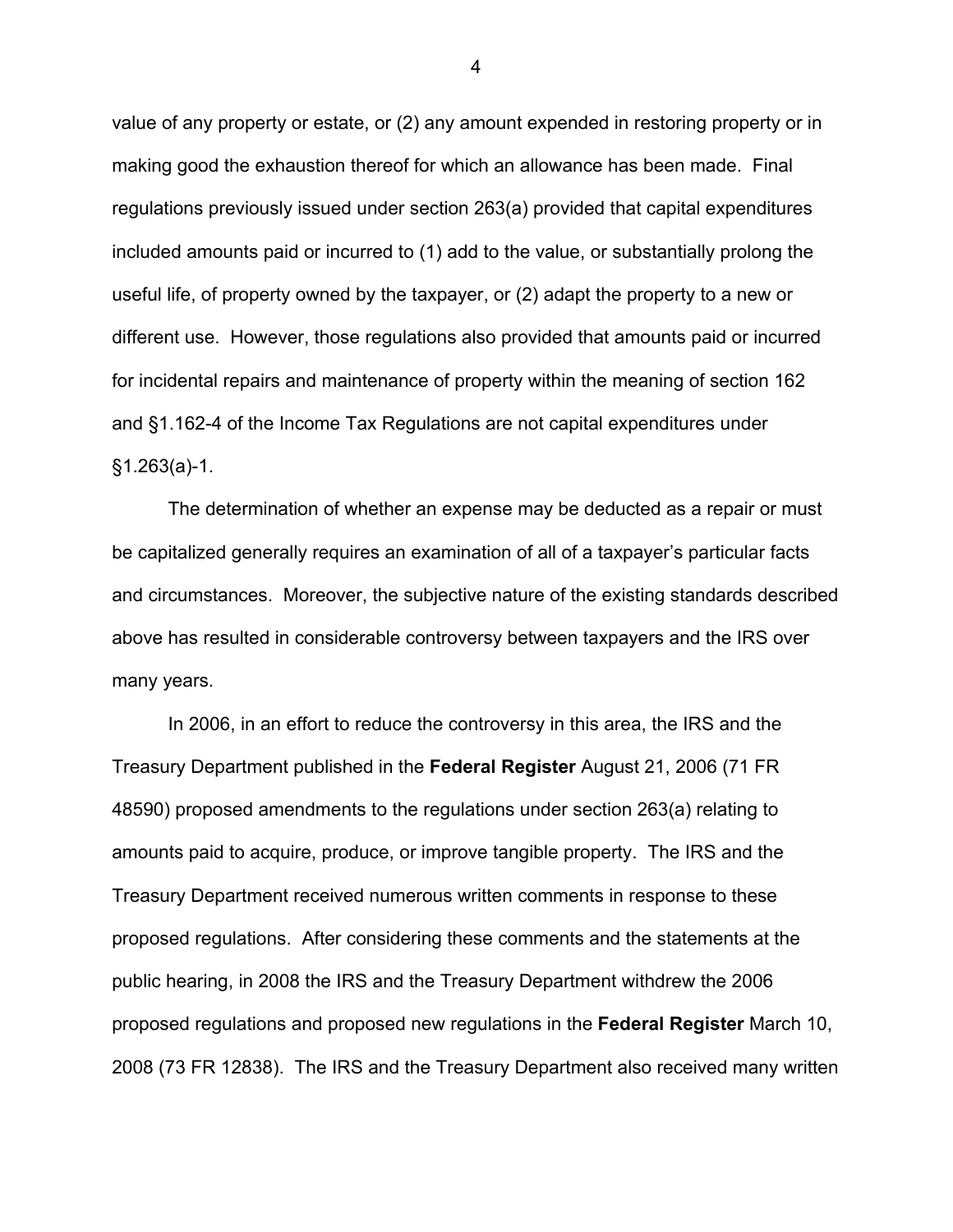value of any property or estate, or (2) any amount expended in restoring property or in making good the exhaustion thereof for which an allowance has been made. Final regulations previously issued under section 263(a) provided that capital expenditures included amounts paid or incurred to (1) add to the value, or substantially prolong the useful life, of property owned by the taxpayer, or (2) adapt the property to a new or different use. However, those regulations also provided that amounts paid or incurred for incidental repairs and maintenance of property within the meaning of section 162 and §1.162-4 of the Income Tax Regulations are not capital expenditures under §1.263(a)-1.

The determination of whether an expense may be deducted as a repair or must be capitalized generally requires an examination of all of a taxpayer's particular facts and circumstances. Moreover, the subjective nature of the existing standards described above has resulted in considerable controversy between taxpayers and the IRS over many years.

In 2006, in an effort to reduce the controversy in this area, the IRS and the Treasury Department published in the **Federal Register** August 21, 2006 (71 FR 48590) proposed amendments to the regulations under section 263(a) relating to amounts paid to acquire, produce, or improve tangible property. The IRS and the Treasury Department received numerous written comments in response to these proposed regulations. After considering these comments and the statements at the public hearing, in 2008 the IRS and the Treasury Department withdrew the 2006 proposed regulations and proposed new regulations in the **Federal Register** March 10, 2008 (73 FR 12838). The IRS and the Treasury Department also received many written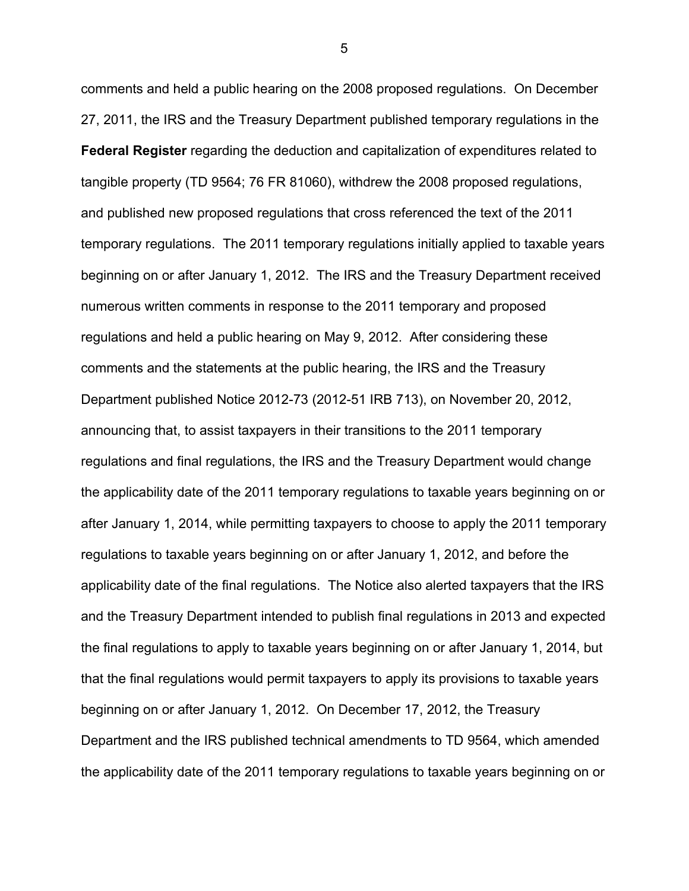comments and held a public hearing on the 2008 proposed regulations. On December 27, 2011, the IRS and the Treasury Department published temporary regulations in the **Federal Register** regarding the deduction and capitalization of expenditures related to tangible property (TD 9564; 76 FR 81060), withdrew the 2008 proposed regulations, and published new proposed regulations that cross referenced the text of the 2011 temporary regulations. The 2011 temporary regulations initially applied to taxable years beginning on or after January 1, 2012. The IRS and the Treasury Department received numerous written comments in response to the 2011 temporary and proposed regulations and held a public hearing on May 9, 2012. After considering these comments and the statements at the public hearing, the IRS and the Treasury Department published Notice 2012-73 (2012-51 IRB 713), on November 20, 2012, announcing that, to assist taxpayers in their transitions to the 2011 temporary regulations and final regulations, the IRS and the Treasury Department would change the applicability date of the 2011 temporary regulations to taxable years beginning on or after January 1, 2014, while permitting taxpayers to choose to apply the 2011 temporary regulations to taxable years beginning on or after January 1, 2012, and before the applicability date of the final regulations. The Notice also alerted taxpayers that the IRS and the Treasury Department intended to publish final regulations in 2013 and expected the final regulations to apply to taxable years beginning on or after January 1, 2014, but that the final regulations would permit taxpayers to apply its provisions to taxable years beginning on or after January 1, 2012. On December 17, 2012, the Treasury Department and the IRS published technical amendments to TD 9564, which amended the applicability date of the 2011 temporary regulations to taxable years beginning on or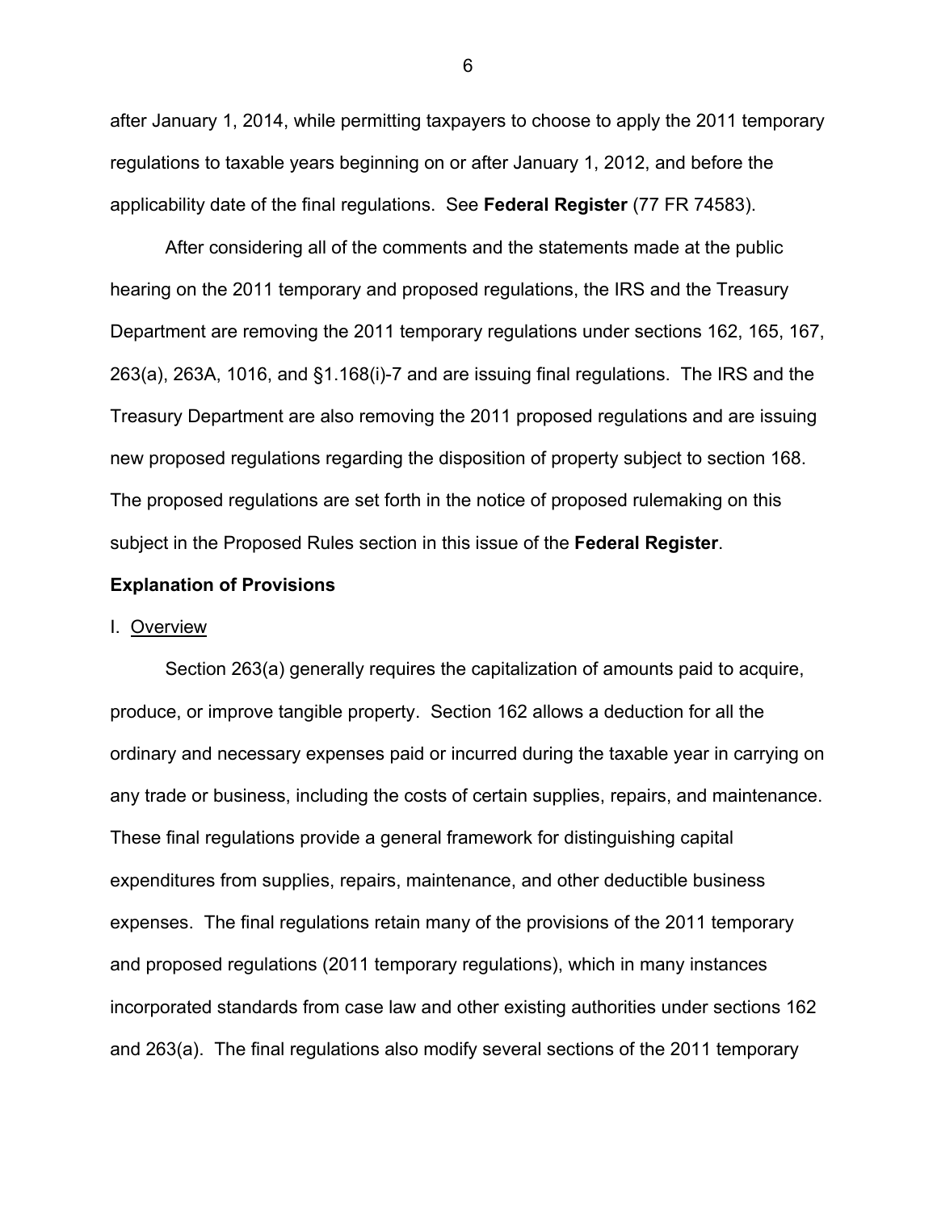after January 1, 2014, while permitting taxpayers to choose to apply the 2011 temporary regulations to taxable years beginning on or after January 1, 2012, and before the applicability date of the final regulations. See **Federal Register** (77 FR 74583).

After considering all of the comments and the statements made at the public hearing on the 2011 temporary and proposed regulations, the IRS and the Treasury Department are removing the 2011 temporary regulations under sections 162, 165, 167, 263(a), 263A, 1016, and §1.168(i)-7 and are issuing final regulations. The IRS and the Treasury Department are also removing the 2011 proposed regulations and are issuing new proposed regulations regarding the disposition of property subject to section 168. The proposed regulations are set forth in the notice of proposed rulemaking on this subject in the Proposed Rules section in this issue of the **Federal Register**.

**Explanation of Provisions**

I. Overview

Section 263(a) generally requires the capitalization of amounts paid to acquire, produce, or improve tangible property. Section 162 allows a deduction for all the ordinary and necessary expenses paid or incurred during the taxable year in carrying on any trade or business, including the costs of certain supplies, repairs, and maintenance. These final regulations provide a general framework for distinguishing capital expenditures from supplies, repairs, maintenance, and other deductible business expenses. The final regulations retain many of the provisions of the 2011 temporary and proposed regulations (2011 temporary regulations), which in many instances incorporated standards from case law and other existing authorities under sections 162 and 263(a). The final regulations also modify several sections of the 2011 temporary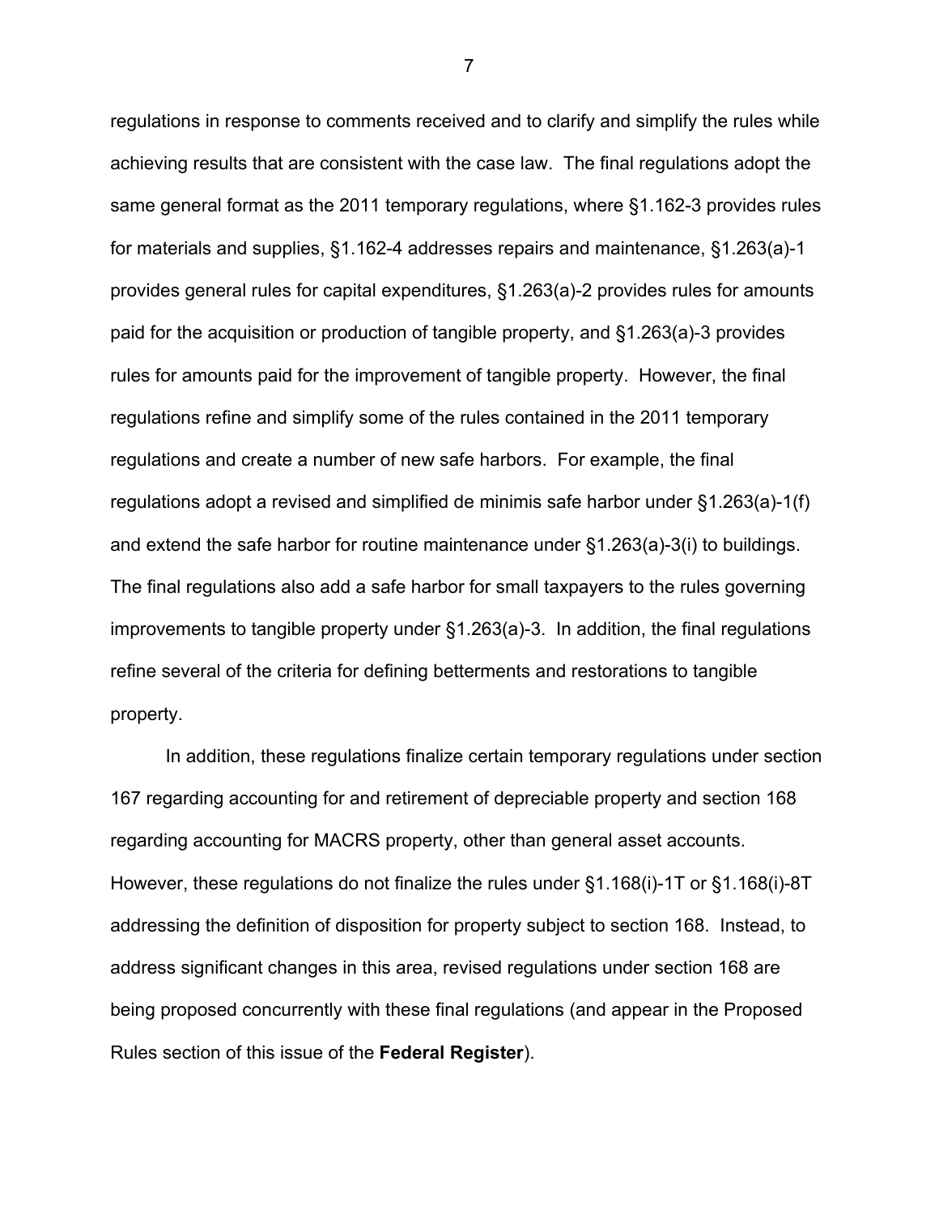regulations in response to comments received and to clarify and simplify the rules while achieving results that are consistent with the case law. The final regulations adopt the same general format as the 2011 temporary regulations, where §1.162-3 provides rules for materials and supplies, §1.162-4 addresses repairs and maintenance, §1.263(a)-1 provides general rules for capital expenditures, §1.263(a)-2 provides rules for amounts paid for the acquisition or production of tangible property, and §1.263(a)-3 provides rules for amounts paid for the improvement of tangible property. However, the final regulations refine and simplify some of the rules contained in the 2011 temporary regulations and create a number of new safe harbors. For example, the final regulations adopt a revised and simplified de minimis safe harbor under §1.263(a)-1(f) and extend the safe harbor for routine maintenance under §1.263(a)-3(i) to buildings. The final regulations also add a safe harbor for small taxpayers to the rules governing improvements to tangible property under §1.263(a)-3. In addition, the final regulations refine several of the criteria for defining betterments and restorations to tangible property.

In addition, these regulations finalize certain temporary regulations under section 167 regarding accounting for and retirement of depreciable property and section 168 regarding accounting for MACRS property, other than general asset accounts. However, these regulations do not finalize the rules under §1.168(i)-1T or §1.168(i)-8T addressing the definition of disposition for property subject to section 168. Instead, to address significant changes in this area, revised regulations under section 168 are being proposed concurrently with these final regulations (and appear in the Proposed Rules section of this issue of the **Federal Register**).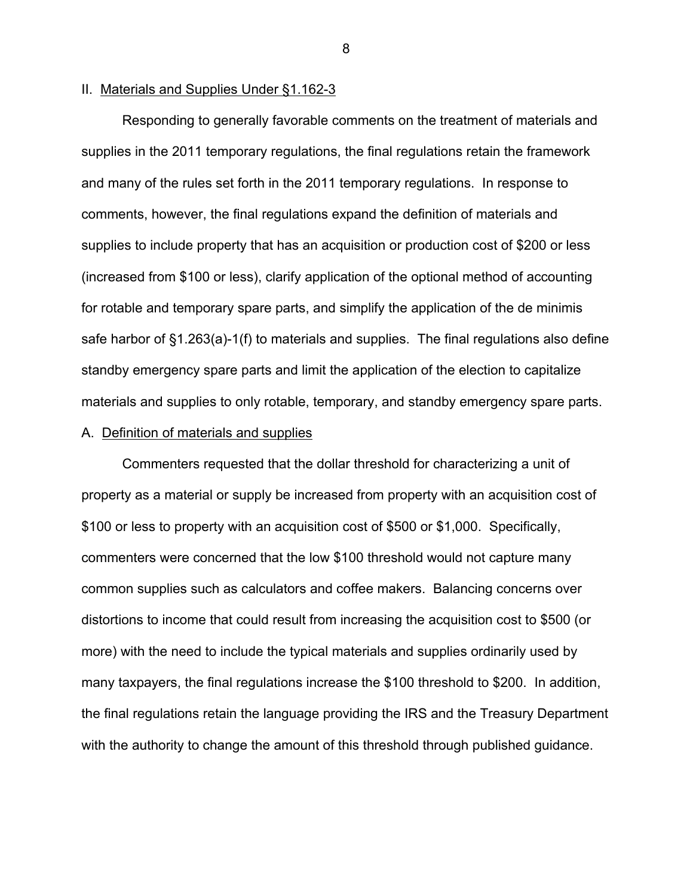## II. Materials and Supplies Under §1.162-3

Responding to generally favorable comments on the treatment of materials and supplies in the 2011 temporary regulations, the final regulations retain the framework and many of the rules set forth in the 2011 temporary regulations. In response to comments, however, the final regulations expand the definition of materials and supplies to include property that has an acquisition or production cost of $200 or less (increased from $100 or less), clarify application of the optional method of accounting for rotable and temporary spare parts, and simplify the application of the de minimis safe harbor of §1.263(a)-1(f) to materials and supplies. The final regulations also define standby emergency spare parts and limit the application of the election to capitalize materials and supplies to only rotable, temporary, and standby emergency spare parts.

### A. Definition of materials and supplies

Commenters requested that the dollar threshold for characterizing a unit of property as a material or supply be increased from property with an acquisition cost of $100 or less to property with an acquisition cost of $500 or $1,000. Specifically, commenters were concerned that the low $100 threshold would not capture many common supplies such as calculators and coffee makers. Balancing concerns over distortions to income that could result from increasing the acquisition cost to $500 (or more) with the need to include the typical materials and supplies ordinarily used by many taxpayers, the final regulations increase the $100 threshold to $200. In addition, the final regulations retain the language providing the IRS and the Treasury Department with the authority to change the amount of this threshold through published guidance.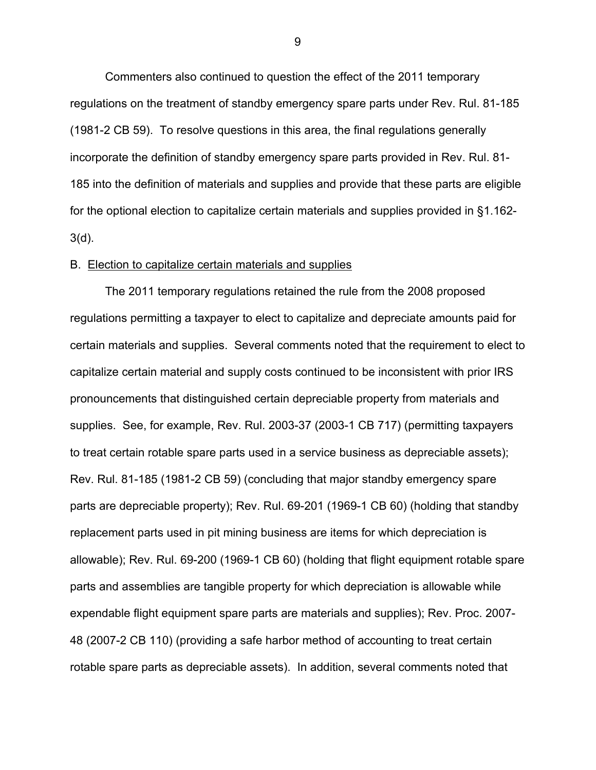Commenters also continued to question the effect of the 2011 temporary regulations on the treatment of standby emergency spare parts under Rev. Rul. 81-185 (1981-2 CB 59). To resolve questions in this area, the final regulations generally incorporate the definition of standby emergency spare parts provided in Rev. Rul. 81-185 into the definition of materials and supplies and provide that these parts are eligible for the optional election to capitalize certain materials and supplies provided in §1.162-3(d).

B. Election to capitalize certain materials and supplies

The 2011 temporary regulations retained the rule from the 2008 proposed regulations permitting a taxpayer to elect to capitalize and depreciate amounts paid for certain materials and supplies. Several comments noted that the requirement to elect to capitalize certain material and supply costs continued to be inconsistent with prior IRS pronouncements that distinguished certain depreciable property from materials and supplies. See, for example, Rev. Rul. 2003-37 (2003-1 CB 717) (permitting taxpayers to treat certain rotable spare parts used in a service business as depreciable assets); Rev. Rul. 81-185 (1981-2 CB 59) (concluding that major standby emergency spare parts are depreciable property); Rev. Rul. 69-201 (1969-1 CB 60) (holding that standby replacement parts used in pit mining business are items for which depreciation is allowable); Rev. Rul. 69-200 (1969-1 CB 60) (holding that flight equipment rotable spare parts and assemblies are tangible property for which depreciation is allowable while expendable flight equipment spare parts are materials and supplies); Rev. Proc. 2007-48 (2007-2 CB 110) (providing a safe harbor method of accounting to treat certain rotable spare parts as depreciable assets). In addition, several comments noted that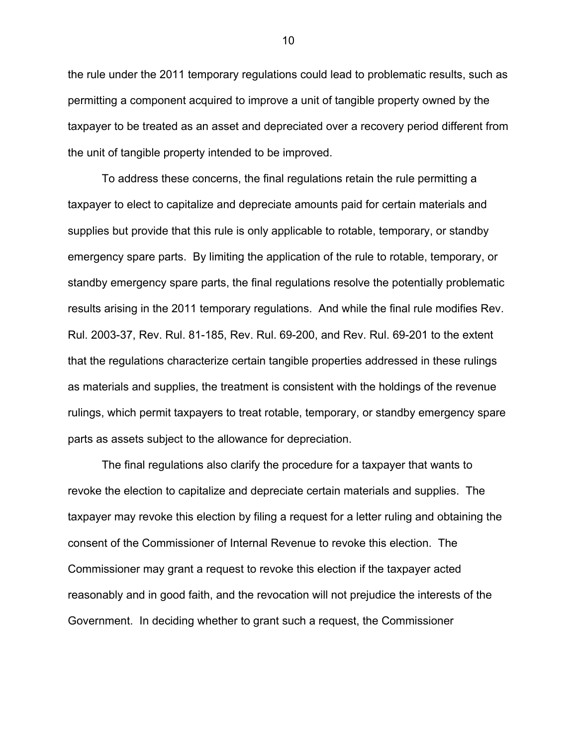the rule under the 2011 temporary regulations could lead to problematic results, such as permitting a component acquired to improve a unit of tangible property owned by the taxpayer to be treated as an asset and depreciated over a recovery period different from the unit of tangible property intended to be improved.

To address these concerns, the final regulations retain the rule permitting a taxpayer to elect to capitalize and depreciate amounts paid for certain materials and supplies but provide that this rule is only applicable to rotable, temporary, or standby emergency spare parts. By limiting the application of the rule to rotable, temporary, or standby emergency spare parts, the final regulations resolve the potentially problematic results arising in the 2011 temporary regulations. And while the final rule modifies Rev. Rul. 2003-37, Rev. Rul. 81-185, Rev. Rul. 69-200, and Rev. Rul. 69-201 to the extent that the regulations characterize certain tangible properties addressed in these rulings as materials and supplies, the treatment is consistent with the holdings of the revenue rulings, which permit taxpayers to treat rotable, temporary, or standby emergency spare parts as assets subject to the allowance for depreciation.

The final regulations also clarify the procedure for a taxpayer that wants to revoke the election to capitalize and depreciate certain materials and supplies. The taxpayer may revoke this election by filing a request for a letter ruling and obtaining the consent of the Commissioner of Internal Revenue to revoke this election. The Commissioner may grant a request to revoke this election if the taxpayer acted reasonably and in good faith, and the revocation will not prejudice the interests of the Government. In deciding whether to grant such a request, the Commissioner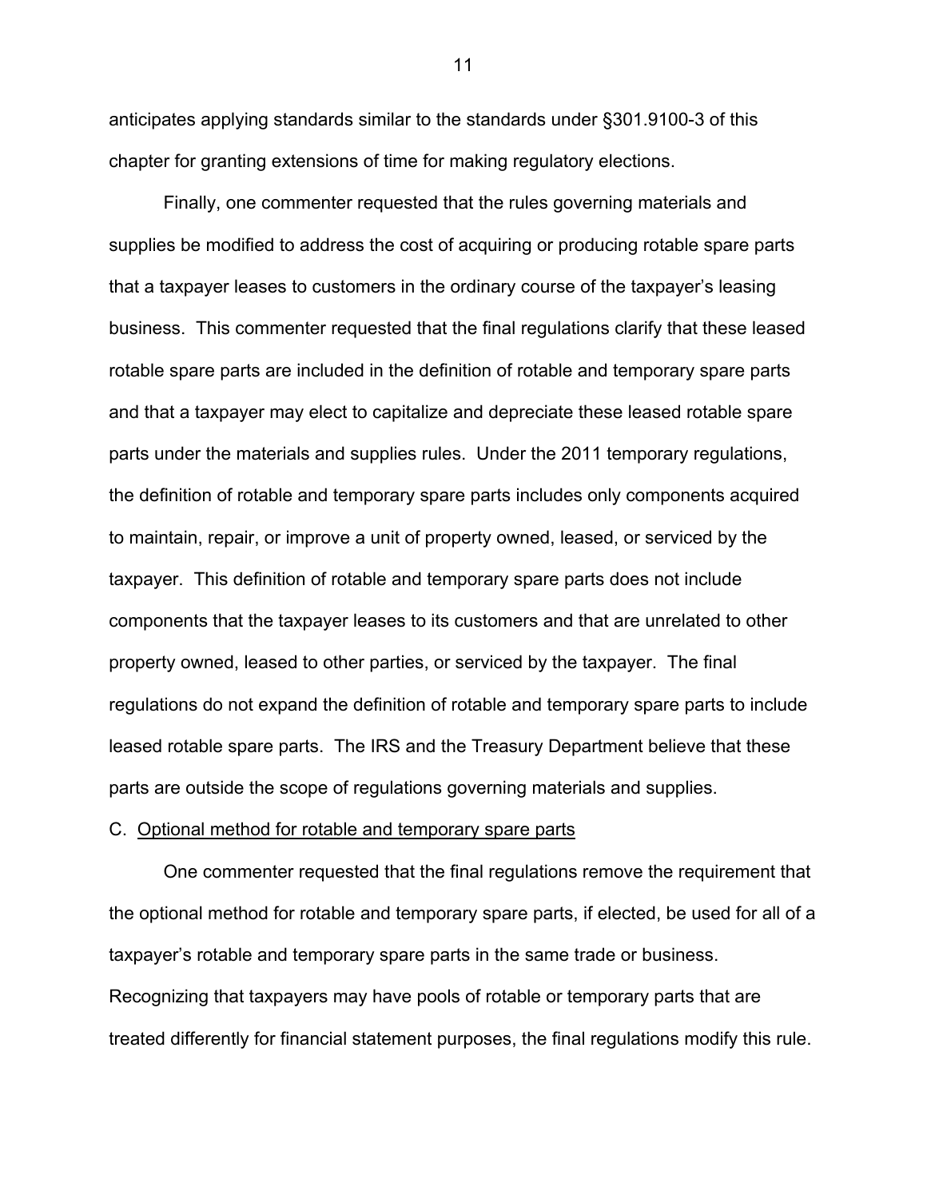anticipates applying standards similar to the standards under §301.9100-3 of this chapter for granting extensions of time for making regulatory elections.

Finally, one commenter requested that the rules governing materials and supplies be modified to address the cost of acquiring or producing rotable spare parts that a taxpayer leases to customers in the ordinary course of the taxpayer's leasing business. This commenter requested that the final regulations clarify that these leased rotable spare parts are included in the definition of rotable and temporary spare parts and that a taxpayer may elect to capitalize and depreciate these leased rotable spare parts under the materials and supplies rules. Under the 2011 temporary regulations, the definition of rotable and temporary spare parts includes only components acquired to maintain, repair, or improve a unit of property owned, leased, or serviced by the taxpayer. This definition of rotable and temporary spare parts does not include components that the taxpayer leases to its customers and that are unrelated to other property owned, leased to other parties, or serviced by the taxpayer. The final regulations do not expand the definition of rotable and temporary spare parts to include leased rotable spare parts. The IRS and the Treasury Department believe that these parts are outside the scope of regulations governing materials and supplies.

C. Optional method for rotable and temporary spare parts

One commenter requested that the final regulations remove the requirement that the optional method for rotable and temporary spare parts, if elected, be used for all of a taxpayer's rotable and temporary spare parts in the same trade or business. Recognizing that taxpayers may have pools of rotable or temporary parts that are treated differently for financial statement purposes, the final regulations modify this rule.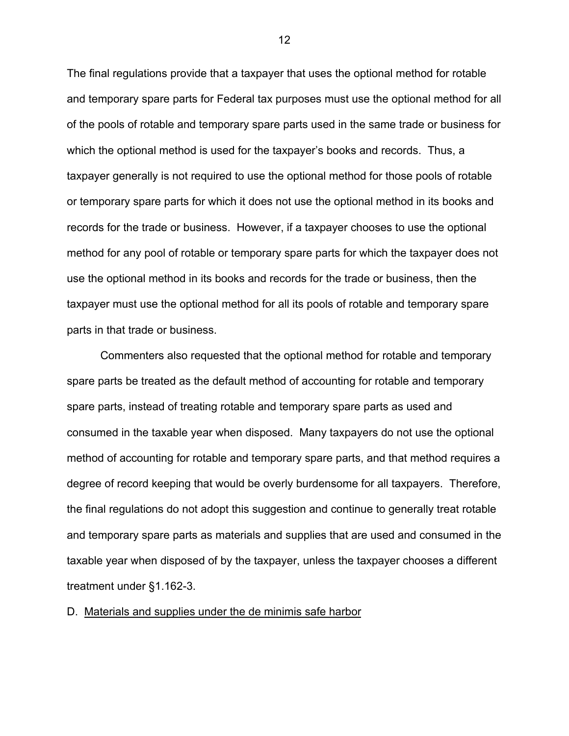The final regulations provide that a taxpayer that uses the optional method for rotable and temporary spare parts for Federal tax purposes must use the optional method for all of the pools of rotable and temporary spare parts used in the same trade or business for which the optional method is used for the taxpayer's books and records. Thus, a taxpayer generally is not required to use the optional method for those pools of rotable or temporary spare parts for which it does not use the optional method in its books and records for the trade or business. However, if a taxpayer chooses to use the optional method for any pool of rotable or temporary spare parts for which the taxpayer does not use the optional method in its books and records for the trade or business, then the taxpayer must use the optional method for all its pools of rotable and temporary spare parts in that trade or business.

Commenters also requested that the optional method for rotable and temporary spare parts be treated as the default method of accounting for rotable and temporary spare parts, instead of treating rotable and temporary spare parts as used and consumed in the taxable year when disposed. Many taxpayers do not use the optional method of accounting for rotable and temporary spare parts, and that method requires a degree of record keeping that would be overly burdensome for all taxpayers. Therefore, the final regulations do not adopt this suggestion and continue to generally treat rotable and temporary spare parts as materials and supplies that are used and consumed in the taxable year when disposed of by the taxpayer, unless the taxpayer chooses a different treatment under §1.162-3.

D. Materials and supplies under the de minimis safe harbor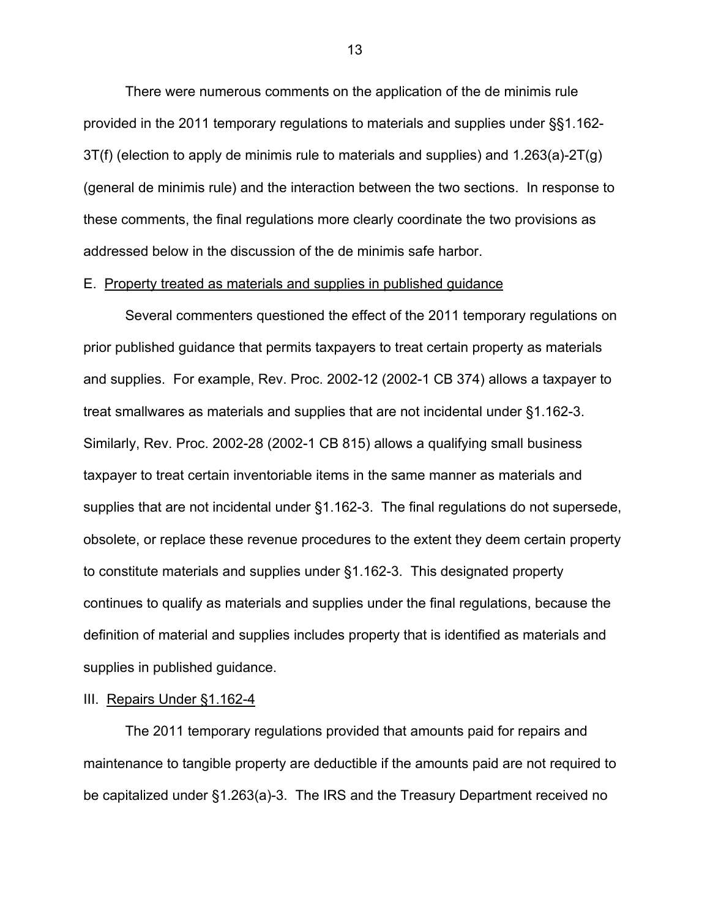There were numerous comments on the application of the de minimis rule provided in the 2011 temporary regulations to materials and supplies under §§1.162-3T(f) (election to apply de minimis rule to materials and supplies) and 1.263(a)-2T(g) (general de minimis rule) and the interaction between the two sections. In response to these comments, the final regulations more clearly coordinate the two provisions as addressed below in the discussion of the de minimis safe harbor.

E. Property treated as materials and supplies in published guidance

Several commenters questioned the effect of the 2011 temporary regulations on prior published guidance that permits taxpayers to treat certain property as materials and supplies. For example, Rev. Proc. 2002-12 (2002-1 CB 374) allows a taxpayer to treat smallwares as materials and supplies that are not incidental under §1.162-3. Similarly, Rev. Proc. 2002-28 (2002-1 CB 815) allows a qualifying small business taxpayer to treat certain inventoriable items in the same manner as materials and supplies that are not incidental under §1.162-3. The final regulations do not supersede, obsolete, or replace these revenue procedures to the extent they deem certain property to constitute materials and supplies under §1.162-3. This designated property continues to qualify as materials and supplies under the final regulations, because the definition of material and supplies includes property that is identified as materials and supplies in published guidance.

III. Repairs Under §1.162-4

The 2011 temporary regulations provided that amounts paid for repairs and maintenance to tangible property are deductible if the amounts paid are not required to be capitalized under §1.263(a)-3. The IRS and the Treasury Department received no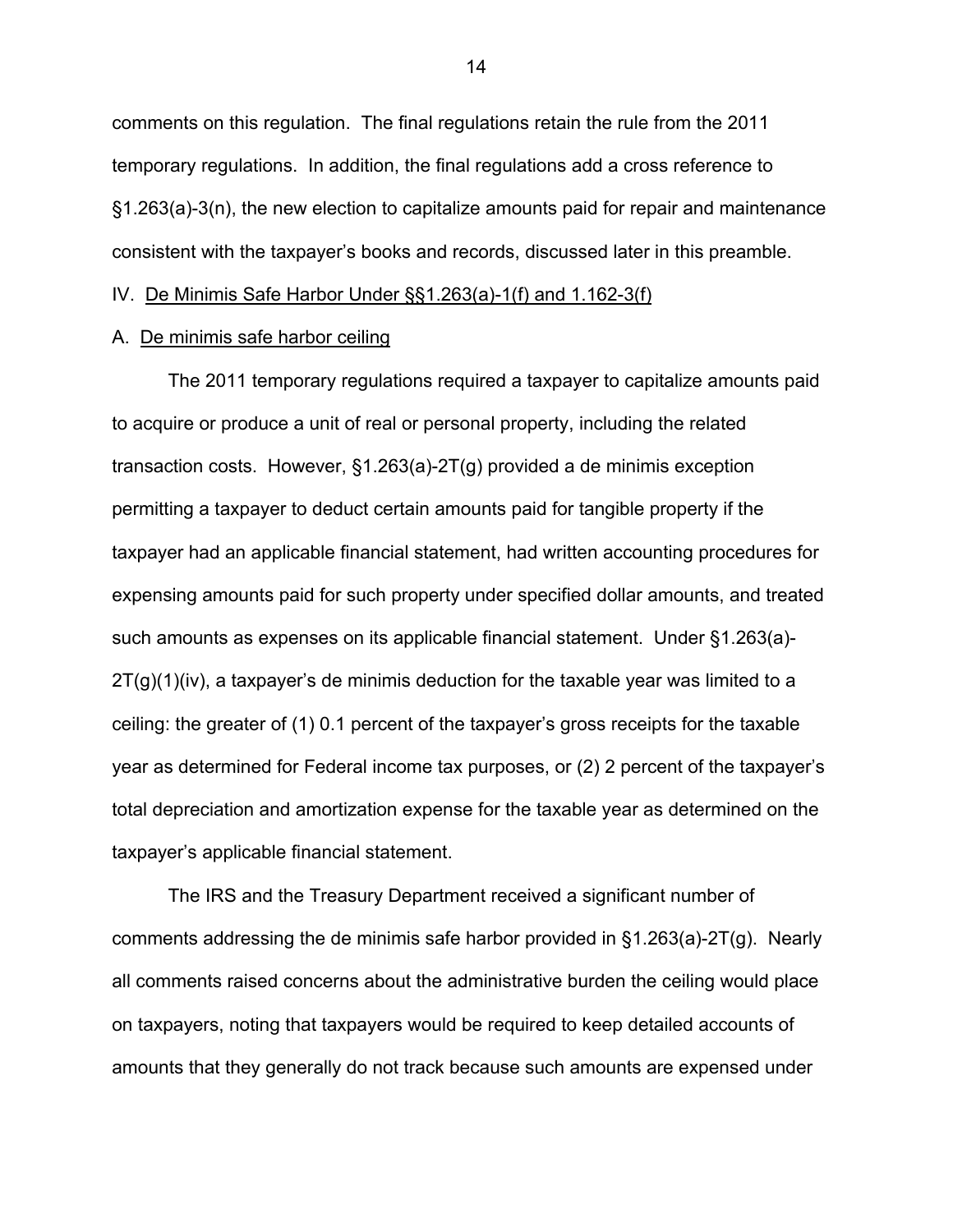comments on this regulation. The final regulations retain the rule from the 2011 temporary regulations. In addition, the final regulations add a cross reference to §1.263(a)-3(n), the new election to capitalize amounts paid for repair and maintenance consistent with the taxpayer's books and records, discussed later in this preamble.

## IV. De Minimis Safe Harbor Under §§1.263(a)-1(f) and 1.162-3(f)

### A. De minimis safe harbor ceiling

The 2011 temporary regulations required a taxpayer to capitalize amounts paid to acquire or produce a unit of real or personal property, including the related transaction costs. However, §1.263(a)-2T(g) provided a de minimis exception permitting a taxpayer to deduct certain amounts paid for tangible property if the taxpayer had an applicable financial statement, had written accounting procedures for expensing amounts paid for such property under specified dollar amounts, and treated such amounts as expenses on its applicable financial statement. Under §1.263(a)-2T(g)(1)(iv), a taxpayer's de minimis deduction for the taxable year was limited to a ceiling: the greater of (1) 0.1 percent of the taxpayer's gross receipts for the taxable year as determined for Federal income tax purposes, or (2) 2 percent of the taxpayer's total depreciation and amortization expense for the taxable year as determined on the taxpayer's applicable financial statement.

The IRS and the Treasury Department received a significant number of comments addressing the de minimis safe harbor provided in §1.263(a)-2T(g). Nearly all comments raised concerns about the administrative burden the ceiling would place on taxpayers, noting that taxpayers would be required to keep detailed accounts of amounts that they generally do not track because such amounts are expensed under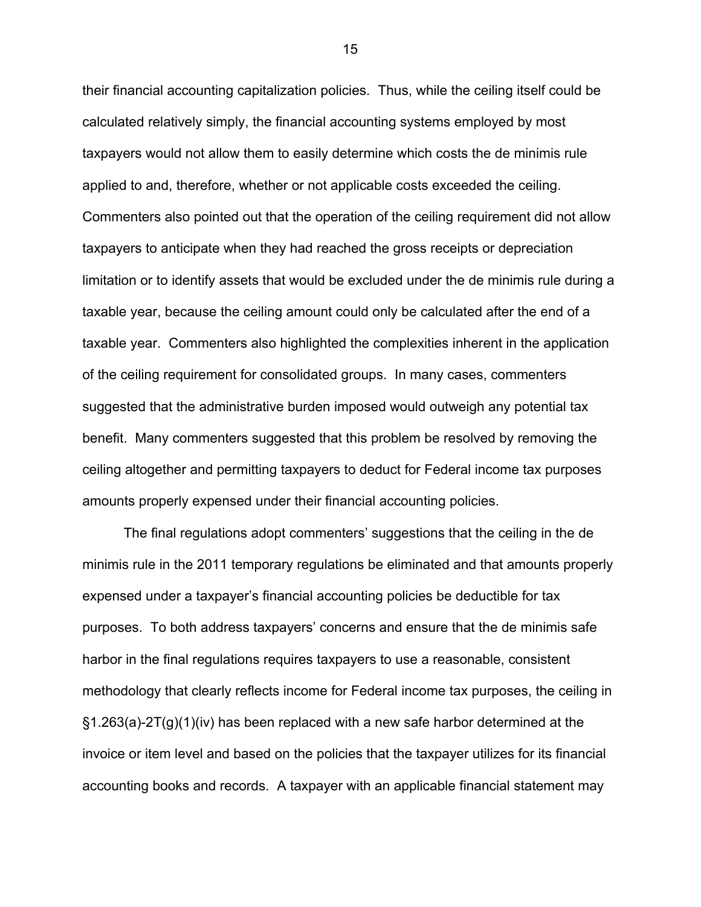their financial accounting capitalization policies. Thus, while the ceiling itself could be calculated relatively simply, the financial accounting systems employed by most taxpayers would not allow them to easily determine which costs the de minimis rule applied to and, therefore, whether or not applicable costs exceeded the ceiling. Commenters also pointed out that the operation of the ceiling requirement did not allow taxpayers to anticipate when they had reached the gross receipts or depreciation limitation or to identify assets that would be excluded under the de minimis rule during a taxable year, because the ceiling amount could only be calculated after the end of a taxable year. Commenters also highlighted the complexities inherent in the application of the ceiling requirement for consolidated groups. In many cases, commenters suggested that the administrative burden imposed would outweigh any potential tax benefit. Many commenters suggested that this problem be resolved by removing the ceiling altogether and permitting taxpayers to deduct for Federal income tax purposes amounts properly expensed under their financial accounting policies.

The final regulations adopt commenters' suggestions that the ceiling in the de minimis rule in the 2011 temporary regulations be eliminated and that amounts properly expensed under a taxpayer's financial accounting policies be deductible for tax purposes. To both address taxpayers' concerns and ensure that the de minimis safe harbor in the final regulations requires taxpayers to use a reasonable, consistent methodology that clearly reflects income for Federal income tax purposes, the ceiling in §1.263(a)-2T(g)(1)(iv) has been replaced with a new safe harbor determined at the invoice or item level and based on the policies that the taxpayer utilizes for its financial accounting books and records. A taxpayer with an applicable financial statement may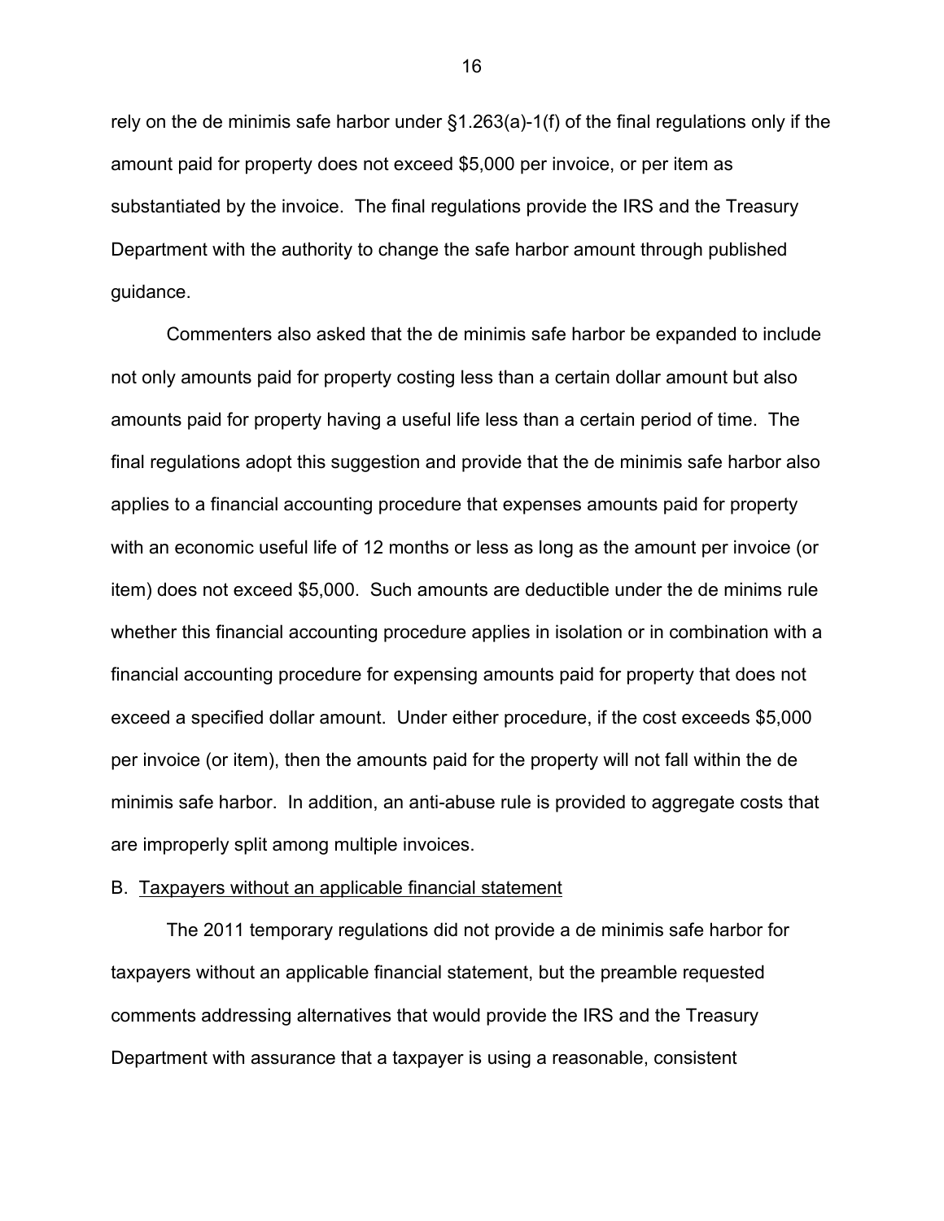rely on the de minimis safe harbor under §1.263(a)-1(f) of the final regulations only if the amount paid for property does not exceed $5,000 per invoice, or per item as substantiated by the invoice. The final regulations provide the IRS and the Treasury Department with the authority to change the safe harbor amount through published guidance.

Commenters also asked that the de minimis safe harbor be expanded to include not only amounts paid for property costing less than a certain dollar amount but also amounts paid for property having a useful life less than a certain period of time. The final regulations adopt this suggestion and provide that the de minimis safe harbor also applies to a financial accounting procedure that expenses amounts paid for property with an economic useful life of 12 months or less as long as the amount per invoice (or item) does not exceed $5,000. Such amounts are deductible under the de minims rule whether this financial accounting procedure applies in isolation or in combination with a financial accounting procedure for expensing amounts paid for property that does not exceed a specified dollar amount. Under either procedure, if the cost exceeds $5,000 per invoice (or item), then the amounts paid for the property will not fall within the de minimis safe harbor. In addition, an anti-abuse rule is provided to aggregate costs that are improperly split among multiple invoices.

B. Taxpayers without an applicable financial statement

The 2011 temporary regulations did not provide a de minimis safe harbor for taxpayers without an applicable financial statement, but the preamble requested comments addressing alternatives that would provide the IRS and the Treasury Department with assurance that a taxpayer is using a reasonable, consistent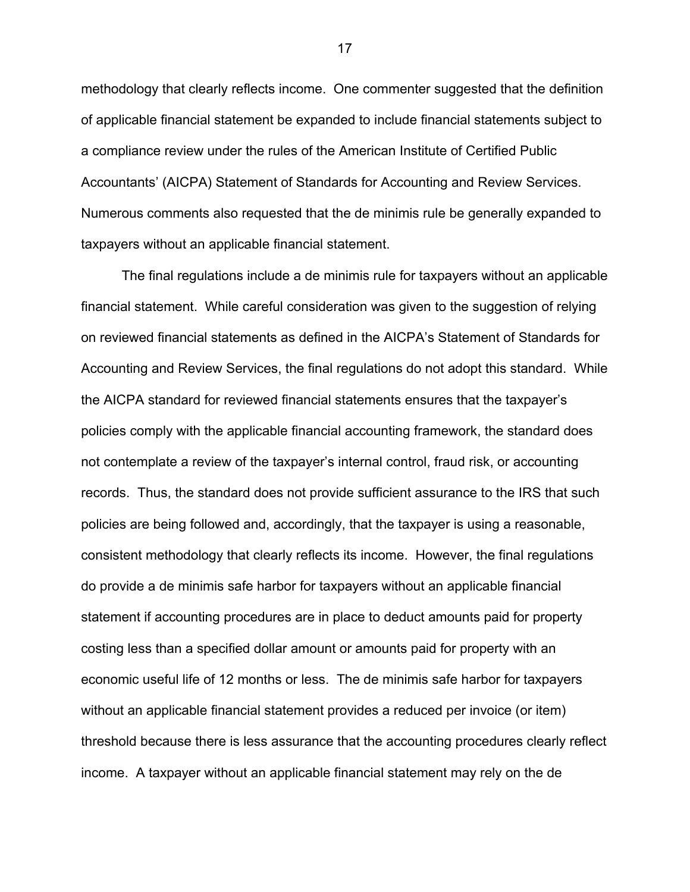methodology that clearly reflects income. One commenter suggested that the definition of applicable financial statement be expanded to include financial statements subject to a compliance review under the rules of the American Institute of Certified Public Accountants' (AICPA) Statement of Standards for Accounting and Review Services. Numerous comments also requested that the de minimis rule be generally expanded to taxpayers without an applicable financial statement.

The final regulations include a de minimis rule for taxpayers without an applicable financial statement. While careful consideration was given to the suggestion of relying on reviewed financial statements as defined in the AICPA's Statement of Standards for Accounting and Review Services, the final regulations do not adopt this standard. While the AICPA standard for reviewed financial statements ensures that the taxpayer's policies comply with the applicable financial accounting framework, the standard does not contemplate a review of the taxpayer's internal control, fraud risk, or accounting records. Thus, the standard does not provide sufficient assurance to the IRS that such policies are being followed and, accordingly, that the taxpayer is using a reasonable, consistent methodology that clearly reflects its income. However, the final regulations do provide a de minimis safe harbor for taxpayers without an applicable financial statement if accounting procedures are in place to deduct amounts paid for property costing less than a specified dollar amount or amounts paid for property with an economic useful life of 12 months or less. The de minimis safe harbor for taxpayers without an applicable financial statement provides a reduced per invoice (or item) threshold because there is less assurance that the accounting procedures clearly reflect income. A taxpayer without an applicable financial statement may rely on the de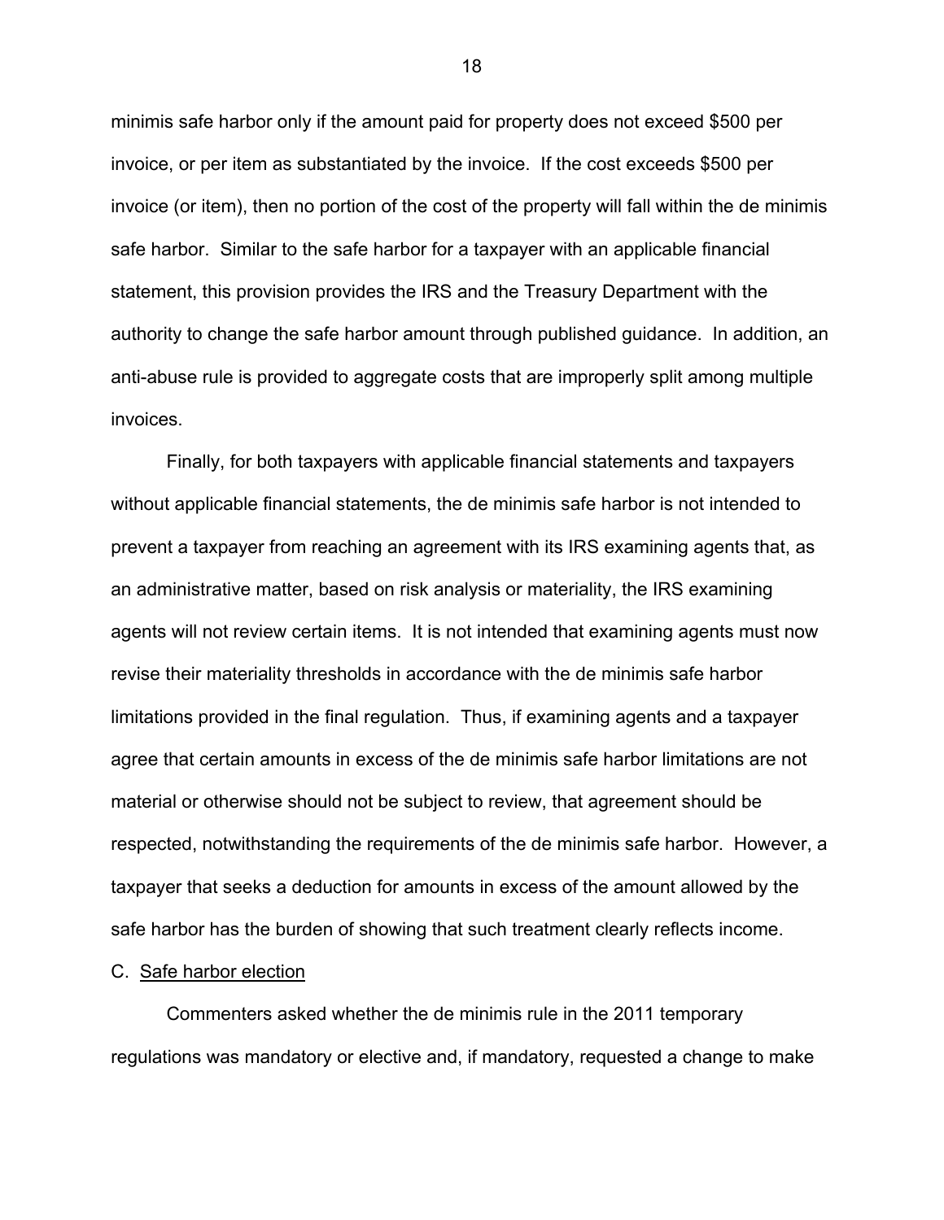minimis safe harbor only if the amount paid for property does not exceed $500 per invoice, or per item as substantiated by the invoice. If the cost exceeds $500 per invoice (or item), then no portion of the cost of the property will fall within the de minimis safe harbor. Similar to the safe harbor for a taxpayer with an applicable financial statement, this provision provides the IRS and the Treasury Department with the authority to change the safe harbor amount through published guidance. In addition, an anti-abuse rule is provided to aggregate costs that are improperly split among multiple invoices.

Finally, for both taxpayers with applicable financial statements and taxpayers without applicable financial statements, the de minimis safe harbor is not intended to prevent a taxpayer from reaching an agreement with its IRS examining agents that, as an administrative matter, based on risk analysis or materiality, the IRS examining agents will not review certain items. It is not intended that examining agents must now revise their materiality thresholds in accordance with the de minimis safe harbor limitations provided in the final regulation. Thus, if examining agents and a taxpayer agree that certain amounts in excess of the de minimis safe harbor limitations are not material or otherwise should not be subject to review, that agreement should be respected, notwithstanding the requirements of the de minimis safe harbor. However, a taxpayer that seeks a deduction for amounts in excess of the amount allowed by the safe harbor has the burden of showing that such treatment clearly reflects income.

C. Safe harbor election

Commenters asked whether the de minimis rule in the 2011 temporary regulations was mandatory or elective and, if mandatory, requested a change to make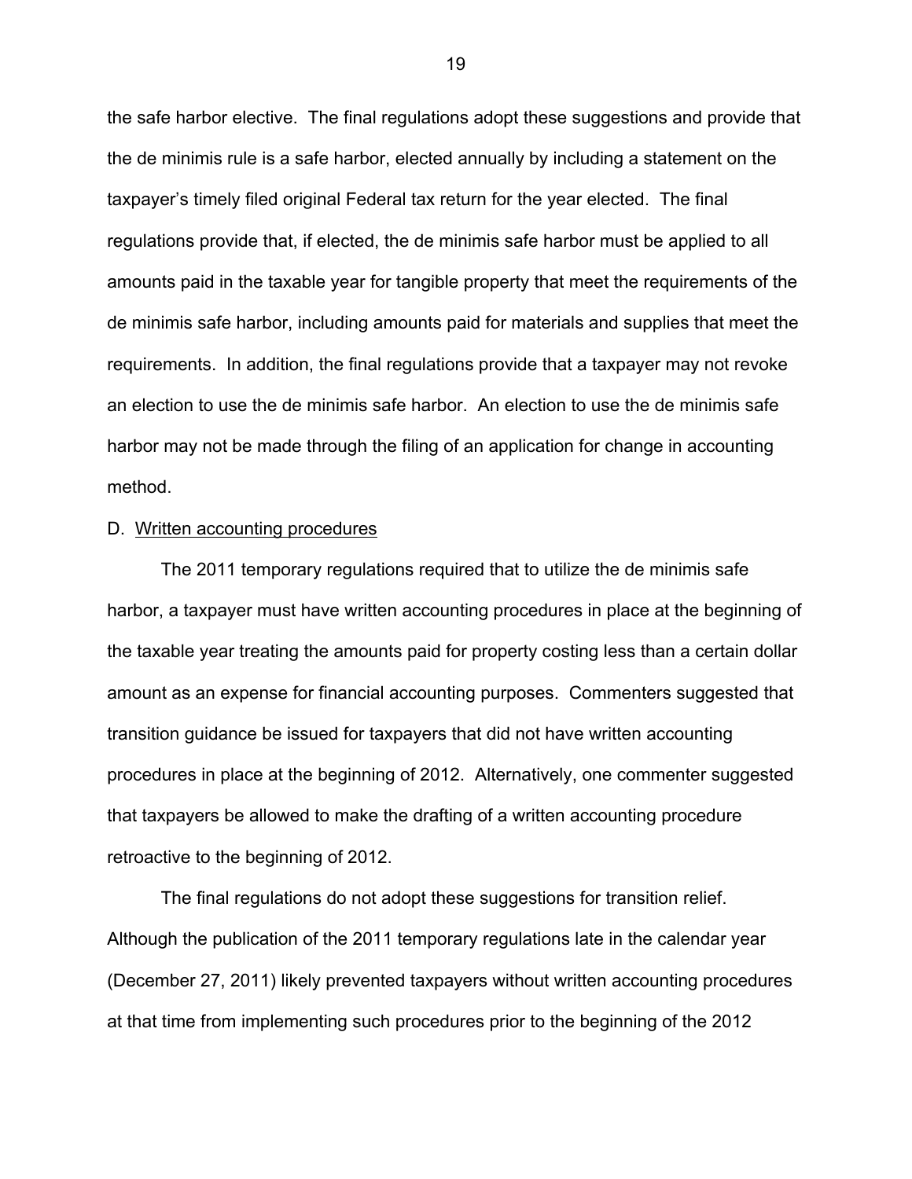the safe harbor elective. The final regulations adopt these suggestions and provide that the de minimis rule is a safe harbor, elected annually by including a statement on the taxpayer's timely filed original Federal tax return for the year elected. The final regulations provide that, if elected, the de minimis safe harbor must be applied to all amounts paid in the taxable year for tangible property that meet the requirements of the de minimis safe harbor, including amounts paid for materials and supplies that meet the requirements. In addition, the final regulations provide that a taxpayer may not revoke an election to use the de minimis safe harbor. An election to use the de minimis safe harbor may not be made through the filing of an application for change in accounting method.

D. Written accounting procedures

The 2011 temporary regulations required that to utilize the de minimis safe harbor, a taxpayer must have written accounting procedures in place at the beginning of the taxable year treating the amounts paid for property costing less than a certain dollar amount as an expense for financial accounting purposes. Commenters suggested that transition guidance be issued for taxpayers that did not have written accounting procedures in place at the beginning of 2012. Alternatively, one commenter suggested that taxpayers be allowed to make the drafting of a written accounting procedure retroactive to the beginning of 2012.

The final regulations do not adopt these suggestions for transition relief. Although the publication of the 2011 temporary regulations late in the calendar year (December 27, 2011) likely prevented taxpayers without written accounting procedures at that time from implementing such procedures prior to the beginning of the 2012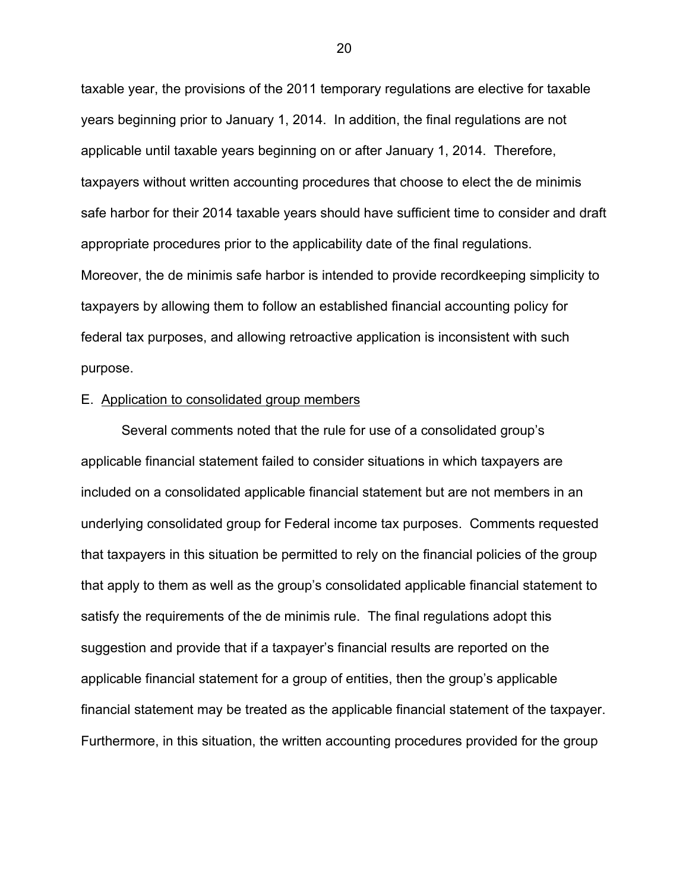taxable year, the provisions of the 2011 temporary regulations are elective for taxable years beginning prior to January 1, 2014. In addition, the final regulations are not applicable until taxable years beginning on or after January 1, 2014. Therefore, taxpayers without written accounting procedures that choose to elect the de minimis safe harbor for their 2014 taxable years should have sufficient time to consider and draft appropriate procedures prior to the applicability date of the final regulations. Moreover, the de minimis safe harbor is intended to provide recordkeeping simplicity to taxpayers by allowing them to follow an established financial accounting policy for federal tax purposes, and allowing retroactive application is inconsistent with such purpose.

E. Application to consolidated group members

Several comments noted that the rule for use of a consolidated group's applicable financial statement failed to consider situations in which taxpayers are included on a consolidated applicable financial statement but are not members in an underlying consolidated group for Federal income tax purposes. Comments requested that taxpayers in this situation be permitted to rely on the financial policies of the group that apply to them as well as the group's consolidated applicable financial statement to satisfy the requirements of the de minimis rule. The final regulations adopt this suggestion and provide that if a taxpayer's financial results are reported on the applicable financial statement for a group of entities, then the group's applicable financial statement may be treated as the applicable financial statement of the taxpayer. Furthermore, in this situation, the written accounting procedures provided for the group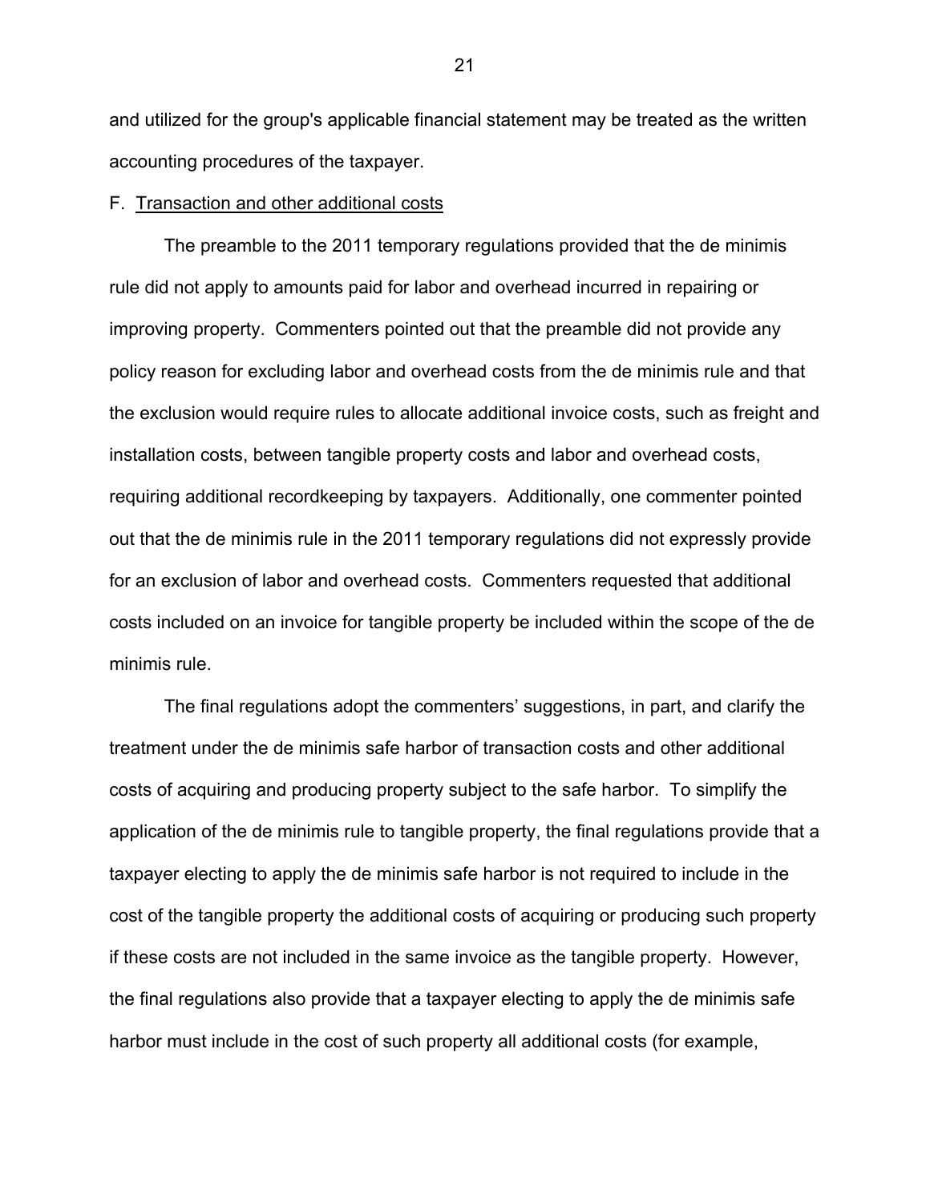and utilized for the group's applicable financial statement may be treated as the written accounting procedures of the taxpayer.

F. Transaction and other additional costs

The preamble to the 2011 temporary regulations provided that the de minimis rule did not apply to amounts paid for labor and overhead incurred in repairing or improving property. Commenters pointed out that the preamble did not provide any policy reason for excluding labor and overhead costs from the de minimis rule and that the exclusion would require rules to allocate additional invoice costs, such as freight and installation costs, between tangible property costs and labor and overhead costs, requiring additional recordkeeping by taxpayers. Additionally, one commenter pointed out that the de minimis rule in the 2011 temporary regulations did not expressly provide for an exclusion of labor and overhead costs. Commenters requested that additional costs included on an invoice for tangible property be included within the scope of the de minimis rule.

The final regulations adopt the commenters' suggestions, in part, and clarify the treatment under the de minimis safe harbor of transaction costs and other additional costs of acquiring and producing property subject to the safe harbor. To simplify the application of the de minimis rule to tangible property, the final regulations provide that a taxpayer electing to apply the de minimis safe harbor is not required to include in the cost of the tangible property the additional costs of acquiring or producing such property if these costs are not included in the same invoice as the tangible property. However, the final regulations also provide that a taxpayer electing to apply the de minimis safe harbor must include in the cost of such property all additional costs (for example,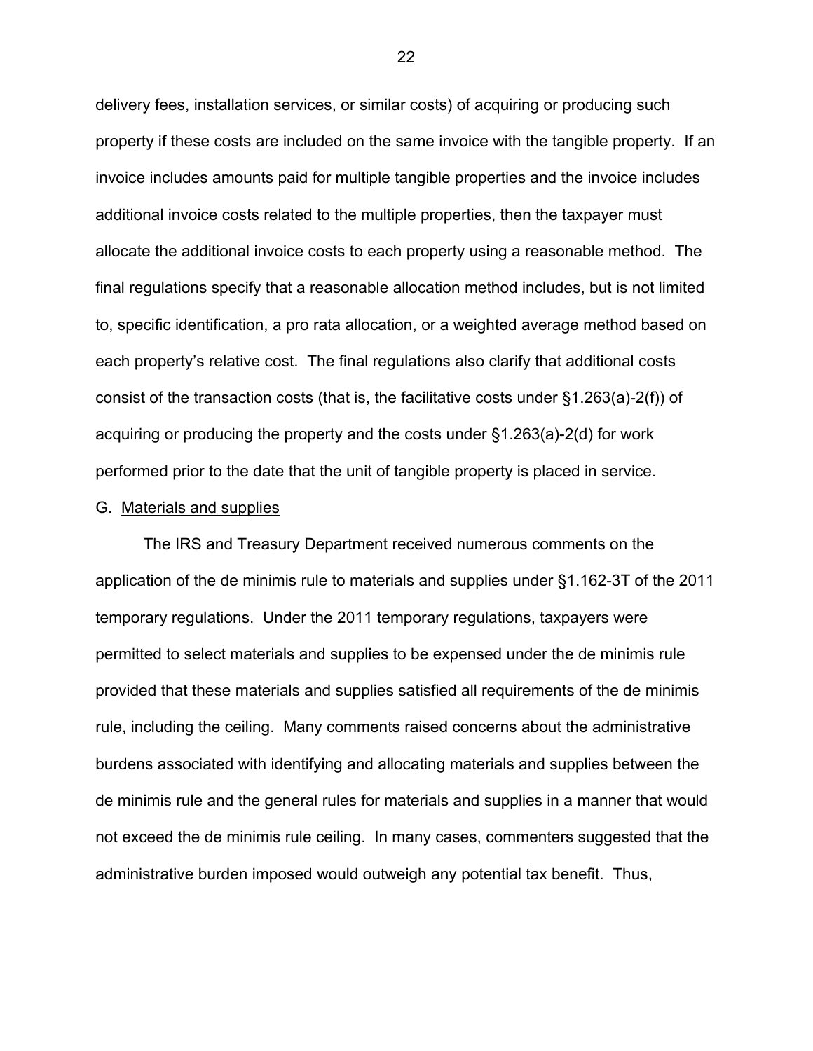delivery fees, installation services, or similar costs) of acquiring or producing such property if these costs are included on the same invoice with the tangible property. If an invoice includes amounts paid for multiple tangible properties and the invoice includes additional invoice costs related to the multiple properties, then the taxpayer must allocate the additional invoice costs to each property using a reasonable method. The final regulations specify that a reasonable allocation method includes, but is not limited to, specific identification, a pro rata allocation, or a weighted average method based on each property's relative cost. The final regulations also clarify that additional costs consist of the transaction costs (that is, the facilitative costs under §1.263(a)-2(f)) of acquiring or producing the property and the costs under §1.263(a)-2(d) for work performed prior to the date that the unit of tangible property is placed in service.

G. Materials and supplies

The IRS and Treasury Department received numerous comments on the application of the de minimis rule to materials and supplies under §1.162-3T of the 2011 temporary regulations. Under the 2011 temporary regulations, taxpayers were permitted to select materials and supplies to be expensed under the de minimis rule provided that these materials and supplies satisfied all requirements of the de minimis rule, including the ceiling. Many comments raised concerns about the administrative burdens associated with identifying and allocating materials and supplies between the de minimis rule and the general rules for materials and supplies in a manner that would not exceed the de minimis rule ceiling. In many cases, commenters suggested that the administrative burden imposed would outweigh any potential tax benefit. Thus,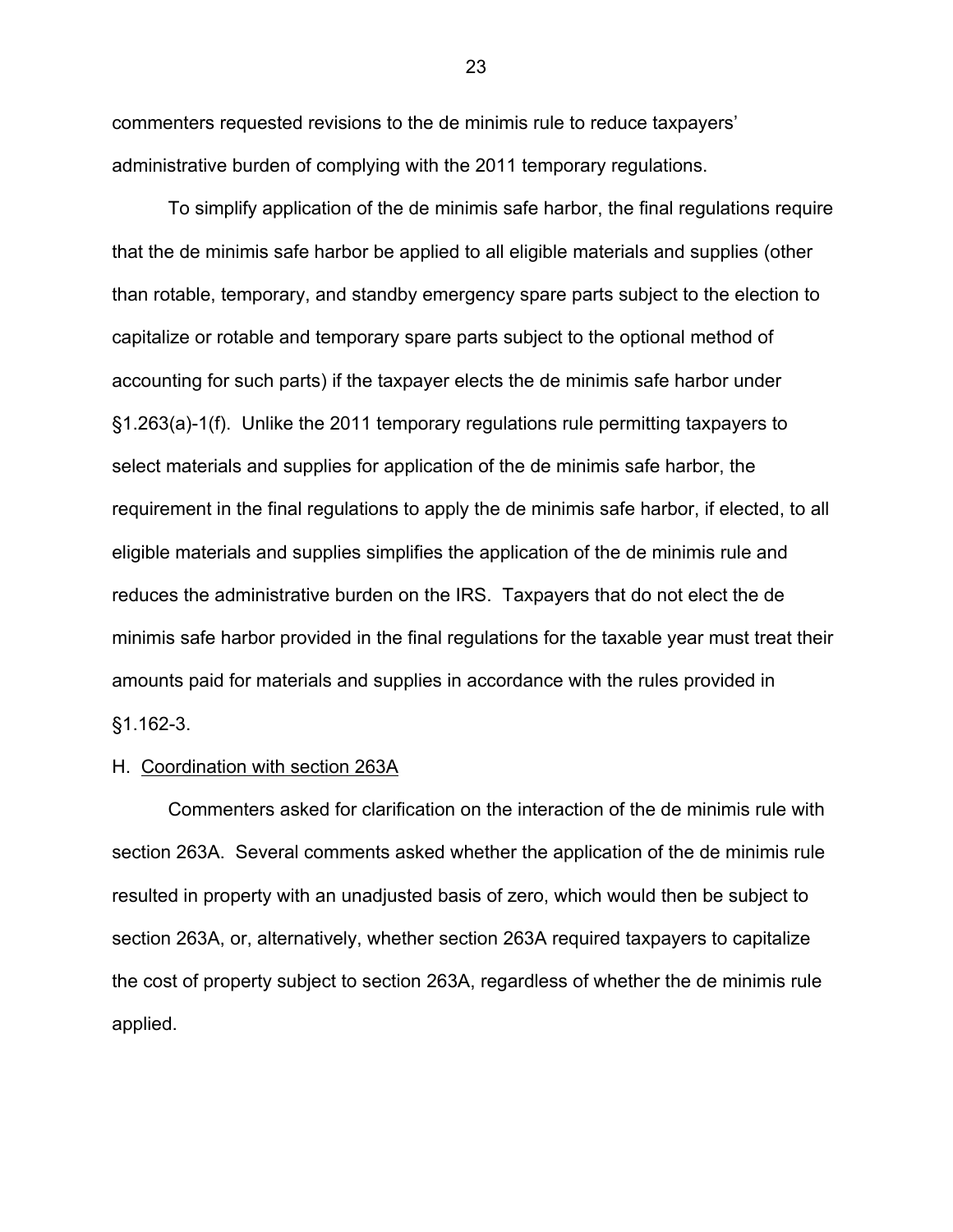commenters requested revisions to the de minimis rule to reduce taxpayers' administrative burden of complying with the 2011 temporary regulations.

To simplify application of the de minimis safe harbor, the final regulations require that the de minimis safe harbor be applied to all eligible materials and supplies (other than rotable, temporary, and standby emergency spare parts subject to the election to capitalize or rotable and temporary spare parts subject to the optional method of accounting for such parts) if the taxpayer elects the de minimis safe harbor under §1.263(a)-1(f). Unlike the 2011 temporary regulations rule permitting taxpayers to select materials and supplies for application of the de minimis safe harbor, the requirement in the final regulations to apply the de minimis safe harbor, if elected, to all eligible materials and supplies simplifies the application of the de minimis rule and reduces the administrative burden on the IRS. Taxpayers that do not elect the de minimis safe harbor provided in the final regulations for the taxable year must treat their amounts paid for materials and supplies in accordance with the rules provided in §1.162-3.

H. Coordination with section 263A

Commenters asked for clarification on the interaction of the de minimis rule with section 263A. Several comments asked whether the application of the de minimis rule resulted in property with an unadjusted basis of zero, which would then be subject to section 263A, or, alternatively, whether section 263A required taxpayers to capitalize the cost of property subject to section 263A, regardless of whether the de minimis rule applied.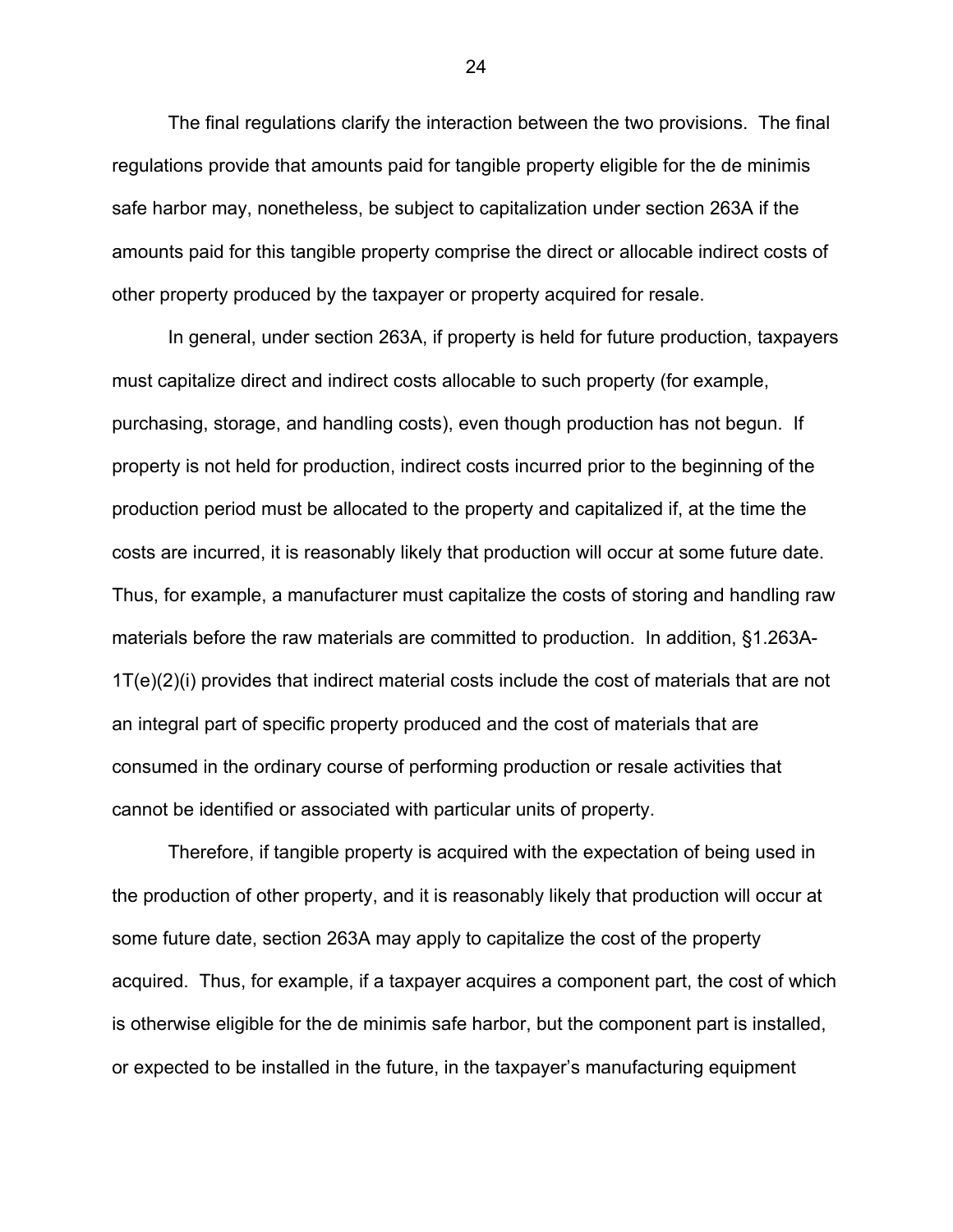The final regulations clarify the interaction between the two provisions. The final regulations provide that amounts paid for tangible property eligible for the de minimis safe harbor may, nonetheless, be subject to capitalization under section 263A if the amounts paid for this tangible property comprise the direct or allocable indirect costs of other property produced by the taxpayer or property acquired for resale.

In general, under section 263A, if property is held for future production, taxpayers must capitalize direct and indirect costs allocable to such property (for example, purchasing, storage, and handling costs), even though production has not begun. If property is not held for production, indirect costs incurred prior to the beginning of the production period must be allocated to the property and capitalized if, at the time the costs are incurred, it is reasonably likely that production will occur at some future date. Thus, for example, a manufacturer must capitalize the costs of storing and handling raw materials before the raw materials are committed to production. In addition, §1.263A-1T(e)(2)(i) provides that indirect material costs include the cost of materials that are not an integral part of specific property produced and the cost of materials that are consumed in the ordinary course of performing production or resale activities that cannot be identified or associated with particular units of property.

Therefore, if tangible property is acquired with the expectation of being used in the production of other property, and it is reasonably likely that production will occur at some future date, section 263A may apply to capitalize the cost of the property acquired. Thus, for example, if a taxpayer acquires a component part, the cost of which is otherwise eligible for the de minimis safe harbor, but the component part is installed, or expected to be installed in the future, in the taxpayer's manufacturing equipment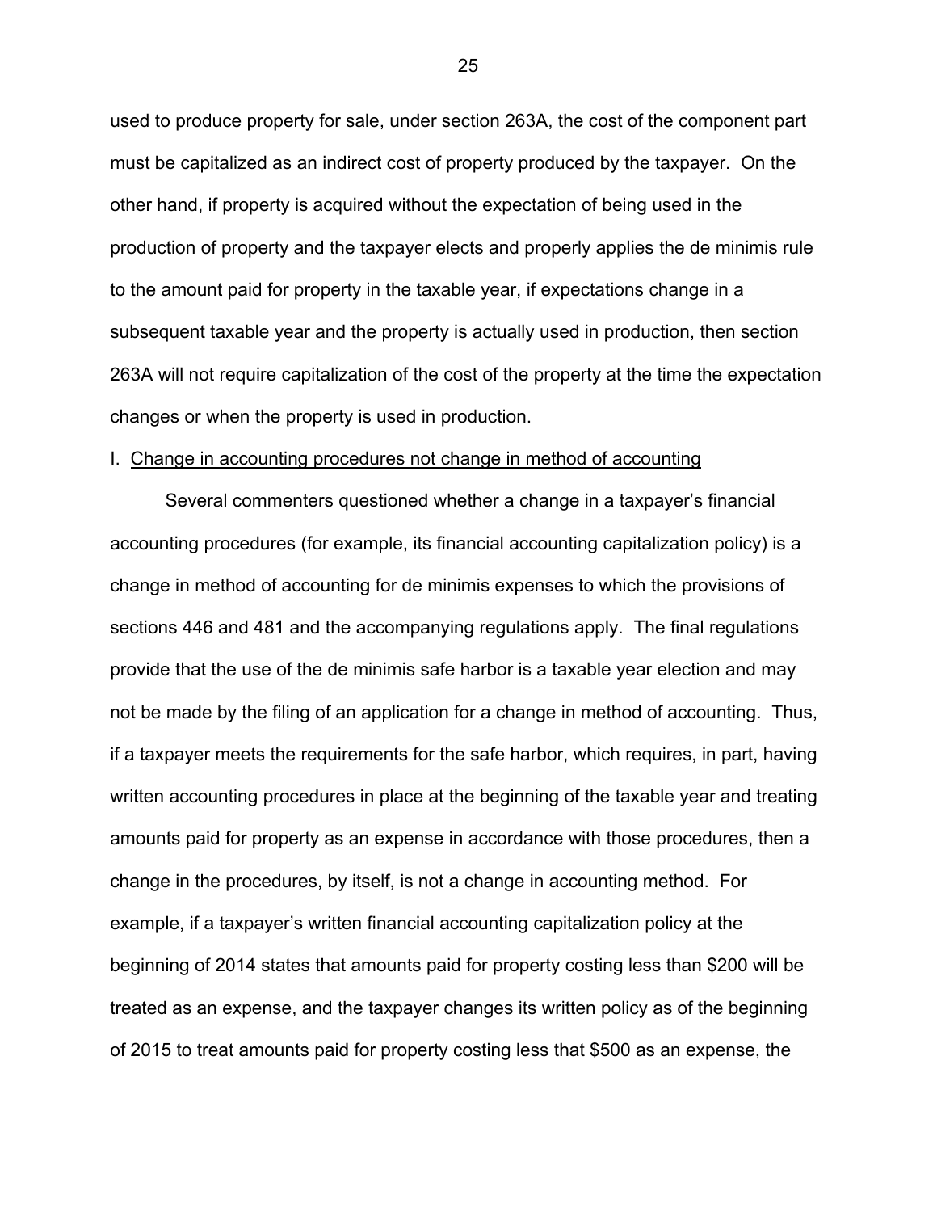used to produce property for sale, under section 263A, the cost of the component part must be capitalized as an indirect cost of property produced by the taxpayer. On the other hand, if property is acquired without the expectation of being used in the production of property and the taxpayer elects and properly applies the de minimis rule to the amount paid for property in the taxable year, if expectations change in a subsequent taxable year and the property is actually used in production, then section 263A will not require capitalization of the cost of the property at the time the expectation changes or when the property is used in production.

I. <u>Change in accounting procedures not change in method of accounting</u>

Several commenters questioned whether a change in a taxpayer's financial accounting procedures (for example, its financial accounting capitalization policy) is a change in method of accounting for de minimis expenses to which the provisions of sections 446 and 481 and the accompanying regulations apply. The final regulations provide that the use of the de minimis safe harbor is a taxable year election and may not be made by the filing of an application for a change in method of accounting. Thus, if a taxpayer meets the requirements for the safe harbor, which requires, in part, having written accounting procedures in place at the beginning of the taxable year and treating amounts paid for property as an expense in accordance with those procedures, then a change in the procedures, by itself, is not a change in accounting method. For example, if a taxpayer's written financial accounting capitalization policy at the beginning of 2014 states that amounts paid for property costing less than $200 will be treated as an expense, and the taxpayer changes its written policy as of the beginning of 2015 to treat amounts paid for property costing less that $500 as an expense, the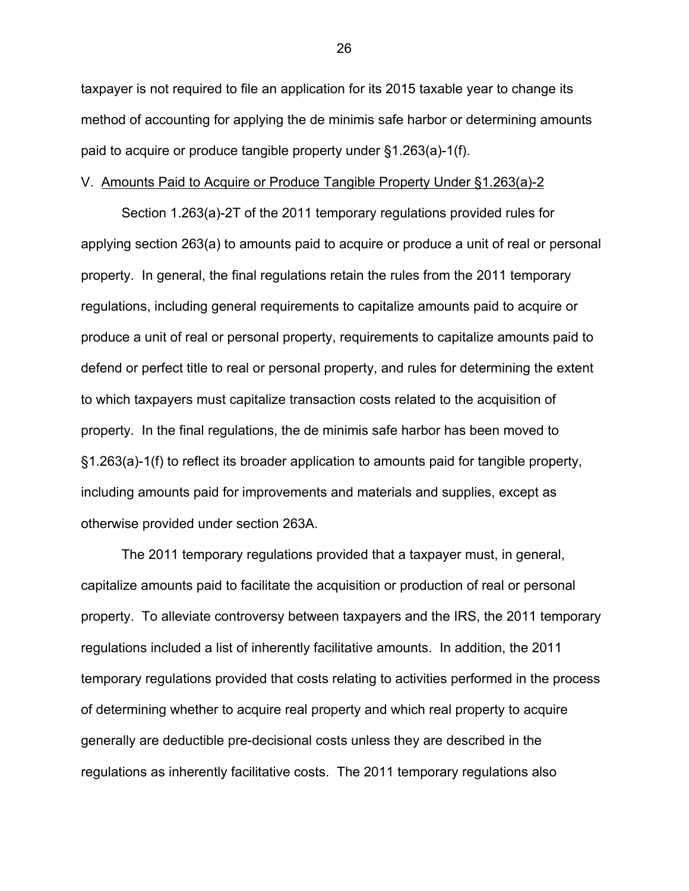taxpayer is not required to file an application for its 2015 taxable year to change its method of accounting for applying the de minimis safe harbor or determining amounts paid to acquire or produce tangible property under §1.263(a)-1(f).

## V. Amounts Paid to Acquire or Produce Tangible Property Under §1.263(a)-2

Section 1.263(a)-2T of the 2011 temporary regulations provided rules for applying section 263(a) to amounts paid to acquire or produce a unit of real or personal property. In general, the final regulations retain the rules from the 2011 temporary regulations, including general requirements to capitalize amounts paid to acquire or produce a unit of real or personal property, requirements to capitalize amounts paid to defend or perfect title to real or personal property, and rules for determining the extent to which taxpayers must capitalize transaction costs related to the acquisition of property. In the final regulations, the de minimis safe harbor has been moved to §1.263(a)-1(f) to reflect its broader application to amounts paid for tangible property, including amounts paid for improvements and materials and supplies, except as otherwise provided under section 263A.

The 2011 temporary regulations provided that a taxpayer must, in general, capitalize amounts paid to facilitate the acquisition or production of real or personal property. To alleviate controversy between taxpayers and the IRS, the 2011 temporary regulations included a list of inherently facilitative amounts. In addition, the 2011 temporary regulations provided that costs relating to activities performed in the process of determining whether to acquire real property and which real property to acquire generally are deductible pre-decisional costs unless they are described in the regulations as inherently facilitative costs. The 2011 temporary regulations also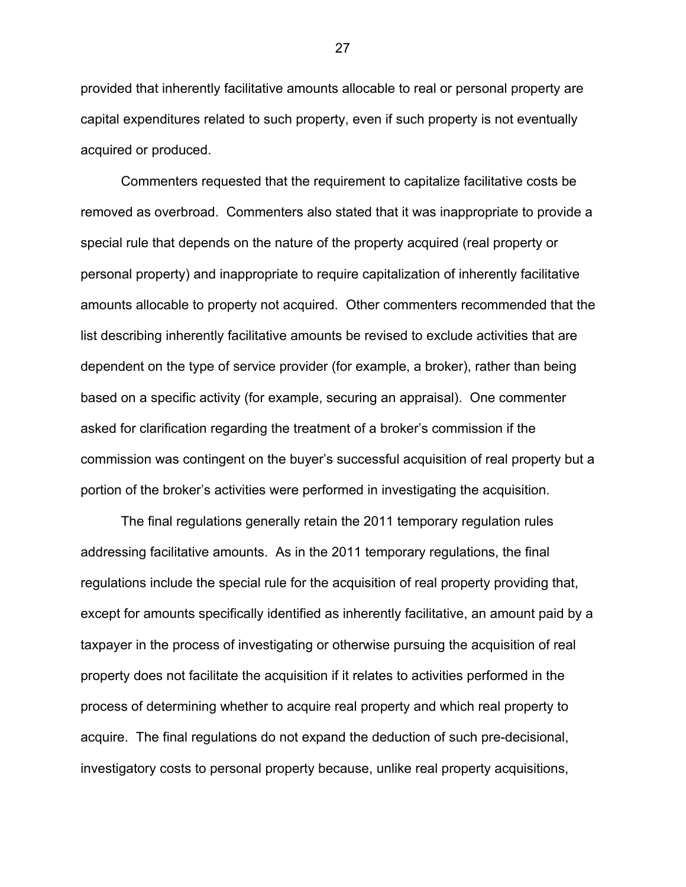provided that inherently facilitative amounts allocable to real or personal property are capital expenditures related to such property, even if such property is not eventually acquired or produced.

Commenters requested that the requirement to capitalize facilitative costs be removed as overbroad. Commenters also stated that it was inappropriate to provide a special rule that depends on the nature of the property acquired (real property or personal property) and inappropriate to require capitalization of inherently facilitative amounts allocable to property not acquired. Other commenters recommended that the list describing inherently facilitative amounts be revised to exclude activities that are dependent on the type of service provider (for example, a broker), rather than being based on a specific activity (for example, securing an appraisal). One commenter asked for clarification regarding the treatment of a broker's commission if the commission was contingent on the buyer's successful acquisition of real property but a portion of the broker's activities were performed in investigating the acquisition.

The final regulations generally retain the 2011 temporary regulation rules addressing facilitative amounts. As in the 2011 temporary regulations, the final regulations include the special rule for the acquisition of real property providing that, except for amounts specifically identified as inherently facilitative, an amount paid by a taxpayer in the process of investigating or otherwise pursuing the acquisition of real property does not facilitate the acquisition if it relates to activities performed in the process of determining whether to acquire real property and which real property to acquire. The final regulations do not expand the deduction of such pre-decisional, investigatory costs to personal property because, unlike real property acquisitions,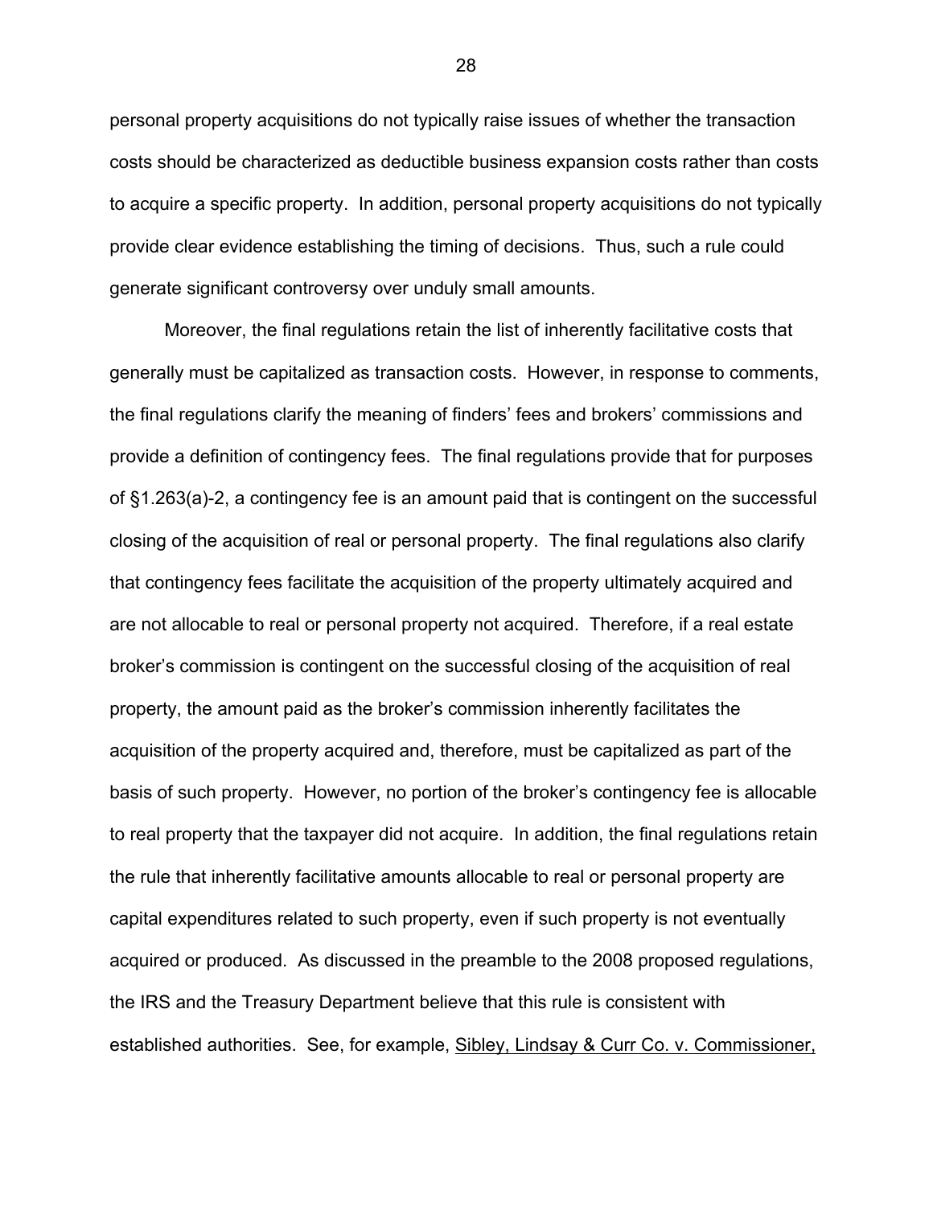personal property acquisitions do not typically raise issues of whether the transaction costs should be characterized as deductible business expansion costs rather than costs to acquire a specific property. In addition, personal property acquisitions do not typically provide clear evidence establishing the timing of decisions. Thus, such a rule could generate significant controversy over unduly small amounts.

Moreover, the final regulations retain the list of inherently facilitative costs that generally must be capitalized as transaction costs. However, in response to comments, the final regulations clarify the meaning of finders' fees and brokers' commissions and provide a definition of contingency fees. The final regulations provide that for purposes of §1.263(a)-2, a contingency fee is an amount paid that is contingent on the successful closing of the acquisition of real or personal property. The final regulations also clarify that contingency fees facilitate the acquisition of the property ultimately acquired and are not allocable to real or personal property not acquired. Therefore, if a real estate broker's commission is contingent on the successful closing of the acquisition of real property, the amount paid as the broker's commission inherently facilitates the acquisition of the property acquired and, therefore, must be capitalized as part of the basis of such property. However, no portion of the broker's contingency fee is allocable to real property that the taxpayer did not acquire. In addition, the final regulations retain the rule that inherently facilitative amounts allocable to real or personal property are capital expenditures related to such property, even if such property is not eventually acquired or produced. As discussed in the preamble to the 2008 proposed regulations, the IRS and the Treasury Department believe that this rule is consistent with established authorities. See, for example, <u>Sibley, Lindsay & Curr Co. v. Commissioner,</u>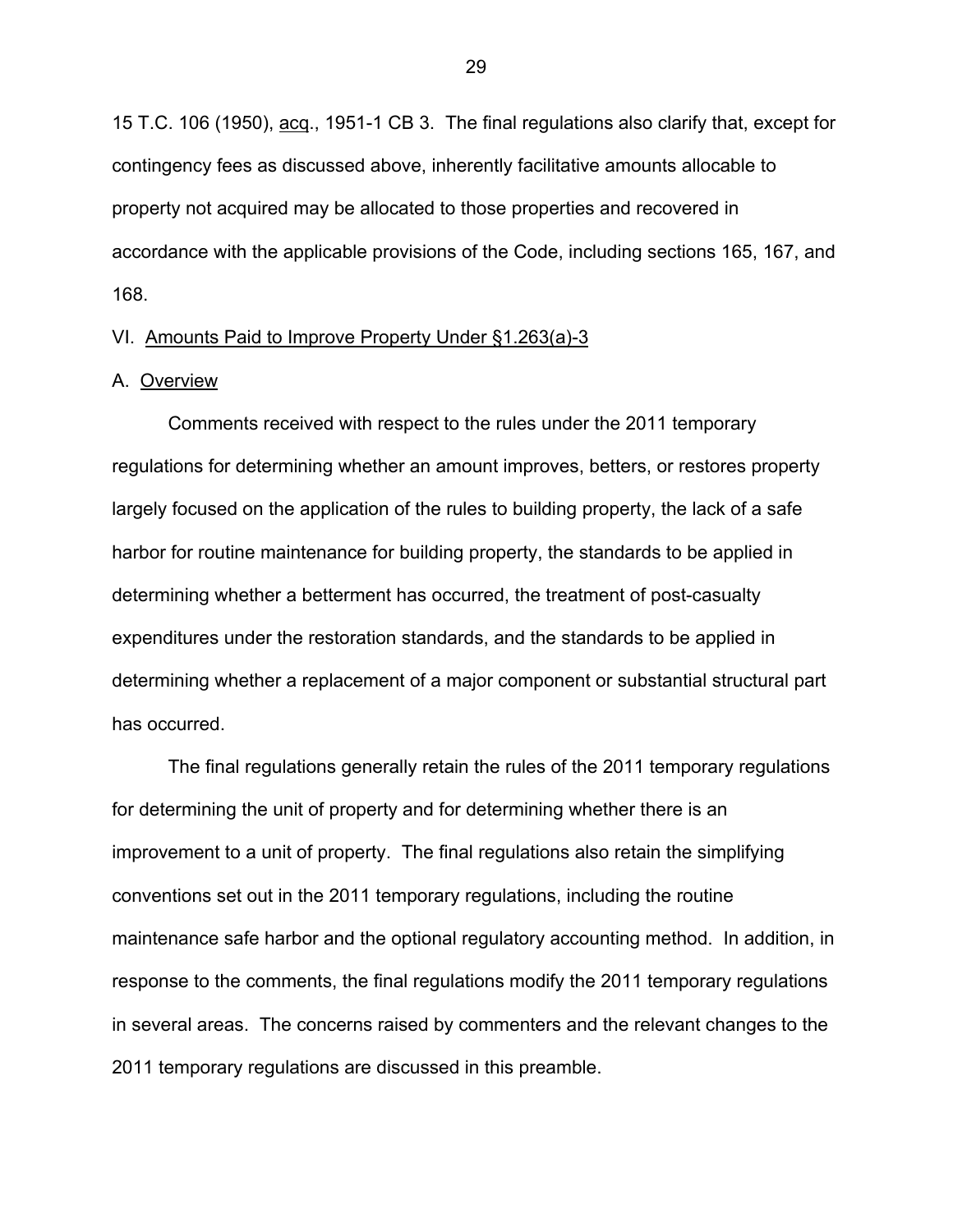15 T.C. 106 (1950), acq., 1951-1 CB 3. The final regulations also clarify that, except for contingency fees as discussed above, inherently facilitative amounts allocable to property not acquired may be allocated to those properties and recovered in accordance with the applicable provisions of the Code, including sections 165, 167, and 168.

## VI. Amounts Paid to Improve Property Under §1.263(a)-3

### A. Overview

Comments received with respect to the rules under the 2011 temporary regulations for determining whether an amount improves, betters, or restores property largely focused on the application of the rules to building property, the lack of a safe harbor for routine maintenance for building property, the standards to be applied in determining whether a betterment has occurred, the treatment of post-casualty expenditures under the restoration standards, and the standards to be applied in determining whether a replacement of a major component or substantial structural part has occurred.

The final regulations generally retain the rules of the 2011 temporary regulations for determining the unit of property and for determining whether there is an improvement to a unit of property. The final regulations also retain the simplifying conventions set out in the 2011 temporary regulations, including the routine maintenance safe harbor and the optional regulatory accounting method. In addition, in response to the comments, the final regulations modify the 2011 temporary regulations in several areas. The concerns raised by commenters and the relevant changes to the 2011 temporary regulations are discussed in this preamble.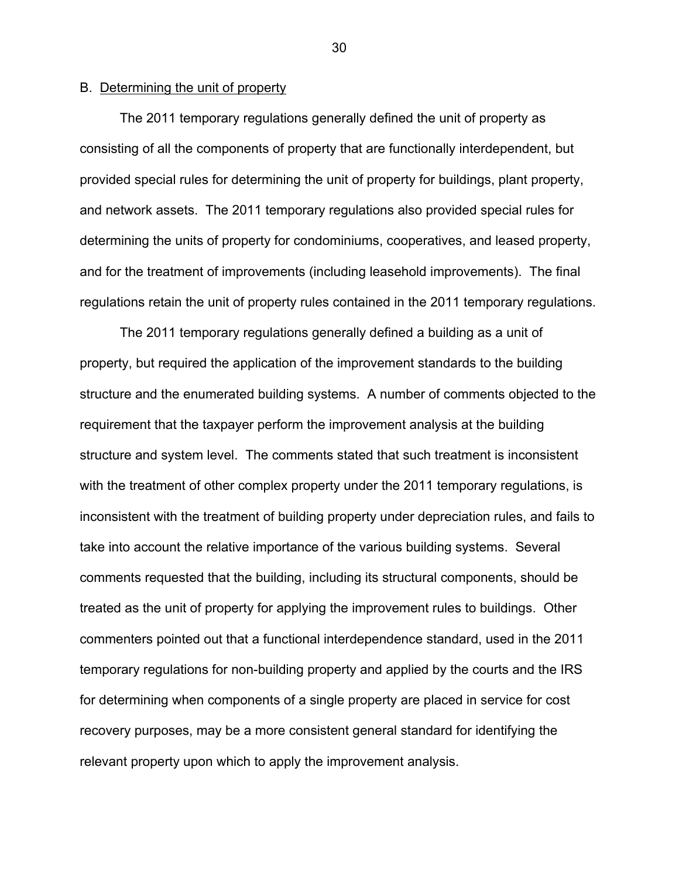### B. Determining the unit of property

The 2011 temporary regulations generally defined the unit of property as consisting of all the components of property that are functionally interdependent, but provided special rules for determining the unit of property for buildings, plant property, and network assets. The 2011 temporary regulations also provided special rules for determining the units of property for condominiums, cooperatives, and leased property, and for the treatment of improvements (including leasehold improvements). The final regulations retain the unit of property rules contained in the 2011 temporary regulations.

The 2011 temporary regulations generally defined a building as a unit of property, but required the application of the improvement standards to the building structure and the enumerated building systems. A number of comments objected to the requirement that the taxpayer perform the improvement analysis at the building structure and system level. The comments stated that such treatment is inconsistent with the treatment of other complex property under the 2011 temporary regulations, is inconsistent with the treatment of building property under depreciation rules, and fails to take into account the relative importance of the various building systems. Several comments requested that the building, including its structural components, should be treated as the unit of property for applying the improvement rules to buildings. Other commenters pointed out that a functional interdependence standard, used in the 2011 temporary regulations for non-building property and applied by the courts and the IRS for determining when components of a single property are placed in service for cost recovery purposes, may be a more consistent general standard for identifying the relevant property upon which to apply the improvement analysis.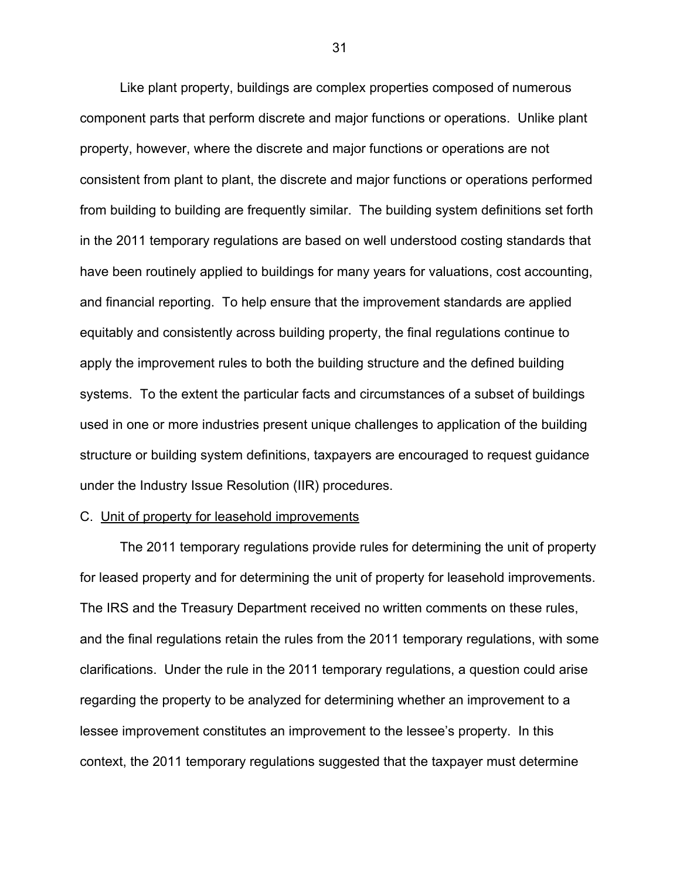Like plant property, buildings are complex properties composed of numerous component parts that perform discrete and major functions or operations. Unlike plant property, however, where the discrete and major functions or operations are not consistent from plant to plant, the discrete and major functions or operations performed from building to building are frequently similar. The building system definitions set forth in the 2011 temporary regulations are based on well understood costing standards that have been routinely applied to buildings for many years for valuations, cost accounting, and financial reporting. To help ensure that the improvement standards are applied equitably and consistently across building property, the final regulations continue to apply the improvement rules to both the building structure and the defined building systems. To the extent the particular facts and circumstances of a subset of buildings used in one or more industries present unique challenges to application of the building structure or building system definitions, taxpayers are encouraged to request guidance under the Industry Issue Resolution (IIR) procedures.

C. Unit of property for leasehold improvements

The 2011 temporary regulations provide rules for determining the unit of property for leased property and for determining the unit of property for leasehold improvements. The IRS and the Treasury Department received no written comments on these rules, and the final regulations retain the rules from the 2011 temporary regulations, with some clarifications. Under the rule in the 2011 temporary regulations, a question could arise regarding the property to be analyzed for determining whether an improvement to a lessee improvement constitutes an improvement to the lessee's property. In this context, the 2011 temporary regulations suggested that the taxpayer must determine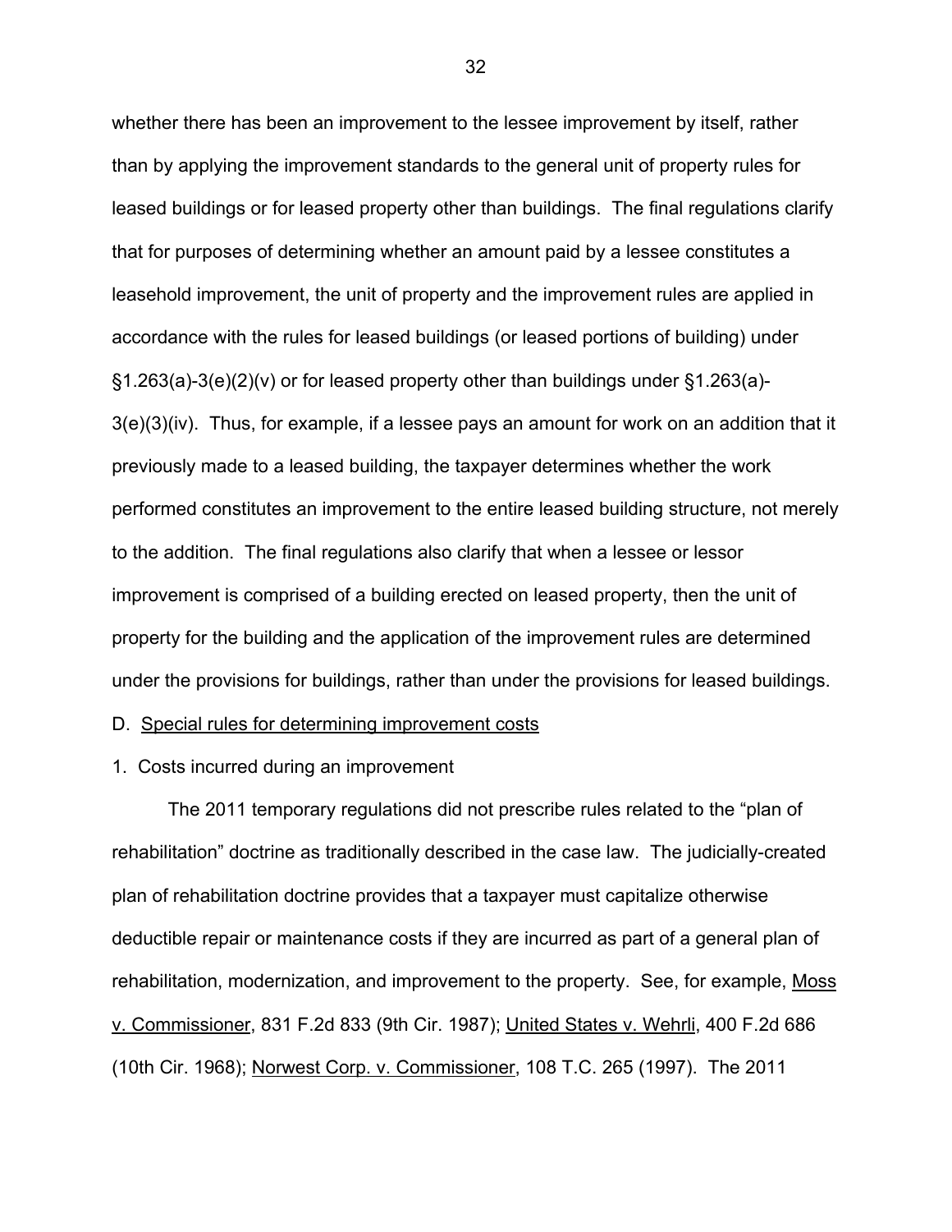whether there has been an improvement to the lessee improvement by itself, rather than by applying the improvement standards to the general unit of property rules for leased buildings or for leased property other than buildings. The final regulations clarify that for purposes of determining whether an amount paid by a lessee constitutes a leasehold improvement, the unit of property and the improvement rules are applied in accordance with the rules for leased buildings (or leased portions of building) under §1.263(a)-3(e)(2)(v) or for leased property other than buildings under §1.263(a)-3(e)(3)(iv). Thus, for example, if a lessee pays an amount for work on an addition that it previously made to a leased building, the taxpayer determines whether the work performed constitutes an improvement to the entire leased building structure, not merely to the addition. The final regulations also clarify that when a lessee or lessor improvement is comprised of a building erected on leased property, then the unit of property for the building and the application of the improvement rules are determined under the provisions for buildings, rather than under the provisions for leased buildings.

D. Special rules for determining improvement costs

1. Costs incurred during an improvement

The 2011 temporary regulations did not prescribe rules related to the "plan of rehabilitation" doctrine as traditionally described in the case law. The judicially-created plan of rehabilitation doctrine provides that a taxpayer must capitalize otherwise deductible repair or maintenance costs if they are incurred as part of a general plan of rehabilitation, modernization, and improvement to the property. See, for example, Moss v. Commissioner, 831 F.2d 833 (9th Cir. 1987); United States v. Wehrli, 400 F.2d 686 (10th Cir. 1968); Norwest Corp. v. Commissioner, 108 T.C. 265 (1997). The 2011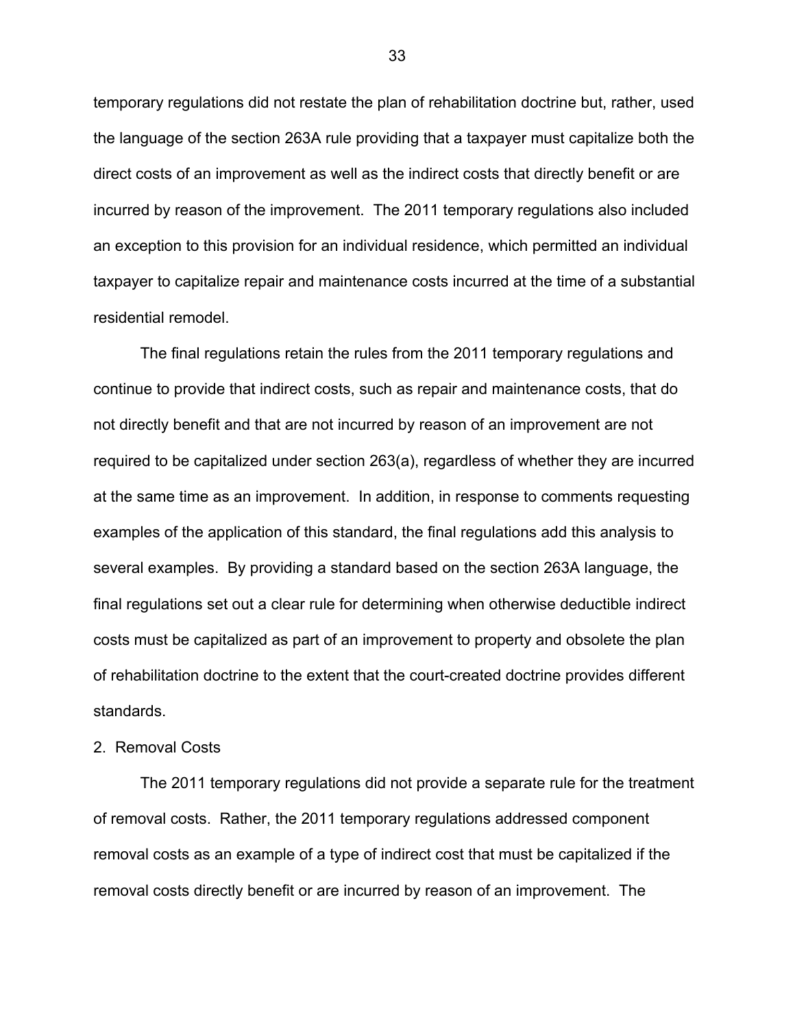temporary regulations did not restate the plan of rehabilitation doctrine but, rather, used the language of the section 263A rule providing that a taxpayer must capitalize both the direct costs of an improvement as well as the indirect costs that directly benefit or are incurred by reason of the improvement. The 2011 temporary regulations also included an exception to this provision for an individual residence, which permitted an individual taxpayer to capitalize repair and maintenance costs incurred at the time of a substantial residential remodel.

The final regulations retain the rules from the 2011 temporary regulations and continue to provide that indirect costs, such as repair and maintenance costs, that do not directly benefit and that are not incurred by reason of an improvement are not required to be capitalized under section 263(a), regardless of whether they are incurred at the same time as an improvement. In addition, in response to comments requesting examples of the application of this standard, the final regulations add this analysis to several examples. By providing a standard based on the section 263A language, the final regulations set out a clear rule for determining when otherwise deductible indirect costs must be capitalized as part of an improvement to property and obsolete the plan of rehabilitation doctrine to the extent that the court-created doctrine provides different standards.

2. Removal Costs

The 2011 temporary regulations did not provide a separate rule for the treatment of removal costs. Rather, the 2011 temporary regulations addressed component removal costs as an example of a type of indirect cost that must be capitalized if the removal costs directly benefit or are incurred by reason of an improvement. The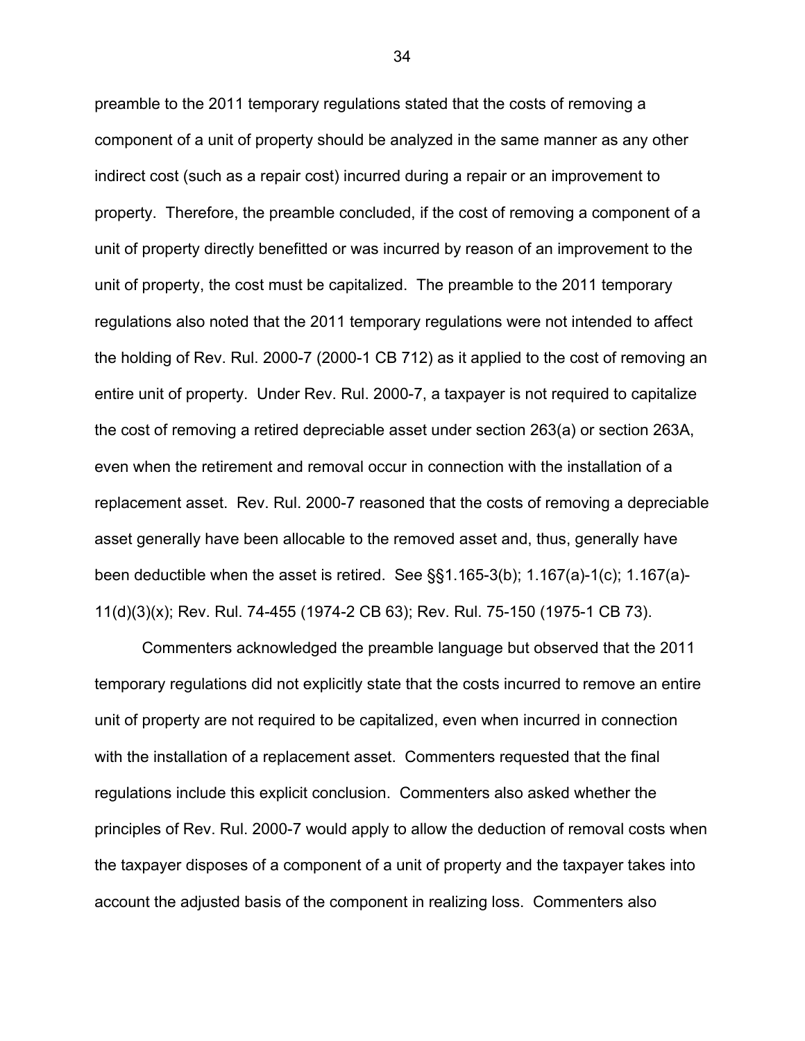preamble to the 2011 temporary regulations stated that the costs of removing a component of a unit of property should be analyzed in the same manner as any other indirect cost (such as a repair cost) incurred during a repair or an improvement to property. Therefore, the preamble concluded, if the cost of removing a component of a unit of property directly benefitted or was incurred by reason of an improvement to the unit of property, the cost must be capitalized. The preamble to the 2011 temporary regulations also noted that the 2011 temporary regulations were not intended to affect the holding of Rev. Rul. 2000-7 (2000-1 CB 712) as it applied to the cost of removing an entire unit of property. Under Rev. Rul. 2000-7, a taxpayer is not required to capitalize the cost of removing a retired depreciable asset under section 263(a) or section 263A, even when the retirement and removal occur in connection with the installation of a replacement asset. Rev. Rul. 2000-7 reasoned that the costs of removing a depreciable asset generally have been allocable to the removed asset and, thus, generally have been deductible when the asset is retired. See §§1.165-3(b); 1.167(a)-1(c); 1.167(a)-11(d)(3)(x); Rev. Rul. 74-455 (1974-2 CB 63); Rev. Rul. 75-150 (1975-1 CB 73).

Commenters acknowledged the preamble language but observed that the 2011 temporary regulations did not explicitly state that the costs incurred to remove an entire unit of property are not required to be capitalized, even when incurred in connection with the installation of a replacement asset. Commenters requested that the final regulations include this explicit conclusion. Commenters also asked whether the principles of Rev. Rul. 2000-7 would apply to allow the deduction of removal costs when the taxpayer disposes of a component of a unit of property and the taxpayer takes into account the adjusted basis of the component in realizing loss. Commenters also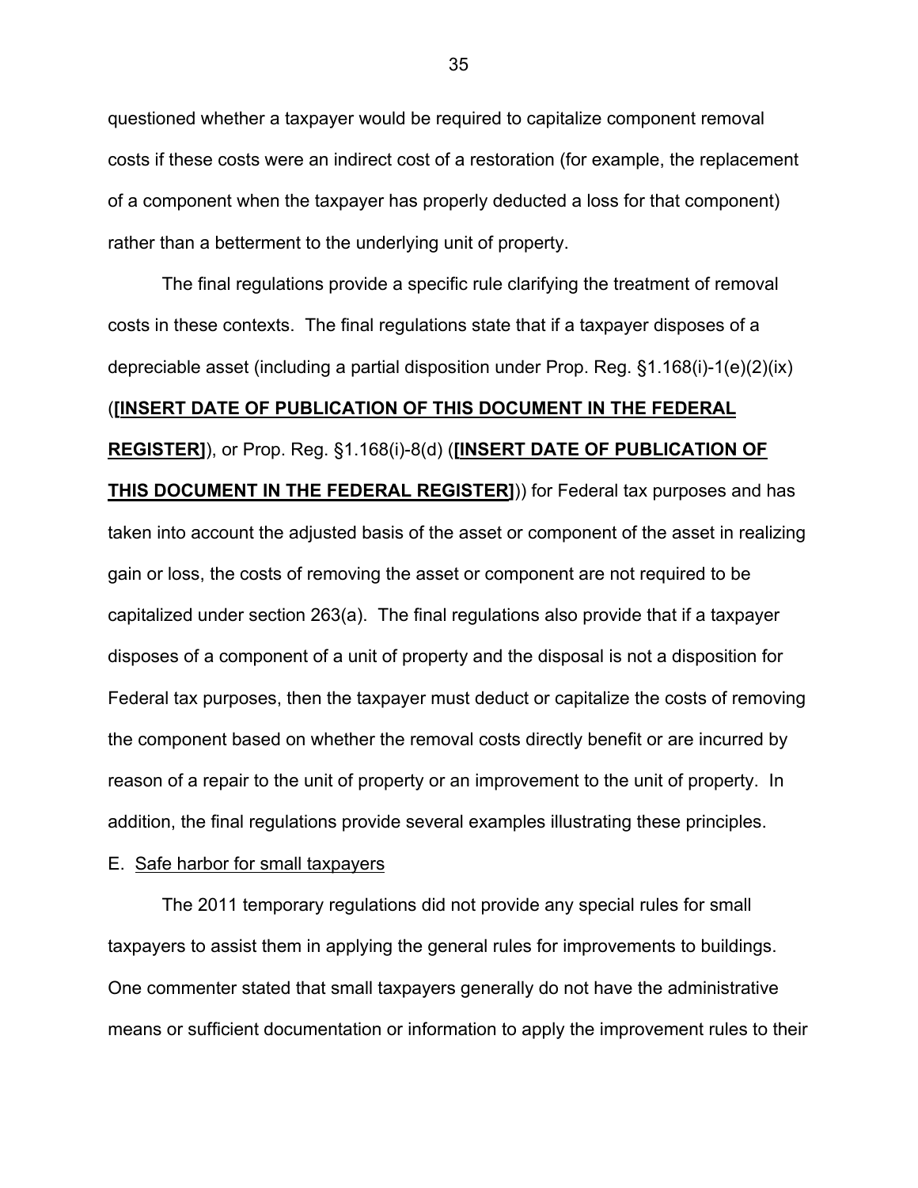questioned whether a taxpayer would be required to capitalize component removal costs if these costs were an indirect cost of a restoration (for example, the replacement of a component when the taxpayer has properly deducted a loss for that component) rather than a betterment to the underlying unit of property.

The final regulations provide a specific rule clarifying the treatment of removal costs in these contexts. The final regulations state that if a taxpayer disposes of a depreciable asset (including a partial disposition under Prop. Reg. §1.168(i)-1(e)(2)(ix) (**[INSERT DATE OF PUBLICATION OF THIS DOCUMENT IN THE FEDERAL REGISTER]**), or Prop. Reg. §1.168(i)-8(d) (**[INSERT DATE OF PUBLICATION OF THIS DOCUMENT IN THE FEDERAL REGISTER]**)) for Federal tax purposes and has taken into account the adjusted basis of the asset or component of the asset in realizing gain or loss, the costs of removing the asset or component are not required to be capitalized under section 263(a). The final regulations also provide that if a taxpayer disposes of a component of a unit of property and the disposal is not a disposition for Federal tax purposes, then the taxpayer must deduct or capitalize the costs of removing the component based on whether the removal costs directly benefit or are incurred by reason of a repair to the unit of property or an improvement to the unit of property. In addition, the final regulations provide several examples illustrating these principles.

E. Safe harbor for small taxpayers

The 2011 temporary regulations did not provide any special rules for small taxpayers to assist them in applying the general rules for improvements to buildings. One commenter stated that small taxpayers generally do not have the administrative means or sufficient documentation or information to apply the improvement rules to their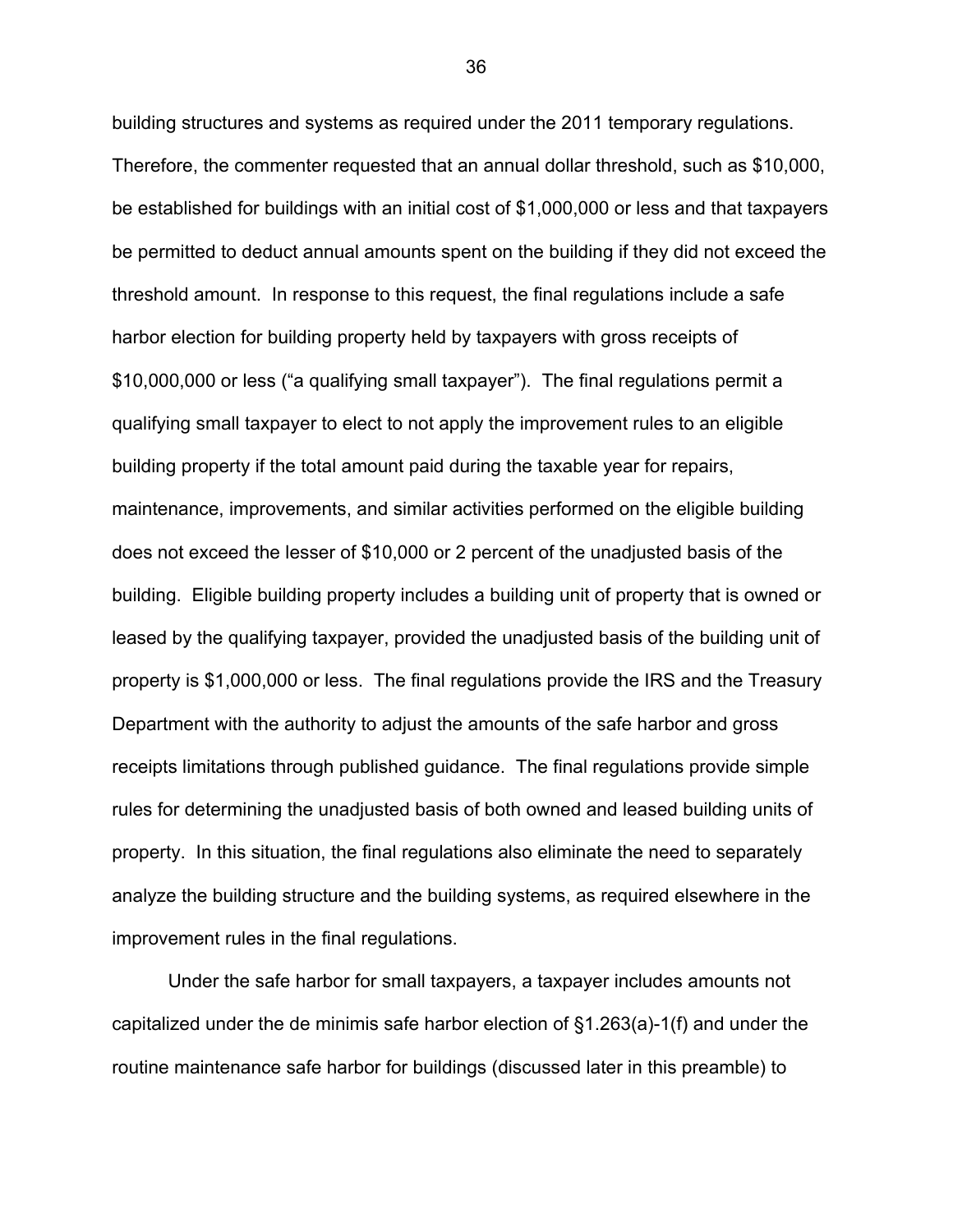building structures and systems as required under the 2011 temporary regulations. Therefore, the commenter requested that an annual dollar threshold, such as $10,000, be established for buildings with an initial cost of $1,000,000 or less and that taxpayers be permitted to deduct annual amounts spent on the building if they did not exceed the threshold amount. In response to this request, the final regulations include a safe harbor election for building property held by taxpayers with gross receipts of $10,000,000 or less ("a qualifying small taxpayer"). The final regulations permit a qualifying small taxpayer to elect to not apply the improvement rules to an eligible building property if the total amount paid during the taxable year for repairs, maintenance, improvements, and similar activities performed on the eligible building does not exceed the lesser of $10,000 or 2 percent of the unadjusted basis of the building. Eligible building property includes a building unit of property that is owned or leased by the qualifying taxpayer, provided the unadjusted basis of the building unit of property is $1,000,000 or less. The final regulations provide the IRS and the Treasury Department with the authority to adjust the amounts of the safe harbor and gross receipts limitations through published guidance. The final regulations provide simple rules for determining the unadjusted basis of both owned and leased building units of property. In this situation, the final regulations also eliminate the need to separately analyze the building structure and the building systems, as required elsewhere in the improvement rules in the final regulations.

Under the safe harbor for small taxpayers, a taxpayer includes amounts not capitalized under the de minimis safe harbor election of §1.263(a)-1(f) and under the routine maintenance safe harbor for buildings (discussed later in this preamble) to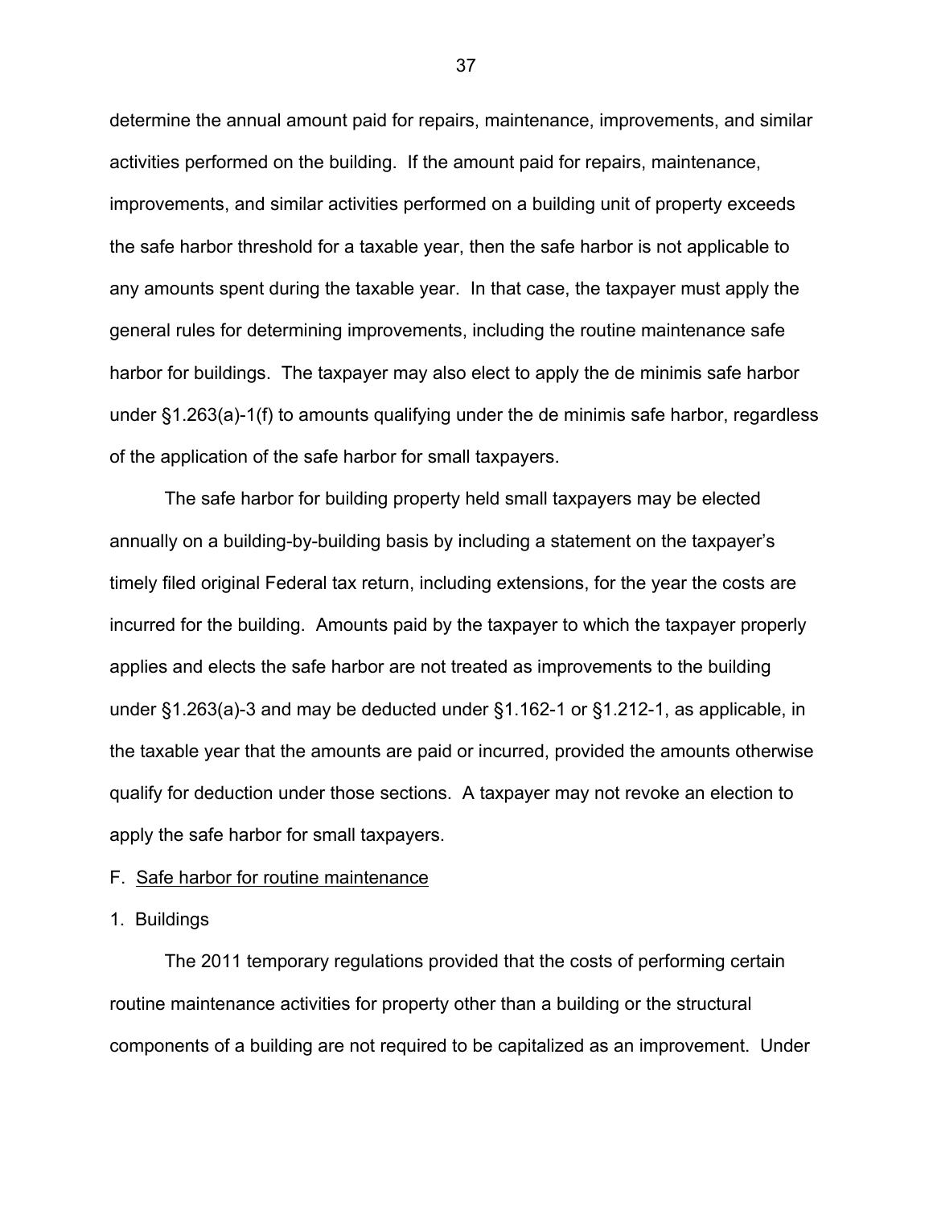determine the annual amount paid for repairs, maintenance, improvements, and similar activities performed on the building. If the amount paid for repairs, maintenance, improvements, and similar activities performed on a building unit of property exceeds the safe harbor threshold for a taxable year, then the safe harbor is not applicable to any amounts spent during the taxable year. In that case, the taxpayer must apply the general rules for determining improvements, including the routine maintenance safe harbor for buildings. The taxpayer may also elect to apply the de minimis safe harbor under §1.263(a)-1(f) to amounts qualifying under the de minimis safe harbor, regardless of the application of the safe harbor for small taxpayers.

The safe harbor for building property held small taxpayers may be elected annually on a building-by-building basis by including a statement on the taxpayer's timely filed original Federal tax return, including extensions, for the year the costs are incurred for the building. Amounts paid by the taxpayer to which the taxpayer properly applies and elects the safe harbor are not treated as improvements to the building under §1.263(a)-3 and may be deducted under §1.162-1 or §1.212-1, as applicable, in the taxable year that the amounts are paid or incurred, provided the amounts otherwise qualify for deduction under those sections. A taxpayer may not revoke an election to apply the safe harbor for small taxpayers.

F. <u>Safe harbor for routine maintenance</u>

1. Buildings

The 2011 temporary regulations provided that the costs of performing certain routine maintenance activities for property other than a building or the structural components of a building are not required to be capitalized as an improvement. Under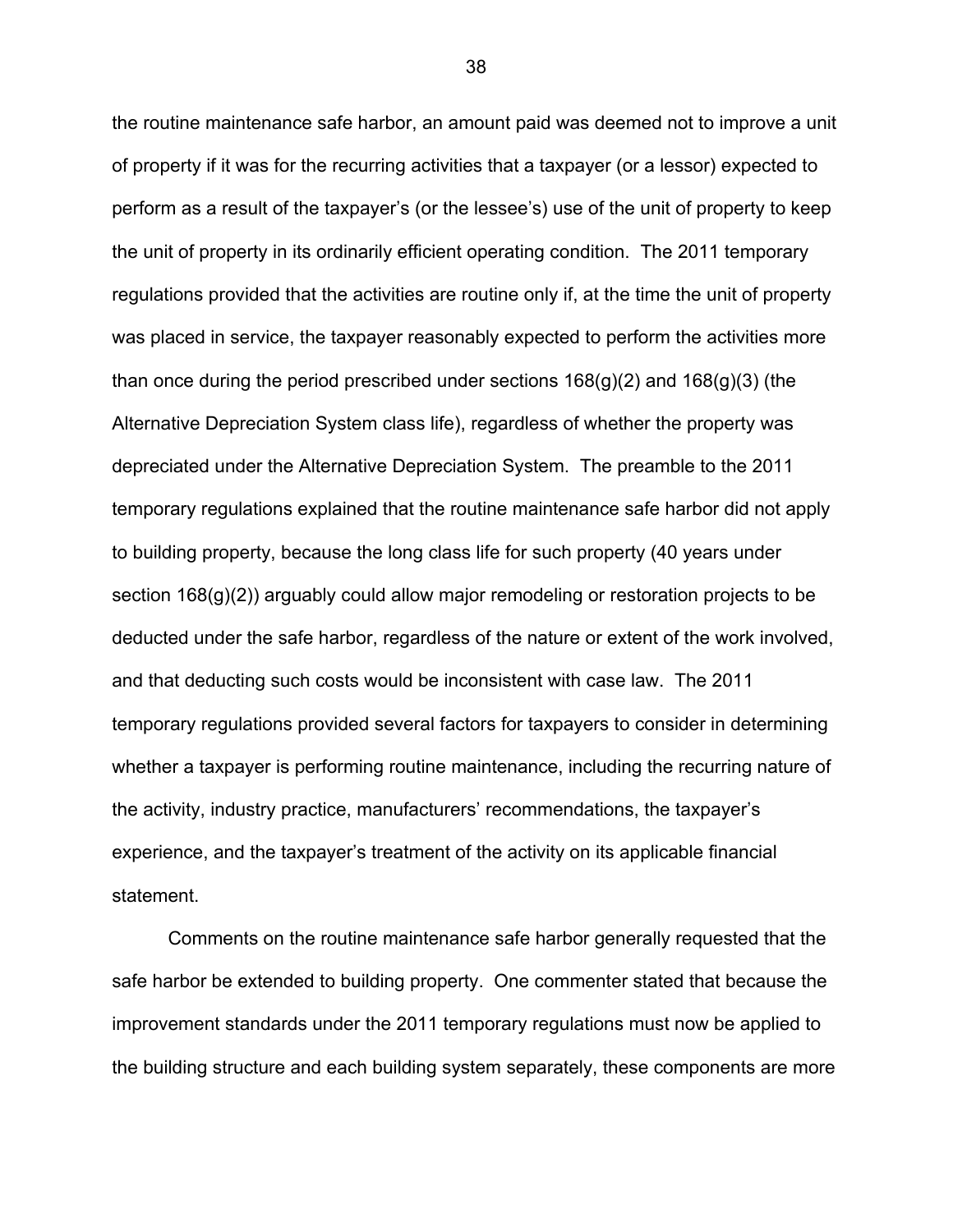the routine maintenance safe harbor, an amount paid was deemed not to improve a unit of property if it was for the recurring activities that a taxpayer (or a lessor) expected to perform as a result of the taxpayer's (or the lessee's) use of the unit of property to keep the unit of property in its ordinarily efficient operating condition. The 2011 temporary regulations provided that the activities are routine only if, at the time the unit of property was placed in service, the taxpayer reasonably expected to perform the activities more than once during the period prescribed under sections 168(g)(2) and 168(g)(3) (the Alternative Depreciation System class life), regardless of whether the property was depreciated under the Alternative Depreciation System. The preamble to the 2011 temporary regulations explained that the routine maintenance safe harbor did not apply to building property, because the long class life for such property (40 years under section 168(g)(2)) arguably could allow major remodeling or restoration projects to be deducted under the safe harbor, regardless of the nature or extent of the work involved, and that deducting such costs would be inconsistent with case law. The 2011 temporary regulations provided several factors for taxpayers to consider in determining whether a taxpayer is performing routine maintenance, including the recurring nature of the activity, industry practice, manufacturers' recommendations, the taxpayer's experience, and the taxpayer's treatment of the activity on its applicable financial statement.

Comments on the routine maintenance safe harbor generally requested that the safe harbor be extended to building property. One commenter stated that because the improvement standards under the 2011 temporary regulations must now be applied to the building structure and each building system separately, these components are more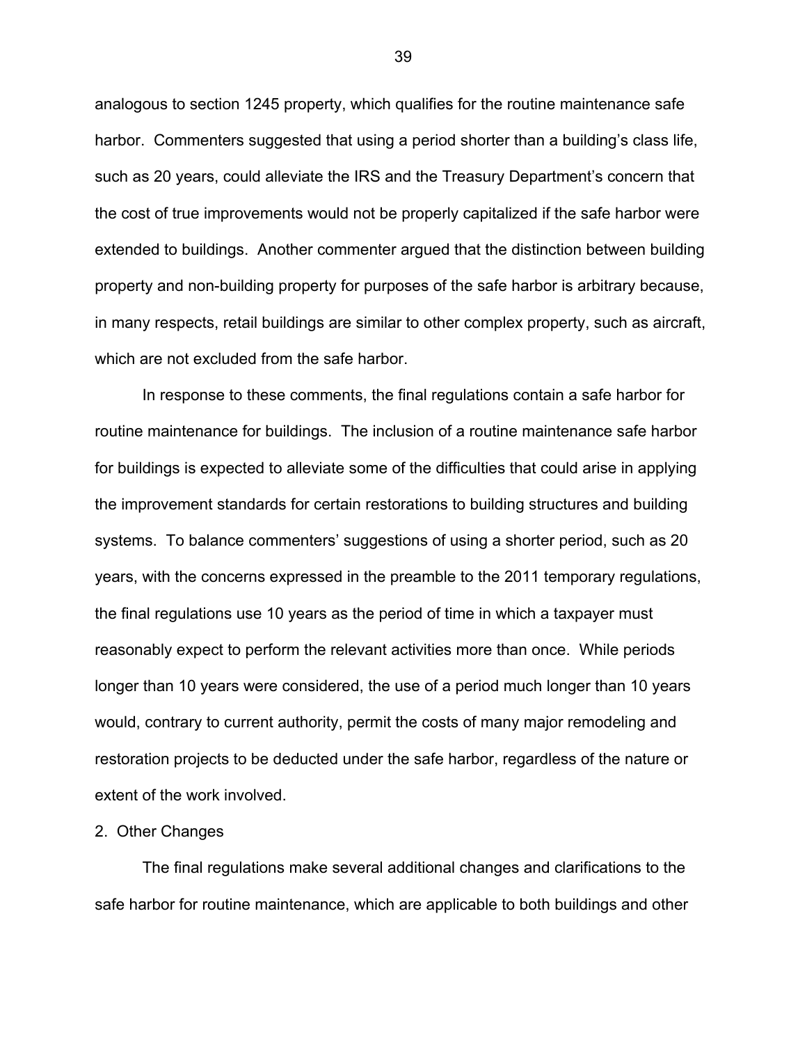analogous to section 1245 property, which qualifies for the routine maintenance safe harbor. Commenters suggested that using a period shorter than a building's class life, such as 20 years, could alleviate the IRS and the Treasury Department's concern that the cost of true improvements would not be properly capitalized if the safe harbor were extended to buildings. Another commenter argued that the distinction between building property and non-building property for purposes of the safe harbor is arbitrary because, in many respects, retail buildings are similar to other complex property, such as aircraft, which are not excluded from the safe harbor.

In response to these comments, the final regulations contain a safe harbor for routine maintenance for buildings. The inclusion of a routine maintenance safe harbor for buildings is expected to alleviate some of the difficulties that could arise in applying the improvement standards for certain restorations to building structures and building systems. To balance commenters' suggestions of using a shorter period, such as 20 years, with the concerns expressed in the preamble to the 2011 temporary regulations, the final regulations use 10 years as the period of time in which a taxpayer must reasonably expect to perform the relevant activities more than once. While periods longer than 10 years were considered, the use of a period much longer than 10 years would, contrary to current authority, permit the costs of many major remodeling and restoration projects to be deducted under the safe harbor, regardless of the nature or extent of the work involved.

2. Other Changes

The final regulations make several additional changes and clarifications to the safe harbor for routine maintenance, which are applicable to both buildings and other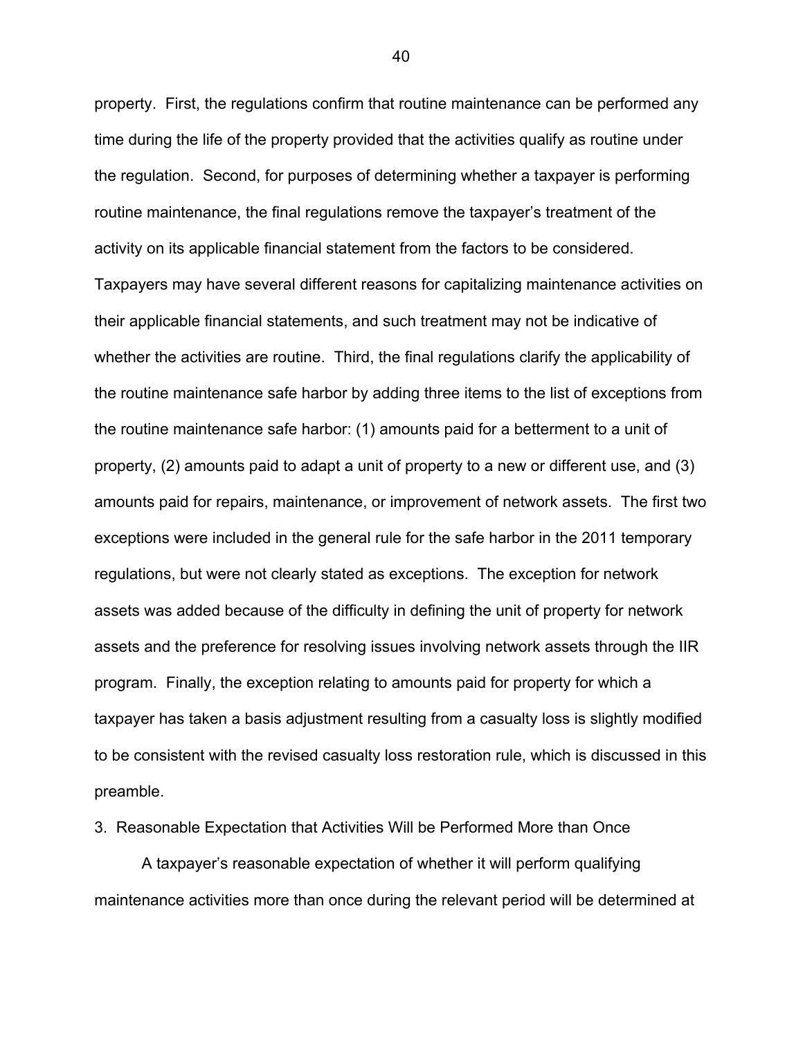property. First, the regulations confirm that routine maintenance can be performed any time during the life of the property provided that the activities qualify as routine under the regulation. Second, for purposes of determining whether a taxpayer is performing routine maintenance, the final regulations remove the taxpayer's treatment of the activity on its applicable financial statement from the factors to be considered. Taxpayers may have several different reasons for capitalizing maintenance activities on their applicable financial statements, and such treatment may not be indicative of whether the activities are routine. Third, the final regulations clarify the applicability of the routine maintenance safe harbor by adding three items to the list of exceptions from the routine maintenance safe harbor: (1) amounts paid for a betterment to a unit of property, (2) amounts paid to adapt a unit of property to a new or different use, and (3) amounts paid for repairs, maintenance, or improvement of network assets. The first two exceptions were included in the general rule for the safe harbor in the 2011 temporary regulations, but were not clearly stated as exceptions. The exception for network assets was added because of the difficulty in defining the unit of property for network assets and the preference for resolving issues involving network assets through the IIR program. Finally, the exception relating to amounts paid for property for which a taxpayer has taken a basis adjustment resulting from a casualty loss is slightly modified to be consistent with the revised casualty loss restoration rule, which is discussed in this preamble.

3. Reasonable Expectation that Activities Will be Performed More than Once

A taxpayer's reasonable expectation of whether it will perform qualifying maintenance activities more than once during the relevant period will be determined at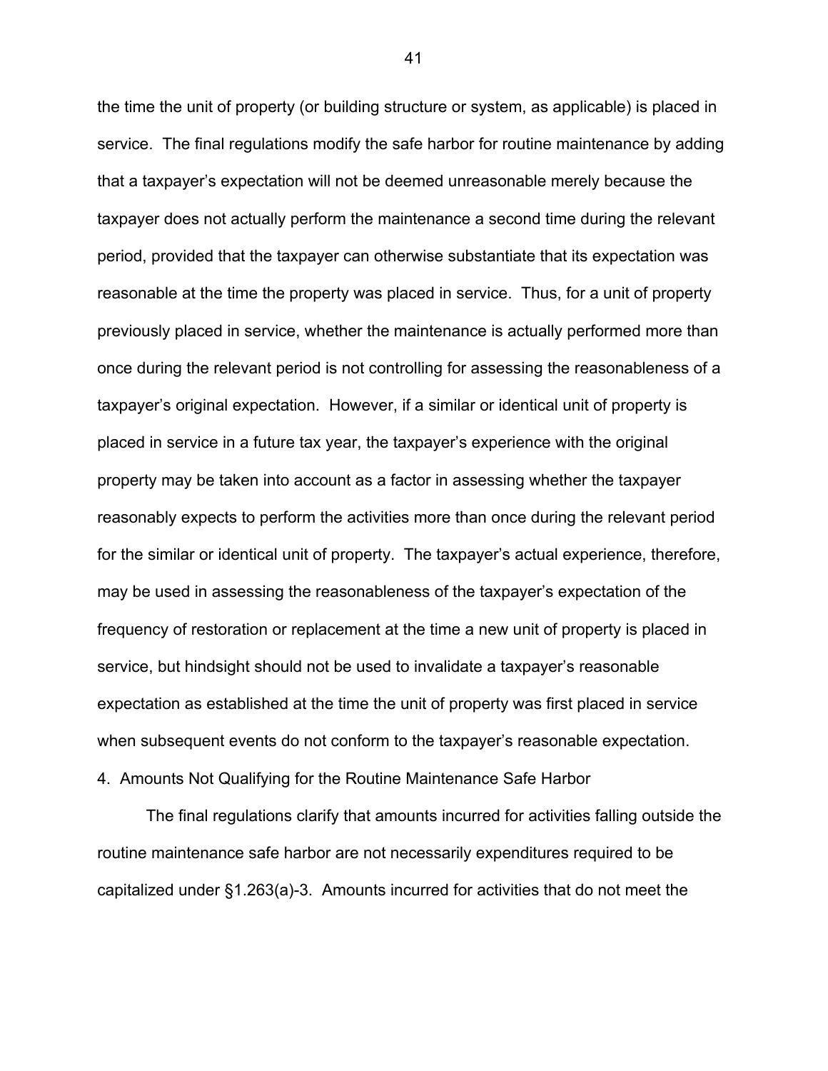the time the unit of property (or building structure or system, as applicable) is placed in service. The final regulations modify the safe harbor for routine maintenance by adding that a taxpayer's expectation will not be deemed unreasonable merely because the taxpayer does not actually perform the maintenance a second time during the relevant period, provided that the taxpayer can otherwise substantiate that its expectation was reasonable at the time the property was placed in service. Thus, for a unit of property previously placed in service, whether the maintenance is actually performed more than once during the relevant period is not controlling for assessing the reasonableness of a taxpayer's original expectation. However, if a similar or identical unit of property is placed in service in a future tax year, the taxpayer's experience with the original property may be taken into account as a factor in assessing whether the taxpayer reasonably expects to perform the activities more than once during the relevant period for the similar or identical unit of property. The taxpayer's actual experience, therefore, may be used in assessing the reasonableness of the taxpayer's expectation of the frequency of restoration or replacement at the time a new unit of property is placed in service, but hindsight should not be used to invalidate a taxpayer's reasonable expectation as established at the time the unit of property was first placed in service when subsequent events do not conform to the taxpayer's reasonable expectation.

4. Amounts Not Qualifying for the Routine Maintenance Safe Harbor

The final regulations clarify that amounts incurred for activities falling outside the routine maintenance safe harbor are not necessarily expenditures required to be capitalized under §1.263(a)-3. Amounts incurred for activities that do not meet the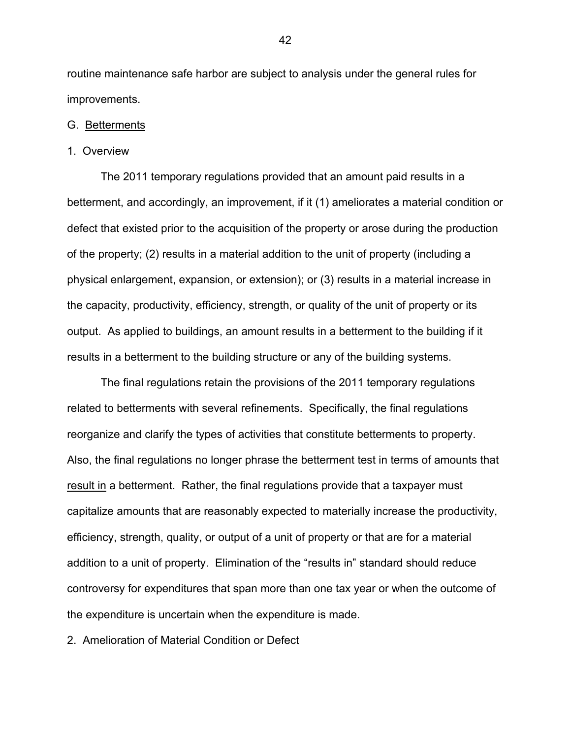routine maintenance safe harbor are subject to analysis under the general rules for improvements.

G. Betterments

1. Overview

The 2011 temporary regulations provided that an amount paid results in a betterment, and accordingly, an improvement, if it (1) ameliorates a material condition or defect that existed prior to the acquisition of the property or arose during the production of the property; (2) results in a material addition to the unit of property (including a physical enlargement, expansion, or extension); or (3) results in a material increase in the capacity, productivity, efficiency, strength, or quality of the unit of property or its output. As applied to buildings, an amount results in a betterment to the building if it results in a betterment to the building structure or any of the building systems.

The final regulations retain the provisions of the 2011 temporary regulations related to betterments with several refinements. Specifically, the final regulations reorganize and clarify the types of activities that constitute betterments to property. Also, the final regulations no longer phrase the betterment test in terms of amounts that result in a betterment. Rather, the final regulations provide that a taxpayer must capitalize amounts that are reasonably expected to materially increase the productivity, efficiency, strength, quality, or output of a unit of property or that are for a material addition to a unit of property. Elimination of the "results in" standard should reduce controversy for expenditures that span more than one tax year or when the outcome of the expenditure is uncertain when the expenditure is made.

2. Amelioration of Material Condition or Defect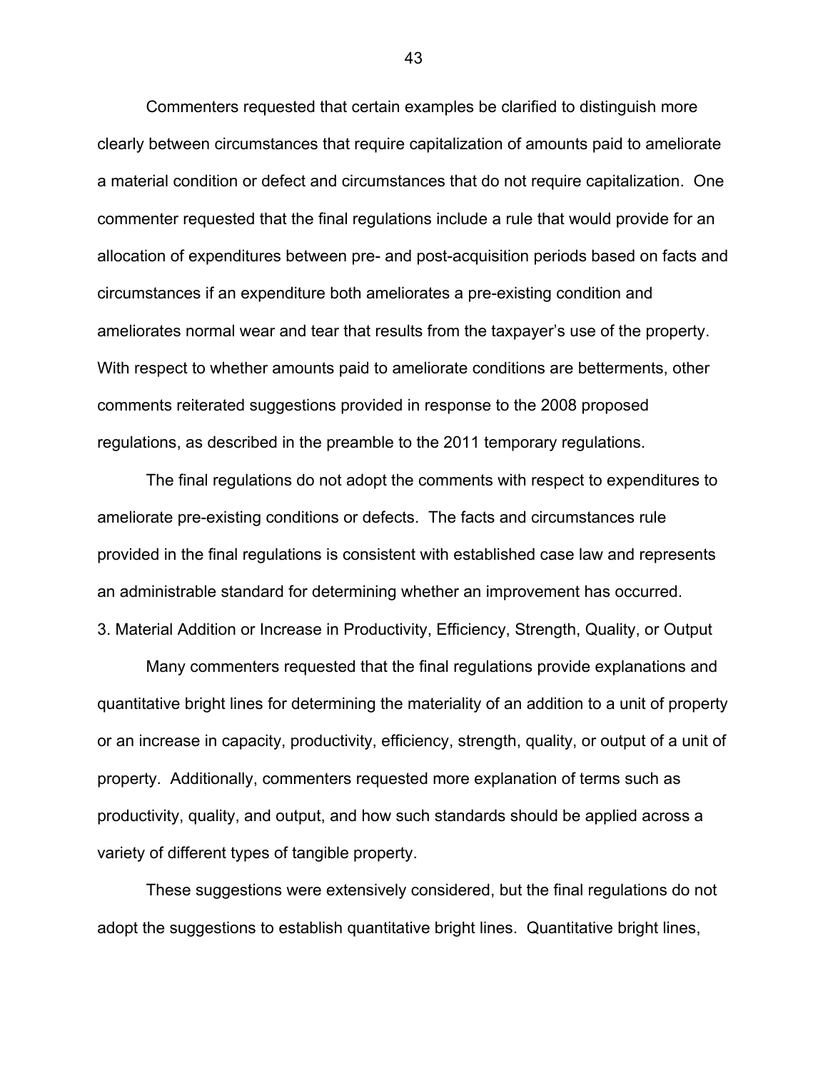Commenters requested that certain examples be clarified to distinguish more clearly between circumstances that require capitalization of amounts paid to ameliorate a material condition or defect and circumstances that do not require capitalization. One commenter requested that the final regulations include a rule that would provide for an allocation of expenditures between pre- and post-acquisition periods based on facts and circumstances if an expenditure both ameliorates a pre-existing condition and ameliorates normal wear and tear that results from the taxpayer's use of the property. With respect to whether amounts paid to ameliorate conditions are betterments, other comments reiterated suggestions provided in response to the 2008 proposed regulations, as described in the preamble to the 2011 temporary regulations.

The final regulations do not adopt the comments with respect to expenditures to ameliorate pre-existing conditions or defects. The facts and circumstances rule provided in the final regulations is consistent with established case law and represents an administrable standard for determining whether an improvement has occurred.

3. Material Addition or Increase in Productivity, Efficiency, Strength, Quality, or Output

Many commenters requested that the final regulations provide explanations and quantitative bright lines for determining the materiality of an addition to a unit of property or an increase in capacity, productivity, efficiency, strength, quality, or output of a unit of property. Additionally, commenters requested more explanation of terms such as productivity, quality, and output, and how such standards should be applied across a variety of different types of tangible property.

These suggestions were extensively considered, but the final regulations do not adopt the suggestions to establish quantitative bright lines. Quantitative bright lines,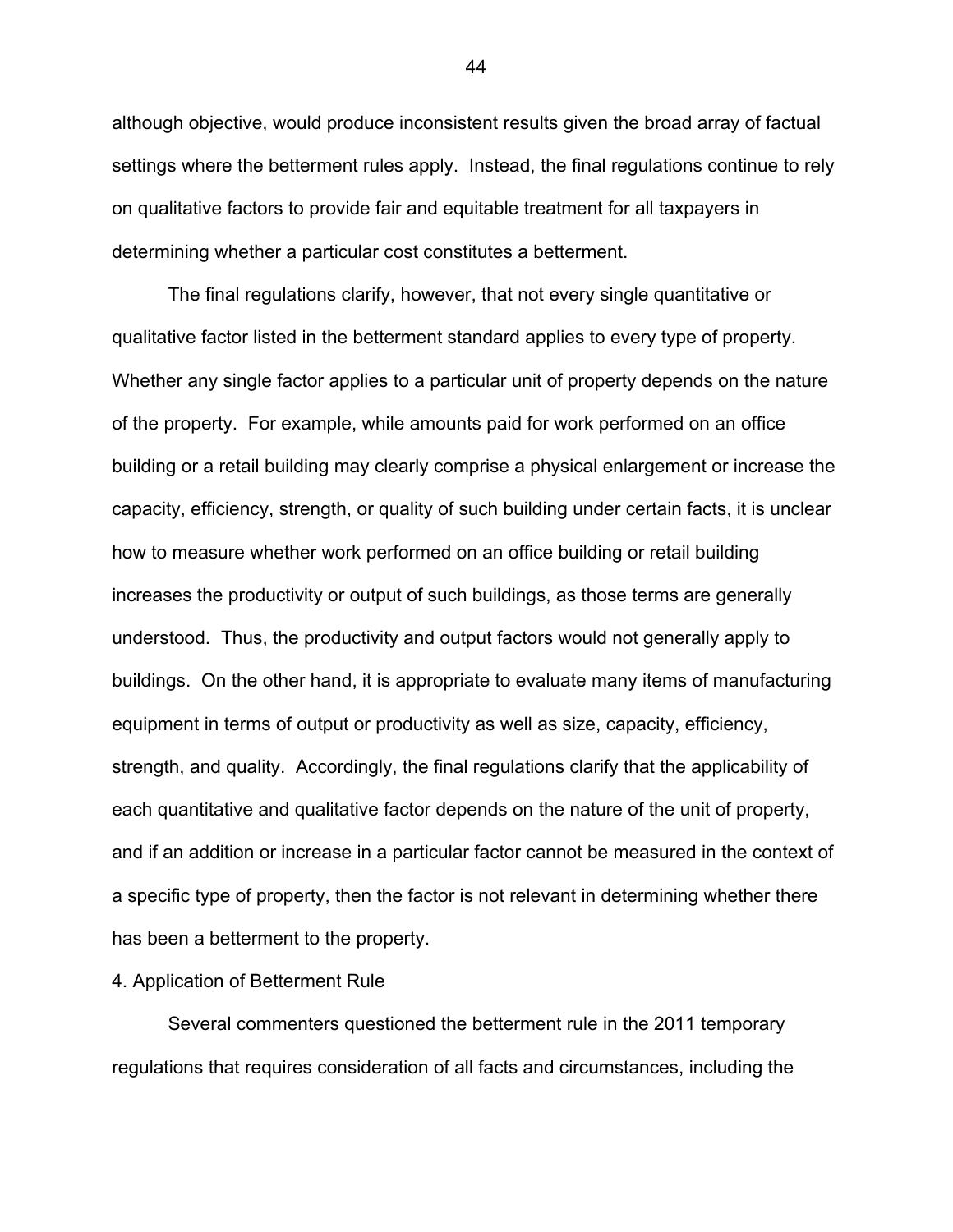although objective, would produce inconsistent results given the broad array of factual settings where the betterment rules apply. Instead, the final regulations continue to rely on qualitative factors to provide fair and equitable treatment for all taxpayers in determining whether a particular cost constitutes a betterment.

The final regulations clarify, however, that not every single quantitative or qualitative factor listed in the betterment standard applies to every type of property. Whether any single factor applies to a particular unit of property depends on the nature of the property. For example, while amounts paid for work performed on an office building or a retail building may clearly comprise a physical enlargement or increase the capacity, efficiency, strength, or quality of such building under certain facts, it is unclear how to measure whether work performed on an office building or retail building increases the productivity or output of such buildings, as those terms are generally understood. Thus, the productivity and output factors would not generally apply to buildings. On the other hand, it is appropriate to evaluate many items of manufacturing equipment in terms of output or productivity as well as size, capacity, efficiency, strength, and quality. Accordingly, the final regulations clarify that the applicability of each quantitative and qualitative factor depends on the nature of the unit of property, and if an addition or increase in a particular factor cannot be measured in the context of a specific type of property, then the factor is not relevant in determining whether there has been a betterment to the property.

4. Application of Betterment Rule

Several commenters questioned the betterment rule in the 2011 temporary regulations that requires consideration of all facts and circumstances, including the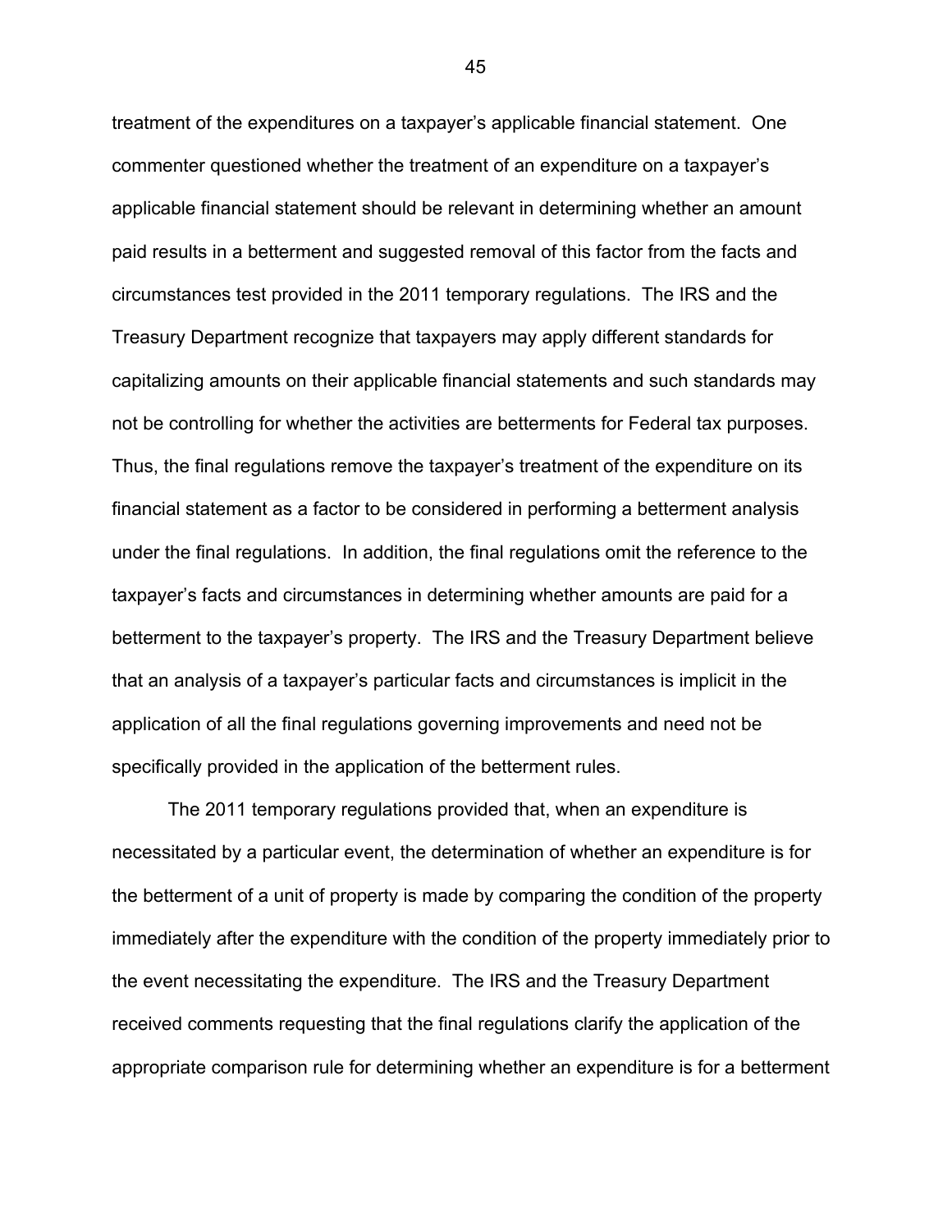treatment of the expenditures on a taxpayer's applicable financial statement. One commenter questioned whether the treatment of an expenditure on a taxpayer's applicable financial statement should be relevant in determining whether an amount paid results in a betterment and suggested removal of this factor from the facts and circumstances test provided in the 2011 temporary regulations. The IRS and the Treasury Department recognize that taxpayers may apply different standards for capitalizing amounts on their applicable financial statements and such standards may not be controlling for whether the activities are betterments for Federal tax purposes. Thus, the final regulations remove the taxpayer's treatment of the expenditure on its financial statement as a factor to be considered in performing a betterment analysis under the final regulations. In addition, the final regulations omit the reference to the taxpayer's facts and circumstances in determining whether amounts are paid for a betterment to the taxpayer's property. The IRS and the Treasury Department believe that an analysis of a taxpayer's particular facts and circumstances is implicit in the application of all the final regulations governing improvements and need not be specifically provided in the application of the betterment rules.

The 2011 temporary regulations provided that, when an expenditure is necessitated by a particular event, the determination of whether an expenditure is for the betterment of a unit of property is made by comparing the condition of the property immediately after the expenditure with the condition of the property immediately prior to the event necessitating the expenditure. The IRS and the Treasury Department received comments requesting that the final regulations clarify the application of the appropriate comparison rule for determining whether an expenditure is for a betterment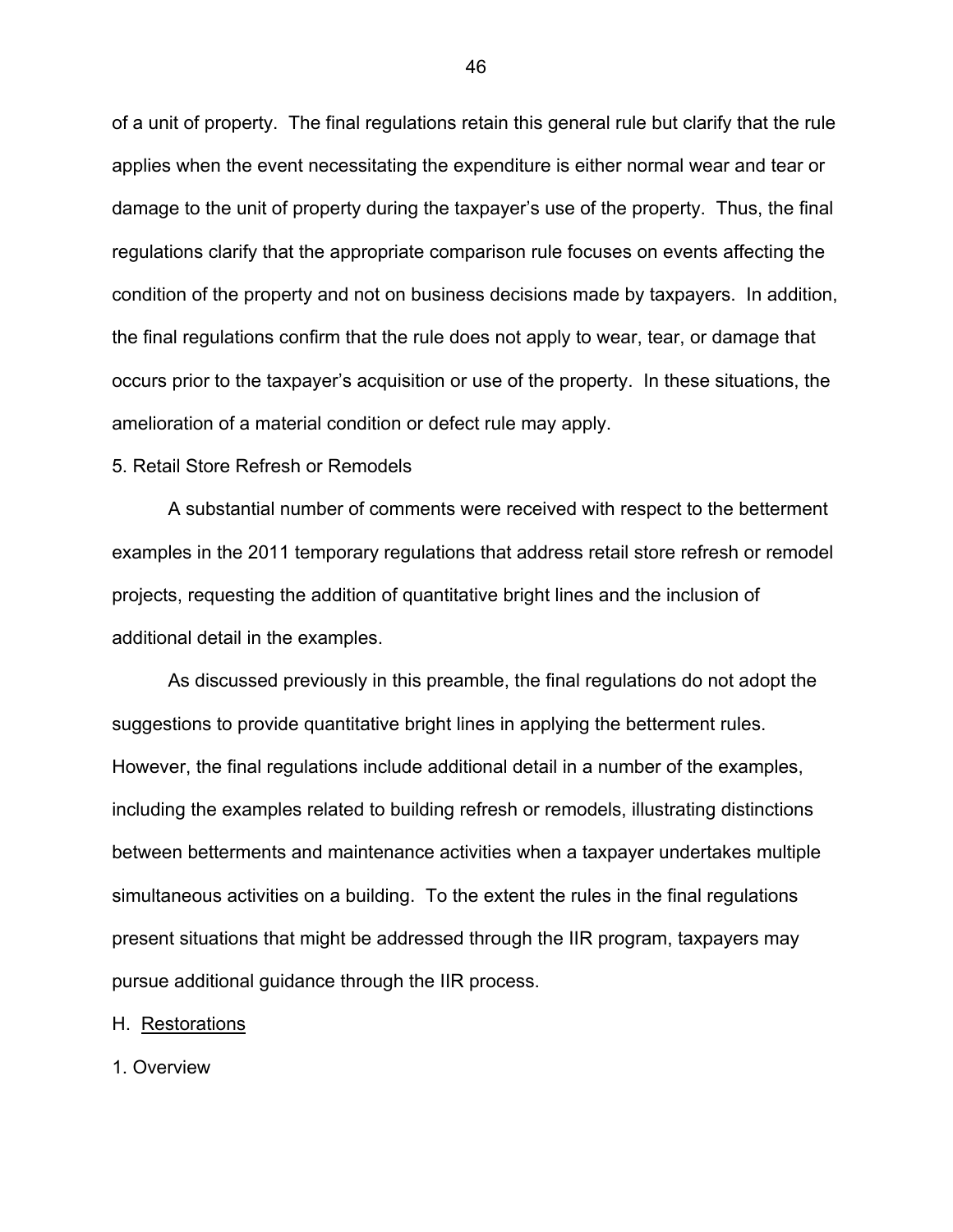of a unit of property. The final regulations retain this general rule but clarify that the rule applies when the event necessitating the expenditure is either normal wear and tear or damage to the unit of property during the taxpayer's use of the property. Thus, the final regulations clarify that the appropriate comparison rule focuses on events affecting the condition of the property and not on business decisions made by taxpayers. In addition, the final regulations confirm that the rule does not apply to wear, tear, or damage that occurs prior to the taxpayer's acquisition or use of the property. In these situations, the amelioration of a material condition or defect rule may apply.

5. Retail Store Refresh or Remodels

A substantial number of comments were received with respect to the betterment examples in the 2011 temporary regulations that address retail store refresh or remodel projects, requesting the addition of quantitative bright lines and the inclusion of additional detail in the examples.

As discussed previously in this preamble, the final regulations do not adopt the suggestions to provide quantitative bright lines in applying the betterment rules. However, the final regulations include additional detail in a number of the examples, including the examples related to building refresh or remodels, illustrating distinctions between betterments and maintenance activities when a taxpayer undertakes multiple simultaneous activities on a building. To the extent the rules in the final regulations present situations that might be addressed through the IIR program, taxpayers may pursue additional guidance through the IIR process.

H. Restorations

1. Overview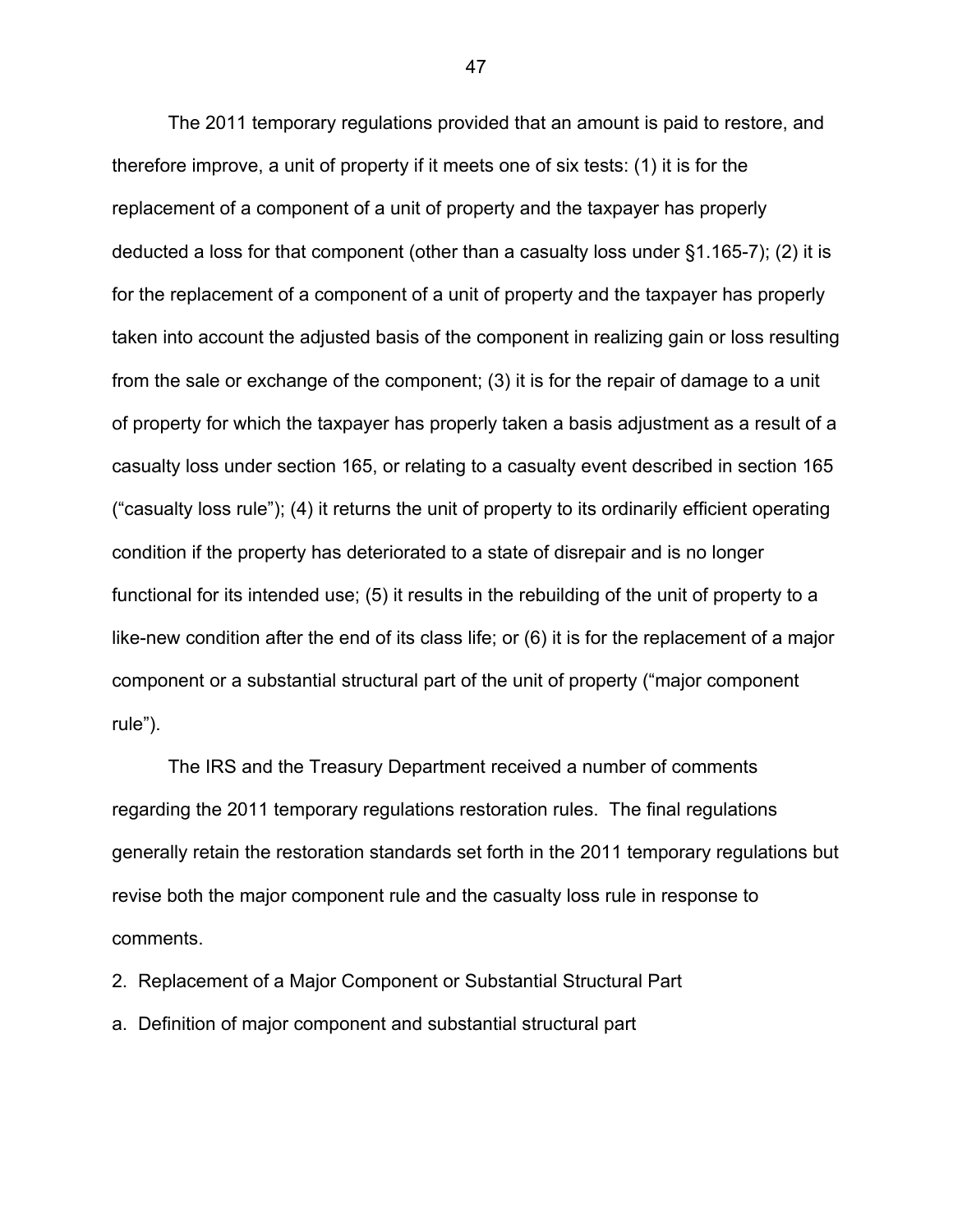The 2011 temporary regulations provided that an amount is paid to restore, and therefore improve, a unit of property if it meets one of six tests: (1) it is for the replacement of a component of a unit of property and the taxpayer has properly deducted a loss for that component (other than a casualty loss under §1.165-7); (2) it is for the replacement of a component of a unit of property and the taxpayer has properly taken into account the adjusted basis of the component in realizing gain or loss resulting from the sale or exchange of the component; (3) it is for the repair of damage to a unit of property for which the taxpayer has properly taken a basis adjustment as a result of a casualty loss under section 165, or relating to a casualty event described in section 165 ("casualty loss rule"); (4) it returns the unit of property to its ordinarily efficient operating condition if the property has deteriorated to a state of disrepair and is no longer functional for its intended use; (5) it results in the rebuilding of the unit of property to a like-new condition after the end of its class life; or (6) it is for the replacement of a major component or a substantial structural part of the unit of property ("major component rule").

The IRS and the Treasury Department received a number of comments regarding the 2011 temporary regulations restoration rules. The final regulations generally retain the restoration standards set forth in the 2011 temporary regulations but revise both the major component rule and the casualty loss rule in response to comments.

2. Replacement of a Major Component or Substantial Structural Part

a. Definition of major component and substantial structural part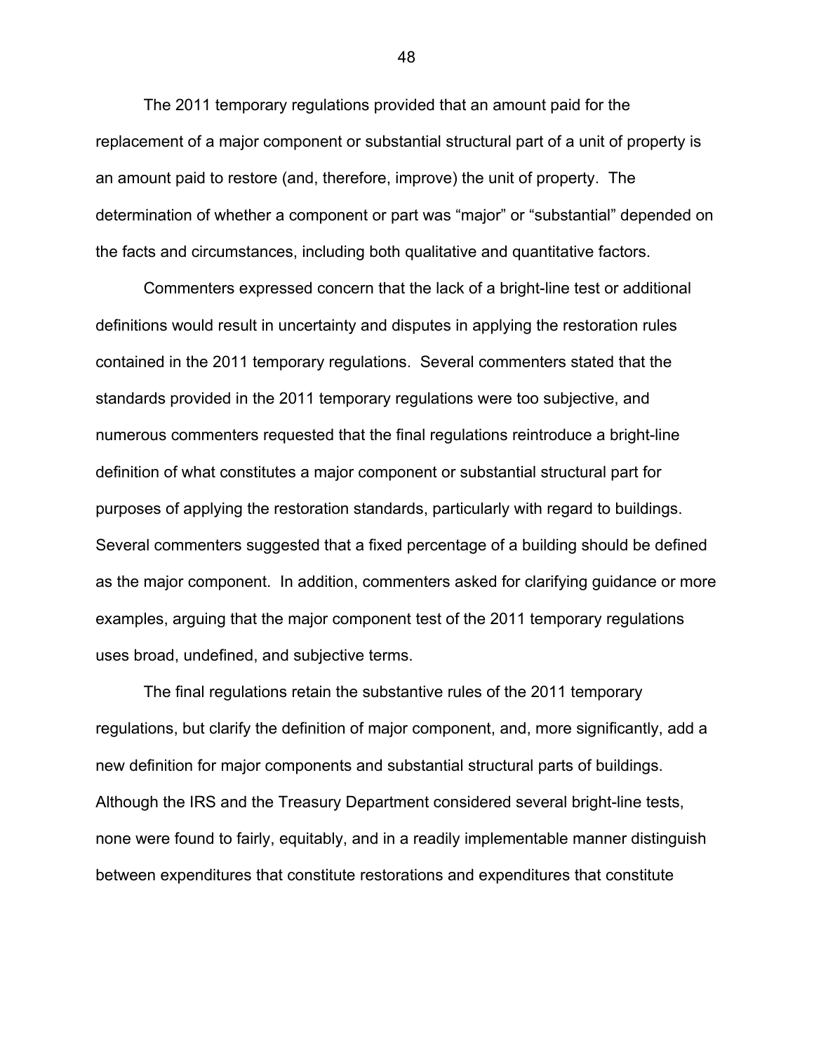The 2011 temporary regulations provided that an amount paid for the replacement of a major component or substantial structural part of a unit of property is an amount paid to restore (and, therefore, improve) the unit of property. The determination of whether a component or part was "major" or "substantial" depended on the facts and circumstances, including both qualitative and quantitative factors.

Commenters expressed concern that the lack of a bright-line test or additional definitions would result in uncertainty and disputes in applying the restoration rules contained in the 2011 temporary regulations. Several commenters stated that the standards provided in the 2011 temporary regulations were too subjective, and numerous commenters requested that the final regulations reintroduce a bright-line definition of what constitutes a major component or substantial structural part for purposes of applying the restoration standards, particularly with regard to buildings. Several commenters suggested that a fixed percentage of a building should be defined as the major component. In addition, commenters asked for clarifying guidance or more examples, arguing that the major component test of the 2011 temporary regulations uses broad, undefined, and subjective terms.

The final regulations retain the substantive rules of the 2011 temporary regulations, but clarify the definition of major component, and, more significantly, add a new definition for major components and substantial structural parts of buildings. Although the IRS and the Treasury Department considered several bright-line tests, none were found to fairly, equitably, and in a readily implementable manner distinguish between expenditures that constitute restorations and expenditures that constitute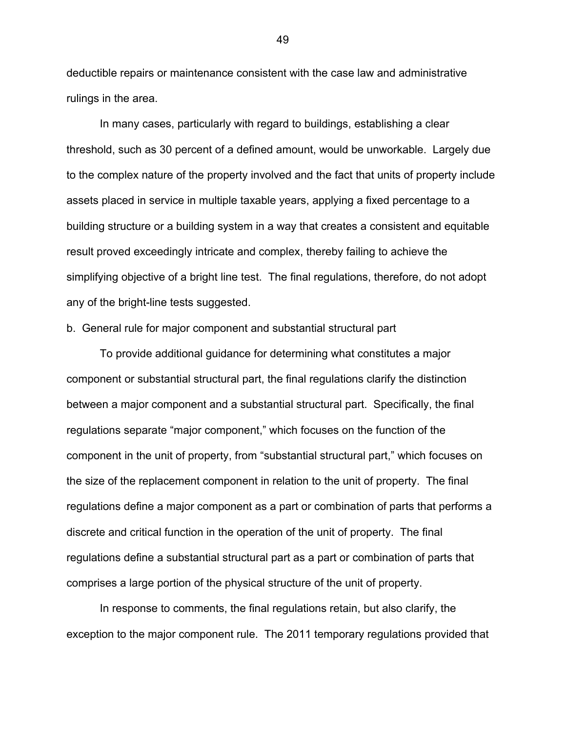deductible repairs or maintenance consistent with the case law and administrative rulings in the area.

In many cases, particularly with regard to buildings, establishing a clear threshold, such as 30 percent of a defined amount, would be unworkable. Largely due to the complex nature of the property involved and the fact that units of property include assets placed in service in multiple taxable years, applying a fixed percentage to a building structure or a building system in a way that creates a consistent and equitable result proved exceedingly intricate and complex, thereby failing to achieve the simplifying objective of a bright line test. The final regulations, therefore, do not adopt any of the bright-line tests suggested.

b. General rule for major component and substantial structural part

To provide additional guidance for determining what constitutes a major component or substantial structural part, the final regulations clarify the distinction between a major component and a substantial structural part. Specifically, the final regulations separate "major component," which focuses on the function of the component in the unit of property, from "substantial structural part," which focuses on the size of the replacement component in relation to the unit of property. The final regulations define a major component as a part or combination of parts that performs a discrete and critical function in the operation of the unit of property. The final regulations define a substantial structural part as a part or combination of parts that comprises a large portion of the physical structure of the unit of property.

In response to comments, the final regulations retain, but also clarify, the exception to the major component rule. The 2011 temporary regulations provided that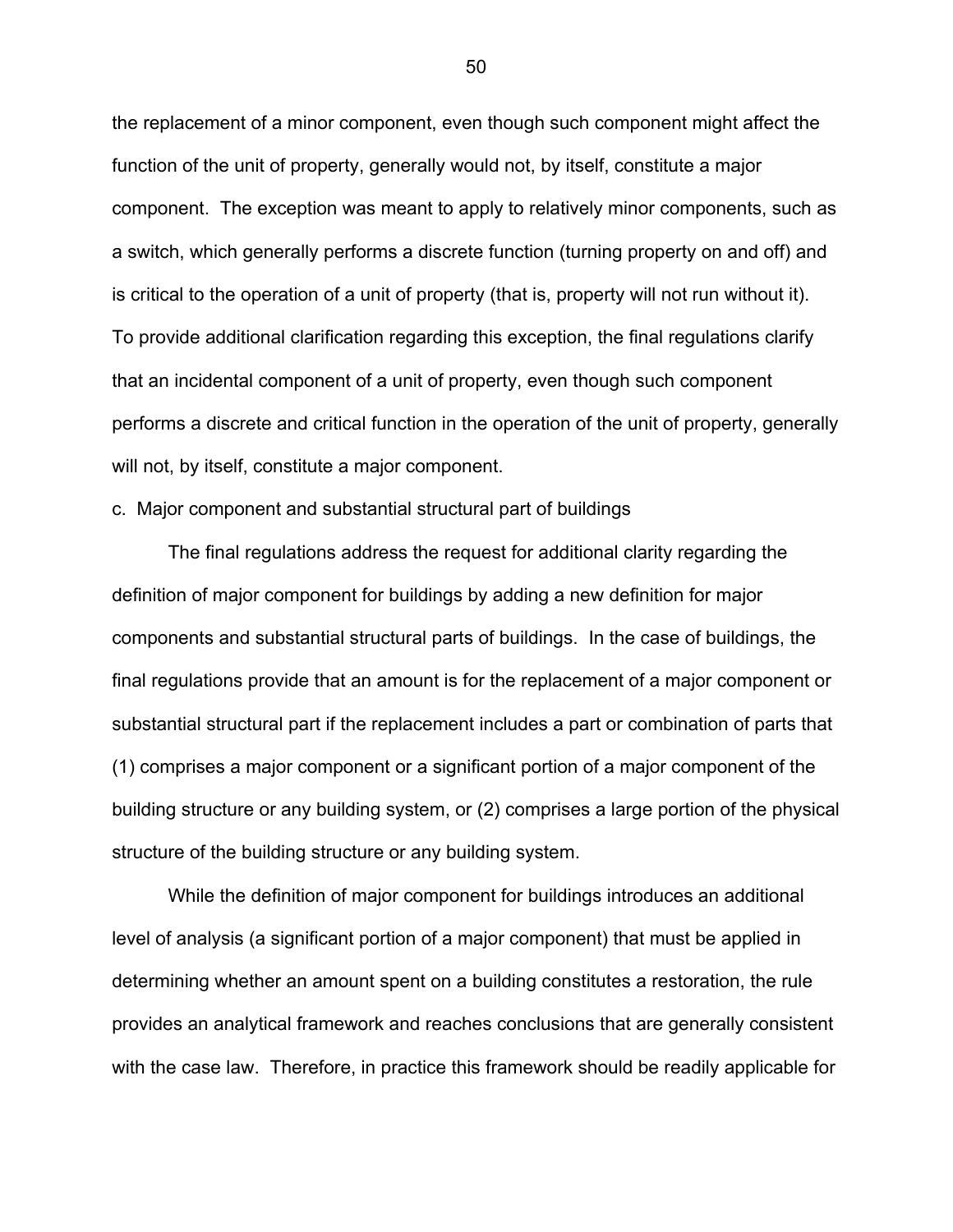the replacement of a minor component, even though such component might affect the function of the unit of property, generally would not, by itself, constitute a major component. The exception was meant to apply to relatively minor components, such as a switch, which generally performs a discrete function (turning property on and off) and is critical to the operation of a unit of property (that is, property will not run without it). To provide additional clarification regarding this exception, the final regulations clarify that an incidental component of a unit of property, even though such component performs a discrete and critical function in the operation of the unit of property, generally will not, by itself, constitute a major component.

c. Major component and substantial structural part of buildings

The final regulations address the request for additional clarity regarding the definition of major component for buildings by adding a new definition for major components and substantial structural parts of buildings. In the case of buildings, the final regulations provide that an amount is for the replacement of a major component or substantial structural part if the replacement includes a part or combination of parts that (1) comprises a major component or a significant portion of a major component of the building structure or any building system, or (2) comprises a large portion of the physical structure of the building structure or any building system.

While the definition of major component for buildings introduces an additional level of analysis (a significant portion of a major component) that must be applied in determining whether an amount spent on a building constitutes a restoration, the rule provides an analytical framework and reaches conclusions that are generally consistent with the case law. Therefore, in practice this framework should be readily applicable for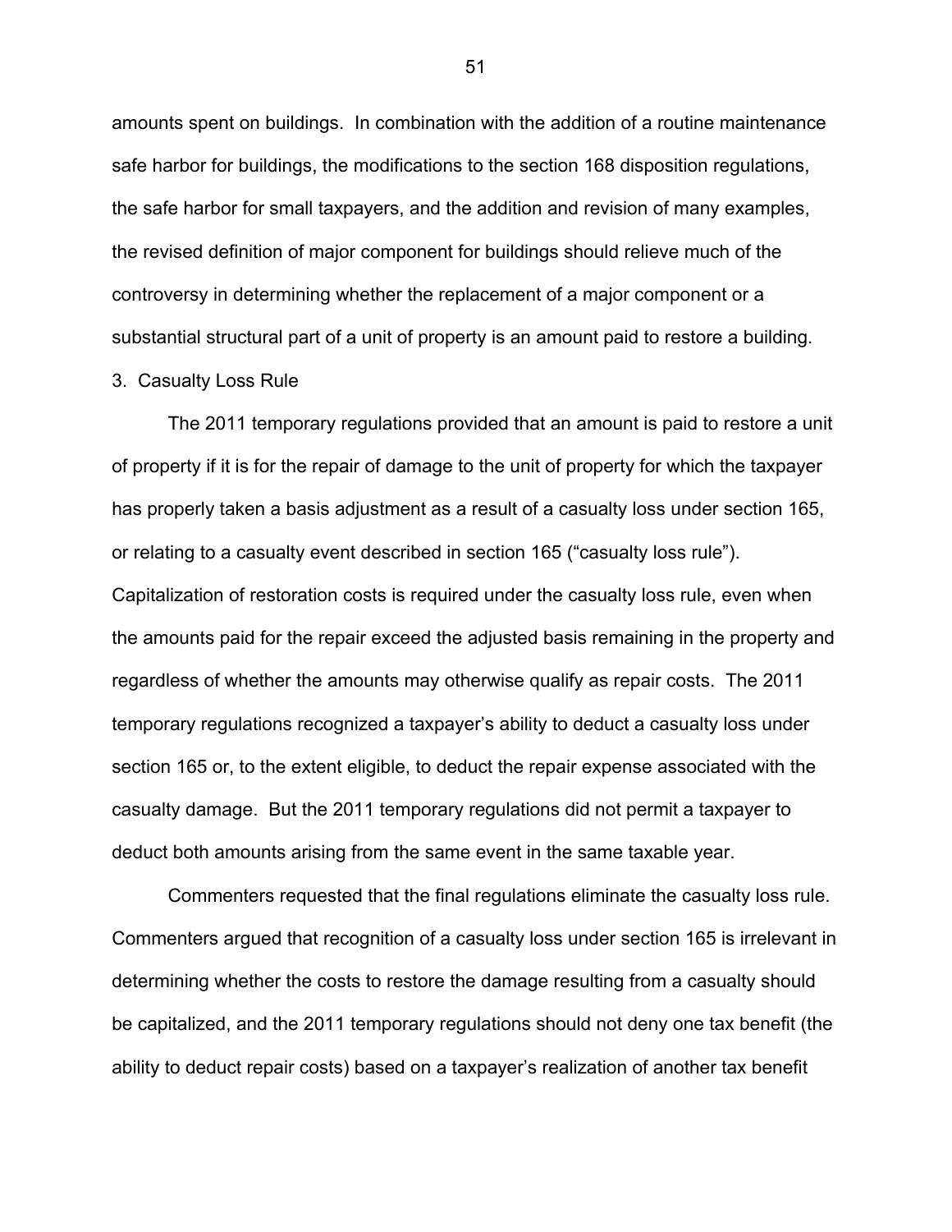amounts spent on buildings. In combination with the addition of a routine maintenance safe harbor for buildings, the modifications to the section 168 disposition regulations, the safe harbor for small taxpayers, and the addition and revision of many examples, the revised definition of major component for buildings should relieve much of the controversy in determining whether the replacement of a major component or a substantial structural part of a unit of property is an amount paid to restore a building.

3. Casualty Loss Rule

The 2011 temporary regulations provided that an amount is paid to restore a unit of property if it is for the repair of damage to the unit of property for which the taxpayer has properly taken a basis adjustment as a result of a casualty loss under section 165, or relating to a casualty event described in section 165 ("casualty loss rule"). Capitalization of restoration costs is required under the casualty loss rule, even when the amounts paid for the repair exceed the adjusted basis remaining in the property and regardless of whether the amounts may otherwise qualify as repair costs. The 2011 temporary regulations recognized a taxpayer's ability to deduct a casualty loss under section 165 or, to the extent eligible, to deduct the repair expense associated with the casualty damage. But the 2011 temporary regulations did not permit a taxpayer to deduct both amounts arising from the same event in the same taxable year.

Commenters requested that the final regulations eliminate the casualty loss rule. Commenters argued that recognition of a casualty loss under section 165 is irrelevant in determining whether the costs to restore the damage resulting from a casualty should be capitalized, and the 2011 temporary regulations should not deny one tax benefit (the ability to deduct repair costs) based on a taxpayer's realization of another tax benefit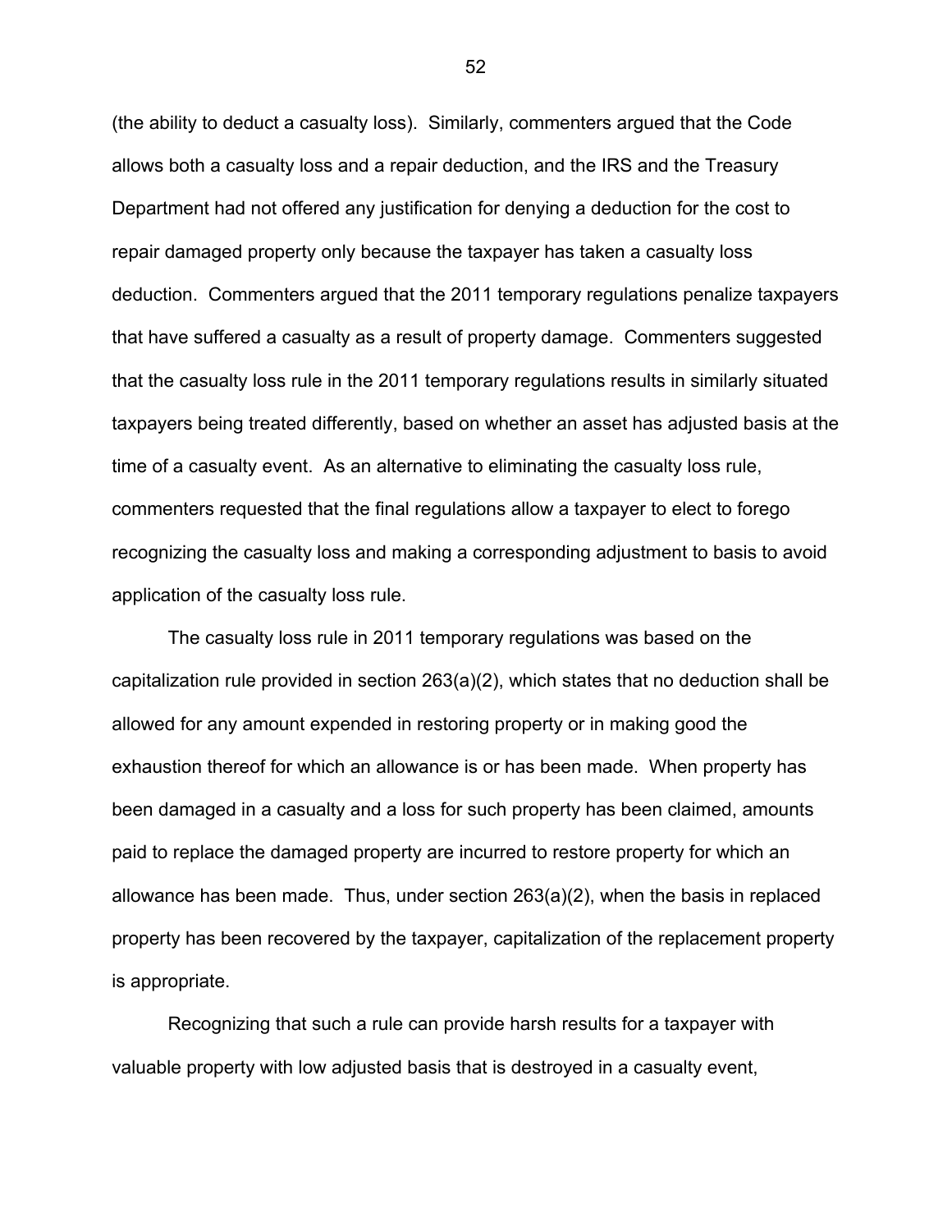(the ability to deduct a casualty loss). Similarly, commenters argued that the Code allows both a casualty loss and a repair deduction, and the IRS and the Treasury Department had not offered any justification for denying a deduction for the cost to repair damaged property only because the taxpayer has taken a casualty loss deduction. Commenters argued that the 2011 temporary regulations penalize taxpayers that have suffered a casualty as a result of property damage. Commenters suggested that the casualty loss rule in the 2011 temporary regulations results in similarly situated taxpayers being treated differently, based on whether an asset has adjusted basis at the time of a casualty event. As an alternative to eliminating the casualty loss rule, commenters requested that the final regulations allow a taxpayer to elect to forego recognizing the casualty loss and making a corresponding adjustment to basis to avoid application of the casualty loss rule.

The casualty loss rule in 2011 temporary regulations was based on the capitalization rule provided in section 263(a)(2), which states that no deduction shall be allowed for any amount expended in restoring property or in making good the exhaustion thereof for which an allowance is or has been made. When property has been damaged in a casualty and a loss for such property has been claimed, amounts paid to replace the damaged property are incurred to restore property for which an allowance has been made. Thus, under section 263(a)(2), when the basis in replaced property has been recovered by the taxpayer, capitalization of the replacement property is appropriate.

Recognizing that such a rule can provide harsh results for a taxpayer with valuable property with low adjusted basis that is destroyed in a casualty event,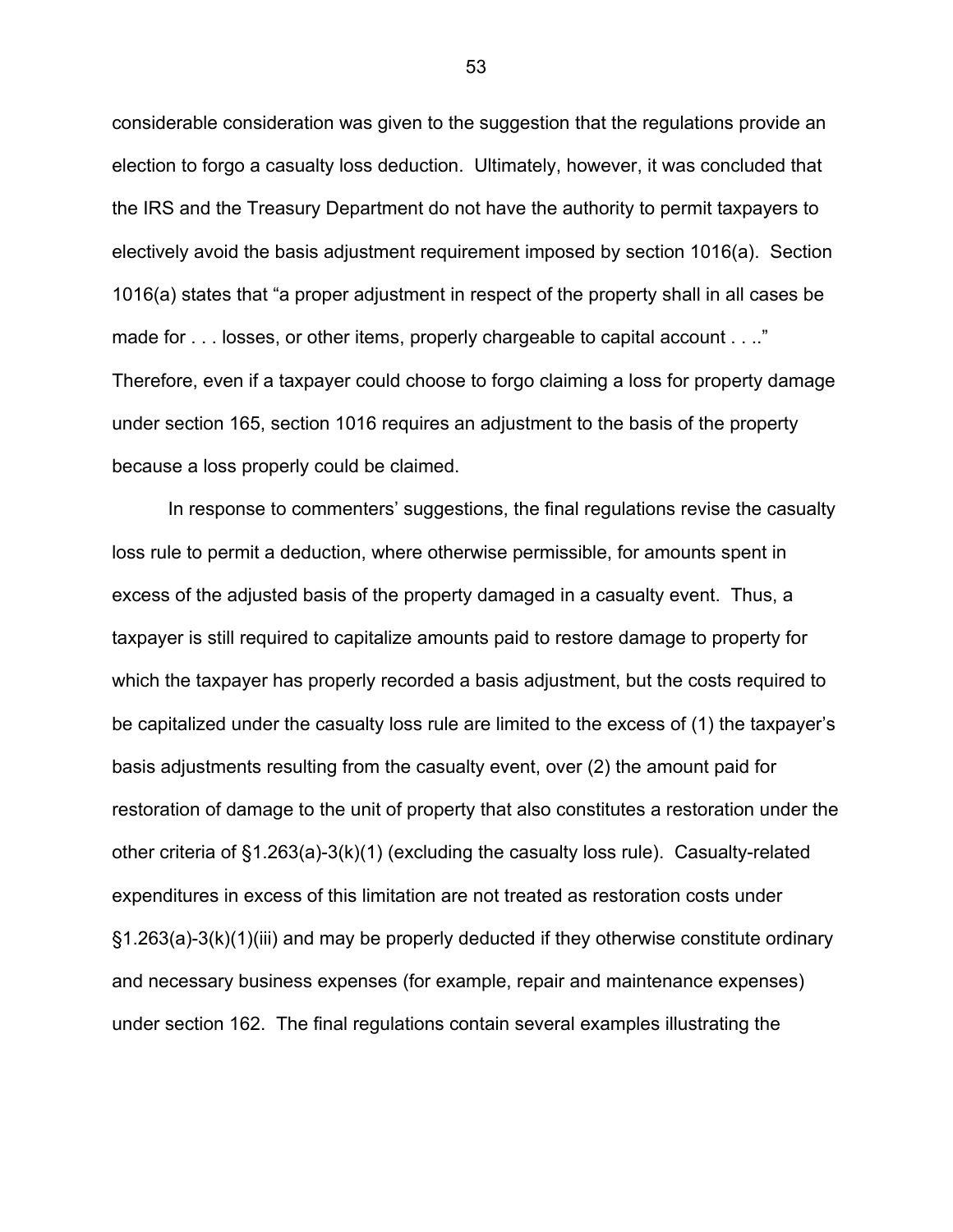considerable consideration was given to the suggestion that the regulations provide an election to forgo a casualty loss deduction. Ultimately, however, it was concluded that the IRS and the Treasury Department do not have the authority to permit taxpayers to electively avoid the basis adjustment requirement imposed by section 1016(a). Section 1016(a) states that "a proper adjustment in respect of the property shall in all cases be made for . . . losses, or other items, properly chargeable to capital account . . .." Therefore, even if a taxpayer could choose to forgo claiming a loss for property damage under section 165, section 1016 requires an adjustment to the basis of the property because a loss properly could be claimed.

In response to commenters' suggestions, the final regulations revise the casualty loss rule to permit a deduction, where otherwise permissible, for amounts spent in excess of the adjusted basis of the property damaged in a casualty event. Thus, a taxpayer is still required to capitalize amounts paid to restore damage to property for which the taxpayer has properly recorded a basis adjustment, but the costs required to be capitalized under the casualty loss rule are limited to the excess of (1) the taxpayer's basis adjustments resulting from the casualty event, over (2) the amount paid for restoration of damage to the unit of property that also constitutes a restoration under the other criteria of §1.263(a)-3(k)(1) (excluding the casualty loss rule). Casualty-related expenditures in excess of this limitation are not treated as restoration costs under §1.263(a)-3(k)(1)(iii) and may be properly deducted if they otherwise constitute ordinary and necessary business expenses (for example, repair and maintenance expenses) under section 162. The final regulations contain several examples illustrating the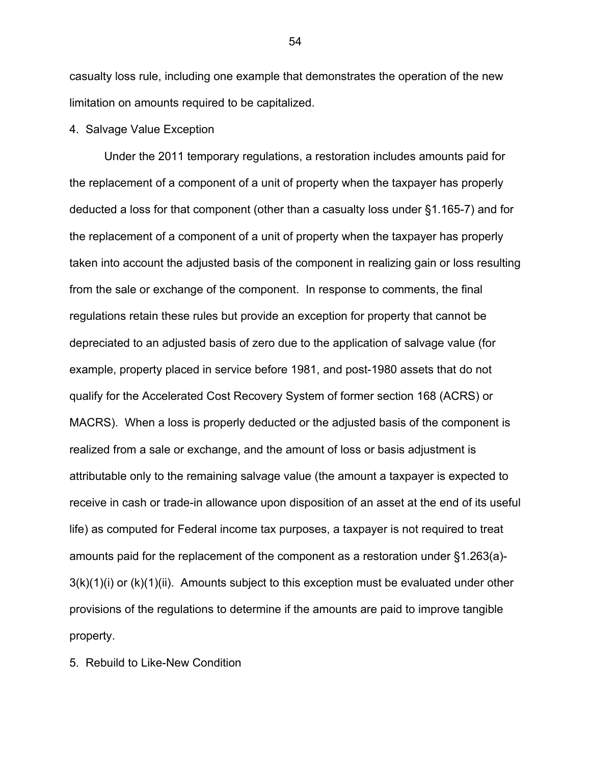casualty loss rule, including one example that demonstrates the operation of the new limitation on amounts required to be capitalized.

4. Salvage Value Exception

Under the 2011 temporary regulations, a restoration includes amounts paid for the replacement of a component of a unit of property when the taxpayer has properly deducted a loss for that component (other than a casualty loss under §1.165-7) and for the replacement of a component of a unit of property when the taxpayer has properly taken into account the adjusted basis of the component in realizing gain or loss resulting from the sale or exchange of the component. In response to comments, the final regulations retain these rules but provide an exception for property that cannot be depreciated to an adjusted basis of zero due to the application of salvage value (for example, property placed in service before 1981, and post-1980 assets that do not qualify for the Accelerated Cost Recovery System of former section 168 (ACRS) or MACRS). When a loss is properly deducted or the adjusted basis of the component is realized from a sale or exchange, and the amount of loss or basis adjustment is attributable only to the remaining salvage value (the amount a taxpayer is expected to receive in cash or trade-in allowance upon disposition of an asset at the end of its useful life) as computed for Federal income tax purposes, a taxpayer is not required to treat amounts paid for the replacement of the component as a restoration under §1.263(a)-3(k)(1)(i) or (k)(1)(ii). Amounts subject to this exception must be evaluated under other provisions of the regulations to determine if the amounts are paid to improve tangible property.

5. Rebuild to Like-New Condition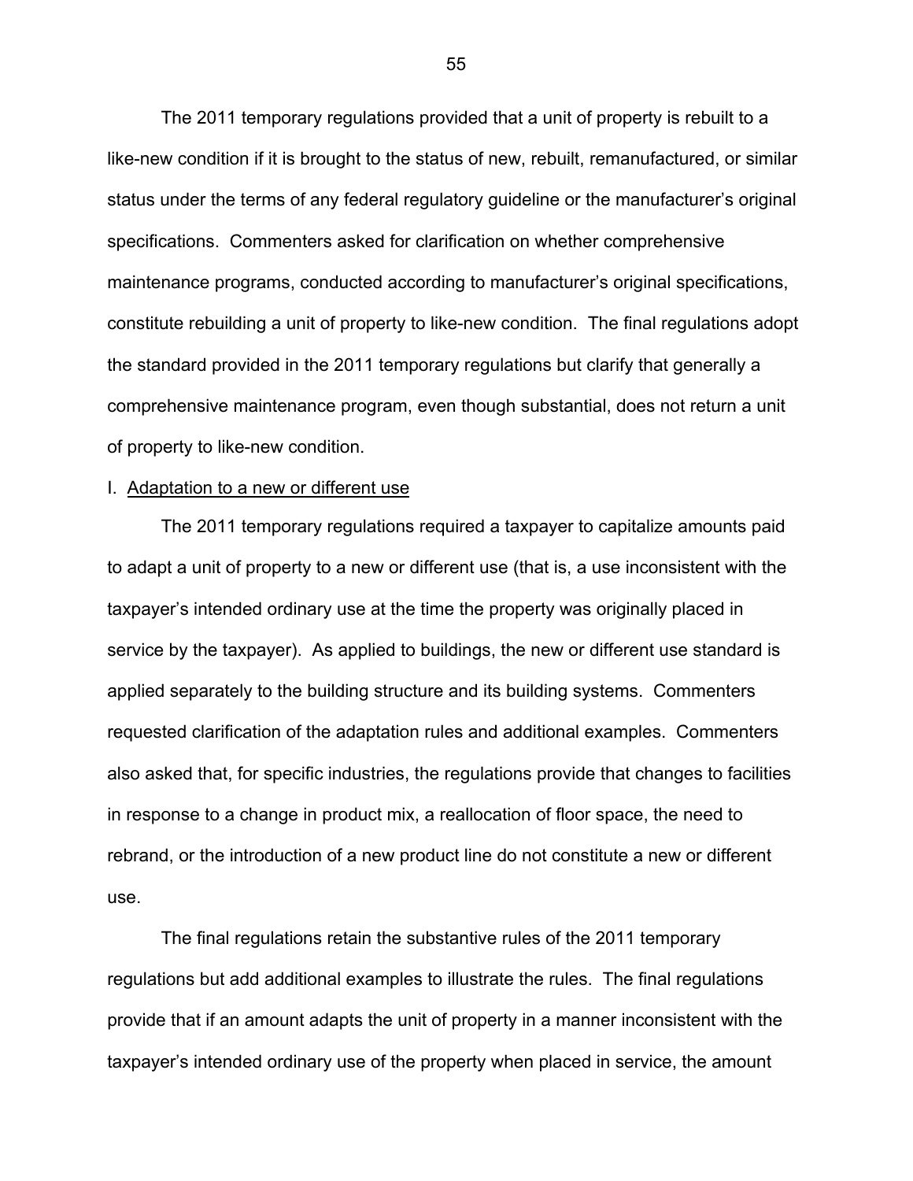The 2011 temporary regulations provided that a unit of property is rebuilt to a like-new condition if it is brought to the status of new, rebuilt, remanufactured, or similar status under the terms of any federal regulatory guideline or the manufacturer's original specifications. Commenters asked for clarification on whether comprehensive maintenance programs, conducted according to manufacturer's original specifications, constitute rebuilding a unit of property to like-new condition. The final regulations adopt the standard provided in the 2011 temporary regulations but clarify that generally a comprehensive maintenance program, even though substantial, does not return a unit of property to like-new condition.

I. Adaptation to a new or different use

The 2011 temporary regulations required a taxpayer to capitalize amounts paid to adapt a unit of property to a new or different use (that is, a use inconsistent with the taxpayer's intended ordinary use at the time the property was originally placed in service by the taxpayer). As applied to buildings, the new or different use standard is applied separately to the building structure and its building systems. Commenters requested clarification of the adaptation rules and additional examples. Commenters also asked that, for specific industries, the regulations provide that changes to facilities in response to a change in product mix, a reallocation of floor space, the need to rebrand, or the introduction of a new product line do not constitute a new or different use.

The final regulations retain the substantive rules of the 2011 temporary regulations but add additional examples to illustrate the rules. The final regulations provide that if an amount adapts the unit of property in a manner inconsistent with the taxpayer's intended ordinary use of the property when placed in service, the amount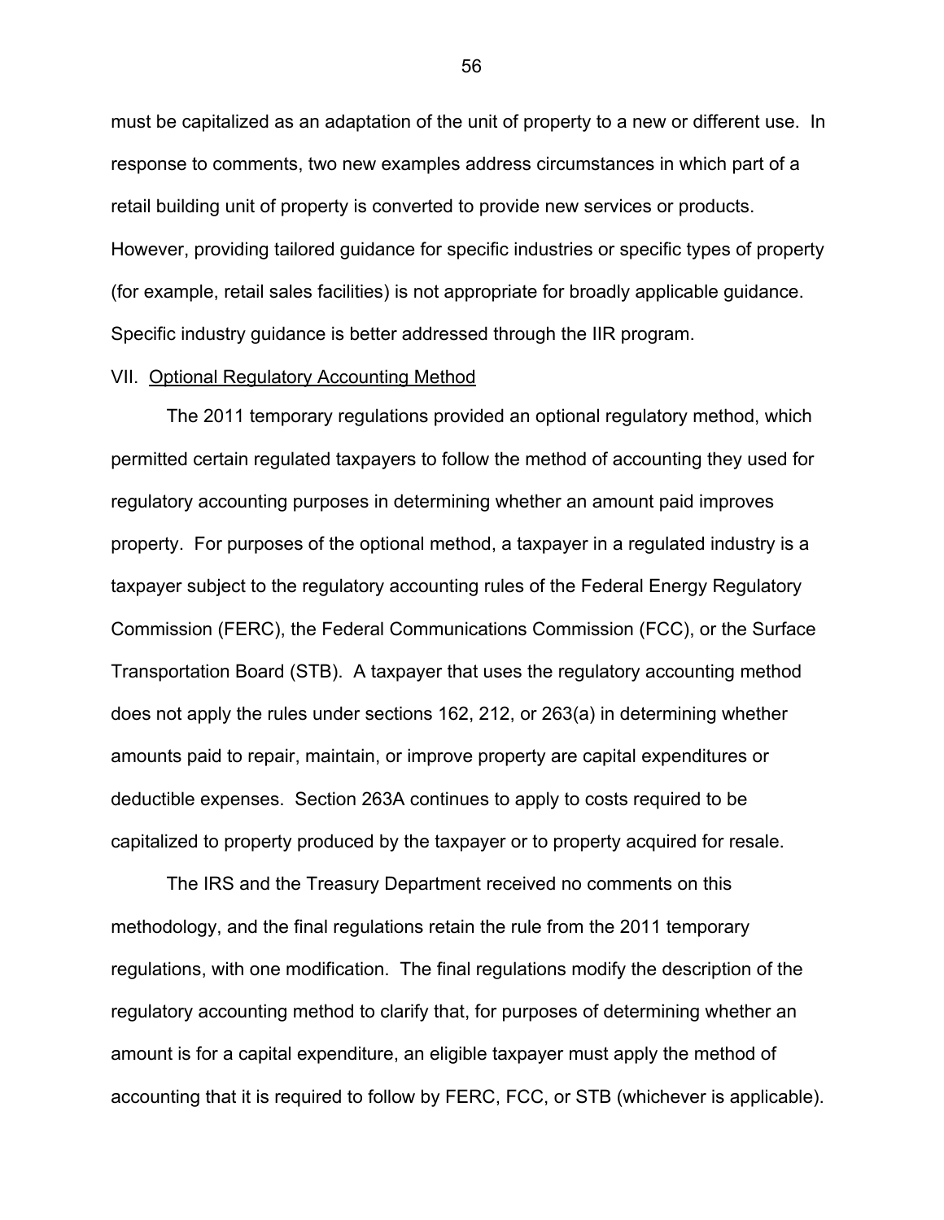must be capitalized as an adaptation of the unit of property to a new or different use. In response to comments, two new examples address circumstances in which part of a retail building unit of property is converted to provide new services or products. However, providing tailored guidance for specific industries or specific types of property (for example, retail sales facilities) is not appropriate for broadly applicable guidance. Specific industry guidance is better addressed through the IIR program.

VII. Optional Regulatory Accounting Method

The 2011 temporary regulations provided an optional regulatory method, which permitted certain regulated taxpayers to follow the method of accounting they used for regulatory accounting purposes in determining whether an amount paid improves property. For purposes of the optional method, a taxpayer in a regulated industry is a taxpayer subject to the regulatory accounting rules of the Federal Energy Regulatory Commission (FERC), the Federal Communications Commission (FCC), or the Surface Transportation Board (STB). A taxpayer that uses the regulatory accounting method does not apply the rules under sections 162, 212, or 263(a) in determining whether amounts paid to repair, maintain, or improve property are capital expenditures or deductible expenses. Section 263A continues to apply to costs required to be capitalized to property produced by the taxpayer or to property acquired for resale.

The IRS and the Treasury Department received no comments on this methodology, and the final regulations retain the rule from the 2011 temporary regulations, with one modification. The final regulations modify the description of the regulatory accounting method to clarify that, for purposes of determining whether an amount is for a capital expenditure, an eligible taxpayer must apply the method of accounting that it is required to follow by FERC, FCC, or STB (whichever is applicable).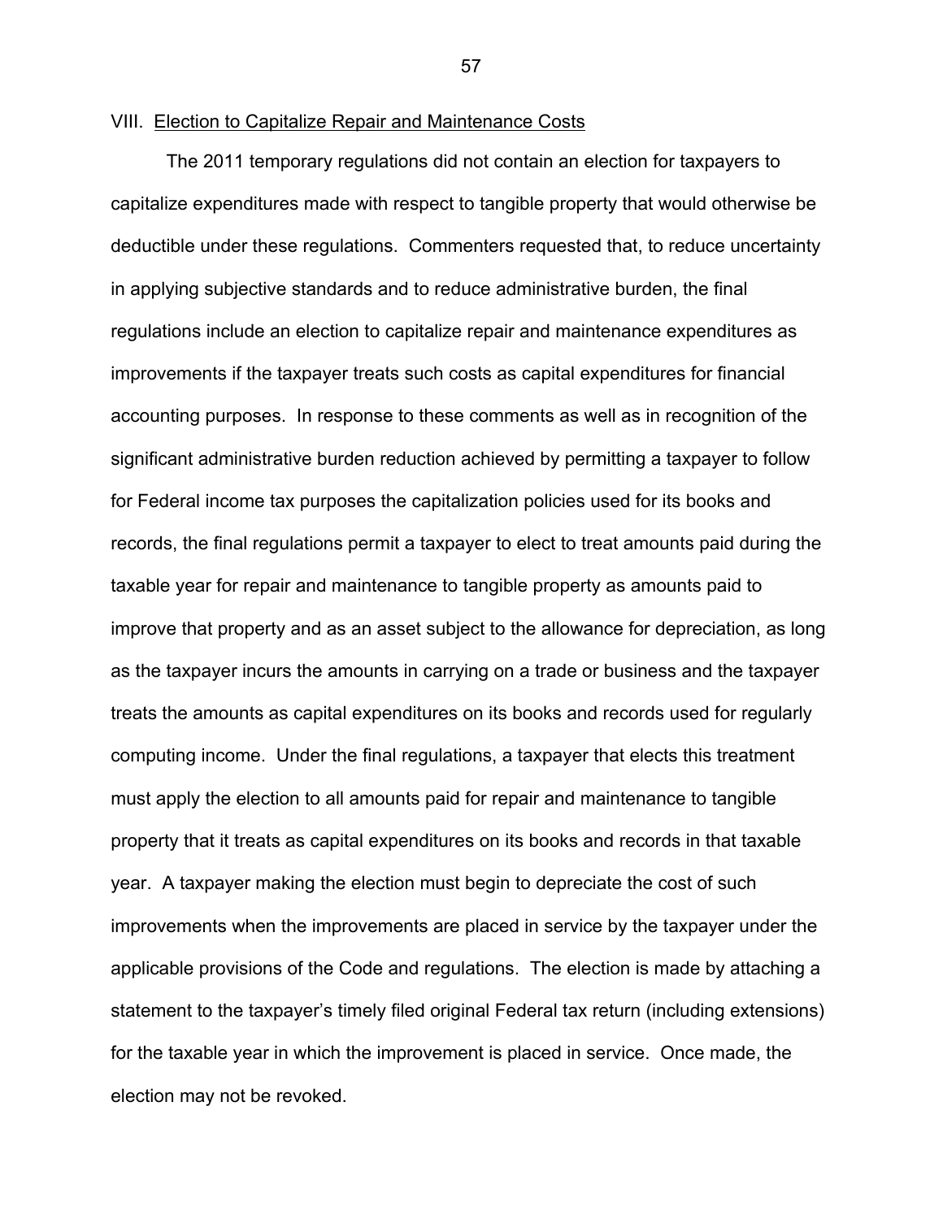## VIII. Election to Capitalize Repair and Maintenance Costs

The 2011 temporary regulations did not contain an election for taxpayers to capitalize expenditures made with respect to tangible property that would otherwise be deductible under these regulations. Commenters requested that, to reduce uncertainty in applying subjective standards and to reduce administrative burden, the final regulations include an election to capitalize repair and maintenance expenditures as improvements if the taxpayer treats such costs as capital expenditures for financial accounting purposes. In response to these comments as well as in recognition of the significant administrative burden reduction achieved by permitting a taxpayer to follow for Federal income tax purposes the capitalization policies used for its books and records, the final regulations permit a taxpayer to elect to treat amounts paid during the taxable year for repair and maintenance to tangible property as amounts paid to improve that property and as an asset subject to the allowance for depreciation, as long as the taxpayer incurs the amounts in carrying on a trade or business and the taxpayer treats the amounts as capital expenditures on its books and records used for regularly computing income. Under the final regulations, a taxpayer that elects this treatment must apply the election to all amounts paid for repair and maintenance to tangible property that it treats as capital expenditures on its books and records in that taxable year. A taxpayer making the election must begin to depreciate the cost of such improvements when the improvements are placed in service by the taxpayer under the applicable provisions of the Code and regulations. The election is made by attaching a statement to the taxpayer's timely filed original Federal tax return (including extensions) for the taxable year in which the improvement is placed in service. Once made, the election may not be revoked.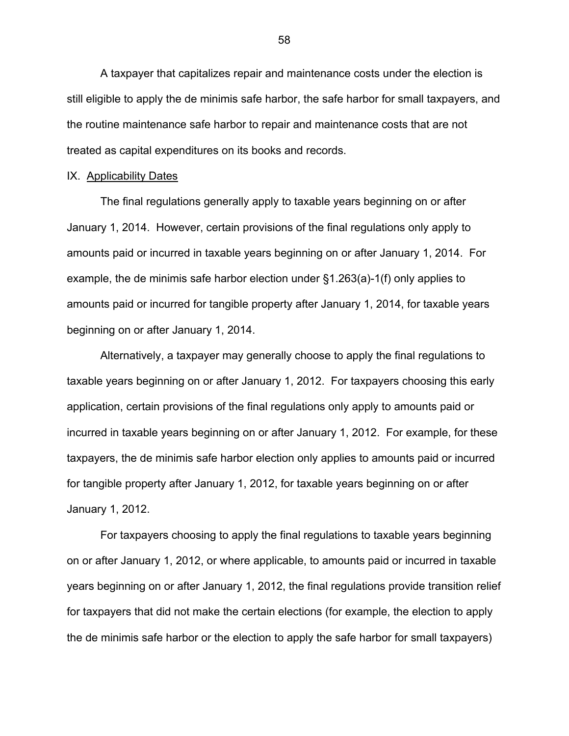A taxpayer that capitalizes repair and maintenance costs under the election is still eligible to apply the de minimis safe harbor, the safe harbor for small taxpayers, and the routine maintenance safe harbor to repair and maintenance costs that are not treated as capital expenditures on its books and records.

## IX. Applicability Dates

The final regulations generally apply to taxable years beginning on or after January 1, 2014. However, certain provisions of the final regulations only apply to amounts paid or incurred in taxable years beginning on or after January 1, 2014. For example, the de minimis safe harbor election under §1.263(a)-1(f) only applies to amounts paid or incurred for tangible property after January 1, 2014, for taxable years beginning on or after January 1, 2014.

Alternatively, a taxpayer may generally choose to apply the final regulations to taxable years beginning on or after January 1, 2012. For taxpayers choosing this early application, certain provisions of the final regulations only apply to amounts paid or incurred in taxable years beginning on or after January 1, 2012. For example, for these taxpayers, the de minimis safe harbor election only applies to amounts paid or incurred for tangible property after January 1, 2012, for taxable years beginning on or after January 1, 2012.

For taxpayers choosing to apply the final regulations to taxable years beginning on or after January 1, 2012, or where applicable, to amounts paid or incurred in taxable years beginning on or after January 1, 2012, the final regulations provide transition relief for taxpayers that did not make the certain elections (for example, the election to apply the de minimis safe harbor or the election to apply the safe harbor for small taxpayers)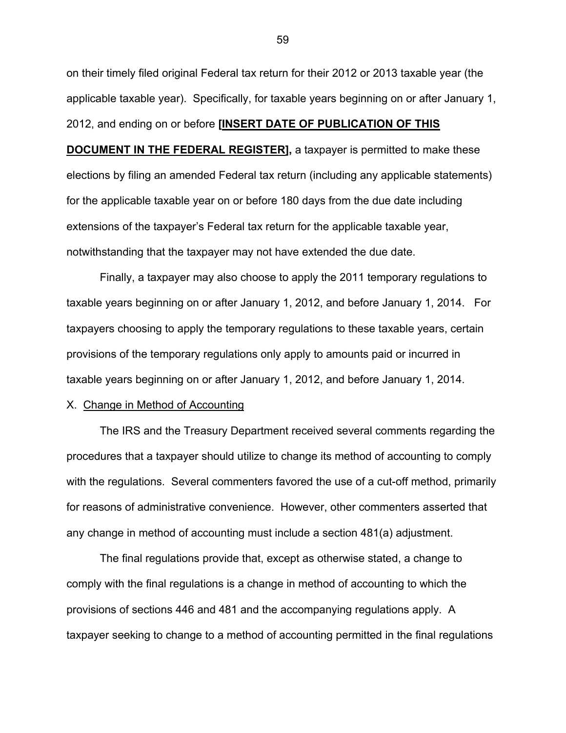on their timely filed original Federal tax return for their 2012 or 2013 taxable year (the applicable taxable year). Specifically, for taxable years beginning on or after January 1, 2012, and ending on or before **[INSERT DATE OF PUBLICATION OF THIS DOCUMENT IN THE FEDERAL REGISTER],** a taxpayer is permitted to make these elections by filing an amended Federal tax return (including any applicable statements) for the applicable taxable year on or before 180 days from the due date including extensions of the taxpayer's Federal tax return for the applicable taxable year, notwithstanding that the taxpayer may not have extended the due date.

Finally, a taxpayer may also choose to apply the 2011 temporary regulations to taxable years beginning on or after January 1, 2012, and before January 1, 2014. For taxpayers choosing to apply the temporary regulations to these taxable years, certain provisions of the temporary regulations only apply to amounts paid or incurred in taxable years beginning on or after January 1, 2012, and before January 1, 2014.

X. Change in Method of Accounting

The IRS and the Treasury Department received several comments regarding the procedures that a taxpayer should utilize to change its method of accounting to comply with the regulations. Several commenters favored the use of a cut-off method, primarily for reasons of administrative convenience. However, other commenters asserted that any change in method of accounting must include a section 481(a) adjustment.

The final regulations provide that, except as otherwise stated, a change to comply with the final regulations is a change in method of accounting to which the provisions of sections 446 and 481 and the accompanying regulations apply. A taxpayer seeking to change to a method of accounting permitted in the final regulations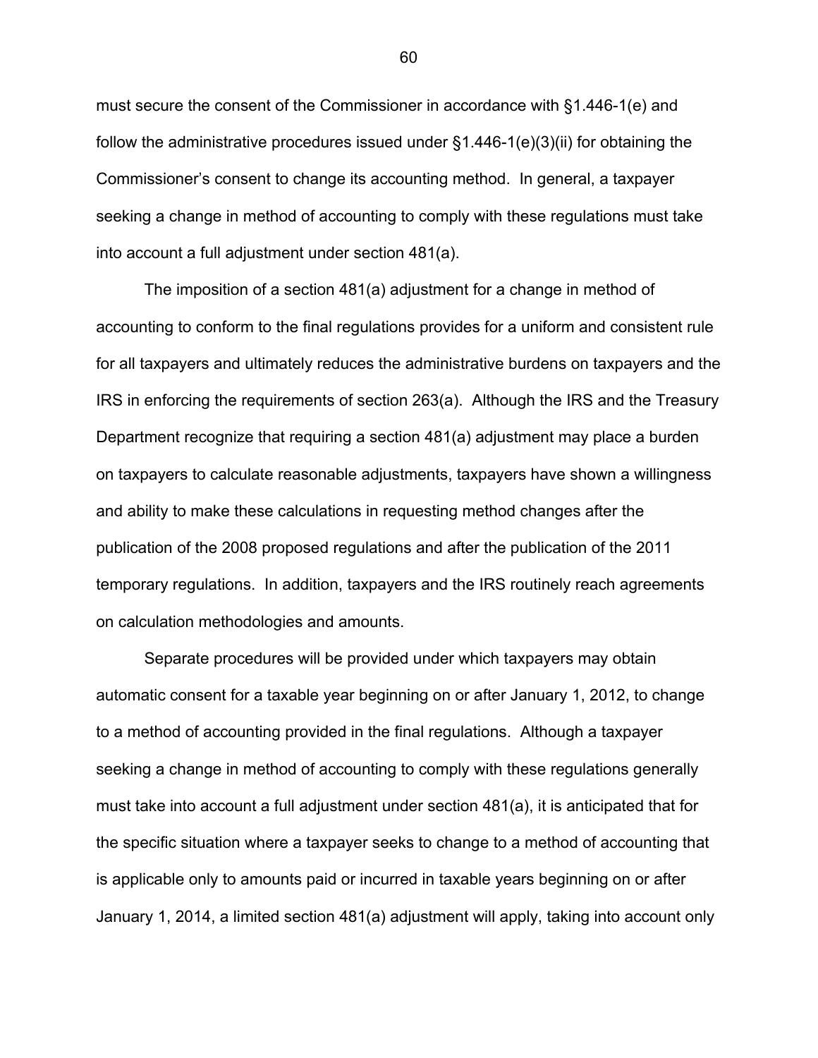must secure the consent of the Commissioner in accordance with §1.446-1(e) and follow the administrative procedures issued under §1.446-1(e)(3)(ii) for obtaining the Commissioner's consent to change its accounting method. In general, a taxpayer seeking a change in method of accounting to comply with these regulations must take into account a full adjustment under section 481(a).

The imposition of a section 481(a) adjustment for a change in method of accounting to conform to the final regulations provides for a uniform and consistent rule for all taxpayers and ultimately reduces the administrative burdens on taxpayers and the IRS in enforcing the requirements of section 263(a). Although the IRS and the Treasury Department recognize that requiring a section 481(a) adjustment may place a burden on taxpayers to calculate reasonable adjustments, taxpayers have shown a willingness and ability to make these calculations in requesting method changes after the publication of the 2008 proposed regulations and after the publication of the 2011 temporary regulations. In addition, taxpayers and the IRS routinely reach agreements on calculation methodologies and amounts.

Separate procedures will be provided under which taxpayers may obtain automatic consent for a taxable year beginning on or after January 1, 2012, to change to a method of accounting provided in the final regulations. Although a taxpayer seeking a change in method of accounting to comply with these regulations generally must take into account a full adjustment under section 481(a), it is anticipated that for the specific situation where a taxpayer seeks to change to a method of accounting that is applicable only to amounts paid or incurred in taxable years beginning on or after January 1, 2014, a limited section 481(a) adjustment will apply, taking into account only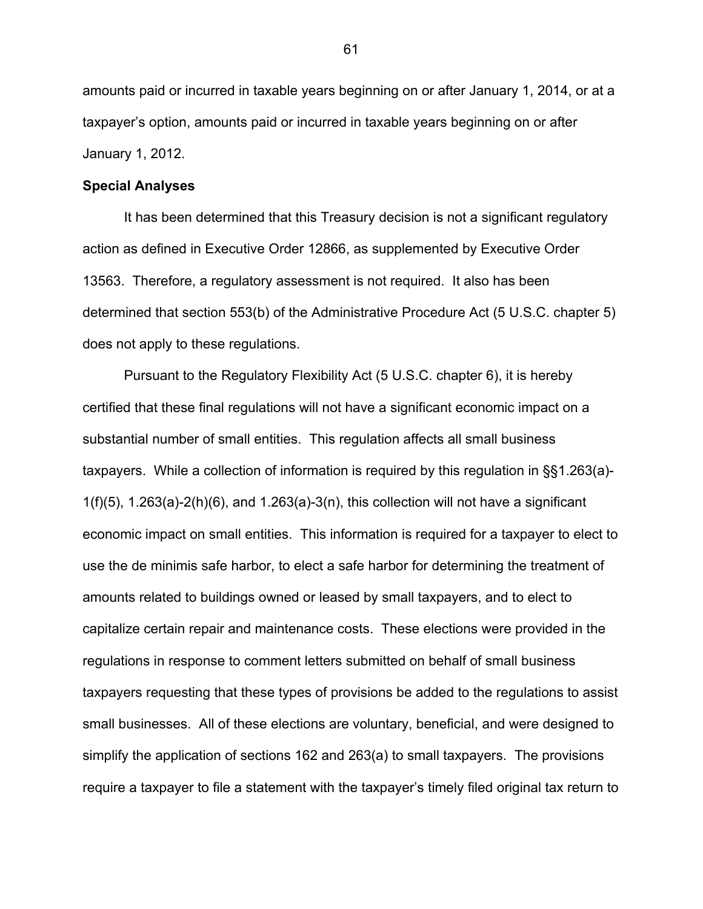amounts paid or incurred in taxable years beginning on or after January 1, 2014, or at a taxpayer's option, amounts paid or incurred in taxable years beginning on or after January 1, 2012.

**Special Analyses**

It has been determined that this Treasury decision is not a significant regulatory action as defined in Executive Order 12866, as supplemented by Executive Order 13563. Therefore, a regulatory assessment is not required. It also has been determined that section 553(b) of the Administrative Procedure Act (5 U.S.C. chapter 5) does not apply to these regulations.

Pursuant to the Regulatory Flexibility Act (5 U.S.C. chapter 6), it is hereby certified that these final regulations will not have a significant economic impact on a substantial number of small entities. This regulation affects all small business taxpayers. While a collection of information is required by this regulation in §§1.263(a)-1(f)(5), 1.263(a)-2(h)(6), and 1.263(a)-3(n), this collection will not have a significant economic impact on small entities. This information is required for a taxpayer to elect to use the de minimis safe harbor, to elect a safe harbor for determining the treatment of amounts related to buildings owned or leased by small taxpayers, and to elect to capitalize certain repair and maintenance costs. These elections were provided in the regulations in response to comment letters submitted on behalf of small business taxpayers requesting that these types of provisions be added to the regulations to assist small businesses. All of these elections are voluntary, beneficial, and were designed to simplify the application of sections 162 and 263(a) to small taxpayers. The provisions require a taxpayer to file a statement with the taxpayer's timely filed original tax return to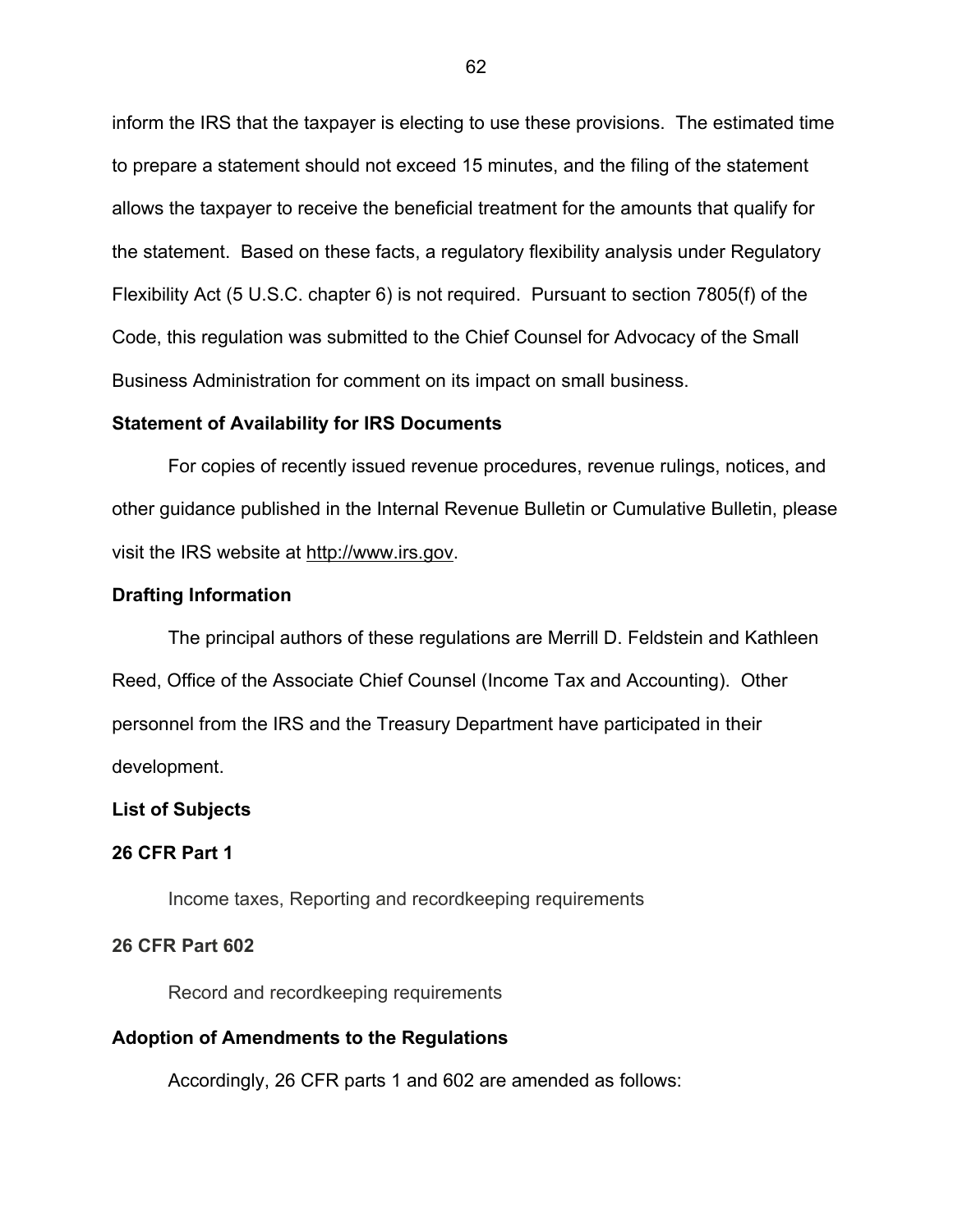inform the IRS that the taxpayer is electing to use these provisions. The estimated time to prepare a statement should not exceed 15 minutes, and the filing of the statement allows the taxpayer to receive the beneficial treatment for the amounts that qualify for the statement. Based on these facts, a regulatory flexibility analysis under Regulatory Flexibility Act (5 U.S.C. chapter 6) is not required. Pursuant to section 7805(f) of the Code, this regulation was submitted to the Chief Counsel for Advocacy of the Small Business Administration for comment on its impact on small business.

**Statement of Availability for IRS Documents**

For copies of recently issued revenue procedures, revenue rulings, notices, and other guidance published in the Internal Revenue Bulletin or Cumulative Bulletin, please visit the IRS website at http://www.irs.gov.

**Drafting Information**

The principal authors of these regulations are Merrill D. Feldstein and Kathleen Reed, Office of the Associate Chief Counsel (Income Tax and Accounting). Other personnel from the IRS and the Treasury Department have participated in their development.

**List of Subjects**

**26 CFR Part 1**

Income taxes, Reporting and recordkeeping requirements

**26 CFR Part 602**

Record and recordkeeping requirements

**Adoption of Amendments to the Regulations**

Accordingly, 26 CFR parts 1 and 602 are amended as follows: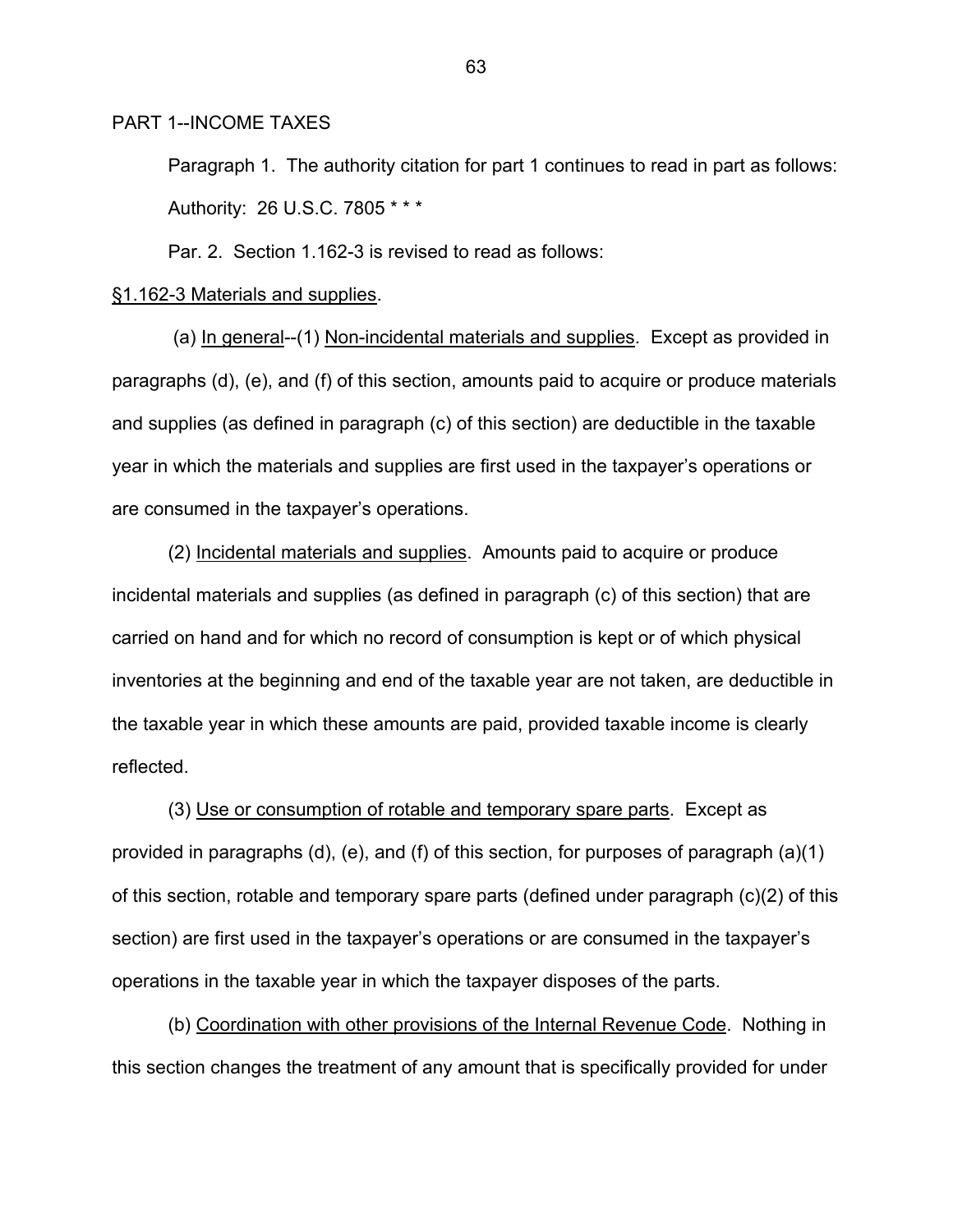PART 1--INCOME TAXES

Paragraph 1. The authority citation for part 1 continues to read in part as follows:

Authority: 26 U.S.C. 7805 * * *

Par. 2. Section 1.162-3 is revised to read as follows:

§1.162-3 Materials and supplies.

(a) In general--(1) Non-incidental materials and supplies. Except as provided in paragraphs (d), (e), and (f) of this section, amounts paid to acquire or produce materials and supplies (as defined in paragraph (c) of this section) are deductible in the taxable year in which the materials and supplies are first used in the taxpayer's operations or are consumed in the taxpayer's operations.

(2) Incidental materials and supplies. Amounts paid to acquire or produce incidental materials and supplies (as defined in paragraph (c) of this section) that are carried on hand and for which no record of consumption is kept or of which physical inventories at the beginning and end of the taxable year are not taken, are deductible in the taxable year in which these amounts are paid, provided taxable income is clearly reflected.

(3) Use or consumption of rotable and temporary spare parts. Except as provided in paragraphs (d), (e), and (f) of this section, for purposes of paragraph (a)(1) of this section, rotable and temporary spare parts (defined under paragraph (c)(2) of this section) are first used in the taxpayer's operations or are consumed in the taxpayer's operations in the taxable year in which the taxpayer disposes of the parts.

(b) Coordination with other provisions of the Internal Revenue Code. Nothing in this section changes the treatment of any amount that is specifically provided for under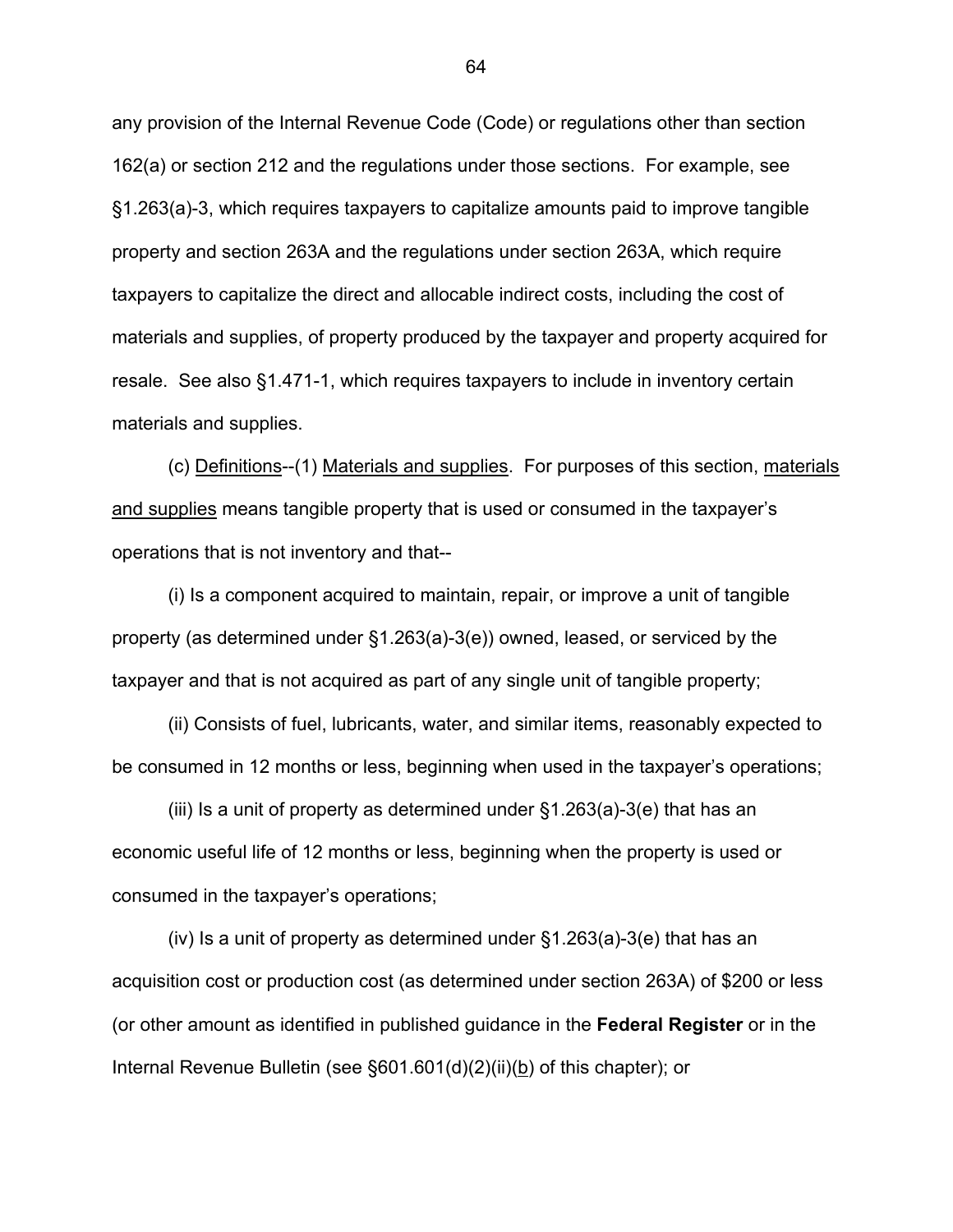any provision of the Internal Revenue Code (Code) or regulations other than section 162(a) or section 212 and the regulations under those sections. For example, see §1.263(a)-3, which requires taxpayers to capitalize amounts paid to improve tangible property and section 263A and the regulations under section 263A, which require taxpayers to capitalize the direct and allocable indirect costs, including the cost of materials and supplies, of property produced by the taxpayer and property acquired for resale. See also §1.471-1, which requires taxpayers to include in inventory certain materials and supplies.

(c) Definitions--(1) Materials and supplies. For purposes of this section, materials and supplies means tangible property that is used or consumed in the taxpayer's operations that is not inventory and that--

(i) Is a component acquired to maintain, repair, or improve a unit of tangible property (as determined under §1.263(a)-3(e)) owned, leased, or serviced by the taxpayer and that is not acquired as part of any single unit of tangible property;

(ii) Consists of fuel, lubricants, water, and similar items, reasonably expected to be consumed in 12 months or less, beginning when used in the taxpayer's operations;

(iii) Is a unit of property as determined under §1.263(a)-3(e) that has an economic useful life of 12 months or less, beginning when the property is used or consumed in the taxpayer's operations;

(iv) Is a unit of property as determined under §1.263(a)-3(e) that has an acquisition cost or production cost (as determined under section 263A) of $200 or less (or other amount as identified in published guidance in the **Federal Register** or in the Internal Revenue Bulletin (see §601.601(d)(2)(ii)(b) of this chapter); or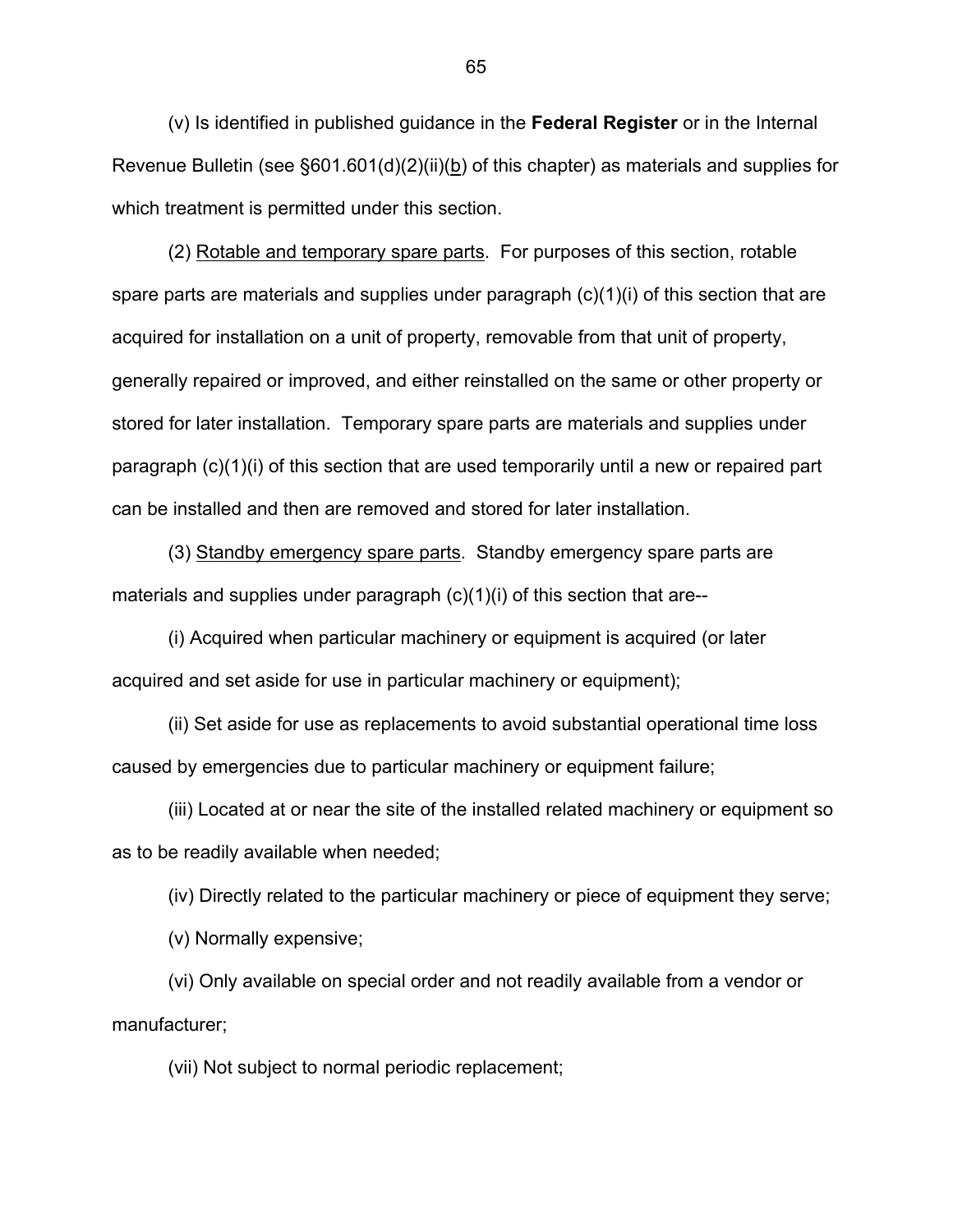(v) Is identified in published guidance in the **Federal Register** or in the Internal Revenue Bulletin (see §601.601(d)(2)(ii)(b) of this chapter) as materials and supplies for which treatment is permitted under this section.

(2) Rotable and temporary spare parts. For purposes of this section, rotable spare parts are materials and supplies under paragraph (c)(1)(i) of this section that are acquired for installation on a unit of property, removable from that unit of property, generally repaired or improved, and either reinstalled on the same or other property or stored for later installation. Temporary spare parts are materials and supplies under paragraph (c)(1)(i) of this section that are used temporarily until a new or repaired part can be installed and then are removed and stored for later installation.

(3) Standby emergency spare parts. Standby emergency spare parts are materials and supplies under paragraph (c)(1)(i) of this section that are--

(i) Acquired when particular machinery or equipment is acquired (or later acquired and set aside for use in particular machinery or equipment);

(ii) Set aside for use as replacements to avoid substantial operational time loss caused by emergencies due to particular machinery or equipment failure;

(iii) Located at or near the site of the installed related machinery or equipment so as to be readily available when needed;

(iv) Directly related to the particular machinery or piece of equipment they serve;

(v) Normally expensive;

(vi) Only available on special order and not readily available from a vendor or manufacturer;

(vii) Not subject to normal periodic replacement;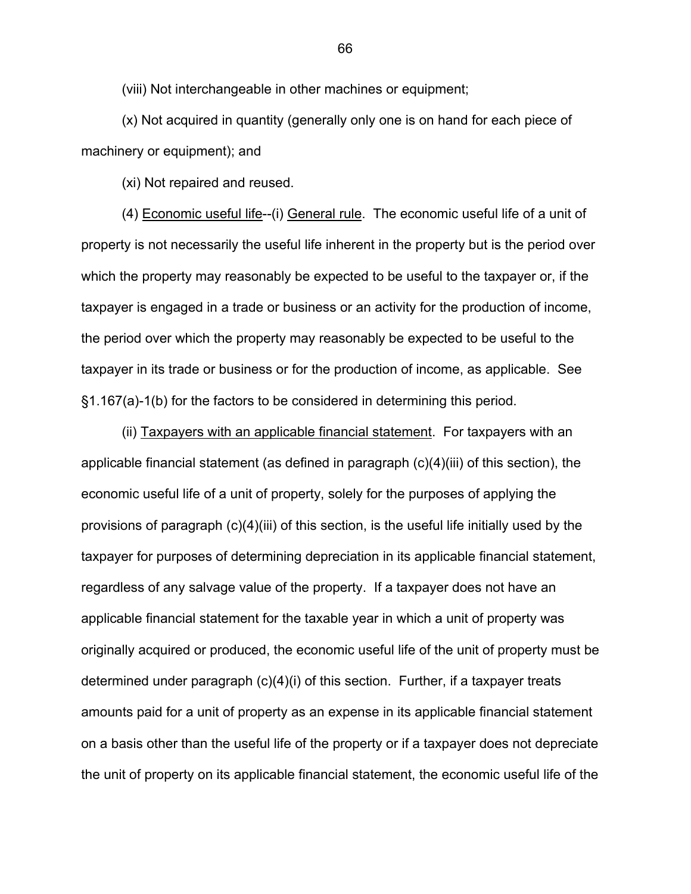(viii) Not interchangeable in other machines or equipment;

(x) Not acquired in quantity (generally only one is on hand for each piece of machinery or equipment); and

(xi) Not repaired and reused.

(4) Economic useful life--(i) General rule. The economic useful life of a unit of property is not necessarily the useful life inherent in the property but is the period over which the property may reasonably be expected to be useful to the taxpayer or, if the taxpayer is engaged in a trade or business or an activity for the production of income, the period over which the property may reasonably be expected to be useful to the taxpayer in its trade or business or for the production of income, as applicable. See §1.167(a)-1(b) for the factors to be considered in determining this period.

(ii) Taxpayers with an applicable financial statement. For taxpayers with an applicable financial statement (as defined in paragraph (c)(4)(iii) of this section), the economic useful life of a unit of property, solely for the purposes of applying the provisions of paragraph (c)(4)(iii) of this section, is the useful life initially used by the taxpayer for purposes of determining depreciation in its applicable financial statement, regardless of any salvage value of the property. If a taxpayer does not have an applicable financial statement for the taxable year in which a unit of property was originally acquired or produced, the economic useful life of the unit of property must be determined under paragraph (c)(4)(i) of this section. Further, if a taxpayer treats amounts paid for a unit of property as an expense in its applicable financial statement on a basis other than the useful life of the property or if a taxpayer does not depreciate the unit of property on its applicable financial statement, the economic useful life of the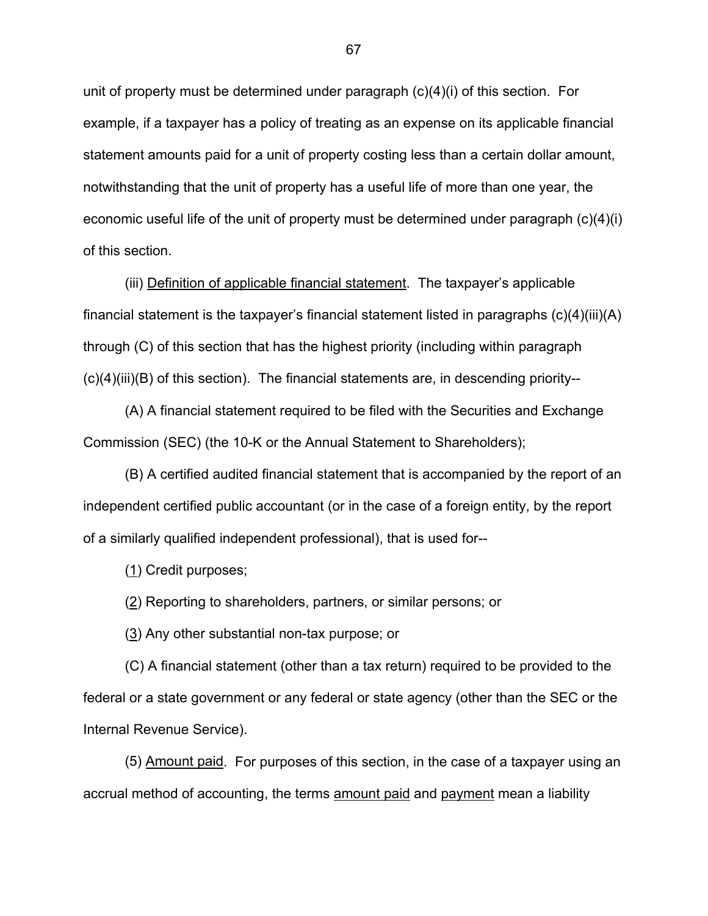unit of property must be determined under paragraph (c)(4)(i) of this section. For example, if a taxpayer has a policy of treating as an expense on its applicable financial statement amounts paid for a unit of property costing less than a certain dollar amount, notwithstanding that the unit of property has a useful life of more than one year, the economic useful life of the unit of property must be determined under paragraph (c)(4)(i) of this section.

(iii) Definition of applicable financial statement. The taxpayer's applicable financial statement is the taxpayer's financial statement listed in paragraphs (c)(4)(iii)(A) through (C) of this section that has the highest priority (including within paragraph (c)(4)(iii)(B) of this section). The financial statements are, in descending priority--

(A) A financial statement required to be filed with the Securities and Exchange Commission (SEC) (the 10-K or the Annual Statement to Shareholders);

(B) A certified audited financial statement that is accompanied by the report of an independent certified public accountant (or in the case of a foreign entity, by the report of a similarly qualified independent professional), that is used for--

(1) Credit purposes;

(2) Reporting to shareholders, partners, or similar persons; or

(3) Any other substantial non-tax purpose; or

(C) A financial statement (other than a tax return) required to be provided to the federal or a state government or any federal or state agency (other than the SEC or the Internal Revenue Service).

(5) Amount paid. For purposes of this section, in the case of a taxpayer using an accrual method of accounting, the terms amount paid and payment mean a liability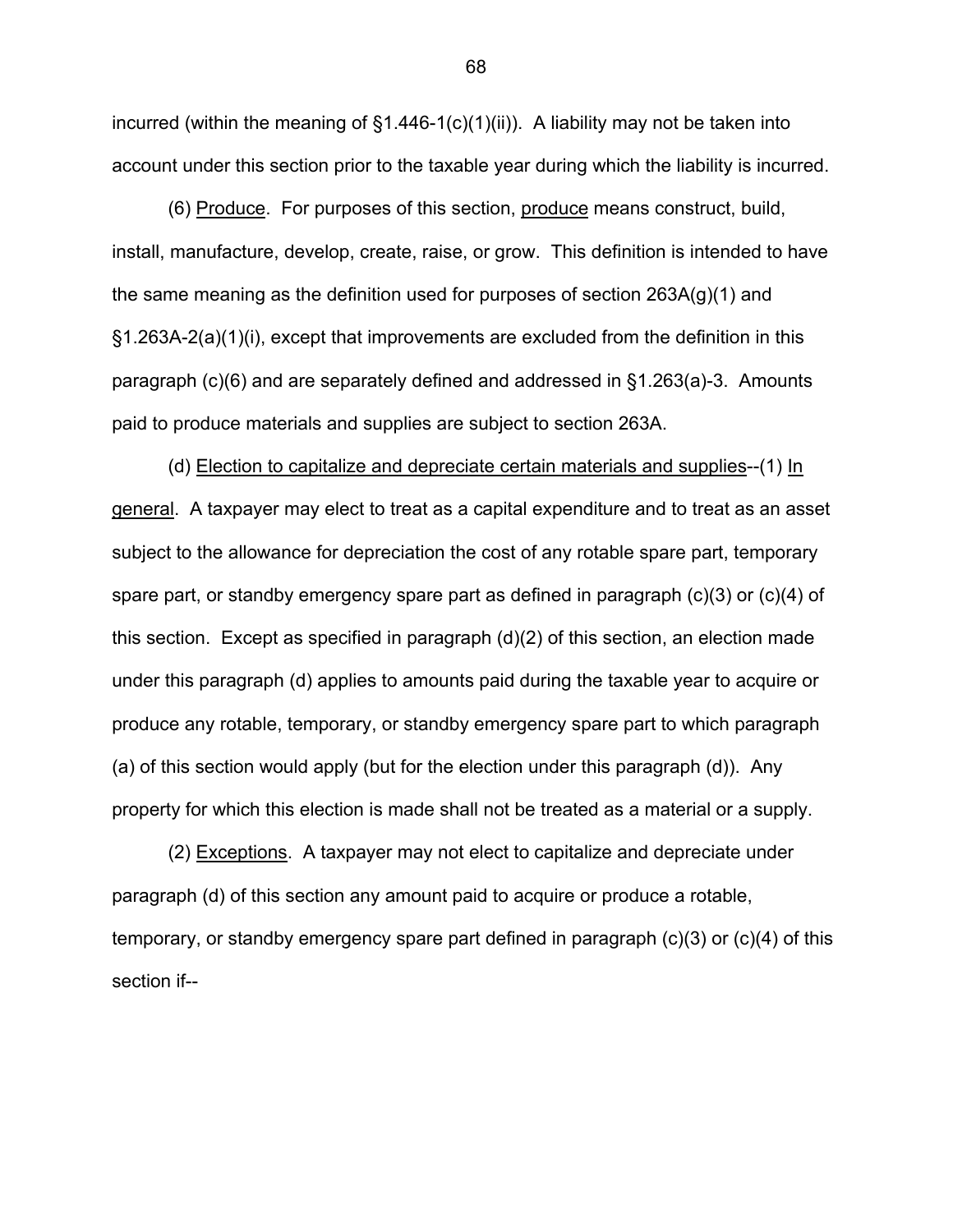incurred (within the meaning of §1.446-1(c)(1)(ii)). A liability may not be taken into account under this section prior to the taxable year during which the liability is incurred.

(6) Produce. For purposes of this section, produce means construct, build, install, manufacture, develop, create, raise, or grow. This definition is intended to have the same meaning as the definition used for purposes of section 263A(g)(1) and §1.263A-2(a)(1)(i), except that improvements are excluded from the definition in this paragraph (c)(6) and are separately defined and addressed in §1.263(a)-3. Amounts paid to produce materials and supplies are subject to section 263A.

(d) Election to capitalize and depreciate certain materials and supplies--(1) In general. A taxpayer may elect to treat as a capital expenditure and to treat as an asset subject to the allowance for depreciation the cost of any rotable spare part, temporary spare part, or standby emergency spare part as defined in paragraph (c)(3) or (c)(4) of this section. Except as specified in paragraph (d)(2) of this section, an election made under this paragraph (d) applies to amounts paid during the taxable year to acquire or produce any rotable, temporary, or standby emergency spare part to which paragraph (a) of this section would apply (but for the election under this paragraph (d)). Any property for which this election is made shall not be treated as a material or a supply.

(2) Exceptions. A taxpayer may not elect to capitalize and depreciate under paragraph (d) of this section any amount paid to acquire or produce a rotable, temporary, or standby emergency spare part defined in paragraph (c)(3) or (c)(4) of this section if--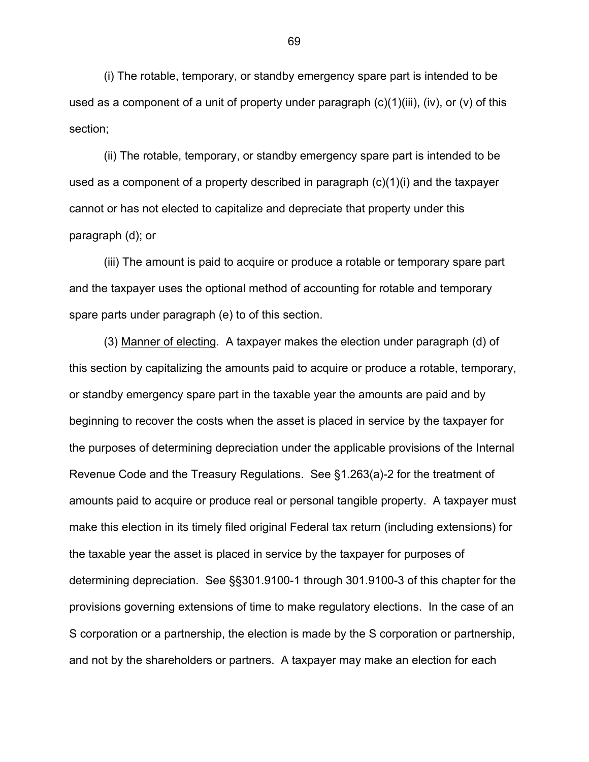(i) The rotable, temporary, or standby emergency spare part is intended to be used as a component of a unit of property under paragraph (c)(1)(iii), (iv), or (v) of this section;

(ii) The rotable, temporary, or standby emergency spare part is intended to be used as a component of a property described in paragraph (c)(1)(i) and the taxpayer cannot or has not elected to capitalize and depreciate that property under this paragraph (d); or

(iii) The amount is paid to acquire or produce a rotable or temporary spare part and the taxpayer uses the optional method of accounting for rotable and temporary spare parts under paragraph (e) to of this section.

(3) Manner of electing. A taxpayer makes the election under paragraph (d) of this section by capitalizing the amounts paid to acquire or produce a rotable, temporary, or standby emergency spare part in the taxable year the amounts are paid and by beginning to recover the costs when the asset is placed in service by the taxpayer for the purposes of determining depreciation under the applicable provisions of the Internal Revenue Code and the Treasury Regulations. See §1.263(a)-2 for the treatment of amounts paid to acquire or produce real or personal tangible property. A taxpayer must make this election in its timely filed original Federal tax return (including extensions) for the taxable year the asset is placed in service by the taxpayer for purposes of determining depreciation. See §§301.9100-1 through 301.9100-3 of this chapter for the provisions governing extensions of time to make regulatory elections. In the case of an S corporation or a partnership, the election is made by the S corporation or partnership, and not by the shareholders or partners. A taxpayer may make an election for each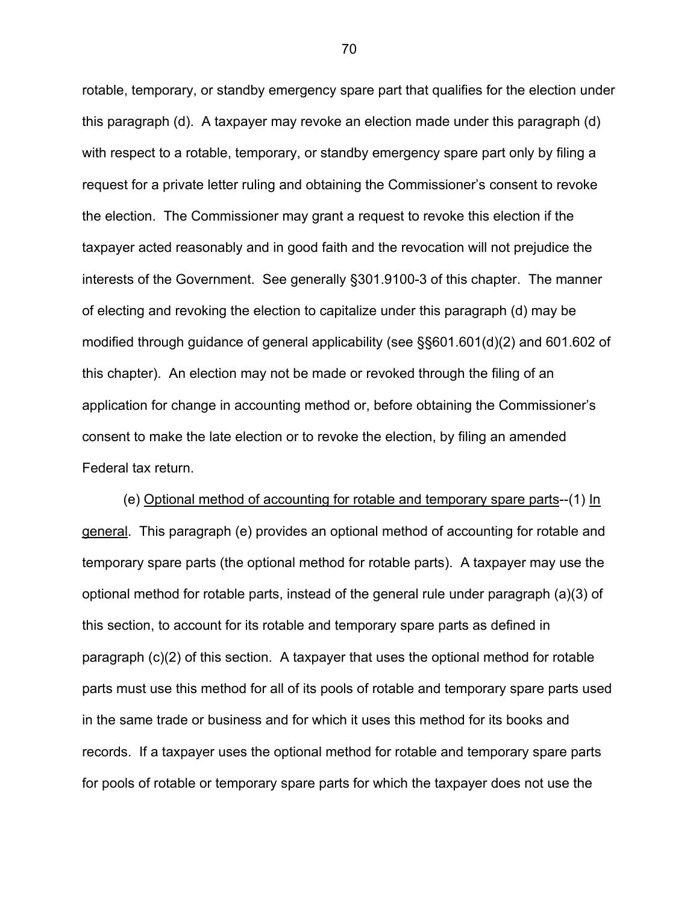rotable, temporary, or standby emergency spare part that qualifies for the election under this paragraph (d). A taxpayer may revoke an election made under this paragraph (d) with respect to a rotable, temporary, or standby emergency spare part only by filing a request for a private letter ruling and obtaining the Commissioner's consent to revoke the election. The Commissioner may grant a request to revoke this election if the taxpayer acted reasonably and in good faith and the revocation will not prejudice the interests of the Government. See generally §301.9100-3 of this chapter. The manner of electing and revoking the election to capitalize under this paragraph (d) may be modified through guidance of general applicability (see §§601.601(d)(2) and 601.602 of this chapter). An election may not be made or revoked through the filing of an application for change in accounting method or, before obtaining the Commissioner's consent to make the late election or to revoke the election, by filing an amended Federal tax return.

(e) Optional method of accounting for rotable and temporary spare parts--(1) In general. This paragraph (e) provides an optional method of accounting for rotable and temporary spare parts (the optional method for rotable parts). A taxpayer may use the optional method for rotable parts, instead of the general rule under paragraph (a)(3) of this section, to account for its rotable and temporary spare parts as defined in paragraph (c)(2) of this section. A taxpayer that uses the optional method for rotable parts must use this method for all of its pools of rotable and temporary spare parts used in the same trade or business and for which it uses this method for its books and records. If a taxpayer uses the optional method for rotable and temporary spare parts for pools of rotable or temporary spare parts for which the taxpayer does not use the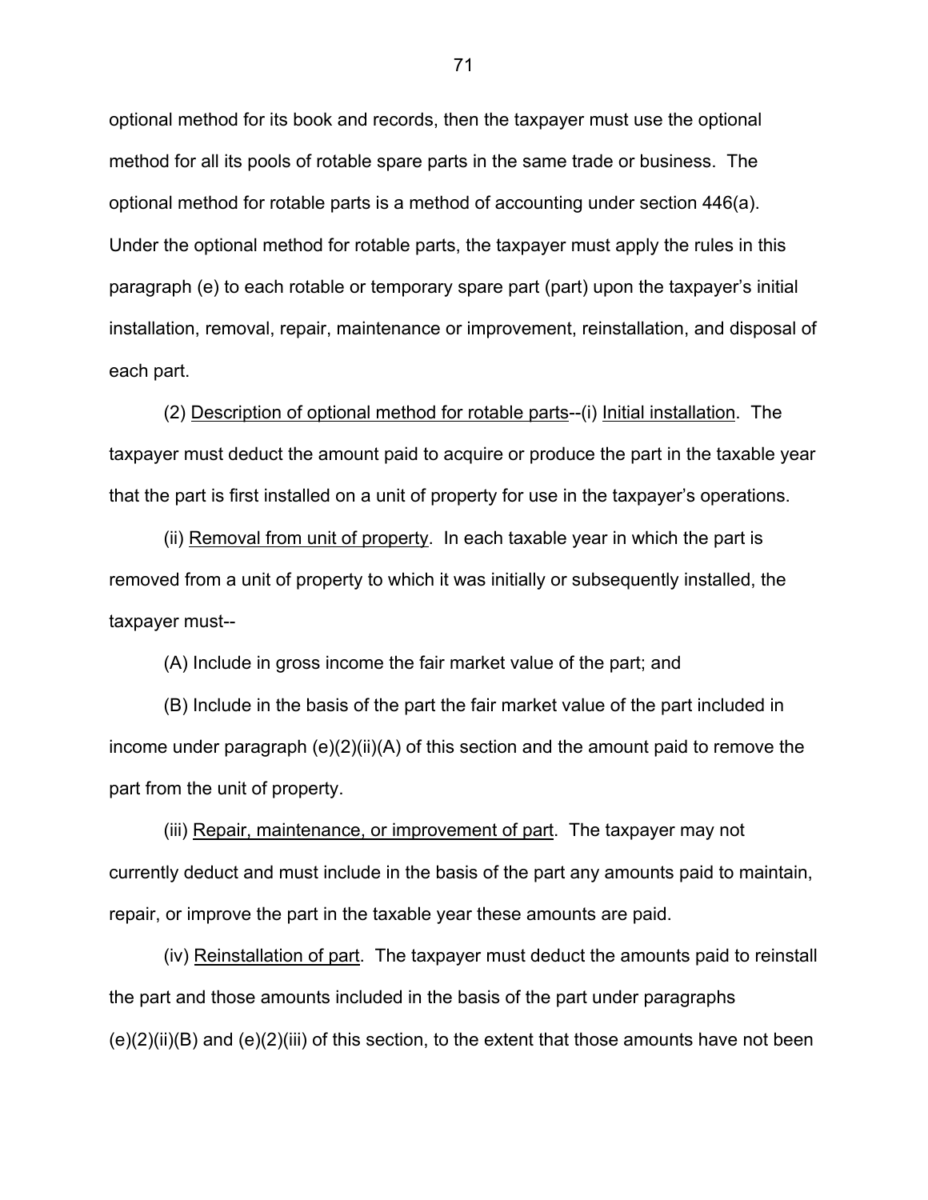optional method for its book and records, then the taxpayer must use the optional method for all its pools of rotable spare parts in the same trade or business. The optional method for rotable parts is a method of accounting under section 446(a). Under the optional method for rotable parts, the taxpayer must apply the rules in this paragraph (e) to each rotable or temporary spare part (part) upon the taxpayer's initial installation, removal, repair, maintenance or improvement, reinstallation, and disposal of each part.

(2) Description of optional method for rotable parts--(i) Initial installation. The taxpayer must deduct the amount paid to acquire or produce the part in the taxable year that the part is first installed on a unit of property for use in the taxpayer's operations.

(ii) Removal from unit of property. In each taxable year in which the part is removed from a unit of property to which it was initially or subsequently installed, the taxpayer must--

(A) Include in gross income the fair market value of the part; and

(B) Include in the basis of the part the fair market value of the part included in income under paragraph (e)(2)(ii)(A) of this section and the amount paid to remove the part from the unit of property.

(iii) Repair, maintenance, or improvement of part. The taxpayer may not currently deduct and must include in the basis of the part any amounts paid to maintain, repair, or improve the part in the taxable year these amounts are paid.

(iv) Reinstallation of part. The taxpayer must deduct the amounts paid to reinstall the part and those amounts included in the basis of the part under paragraphs (e)(2)(ii)(B) and (e)(2)(iii) of this section, to the extent that those amounts have not been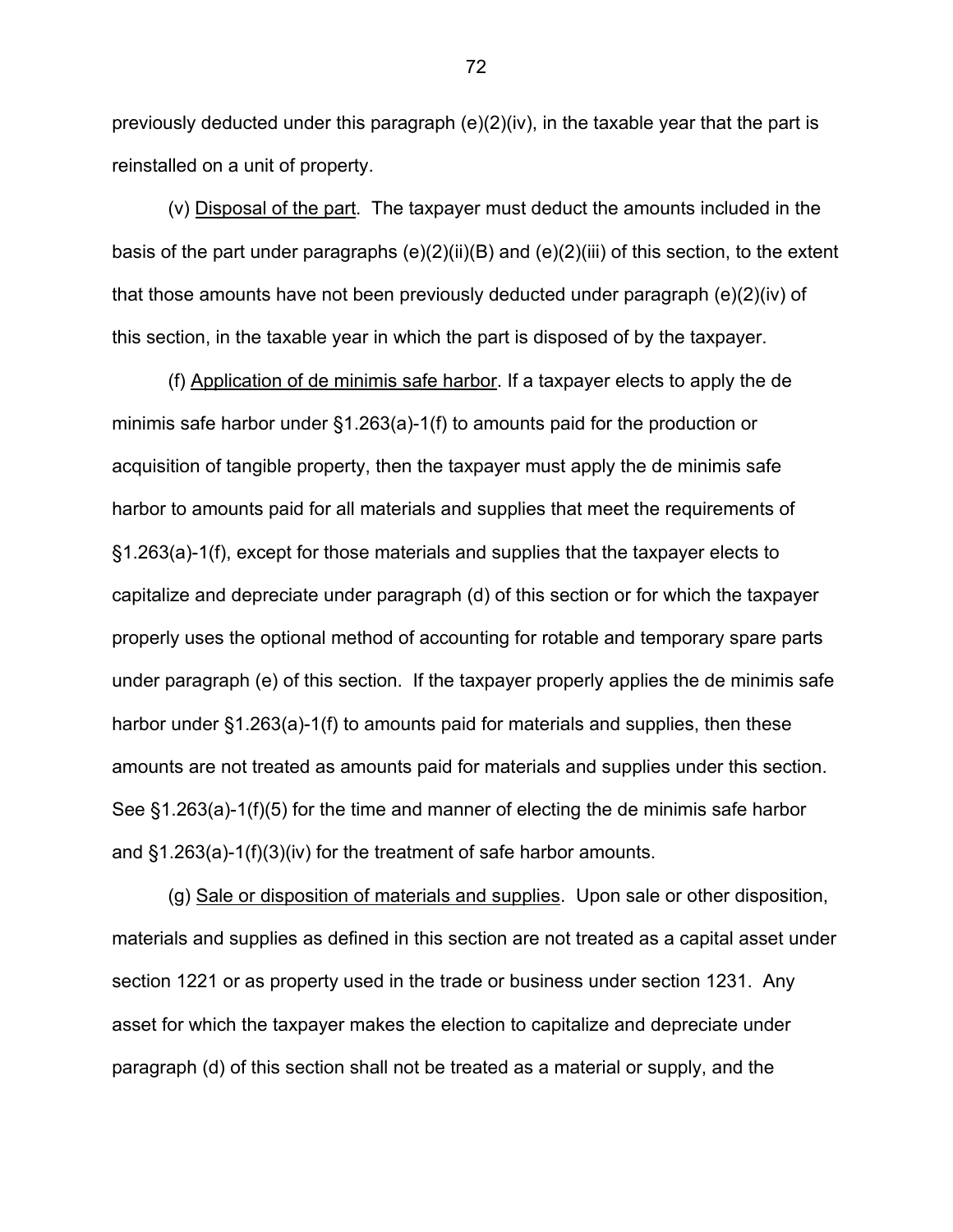previously deducted under this paragraph (e)(2)(iv), in the taxable year that the part is reinstalled on a unit of property.

(v) Disposal of the part. The taxpayer must deduct the amounts included in the basis of the part under paragraphs (e)(2)(ii)(B) and (e)(2)(iii) of this section, to the extent that those amounts have not been previously deducted under paragraph (e)(2)(iv) of this section, in the taxable year in which the part is disposed of by the taxpayer.

(f) Application of de minimis safe harbor. If a taxpayer elects to apply the de minimis safe harbor under §1.263(a)-1(f) to amounts paid for the production or acquisition of tangible property, then the taxpayer must apply the de minimis safe harbor to amounts paid for all materials and supplies that meet the requirements of §1.263(a)-1(f), except for those materials and supplies that the taxpayer elects to capitalize and depreciate under paragraph (d) of this section or for which the taxpayer properly uses the optional method of accounting for rotable and temporary spare parts under paragraph (e) of this section. If the taxpayer properly applies the de minimis safe harbor under §1.263(a)-1(f) to amounts paid for materials and supplies, then these amounts are not treated as amounts paid for materials and supplies under this section. See §1.263(a)-1(f)(5) for the time and manner of electing the de minimis safe harbor and §1.263(a)-1(f)(3)(iv) for the treatment of safe harbor amounts.

(g) Sale or disposition of materials and supplies. Upon sale or other disposition, materials and supplies as defined in this section are not treated as a capital asset under section 1221 or as property used in the trade or business under section 1231. Any asset for which the taxpayer makes the election to capitalize and depreciate under paragraph (d) of this section shall not be treated as a material or supply, and the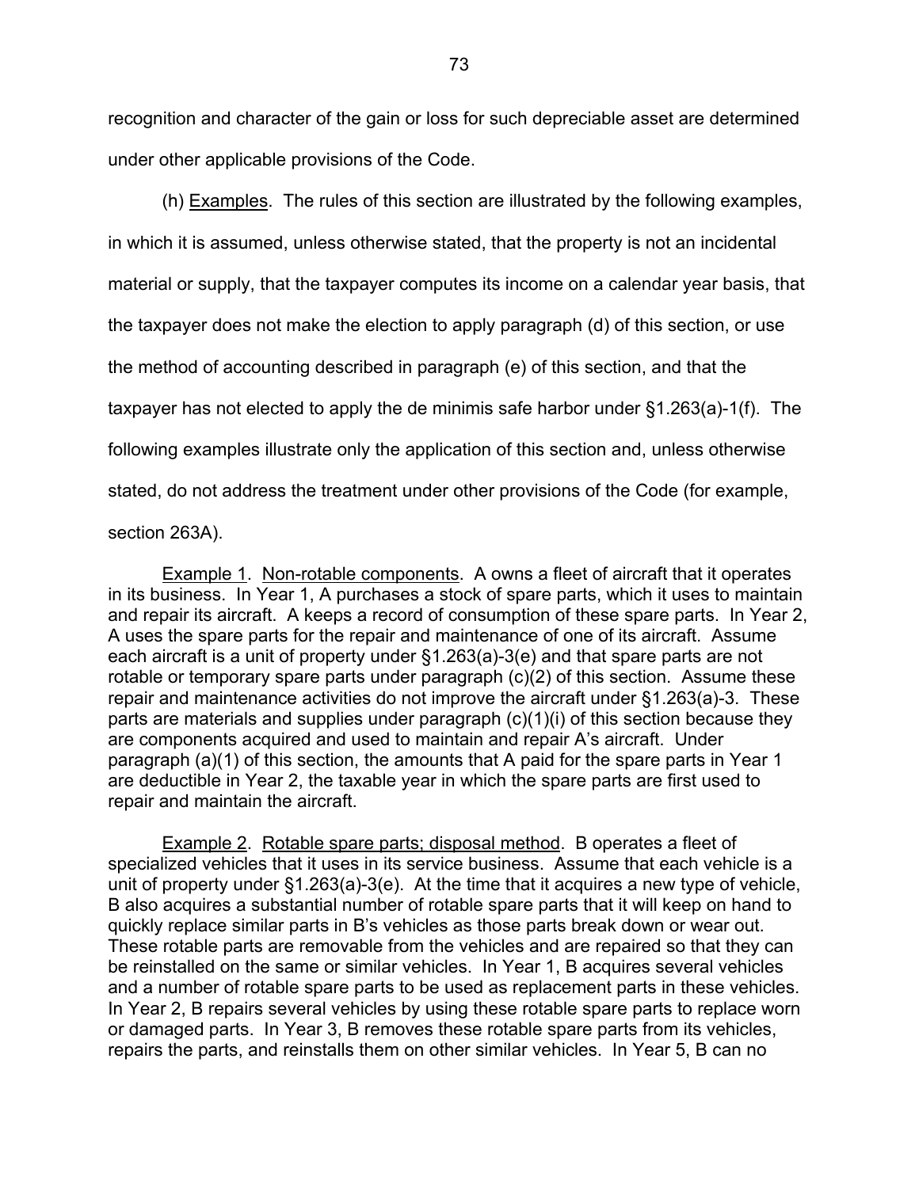recognition and character of the gain or loss for such depreciable asset are determined under other applicable provisions of the Code.

(h) Examples. The rules of this section are illustrated by the following examples, in which it is assumed, unless otherwise stated, that the property is not an incidental material or supply, that the taxpayer computes its income on a calendar year basis, that the taxpayer does not make the election to apply paragraph (d) of this section, or use the method of accounting described in paragraph (e) of this section, and that the taxpayer has not elected to apply the de minimis safe harbor under §1.263(a)-1(f). The following examples illustrate only the application of this section and, unless otherwise stated, do not address the treatment under other provisions of the Code (for example, section 263A).

Example 1. Non-rotable components. A owns a fleet of aircraft that it operates in its business. In Year 1, A purchases a stock of spare parts, which it uses to maintain and repair its aircraft. A keeps a record of consumption of these spare parts. In Year 2, A uses the spare parts for the repair and maintenance of one of its aircraft. Assume each aircraft is a unit of property under §1.263(a)-3(e) and that spare parts are not rotable or temporary spare parts under paragraph (c)(2) of this section. Assume these repair and maintenance activities do not improve the aircraft under §1.263(a)-3. These parts are materials and supplies under paragraph (c)(1)(i) of this section because they are components acquired and used to maintain and repair A's aircraft. Under paragraph (a)(1) of this section, the amounts that A paid for the spare parts in Year 1 are deductible in Year 2, the taxable year in which the spare parts are first used to repair and maintain the aircraft.

Example 2. Rotable spare parts; disposal method. B operates a fleet of specialized vehicles that it uses in its service business. Assume that each vehicle is a unit of property under §1.263(a)-3(e). At the time that it acquires a new type of vehicle, B also acquires a substantial number of rotable spare parts that it will keep on hand to quickly replace similar parts in B's vehicles as those parts break down or wear out. These rotable parts are removable from the vehicles and are repaired so that they can be reinstalled on the same or similar vehicles. In Year 1, B acquires several vehicles and a number of rotable spare parts to be used as replacement parts in these vehicles. In Year 2, B repairs several vehicles by using these rotable spare parts to replace worn or damaged parts. In Year 3, B removes these rotable spare parts from its vehicles, repairs the parts, and reinstalls them on other similar vehicles. In Year 5, B can no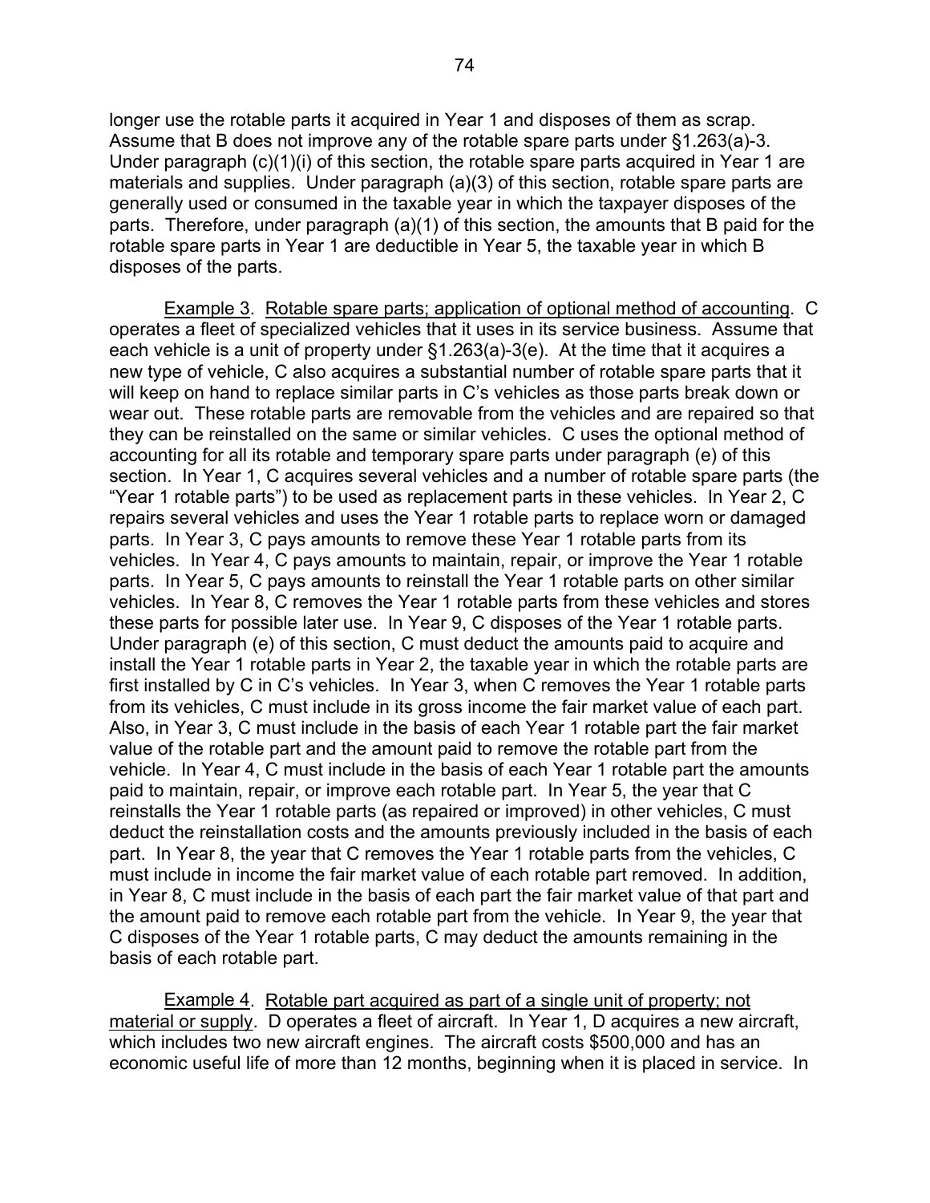longer use the rotable parts it acquired in Year 1 and disposes of them as scrap. Assume that B does not improve any of the rotable spare parts under §1.263(a)-3. Under paragraph (c)(1)(i) of this section, the rotable spare parts acquired in Year 1 are materials and supplies. Under paragraph (a)(3) of this section, rotable spare parts are generally used or consumed in the taxable year in which the taxpayer disposes of the parts. Therefore, under paragraph (a)(1) of this section, the amounts that B paid for the rotable spare parts in Year 1 are deductible in Year 5, the taxable year in which B disposes of the parts.

Example 3. Rotable spare parts; application of optional method of accounting. C operates a fleet of specialized vehicles that it uses in its service business. Assume that each vehicle is a unit of property under §1.263(a)-3(e). At the time that it acquires a new type of vehicle, C also acquires a substantial number of rotable spare parts that it will keep on hand to replace similar parts in C's vehicles as those parts break down or wear out. These rotable parts are removable from the vehicles and are repaired so that they can be reinstalled on the same or similar vehicles. C uses the optional method of accounting for all its rotable and temporary spare parts under paragraph (e) of this section. In Year 1, C acquires several vehicles and a number of rotable spare parts (the "Year 1 rotable parts") to be used as replacement parts in these vehicles. In Year 2, C repairs several vehicles and uses the Year 1 rotable parts to replace worn or damaged parts. In Year 3, C pays amounts to remove these Year 1 rotable parts from its vehicles. In Year 4, C pays amounts to maintain, repair, or improve the Year 1 rotable parts. In Year 5, C pays amounts to reinstall the Year 1 rotable parts on other similar vehicles. In Year 8, C removes the Year 1 rotable parts from these vehicles and stores these parts for possible later use. In Year 9, C disposes of the Year 1 rotable parts. Under paragraph (e) of this section, C must deduct the amounts paid to acquire and install the Year 1 rotable parts in Year 2, the taxable year in which the rotable parts are first installed by C in C's vehicles. In Year 3, when C removes the Year 1 rotable parts from its vehicles, C must include in its gross income the fair market value of each part. Also, in Year 3, C must include in the basis of each Year 1 rotable part the fair market value of the rotable part and the amount paid to remove the rotable part from the vehicle. In Year 4, C must include in the basis of each Year 1 rotable part the amounts paid to maintain, repair, or improve each rotable part. In Year 5, the year that C reinstalls the Year 1 rotable parts (as repaired or improved) in other vehicles, C must deduct the reinstallation costs and the amounts previously included in the basis of each part. In Year 8, the year that C removes the Year 1 rotable parts from the vehicles, C must include in income the fair market value of each rotable part removed. In addition, in Year 8, C must include in the basis of each part the fair market value of that part and the amount paid to remove each rotable part from the vehicle. In Year 9, the year that C disposes of the Year 1 rotable parts, C may deduct the amounts remaining in the basis of each rotable part.

Example 4. Rotable part acquired as part of a single unit of property; not material or supply. D operates a fleet of aircraft. In Year 1, D acquires a new aircraft, which includes two new aircraft engines. The aircraft costs $500,000 and has an economic useful life of more than 12 months, beginning when it is placed in service. In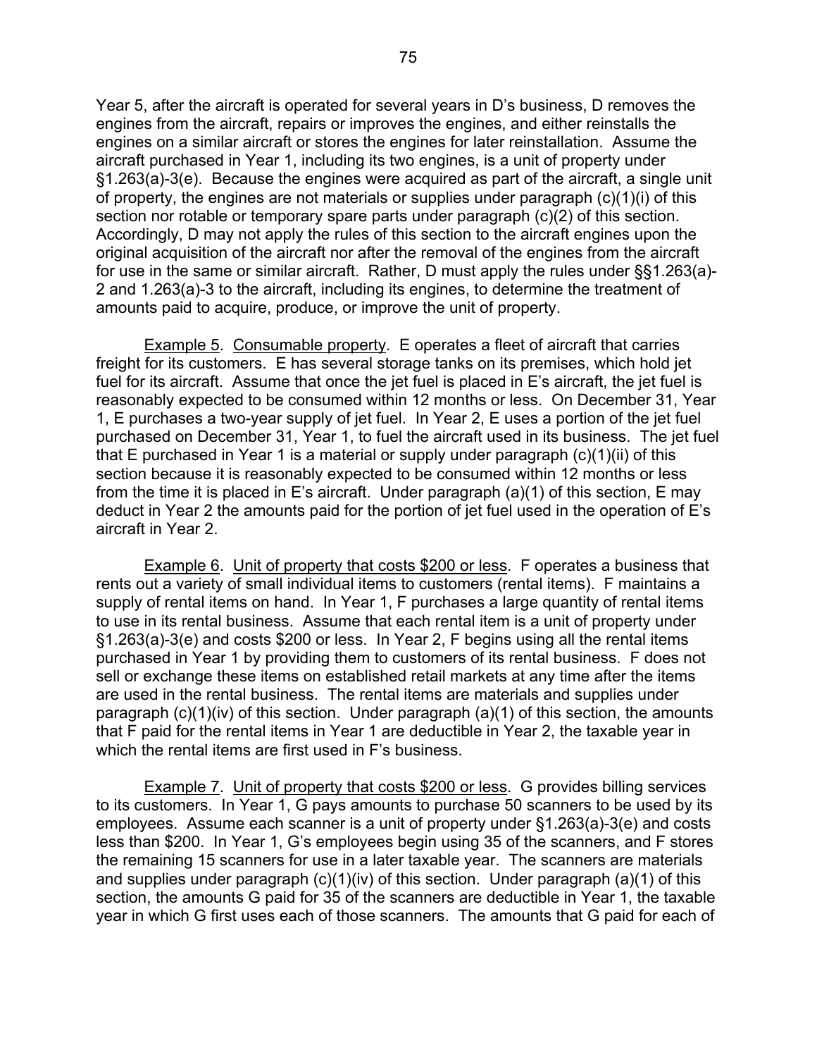Year 5, after the aircraft is operated for several years in D's business, D removes the engines from the aircraft, repairs or improves the engines, and either reinstalls the engines on a similar aircraft or stores the engines for later reinstallation. Assume the aircraft purchased in Year 1, including its two engines, is a unit of property under §1.263(a)-3(e). Because the engines were acquired as part of the aircraft, a single unit of property, the engines are not materials or supplies under paragraph (c)(1)(i) of this section nor rotable or temporary spare parts under paragraph (c)(2) of this section. Accordingly, D may not apply the rules of this section to the aircraft engines upon the original acquisition of the aircraft nor after the removal of the engines from the aircraft for use in the same or similar aircraft. Rather, D must apply the rules under §§1.263(a)-2 and 1.263(a)-3 to the aircraft, including its engines, to determine the treatment of amounts paid to acquire, produce, or improve the unit of property.

Example 5. Consumable property. E operates a fleet of aircraft that carries freight for its customers. E has several storage tanks on its premises, which hold jet fuel for its aircraft. Assume that once the jet fuel is placed in E's aircraft, the jet fuel is reasonably expected to be consumed within 12 months or less. On December 31, Year 1, E purchases a two-year supply of jet fuel. In Year 2, E uses a portion of the jet fuel purchased on December 31, Year 1, to fuel the aircraft used in its business. The jet fuel that E purchased in Year 1 is a material or supply under paragraph (c)(1)(ii) of this section because it is reasonably expected to be consumed within 12 months or less from the time it is placed in E's aircraft. Under paragraph (a)(1) of this section, E may deduct in Year 2 the amounts paid for the portion of jet fuel used in the operation of E's aircraft in Year 2.

Example 6. Unit of property that costs $200 or less. F operates a business that rents out a variety of small individual items to customers (rental items). F maintains a supply of rental items on hand. In Year 1, F purchases a large quantity of rental items to use in its rental business. Assume that each rental item is a unit of property under §1.263(a)-3(e) and costs $200 or less. In Year 2, F begins using all the rental items purchased in Year 1 by providing them to customers of its rental business. F does not sell or exchange these items on established retail markets at any time after the items are used in the rental business. The rental items are materials and supplies under paragraph (c)(1)(iv) of this section. Under paragraph (a)(1) of this section, the amounts that F paid for the rental items in Year 1 are deductible in Year 2, the taxable year in which the rental items are first used in F's business.

Example 7. Unit of property that costs $200 or less. G provides billing services to its customers. In Year 1, G pays amounts to purchase 50 scanners to be used by its employees. Assume each scanner is a unit of property under §1.263(a)-3(e) and costs less than $200. In Year 1, G's employees begin using 35 of the scanners, and F stores the remaining 15 scanners for use in a later taxable year. The scanners are materials and supplies under paragraph (c)(1)(iv) of this section. Under paragraph (a)(1) of this section, the amounts G paid for 35 of the scanners are deductible in Year 1, the taxable year in which G first uses each of those scanners. The amounts that G paid for each of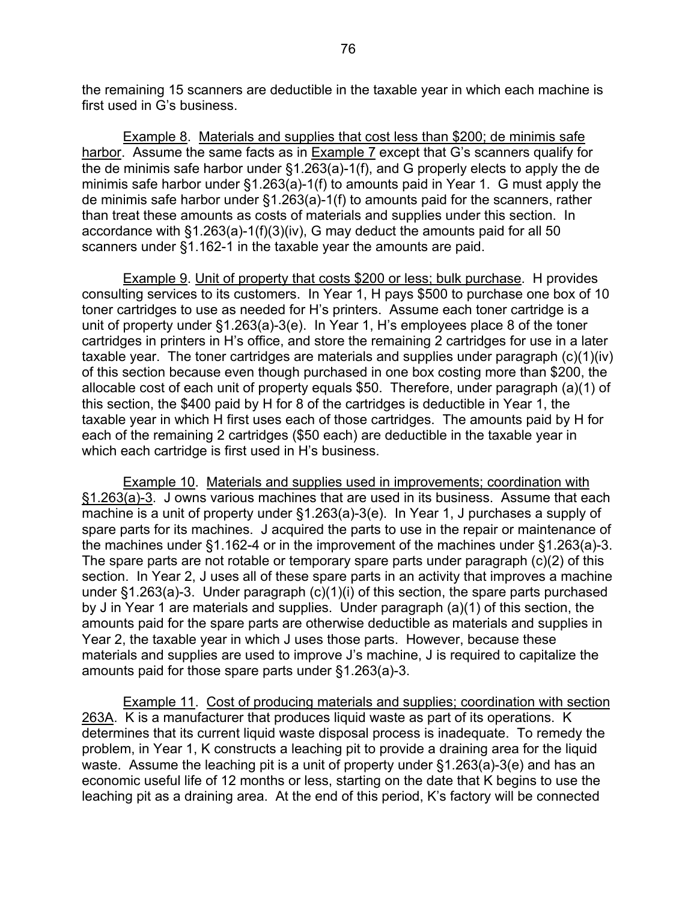the remaining 15 scanners are deductible in the taxable year in which each machine is first used in G's business.

Example 8. Materials and supplies that cost less than $200; de minimis safe harbor. Assume the same facts as in Example 7 except that G's scanners qualify for the de minimis safe harbor under §1.263(a)-1(f), and G properly elects to apply the de minimis safe harbor under §1.263(a)-1(f) to amounts paid in Year 1. G must apply the de minimis safe harbor under §1.263(a)-1(f) to amounts paid for the scanners, rather than treat these amounts as costs of materials and supplies under this section. In accordance with §1.263(a)-1(f)(3)(iv), G may deduct the amounts paid for all 50 scanners under §1.162-1 in the taxable year the amounts are paid.

Example 9. Unit of property that costs $200 or less; bulk purchase. H provides consulting services to its customers. In Year 1, H pays $500 to purchase one box of 10 toner cartridges to use as needed for H's printers. Assume each toner cartridge is a unit of property under §1.263(a)-3(e). In Year 1, H's employees place 8 of the toner cartridges in printers in H's office, and store the remaining 2 cartridges for use in a later taxable year. The toner cartridges are materials and supplies under paragraph (c)(1)(iv) of this section because even though purchased in one box costing more than $200, the allocable cost of each unit of property equals $50. Therefore, under paragraph (a)(1) of this section, the $400 paid by H for 8 of the cartridges is deductible in Year 1, the taxable year in which H first uses each of those cartridges. The amounts paid by H for each of the remaining 2 cartridges ($50 each) are deductible in the taxable year in which each cartridge is first used in H's business.

Example 10. Materials and supplies used in improvements; coordination with §1.263(a)-3. J owns various machines that are used in its business. Assume that each machine is a unit of property under §1.263(a)-3(e). In Year 1, J purchases a supply of spare parts for its machines. J acquired the parts to use in the repair or maintenance of the machines under §1.162-4 or in the improvement of the machines under §1.263(a)-3. The spare parts are not rotable or temporary spare parts under paragraph (c)(2) of this section. In Year 2, J uses all of these spare parts in an activity that improves a machine under §1.263(a)-3. Under paragraph (c)(1)(i) of this section, the spare parts purchased by J in Year 1 are materials and supplies. Under paragraph (a)(1) of this section, the amounts paid for the spare parts are otherwise deductible as materials and supplies in Year 2, the taxable year in which J uses those parts. However, because these materials and supplies are used to improve J's machine, J is required to capitalize the amounts paid for those spare parts under §1.263(a)-3.

Example 11. Cost of producing materials and supplies; coordination with section 263A. K is a manufacturer that produces liquid waste as part of its operations. K determines that its current liquid waste disposal process is inadequate. To remedy the problem, in Year 1, K constructs a leaching pit to provide a draining area for the liquid waste. Assume the leaching pit is a unit of property under §1.263(a)-3(e) and has an economic useful life of 12 months or less, starting on the date that K begins to use the leaching pit as a draining area. At the end of this period, K's factory will be connected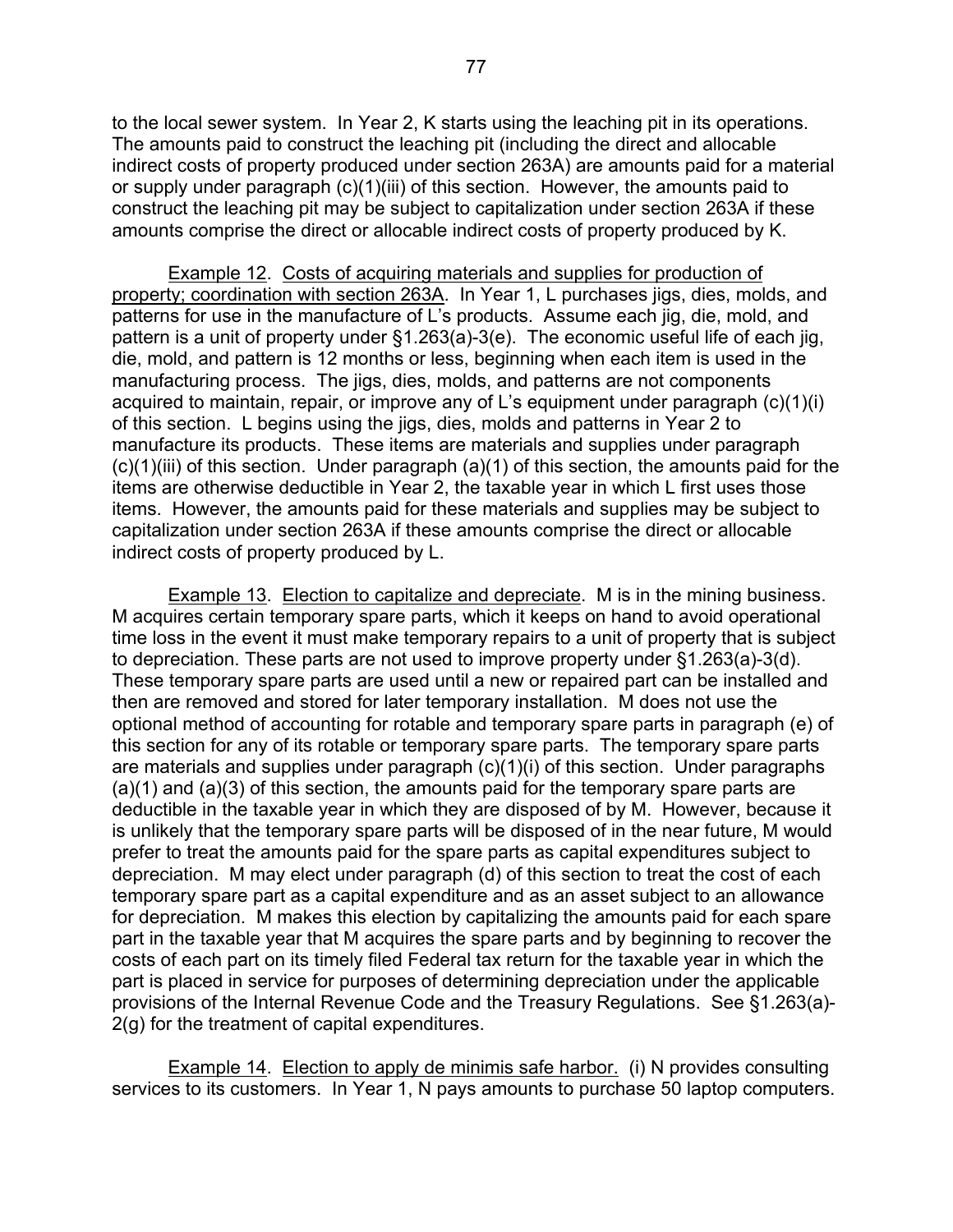to the local sewer system. In Year 2, K starts using the leaching pit in its operations. The amounts paid to construct the leaching pit (including the direct and allocable indirect costs of property produced under section 263A) are amounts paid for a material or supply under paragraph (c)(1)(iii) of this section. However, the amounts paid to construct the leaching pit may be subject to capitalization under section 263A if these amounts comprise the direct or allocable indirect costs of property produced by K.

Example 12. Costs of acquiring materials and supplies for production of property; coordination with section 263A. In Year 1, L purchases jigs, dies, molds, and patterns for use in the manufacture of L's products. Assume each jig, die, mold, and pattern is a unit of property under §1.263(a)-3(e). The economic useful life of each jig, die, mold, and pattern is 12 months or less, beginning when each item is used in the manufacturing process. The jigs, dies, molds, and patterns are not components acquired to maintain, repair, or improve any of L's equipment under paragraph (c)(1)(i) of this section. L begins using the jigs, dies, molds and patterns in Year 2 to manufacture its products. These items are materials and supplies under paragraph (c)(1)(iii) of this section. Under paragraph (a)(1) of this section, the amounts paid for the items are otherwise deductible in Year 2, the taxable year in which L first uses those items. However, the amounts paid for these materials and supplies may be subject to capitalization under section 263A if these amounts comprise the direct or allocable indirect costs of property produced by L.

Example 13. Election to capitalize and depreciate. M is in the mining business. M acquires certain temporary spare parts, which it keeps on hand to avoid operational time loss in the event it must make temporary repairs to a unit of property that is subject to depreciation. These parts are not used to improve property under §1.263(a)-3(d). These temporary spare parts are used until a new or repaired part can be installed and then are removed and stored for later temporary installation. M does not use the optional method of accounting for rotable and temporary spare parts in paragraph (e) of this section for any of its rotable or temporary spare parts. The temporary spare parts are materials and supplies under paragraph (c)(1)(i) of this section. Under paragraphs (a)(1) and (a)(3) of this section, the amounts paid for the temporary spare parts are deductible in the taxable year in which they are disposed of by M. However, because it is unlikely that the temporary spare parts will be disposed of in the near future, M would prefer to treat the amounts paid for the spare parts as capital expenditures subject to depreciation. M may elect under paragraph (d) of this section to treat the cost of each temporary spare part as a capital expenditure and as an asset subject to an allowance for depreciation. M makes this election by capitalizing the amounts paid for each spare part in the taxable year that M acquires the spare parts and by beginning to recover the costs of each part on its timely filed Federal tax return for the taxable year in which the part is placed in service for purposes of determining depreciation under the applicable provisions of the Internal Revenue Code and the Treasury Regulations. See §1.263(a)-2(g) for the treatment of capital expenditures.

Example 14. Election to apply de minimis safe harbor. (i) N provides consulting services to its customers. In Year 1, N pays amounts to purchase 50 laptop computers.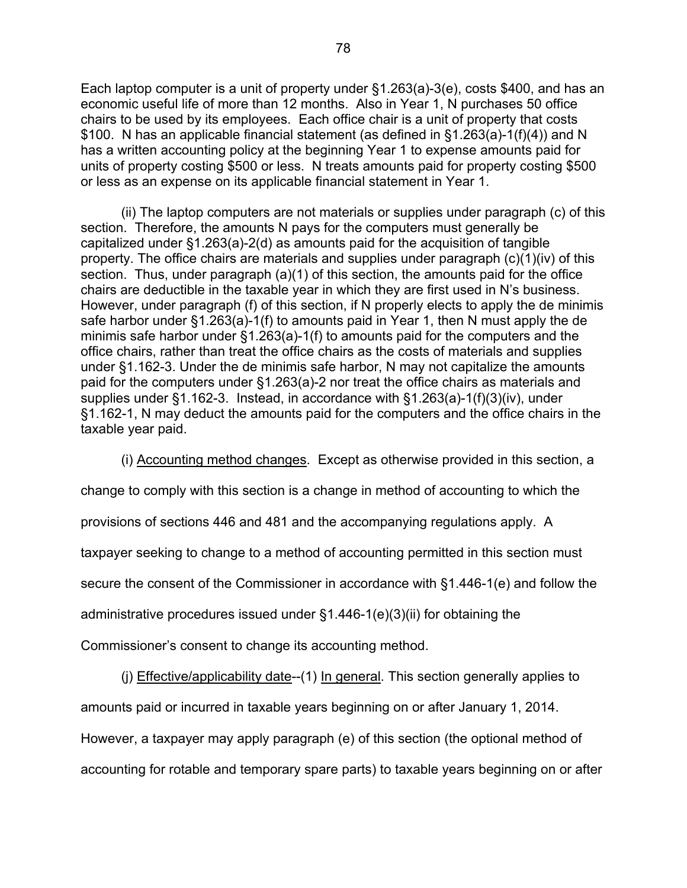Each laptop computer is a unit of property under §1.263(a)-3(e), costs $400, and has an economic useful life of more than 12 months. Also in Year 1, N purchases 50 office chairs to be used by its employees. Each office chair is a unit of property that costs $100. N has an applicable financial statement (as defined in §1.263(a)-1(f)(4)) and N has a written accounting policy at the beginning Year 1 to expense amounts paid for units of property costing $500 or less. N treats amounts paid for property costing $500 or less as an expense on its applicable financial statement in Year 1.

(ii) The laptop computers are not materials or supplies under paragraph (c) of this section. Therefore, the amounts N pays for the computers must generally be capitalized under §1.263(a)-2(d) as amounts paid for the acquisition of tangible property. The office chairs are materials and supplies under paragraph (c)(1)(iv) of this section. Thus, under paragraph (a)(1) of this section, the amounts paid for the office chairs are deductible in the taxable year in which they are first used in N's business. However, under paragraph (f) of this section, if N properly elects to apply the de minimis safe harbor under §1.263(a)-1(f) to amounts paid in Year 1, then N must apply the de minimis safe harbor under §1.263(a)-1(f) to amounts paid for the computers and the office chairs, rather than treat the office chairs as the costs of materials and supplies under §1.162-3. Under the de minimis safe harbor, N may not capitalize the amounts paid for the computers under §1.263(a)-2 nor treat the office chairs as materials and supplies under §1.162-3. Instead, in accordance with §1.263(a)-1(f)(3)(iv), under §1.162-1, N may deduct the amounts paid for the computers and the office chairs in the taxable year paid.

(i) Accounting method changes. Except as otherwise provided in this section, a change to comply with this section is a change in method of accounting to which the provisions of sections 446 and 481 and the accompanying regulations apply. A taxpayer seeking to change to a method of accounting permitted in this section must secure the consent of the Commissioner in accordance with §1.446-1(e) and follow the administrative procedures issued under §1.446-1(e)(3)(ii) for obtaining the Commissioner's consent to change its accounting method.

(j) Effective/applicability date--(1) In general. This section generally applies to amounts paid or incurred in taxable years beginning on or after January 1, 2014. However, a taxpayer may apply paragraph (e) of this section (the optional method of accounting for rotable and temporary spare parts) to taxable years beginning on or after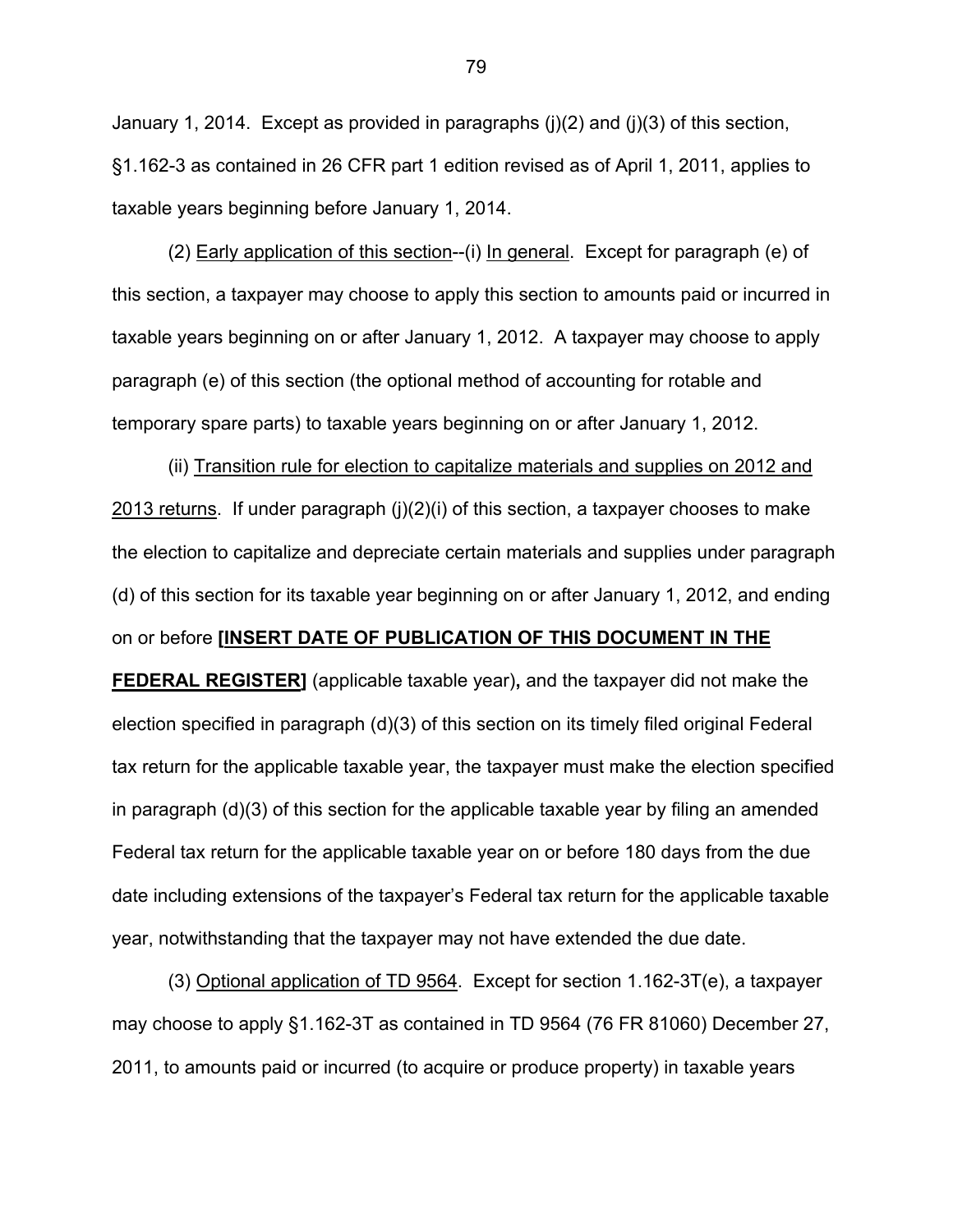January 1, 2014. Except as provided in paragraphs (j)(2) and (j)(3) of this section, §1.162-3 as contained in 26 CFR part 1 edition revised as of April 1, 2011, applies to taxable years beginning before January 1, 2014.

(2) Early application of this section--(i) In general. Except for paragraph (e) of this section, a taxpayer may choose to apply this section to amounts paid or incurred in taxable years beginning on or after January 1, 2012. A taxpayer may choose to apply paragraph (e) of this section (the optional method of accounting for rotable and temporary spare parts) to taxable years beginning on or after January 1, 2012.

(ii) Transition rule for election to capitalize materials and supplies on 2012 and 2013 returns. If under paragraph (j)(2)(i) of this section, a taxpayer chooses to make the election to capitalize and depreciate certain materials and supplies under paragraph (d) of this section for its taxable year beginning on or after January 1, 2012, and ending on or before **[INSERT DATE OF PUBLICATION OF THIS DOCUMENT IN THE FEDERAL REGISTER]** (applicable taxable year)**,** and the taxpayer did not make the election specified in paragraph (d)(3) of this section on its timely filed original Federal tax return for the applicable taxable year, the taxpayer must make the election specified in paragraph (d)(3) of this section for the applicable taxable year by filing an amended Federal tax return for the applicable taxable year on or before 180 days from the due date including extensions of the taxpayer's Federal tax return for the applicable taxable year, notwithstanding that the taxpayer may not have extended the due date.

(3) Optional application of TD 9564. Except for section 1.162-3T(e), a taxpayer may choose to apply §1.162-3T as contained in TD 9564 (76 FR 81060) December 27, 2011, to amounts paid or incurred (to acquire or produce property) in taxable years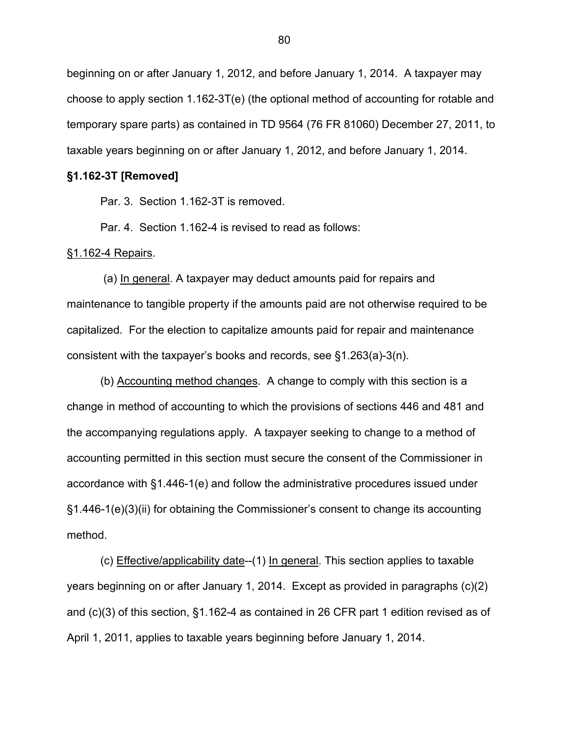beginning on or after January 1, 2012, and before January 1, 2014. A taxpayer may choose to apply section 1.162-3T(e) (the optional method of accounting for rotable and temporary spare parts) as contained in TD 9564 (76 FR 81060) December 27, 2011, to taxable years beginning on or after January 1, 2012, and before January 1, 2014.

**§1.162-3T [Removed]**

Par. 3. Section 1.162-3T is removed.

Par. 4. Section 1.162-4 is revised to read as follows:

§1.162-4 Repairs.

(a) In general. A taxpayer may deduct amounts paid for repairs and maintenance to tangible property if the amounts paid are not otherwise required to be capitalized. For the election to capitalize amounts paid for repair and maintenance consistent with the taxpayer's books and records, see §1.263(a)-3(n).

(b) Accounting method changes. A change to comply with this section is a change in method of accounting to which the provisions of sections 446 and 481 and the accompanying regulations apply. A taxpayer seeking to change to a method of accounting permitted in this section must secure the consent of the Commissioner in accordance with §1.446-1(e) and follow the administrative procedures issued under §1.446-1(e)(3)(ii) for obtaining the Commissioner's consent to change its accounting method.

(c) Effective/applicability date--(1) In general. This section applies to taxable years beginning on or after January 1, 2014. Except as provided in paragraphs (c)(2) and (c)(3) of this section, §1.162-4 as contained in 26 CFR part 1 edition revised as of April 1, 2011, applies to taxable years beginning before January 1, 2014.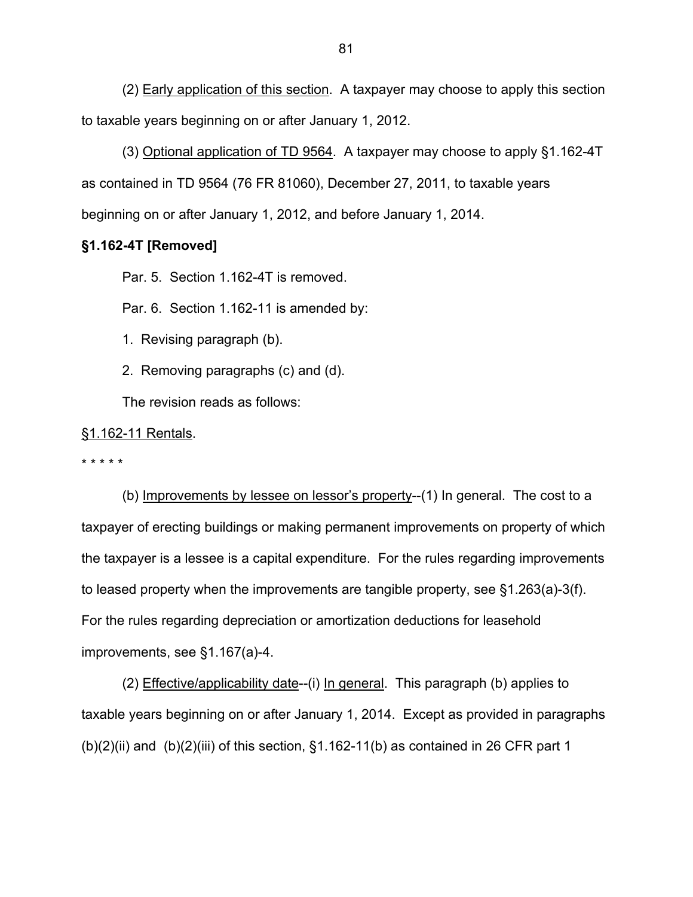(2) Early application of this section. A taxpayer may choose to apply this section to taxable years beginning on or after January 1, 2012.

(3) Optional application of TD 9564. A taxpayer may choose to apply §1.162-4T as contained in TD 9564 (76 FR 81060), December 27, 2011, to taxable years beginning on or after January 1, 2012, and before January 1, 2014.

**§1.162-4T [Removed]**

Par. 5. Section 1.162-4T is removed.

Par. 6. Section 1.162-11 is amended by:

1. Revising paragraph (b).

2. Removing paragraphs (c) and (d).

The revision reads as follows:

§1.162-11 Rentals.

* * * * *

(b) Improvements by lessee on lessor's property--(1) In general. The cost to a taxpayer of erecting buildings or making permanent improvements on property of which the taxpayer is a lessee is a capital expenditure. For the rules regarding improvements to leased property when the improvements are tangible property, see §1.263(a)-3(f). For the rules regarding depreciation or amortization deductions for leasehold improvements, see §1.167(a)-4.

(2) Effective/applicability date--(i) In general. This paragraph (b) applies to taxable years beginning on or after January 1, 2014. Except as provided in paragraphs (b)(2)(ii) and (b)(2)(iii) of this section, §1.162-11(b) as contained in 26 CFR part 1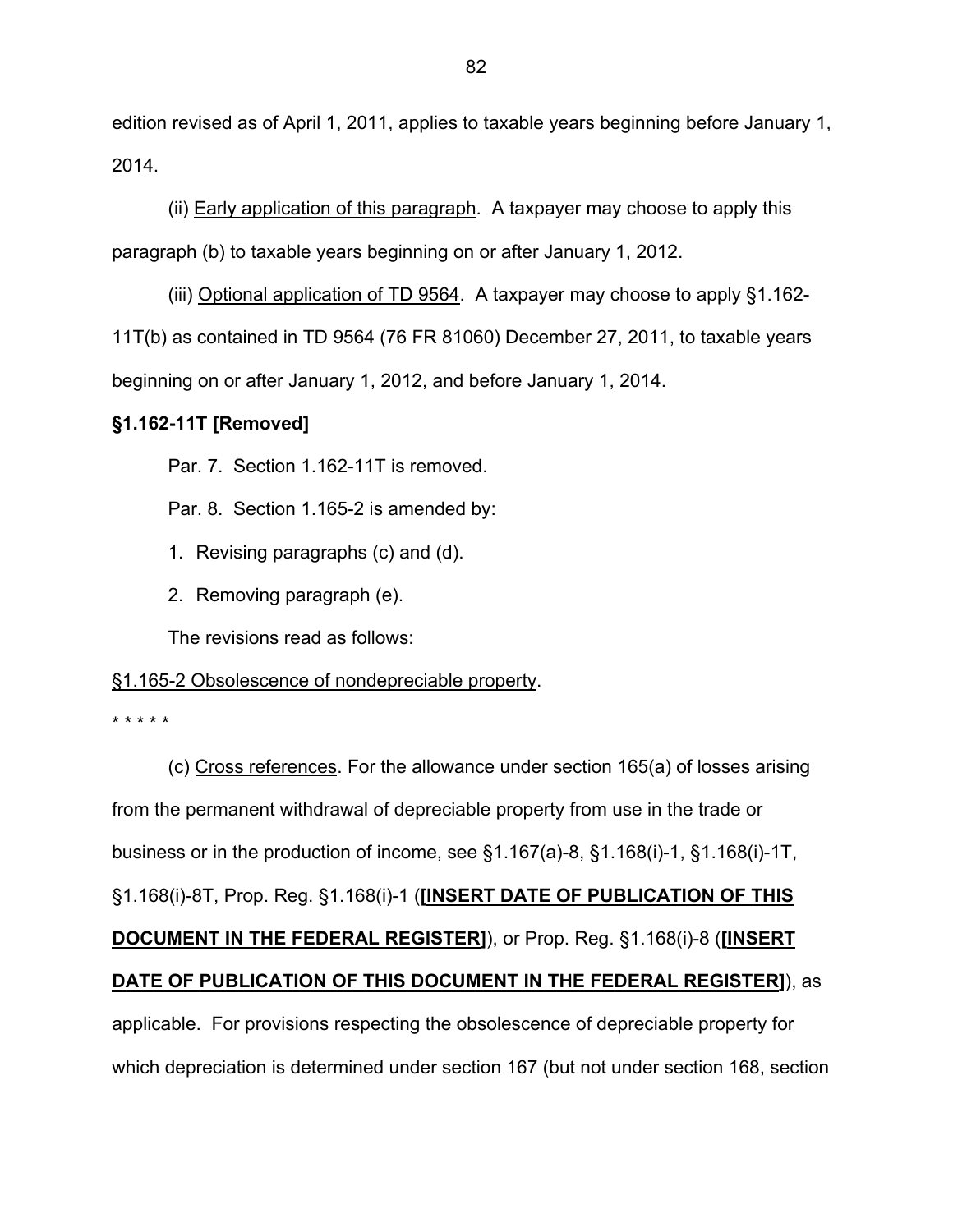edition revised as of April 1, 2011, applies to taxable years beginning before January 1, 2014.

(ii) Early application of this paragraph. A taxpayer may choose to apply this paragraph (b) to taxable years beginning on or after January 1, 2012.

(iii) Optional application of TD 9564. A taxpayer may choose to apply §1.162-11T(b) as contained in TD 9564 (76 FR 81060) December 27, 2011, to taxable years beginning on or after January 1, 2012, and before January 1, 2014.

**§1.162-11T [Removed]**

Par. 7. Section 1.162-11T is removed.

Par. 8. Section 1.165-2 is amended by:

1. Revising paragraphs (c) and (d).
2. Removing paragraph (e).

The revisions read as follows:

§1.165-2 Obsolescence of nondepreciable property.

* * * * *

(c) Cross references. For the allowance under section 165(a) of losses arising from the permanent withdrawal of depreciable property from use in the trade or business or in the production of income, see §1.167(a)-8, §1.168(i)-1, §1.168(i)-1T, §1.168(i)-8T, Prop. Reg. §1.168(i)-1 (**[INSERT DATE OF PUBLICATION OF THIS DOCUMENT IN THE FEDERAL REGISTER]**), or Prop. Reg. §1.168(i)-8 (**[INSERT DATE OF PUBLICATION OF THIS DOCUMENT IN THE FEDERAL REGISTER]**), as applicable. For provisions respecting the obsolescence of depreciable property for which depreciation is determined under section 167 (but not under section 168, section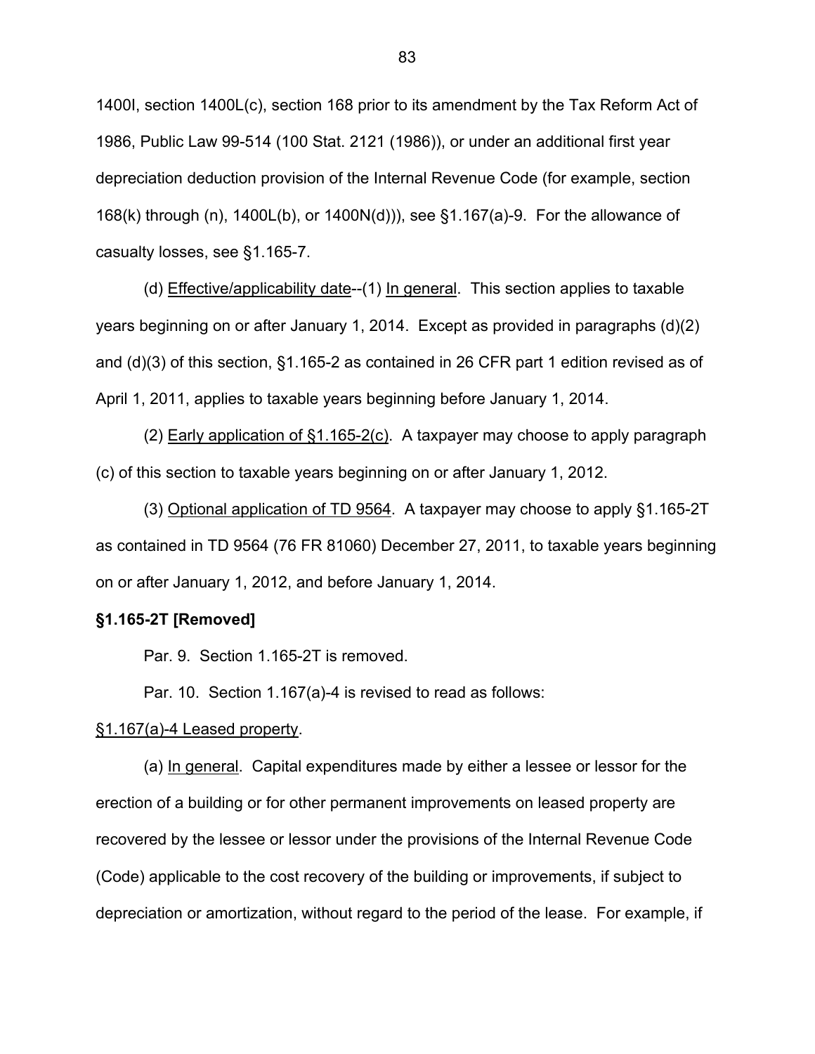1400I, section 1400L(c), section 168 prior to its amendment by the Tax Reform Act of 1986, Public Law 99-514 (100 Stat. 2121 (1986)), or under an additional first year depreciation deduction provision of the Internal Revenue Code (for example, section 168(k) through (n), 1400L(b), or 1400N(d))), see §1.167(a)-9. For the allowance of casualty losses, see §1.165-7.

(d) Effective/applicability date--(1) In general. This section applies to taxable years beginning on or after January 1, 2014. Except as provided in paragraphs (d)(2) and (d)(3) of this section, §1.165-2 as contained in 26 CFR part 1 edition revised as of April 1, 2011, applies to taxable years beginning before January 1, 2014.

(2) Early application of §1.165-2(c). A taxpayer may choose to apply paragraph (c) of this section to taxable years beginning on or after January 1, 2012.

(3) Optional application of TD 9564. A taxpayer may choose to apply §1.165-2T as contained in TD 9564 (76 FR 81060) December 27, 2011, to taxable years beginning on or after January 1, 2012, and before January 1, 2014.

**§1.165-2T [Removed]**

Par. 9. Section 1.165-2T is removed.

Par. 10. Section 1.167(a)-4 is revised to read as follows:

§1.167(a)-4 Leased property.

(a) In general. Capital expenditures made by either a lessee or lessor for the erection of a building or for other permanent improvements on leased property are recovered by the lessee or lessor under the provisions of the Internal Revenue Code (Code) applicable to the cost recovery of the building or improvements, if subject to depreciation or amortization, without regard to the period of the lease. For example, if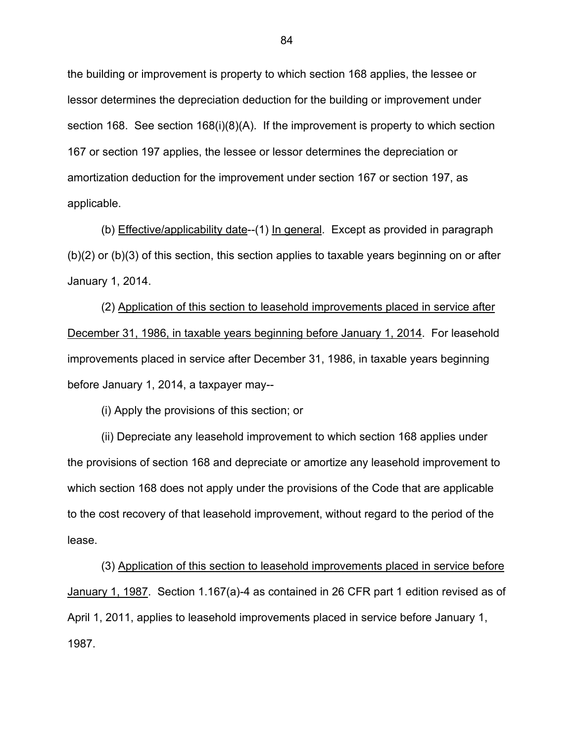the building or improvement is property to which section 168 applies, the lessee or lessor determines the depreciation deduction for the building or improvement under section 168. See section 168(i)(8)(A). If the improvement is property to which section 167 or section 197 applies, the lessee or lessor determines the depreciation or amortization deduction for the improvement under section 167 or section 197, as applicable.

(b) Effective/applicability date--(1) In general. Except as provided in paragraph (b)(2) or (b)(3) of this section, this section applies to taxable years beginning on or after January 1, 2014.

(2) Application of this section to leasehold improvements placed in service after December 31, 1986, in taxable years beginning before January 1, 2014. For leasehold improvements placed in service after December 31, 1986, in taxable years beginning before January 1, 2014, a taxpayer may--

(i) Apply the provisions of this section; or

(ii) Depreciate any leasehold improvement to which section 168 applies under the provisions of section 168 and depreciate or amortize any leasehold improvement to which section 168 does not apply under the provisions of the Code that are applicable to the cost recovery of that leasehold improvement, without regard to the period of the lease.

(3) Application of this section to leasehold improvements placed in service before January 1, 1987. Section 1.167(a)-4 as contained in 26 CFR part 1 edition revised as of April 1, 2011, applies to leasehold improvements placed in service before January 1, 1987.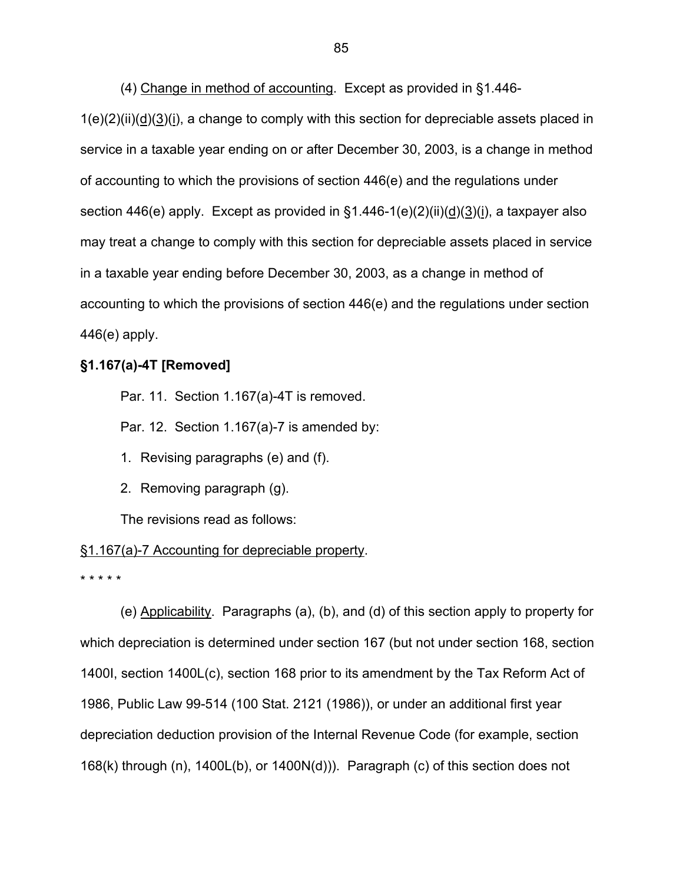(4) Change in method of accounting. Except as provided in §1.446-1(e)(2)(ii)(d)(3)(i), a change to comply with this section for depreciable assets placed in service in a taxable year ending on or after December 30, 2003, is a change in method of accounting to which the provisions of section 446(e) and the regulations under section 446(e) apply. Except as provided in §1.446-1(e)(2)(ii)(d)(3)(i), a taxpayer also may treat a change to comply with this section for depreciable assets placed in service in a taxable year ending before December 30, 2003, as a change in method of accounting to which the provisions of section 446(e) and the regulations under section 446(e) apply.

**§1.167(a)-4T [Removed]**

Par. 11. Section 1.167(a)-4T is removed.

Par. 12. Section 1.167(a)-7 is amended by:

1. Revising paragraphs (e) and (f).
2. Removing paragraph (g).

The revisions read as follows:

§1.167(a)-7 Accounting for depreciable property.

\* \* \* \* \*

(e) Applicability. Paragraphs (a), (b), and (d) of this section apply to property for which depreciation is determined under section 167 (but not under section 168, section 1400I, section 1400L(c), section 168 prior to its amendment by the Tax Reform Act of 1986, Public Law 99-514 (100 Stat. 2121 (1986)), or under an additional first year depreciation deduction provision of the Internal Revenue Code (for example, section 168(k) through (n), 1400L(b), or 1400N(d))). Paragraph (c) of this section does not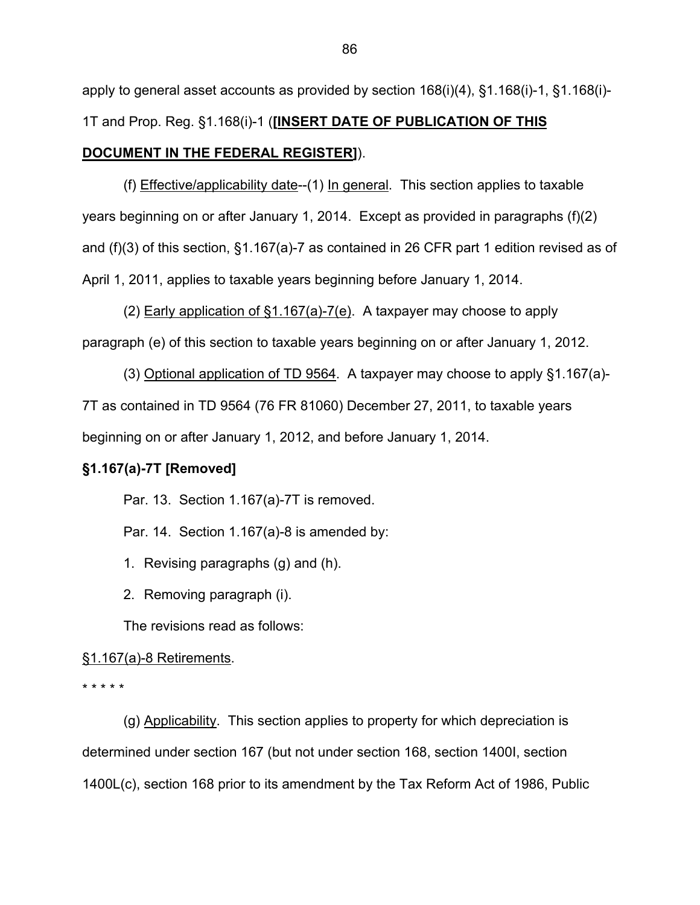apply to general asset accounts as provided by section 168(i)(4), §1.168(i)-1, §1.168(i)-1T and Prop. Reg. §1.168(i)-1 (**[INSERT DATE OF PUBLICATION OF THIS DOCUMENT IN THE FEDERAL REGISTER]**).

(f) Effective/applicability date--(1) In general. This section applies to taxable years beginning on or after January 1, 2014. Except as provided in paragraphs (f)(2) and (f)(3) of this section, §1.167(a)-7 as contained in 26 CFR part 1 edition revised as of April 1, 2011, applies to taxable years beginning before January 1, 2014.

(2) Early application of §1.167(a)-7(e). A taxpayer may choose to apply paragraph (e) of this section to taxable years beginning on or after January 1, 2012.

(3) Optional application of TD 9564. A taxpayer may choose to apply §1.167(a)-7T as contained in TD 9564 (76 FR 81060) December 27, 2011, to taxable years beginning on or after January 1, 2012, and before January 1, 2014.

**§1.167(a)-7T [Removed]**

Par. 13. Section 1.167(a)-7T is removed.

Par. 14. Section 1.167(a)-8 is amended by:

1. Revising paragraphs (g) and (h).
2. Removing paragraph (i).

The revisions read as follows:

§1.167(a)-8 Retirements.

\* \* \* \* \*

(g) Applicability. This section applies to property for which depreciation is determined under section 167 (but not under section 168, section 1400I, section 1400L(c), section 168 prior to its amendment by the Tax Reform Act of 1986, Public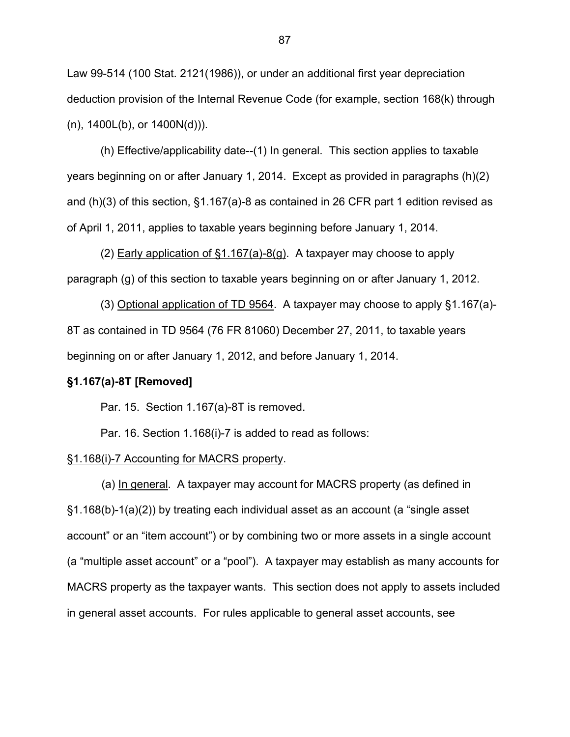Law 99-514 (100 Stat. 2121(1986)), or under an additional first year depreciation deduction provision of the Internal Revenue Code (for example, section 168(k) through (n), 1400L(b), or 1400N(d))).

(h) Effective/applicability date--(1) In general. This section applies to taxable years beginning on or after January 1, 2014. Except as provided in paragraphs (h)(2) and (h)(3) of this section, §1.167(a)-8 as contained in 26 CFR part 1 edition revised as of April 1, 2011, applies to taxable years beginning before January 1, 2014.

(2) Early application of §1.167(a)-8(g). A taxpayer may choose to apply paragraph (g) of this section to taxable years beginning on or after January 1, 2012.

(3) Optional application of TD 9564. A taxpayer may choose to apply §1.167(a)-8T as contained in TD 9564 (76 FR 81060) December 27, 2011, to taxable years beginning on or after January 1, 2012, and before January 1, 2014.

**§1.167(a)-8T [Removed]**

Par. 15. Section 1.167(a)-8T is removed.

Par. 16. Section 1.168(i)-7 is added to read as follows:

§1.168(i)-7 Accounting for MACRS property.

(a) In general. A taxpayer may account for MACRS property (as defined in §1.168(b)-1(a)(2)) by treating each individual asset as an account (a "single asset account" or an "item account") or by combining two or more assets in a single account (a "multiple asset account" or a "pool"). A taxpayer may establish as many accounts for MACRS property as the taxpayer wants. This section does not apply to assets included in general asset accounts. For rules applicable to general asset accounts, see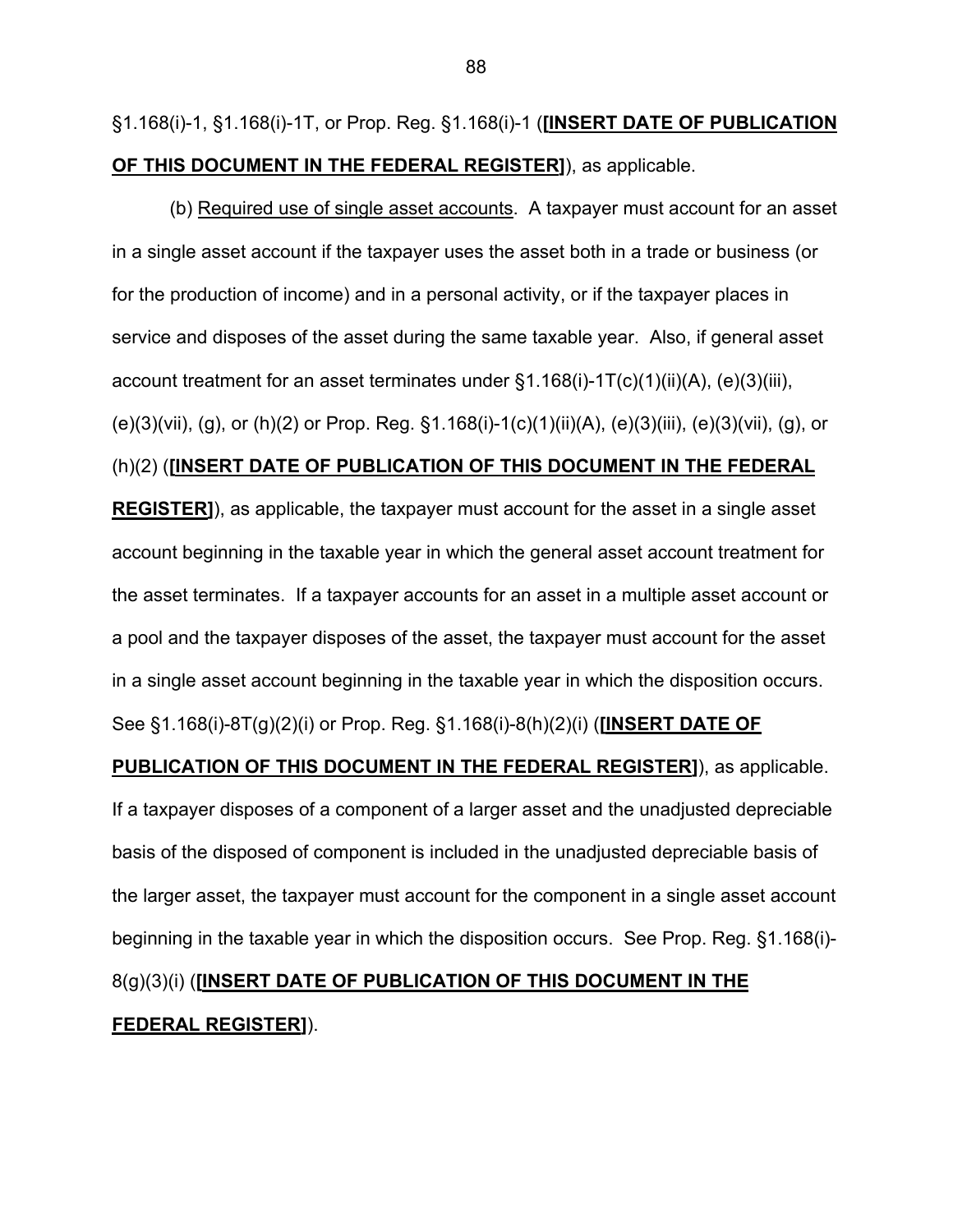§1.168(i)-1, §1.168(i)-1T, or Prop. Reg. §1.168(i)-1 (**[INSERT DATE OF PUBLICATION OF THIS DOCUMENT IN THE FEDERAL REGISTER]**), as applicable.

(b) Required use of single asset accounts. A taxpayer must account for an asset in a single asset account if the taxpayer uses the asset both in a trade or business (or for the production of income) and in a personal activity, or if the taxpayer places in service and disposes of the asset during the same taxable year. Also, if general asset account treatment for an asset terminates under §1.168(i)-1T(c)(1)(ii)(A), (e)(3)(iii), (e)(3)(vii), (g), or (h)(2) or Prop. Reg. §1.168(i)-1(c)(1)(ii)(A), (e)(3)(iii), (e)(3)(vii), (g), or (h)(2) (**[INSERT DATE OF PUBLICATION OF THIS DOCUMENT IN THE FEDERAL REGISTER]**), as applicable, the taxpayer must account for the asset in a single asset account beginning in the taxable year in which the general asset account treatment for the asset terminates. If a taxpayer accounts for an asset in a multiple asset account or a pool and the taxpayer disposes of the asset, the taxpayer must account for the asset in a single asset account beginning in the taxable year in which the disposition occurs. See §1.168(i)-8T(g)(2)(i) or Prop. Reg. §1.168(i)-8(h)(2)(i) (**[INSERT DATE OF PUBLICATION OF THIS DOCUMENT IN THE FEDERAL REGISTER]**), as applicable. If a taxpayer disposes of a component of a larger asset and the unadjusted depreciable basis of the disposed of component is included in the unadjusted depreciable basis of the larger asset, the taxpayer must account for the component in a single asset account beginning in the taxable year in which the disposition occurs. See Prop. Reg. §1.168(i)-8(g)(3)(i) (**[INSERT DATE OF PUBLICATION OF THIS DOCUMENT IN THE FEDERAL REGISTER]**).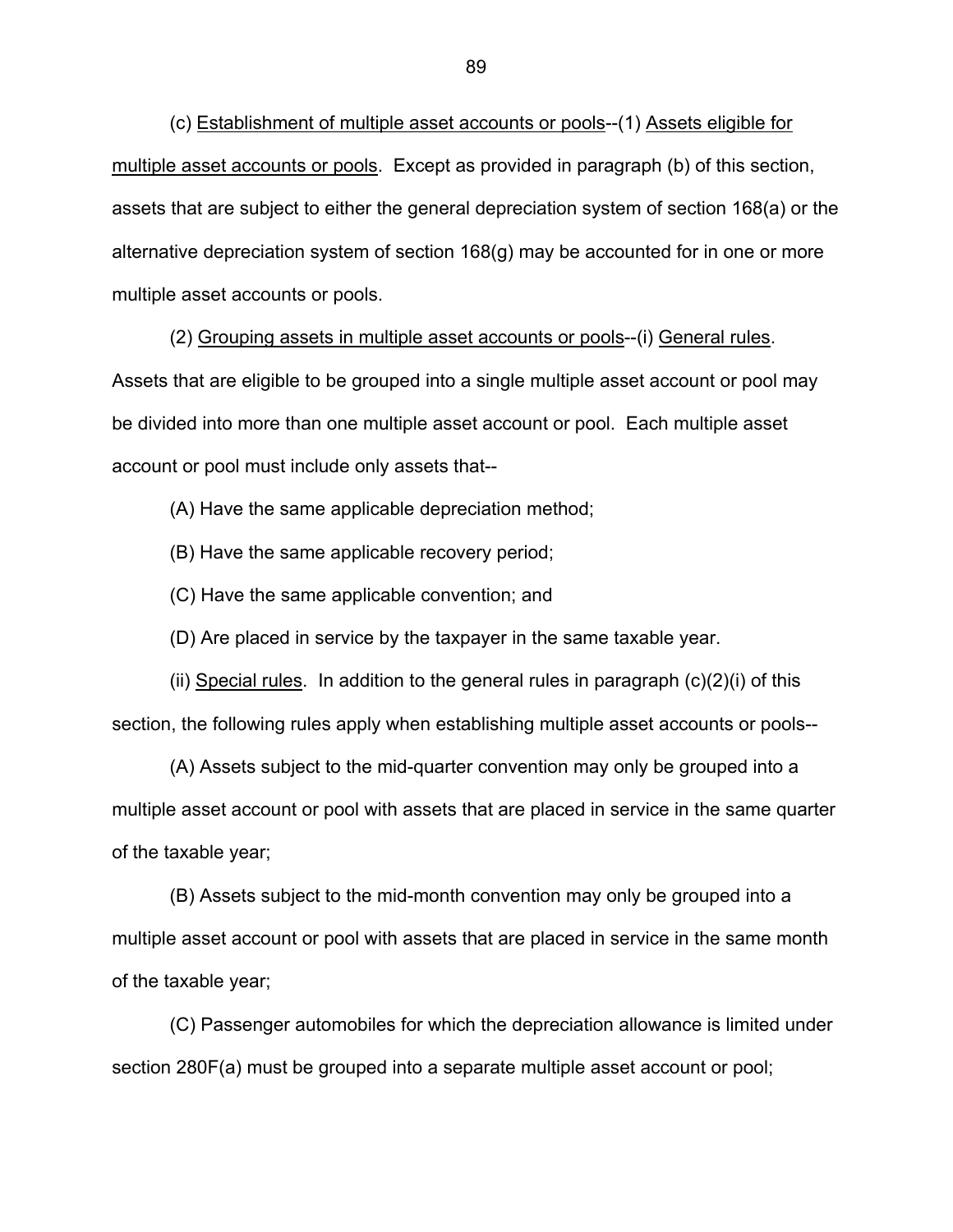(c) Establishment of multiple asset accounts or pools--(1) Assets eligible for multiple asset accounts or pools. Except as provided in paragraph (b) of this section, assets that are subject to either the general depreciation system of section 168(a) or the alternative depreciation system of section 168(g) may be accounted for in one or more multiple asset accounts or pools.

(2) Grouping assets in multiple asset accounts or pools--(i) General rules. Assets that are eligible to be grouped into a single multiple asset account or pool may be divided into more than one multiple asset account or pool. Each multiple asset account or pool must include only assets that--

(A) Have the same applicable depreciation method;

(B) Have the same applicable recovery period;

(C) Have the same applicable convention; and

(D) Are placed in service by the taxpayer in the same taxable year.

(ii) Special rules. In addition to the general rules in paragraph (c)(2)(i) of this section, the following rules apply when establishing multiple asset accounts or pools--

(A) Assets subject to the mid-quarter convention may only be grouped into a multiple asset account or pool with assets that are placed in service in the same quarter of the taxable year;

(B) Assets subject to the mid-month convention may only be grouped into a multiple asset account or pool with assets that are placed in service in the same month of the taxable year;

(C) Passenger automobiles for which the depreciation allowance is limited under section 280F(a) must be grouped into a separate multiple asset account or pool;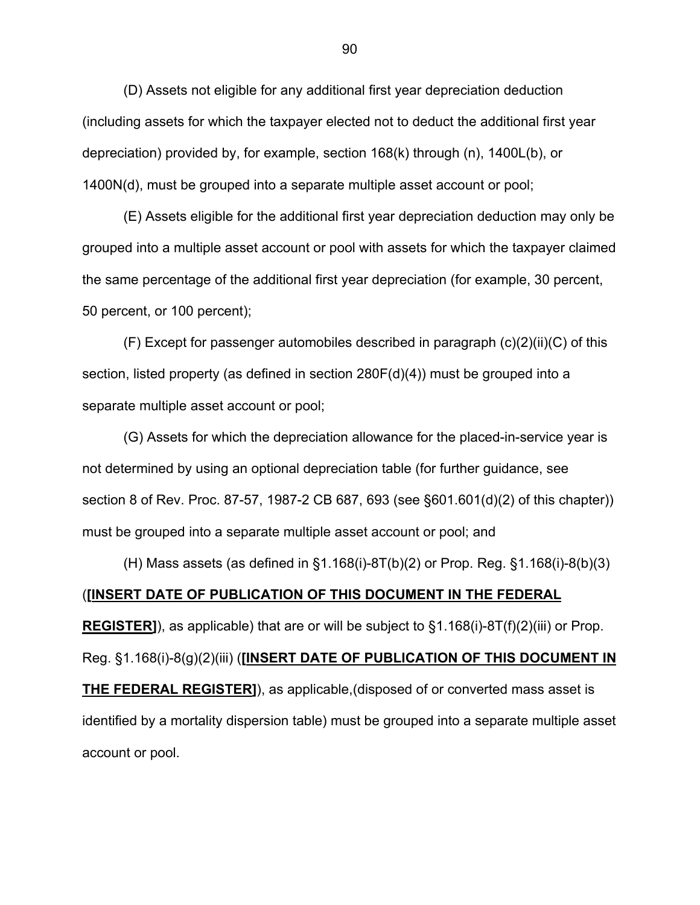(D) Assets not eligible for any additional first year depreciation deduction (including assets for which the taxpayer elected not to deduct the additional first year depreciation) provided by, for example, section 168(k) through (n), 1400L(b), or 1400N(d), must be grouped into a separate multiple asset account or pool;

(E) Assets eligible for the additional first year depreciation deduction may only be grouped into a multiple asset account or pool with assets for which the taxpayer claimed the same percentage of the additional first year depreciation (for example, 30 percent, 50 percent, or 100 percent);

(F) Except for passenger automobiles described in paragraph (c)(2)(ii)(C) of this section, listed property (as defined in section 280F(d)(4)) must be grouped into a separate multiple asset account or pool;

(G) Assets for which the depreciation allowance for the placed-in-service year is not determined by using an optional depreciation table (for further guidance, see section 8 of Rev. Proc. 87-57, 1987-2 CB 687, 693 (see §601.601(d)(2) of this chapter)) must be grouped into a separate multiple asset account or pool; and

(H) Mass assets (as defined in §1.168(i)-8T(b)(2) or Prop. Reg. §1.168(i)-8(b)(3) (**[INSERT DATE OF PUBLICATION OF THIS DOCUMENT IN THE FEDERAL REGISTER]**), as applicable) that are or will be subject to §1.168(i)-8T(f)(2)(iii) or Prop. Reg. §1.168(i)-8(g)(2)(iii) (**[INSERT DATE OF PUBLICATION OF THIS DOCUMENT IN THE FEDERAL REGISTER]**), as applicable,(disposed of or converted mass asset is identified by a mortality dispersion table) must be grouped into a separate multiple asset account or pool.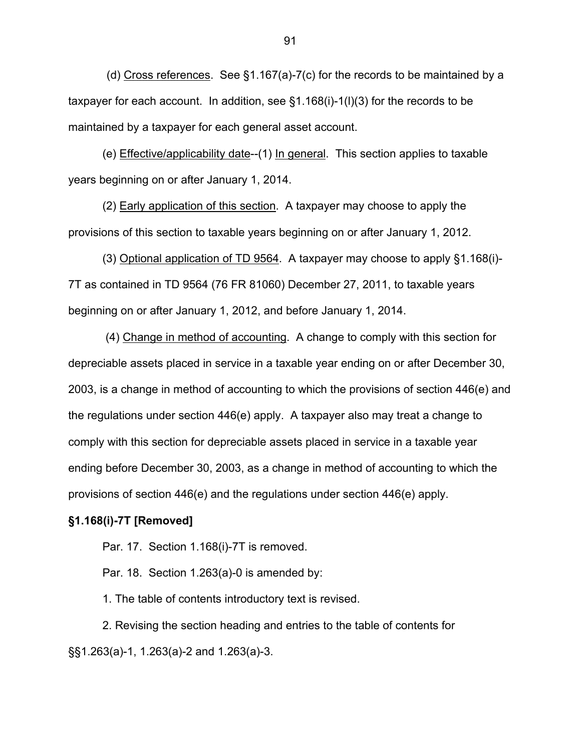(d) Cross references. See §1.167(a)-7(c) for the records to be maintained by a taxpayer for each account. In addition, see §1.168(i)-1(l)(3) for the records to be maintained by a taxpayer for each general asset account.

(e) Effective/applicability date--(1) In general. This section applies to taxable years beginning on or after January 1, 2014.

(2) Early application of this section. A taxpayer may choose to apply the provisions of this section to taxable years beginning on or after January 1, 2012.

(3) Optional application of TD 9564. A taxpayer may choose to apply §1.168(i)-7T as contained in TD 9564 (76 FR 81060) December 27, 2011, to taxable years beginning on or after January 1, 2012, and before January 1, 2014.

(4) Change in method of accounting. A change to comply with this section for depreciable assets placed in service in a taxable year ending on or after December 30, 2003, is a change in method of accounting to which the provisions of section 446(e) and the regulations under section 446(e) apply. A taxpayer also may treat a change to comply with this section for depreciable assets placed in service in a taxable year ending before December 30, 2003, as a change in method of accounting to which the provisions of section 446(e) and the regulations under section 446(e) apply.

**§1.168(i)-7T [Removed]**

Par. 17. Section 1.168(i)-7T is removed.

Par. 18. Section 1.263(a)-0 is amended by:

1. The table of contents introductory text is revised.

2. Revising the section heading and entries to the table of contents for §§1.263(a)-1, 1.263(a)-2 and 1.263(a)-3.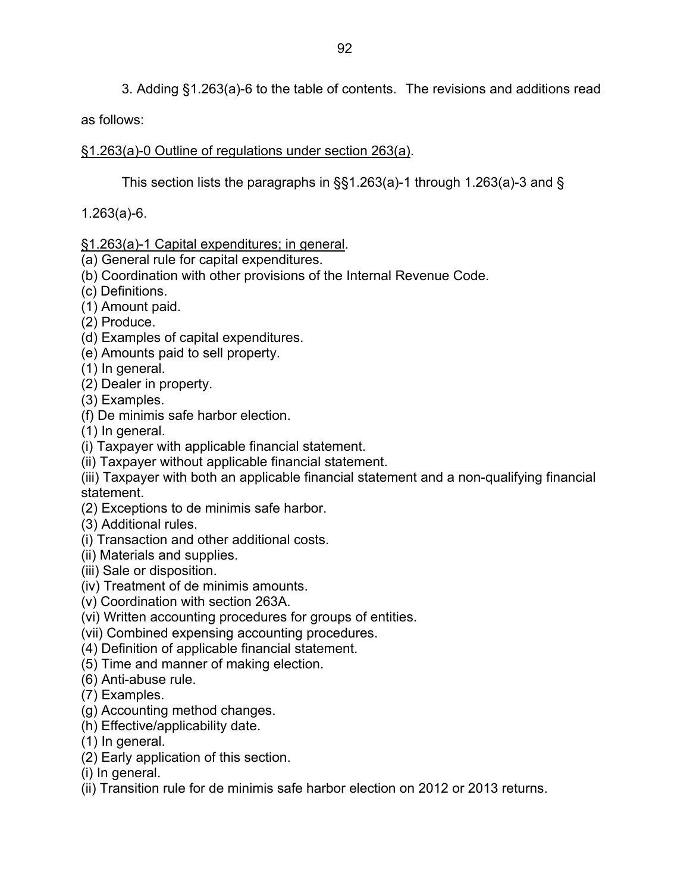3. Adding §1.263(a)-6 to the table of contents. The revisions and additions read as follows:

§1.263(a)-0 Outline of regulations under section 263(a).

This section lists the paragraphs in §§1.263(a)-1 through 1.263(a)-3 and § 1.263(a)-6.

§1.263(a)-1 Capital expenditures; in general.

(a) General rule for capital expenditures.
(b) Coordination with other provisions of the Internal Revenue Code.
(c) Definitions.
(1) Amount paid.
(2) Produce.
(d) Examples of capital expenditures.
(e) Amounts paid to sell property.
(1) In general.
(2) Dealer in property.
(3) Examples.
(f) De minimis safe harbor election.
(1) In general.
(i) Taxpayer with applicable financial statement.
(ii) Taxpayer without applicable financial statement.
(iii) Taxpayer with both an applicable financial statement and a non-qualifying financial statement.
(2) Exceptions to de minimis safe harbor.
(3) Additional rules.
(i) Transaction and other additional costs.
(ii) Materials and supplies.
(iii) Sale or disposition.
(iv) Treatment of de minimis amounts.
(v) Coordination with section 263A.
(vi) Written accounting procedures for groups of entities.
(vii) Combined expensing accounting procedures.
(4) Definition of applicable financial statement.
(5) Time and manner of making election.
(6) Anti-abuse rule.
(7) Examples.
(g) Accounting method changes.
(h) Effective/applicability date.
(1) In general.
(2) Early application of this section.
(i) In general.
(ii) Transition rule for de minimis safe harbor election on 2012 or 2013 returns.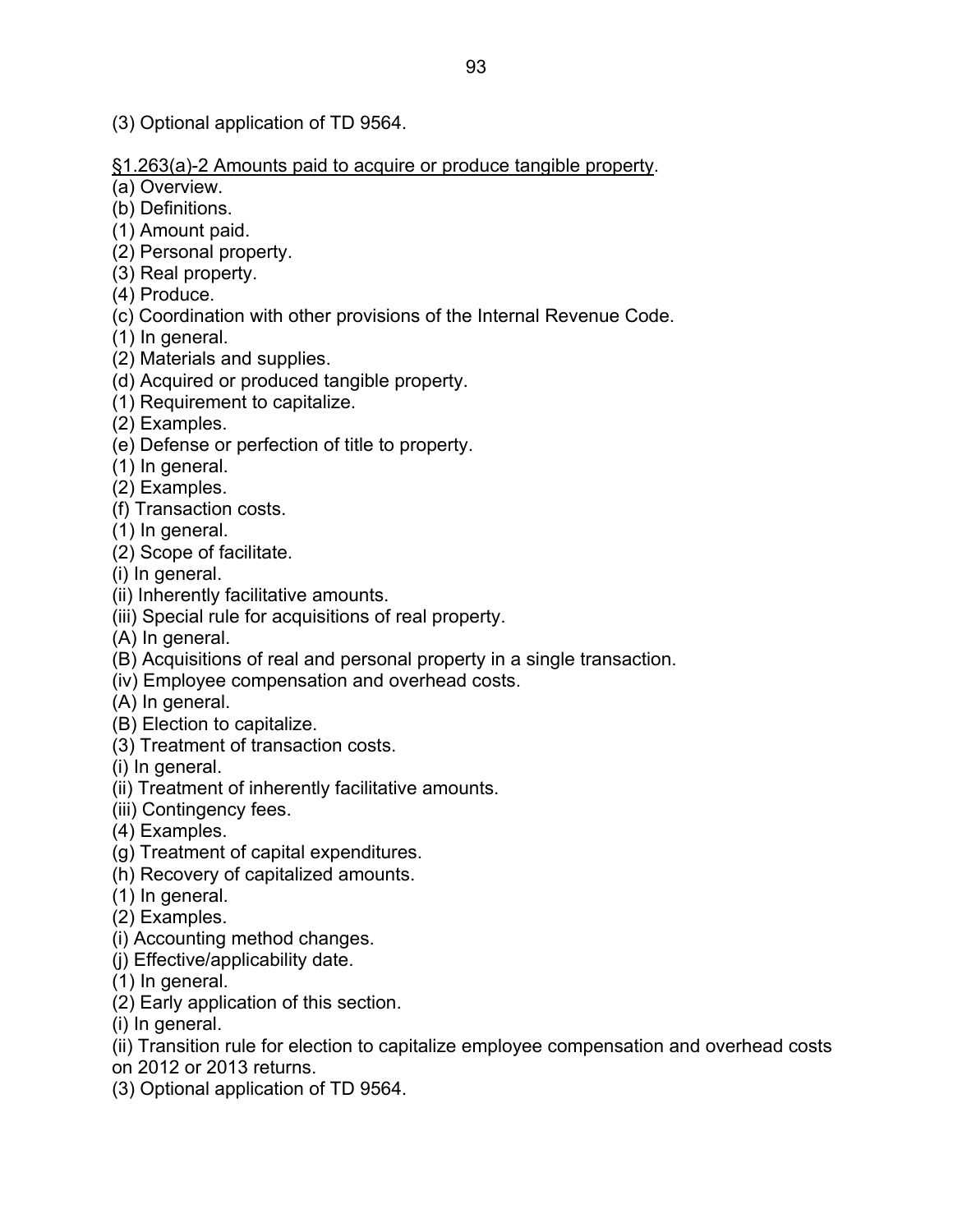(3) Optional application of TD 9564.

<u>§1.263(a)-2 Amounts paid to acquire or produce tangible property</u>.

(a) Overview.
(b) Definitions.
(1) Amount paid.
(2) Personal property.
(3) Real property.
(4) Produce.
(c) Coordination with other provisions of the Internal Revenue Code.
(1) In general.
(2) Materials and supplies.
(d) Acquired or produced tangible property.
(1) Requirement to capitalize.
(2) Examples.
(e) Defense or perfection of title to property.
(1) In general.
(2) Examples.
(f) Transaction costs.
(1) In general.
(2) Scope of facilitate.
(i) In general.
(ii) Inherently facilitative amounts.
(iii) Special rule for acquisitions of real property.
(A) In general.
(B) Acquisitions of real and personal property in a single transaction.
(iv) Employee compensation and overhead costs.
(A) In general.
(B) Election to capitalize.
(3) Treatment of transaction costs.
(i) In general.
(ii) Treatment of inherently facilitative amounts.
(iii) Contingency fees.
(4) Examples.
(g) Treatment of capital expenditures.
(h) Recovery of capitalized amounts.
(1) In general.
(2) Examples.
(i) Accounting method changes.
(j) Effective/applicability date.
(1) In general.
(2) Early application of this section.
(i) In general.
(ii) Transition rule for election to capitalize employee compensation and overhead costs on 2012 or 2013 returns.
(3) Optional application of TD 9564.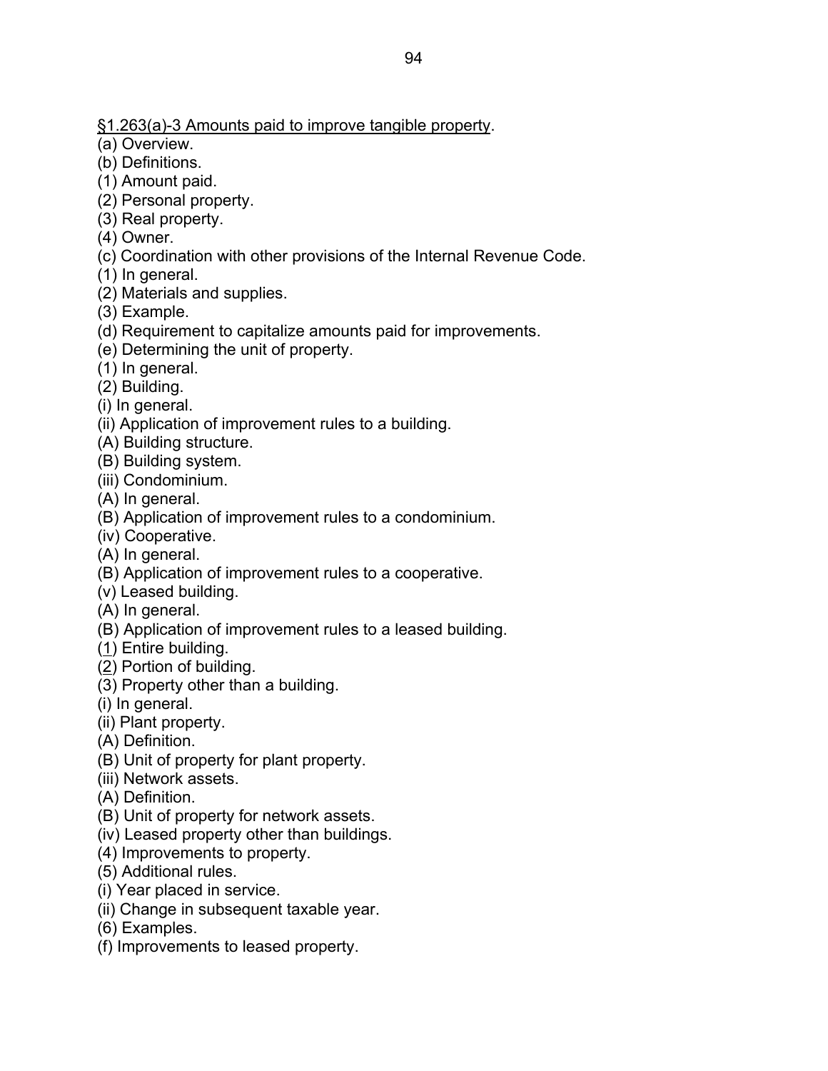§1.263(a)-3 Amounts paid to improve tangible property.

(a) Overview.
(b) Definitions.
(1) Amount paid.
(2) Personal property.
(3) Real property.
(4) Owner.
(c) Coordination with other provisions of the Internal Revenue Code.
(1) In general.
(2) Materials and supplies.
(3) Example.
(d) Requirement to capitalize amounts paid for improvements.
(e) Determining the unit of property.
(1) In general.
(2) Building.
(i) In general.
(ii) Application of improvement rules to a building.
(A) Building structure.
(B) Building system.
(iii) Condominium.
(A) In general.
(B) Application of improvement rules to a condominium.
(iv) Cooperative.
(A) In general.
(B) Application of improvement rules to a cooperative.
(v) Leased building.
(A) In general.
(B) Application of improvement rules to a leased building.
(1) Entire building.
(2) Portion of building.
(3) Property other than a building.
(i) In general.
(ii) Plant property.
(A) Definition.
(B) Unit of property for plant property.
(iii) Network assets.
(A) Definition.
(B) Unit of property for network assets.
(iv) Leased property other than buildings.
(4) Improvements to property.
(5) Additional rules.
(i) Year placed in service.
(ii) Change in subsequent taxable year.
(6) Examples.
(f) Improvements to leased property.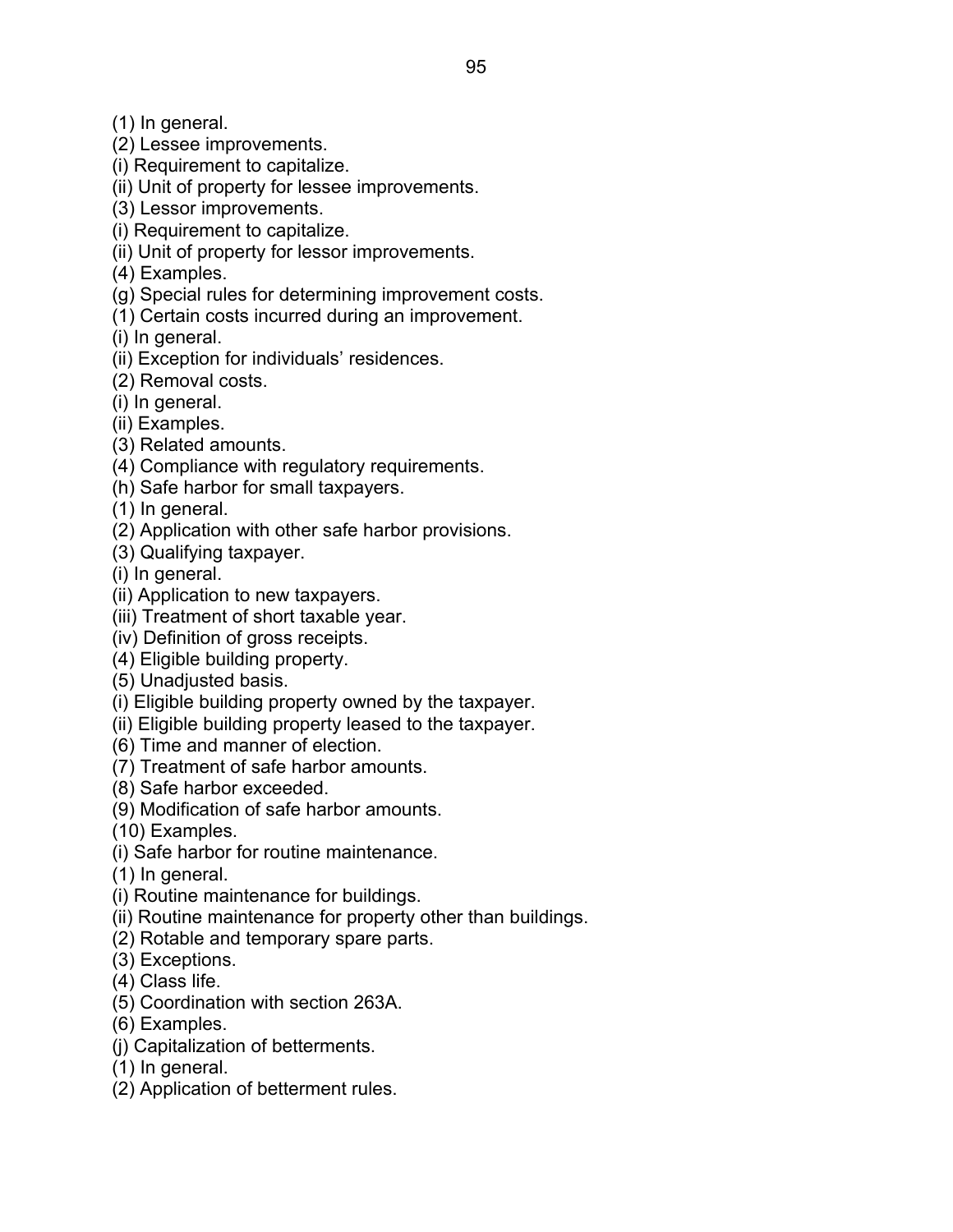(1) In general.
(2) Lessee improvements.
(i) Requirement to capitalize.
(ii) Unit of property for lessee improvements.
(3) Lessor improvements.
(i) Requirement to capitalize.
(ii) Unit of property for lessor improvements.
(4) Examples.
(g) Special rules for determining improvement costs.
(1) Certain costs incurred during an improvement.
(i) In general.
(ii) Exception for individuals' residences.
(2) Removal costs.
(i) In general.
(ii) Examples.
(3) Related amounts.
(4) Compliance with regulatory requirements.
(h) Safe harbor for small taxpayers.
(1) In general.
(2) Application with other safe harbor provisions.
(3) Qualifying taxpayer.
(i) In general.
(ii) Application to new taxpayers.
(iii) Treatment of short taxable year.
(iv) Definition of gross receipts.
(4) Eligible building property.
(5) Unadjusted basis.
(i) Eligible building property owned by the taxpayer.
(ii) Eligible building property leased to the taxpayer.
(6) Time and manner of election.
(7) Treatment of safe harbor amounts.
(8) Safe harbor exceeded.
(9) Modification of safe harbor amounts.
(10) Examples.
(i) Safe harbor for routine maintenance.
(1) In general.
(i) Routine maintenance for buildings.
(ii) Routine maintenance for property other than buildings.
(2) Rotable and temporary spare parts.
(3) Exceptions.
(4) Class life.
(5) Coordination with section 263A.
(6) Examples.
(j) Capitalization of betterments.
(1) In general.
(2) Application of betterment rules.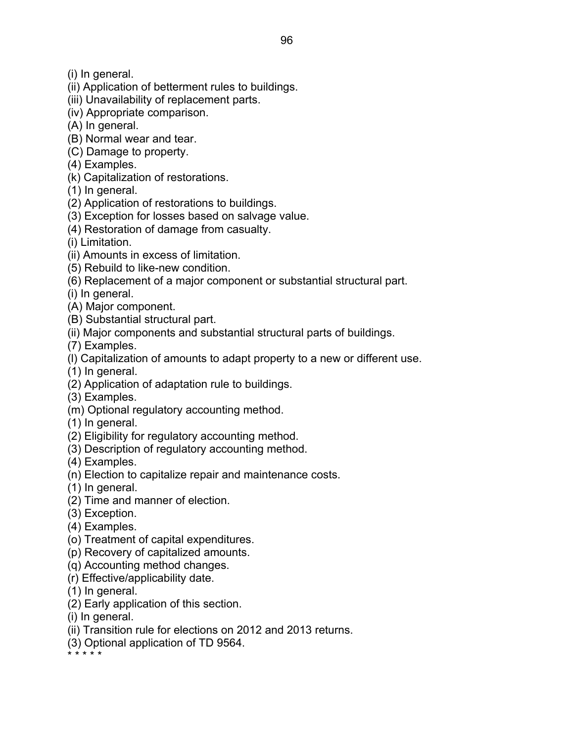(i) In general.
(ii) Application of betterment rules to buildings.
(iii) Unavailability of replacement parts.
(iv) Appropriate comparison.
(A) In general.
(B) Normal wear and tear.
(C) Damage to property.
(4) Examples.
(k) Capitalization of restorations.
(1) In general.
(2) Application of restorations to buildings.
(3) Exception for losses based on salvage value.
(4) Restoration of damage from casualty.
(i) Limitation.
(ii) Amounts in excess of limitation.
(5) Rebuild to like-new condition.
(6) Replacement of a major component or substantial structural part.
(i) In general.
(A) Major component.
(B) Substantial structural part.
(ii) Major components and substantial structural parts of buildings.
(7) Examples.
(l) Capitalization of amounts to adapt property to a new or different use.
(1) In general.
(2) Application of adaptation rule to buildings.
(3) Examples.
(m) Optional regulatory accounting method.
(1) In general.
(2) Eligibility for regulatory accounting method.
(3) Description of regulatory accounting method.
(4) Examples.
(n) Election to capitalize repair and maintenance costs.
(1) In general.
(2) Time and manner of election.
(3) Exception.
(4) Examples.
(o) Treatment of capital expenditures.
(p) Recovery of capitalized amounts.
(q) Accounting method changes.
(r) Effective/applicability date.
(1) In general.
(2) Early application of this section.
(i) In general.
(ii) Transition rule for elections on 2012 and 2013 returns.
(3) Optional application of TD 9564.
* * * * *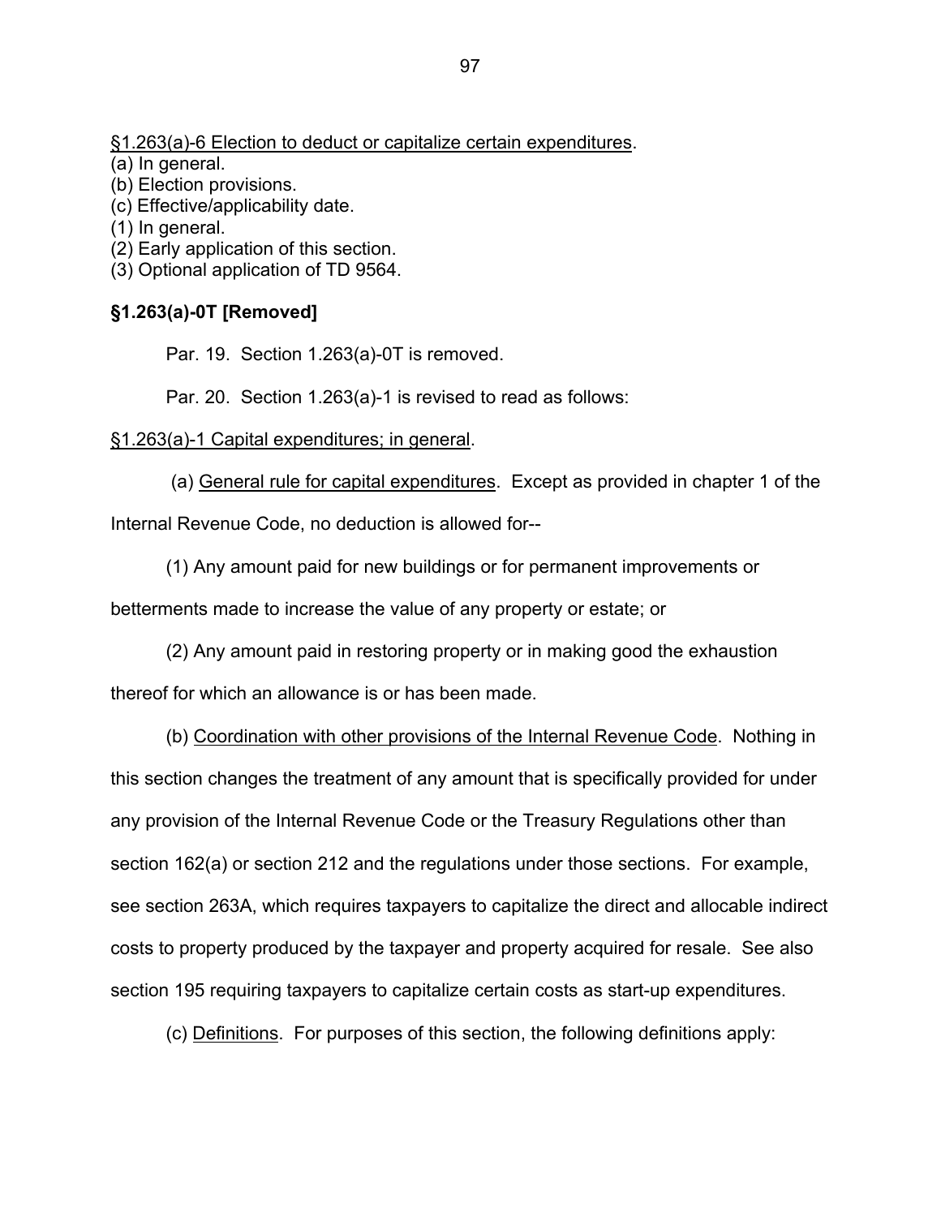§1.263(a)-6 Election to deduct or capitalize certain expenditures.

(a) In general.

(b) Election provisions.

(c) Effective/applicability date.

(1) In general.

(2) Early application of this section.

(3) Optional application of TD 9564.

**§1.263(a)-0T [Removed]**

Par. 19. Section 1.263(a)-0T is removed.

Par. 20. Section 1.263(a)-1 is revised to read as follows:

§1.263(a)-1 Capital expenditures; in general.

(a) General rule for capital expenditures. Except as provided in chapter 1 of the Internal Revenue Code, no deduction is allowed for--

(1) Any amount paid for new buildings or for permanent improvements or betterments made to increase the value of any property or estate; or

(2) Any amount paid in restoring property or in making good the exhaustion thereof for which an allowance is or has been made.

(b) Coordination with other provisions of the Internal Revenue Code. Nothing in this section changes the treatment of any amount that is specifically provided for under any provision of the Internal Revenue Code or the Treasury Regulations other than section 162(a) or section 212 and the regulations under those sections. For example, see section 263A, which requires taxpayers to capitalize the direct and allocable indirect costs to property produced by the taxpayer and property acquired for resale. See also section 195 requiring taxpayers to capitalize certain costs as start-up expenditures.

(c) Definitions. For purposes of this section, the following definitions apply: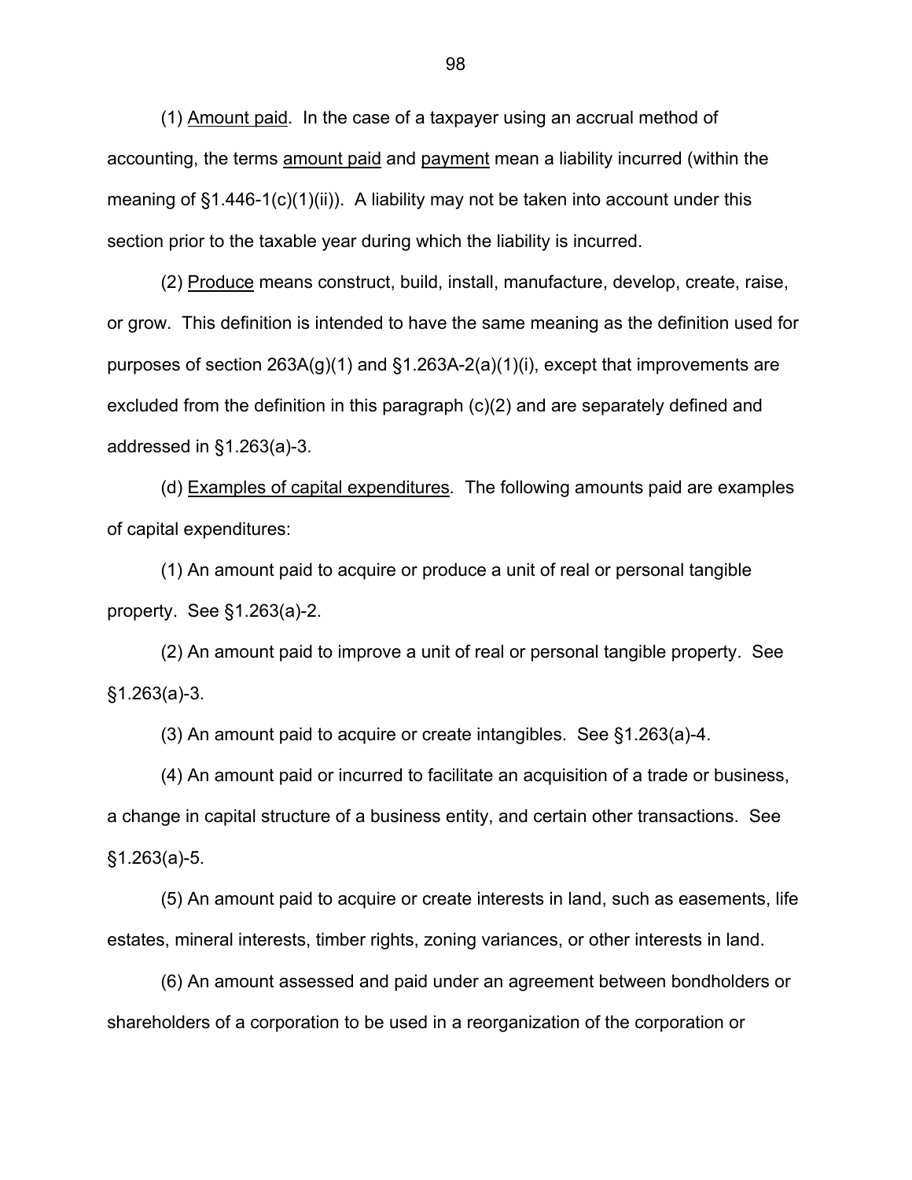(1) Amount paid. In the case of a taxpayer using an accrual method of accounting, the terms amount paid and payment mean a liability incurred (within the meaning of §1.446-1(c)(1)(ii)). A liability may not be taken into account under this section prior to the taxable year during which the liability is incurred.

(2) Produce means construct, build, install, manufacture, develop, create, raise, or grow. This definition is intended to have the same meaning as the definition used for purposes of section 263A(g)(1) and §1.263A-2(a)(1)(i), except that improvements are excluded from the definition in this paragraph (c)(2) and are separately defined and addressed in §1.263(a)-3.

(d) Examples of capital expenditures. The following amounts paid are examples of capital expenditures:

(1) An amount paid to acquire or produce a unit of real or personal tangible property. See §1.263(a)-2.

(2) An amount paid to improve a unit of real or personal tangible property. See §1.263(a)-3.

(3) An amount paid to acquire or create intangibles. See §1.263(a)-4.

(4) An amount paid or incurred to facilitate an acquisition of a trade or business, a change in capital structure of a business entity, and certain other transactions. See §1.263(a)-5.

(5) An amount paid to acquire or create interests in land, such as easements, life estates, mineral interests, timber rights, zoning variances, or other interests in land.

(6) An amount assessed and paid under an agreement between bondholders or shareholders of a corporation to be used in a reorganization of the corporation or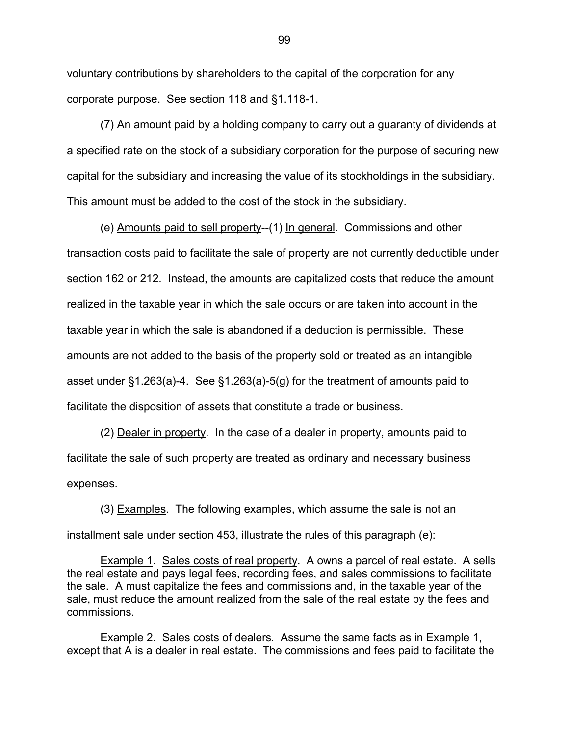voluntary contributions by shareholders to the capital of the corporation for any corporate purpose. See section 118 and §1.118-1.

(7) An amount paid by a holding company to carry out a guaranty of dividends at a specified rate on the stock of a subsidiary corporation for the purpose of securing new capital for the subsidiary and increasing the value of its stockholdings in the subsidiary. This amount must be added to the cost of the stock in the subsidiary.

(e) Amounts paid to sell property--(1) In general. Commissions and other transaction costs paid to facilitate the sale of property are not currently deductible under section 162 or 212. Instead, the amounts are capitalized costs that reduce the amount realized in the taxable year in which the sale occurs or are taken into account in the taxable year in which the sale is abandoned if a deduction is permissible. These amounts are not added to the basis of the property sold or treated as an intangible asset under §1.263(a)-4. See §1.263(a)-5(g) for the treatment of amounts paid to facilitate the disposition of assets that constitute a trade or business.

(2) Dealer in property. In the case of a dealer in property, amounts paid to facilitate the sale of such property are treated as ordinary and necessary business expenses.

(3) Examples. The following examples, which assume the sale is not an installment sale under section 453, illustrate the rules of this paragraph (e):

Example 1. Sales costs of real property. A owns a parcel of real estate. A sells the real estate and pays legal fees, recording fees, and sales commissions to facilitate the sale. A must capitalize the fees and commissions and, in the taxable year of the sale, must reduce the amount realized from the sale of the real estate by the fees and commissions.

Example 2. Sales costs of dealers. Assume the same facts as in Example 1, except that A is a dealer in real estate. The commissions and fees paid to facilitate the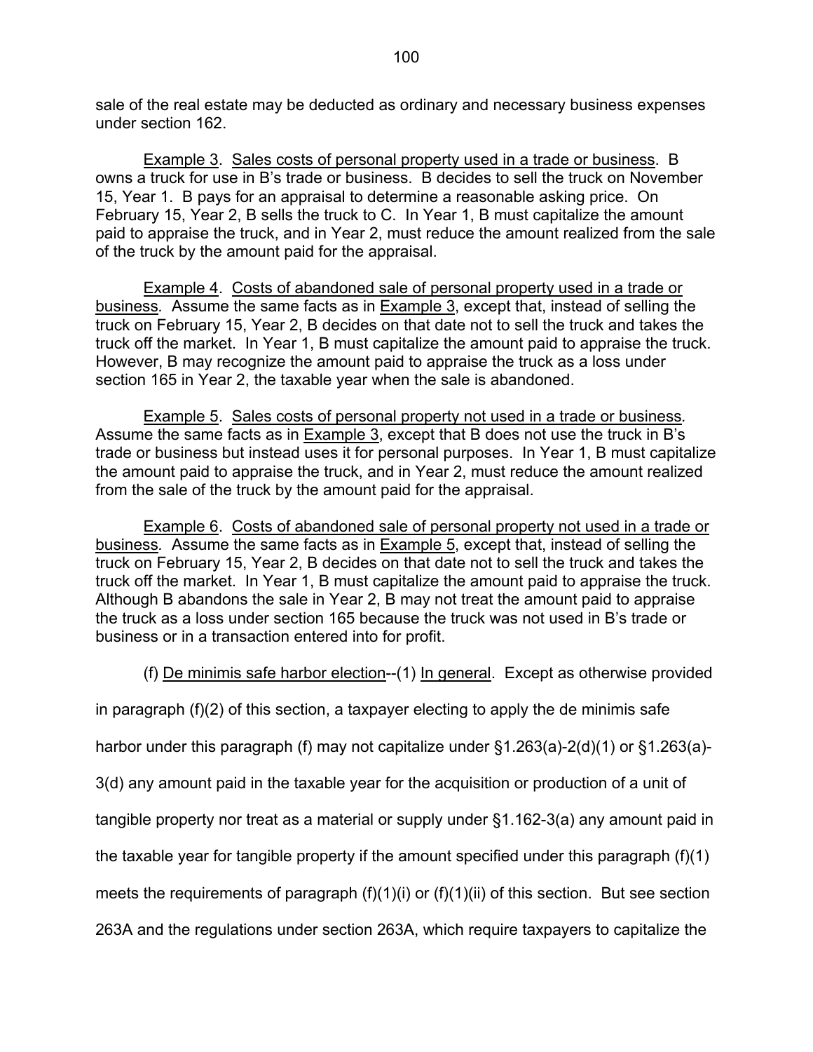sale of the real estate may be deducted as ordinary and necessary business expenses under section 162.

Example 3. Sales costs of personal property used in a trade or business. B owns a truck for use in B's trade or business. B decides to sell the truck on November 15, Year 1. B pays for an appraisal to determine a reasonable asking price. On February 15, Year 2, B sells the truck to C. In Year 1, B must capitalize the amount paid to appraise the truck, and in Year 2, must reduce the amount realized from the sale of the truck by the amount paid for the appraisal.

Example 4. Costs of abandoned sale of personal property used in a trade or business. Assume the same facts as in Example 3, except that, instead of selling the truck on February 15, Year 2, B decides on that date not to sell the truck and takes the truck off the market. In Year 1, B must capitalize the amount paid to appraise the truck. However, B may recognize the amount paid to appraise the truck as a loss under section 165 in Year 2, the taxable year when the sale is abandoned.

Example 5. Sales costs of personal property not used in a trade or business. Assume the same facts as in Example 3, except that B does not use the truck in B's trade or business but instead uses it for personal purposes. In Year 1, B must capitalize the amount paid to appraise the truck, and in Year 2, must reduce the amount realized from the sale of the truck by the amount paid for the appraisal.

Example 6. Costs of abandoned sale of personal property not used in a trade or business. Assume the same facts as in Example 5, except that, instead of selling the truck on February 15, Year 2, B decides on that date not to sell the truck and takes the truck off the market. In Year 1, B must capitalize the amount paid to appraise the truck. Although B abandons the sale in Year 2, B may not treat the amount paid to appraise the truck as a loss under section 165 because the truck was not used in B's trade or business or in a transaction entered into for profit.

(f) De minimis safe harbor election--(1) In general. Except as otherwise provided in paragraph (f)(2) of this section, a taxpayer electing to apply the de minimis safe harbor under this paragraph (f) may not capitalize under §1.263(a)-2(d)(1) or §1.263(a)-3(d) any amount paid in the taxable year for the acquisition or production of a unit of tangible property nor treat as a material or supply under §1.162-3(a) any amount paid in the taxable year for tangible property if the amount specified under this paragraph (f)(1) meets the requirements of paragraph (f)(1)(i) or (f)(1)(ii) of this section. But see section 263A and the regulations under section 263A, which require taxpayers to capitalize the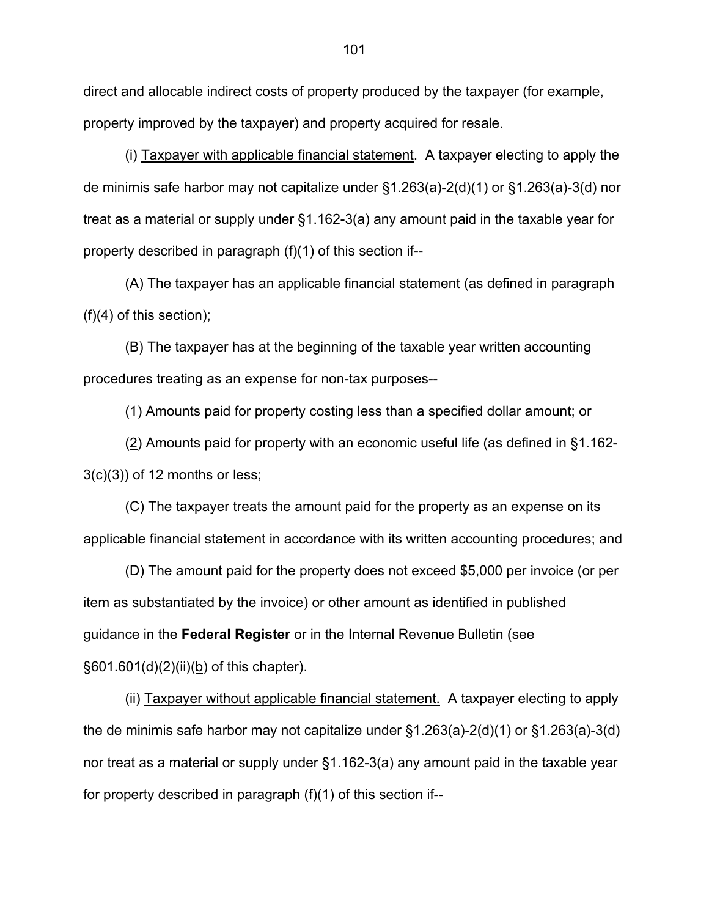direct and allocable indirect costs of property produced by the taxpayer (for example, property improved by the taxpayer) and property acquired for resale.

(i) Taxpayer with applicable financial statement. A taxpayer electing to apply the de minimis safe harbor may not capitalize under §1.263(a)-2(d)(1) or §1.263(a)-3(d) nor treat as a material or supply under §1.162-3(a) any amount paid in the taxable year for property described in paragraph (f)(1) of this section if--

(A) The taxpayer has an applicable financial statement (as defined in paragraph (f)(4) of this section);

(B) The taxpayer has at the beginning of the taxable year written accounting procedures treating as an expense for non-tax purposes--

(1) Amounts paid for property costing less than a specified dollar amount; or

(2) Amounts paid for property with an economic useful life (as defined in §1.162-3(c)(3)) of 12 months or less;

(C) The taxpayer treats the amount paid for the property as an expense on its applicable financial statement in accordance with its written accounting procedures; and

(D) The amount paid for the property does not exceed $5,000 per invoice (or per item as substantiated by the invoice) or other amount as identified in published guidance in the **Federal Register** or in the Internal Revenue Bulletin (see §601.601(d)(2)(ii)(b) of this chapter).

(ii) Taxpayer without applicable financial statement. A taxpayer electing to apply the de minimis safe harbor may not capitalize under §1.263(a)-2(d)(1) or §1.263(a)-3(d) nor treat as a material or supply under §1.162-3(a) any amount paid in the taxable year for property described in paragraph (f)(1) of this section if--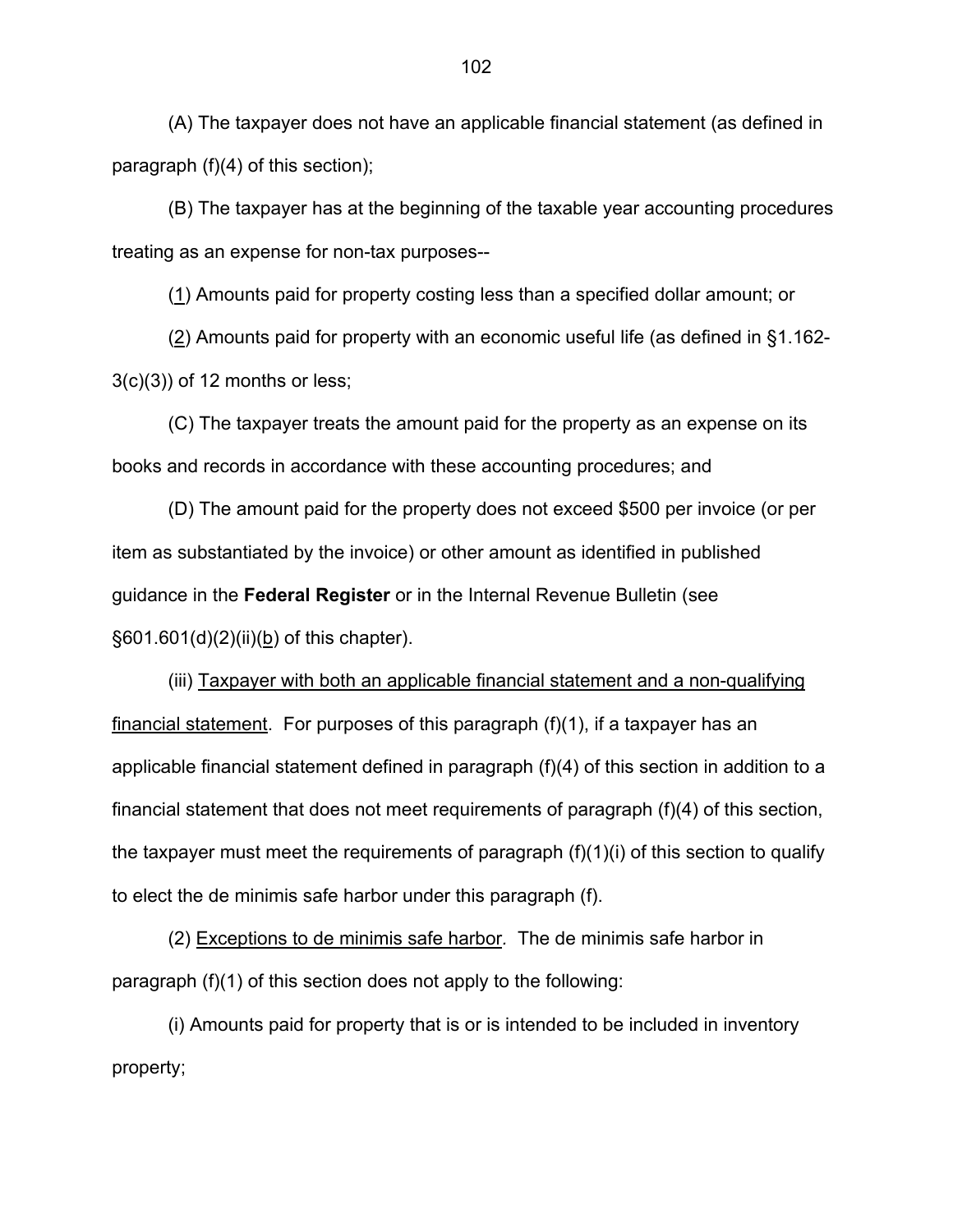(A) The taxpayer does not have an applicable financial statement (as defined in paragraph (f)(4) of this section);

(B) The taxpayer has at the beginning of the taxable year accounting procedures treating as an expense for non-tax purposes--

(1) Amounts paid for property costing less than a specified dollar amount; or

(2) Amounts paid for property with an economic useful life (as defined in §1.162-3(c)(3)) of 12 months or less;

(C) The taxpayer treats the amount paid for the property as an expense on its books and records in accordance with these accounting procedures; and

(D) The amount paid for the property does not exceed $500 per invoice (or per item as substantiated by the invoice) or other amount as identified in published guidance in the **Federal Register** or in the Internal Revenue Bulletin (see §601.601(d)(2)(ii)(b) of this chapter).

(iii) Taxpayer with both an applicable financial statement and a non-qualifying financial statement. For purposes of this paragraph (f)(1), if a taxpayer has an applicable financial statement defined in paragraph (f)(4) of this section in addition to a financial statement that does not meet requirements of paragraph (f)(4) of this section, the taxpayer must meet the requirements of paragraph (f)(1)(i) of this section to qualify to elect the de minimis safe harbor under this paragraph (f).

(2) Exceptions to de minimis safe harbor. The de minimis safe harbor in paragraph (f)(1) of this section does not apply to the following:

(i) Amounts paid for property that is or is intended to be included in inventory property;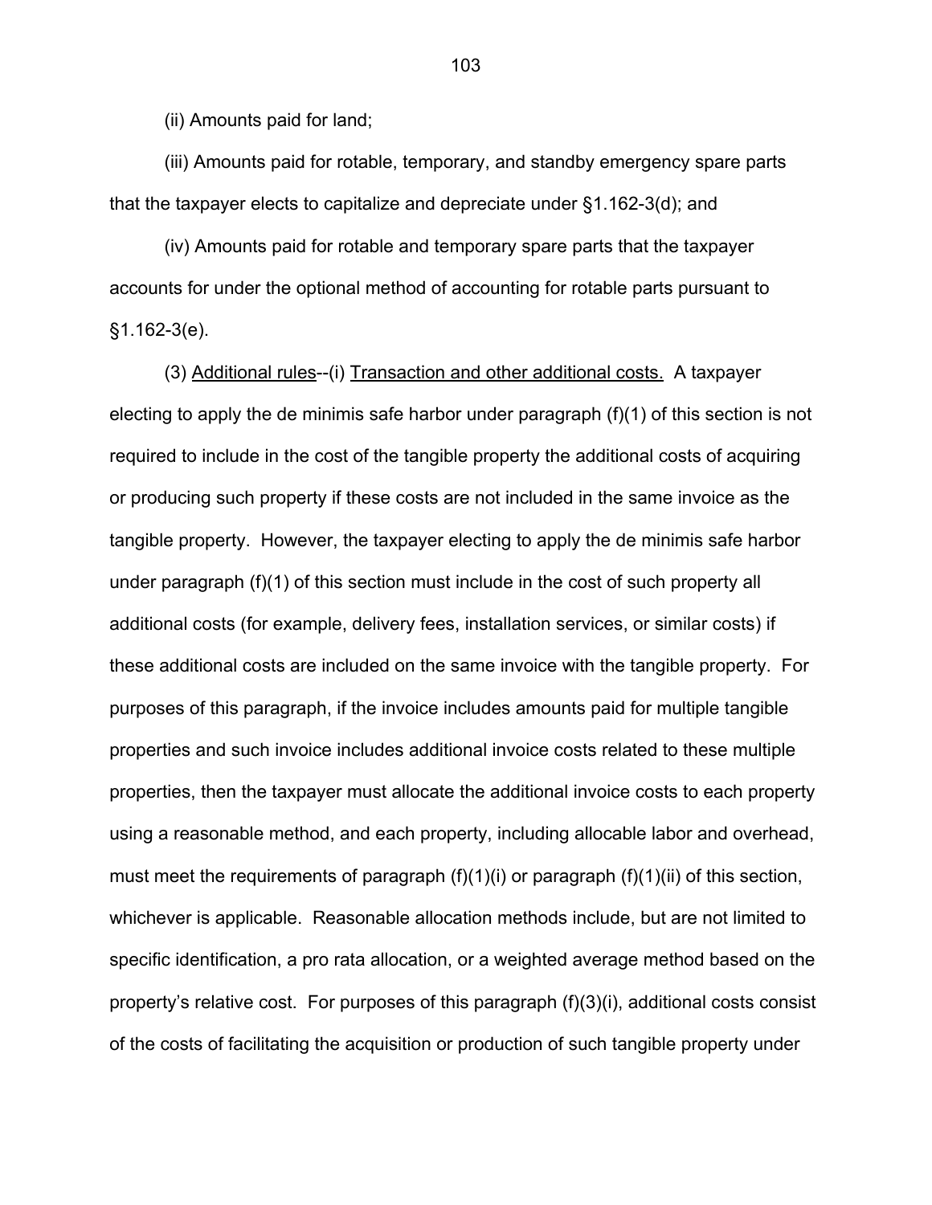(ii) Amounts paid for land;

(iii) Amounts paid for rotable, temporary, and standby emergency spare parts that the taxpayer elects to capitalize and depreciate under §1.162-3(d); and

(iv) Amounts paid for rotable and temporary spare parts that the taxpayer accounts for under the optional method of accounting for rotable parts pursuant to §1.162-3(e).

(3) Additional rules--(i) Transaction and other additional costs. A taxpayer electing to apply the de minimis safe harbor under paragraph (f)(1) of this section is not required to include in the cost of the tangible property the additional costs of acquiring or producing such property if these costs are not included in the same invoice as the tangible property. However, the taxpayer electing to apply the de minimis safe harbor under paragraph (f)(1) of this section must include in the cost of such property all additional costs (for example, delivery fees, installation services, or similar costs) if these additional costs are included on the same invoice with the tangible property. For purposes of this paragraph, if the invoice includes amounts paid for multiple tangible properties and such invoice includes additional invoice costs related to these multiple properties, then the taxpayer must allocate the additional invoice costs to each property using a reasonable method, and each property, including allocable labor and overhead, must meet the requirements of paragraph (f)(1)(i) or paragraph (f)(1)(ii) of this section, whichever is applicable. Reasonable allocation methods include, but are not limited to specific identification, a pro rata allocation, or a weighted average method based on the property's relative cost. For purposes of this paragraph (f)(3)(i), additional costs consist of the costs of facilitating the acquisition or production of such tangible property under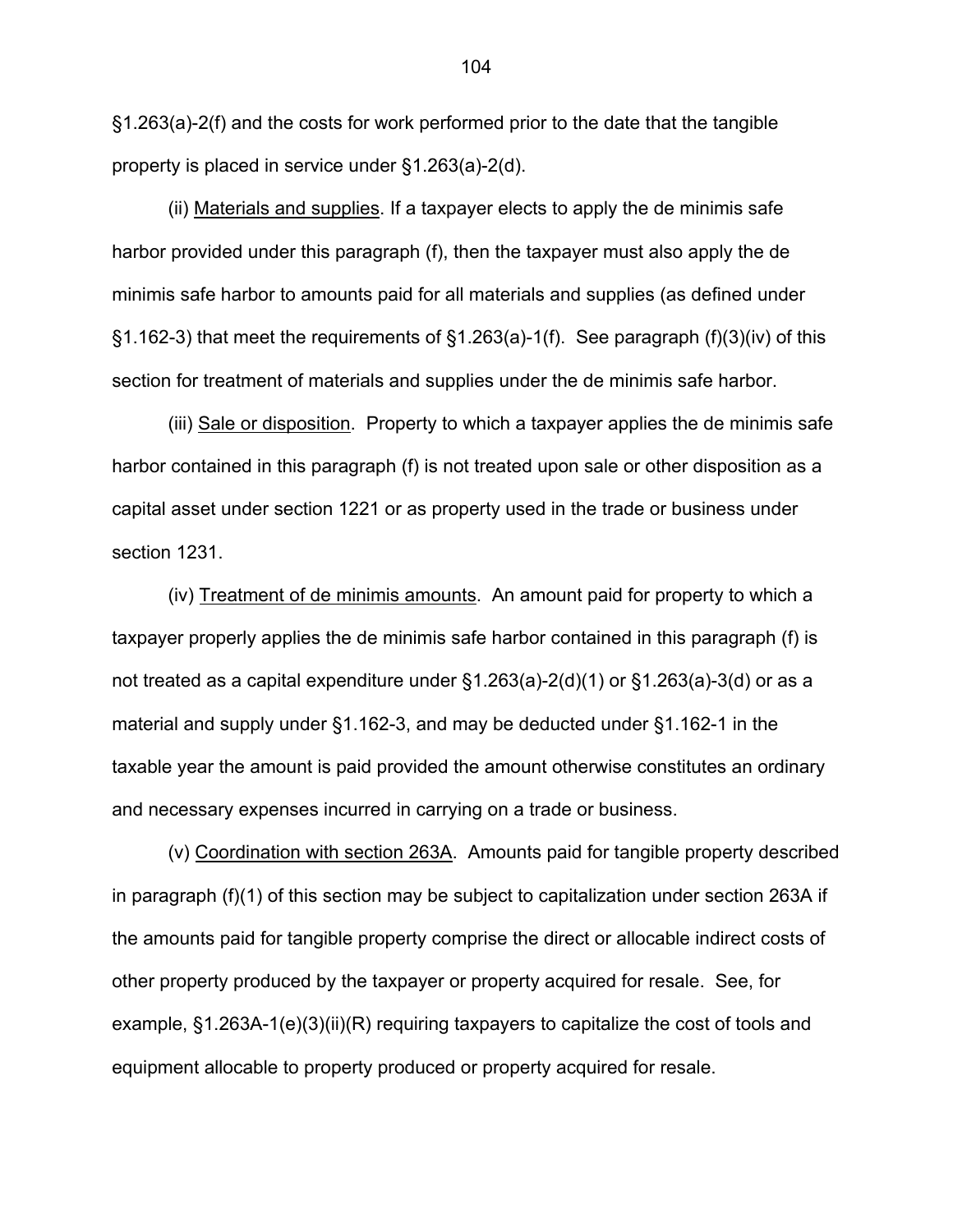§1.263(a)-2(f) and the costs for work performed prior to the date that the tangible property is placed in service under §1.263(a)-2(d).

(ii) Materials and supplies. If a taxpayer elects to apply the de minimis safe harbor provided under this paragraph (f), then the taxpayer must also apply the de minimis safe harbor to amounts paid for all materials and supplies (as defined under §1.162-3) that meet the requirements of §1.263(a)-1(f). See paragraph (f)(3)(iv) of this section for treatment of materials and supplies under the de minimis safe harbor.

(iii) Sale or disposition. Property to which a taxpayer applies the de minimis safe harbor contained in this paragraph (f) is not treated upon sale or other disposition as a capital asset under section 1221 or as property used in the trade or business under section 1231.

(iv) Treatment of de minimis amounts. An amount paid for property to which a taxpayer properly applies the de minimis safe harbor contained in this paragraph (f) is not treated as a capital expenditure under §1.263(a)-2(d)(1) or §1.263(a)-3(d) or as a material and supply under §1.162-3, and may be deducted under §1.162-1 in the taxable year the amount is paid provided the amount otherwise constitutes an ordinary and necessary expenses incurred in carrying on a trade or business.

(v) Coordination with section 263A. Amounts paid for tangible property described in paragraph (f)(1) of this section may be subject to capitalization under section 263A if the amounts paid for tangible property comprise the direct or allocable indirect costs of other property produced by the taxpayer or property acquired for resale. See, for example, §1.263A-1(e)(3)(ii)(R) requiring taxpayers to capitalize the cost of tools and equipment allocable to property produced or property acquired for resale.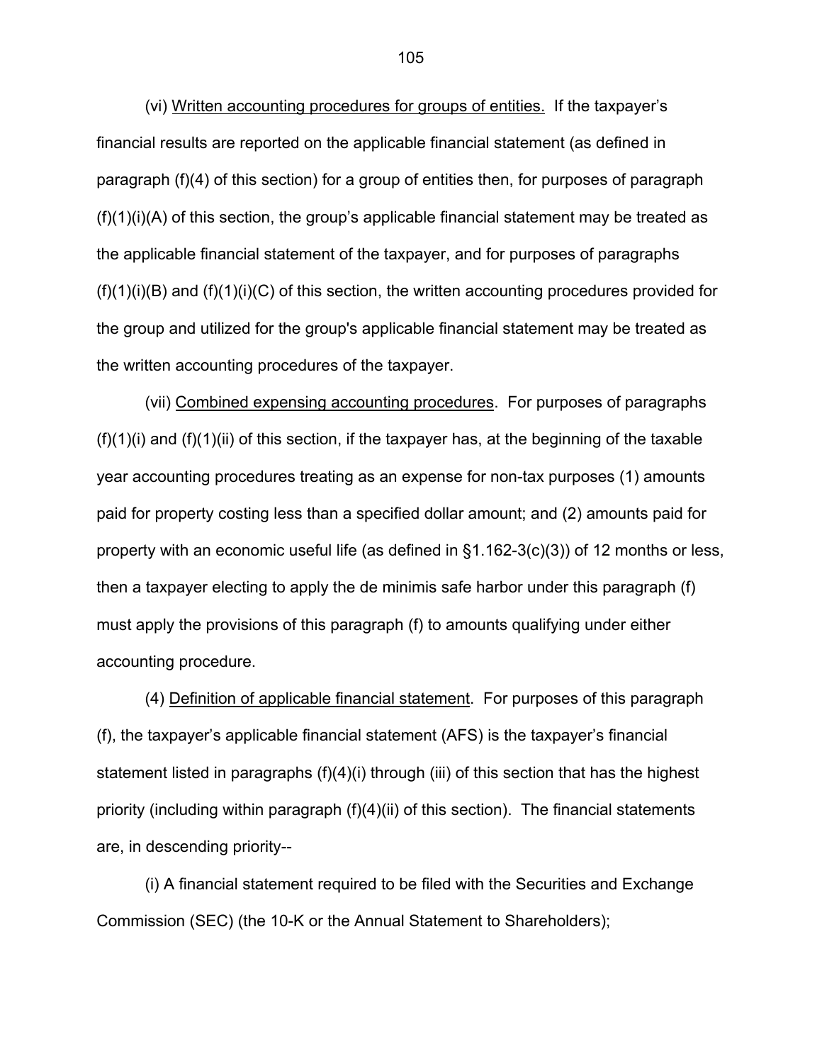(vi) Written accounting procedures for groups of entities. If the taxpayer's financial results are reported on the applicable financial statement (as defined in paragraph (f)(4) of this section) for a group of entities then, for purposes of paragraph (f)(1)(i)(A) of this section, the group's applicable financial statement may be treated as the applicable financial statement of the taxpayer, and for purposes of paragraphs (f)(1)(i)(B) and (f)(1)(i)(C) of this section, the written accounting procedures provided for the group and utilized for the group's applicable financial statement may be treated as the written accounting procedures of the taxpayer.

(vii) Combined expensing accounting procedures. For purposes of paragraphs (f)(1)(i) and (f)(1)(ii) of this section, if the taxpayer has, at the beginning of the taxable year accounting procedures treating as an expense for non-tax purposes (1) amounts paid for property costing less than a specified dollar amount; and (2) amounts paid for property with an economic useful life (as defined in §1.162-3(c)(3)) of 12 months or less, then a taxpayer electing to apply the de minimis safe harbor under this paragraph (f) must apply the provisions of this paragraph (f) to amounts qualifying under either accounting procedure.

(4) Definition of applicable financial statement. For purposes of this paragraph (f), the taxpayer's applicable financial statement (AFS) is the taxpayer's financial statement listed in paragraphs (f)(4)(i) through (iii) of this section that has the highest priority (including within paragraph (f)(4)(ii) of this section). The financial statements are, in descending priority--

(i) A financial statement required to be filed with the Securities and Exchange Commission (SEC) (the 10-K or the Annual Statement to Shareholders);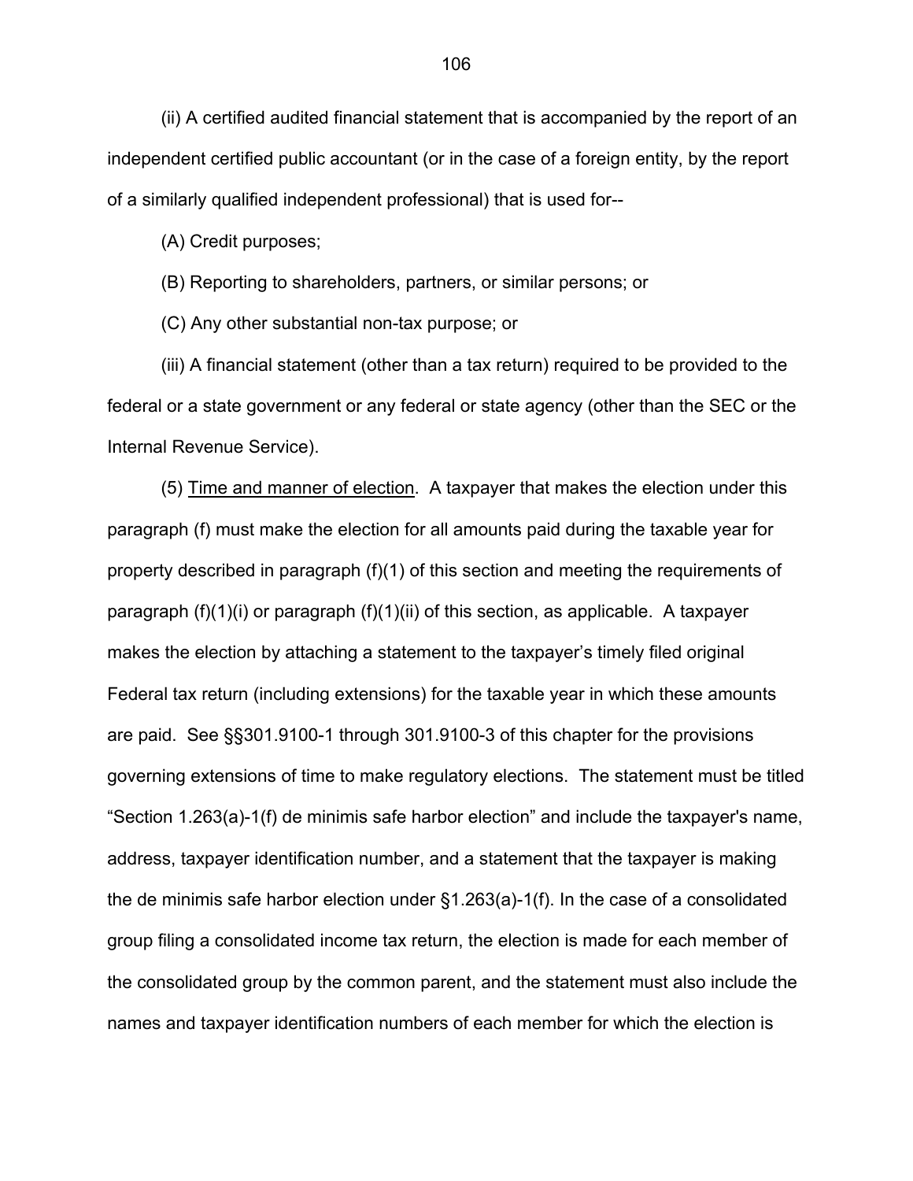(ii) A certified audited financial statement that is accompanied by the report of an independent certified public accountant (or in the case of a foreign entity, by the report of a similarly qualified independent professional) that is used for--

(A) Credit purposes;

(B) Reporting to shareholders, partners, or similar persons; or

(C) Any other substantial non-tax purpose; or

(iii) A financial statement (other than a tax return) required to be provided to the federal or a state government or any federal or state agency (other than the SEC or the Internal Revenue Service).

(5) Time and manner of election. A taxpayer that makes the election under this paragraph (f) must make the election for all amounts paid during the taxable year for property described in paragraph (f)(1) of this section and meeting the requirements of paragraph (f)(1)(i) or paragraph (f)(1)(ii) of this section, as applicable. A taxpayer makes the election by attaching a statement to the taxpayer's timely filed original Federal tax return (including extensions) for the taxable year in which these amounts are paid. See §§301.9100-1 through 301.9100-3 of this chapter for the provisions governing extensions of time to make regulatory elections. The statement must be titled "Section 1.263(a)-1(f) de minimis safe harbor election" and include the taxpayer's name, address, taxpayer identification number, and a statement that the taxpayer is making the de minimis safe harbor election under §1.263(a)-1(f). In the case of a consolidated group filing a consolidated income tax return, the election is made for each member of the consolidated group by the common parent, and the statement must also include the names and taxpayer identification numbers of each member for which the election is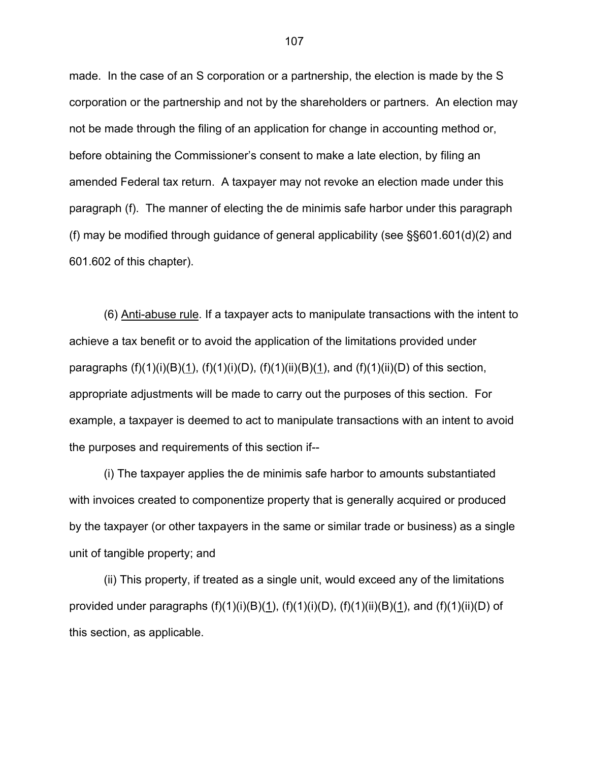made. In the case of an S corporation or a partnership, the election is made by the S corporation or the partnership and not by the shareholders or partners. An election may not be made through the filing of an application for change in accounting method or, before obtaining the Commissioner's consent to make a late election, by filing an amended Federal tax return. A taxpayer may not revoke an election made under this paragraph (f). The manner of electing the de minimis safe harbor under this paragraph (f) may be modified through guidance of general applicability (see §§601.601(d)(2) and 601.602 of this chapter).

(6) Anti-abuse rule. If a taxpayer acts to manipulate transactions with the intent to achieve a tax benefit or to avoid the application of the limitations provided under paragraphs (f)(1)(i)(B)(1), (f)(1)(i)(D), (f)(1)(ii)(B)(1), and (f)(1)(ii)(D) of this section, appropriate adjustments will be made to carry out the purposes of this section. For example, a taxpayer is deemed to act to manipulate transactions with an intent to avoid the purposes and requirements of this section if--

(i) The taxpayer applies the de minimis safe harbor to amounts substantiated with invoices created to componentize property that is generally acquired or produced by the taxpayer (or other taxpayers in the same or similar trade or business) as a single unit of tangible property; and

(ii) This property, if treated as a single unit, would exceed any of the limitations provided under paragraphs (f)(1)(i)(B)(1), (f)(1)(i)(D), (f)(1)(ii)(B)(1), and (f)(1)(ii)(D) of this section, as applicable.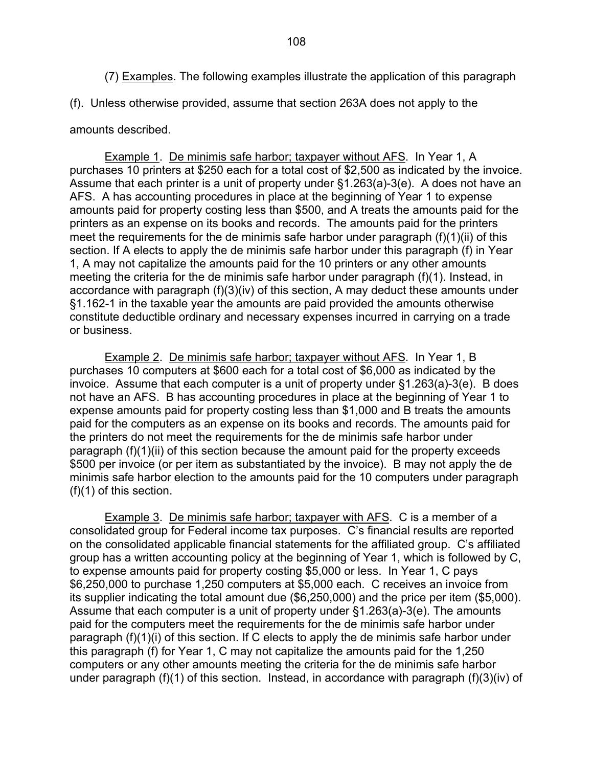(7) Examples. The following examples illustrate the application of this paragraph (f). Unless otherwise provided, assume that section 263A does not apply to the amounts described.

Example 1. De minimis safe harbor; taxpayer without AFS. In Year 1, A purchases 10 printers at $250 each for a total cost of $2,500 as indicated by the invoice. Assume that each printer is a unit of property under §1.263(a)-3(e). A does not have an AFS. A has accounting procedures in place at the beginning of Year 1 to expense amounts paid for property costing less than $500, and A treats the amounts paid for the printers as an expense on its books and records. The amounts paid for the printers meet the requirements for the de minimis safe harbor under paragraph (f)(1)(ii) of this section. If A elects to apply the de minimis safe harbor under this paragraph (f) in Year 1, A may not capitalize the amounts paid for the 10 printers or any other amounts meeting the criteria for the de minimis safe harbor under paragraph (f)(1). Instead, in accordance with paragraph (f)(3)(iv) of this section, A may deduct these amounts under §1.162-1 in the taxable year the amounts are paid provided the amounts otherwise constitute deductible ordinary and necessary expenses incurred in carrying on a trade or business.

Example 2. De minimis safe harbor; taxpayer without AFS. In Year 1, B purchases 10 computers at $600 each for a total cost of $6,000 as indicated by the invoice. Assume that each computer is a unit of property under §1.263(a)-3(e). B does not have an AFS. B has accounting procedures in place at the beginning of Year 1 to expense amounts paid for property costing less than $1,000 and B treats the amounts paid for the computers as an expense on its books and records. The amounts paid for the printers do not meet the requirements for the de minimis safe harbor under paragraph (f)(1)(ii) of this section because the amount paid for the property exceeds $500 per invoice (or per item as substantiated by the invoice). B may not apply the de minimis safe harbor election to the amounts paid for the 10 computers under paragraph (f)(1) of this section.

Example 3. De minimis safe harbor; taxpayer with AFS. C is a member of a consolidated group for Federal income tax purposes. C's financial results are reported on the consolidated applicable financial statements for the affiliated group. C's affiliated group has a written accounting policy at the beginning of Year 1, which is followed by C, to expense amounts paid for property costing $5,000 or less. In Year 1, C pays $6,250,000 to purchase 1,250 computers at $5,000 each. C receives an invoice from its supplier indicating the total amount due ($6,250,000) and the price per item ($5,000). Assume that each computer is a unit of property under §1.263(a)-3(e). The amounts paid for the computers meet the requirements for the de minimis safe harbor under paragraph (f)(1)(i) of this section. If C elects to apply the de minimis safe harbor under this paragraph (f) for Year 1, C may not capitalize the amounts paid for the 1,250 computers or any other amounts meeting the criteria for the de minimis safe harbor under paragraph (f)(1) of this section. Instead, in accordance with paragraph (f)(3)(iv) of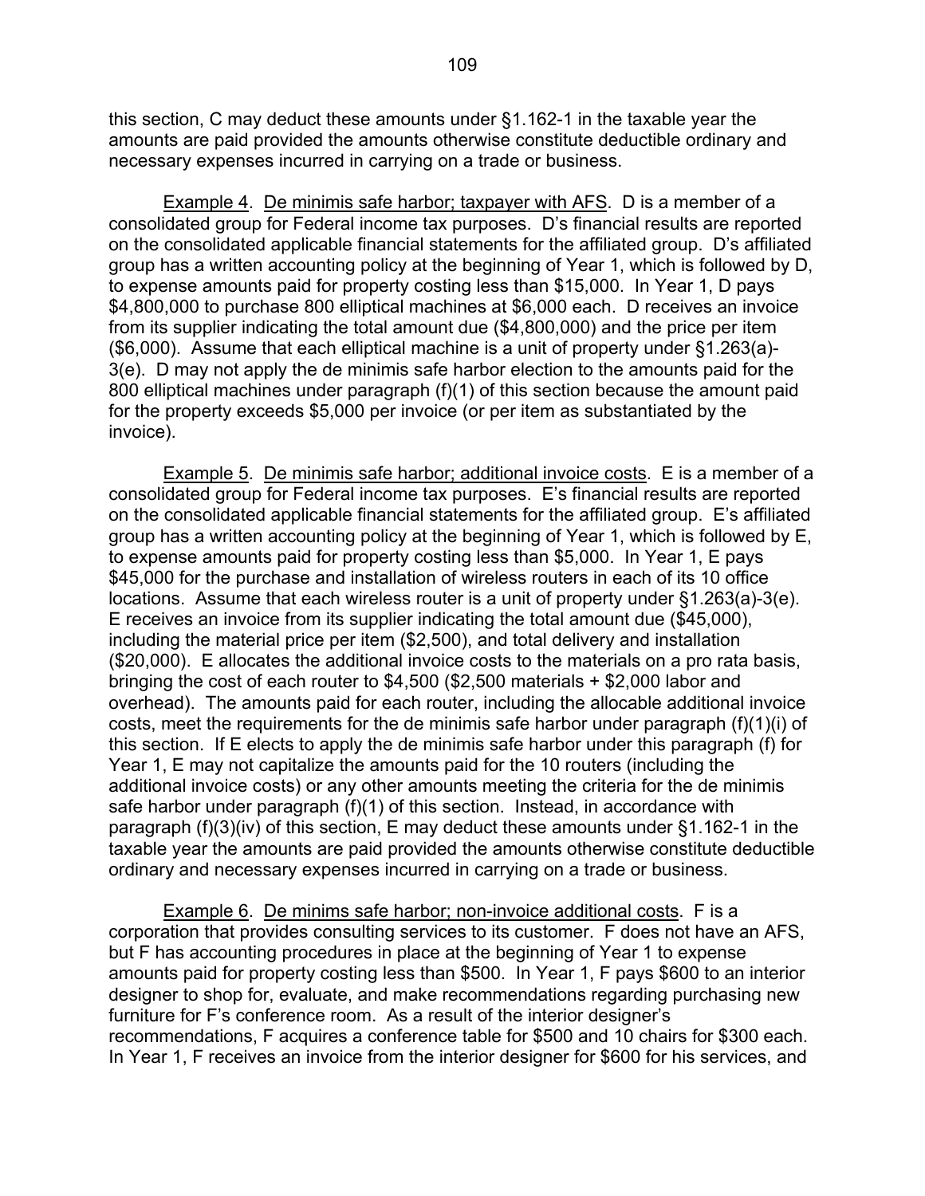this section, C may deduct these amounts under §1.162-1 in the taxable year the amounts are paid provided the amounts otherwise constitute deductible ordinary and necessary expenses incurred in carrying on a trade or business.

Example 4. De minimis safe harbor; taxpayer with AFS. D is a member of a consolidated group for Federal income tax purposes. D's financial results are reported on the consolidated applicable financial statements for the affiliated group. D's affiliated group has a written accounting policy at the beginning of Year 1, which is followed by D, to expense amounts paid for property costing less than $15,000. In Year 1, D pays $4,800,000 to purchase 800 elliptical machines at $6,000 each. D receives an invoice from its supplier indicating the total amount due ($4,800,000) and the price per item ($6,000). Assume that each elliptical machine is a unit of property under §1.263(a)-3(e). D may not apply the de minimis safe harbor election to the amounts paid for the 800 elliptical machines under paragraph (f)(1) of this section because the amount paid for the property exceeds $5,000 per invoice (or per item as substantiated by the invoice).

Example 5. De minimis safe harbor; additional invoice costs. E is a member of a consolidated group for Federal income tax purposes. E's financial results are reported on the consolidated applicable financial statements for the affiliated group. E's affiliated group has a written accounting policy at the beginning of Year 1, which is followed by E, to expense amounts paid for property costing less than $5,000. In Year 1, E pays $45,000 for the purchase and installation of wireless routers in each of its 10 office locations. Assume that each wireless router is a unit of property under §1.263(a)-3(e). E receives an invoice from its supplier indicating the total amount due ($45,000), including the material price per item ($2,500), and total delivery and installation ($20,000). E allocates the additional invoice costs to the materials on a pro rata basis, bringing the cost of each router to $4,500 ($2,500 materials + $2,000 labor and overhead). The amounts paid for each router, including the allocable additional invoice costs, meet the requirements for the de minimis safe harbor under paragraph (f)(1)(i) of this section. If E elects to apply the de minimis safe harbor under this paragraph (f) for Year 1, E may not capitalize the amounts paid for the 10 routers (including the additional invoice costs) or any other amounts meeting the criteria for the de minimis safe harbor under paragraph (f)(1) of this section. Instead, in accordance with paragraph (f)(3)(iv) of this section, E may deduct these amounts under §1.162-1 in the taxable year the amounts are paid provided the amounts otherwise constitute deductible ordinary and necessary expenses incurred in carrying on a trade or business.

Example 6. De minims safe harbor; non-invoice additional costs. F is a corporation that provides consulting services to its customer. F does not have an AFS, but F has accounting procedures in place at the beginning of Year 1 to expense amounts paid for property costing less than $500. In Year 1, F pays $600 to an interior designer to shop for, evaluate, and make recommendations regarding purchasing new furniture for F's conference room. As a result of the interior designer's recommendations, F acquires a conference table for $500 and 10 chairs for $300 each. In Year 1, F receives an invoice from the interior designer for $600 for his services, and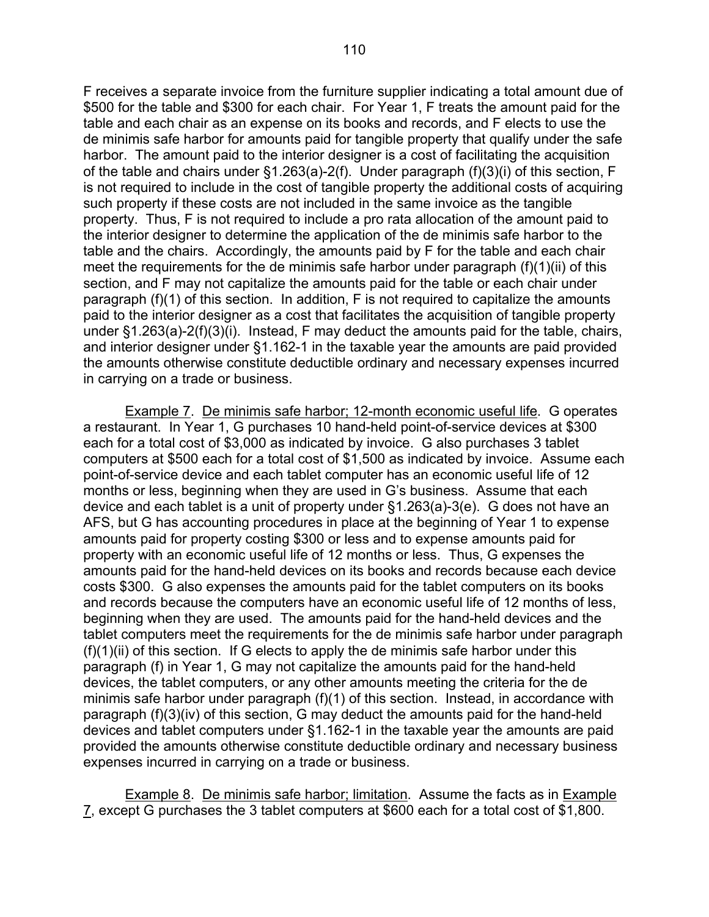F receives a separate invoice from the furniture supplier indicating a total amount due of $500 for the table and $300 for each chair. For Year 1, F treats the amount paid for the table and each chair as an expense on its books and records, and F elects to use the de minimis safe harbor for amounts paid for tangible property that qualify under the safe harbor. The amount paid to the interior designer is a cost of facilitating the acquisition of the table and chairs under §1.263(a)-2(f). Under paragraph (f)(3)(i) of this section, F is not required to include in the cost of tangible property the additional costs of acquiring such property if these costs are not included in the same invoice as the tangible property. Thus, F is not required to include a pro rata allocation of the amount paid to the interior designer to determine the application of the de minimis safe harbor to the table and the chairs. Accordingly, the amounts paid by F for the table and each chair meet the requirements for the de minimis safe harbor under paragraph (f)(1)(ii) of this section, and F may not capitalize the amounts paid for the table or each chair under paragraph (f)(1) of this section. In addition, F is not required to capitalize the amounts paid to the interior designer as a cost that facilitates the acquisition of tangible property under §1.263(a)-2(f)(3)(i). Instead, F may deduct the amounts paid for the table, chairs, and interior designer under §1.162-1 in the taxable year the amounts are paid provided the amounts otherwise constitute deductible ordinary and necessary expenses incurred in carrying on a trade or business.

Example 7. De minimis safe harbor; 12-month economic useful life. G operates a restaurant. In Year 1, G purchases 10 hand-held point-of-service devices at $300 each for a total cost of $3,000 as indicated by invoice. G also purchases 3 tablet computers at $500 each for a total cost of $1,500 as indicated by invoice. Assume each point-of-service device and each tablet computer has an economic useful life of 12 months or less, beginning when they are used in G's business. Assume that each device and each tablet is a unit of property under §1.263(a)-3(e). G does not have an AFS, but G has accounting procedures in place at the beginning of Year 1 to expense amounts paid for property costing $300 or less and to expense amounts paid for property with an economic useful life of 12 months or less. Thus, G expenses the amounts paid for the hand-held devices on its books and records because each device costs $300. G also expenses the amounts paid for the tablet computers on its books and records because the computers have an economic useful life of 12 months of less, beginning when they are used. The amounts paid for the hand-held devices and the tablet computers meet the requirements for the de minimis safe harbor under paragraph (f)(1)(ii) of this section. If G elects to apply the de minimis safe harbor under this paragraph (f) in Year 1, G may not capitalize the amounts paid for the hand-held devices, the tablet computers, or any other amounts meeting the criteria for the de minimis safe harbor under paragraph (f)(1) of this section. Instead, in accordance with paragraph (f)(3)(iv) of this section, G may deduct the amounts paid for the hand-held devices and tablet computers under §1.162-1 in the taxable year the amounts are paid provided the amounts otherwise constitute deductible ordinary and necessary business expenses incurred in carrying on a trade or business.

Example 8. De minimis safe harbor; limitation. Assume the facts as in Example 7, except G purchases the 3 tablet computers at $600 each for a total cost of $1,800.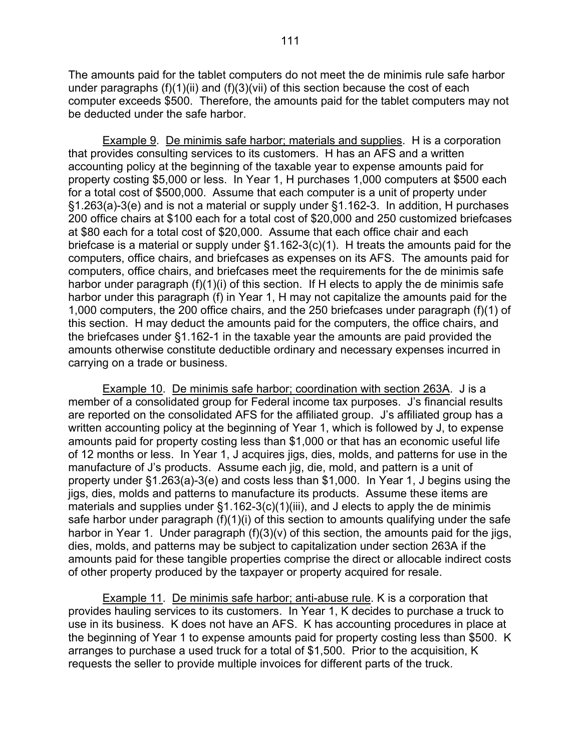The amounts paid for the tablet computers do not meet the de minimis rule safe harbor under paragraphs (f)(1)(ii) and (f)(3)(vii) of this section because the cost of each computer exceeds $500. Therefore, the amounts paid for the tablet computers may not be deducted under the safe harbor.

Example 9. De minimis safe harbor; materials and supplies. H is a corporation that provides consulting services to its customers. H has an AFS and a written accounting policy at the beginning of the taxable year to expense amounts paid for property costing $5,000 or less. In Year 1, H purchases 1,000 computers at $500 each for a total cost of $500,000. Assume that each computer is a unit of property under §1.263(a)-3(e) and is not a material or supply under §1.162-3. In addition, H purchases 200 office chairs at $100 each for a total cost of $20,000 and 250 customized briefcases at $80 each for a total cost of $20,000. Assume that each office chair and each briefcase is a material or supply under §1.162-3(c)(1). H treats the amounts paid for the computers, office chairs, and briefcases as expenses on its AFS. The amounts paid for computers, office chairs, and briefcases meet the requirements for the de minimis safe harbor under paragraph (f)(1)(i) of this section. If H elects to apply the de minimis safe harbor under this paragraph (f) in Year 1, H may not capitalize the amounts paid for the 1,000 computers, the 200 office chairs, and the 250 briefcases under paragraph (f)(1) of this section. H may deduct the amounts paid for the computers, the office chairs, and the briefcases under §1.162-1 in the taxable year the amounts are paid provided the amounts otherwise constitute deductible ordinary and necessary expenses incurred in carrying on a trade or business.

Example 10. De minimis safe harbor; coordination with section 263A. J is a member of a consolidated group for Federal income tax purposes. J's financial results are reported on the consolidated AFS for the affiliated group. J's affiliated group has a written accounting policy at the beginning of Year 1, which is followed by J, to expense amounts paid for property costing less than $1,000 or that has an economic useful life of 12 months or less. In Year 1, J acquires jigs, dies, molds, and patterns for use in the manufacture of J's products. Assume each jig, die, mold, and pattern is a unit of property under §1.263(a)-3(e) and costs less than $1,000. In Year 1, J begins using the jigs, dies, molds and patterns to manufacture its products. Assume these items are materials and supplies under §1.162-3(c)(1)(iii), and J elects to apply the de minimis safe harbor under paragraph (f)(1)(i) of this section to amounts qualifying under the safe harbor in Year 1. Under paragraph (f)(3)(v) of this section, the amounts paid for the jigs, dies, molds, and patterns may be subject to capitalization under section 263A if the amounts paid for these tangible properties comprise the direct or allocable indirect costs of other property produced by the taxpayer or property acquired for resale.

Example 11. De minimis safe harbor; anti-abuse rule. K is a corporation that provides hauling services to its customers. In Year 1, K decides to purchase a truck to use in its business. K does not have an AFS. K has accounting procedures in place at the beginning of Year 1 to expense amounts paid for property costing less than $500. K arranges to purchase a used truck for a total of $1,500. Prior to the acquisition, K requests the seller to provide multiple invoices for different parts of the truck.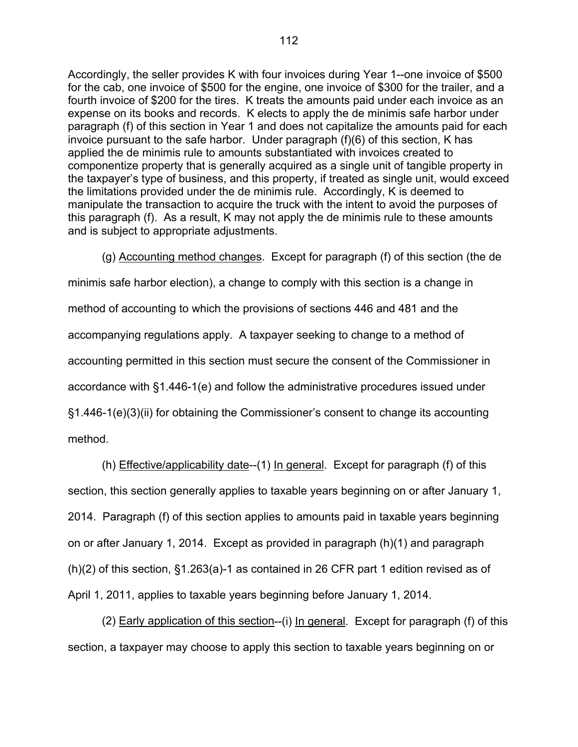Accordingly, the seller provides K with four invoices during Year 1--one invoice of $500 for the cab, one invoice of $500 for the engine, one invoice of $300 for the trailer, and a fourth invoice of $200 for the tires. K treats the amounts paid under each invoice as an expense on its books and records. K elects to apply the de minimis safe harbor under paragraph (f) of this section in Year 1 and does not capitalize the amounts paid for each invoice pursuant to the safe harbor. Under paragraph (f)(6) of this section, K has applied the de minimis rule to amounts substantiated with invoices created to componentize property that is generally acquired as a single unit of tangible property in the taxpayer's type of business, and this property, if treated as single unit, would exceed the limitations provided under the de minimis rule. Accordingly, K is deemed to manipulate the transaction to acquire the truck with the intent to avoid the purposes of this paragraph (f). As a result, K may not apply the de minimis rule to these amounts and is subject to appropriate adjustments.

(g) Accounting method changes. Except for paragraph (f) of this section (the de minimis safe harbor election), a change to comply with this section is a change in method of accounting to which the provisions of sections 446 and 481 and the accompanying regulations apply. A taxpayer seeking to change to a method of accounting permitted in this section must secure the consent of the Commissioner in accordance with §1.446-1(e) and follow the administrative procedures issued under §1.446-1(e)(3)(ii) for obtaining the Commissioner's consent to change its accounting method.

(h) Effective/applicability date--(1) In general. Except for paragraph (f) of this section, this section generally applies to taxable years beginning on or after January 1, 2014. Paragraph (f) of this section applies to amounts paid in taxable years beginning on or after January 1, 2014. Except as provided in paragraph (h)(1) and paragraph (h)(2) of this section, §1.263(a)-1 as contained in 26 CFR part 1 edition revised as of April 1, 2011, applies to taxable years beginning before January 1, 2014.

(2) Early application of this section--(i) In general. Except for paragraph (f) of this section, a taxpayer may choose to apply this section to taxable years beginning on or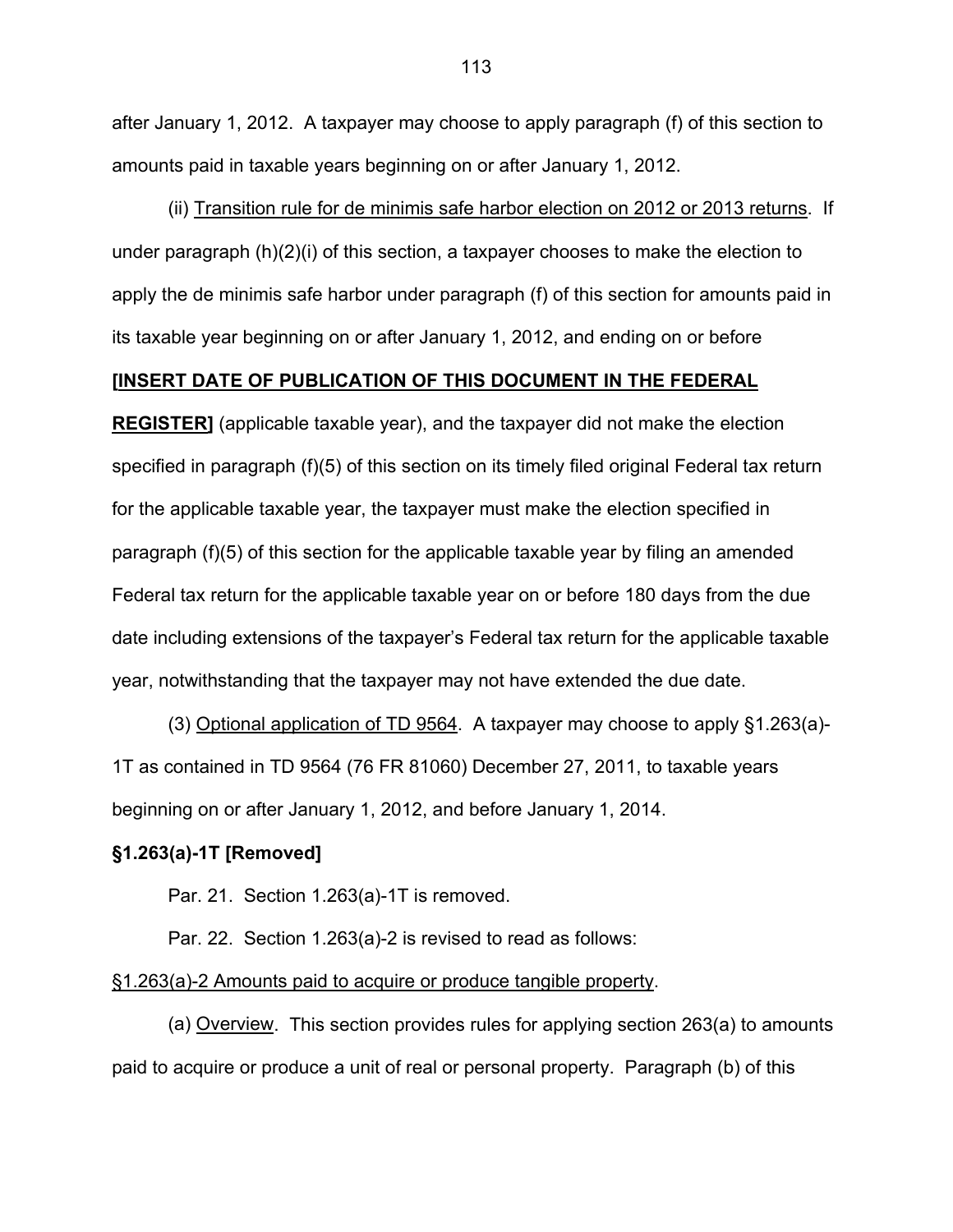after January 1, 2012. A taxpayer may choose to apply paragraph (f) of this section to amounts paid in taxable years beginning on or after January 1, 2012.

(ii) Transition rule for de minimis safe harbor election on 2012 or 2013 returns. If under paragraph (h)(2)(i) of this section, a taxpayer chooses to make the election to apply the de minimis safe harbor under paragraph (f) of this section for amounts paid in its taxable year beginning on or after January 1, 2012, and ending on or before **[INSERT DATE OF PUBLICATION OF THIS DOCUMENT IN THE FEDERAL REGISTER]** (applicable taxable year), and the taxpayer did not make the election specified in paragraph (f)(5) of this section on its timely filed original Federal tax return for the applicable taxable year, the taxpayer must make the election specified in paragraph (f)(5) of this section for the applicable taxable year by filing an amended Federal tax return for the applicable taxable year on or before 180 days from the due date including extensions of the taxpayer's Federal tax return for the applicable taxable year, notwithstanding that the taxpayer may not have extended the due date.

(3) Optional application of TD 9564. A taxpayer may choose to apply §1.263(a)-1T as contained in TD 9564 (76 FR 81060) December 27, 2011, to taxable years beginning on or after January 1, 2012, and before January 1, 2014.

**§1.263(a)-1T [Removed]**

Par. 21. Section 1.263(a)-1T is removed.

Par. 22. Section 1.263(a)-2 is revised to read as follows:

§1.263(a)-2 Amounts paid to acquire or produce tangible property.

(a) Overview. This section provides rules for applying section 263(a) to amounts paid to acquire or produce a unit of real or personal property. Paragraph (b) of this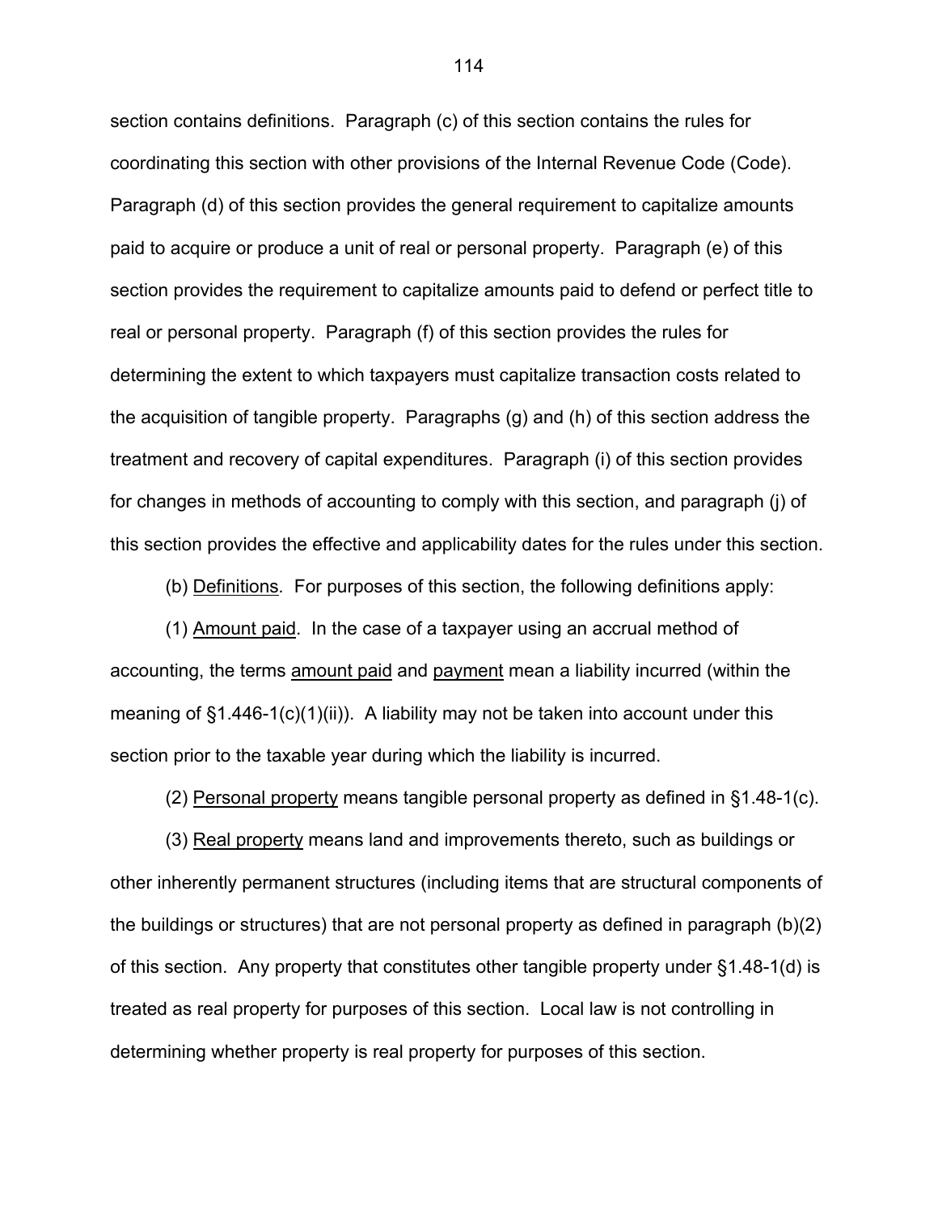section contains definitions. Paragraph (c) of this section contains the rules for coordinating this section with other provisions of the Internal Revenue Code (Code). Paragraph (d) of this section provides the general requirement to capitalize amounts paid to acquire or produce a unit of real or personal property. Paragraph (e) of this section provides the requirement to capitalize amounts paid to defend or perfect title to real or personal property. Paragraph (f) of this section provides the rules for determining the extent to which taxpayers must capitalize transaction costs related to the acquisition of tangible property. Paragraphs (g) and (h) of this section address the treatment and recovery of capital expenditures. Paragraph (i) of this section provides for changes in methods of accounting to comply with this section, and paragraph (j) of this section provides the effective and applicability dates for the rules under this section.

(b) Definitions. For purposes of this section, the following definitions apply:

(1) Amount paid. In the case of a taxpayer using an accrual method of accounting, the terms amount paid and payment mean a liability incurred (within the meaning of §1.446-1(c)(1)(ii)). A liability may not be taken into account under this section prior to the taxable year during which the liability is incurred.

(2) Personal property means tangible personal property as defined in §1.48-1(c).

(3) Real property means land and improvements thereto, such as buildings or other inherently permanent structures (including items that are structural components of the buildings or structures) that are not personal property as defined in paragraph (b)(2) of this section. Any property that constitutes other tangible property under §1.48-1(d) is treated as real property for purposes of this section. Local law is not controlling in determining whether property is real property for purposes of this section.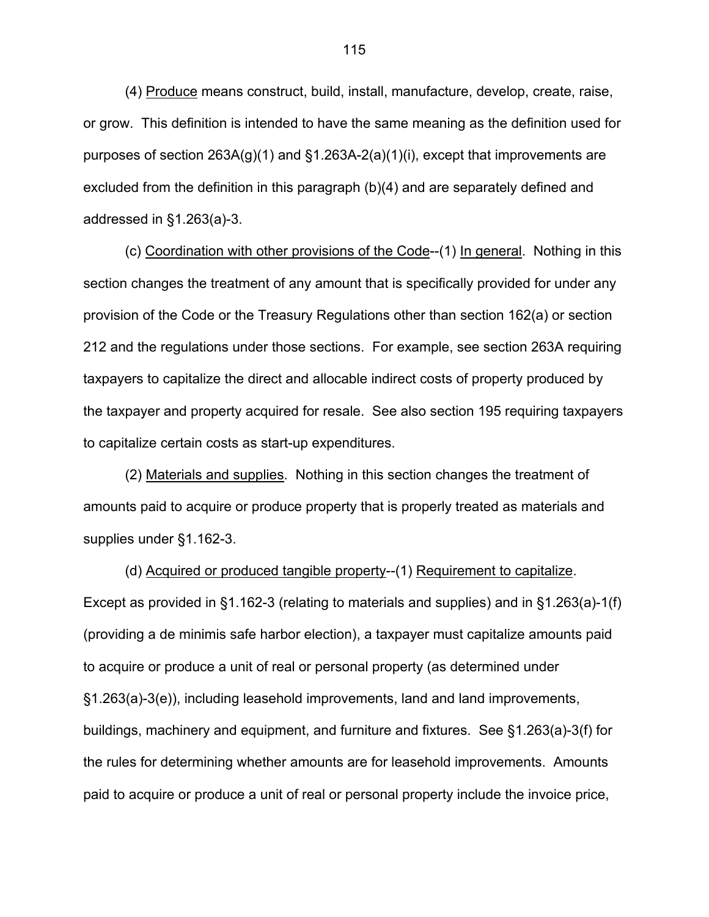(4) Produce means construct, build, install, manufacture, develop, create, raise, or grow. This definition is intended to have the same meaning as the definition used for purposes of section 263A(g)(1) and §1.263A-2(a)(1)(i), except that improvements are excluded from the definition in this paragraph (b)(4) and are separately defined and addressed in §1.263(a)-3.

(c) Coordination with other provisions of the Code--(1) In general. Nothing in this section changes the treatment of any amount that is specifically provided for under any provision of the Code or the Treasury Regulations other than section 162(a) or section 212 and the regulations under those sections. For example, see section 263A requiring taxpayers to capitalize the direct and allocable indirect costs of property produced by the taxpayer and property acquired for resale. See also section 195 requiring taxpayers to capitalize certain costs as start-up expenditures.

(2) Materials and supplies. Nothing in this section changes the treatment of amounts paid to acquire or produce property that is properly treated as materials and supplies under §1.162-3.

(d) Acquired or produced tangible property--(1) Requirement to capitalize. Except as provided in §1.162-3 (relating to materials and supplies) and in §1.263(a)-1(f) (providing a de minimis safe harbor election), a taxpayer must capitalize amounts paid to acquire or produce a unit of real or personal property (as determined under §1.263(a)-3(e)), including leasehold improvements, land and land improvements, buildings, machinery and equipment, and furniture and fixtures. See §1.263(a)-3(f) for the rules for determining whether amounts are for leasehold improvements. Amounts paid to acquire or produce a unit of real or personal property include the invoice price,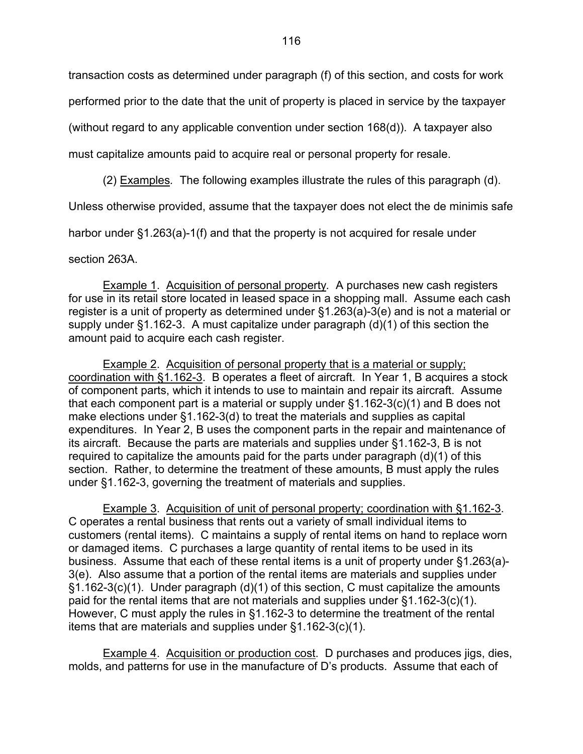transaction costs as determined under paragraph (f) of this section, and costs for work performed prior to the date that the unit of property is placed in service by the taxpayer (without regard to any applicable convention under section 168(d)). A taxpayer also must capitalize amounts paid to acquire real or personal property for resale.

(2) Examples. The following examples illustrate the rules of this paragraph (d). Unless otherwise provided, assume that the taxpayer does not elect the de minimis safe harbor under §1.263(a)-1(f) and that the property is not acquired for resale under section 263A.

Example 1. Acquisition of personal property. A purchases new cash registers for use in its retail store located in leased space in a shopping mall. Assume each cash register is a unit of property as determined under §1.263(a)-3(e) and is not a material or supply under §1.162-3. A must capitalize under paragraph (d)(1) of this section the amount paid to acquire each cash register.

Example 2. Acquisition of personal property that is a material or supply; coordination with §1.162-3. B operates a fleet of aircraft. In Year 1, B acquires a stock of component parts, which it intends to use to maintain and repair its aircraft. Assume that each component part is a material or supply under §1.162-3(c)(1) and B does not make elections under §1.162-3(d) to treat the materials and supplies as capital expenditures. In Year 2, B uses the component parts in the repair and maintenance of its aircraft. Because the parts are materials and supplies under §1.162-3, B is not required to capitalize the amounts paid for the parts under paragraph (d)(1) of this section. Rather, to determine the treatment of these amounts, B must apply the rules under §1.162-3, governing the treatment of materials and supplies.

Example 3. Acquisition of unit of personal property; coordination with §1.162-3. C operates a rental business that rents out a variety of small individual items to customers (rental items). C maintains a supply of rental items on hand to replace worn or damaged items. C purchases a large quantity of rental items to be used in its business. Assume that each of these rental items is a unit of property under §1.263(a)-3(e). Also assume that a portion of the rental items are materials and supplies under §1.162-3(c)(1). Under paragraph (d)(1) of this section, C must capitalize the amounts paid for the rental items that are not materials and supplies under §1.162-3(c)(1). However, C must apply the rules in §1.162-3 to determine the treatment of the rental items that are materials and supplies under §1.162-3(c)(1).

Example 4. Acquisition or production cost. D purchases and produces jigs, dies, molds, and patterns for use in the manufacture of D's products. Assume that each of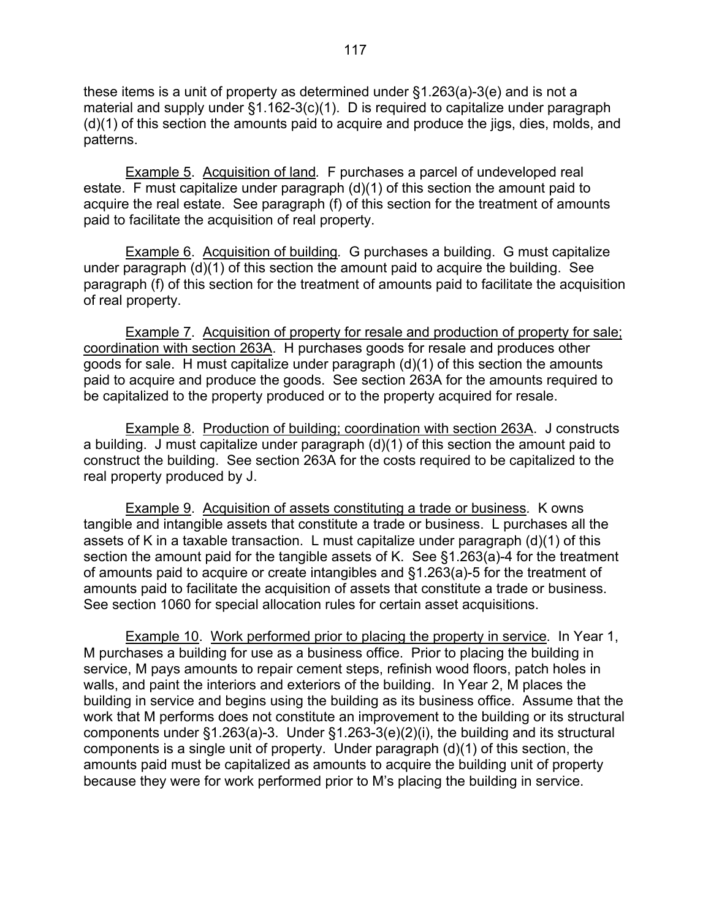these items is a unit of property as determined under §1.263(a)-3(e) and is not a material and supply under §1.162-3(c)(1). D is required to capitalize under paragraph (d)(1) of this section the amounts paid to acquire and produce the jigs, dies, molds, and patterns.

Example 5. Acquisition of land. F purchases a parcel of undeveloped real estate. F must capitalize under paragraph (d)(1) of this section the amount paid to acquire the real estate. See paragraph (f) of this section for the treatment of amounts paid to facilitate the acquisition of real property.

Example 6. Acquisition of building. G purchases a building. G must capitalize under paragraph (d)(1) of this section the amount paid to acquire the building. See paragraph (f) of this section for the treatment of amounts paid to facilitate the acquisition of real property.

Example 7. Acquisition of property for resale and production of property for sale; coordination with section 263A. H purchases goods for resale and produces other goods for sale. H must capitalize under paragraph (d)(1) of this section the amounts paid to acquire and produce the goods. See section 263A for the amounts required to be capitalized to the property produced or to the property acquired for resale.

Example 8. Production of building; coordination with section 263A. J constructs a building. J must capitalize under paragraph (d)(1) of this section the amount paid to construct the building. See section 263A for the costs required to be capitalized to the real property produced by J.

Example 9. Acquisition of assets constituting a trade or business. K owns tangible and intangible assets that constitute a trade or business. L purchases all the assets of K in a taxable transaction. L must capitalize under paragraph (d)(1) of this section the amount paid for the tangible assets of K. See §1.263(a)-4 for the treatment of amounts paid to acquire or create intangibles and §1.263(a)-5 for the treatment of amounts paid to facilitate the acquisition of assets that constitute a trade or business. See section 1060 for special allocation rules for certain asset acquisitions.

Example 10. Work performed prior to placing the property in service. In Year 1, M purchases a building for use as a business office. Prior to placing the building in service, M pays amounts to repair cement steps, refinish wood floors, patch holes in walls, and paint the interiors and exteriors of the building. In Year 2, M places the building in service and begins using the building as its business office. Assume that the work that M performs does not constitute an improvement to the building or its structural components under §1.263(a)-3. Under §1.263-3(e)(2)(i), the building and its structural components is a single unit of property. Under paragraph (d)(1) of this section, the amounts paid must be capitalized as amounts to acquire the building unit of property because they were for work performed prior to M's placing the building in service.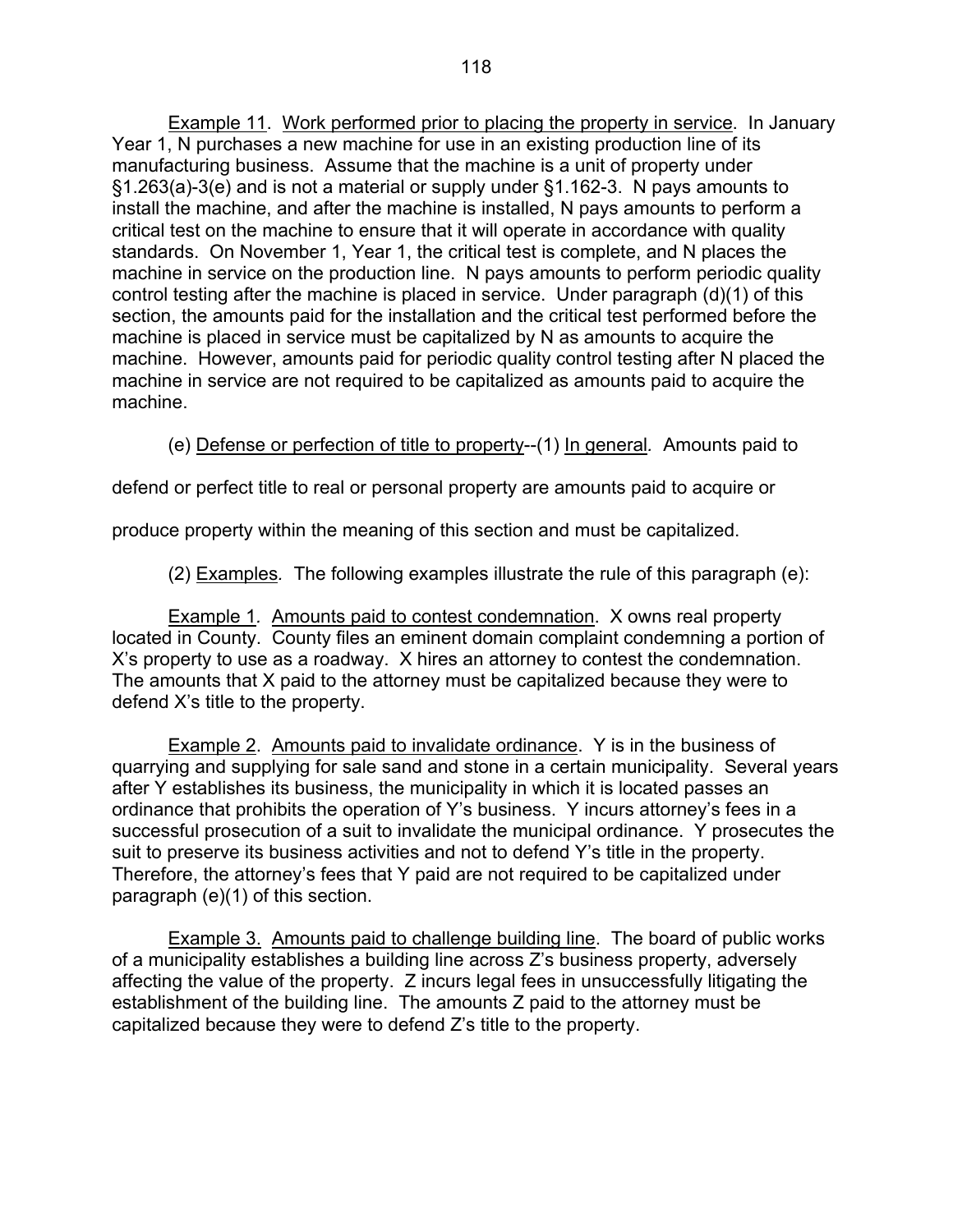Example 11. Work performed prior to placing the property in service. In January Year 1, N purchases a new machine for use in an existing production line of its manufacturing business. Assume that the machine is a unit of property under §1.263(a)-3(e) and is not a material or supply under §1.162-3. N pays amounts to install the machine, and after the machine is installed, N pays amounts to perform a critical test on the machine to ensure that it will operate in accordance with quality standards. On November 1, Year 1, the critical test is complete, and N places the machine in service on the production line. N pays amounts to perform periodic quality control testing after the machine is placed in service. Under paragraph (d)(1) of this section, the amounts paid for the installation and the critical test performed before the machine is placed in service must be capitalized by N as amounts to acquire the machine. However, amounts paid for periodic quality control testing after N placed the machine in service are not required to be capitalized as amounts paid to acquire the machine.

(e) Defense or perfection of title to property--(1) In general. Amounts paid to defend or perfect title to real or personal property are amounts paid to acquire or produce property within the meaning of this section and must be capitalized.

(2) Examples. The following examples illustrate the rule of this paragraph (e):

Example 1. Amounts paid to contest condemnation. X owns real property located in County. County files an eminent domain complaint condemning a portion of X's property to use as a roadway. X hires an attorney to contest the condemnation. The amounts that X paid to the attorney must be capitalized because they were to defend X's title to the property.

Example 2. Amounts paid to invalidate ordinance. Y is in the business of quarrying and supplying for sale sand and stone in a certain municipality. Several years after Y establishes its business, the municipality in which it is located passes an ordinance that prohibits the operation of Y's business. Y incurs attorney's fees in a successful prosecution of a suit to invalidate the municipal ordinance. Y prosecutes the suit to preserve its business activities and not to defend Y's title in the property. Therefore, the attorney's fees that Y paid are not required to be capitalized under paragraph (e)(1) of this section.

Example 3. Amounts paid to challenge building line. The board of public works of a municipality establishes a building line across Z's business property, adversely affecting the value of the property. Z incurs legal fees in unsuccessfully litigating the establishment of the building line. The amounts Z paid to the attorney must be capitalized because they were to defend Z's title to the property.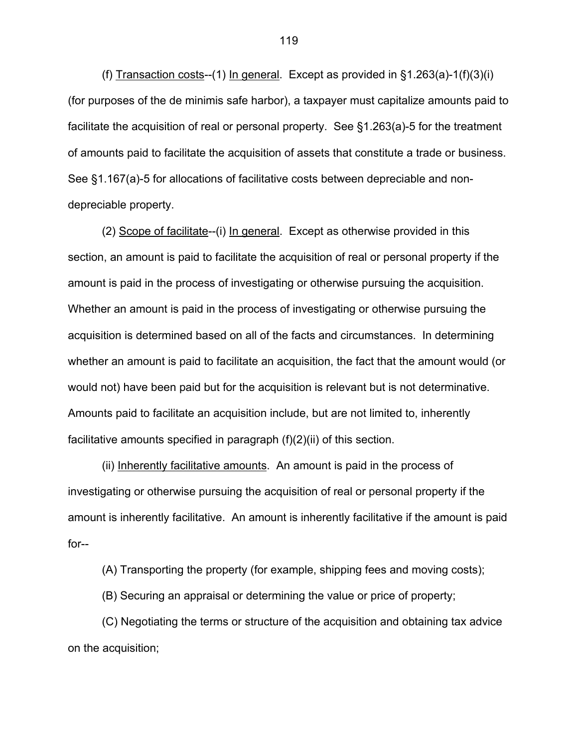(f) Transaction costs--(1) In general. Except as provided in §1.263(a)-1(f)(3)(i) (for purposes of the de minimis safe harbor), a taxpayer must capitalize amounts paid to facilitate the acquisition of real or personal property. See §1.263(a)-5 for the treatment of amounts paid to facilitate the acquisition of assets that constitute a trade or business. See §1.167(a)-5 for allocations of facilitative costs between depreciable and non-depreciable property.

(2) Scope of facilitate--(i) In general. Except as otherwise provided in this section, an amount is paid to facilitate the acquisition of real or personal property if the amount is paid in the process of investigating or otherwise pursuing the acquisition. Whether an amount is paid in the process of investigating or otherwise pursuing the acquisition is determined based on all of the facts and circumstances. In determining whether an amount is paid to facilitate an acquisition, the fact that the amount would (or would not) have been paid but for the acquisition is relevant but is not determinative. Amounts paid to facilitate an acquisition include, but are not limited to, inherently facilitative amounts specified in paragraph (f)(2)(ii) of this section.

(ii) Inherently facilitative amounts. An amount is paid in the process of investigating or otherwise pursuing the acquisition of real or personal property if the amount is inherently facilitative. An amount is inherently facilitative if the amount is paid for--

(A) Transporting the property (for example, shipping fees and moving costs);

(B) Securing an appraisal or determining the value or price of property;

(C) Negotiating the terms or structure of the acquisition and obtaining tax advice on the acquisition;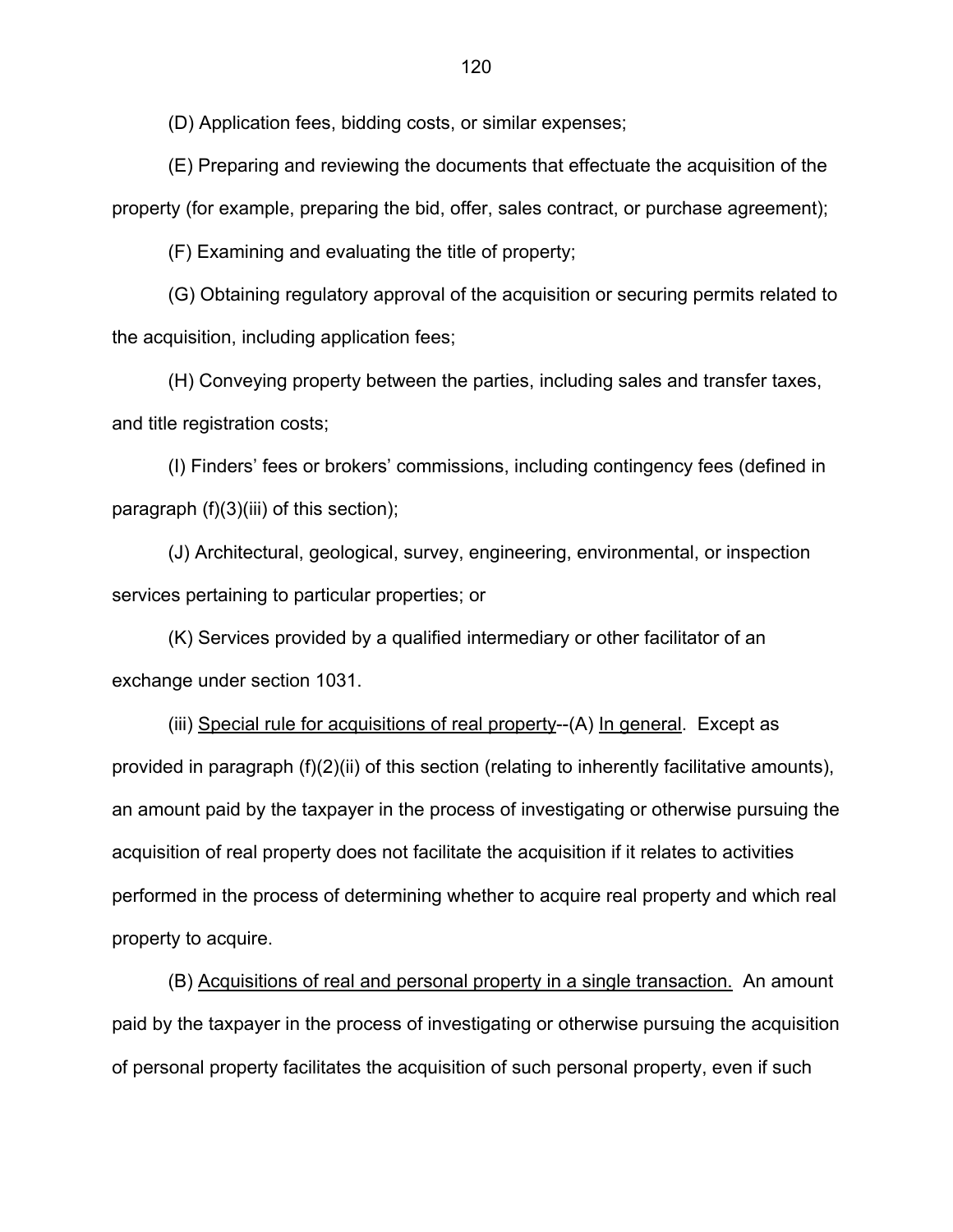(D) Application fees, bidding costs, or similar expenses;

(E) Preparing and reviewing the documents that effectuate the acquisition of the property (for example, preparing the bid, offer, sales contract, or purchase agreement);

(F) Examining and evaluating the title of property;

(G) Obtaining regulatory approval of the acquisition or securing permits related to the acquisition, including application fees;

(H) Conveying property between the parties, including sales and transfer taxes, and title registration costs;

(I) Finders' fees or brokers' commissions, including contingency fees (defined in paragraph (f)(3)(iii) of this section);

(J) Architectural, geological, survey, engineering, environmental, or inspection services pertaining to particular properties; or

(K) Services provided by a qualified intermediary or other facilitator of an exchange under section 1031.

(iii) Special rule for acquisitions of real property--(A) In general. Except as provided in paragraph (f)(2)(ii) of this section (relating to inherently facilitative amounts), an amount paid by the taxpayer in the process of investigating or otherwise pursuing the acquisition of real property does not facilitate the acquisition if it relates to activities performed in the process of determining whether to acquire real property and which real property to acquire.

(B) Acquisitions of real and personal property in a single transaction. An amount paid by the taxpayer in the process of investigating or otherwise pursuing the acquisition of personal property facilitates the acquisition of such personal property, even if such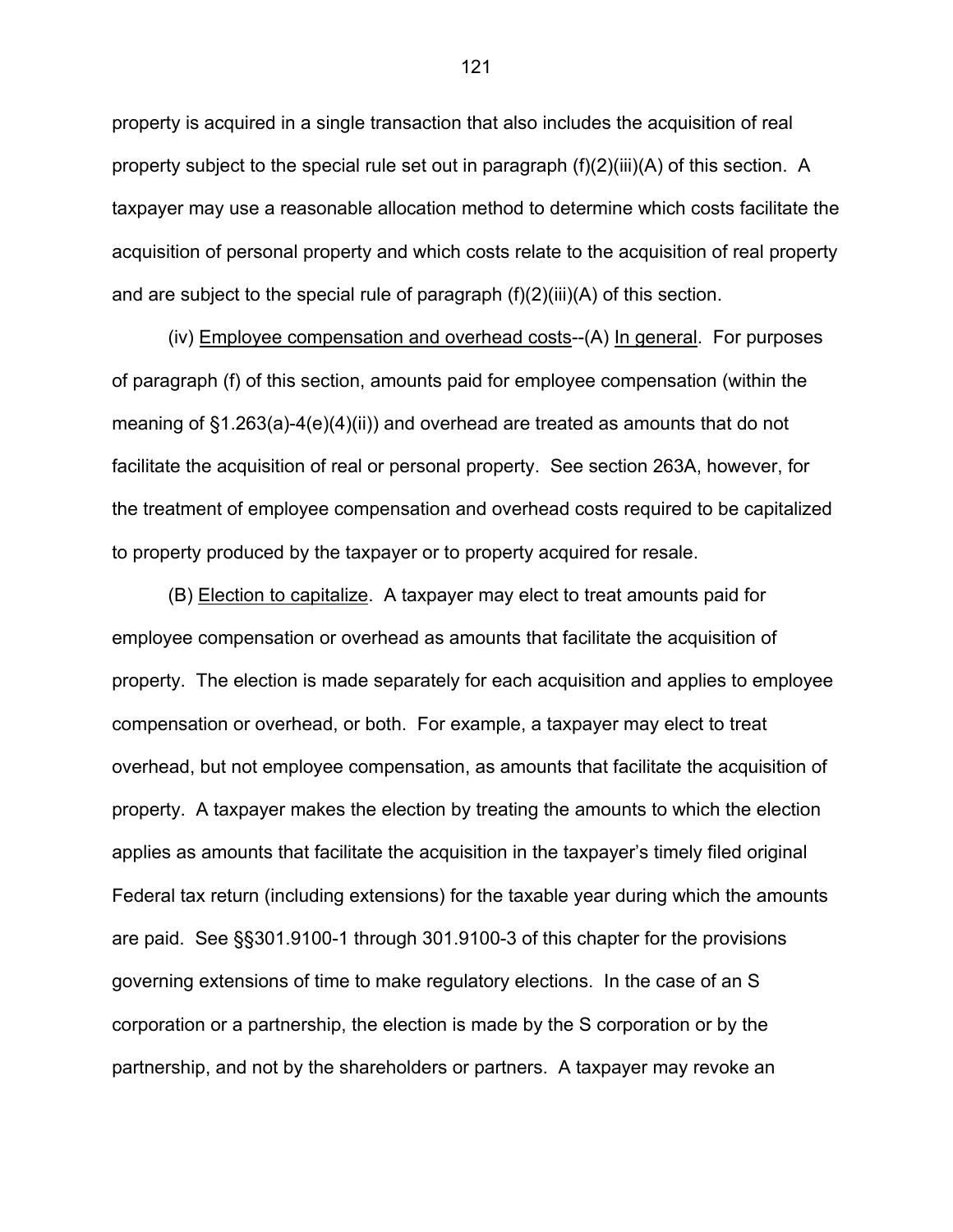property is acquired in a single transaction that also includes the acquisition of real property subject to the special rule set out in paragraph (f)(2)(iii)(A) of this section. A taxpayer may use a reasonable allocation method to determine which costs facilitate the acquisition of personal property and which costs relate to the acquisition of real property and are subject to the special rule of paragraph (f)(2)(iii)(A) of this section.

(iv) Employee compensation and overhead costs--(A) In general. For purposes of paragraph (f) of this section, amounts paid for employee compensation (within the meaning of §1.263(a)-4(e)(4)(ii)) and overhead are treated as amounts that do not facilitate the acquisition of real or personal property. See section 263A, however, for the treatment of employee compensation and overhead costs required to be capitalized to property produced by the taxpayer or to property acquired for resale.

(B) Election to capitalize. A taxpayer may elect to treat amounts paid for employee compensation or overhead as amounts that facilitate the acquisition of property. The election is made separately for each acquisition and applies to employee compensation or overhead, or both. For example, a taxpayer may elect to treat overhead, but not employee compensation, as amounts that facilitate the acquisition of property. A taxpayer makes the election by treating the amounts to which the election applies as amounts that facilitate the acquisition in the taxpayer's timely filed original Federal tax return (including extensions) for the taxable year during which the amounts are paid. See §§301.9100-1 through 301.9100-3 of this chapter for the provisions governing extensions of time to make regulatory elections. In the case of an S corporation or a partnership, the election is made by the S corporation or by the partnership, and not by the shareholders or partners. A taxpayer may revoke an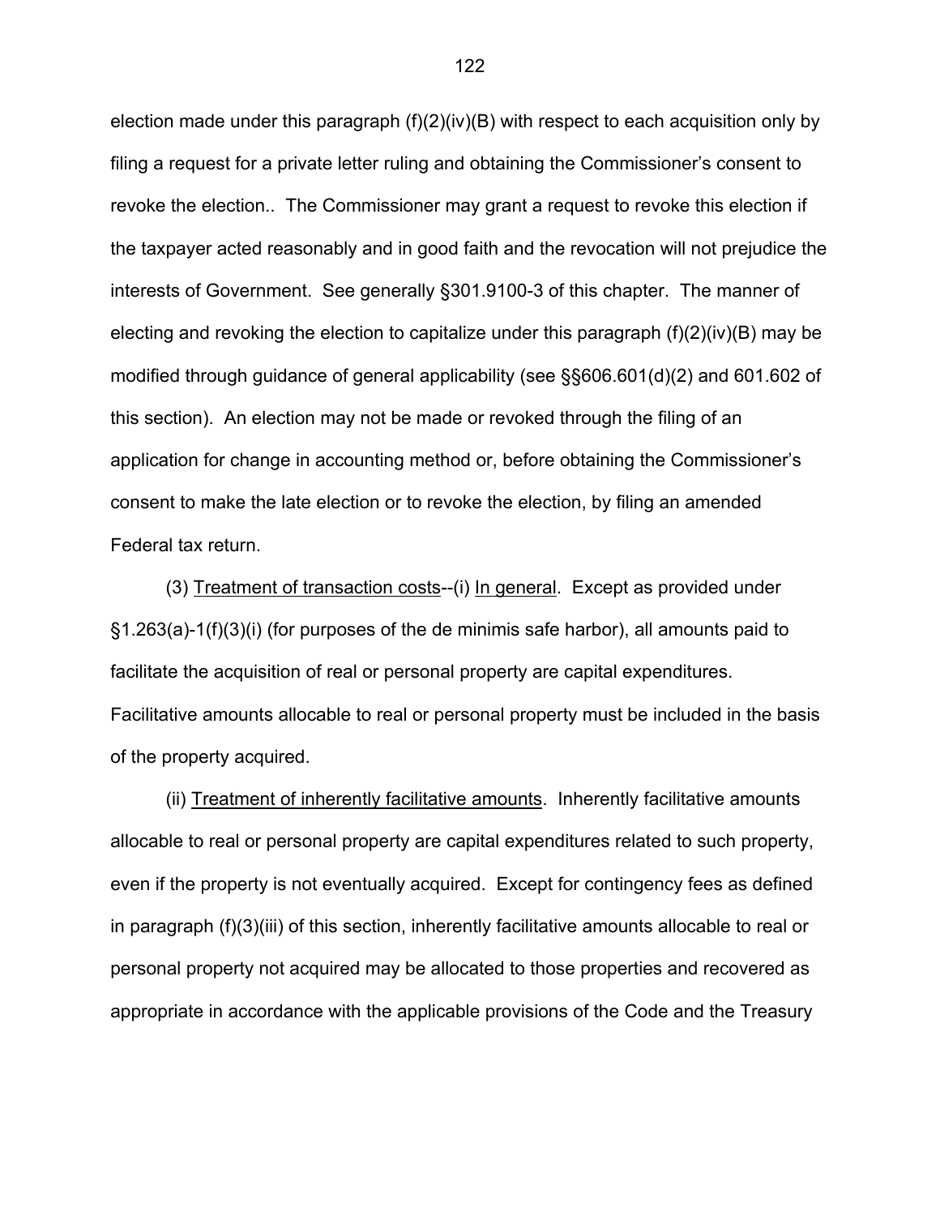election made under this paragraph (f)(2)(iv)(B) with respect to each acquisition only by filing a request for a private letter ruling and obtaining the Commissioner's consent to revoke the election.. The Commissioner may grant a request to revoke this election if the taxpayer acted reasonably and in good faith and the revocation will not prejudice the interests of Government. See generally §301.9100-3 of this chapter. The manner of electing and revoking the election to capitalize under this paragraph (f)(2)(iv)(B) may be modified through guidance of general applicability (see §§606.601(d)(2) and 601.602 of this section). An election may not be made or revoked through the filing of an application for change in accounting method or, before obtaining the Commissioner's consent to make the late election or to revoke the election, by filing an amended Federal tax return.

(3) Treatment of transaction costs--(i) In general. Except as provided under §1.263(a)-1(f)(3)(i) (for purposes of the de minimis safe harbor), all amounts paid to facilitate the acquisition of real or personal property are capital expenditures. Facilitative amounts allocable to real or personal property must be included in the basis of the property acquired.

(ii) Treatment of inherently facilitative amounts. Inherently facilitative amounts allocable to real or personal property are capital expenditures related to such property, even if the property is not eventually acquired. Except for contingency fees as defined in paragraph (f)(3)(iii) of this section, inherently facilitative amounts allocable to real or personal property not acquired may be allocated to those properties and recovered as appropriate in accordance with the applicable provisions of the Code and the Treasury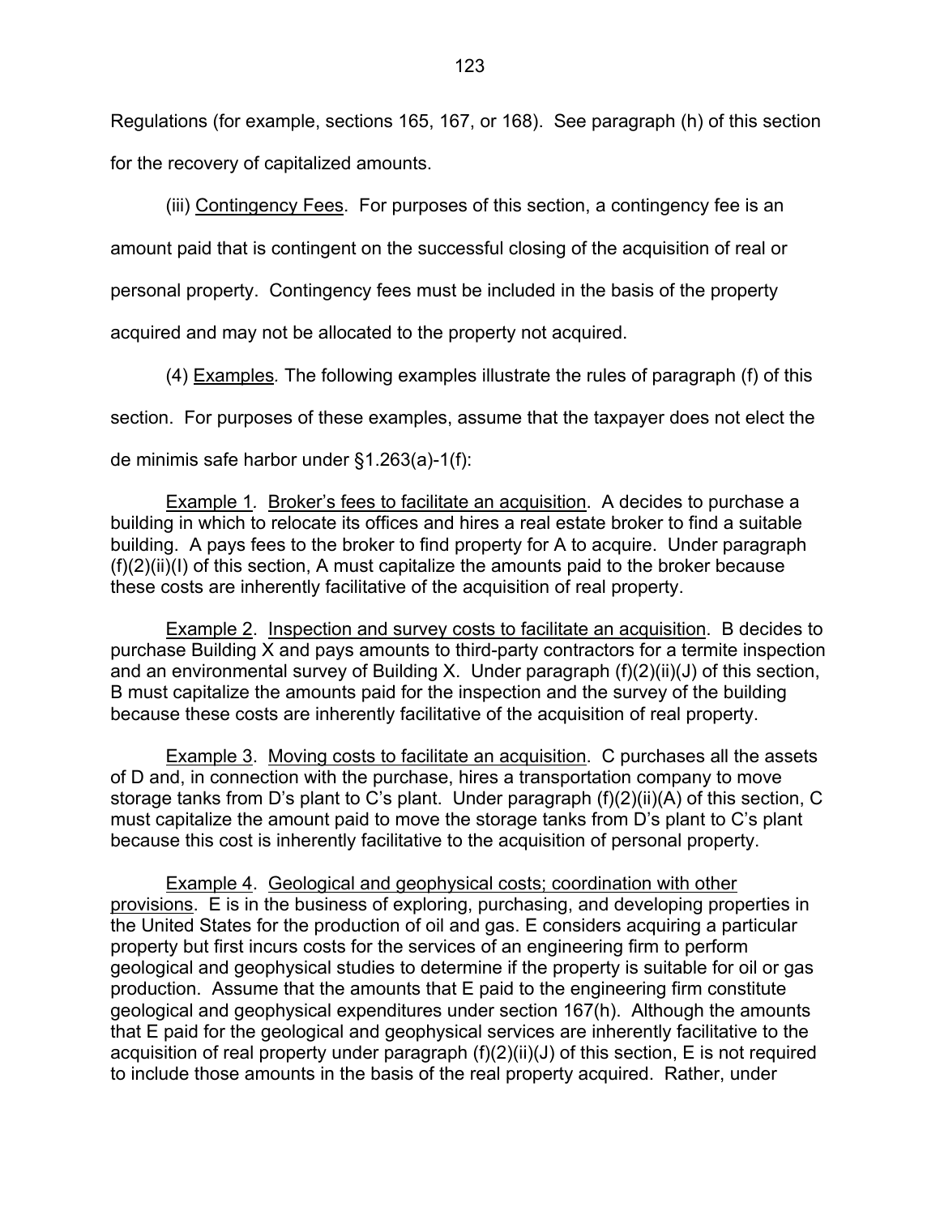Regulations (for example, sections 165, 167, or 168). See paragraph (h) of this section for the recovery of capitalized amounts.

(iii) Contingency Fees. For purposes of this section, a contingency fee is an amount paid that is contingent on the successful closing of the acquisition of real or personal property. Contingency fees must be included in the basis of the property acquired and may not be allocated to the property not acquired.

(4) Examples. The following examples illustrate the rules of paragraph (f) of this section. For purposes of these examples, assume that the taxpayer does not elect the de minimis safe harbor under §1.263(a)-1(f):

Example 1. Broker's fees to facilitate an acquisition. A decides to purchase a building in which to relocate its offices and hires a real estate broker to find a suitable building. A pays fees to the broker to find property for A to acquire. Under paragraph (f)(2)(ii)(I) of this section, A must capitalize the amounts paid to the broker because these costs are inherently facilitative of the acquisition of real property.

Example 2. Inspection and survey costs to facilitate an acquisition. B decides to purchase Building X and pays amounts to third-party contractors for a termite inspection and an environmental survey of Building X. Under paragraph (f)(2)(ii)(J) of this section, B must capitalize the amounts paid for the inspection and the survey of the building because these costs are inherently facilitative of the acquisition of real property.

Example 3. Moving costs to facilitate an acquisition. C purchases all the assets of D and, in connection with the purchase, hires a transportation company to move storage tanks from D's plant to C's plant. Under paragraph (f)(2)(ii)(A) of this section, C must capitalize the amount paid to move the storage tanks from D's plant to C's plant because this cost is inherently facilitative to the acquisition of personal property.

Example 4. Geological and geophysical costs; coordination with other provisions. E is in the business of exploring, purchasing, and developing properties in the United States for the production of oil and gas. E considers acquiring a particular property but first incurs costs for the services of an engineering firm to perform geological and geophysical studies to determine if the property is suitable for oil or gas production. Assume that the amounts that E paid to the engineering firm constitute geological and geophysical expenditures under section 167(h). Although the amounts that E paid for the geological and geophysical services are inherently facilitative to the acquisition of real property under paragraph (f)(2)(ii)(J) of this section, E is not required to include those amounts in the basis of the real property acquired. Rather, under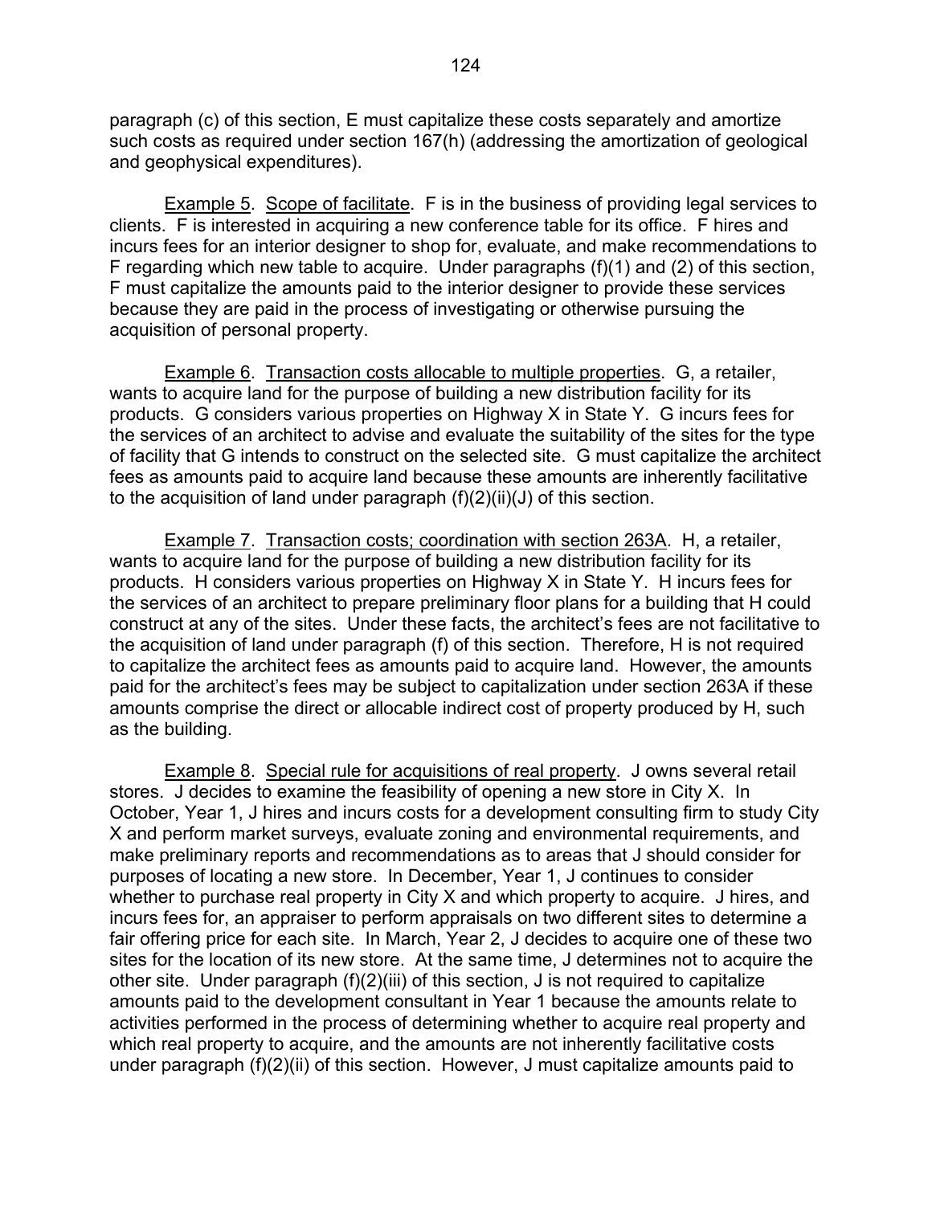paragraph (c) of this section, E must capitalize these costs separately and amortize such costs as required under section 167(h) (addressing the amortization of geological and geophysical expenditures).

Example 5. Scope of facilitate. F is in the business of providing legal services to clients. F is interested in acquiring a new conference table for its office. F hires and incurs fees for an interior designer to shop for, evaluate, and make recommendations to F regarding which new table to acquire. Under paragraphs (f)(1) and (2) of this section, F must capitalize the amounts paid to the interior designer to provide these services because they are paid in the process of investigating or otherwise pursuing the acquisition of personal property.

Example 6. Transaction costs allocable to multiple properties. G, a retailer, wants to acquire land for the purpose of building a new distribution facility for its products. G considers various properties on Highway X in State Y. G incurs fees for the services of an architect to advise and evaluate the suitability of the sites for the type of facility that G intends to construct on the selected site. G must capitalize the architect fees as amounts paid to acquire land because these amounts are inherently facilitative to the acquisition of land under paragraph (f)(2)(ii)(J) of this section.

Example 7. Transaction costs; coordination with section 263A. H, a retailer, wants to acquire land for the purpose of building a new distribution facility for its products. H considers various properties on Highway X in State Y. H incurs fees for the services of an architect to prepare preliminary floor plans for a building that H could construct at any of the sites. Under these facts, the architect's fees are not facilitative to the acquisition of land under paragraph (f) of this section. Therefore, H is not required to capitalize the architect fees as amounts paid to acquire land. However, the amounts paid for the architect's fees may be subject to capitalization under section 263A if these amounts comprise the direct or allocable indirect cost of property produced by H, such as the building.

Example 8. Special rule for acquisitions of real property. J owns several retail stores. J decides to examine the feasibility of opening a new store in City X. In October, Year 1, J hires and incurs costs for a development consulting firm to study City X and perform market surveys, evaluate zoning and environmental requirements, and make preliminary reports and recommendations as to areas that J should consider for purposes of locating a new store. In December, Year 1, J continues to consider whether to purchase real property in City X and which property to acquire. J hires, and incurs fees for, an appraiser to perform appraisals on two different sites to determine a fair offering price for each site. In March, Year 2, J decides to acquire one of these two sites for the location of its new store. At the same time, J determines not to acquire the other site. Under paragraph (f)(2)(iii) of this section, J is not required to capitalize amounts paid to the development consultant in Year 1 because the amounts relate to activities performed in the process of determining whether to acquire real property and which real property to acquire, and the amounts are not inherently facilitative costs under paragraph (f)(2)(ii) of this section. However, J must capitalize amounts paid to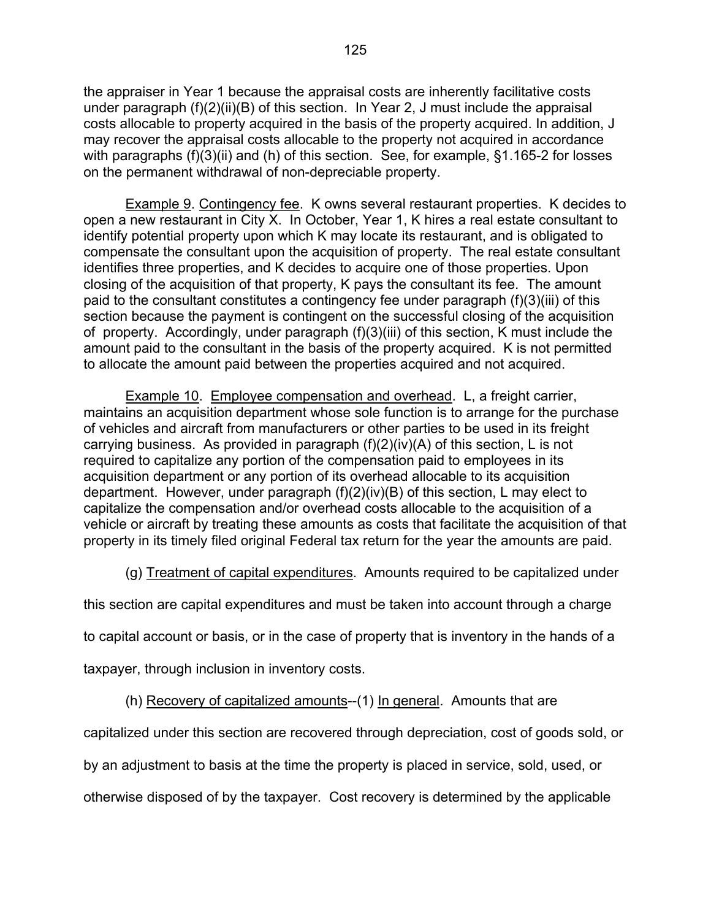the appraiser in Year 1 because the appraisal costs are inherently facilitative costs under paragraph (f)(2)(ii)(B) of this section. In Year 2, J must include the appraisal costs allocable to property acquired in the basis of the property acquired. In addition, J may recover the appraisal costs allocable to the property not acquired in accordance with paragraphs (f)(3)(ii) and (h) of this section. See, for example, §1.165-2 for losses on the permanent withdrawal of non-depreciable property.

Example 9. Contingency fee. K owns several restaurant properties. K decides to open a new restaurant in City X. In October, Year 1, K hires a real estate consultant to identify potential property upon which K may locate its restaurant, and is obligated to compensate the consultant upon the acquisition of property. The real estate consultant identifies three properties, and K decides to acquire one of those properties. Upon closing of the acquisition of that property, K pays the consultant its fee. The amount paid to the consultant constitutes a contingency fee under paragraph (f)(3)(iii) of this section because the payment is contingent on the successful closing of the acquisition of property. Accordingly, under paragraph (f)(3)(iii) of this section, K must include the amount paid to the consultant in the basis of the property acquired. K is not permitted to allocate the amount paid between the properties acquired and not acquired.

Example 10. Employee compensation and overhead. L, a freight carrier, maintains an acquisition department whose sole function is to arrange for the purchase of vehicles and aircraft from manufacturers or other parties to be used in its freight carrying business. As provided in paragraph (f)(2)(iv)(A) of this section, L is not required to capitalize any portion of the compensation paid to employees in its acquisition department or any portion of its overhead allocable to its acquisition department. However, under paragraph (f)(2)(iv)(B) of this section, L may elect to capitalize the compensation and/or overhead costs allocable to the acquisition of a vehicle or aircraft by treating these amounts as costs that facilitate the acquisition of that property in its timely filed original Federal tax return for the year the amounts are paid.

(g) Treatment of capital expenditures. Amounts required to be capitalized under this section are capital expenditures and must be taken into account through a charge to capital account or basis, or in the case of property that is inventory in the hands of a taxpayer, through inclusion in inventory costs.

(h) Recovery of capitalized amounts--(1) In general. Amounts that are capitalized under this section are recovered through depreciation, cost of goods sold, or by an adjustment to basis at the time the property is placed in service, sold, used, or otherwise disposed of by the taxpayer. Cost recovery is determined by the applicable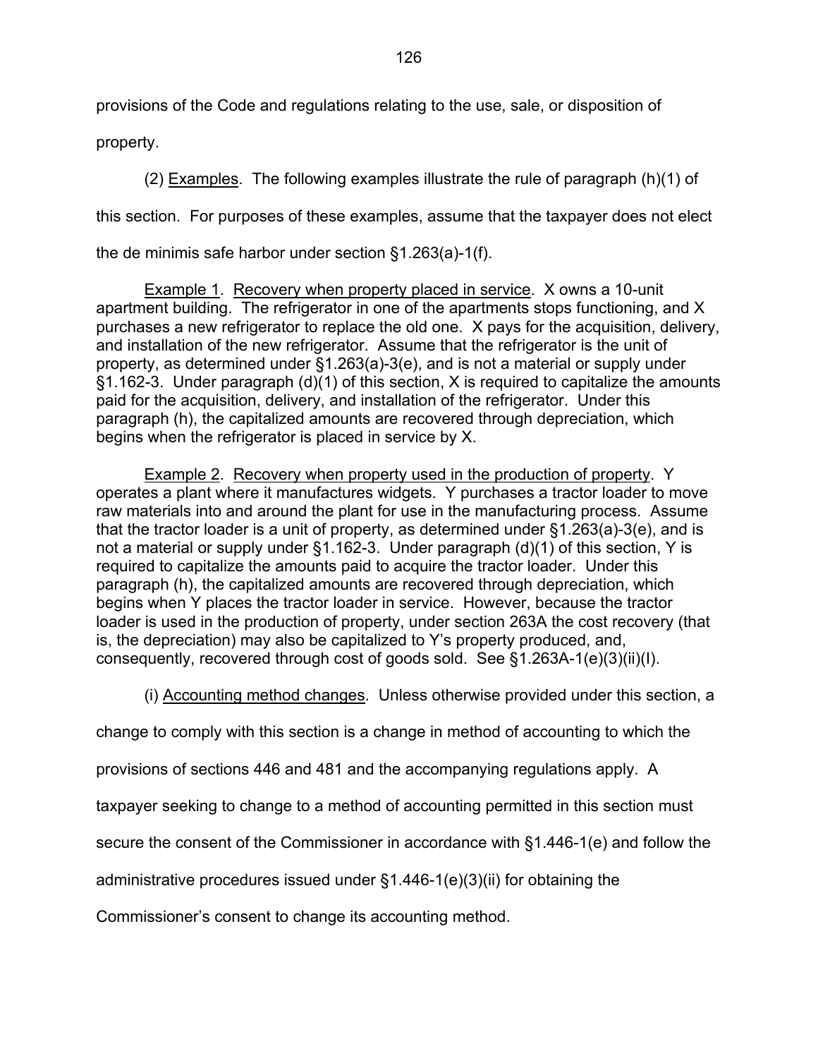provisions of the Code and regulations relating to the use, sale, or disposition of property.

(2) Examples. The following examples illustrate the rule of paragraph (h)(1) of this section. For purposes of these examples, assume that the taxpayer does not elect the de minimis safe harbor under section §1.263(a)-1(f).

Example 1. Recovery when property placed in service. X owns a 10-unit apartment building. The refrigerator in one of the apartments stops functioning, and X purchases a new refrigerator to replace the old one. X pays for the acquisition, delivery, and installation of the new refrigerator. Assume that the refrigerator is the unit of property, as determined under §1.263(a)-3(e), and is not a material or supply under §1.162-3. Under paragraph (d)(1) of this section, X is required to capitalize the amounts paid for the acquisition, delivery, and installation of the refrigerator. Under this paragraph (h), the capitalized amounts are recovered through depreciation, which begins when the refrigerator is placed in service by X.

Example 2. Recovery when property used in the production of property. Y operates a plant where it manufactures widgets. Y purchases a tractor loader to move raw materials into and around the plant for use in the manufacturing process. Assume that the tractor loader is a unit of property, as determined under §1.263(a)-3(e), and is not a material or supply under §1.162-3. Under paragraph (d)(1) of this section, Y is required to capitalize the amounts paid to acquire the tractor loader. Under this paragraph (h), the capitalized amounts are recovered through depreciation, which begins when Y places the tractor loader in service. However, because the tractor loader is used in the production of property, under section 263A the cost recovery (that is, the depreciation) may also be capitalized to Y's property produced, and, consequently, recovered through cost of goods sold. See §1.263A-1(e)(3)(ii)(I).

(i) Accounting method changes. Unless otherwise provided under this section, a change to comply with this section is a change in method of accounting to which the provisions of sections 446 and 481 and the accompanying regulations apply. A taxpayer seeking to change to a method of accounting permitted in this section must secure the consent of the Commissioner in accordance with §1.446-1(e) and follow the administrative procedures issued under §1.446-1(e)(3)(ii) for obtaining the Commissioner's consent to change its accounting method.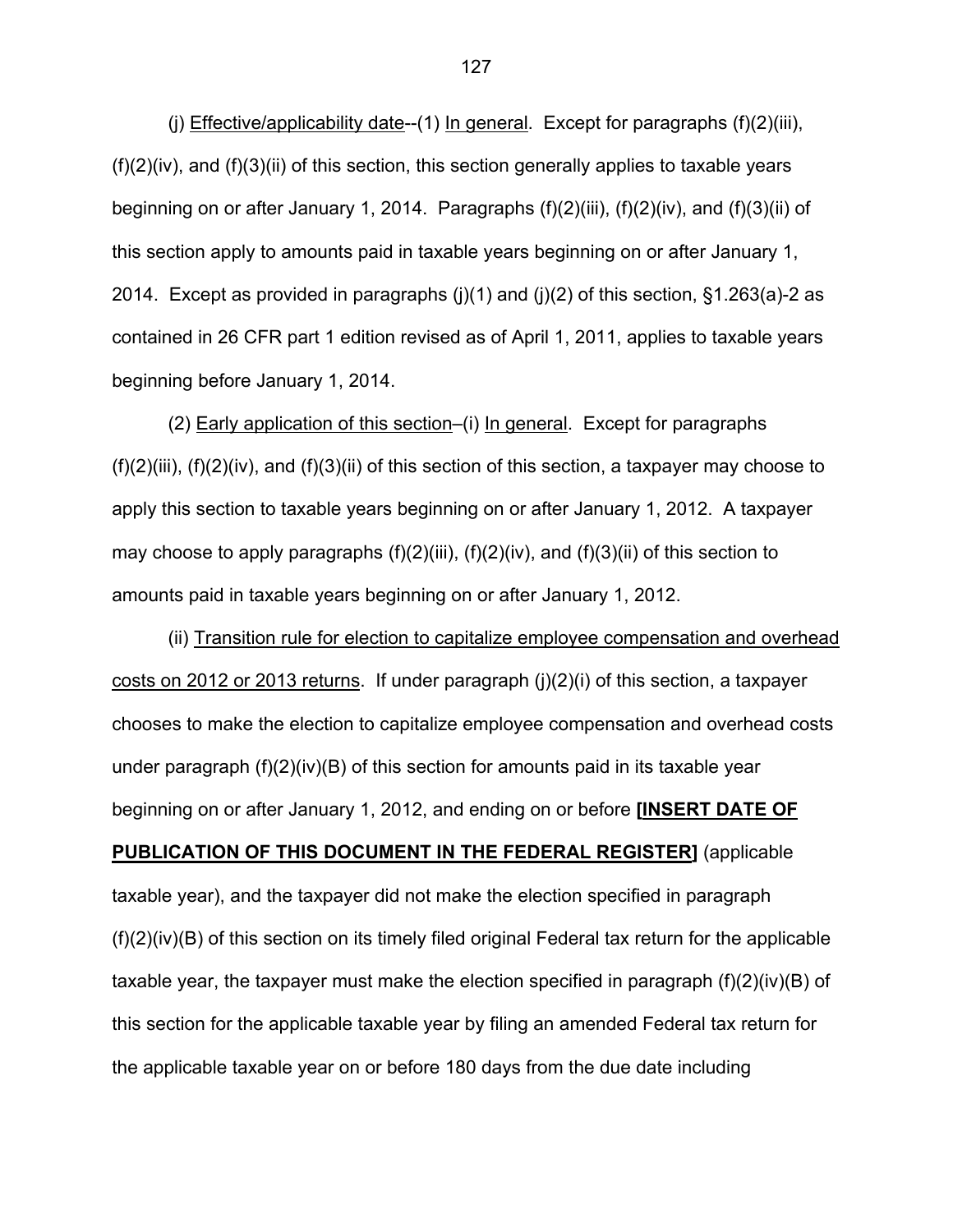(j) Effective/applicability date--(1) In general. Except for paragraphs (f)(2)(iii), (f)(2)(iv), and (f)(3)(ii) of this section, this section generally applies to taxable years beginning on or after January 1, 2014. Paragraphs (f)(2)(iii), (f)(2)(iv), and (f)(3)(ii) of this section apply to amounts paid in taxable years beginning on or after January 1, 2014. Except as provided in paragraphs (j)(1) and (j)(2) of this section, §1.263(a)-2 as contained in 26 CFR part 1 edition revised as of April 1, 2011, applies to taxable years beginning before January 1, 2014.

(2) Early application of this section–(i) In general. Except for paragraphs (f)(2)(iii), (f)(2)(iv), and (f)(3)(ii) of this section of this section, a taxpayer may choose to apply this section to taxable years beginning on or after January 1, 2012. A taxpayer may choose to apply paragraphs (f)(2)(iii), (f)(2)(iv), and (f)(3)(ii) of this section to amounts paid in taxable years beginning on or after January 1, 2012.

(ii) Transition rule for election to capitalize employee compensation and overhead costs on 2012 or 2013 returns. If under paragraph (j)(2)(i) of this section, a taxpayer chooses to make the election to capitalize employee compensation and overhead costs under paragraph (f)(2)(iv)(B) of this section for amounts paid in its taxable year beginning on or after January 1, 2012, and ending on or before **[INSERT DATE OF PUBLICATION OF THIS DOCUMENT IN THE FEDERAL REGISTER]** (applicable taxable year), and the taxpayer did not make the election specified in paragraph (f)(2)(iv)(B) of this section on its timely filed original Federal tax return for the applicable taxable year, the taxpayer must make the election specified in paragraph (f)(2)(iv)(B) of this section for the applicable taxable year by filing an amended Federal tax return for the applicable taxable year on or before 180 days from the due date including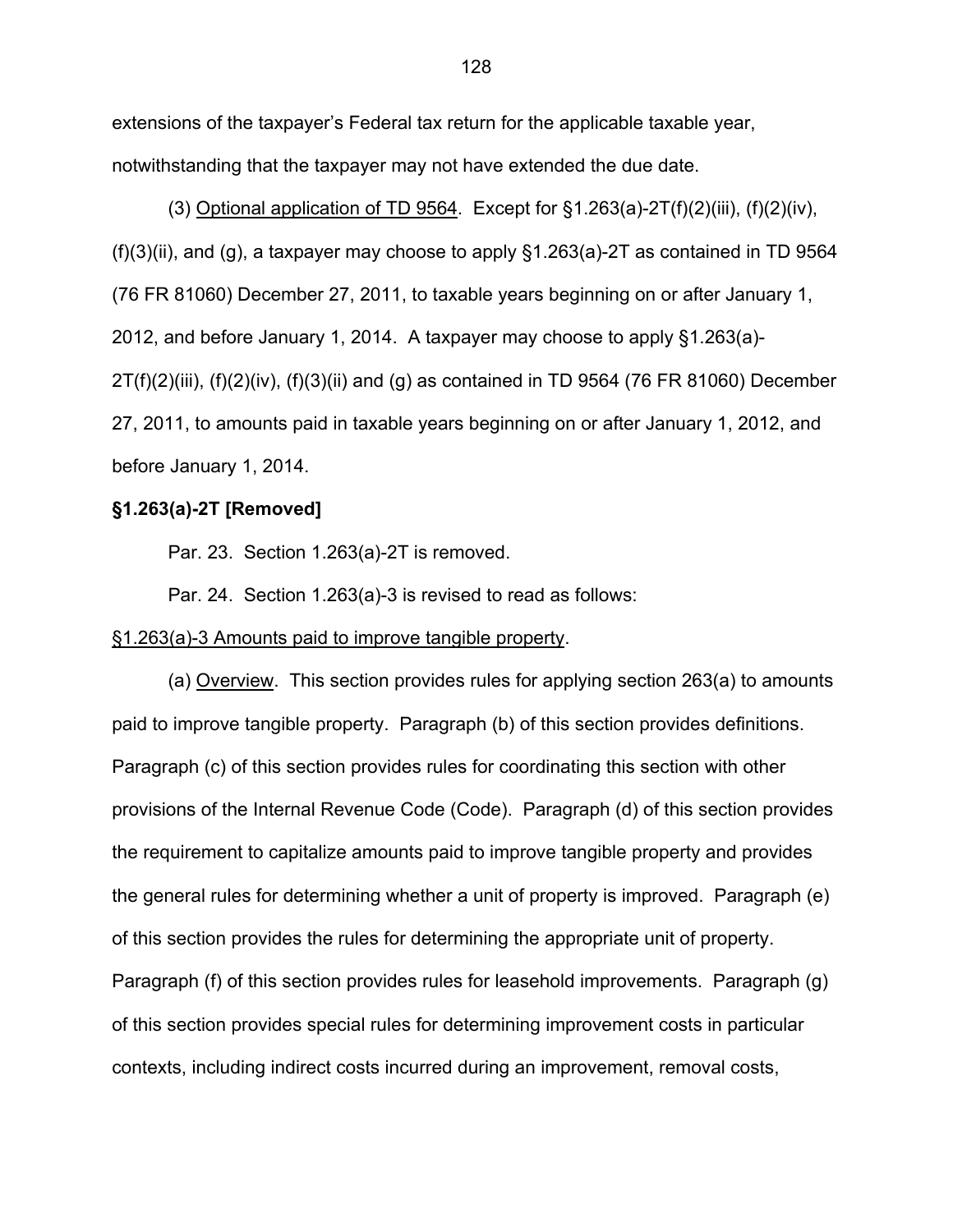extensions of the taxpayer's Federal tax return for the applicable taxable year, notwithstanding that the taxpayer may not have extended the due date.

(3) Optional application of TD 9564. Except for §1.263(a)-2T(f)(2)(iii), (f)(2)(iv), (f)(3)(ii), and (g), a taxpayer may choose to apply §1.263(a)-2T as contained in TD 9564 (76 FR 81060) December 27, 2011, to taxable years beginning on or after January 1, 2012, and before January 1, 2014. A taxpayer may choose to apply §1.263(a)-2T(f)(2)(iii), (f)(2)(iv), (f)(3)(ii) and (g) as contained in TD 9564 (76 FR 81060) December 27, 2011, to amounts paid in taxable years beginning on or after January 1, 2012, and before January 1, 2014.

**§1.263(a)-2T [Removed]**

Par. 23. Section 1.263(a)-2T is removed.

Par. 24. Section 1.263(a)-3 is revised to read as follows:

§1.263(a)-3 Amounts paid to improve tangible property.

(a) Overview. This section provides rules for applying section 263(a) to amounts paid to improve tangible property. Paragraph (b) of this section provides definitions. Paragraph (c) of this section provides rules for coordinating this section with other provisions of the Internal Revenue Code (Code). Paragraph (d) of this section provides the requirement to capitalize amounts paid to improve tangible property and provides the general rules for determining whether a unit of property is improved. Paragraph (e) of this section provides the rules for determining the appropriate unit of property. Paragraph (f) of this section provides rules for leasehold improvements. Paragraph (g) of this section provides special rules for determining improvement costs in particular contexts, including indirect costs incurred during an improvement, removal costs,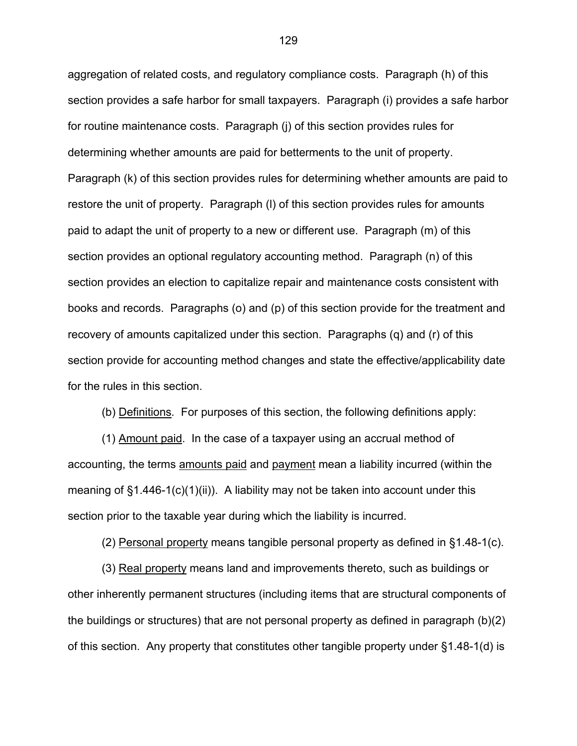aggregation of related costs, and regulatory compliance costs. Paragraph (h) of this section provides a safe harbor for small taxpayers. Paragraph (i) provides a safe harbor for routine maintenance costs. Paragraph (j) of this section provides rules for determining whether amounts are paid for betterments to the unit of property. Paragraph (k) of this section provides rules for determining whether amounts are paid to restore the unit of property. Paragraph (l) of this section provides rules for amounts paid to adapt the unit of property to a new or different use. Paragraph (m) of this section provides an optional regulatory accounting method. Paragraph (n) of this section provides an election to capitalize repair and maintenance costs consistent with books and records. Paragraphs (o) and (p) of this section provide for the treatment and recovery of amounts capitalized under this section. Paragraphs (q) and (r) of this section provide for accounting method changes and state the effective/applicability date for the rules in this section.

(b) Definitions. For purposes of this section, the following definitions apply:

(1) Amount paid. In the case of a taxpayer using an accrual method of accounting, the terms amounts paid and payment mean a liability incurred (within the meaning of §1.446-1(c)(1)(ii)). A liability may not be taken into account under this section prior to the taxable year during which the liability is incurred.

(2) Personal property means tangible personal property as defined in §1.48-1(c).

(3) Real property means land and improvements thereto, such as buildings or other inherently permanent structures (including items that are structural components of the buildings or structures) that are not personal property as defined in paragraph (b)(2) of this section. Any property that constitutes other tangible property under §1.48-1(d) is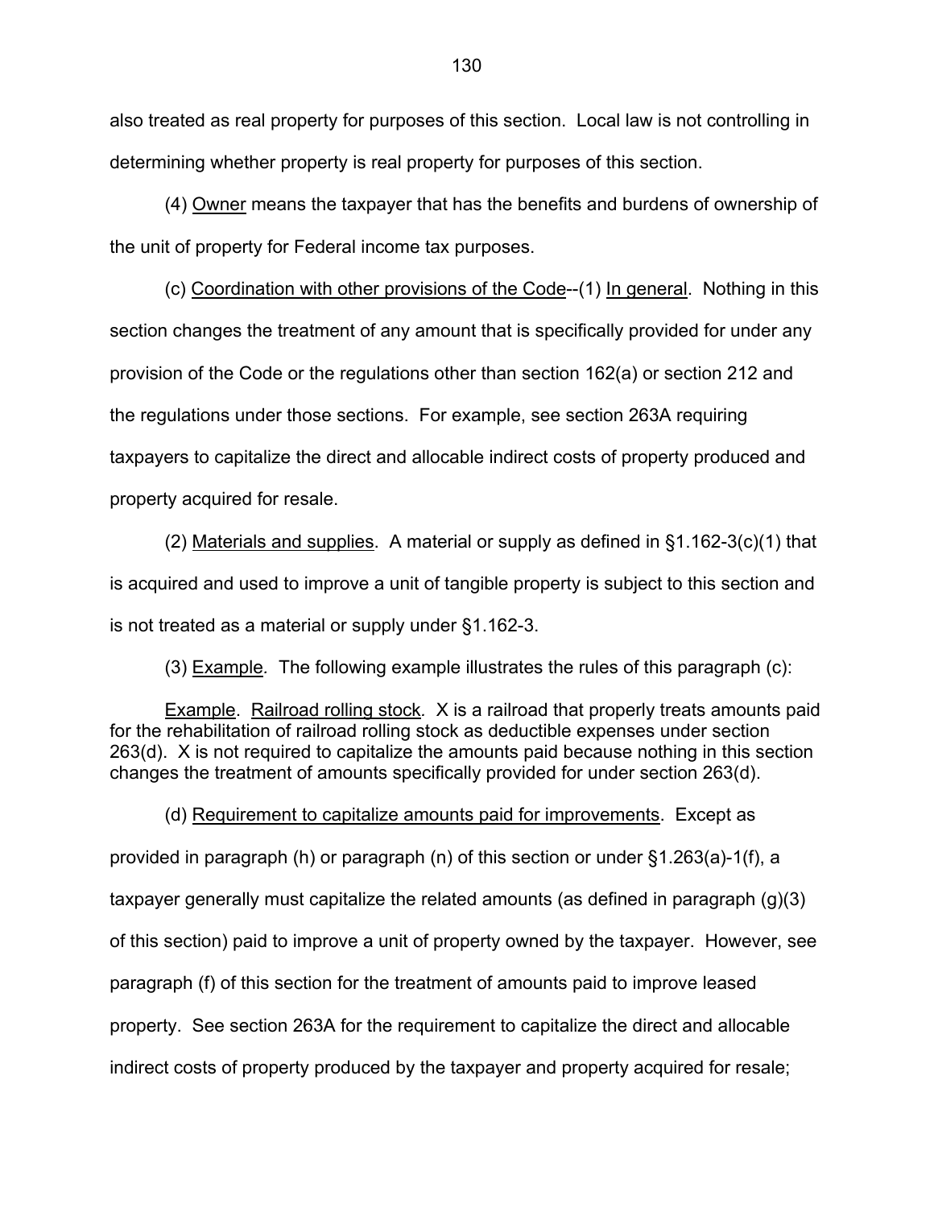also treated as real property for purposes of this section. Local law is not controlling in determining whether property is real property for purposes of this section.

(4) Owner means the taxpayer that has the benefits and burdens of ownership of the unit of property for Federal income tax purposes.

(c) Coordination with other provisions of the Code--(1) In general. Nothing in this section changes the treatment of any amount that is specifically provided for under any provision of the Code or the regulations other than section 162(a) or section 212 and the regulations under those sections. For example, see section 263A requiring taxpayers to capitalize the direct and allocable indirect costs of property produced and property acquired for resale.

(2) Materials and supplies. A material or supply as defined in §1.162-3(c)(1) that is acquired and used to improve a unit of tangible property is subject to this section and is not treated as a material or supply under §1.162-3.

(3) Example. The following example illustrates the rules of this paragraph (c):

Example. Railroad rolling stock. X is a railroad that properly treats amounts paid for the rehabilitation of railroad rolling stock as deductible expenses under section 263(d). X is not required to capitalize the amounts paid because nothing in this section changes the treatment of amounts specifically provided for under section 263(d).

(d) Requirement to capitalize amounts paid for improvements. Except as provided in paragraph (h) or paragraph (n) of this section or under §1.263(a)-1(f), a taxpayer generally must capitalize the related amounts (as defined in paragraph (g)(3) of this section) paid to improve a unit of property owned by the taxpayer. However, see paragraph (f) of this section for the treatment of amounts paid to improve leased property. See section 263A for the requirement to capitalize the direct and allocable indirect costs of property produced by the taxpayer and property acquired for resale;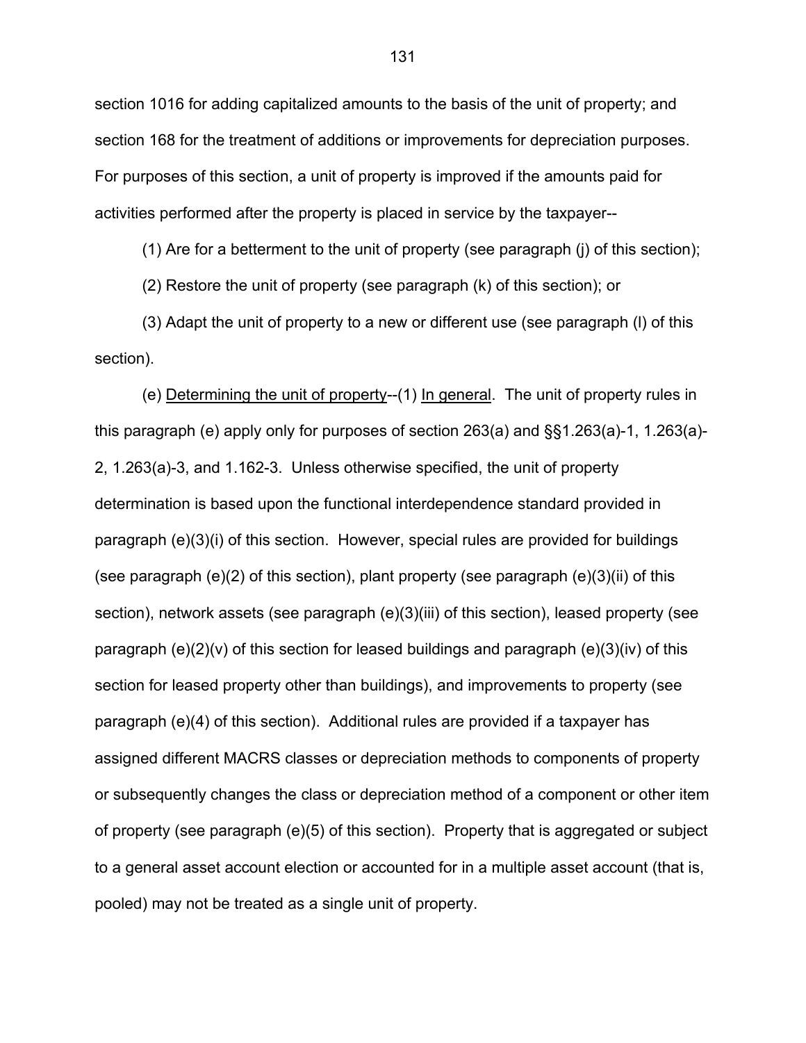section 1016 for adding capitalized amounts to the basis of the unit of property; and section 168 for the treatment of additions or improvements for depreciation purposes. For purposes of this section, a unit of property is improved if the amounts paid for activities performed after the property is placed in service by the taxpayer--

(1) Are for a betterment to the unit of property (see paragraph (j) of this section);

(2) Restore the unit of property (see paragraph (k) of this section); or

(3) Adapt the unit of property to a new or different use (see paragraph (l) of this section).

(e) Determining the unit of property--(1) In general. The unit of property rules in this paragraph (e) apply only for purposes of section 263(a) and §§1.263(a)-1, 1.263(a)-2, 1.263(a)-3, and 1.162-3. Unless otherwise specified, the unit of property determination is based upon the functional interdependence standard provided in paragraph (e)(3)(i) of this section. However, special rules are provided for buildings (see paragraph (e)(2) of this section), plant property (see paragraph (e)(3)(ii) of this section), network assets (see paragraph (e)(3)(iii) of this section), leased property (see paragraph (e)(2)(v) of this section for leased buildings and paragraph (e)(3)(iv) of this section for leased property other than buildings), and improvements to property (see paragraph (e)(4) of this section). Additional rules are provided if a taxpayer has assigned different MACRS classes or depreciation methods to components of property or subsequently changes the class or depreciation method of a component or other item of property (see paragraph (e)(5) of this section). Property that is aggregated or subject to a general asset account election or accounted for in a multiple asset account (that is, pooled) may not be treated as a single unit of property.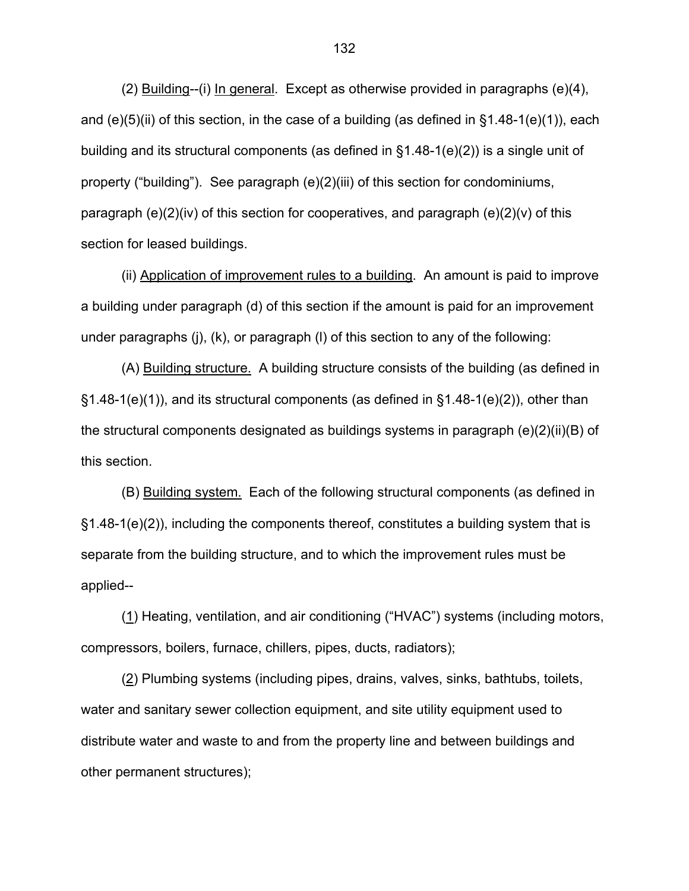(2) Building--(i) In general. Except as otherwise provided in paragraphs (e)(4), and (e)(5)(ii) of this section, in the case of a building (as defined in §1.48-1(e)(1)), each building and its structural components (as defined in §1.48-1(e)(2)) is a single unit of property ("building"). See paragraph (e)(2)(iii) of this section for condominiums, paragraph (e)(2)(iv) of this section for cooperatives, and paragraph (e)(2)(v) of this section for leased buildings.

(ii) Application of improvement rules to a building. An amount is paid to improve a building under paragraph (d) of this section if the amount is paid for an improvement under paragraphs (j), (k), or paragraph (l) of this section to any of the following:

(A) Building structure. A building structure consists of the building (as defined in §1.48-1(e)(1)), and its structural components (as defined in §1.48-1(e)(2)), other than the structural components designated as buildings systems in paragraph (e)(2)(ii)(B) of this section.

(B) Building system. Each of the following structural components (as defined in §1.48-1(e)(2)), including the components thereof, constitutes a building system that is separate from the building structure, and to which the improvement rules must be applied--

(1) Heating, ventilation, and air conditioning ("HVAC") systems (including motors, compressors, boilers, furnace, chillers, pipes, ducts, radiators);

(2) Plumbing systems (including pipes, drains, valves, sinks, bathtubs, toilets, water and sanitary sewer collection equipment, and site utility equipment used to distribute water and waste to and from the property line and between buildings and other permanent structures);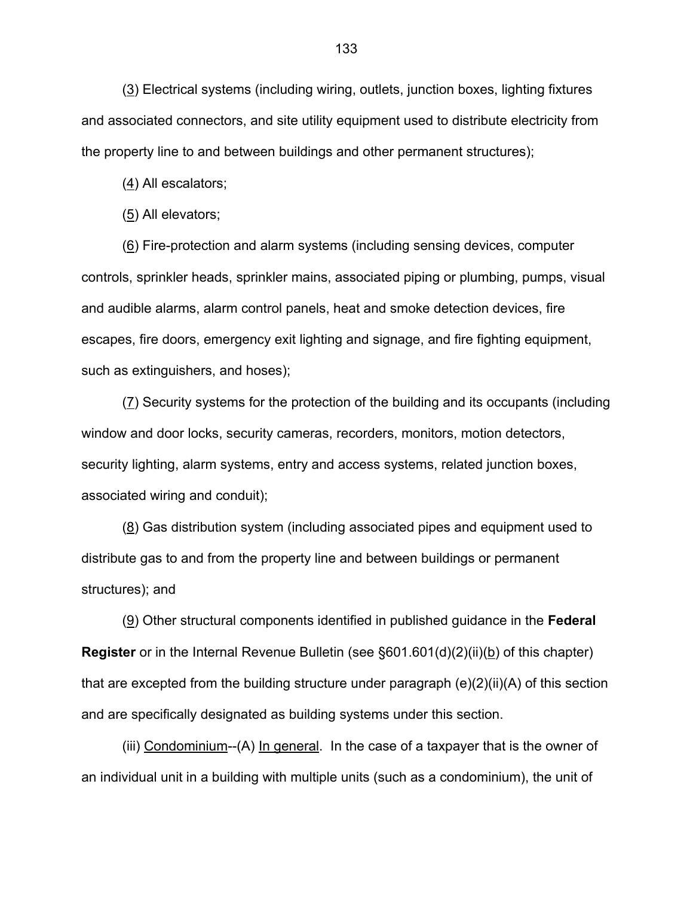(3) Electrical systems (including wiring, outlets, junction boxes, lighting fixtures and associated connectors, and site utility equipment used to distribute electricity from the property line to and between buildings and other permanent structures);

(4) All escalators;

(5) All elevators;

(6) Fire-protection and alarm systems (including sensing devices, computer controls, sprinkler heads, sprinkler mains, associated piping or plumbing, pumps, visual and audible alarms, alarm control panels, heat and smoke detection devices, fire escapes, fire doors, emergency exit lighting and signage, and fire fighting equipment, such as extinguishers, and hoses);

(7) Security systems for the protection of the building and its occupants (including window and door locks, security cameras, recorders, monitors, motion detectors, security lighting, alarm systems, entry and access systems, related junction boxes, associated wiring and conduit);

(8) Gas distribution system (including associated pipes and equipment used to distribute gas to and from the property line and between buildings or permanent structures); and

(9) Other structural components identified in published guidance in the **Federal Register** or in the Internal Revenue Bulletin (see §601.601(d)(2)(ii)(b) of this chapter) that are excepted from the building structure under paragraph (e)(2)(ii)(A) of this section and are specifically designated as building systems under this section.

(iii) Condominium--(A) In general. In the case of a taxpayer that is the owner of an individual unit in a building with multiple units (such as a condominium), the unit of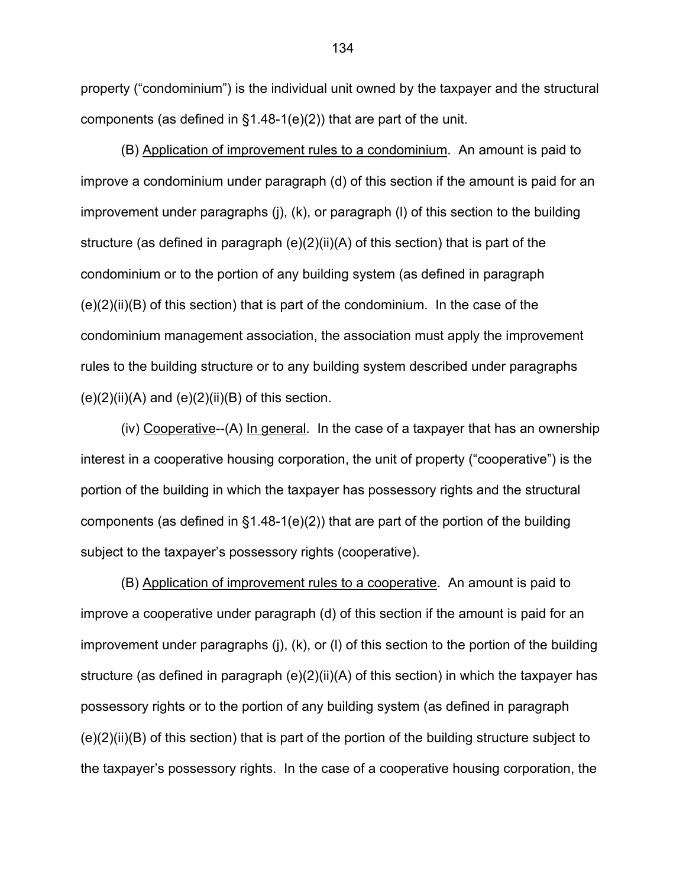property ("condominium") is the individual unit owned by the taxpayer and the structural components (as defined in §1.48-1(e)(2)) that are part of the unit.

(B) Application of improvement rules to a condominium. An amount is paid to improve a condominium under paragraph (d) of this section if the amount is paid for an improvement under paragraphs (j), (k), or paragraph (l) of this section to the building structure (as defined in paragraph (e)(2)(ii)(A) of this section) that is part of the condominium or to the portion of any building system (as defined in paragraph (e)(2)(ii)(B) of this section) that is part of the condominium. In the case of the condominium management association, the association must apply the improvement rules to the building structure or to any building system described under paragraphs (e)(2)(ii)(A) and (e)(2)(ii)(B) of this section.

(iv) Cooperative--(A) In general. In the case of a taxpayer that has an ownership interest in a cooperative housing corporation, the unit of property ("cooperative") is the portion of the building in which the taxpayer has possessory rights and the structural components (as defined in §1.48-1(e)(2)) that are part of the portion of the building subject to the taxpayer's possessory rights (cooperative).

(B) Application of improvement rules to a cooperative. An amount is paid to improve a cooperative under paragraph (d) of this section if the amount is paid for an improvement under paragraphs (j), (k), or (l) of this section to the portion of the building structure (as defined in paragraph (e)(2)(ii)(A) of this section) in which the taxpayer has possessory rights or to the portion of any building system (as defined in paragraph (e)(2)(ii)(B) of this section) that is part of the portion of the building structure subject to the taxpayer's possessory rights. In the case of a cooperative housing corporation, the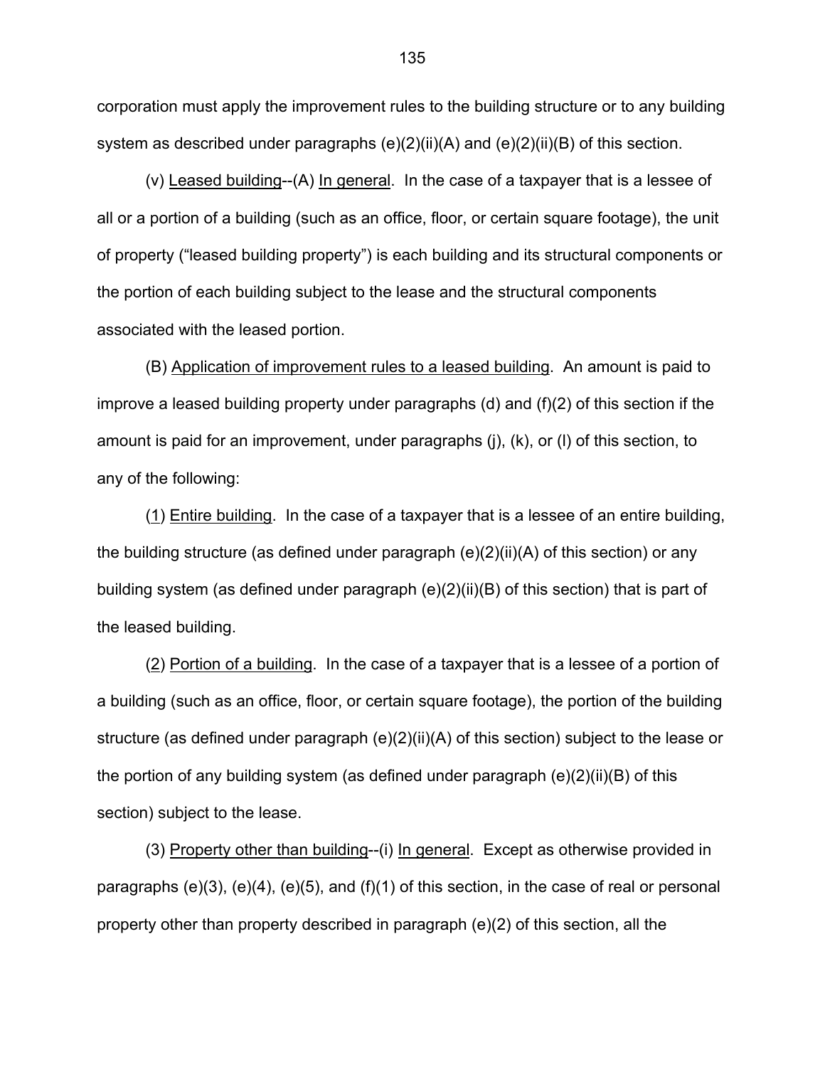corporation must apply the improvement rules to the building structure or to any building system as described under paragraphs (e)(2)(ii)(A) and (e)(2)(ii)(B) of this section.

(v) Leased building--(A) In general. In the case of a taxpayer that is a lessee of all or a portion of a building (such as an office, floor, or certain square footage), the unit of property ("leased building property") is each building and its structural components or the portion of each building subject to the lease and the structural components associated with the leased portion.

(B) Application of improvement rules to a leased building. An amount is paid to improve a leased building property under paragraphs (d) and (f)(2) of this section if the amount is paid for an improvement, under paragraphs (j), (k), or (l) of this section, to any of the following:

(1) Entire building. In the case of a taxpayer that is a lessee of an entire building, the building structure (as defined under paragraph (e)(2)(ii)(A) of this section) or any building system (as defined under paragraph (e)(2)(ii)(B) of this section) that is part of the leased building.

(2) Portion of a building. In the case of a taxpayer that is a lessee of a portion of a building (such as an office, floor, or certain square footage), the portion of the building structure (as defined under paragraph (e)(2)(ii)(A) of this section) subject to the lease or the portion of any building system (as defined under paragraph (e)(2)(ii)(B) of this section) subject to the lease.

(3) Property other than building--(i) In general. Except as otherwise provided in paragraphs (e)(3), (e)(4), (e)(5), and (f)(1) of this section, in the case of real or personal property other than property described in paragraph (e)(2) of this section, all the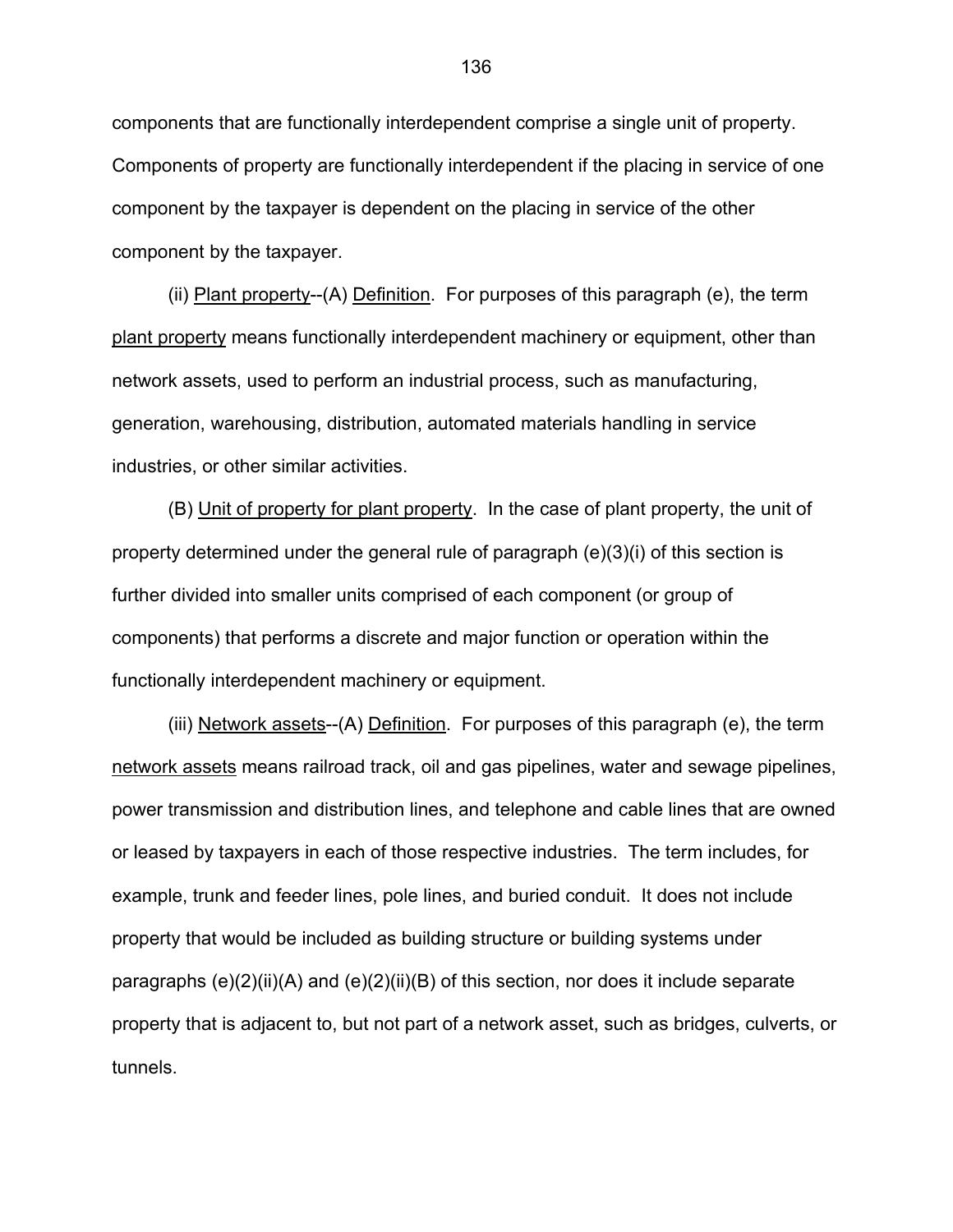components that are functionally interdependent comprise a single unit of property. Components of property are functionally interdependent if the placing in service of one component by the taxpayer is dependent on the placing in service of the other component by the taxpayer.

(ii) Plant property--(A) Definition. For purposes of this paragraph (e), the term plant property means functionally interdependent machinery or equipment, other than network assets, used to perform an industrial process, such as manufacturing, generation, warehousing, distribution, automated materials handling in service industries, or other similar activities.

(B) Unit of property for plant property. In the case of plant property, the unit of property determined under the general rule of paragraph (e)(3)(i) of this section is further divided into smaller units comprised of each component (or group of components) that performs a discrete and major function or operation within the functionally interdependent machinery or equipment.

(iii) Network assets--(A) Definition. For purposes of this paragraph (e), the term network assets means railroad track, oil and gas pipelines, water and sewage pipelines, power transmission and distribution lines, and telephone and cable lines that are owned or leased by taxpayers in each of those respective industries. The term includes, for example, trunk and feeder lines, pole lines, and buried conduit. It does not include property that would be included as building structure or building systems under paragraphs (e)(2)(ii)(A) and (e)(2)(ii)(B) of this section, nor does it include separate property that is adjacent to, but not part of a network asset, such as bridges, culverts, or tunnels.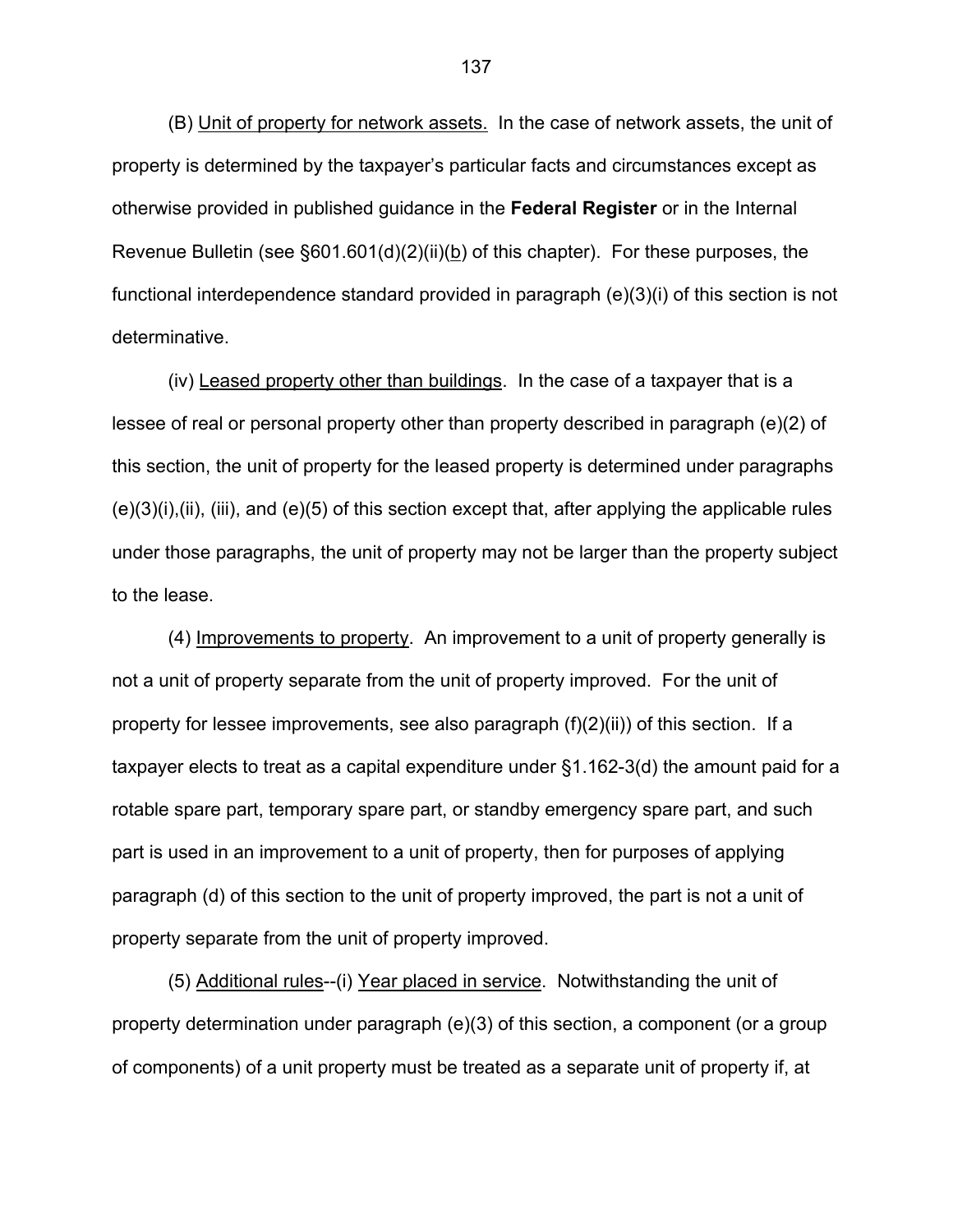(B) Unit of property for network assets. In the case of network assets, the unit of property is determined by the taxpayer's particular facts and circumstances except as otherwise provided in published guidance in the **Federal Register** or in the Internal Revenue Bulletin (see §601.601(d)(2)(ii)(b) of this chapter). For these purposes, the functional interdependence standard provided in paragraph (e)(3)(i) of this section is not determinative.

(iv) Leased property other than buildings. In the case of a taxpayer that is a lessee of real or personal property other than property described in paragraph (e)(2) of this section, the unit of property for the leased property is determined under paragraphs (e)(3)(i),(ii), (iii), and (e)(5) of this section except that, after applying the applicable rules under those paragraphs, the unit of property may not be larger than the property subject to the lease.

(4) Improvements to property. An improvement to a unit of property generally is not a unit of property separate from the unit of property improved. For the unit of property for lessee improvements, see also paragraph (f)(2)(ii)) of this section. If a taxpayer elects to treat as a capital expenditure under §1.162-3(d) the amount paid for a rotable spare part, temporary spare part, or standby emergency spare part, and such part is used in an improvement to a unit of property, then for purposes of applying paragraph (d) of this section to the unit of property improved, the part is not a unit of property separate from the unit of property improved.

(5) Additional rules--(i) Year placed in service. Notwithstanding the unit of property determination under paragraph (e)(3) of this section, a component (or a group of components) of a unit property must be treated as a separate unit of property if, at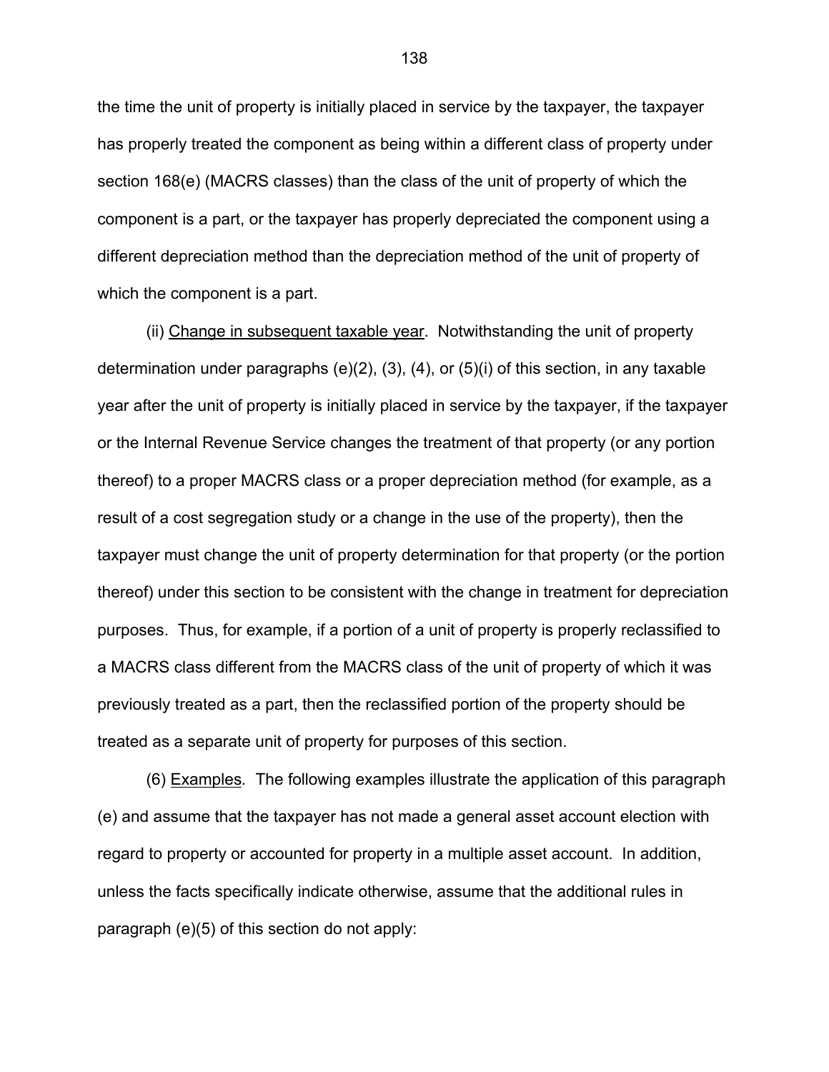the time the unit of property is initially placed in service by the taxpayer, the taxpayer has properly treated the component as being within a different class of property under section 168(e) (MACRS classes) than the class of the unit of property of which the component is a part, or the taxpayer has properly depreciated the component using a different depreciation method than the depreciation method of the unit of property of which the component is a part.

(ii) Change in subsequent taxable year. Notwithstanding the unit of property determination under paragraphs (e)(2), (3), (4), or (5)(i) of this section, in any taxable year after the unit of property is initially placed in service by the taxpayer, if the taxpayer or the Internal Revenue Service changes the treatment of that property (or any portion thereof) to a proper MACRS class or a proper depreciation method (for example, as a result of a cost segregation study or a change in the use of the property), then the taxpayer must change the unit of property determination for that property (or the portion thereof) under this section to be consistent with the change in treatment for depreciation purposes. Thus, for example, if a portion of a unit of property is properly reclassified to a MACRS class different from the MACRS class of the unit of property of which it was previously treated as a part, then the reclassified portion of the property should be treated as a separate unit of property for purposes of this section.

(6) Examples. The following examples illustrate the application of this paragraph (e) and assume that the taxpayer has not made a general asset account election with regard to property or accounted for property in a multiple asset account. In addition, unless the facts specifically indicate otherwise, assume that the additional rules in paragraph (e)(5) of this section do not apply: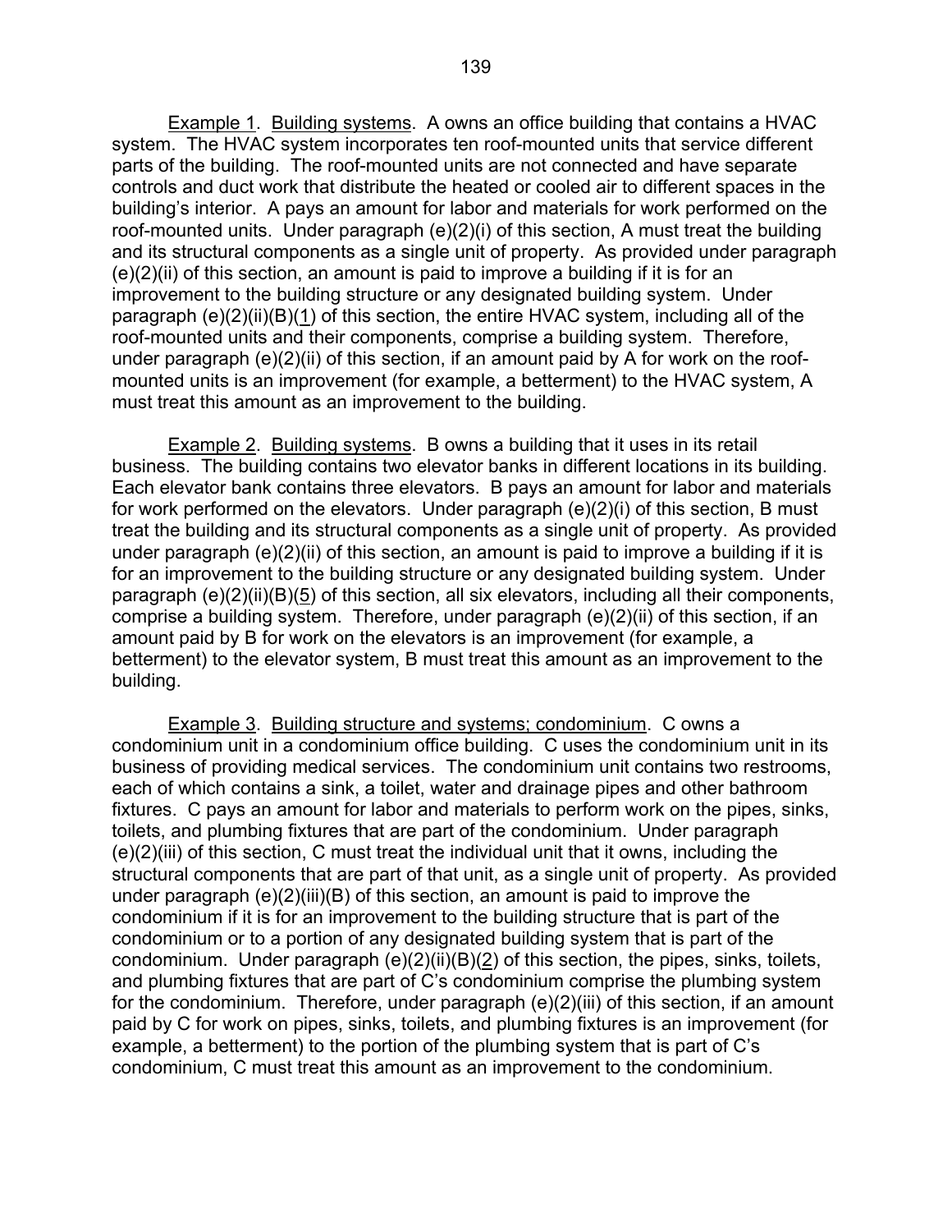Example 1. Building systems. A owns an office building that contains a HVAC system. The HVAC system incorporates ten roof-mounted units that service different parts of the building. The roof-mounted units are not connected and have separate controls and duct work that distribute the heated or cooled air to different spaces in the building's interior. A pays an amount for labor and materials for work performed on the roof-mounted units. Under paragraph (e)(2)(i) of this section, A must treat the building and its structural components as a single unit of property. As provided under paragraph (e)(2)(ii) of this section, an amount is paid to improve a building if it is for an improvement to the building structure or any designated building system. Under paragraph (e)(2)(ii)(B)(1) of this section, the entire HVAC system, including all of the roof-mounted units and their components, comprise a building system. Therefore, under paragraph (e)(2)(ii) of this section, if an amount paid by A for work on the roof-mounted units is an improvement (for example, a betterment) to the HVAC system, A must treat this amount as an improvement to the building.

Example 2. Building systems. B owns a building that it uses in its retail business. The building contains two elevator banks in different locations in its building. Each elevator bank contains three elevators. B pays an amount for labor and materials for work performed on the elevators. Under paragraph (e)(2)(i) of this section, B must treat the building and its structural components as a single unit of property. As provided under paragraph (e)(2)(ii) of this section, an amount is paid to improve a building if it is for an improvement to the building structure or any designated building system. Under paragraph (e)(2)(ii)(B)(5) of this section, all six elevators, including all their components, comprise a building system. Therefore, under paragraph (e)(2)(ii) of this section, if an amount paid by B for work on the elevators is an improvement (for example, a betterment) to the elevator system, B must treat this amount as an improvement to the building.

Example 3. Building structure and systems; condominium. C owns a condominium unit in a condominium office building. C uses the condominium unit in its business of providing medical services. The condominium unit contains two restrooms, each of which contains a sink, a toilet, water and drainage pipes and other bathroom fixtures. C pays an amount for labor and materials to perform work on the pipes, sinks, toilets, and plumbing fixtures that are part of the condominium. Under paragraph (e)(2)(iii) of this section, C must treat the individual unit that it owns, including the structural components that are part of that unit, as a single unit of property. As provided under paragraph (e)(2)(iii)(B) of this section, an amount is paid to improve the condominium if it is for an improvement to the building structure that is part of the condominium or to a portion of any designated building system that is part of the condominium. Under paragraph (e)(2)(ii)(B)(2) of this section, the pipes, sinks, toilets, and plumbing fixtures that are part of C's condominium comprise the plumbing system for the condominium. Therefore, under paragraph (e)(2)(iii) of this section, if an amount paid by C for work on pipes, sinks, toilets, and plumbing fixtures is an improvement (for example, a betterment) to the portion of the plumbing system that is part of C's condominium, C must treat this amount as an improvement to the condominium.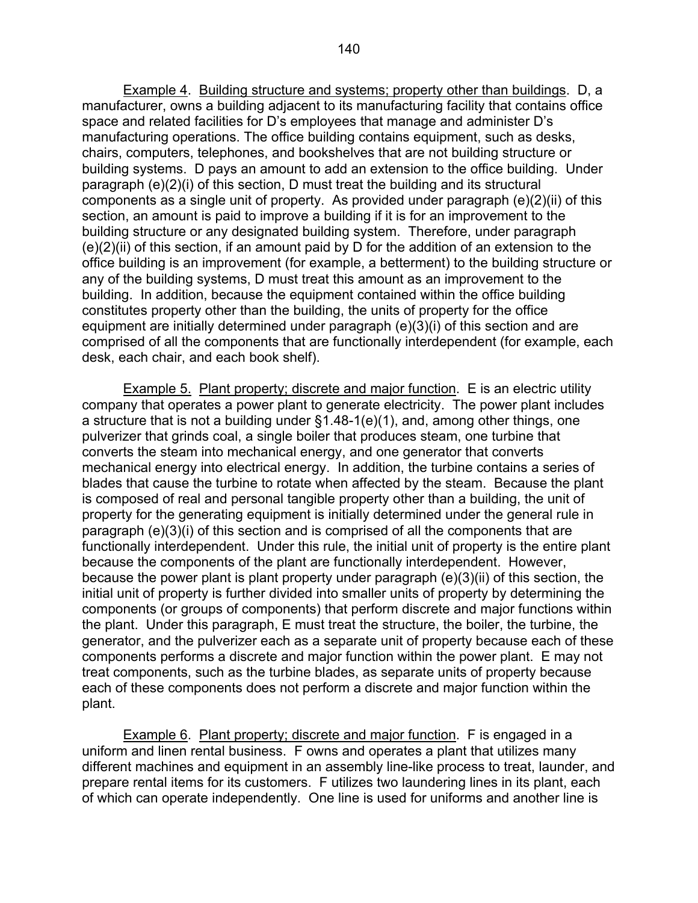Example 4. Building structure and systems; property other than buildings. D, a manufacturer, owns a building adjacent to its manufacturing facility that contains office space and related facilities for D's employees that manage and administer D's manufacturing operations. The office building contains equipment, such as desks, chairs, computers, telephones, and bookshelves that are not building structure or building systems. D pays an amount to add an extension to the office building. Under paragraph (e)(2)(i) of this section, D must treat the building and its structural components as a single unit of property. As provided under paragraph (e)(2)(ii) of this section, an amount is paid to improve a building if it is for an improvement to the building structure or any designated building system. Therefore, under paragraph (e)(2)(ii) of this section, if an amount paid by D for the addition of an extension to the office building is an improvement (for example, a betterment) to the building structure or any of the building systems, D must treat this amount as an improvement to the building. In addition, because the equipment contained within the office building constitutes property other than the building, the units of property for the office equipment are initially determined under paragraph (e)(3)(i) of this section and are comprised of all the components that are functionally interdependent (for example, each desk, each chair, and each book shelf).

Example 5. Plant property; discrete and major function. E is an electric utility company that operates a power plant to generate electricity. The power plant includes a structure that is not a building under §1.48-1(e)(1), and, among other things, one pulverizer that grinds coal, a single boiler that produces steam, one turbine that converts the steam into mechanical energy, and one generator that converts mechanical energy into electrical energy. In addition, the turbine contains a series of blades that cause the turbine to rotate when affected by the steam. Because the plant is composed of real and personal tangible property other than a building, the unit of property for the generating equipment is initially determined under the general rule in paragraph (e)(3)(i) of this section and is comprised of all the components that are functionally interdependent. Under this rule, the initial unit of property is the entire plant because the components of the plant are functionally interdependent. However, because the power plant is plant property under paragraph (e)(3)(ii) of this section, the initial unit of property is further divided into smaller units of property by determining the components (or groups of components) that perform discrete and major functions within the plant. Under this paragraph, E must treat the structure, the boiler, the turbine, the generator, and the pulverizer each as a separate unit of property because each of these components performs a discrete and major function within the power plant. E may not treat components, such as the turbine blades, as separate units of property because each of these components does not perform a discrete and major function within the plant.

Example 6. Plant property; discrete and major function. F is engaged in a uniform and linen rental business. F owns and operates a plant that utilizes many different machines and equipment in an assembly line-like process to treat, launder, and prepare rental items for its customers. F utilizes two laundering lines in its plant, each of which can operate independently. One line is used for uniforms and another line is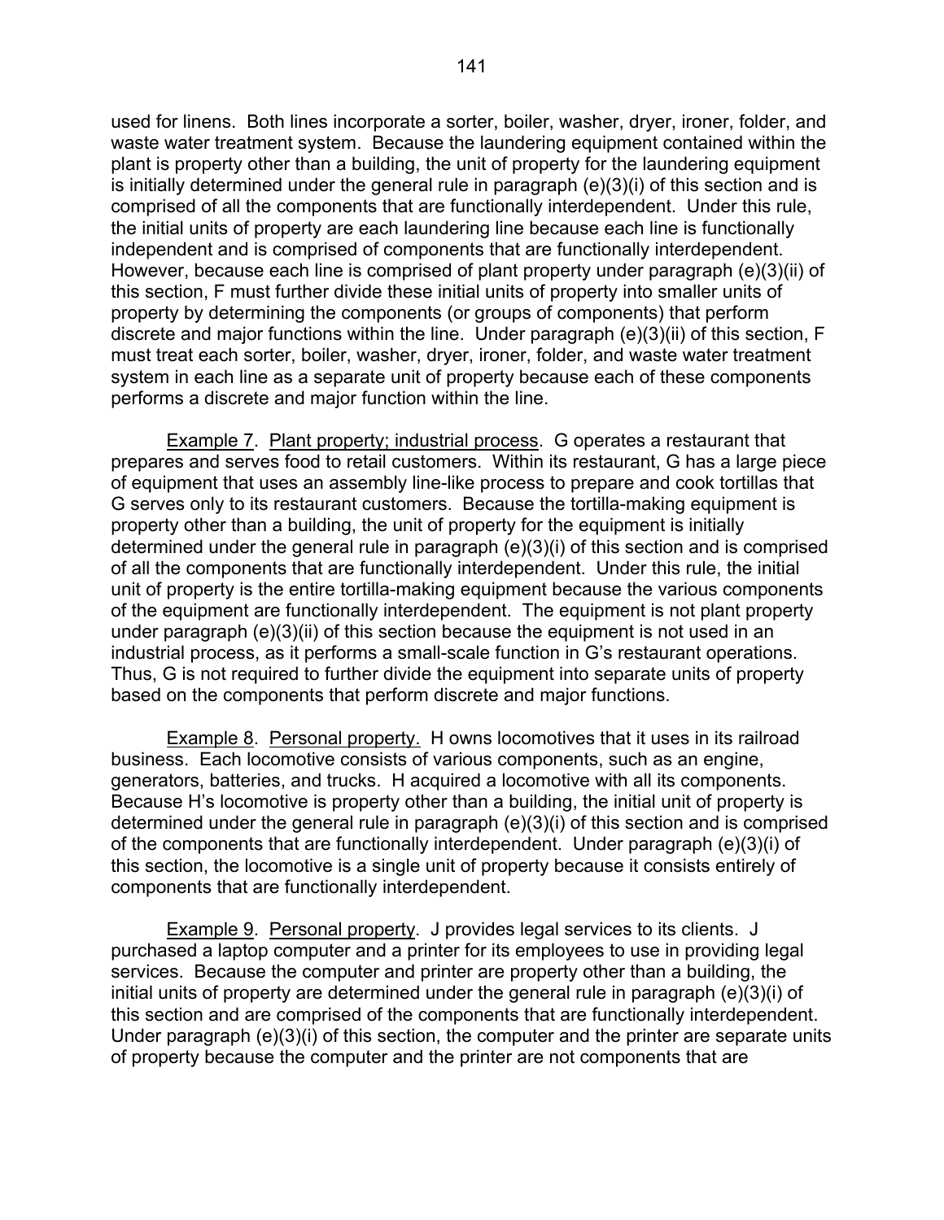used for linens. Both lines incorporate a sorter, boiler, washer, dryer, ironer, folder, and waste water treatment system. Because the laundering equipment contained within the plant is property other than a building, the unit of property for the laundering equipment is initially determined under the general rule in paragraph (e)(3)(i) of this section and is comprised of all the components that are functionally interdependent. Under this rule, the initial units of property are each laundering line because each line is functionally independent and is comprised of components that are functionally interdependent. However, because each line is comprised of plant property under paragraph (e)(3)(ii) of this section, F must further divide these initial units of property into smaller units of property by determining the components (or groups of components) that perform discrete and major functions within the line. Under paragraph (e)(3)(ii) of this section, F must treat each sorter, boiler, washer, dryer, ironer, folder, and waste water treatment system in each line as a separate unit of property because each of these components performs a discrete and major function within the line.

Example 7. Plant property; industrial process. G operates a restaurant that prepares and serves food to retail customers. Within its restaurant, G has a large piece of equipment that uses an assembly line-like process to prepare and cook tortillas that G serves only to its restaurant customers. Because the tortilla-making equipment is property other than a building, the unit of property for the equipment is initially determined under the general rule in paragraph (e)(3)(i) of this section and is comprised of all the components that are functionally interdependent. Under this rule, the initial unit of property is the entire tortilla-making equipment because the various components of the equipment are functionally interdependent. The equipment is not plant property under paragraph (e)(3)(ii) of this section because the equipment is not used in an industrial process, as it performs a small-scale function in G's restaurant operations. Thus, G is not required to further divide the equipment into separate units of property based on the components that perform discrete and major functions.

Example 8. Personal property. H owns locomotives that it uses in its railroad business. Each locomotive consists of various components, such as an engine, generators, batteries, and trucks. H acquired a locomotive with all its components. Because H's locomotive is property other than a building, the initial unit of property is determined under the general rule in paragraph (e)(3)(i) of this section and is comprised of the components that are functionally interdependent. Under paragraph (e)(3)(i) of this section, the locomotive is a single unit of property because it consists entirely of components that are functionally interdependent.

Example 9. Personal property. J provides legal services to its clients. J purchased a laptop computer and a printer for its employees to use in providing legal services. Because the computer and printer are property other than a building, the initial units of property are determined under the general rule in paragraph (e)(3)(i) of this section and are comprised of the components that are functionally interdependent. Under paragraph (e)(3)(i) of this section, the computer and the printer are separate units of property because the computer and the printer are not components that are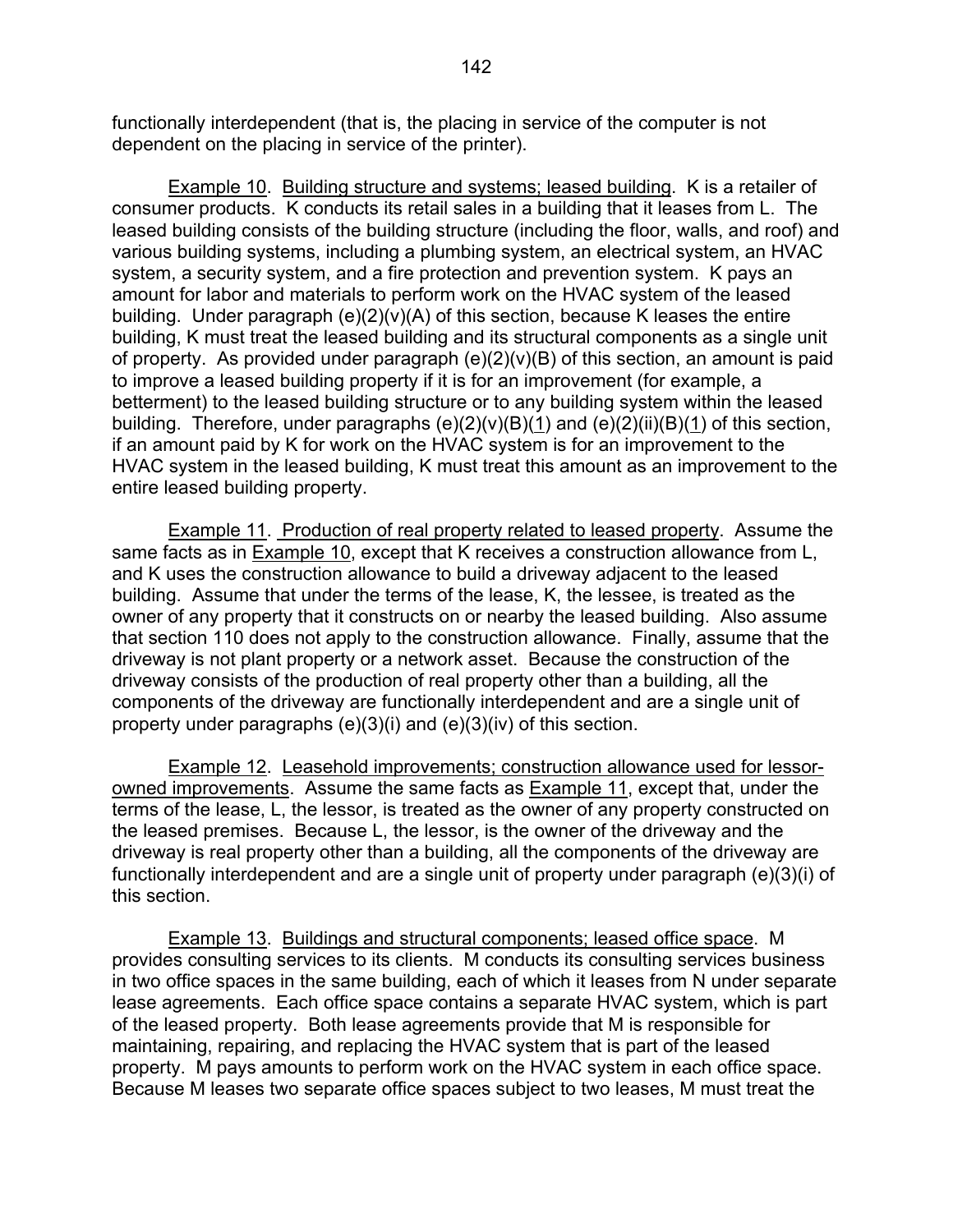functionally interdependent (that is, the placing in service of the computer is not dependent on the placing in service of the printer).

Example 10. Building structure and systems; leased building. K is a retailer of consumer products. K conducts its retail sales in a building that it leases from L. The leased building consists of the building structure (including the floor, walls, and roof) and various building systems, including a plumbing system, an electrical system, an HVAC system, a security system, and a fire protection and prevention system. K pays an amount for labor and materials to perform work on the HVAC system of the leased building. Under paragraph (e)(2)(v)(A) of this section, because K leases the entire building, K must treat the leased building and its structural components as a single unit of property. As provided under paragraph (e)(2)(v)(B) of this section, an amount is paid to improve a leased building property if it is for an improvement (for example, a betterment) to the leased building structure or to any building system within the leased building. Therefore, under paragraphs (e)(2)(v)(B)(1) and (e)(2)(ii)(B)(1) of this section, if an amount paid by K for work on the HVAC system is for an improvement to the HVAC system in the leased building, K must treat this amount as an improvement to the entire leased building property.

Example 11. Production of real property related to leased property. Assume the same facts as in Example 10, except that K receives a construction allowance from L, and K uses the construction allowance to build a driveway adjacent to the leased building. Assume that under the terms of the lease, K, the lessee, is treated as the owner of any property that it constructs on or nearby the leased building. Also assume that section 110 does not apply to the construction allowance. Finally, assume that the driveway is not plant property or a network asset. Because the construction of the driveway consists of the production of real property other than a building, all the components of the driveway are functionally interdependent and are a single unit of property under paragraphs (e)(3)(i) and (e)(3)(iv) of this section.

Example 12. Leasehold improvements; construction allowance used for lessor-owned improvements. Assume the same facts as Example 11, except that, under the terms of the lease, L, the lessor, is treated as the owner of any property constructed on the leased premises. Because L, the lessor, is the owner of the driveway and the driveway is real property other than a building, all the components of the driveway are functionally interdependent and are a single unit of property under paragraph (e)(3)(i) of this section.

Example 13. Buildings and structural components; leased office space. M provides consulting services to its clients. M conducts its consulting services business in two office spaces in the same building, each of which it leases from N under separate lease agreements. Each office space contains a separate HVAC system, which is part of the leased property. Both lease agreements provide that M is responsible for maintaining, repairing, and replacing the HVAC system that is part of the leased property. M pays amounts to perform work on the HVAC system in each office space. Because M leases two separate office spaces subject to two leases, M must treat the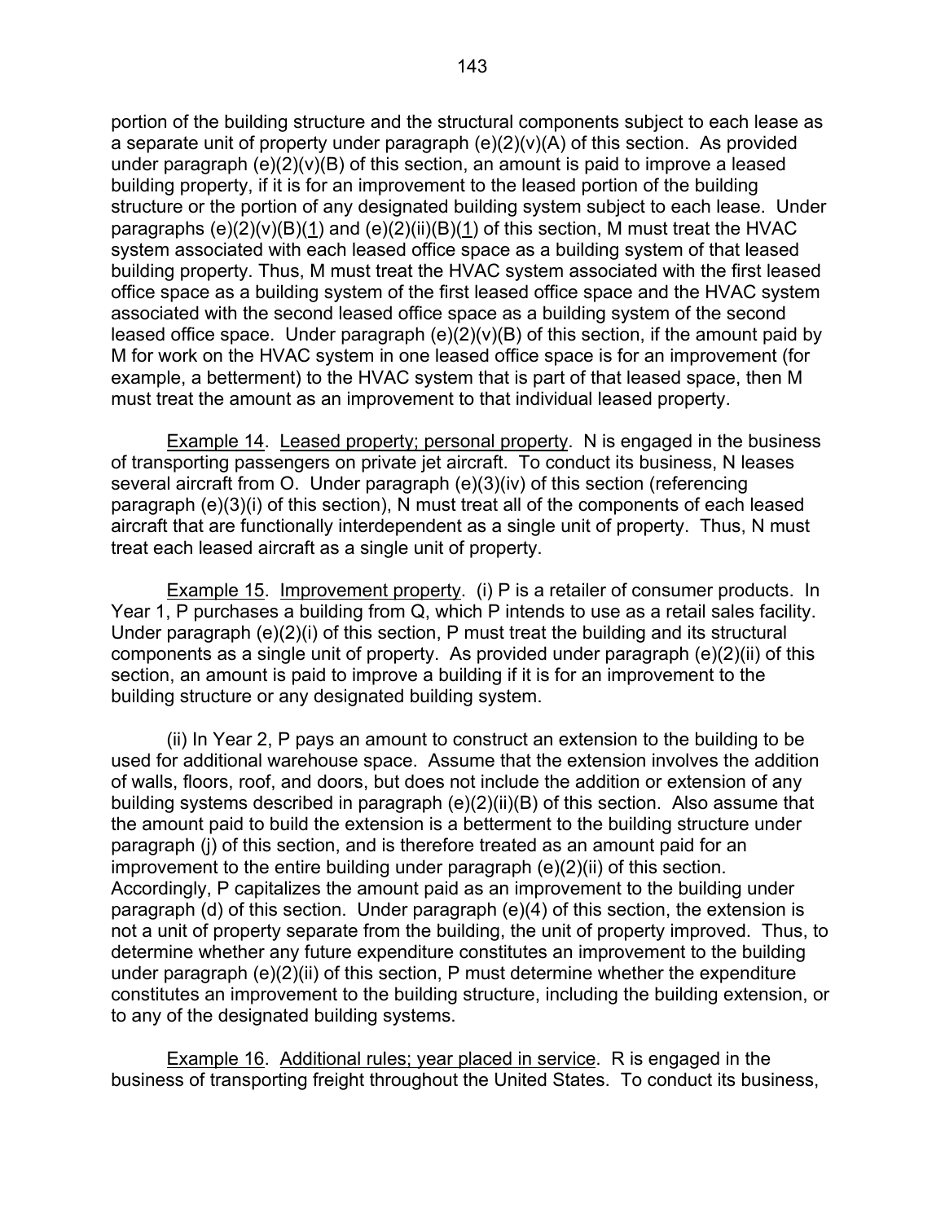portion of the building structure and the structural components subject to each lease as a separate unit of property under paragraph (e)(2)(v)(A) of this section. As provided under paragraph (e)(2)(v)(B) of this section, an amount is paid to improve a leased building property, if it is for an improvement to the leased portion of the building structure or the portion of any designated building system subject to each lease. Under paragraphs (e)(2)(v)(B)(1) and (e)(2)(ii)(B)(1) of this section, M must treat the HVAC system associated with each leased office space as a building system of that leased building property. Thus, M must treat the HVAC system associated with the first leased office space as a building system of the first leased office space and the HVAC system associated with the second leased office space as a building system of the second leased office space. Under paragraph (e)(2)(v)(B) of this section, if the amount paid by M for work on the HVAC system in one leased office space is for an improvement (for example, a betterment) to the HVAC system that is part of that leased space, then M must treat the amount as an improvement to that individual leased property.

Example 14. Leased property; personal property. N is engaged in the business of transporting passengers on private jet aircraft. To conduct its business, N leases several aircraft from O. Under paragraph (e)(3)(iv) of this section (referencing paragraph (e)(3)(i) of this section), N must treat all of the components of each leased aircraft that are functionally interdependent as a single unit of property. Thus, N must treat each leased aircraft as a single unit of property.

Example 15. Improvement property. (i) P is a retailer of consumer products. In Year 1, P purchases a building from Q, which P intends to use as a retail sales facility. Under paragraph (e)(2)(i) of this section, P must treat the building and its structural components as a single unit of property. As provided under paragraph (e)(2)(ii) of this section, an amount is paid to improve a building if it is for an improvement to the building structure or any designated building system.

(ii) In Year 2, P pays an amount to construct an extension to the building to be used for additional warehouse space. Assume that the extension involves the addition of walls, floors, roof, and doors, but does not include the addition or extension of any building systems described in paragraph (e)(2)(ii)(B) of this section. Also assume that the amount paid to build the extension is a betterment to the building structure under paragraph (j) of this section, and is therefore treated as an amount paid for an improvement to the entire building under paragraph (e)(2)(ii) of this section. Accordingly, P capitalizes the amount paid as an improvement to the building under paragraph (d) of this section. Under paragraph (e)(4) of this section, the extension is not a unit of property separate from the building, the unit of property improved. Thus, to determine whether any future expenditure constitutes an improvement to the building under paragraph (e)(2)(ii) of this section, P must determine whether the expenditure constitutes an improvement to the building structure, including the building extension, or to any of the designated building systems.

Example 16. Additional rules; year placed in service. R is engaged in the business of transporting freight throughout the United States. To conduct its business,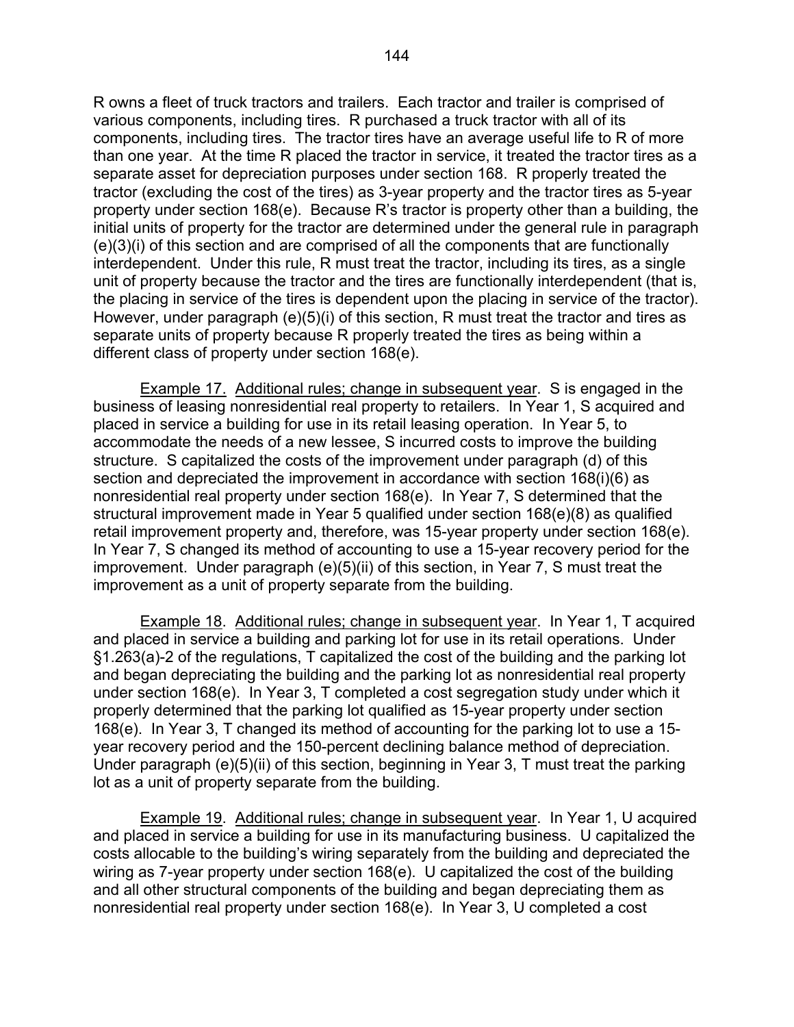R owns a fleet of truck tractors and trailers. Each tractor and trailer is comprised of various components, including tires. R purchased a truck tractor with all of its components, including tires. The tractor tires have an average useful life to R of more than one year. At the time R placed the tractor in service, it treated the tractor tires as a separate asset for depreciation purposes under section 168. R properly treated the tractor (excluding the cost of the tires) as 3-year property and the tractor tires as 5-year property under section 168(e). Because R's tractor is property other than a building, the initial units of property for the tractor are determined under the general rule in paragraph (e)(3)(i) of this section and are comprised of all the components that are functionally interdependent. Under this rule, R must treat the tractor, including its tires, as a single unit of property because the tractor and the tires are functionally interdependent (that is, the placing in service of the tires is dependent upon the placing in service of the tractor). However, under paragraph (e)(5)(i) of this section, R must treat the tractor and tires as separate units of property because R properly treated the tires as being within a different class of property under section 168(e).

<u>Example 17.</u> <u>Additional rules; change in subsequent year</u>. S is engaged in the business of leasing nonresidential real property to retailers. In Year 1, S acquired and placed in service a building for use in its retail leasing operation. In Year 5, to accommodate the needs of a new lessee, S incurred costs to improve the building structure. S capitalized the costs of the improvement under paragraph (d) of this section and depreciated the improvement in accordance with section 168(i)(6) as nonresidential real property under section 168(e). In Year 7, S determined that the structural improvement made in Year 5 qualified under section 168(e)(8) as qualified retail improvement property and, therefore, was 15-year property under section 168(e). In Year 7, S changed its method of accounting to use a 15-year recovery period for the improvement. Under paragraph (e)(5)(ii) of this section, in Year 7, S must treat the improvement as a unit of property separate from the building.

<u>Example 18</u>. <u>Additional rules; change in subsequent year</u>. In Year 1, T acquired and placed in service a building and parking lot for use in its retail operations. Under §1.263(a)-2 of the regulations, T capitalized the cost of the building and the parking lot and began depreciating the building and the parking lot as nonresidential real property under section 168(e). In Year 3, T completed a cost segregation study under which it properly determined that the parking lot qualified as 15-year property under section 168(e). In Year 3, T changed its method of accounting for the parking lot to use a 15-year recovery period and the 150-percent declining balance method of depreciation. Under paragraph (e)(5)(ii) of this section, beginning in Year 3, T must treat the parking lot as a unit of property separate from the building.

<u>Example 19</u>. <u>Additional rules; change in subsequent year</u>. In Year 1, U acquired and placed in service a building for use in its manufacturing business. U capitalized the costs allocable to the building's wiring separately from the building and depreciated the wiring as 7-year property under section 168(e). U capitalized the cost of the building and all other structural components of the building and began depreciating them as nonresidential real property under section 168(e). In Year 3, U completed a cost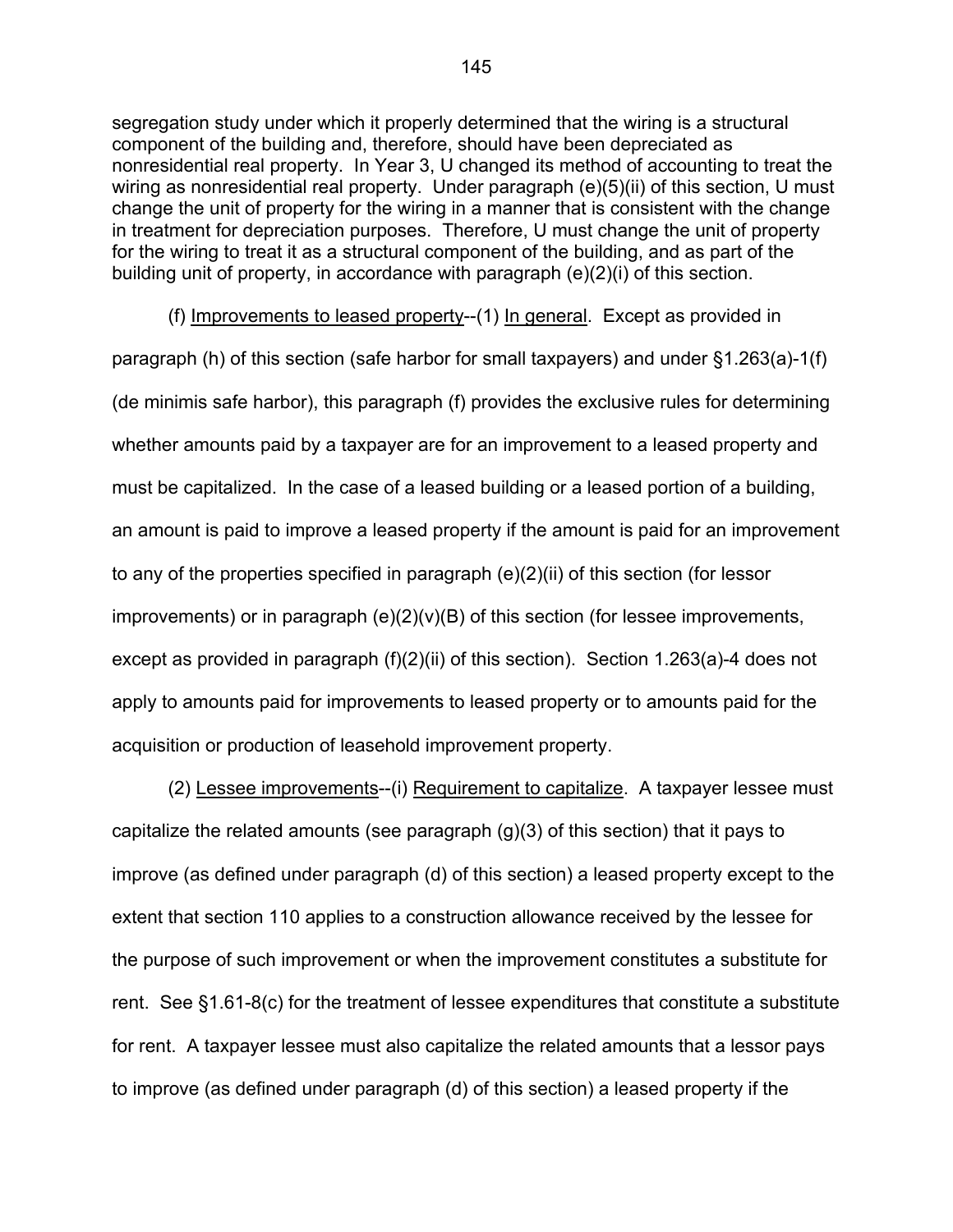segregation study under which it properly determined that the wiring is a structural component of the building and, therefore, should have been depreciated as nonresidential real property. In Year 3, U changed its method of accounting to treat the wiring as nonresidential real property. Under paragraph (e)(5)(ii) of this section, U must change the unit of property for the wiring in a manner that is consistent with the change in treatment for depreciation purposes. Therefore, U must change the unit of property for the wiring to treat it as a structural component of the building, and as part of the building unit of property, in accordance with paragraph (e)(2)(i) of this section.

(f) Improvements to leased property--(1) In general. Except as provided in paragraph (h) of this section (safe harbor for small taxpayers) and under §1.263(a)-1(f) (de minimis safe harbor), this paragraph (f) provides the exclusive rules for determining whether amounts paid by a taxpayer are for an improvement to a leased property and must be capitalized. In the case of a leased building or a leased portion of a building, an amount is paid to improve a leased property if the amount is paid for an improvement to any of the properties specified in paragraph (e)(2)(ii) of this section (for lessor improvements) or in paragraph (e)(2)(v)(B) of this section (for lessee improvements, except as provided in paragraph (f)(2)(ii) of this section). Section 1.263(a)-4 does not apply to amounts paid for improvements to leased property or to amounts paid for the acquisition or production of leasehold improvement property.

(2) Lessee improvements--(i) Requirement to capitalize. A taxpayer lessee must capitalize the related amounts (see paragraph (g)(3) of this section) that it pays to improve (as defined under paragraph (d) of this section) a leased property except to the extent that section 110 applies to a construction allowance received by the lessee for the purpose of such improvement or when the improvement constitutes a substitute for rent. See §1.61-8(c) for the treatment of lessee expenditures that constitute a substitute for rent. A taxpayer lessee must also capitalize the related amounts that a lessor pays to improve (as defined under paragraph (d) of this section) a leased property if the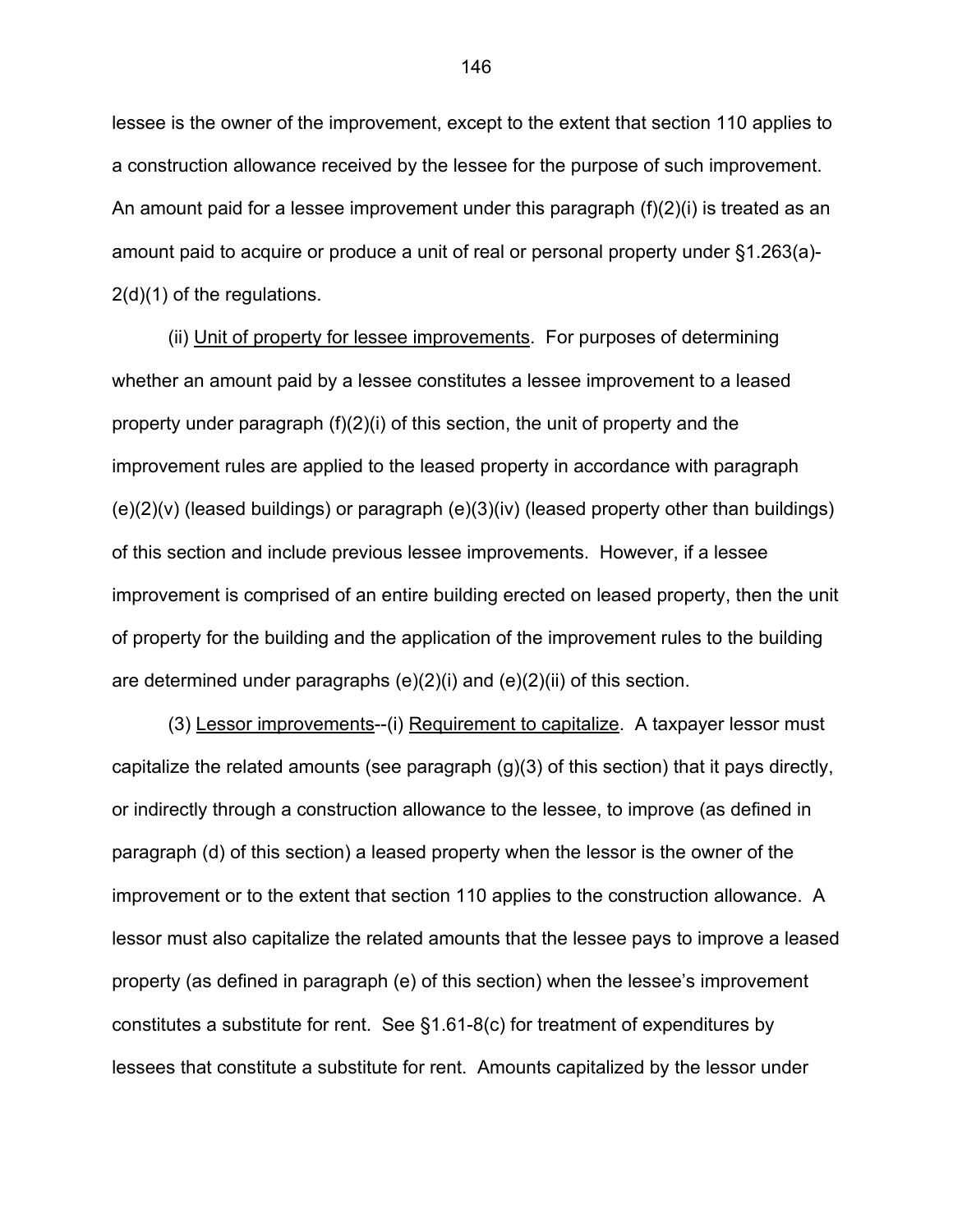lessee is the owner of the improvement, except to the extent that section 110 applies to a construction allowance received by the lessee for the purpose of such improvement. An amount paid for a lessee improvement under this paragraph (f)(2)(i) is treated as an amount paid to acquire or produce a unit of real or personal property under §1.263(a)-2(d)(1) of the regulations.

(ii) Unit of property for lessee improvements. For purposes of determining whether an amount paid by a lessee constitutes a lessee improvement to a leased property under paragraph (f)(2)(i) of this section, the unit of property and the improvement rules are applied to the leased property in accordance with paragraph (e)(2)(v) (leased buildings) or paragraph (e)(3)(iv) (leased property other than buildings) of this section and include previous lessee improvements. However, if a lessee improvement is comprised of an entire building erected on leased property, then the unit of property for the building and the application of the improvement rules to the building are determined under paragraphs (e)(2)(i) and (e)(2)(ii) of this section.

(3) Lessor improvements--(i) Requirement to capitalize. A taxpayer lessor must capitalize the related amounts (see paragraph (g)(3) of this section) that it pays directly, or indirectly through a construction allowance to the lessee, to improve (as defined in paragraph (d) of this section) a leased property when the lessor is the owner of the improvement or to the extent that section 110 applies to the construction allowance. A lessor must also capitalize the related amounts that the lessee pays to improve a leased property (as defined in paragraph (e) of this section) when the lessee's improvement constitutes a substitute for rent. See §1.61-8(c) for treatment of expenditures by lessees that constitute a substitute for rent. Amounts capitalized by the lessor under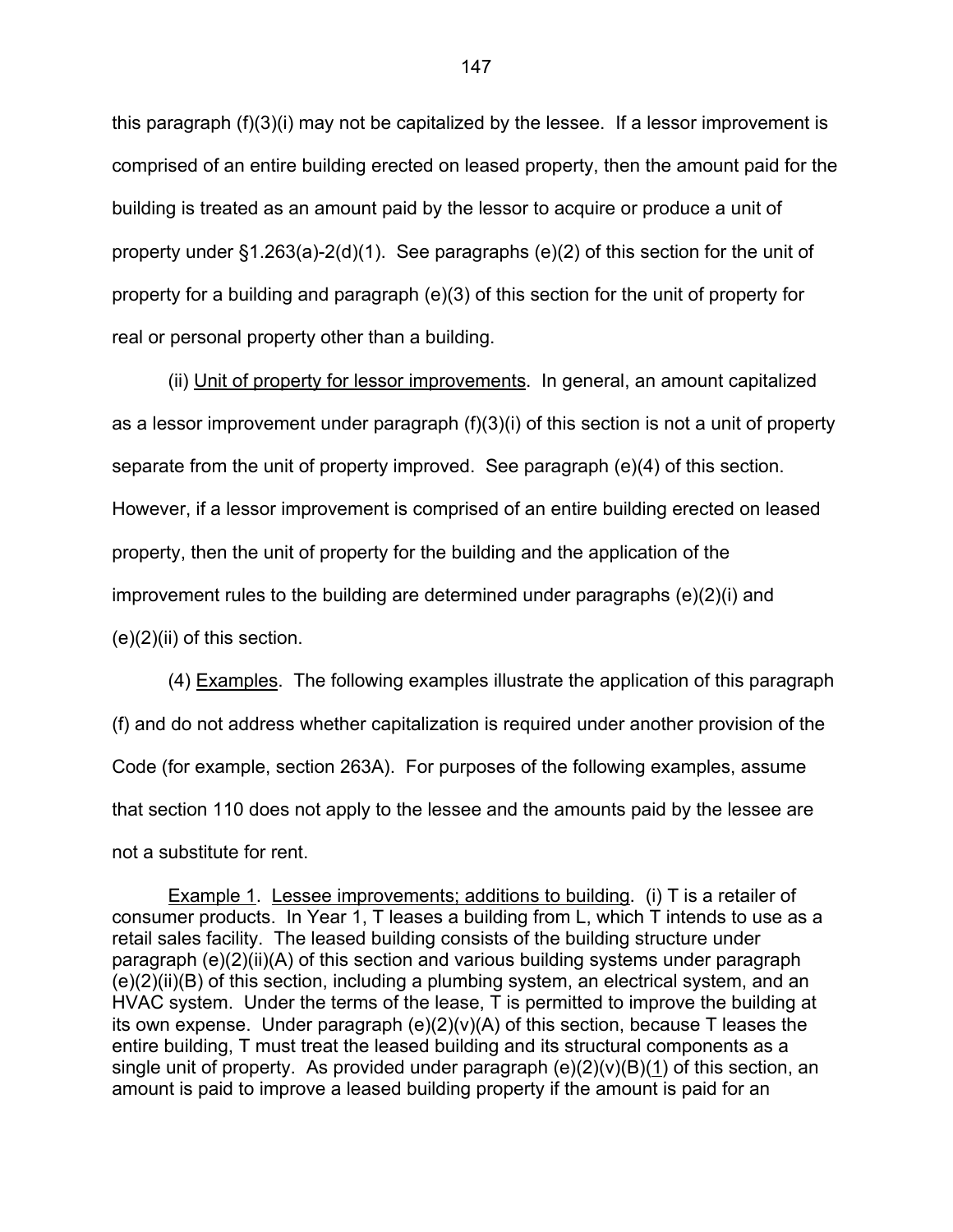this paragraph (f)(3)(i) may not be capitalized by the lessee. If a lessor improvement is comprised of an entire building erected on leased property, then the amount paid for the building is treated as an amount paid by the lessor to acquire or produce a unit of property under §1.263(a)-2(d)(1). See paragraphs (e)(2) of this section for the unit of property for a building and paragraph (e)(3) of this section for the unit of property for real or personal property other than a building.

(ii) Unit of property for lessor improvements. In general, an amount capitalized as a lessor improvement under paragraph (f)(3)(i) of this section is not a unit of property separate from the unit of property improved. See paragraph (e)(4) of this section. However, if a lessor improvement is comprised of an entire building erected on leased property, then the unit of property for the building and the application of the improvement rules to the building are determined under paragraphs (e)(2)(i) and (e)(2)(ii) of this section.

(4) Examples. The following examples illustrate the application of this paragraph (f) and do not address whether capitalization is required under another provision of the Code (for example, section 263A). For purposes of the following examples, assume that section 110 does not apply to the lessee and the amounts paid by the lessee are not a substitute for rent.

Example 1. Lessee improvements; additions to building. (i) T is a retailer of consumer products. In Year 1, T leases a building from L, which T intends to use as a retail sales facility. The leased building consists of the building structure under paragraph (e)(2)(ii)(A) of this section and various building systems under paragraph (e)(2)(ii)(B) of this section, including a plumbing system, an electrical system, and an HVAC system. Under the terms of the lease, T is permitted to improve the building at its own expense. Under paragraph (e)(2)(v)(A) of this section, because T leases the entire building, T must treat the leased building and its structural components as a single unit of property. As provided under paragraph (e)(2)(v)(B)(1) of this section, an amount is paid to improve a leased building property if the amount is paid for an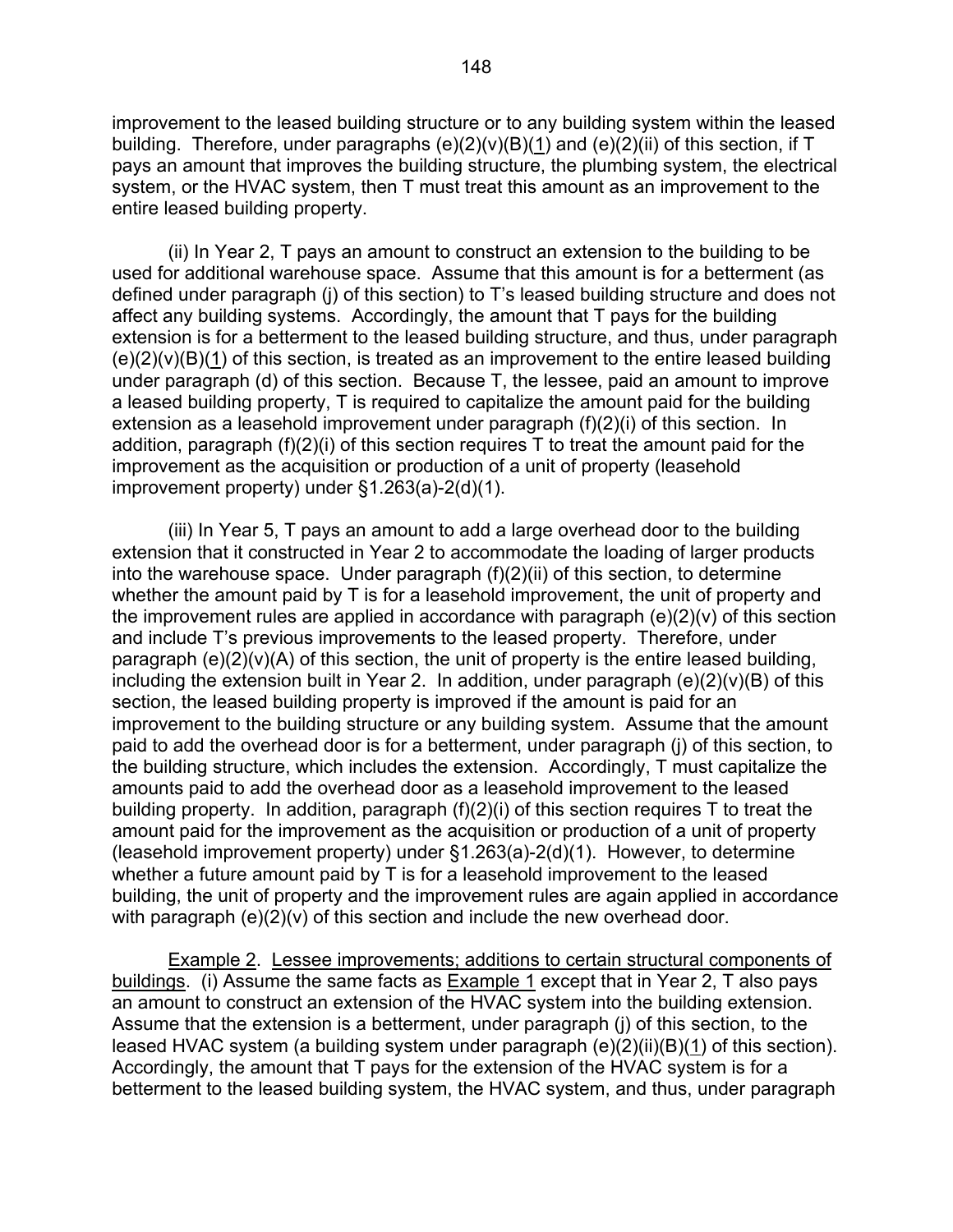improvement to the leased building structure or to any building system within the leased building. Therefore, under paragraphs (e)(2)(v)(B)(1) and (e)(2)(ii) of this section, if T pays an amount that improves the building structure, the plumbing system, the electrical system, or the HVAC system, then T must treat this amount as an improvement to the entire leased building property.

(ii) In Year 2, T pays an amount to construct an extension to the building to be used for additional warehouse space. Assume that this amount is for a betterment (as defined under paragraph (j) of this section) to T's leased building structure and does not affect any building systems. Accordingly, the amount that T pays for the building extension is for a betterment to the leased building structure, and thus, under paragraph (e)(2)(v)(B)(1) of this section, is treated as an improvement to the entire leased building under paragraph (d) of this section. Because T, the lessee, paid an amount to improve a leased building property, T is required to capitalize the amount paid for the building extension as a leasehold improvement under paragraph (f)(2)(i) of this section. In addition, paragraph (f)(2)(i) of this section requires T to treat the amount paid for the improvement as the acquisition or production of a unit of property (leasehold improvement property) under §1.263(a)-2(d)(1).

(iii) In Year 5, T pays an amount to add a large overhead door to the building extension that it constructed in Year 2 to accommodate the loading of larger products into the warehouse space. Under paragraph (f)(2)(ii) of this section, to determine whether the amount paid by T is for a leasehold improvement, the unit of property and the improvement rules are applied in accordance with paragraph (e)(2)(v) of this section and include T's previous improvements to the leased property. Therefore, under paragraph (e)(2)(v)(A) of this section, the unit of property is the entire leased building, including the extension built in Year 2. In addition, under paragraph (e)(2)(v)(B) of this section, the leased building property is improved if the amount is paid for an improvement to the building structure or any building system. Assume that the amount paid to add the overhead door is for a betterment, under paragraph (j) of this section, to the building structure, which includes the extension. Accordingly, T must capitalize the amounts paid to add the overhead door as a leasehold improvement to the leased building property. In addition, paragraph (f)(2)(i) of this section requires T to treat the amount paid for the improvement as the acquisition or production of a unit of property (leasehold improvement property) under §1.263(a)-2(d)(1). However, to determine whether a future amount paid by T is for a leasehold improvement to the leased building, the unit of property and the improvement rules are again applied in accordance with paragraph (e)(2)(v) of this section and include the new overhead door.

Example 2. Lessee improvements; additions to certain structural components of buildings. (i) Assume the same facts as Example 1 except that in Year 2, T also pays an amount to construct an extension of the HVAC system into the building extension. Assume that the extension is a betterment, under paragraph (j) of this section, to the leased HVAC system (a building system under paragraph (e)(2)(ii)(B)(1) of this section). Accordingly, the amount that T pays for the extension of the HVAC system is for a betterment to the leased building system, the HVAC system, and thus, under paragraph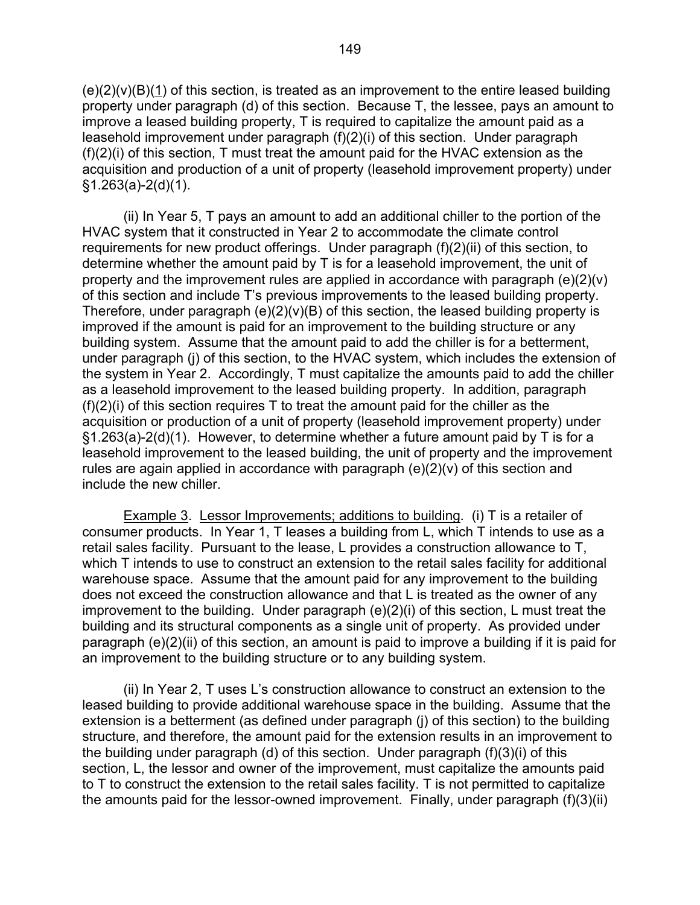(e)(2)(v)(B)(1) of this section, is treated as an improvement to the entire leased building property under paragraph (d) of this section. Because T, the lessee, pays an amount to improve a leased building property, T is required to capitalize the amount paid as a leasehold improvement under paragraph (f)(2)(i) of this section. Under paragraph (f)(2)(i) of this section, T must treat the amount paid for the HVAC extension as the acquisition and production of a unit of property (leasehold improvement property) under §1.263(a)-2(d)(1).

(ii) In Year 5, T pays an amount to add an additional chiller to the portion of the HVAC system that it constructed in Year 2 to accommodate the climate control requirements for new product offerings. Under paragraph (f)(2)(ii) of this section, to determine whether the amount paid by T is for a leasehold improvement, the unit of property and the improvement rules are applied in accordance with paragraph (e)(2)(v) of this section and include T's previous improvements to the leased building property. Therefore, under paragraph (e)(2)(v)(B) of this section, the leased building property is improved if the amount is paid for an improvement to the building structure or any building system. Assume that the amount paid to add the chiller is for a betterment, under paragraph (j) of this section, to the HVAC system, which includes the extension of the system in Year 2. Accordingly, T must capitalize the amounts paid to add the chiller as a leasehold improvement to the leased building property. In addition, paragraph (f)(2)(i) of this section requires T to treat the amount paid for the chiller as the acquisition or production of a unit of property (leasehold improvement property) under §1.263(a)-2(d)(1). However, to determine whether a future amount paid by T is for a leasehold improvement to the leased building, the unit of property and the improvement rules are again applied in accordance with paragraph (e)(2)(v) of this section and include the new chiller.

Example 3. Lessor Improvements; additions to building. (i) T is a retailer of consumer products. In Year 1, T leases a building from L, which T intends to use as a retail sales facility. Pursuant to the lease, L provides a construction allowance to T, which T intends to use to construct an extension to the retail sales facility for additional warehouse space. Assume that the amount paid for any improvement to the building does not exceed the construction allowance and that L is treated as the owner of any improvement to the building. Under paragraph (e)(2)(i) of this section, L must treat the building and its structural components as a single unit of property. As provided under paragraph (e)(2)(ii) of this section, an amount is paid to improve a building if it is paid for an improvement to the building structure or to any building system.

(ii) In Year 2, T uses L's construction allowance to construct an extension to the leased building to provide additional warehouse space in the building. Assume that the extension is a betterment (as defined under paragraph (j) of this section) to the building structure, and therefore, the amount paid for the extension results in an improvement to the building under paragraph (d) of this section. Under paragraph (f)(3)(i) of this section, L, the lessor and owner of the improvement, must capitalize the amounts paid to T to construct the extension to the retail sales facility. T is not permitted to capitalize the amounts paid for the lessor-owned improvement. Finally, under paragraph (f)(3)(ii)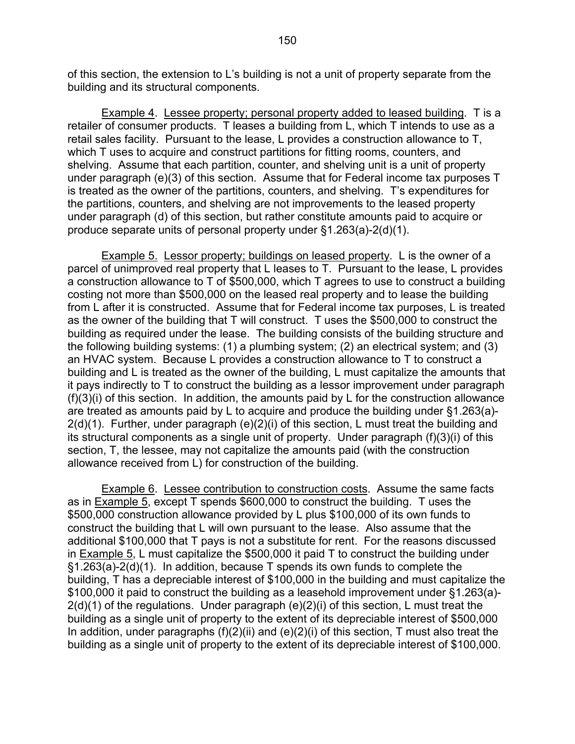of this section, the extension to L's building is not a unit of property separate from the building and its structural components.

Example 4. Lessee property; personal property added to leased building. T is a retailer of consumer products. T leases a building from L, which T intends to use as a retail sales facility. Pursuant to the lease, L provides a construction allowance to T, which T uses to acquire and construct partitions for fitting rooms, counters, and shelving. Assume that each partition, counter, and shelving unit is a unit of property under paragraph (e)(3) of this section. Assume that for Federal income tax purposes T is treated as the owner of the partitions, counters, and shelving. T's expenditures for the partitions, counters, and shelving are not improvements to the leased property under paragraph (d) of this section, but rather constitute amounts paid to acquire or produce separate units of personal property under §1.263(a)-2(d)(1).

Example 5. Lessor property; buildings on leased property. L is the owner of a parcel of unimproved real property that L leases to T. Pursuant to the lease, L provides a construction allowance to T of \$500,000, which T agrees to use to construct a building costing not more than \$500,000 on the leased real property and to lease the building from L after it is constructed. Assume that for Federal income tax purposes, L is treated as the owner of the building that T will construct. T uses the \$500,000 to construct the building as required under the lease. The building consists of the building structure and the following building systems: (1) a plumbing system; (2) an electrical system; and (3) an HVAC system. Because L provides a construction allowance to T to construct a building and L is treated as the owner of the building, L must capitalize the amounts that it pays indirectly to T to construct the building as a lessor improvement under paragraph (f)(3)(i) of this section. In addition, the amounts paid by L for the construction allowance are treated as amounts paid by L to acquire and produce the building under §1.263(a)-2(d)(1). Further, under paragraph (e)(2)(i) of this section, L must treat the building and its structural components as a single unit of property. Under paragraph (f)(3)(i) of this section, T, the lessee, may not capitalize the amounts paid (with the construction allowance received from L) for construction of the building.

Example 6. Lessee contribution to construction costs. Assume the same facts as in Example 5, except T spends \$600,000 to construct the building. T uses the \$500,000 construction allowance provided by L plus \$100,000 of its own funds to construct the building that L will own pursuant to the lease. Also assume that the additional \$100,000 that T pays is not a substitute for rent. For the reasons discussed in Example 5, L must capitalize the \$500,000 it paid T to construct the building under §1.263(a)-2(d)(1). In addition, because T spends its own funds to complete the building, T has a depreciable interest of \$100,000 in the building and must capitalize the \$100,000 it paid to construct the building as a leasehold improvement under §1.263(a)-2(d)(1) of the regulations. Under paragraph (e)(2)(i) of this section, L must treat the building as a single unit of property to the extent of its depreciable interest of \$500,000 In addition, under paragraphs (f)(2)(ii) and (e)(2)(i) of this section, T must also treat the building as a single unit of property to the extent of its depreciable interest of \$100,000.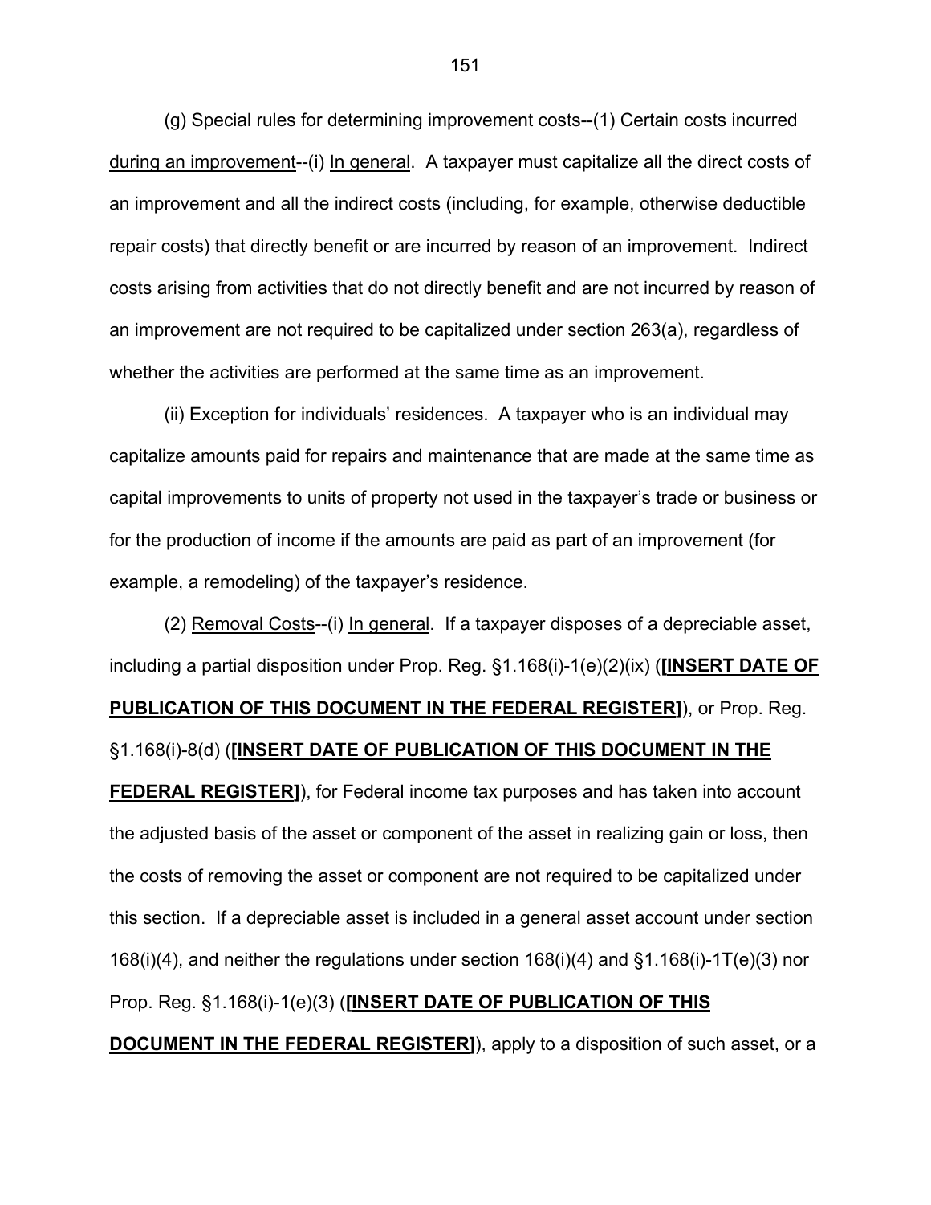(g) Special rules for determining improvement costs--(1) Certain costs incurred during an improvement--(i) In general. A taxpayer must capitalize all the direct costs of an improvement and all the indirect costs (including, for example, otherwise deductible repair costs) that directly benefit or are incurred by reason of an improvement. Indirect costs arising from activities that do not directly benefit and are not incurred by reason of an improvement are not required to be capitalized under section 263(a), regardless of whether the activities are performed at the same time as an improvement.

(ii) Exception for individuals' residences. A taxpayer who is an individual may capitalize amounts paid for repairs and maintenance that are made at the same time as capital improvements to units of property not used in the taxpayer's trade or business or for the production of income if the amounts are paid as part of an improvement (for example, a remodeling) of the taxpayer's residence.

(2) Removal Costs--(i) In general. If a taxpayer disposes of a depreciable asset, including a partial disposition under Prop. Reg. §1.168(i)-1(e)(2)(ix) (**[INSERT DATE OF PUBLICATION OF THIS DOCUMENT IN THE FEDERAL REGISTER]**), or Prop. Reg. §1.168(i)-8(d) (**[INSERT DATE OF PUBLICATION OF THIS DOCUMENT IN THE FEDERAL REGISTER]**), for Federal income tax purposes and has taken into account the adjusted basis of the asset or component of the asset in realizing gain or loss, then the costs of removing the asset or component are not required to be capitalized under this section. If a depreciable asset is included in a general asset account under section 168(i)(4), and neither the regulations under section 168(i)(4) and §1.168(i)-1T(e)(3) nor Prop. Reg. §1.168(i)-1(e)(3) (**[INSERT DATE OF PUBLICATION OF THIS DOCUMENT IN THE FEDERAL REGISTER]**), apply to a disposition of such asset, or a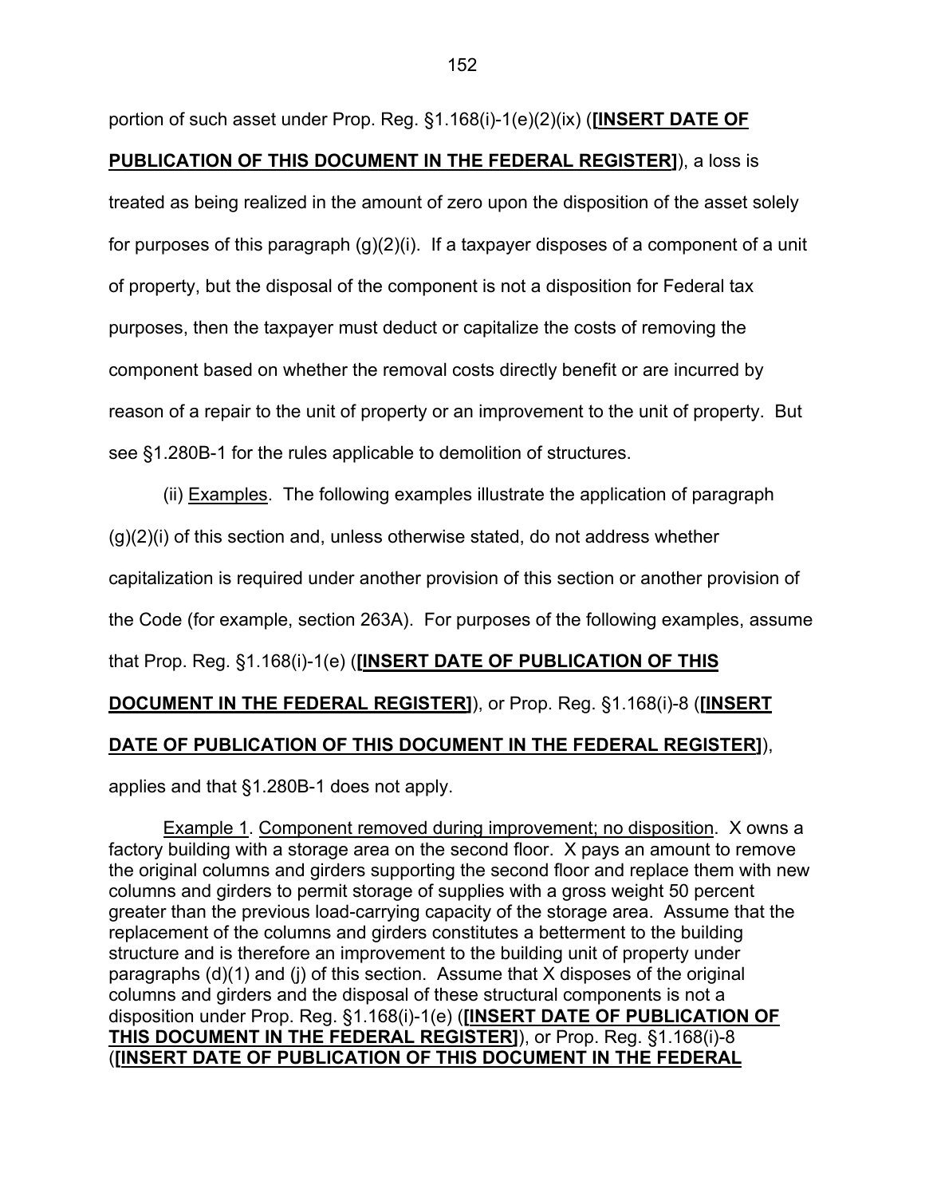portion of such asset under Prop. Reg. §1.168(i)-1(e)(2)(ix) (**[INSERT DATE OF PUBLICATION OF THIS DOCUMENT IN THE FEDERAL REGISTER]**), a loss is treated as being realized in the amount of zero upon the disposition of the asset solely for purposes of this paragraph (g)(2)(i). If a taxpayer disposes of a component of a unit of property, but the disposal of the component is not a disposition for Federal tax purposes, then the taxpayer must deduct or capitalize the costs of removing the component based on whether the removal costs directly benefit or are incurred by reason of a repair to the unit of property or an improvement to the unit of property. But see §1.280B-1 for the rules applicable to demolition of structures.

(ii) Examples. The following examples illustrate the application of paragraph (g)(2)(i) of this section and, unless otherwise stated, do not address whether capitalization is required under another provision of this section or another provision of the Code (for example, section 263A). For purposes of the following examples, assume that Prop. Reg. §1.168(i)-1(e) (**[INSERT DATE OF PUBLICATION OF THIS DOCUMENT IN THE FEDERAL REGISTER]**), or Prop. Reg. §1.168(i)-8 (**[INSERT DATE OF PUBLICATION OF THIS DOCUMENT IN THE FEDERAL REGISTER]**), applies and that §1.280B-1 does not apply.

Example 1. Component removed during improvement; no disposition. X owns a factory building with a storage area on the second floor. X pays an amount to remove the original columns and girders supporting the second floor and replace them with new columns and girders to permit storage of supplies with a gross weight 50 percent greater than the previous load-carrying capacity of the storage area. Assume that the replacement of the columns and girders constitutes a betterment to the building structure and is therefore an improvement to the building unit of property under paragraphs (d)(1) and (j) of this section. Assume that X disposes of the original columns and girders and the disposal of these structural components is not a disposition under Prop. Reg. §1.168(i)-1(e) (**[INSERT DATE OF PUBLICATION OF THIS DOCUMENT IN THE FEDERAL REGISTER]**), or Prop. Reg. §1.168(i)-8 (**[INSERT DATE OF PUBLICATION OF THIS DOCUMENT IN THE FEDERAL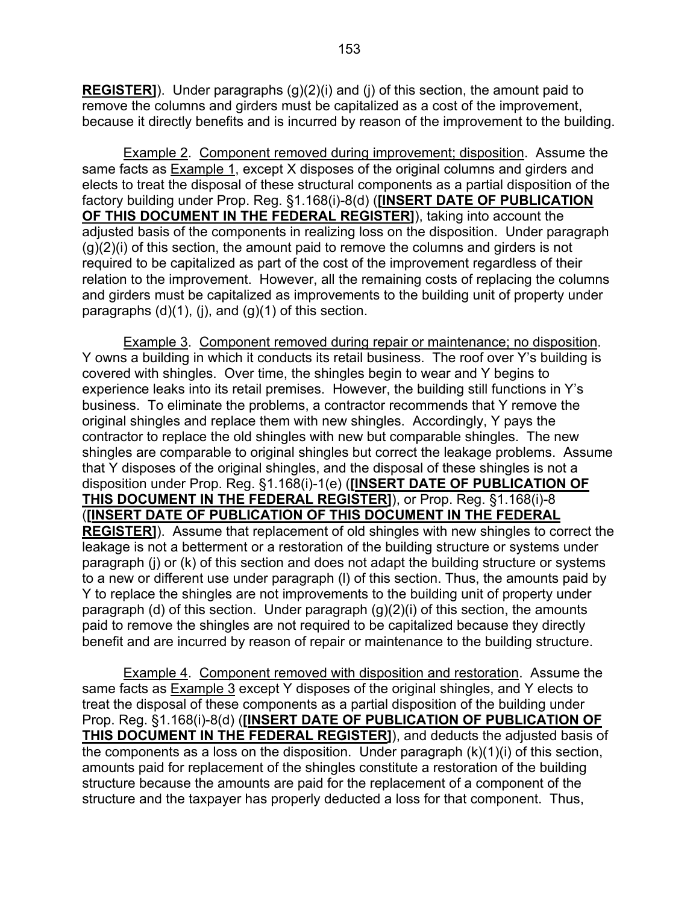**REGISTER]**). Under paragraphs (g)(2)(i) and (j) of this section, the amount paid to remove the columns and girders must be capitalized as a cost of the improvement, because it directly benefits and is incurred by reason of the improvement to the building.

Example 2. Component removed during improvement; disposition. Assume the same facts as Example 1, except X disposes of the original columns and girders and elects to treat the disposal of these structural components as a partial disposition of the factory building under Prop. Reg. §1.168(i)-8(d) (**[INSERT DATE OF PUBLICATION OF THIS DOCUMENT IN THE FEDERAL REGISTER]**), taking into account the adjusted basis of the components in realizing loss on the disposition. Under paragraph (g)(2)(i) of this section, the amount paid to remove the columns and girders is not required to be capitalized as part of the cost of the improvement regardless of their relation to the improvement. However, all the remaining costs of replacing the columns and girders must be capitalized as improvements to the building unit of property under paragraphs (d)(1), (j), and (g)(1) of this section.

Example 3. Component removed during repair or maintenance; no disposition. Y owns a building in which it conducts its retail business. The roof over Y's building is covered with shingles. Over time, the shingles begin to wear and Y begins to experience leaks into its retail premises. However, the building still functions in Y's business. To eliminate the problems, a contractor recommends that Y remove the original shingles and replace them with new shingles. Accordingly, Y pays the contractor to replace the old shingles with new but comparable shingles. The new shingles are comparable to original shingles but correct the leakage problems. Assume that Y disposes of the original shingles, and the disposal of these shingles is not a disposition under Prop. Reg. §1.168(i)-1(e) (**[INSERT DATE OF PUBLICATION OF THIS DOCUMENT IN THE FEDERAL REGISTER]**), or Prop. Reg. §1.168(i)-8 (**[INSERT DATE OF PUBLICATION OF THIS DOCUMENT IN THE FEDERAL REGISTER]**). Assume that replacement of old shingles with new shingles to correct the leakage is not a betterment or a restoration of the building structure or systems under paragraph (j) or (k) of this section and does not adapt the building structure or systems to a new or different use under paragraph (l) of this section. Thus, the amounts paid by Y to replace the shingles are not improvements to the building unit of property under paragraph (d) of this section. Under paragraph (g)(2)(i) of this section, the amounts paid to remove the shingles are not required to be capitalized because they directly benefit and are incurred by reason of repair or maintenance to the building structure.

Example 4. Component removed with disposition and restoration. Assume the same facts as Example 3 except Y disposes of the original shingles, and Y elects to treat the disposal of these components as a partial disposition of the building under Prop. Reg. §1.168(i)-8(d) (**[INSERT DATE OF PUBLICATION OF PUBLICATION OF THIS DOCUMENT IN THE FEDERAL REGISTER]**), and deducts the adjusted basis of the components as a loss on the disposition. Under paragraph (k)(1)(i) of this section, amounts paid for replacement of the shingles constitute a restoration of the building structure because the amounts are paid for the replacement of a component of the structure and the taxpayer has properly deducted a loss for that component. Thus,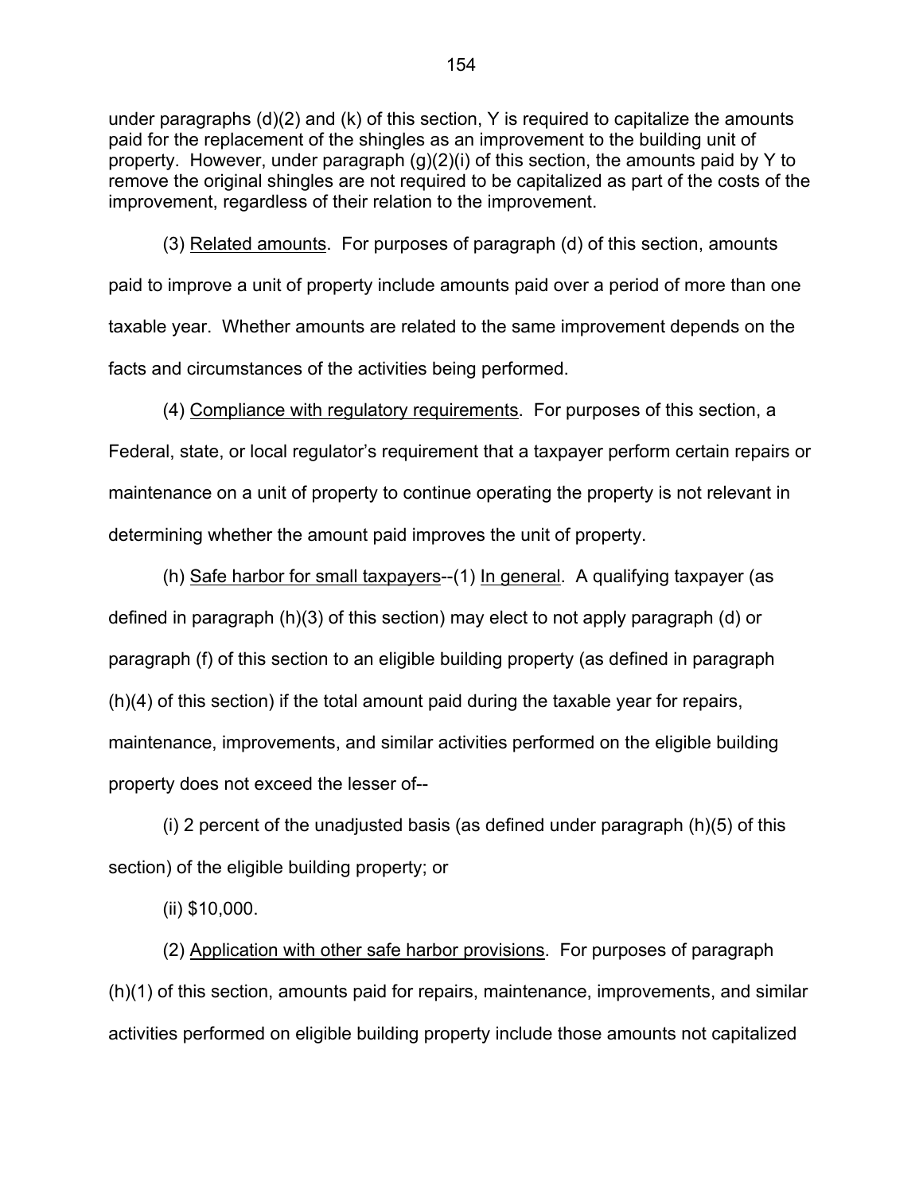under paragraphs (d)(2) and (k) of this section, Y is required to capitalize the amounts paid for the replacement of the shingles as an improvement to the building unit of property. However, under paragraph (g)(2)(i) of this section, the amounts paid by Y to remove the original shingles are not required to be capitalized as part of the costs of the improvement, regardless of their relation to the improvement.

(3) Related amounts. For purposes of paragraph (d) of this section, amounts paid to improve a unit of property include amounts paid over a period of more than one taxable year. Whether amounts are related to the same improvement depends on the facts and circumstances of the activities being performed.

(4) Compliance with regulatory requirements. For purposes of this section, a Federal, state, or local regulator's requirement that a taxpayer perform certain repairs or maintenance on a unit of property to continue operating the property is not relevant in determining whether the amount paid improves the unit of property.

(h) Safe harbor for small taxpayers--(1) In general. A qualifying taxpayer (as defined in paragraph (h)(3) of this section) may elect to not apply paragraph (d) or paragraph (f) of this section to an eligible building property (as defined in paragraph (h)(4) of this section) if the total amount paid during the taxable year for repairs, maintenance, improvements, and similar activities performed on the eligible building property does not exceed the lesser of--

(i) 2 percent of the unadjusted basis (as defined under paragraph (h)(5) of this section) of the eligible building property; or

(ii) $10,000.

(2) Application with other safe harbor provisions. For purposes of paragraph (h)(1) of this section, amounts paid for repairs, maintenance, improvements, and similar activities performed on eligible building property include those amounts not capitalized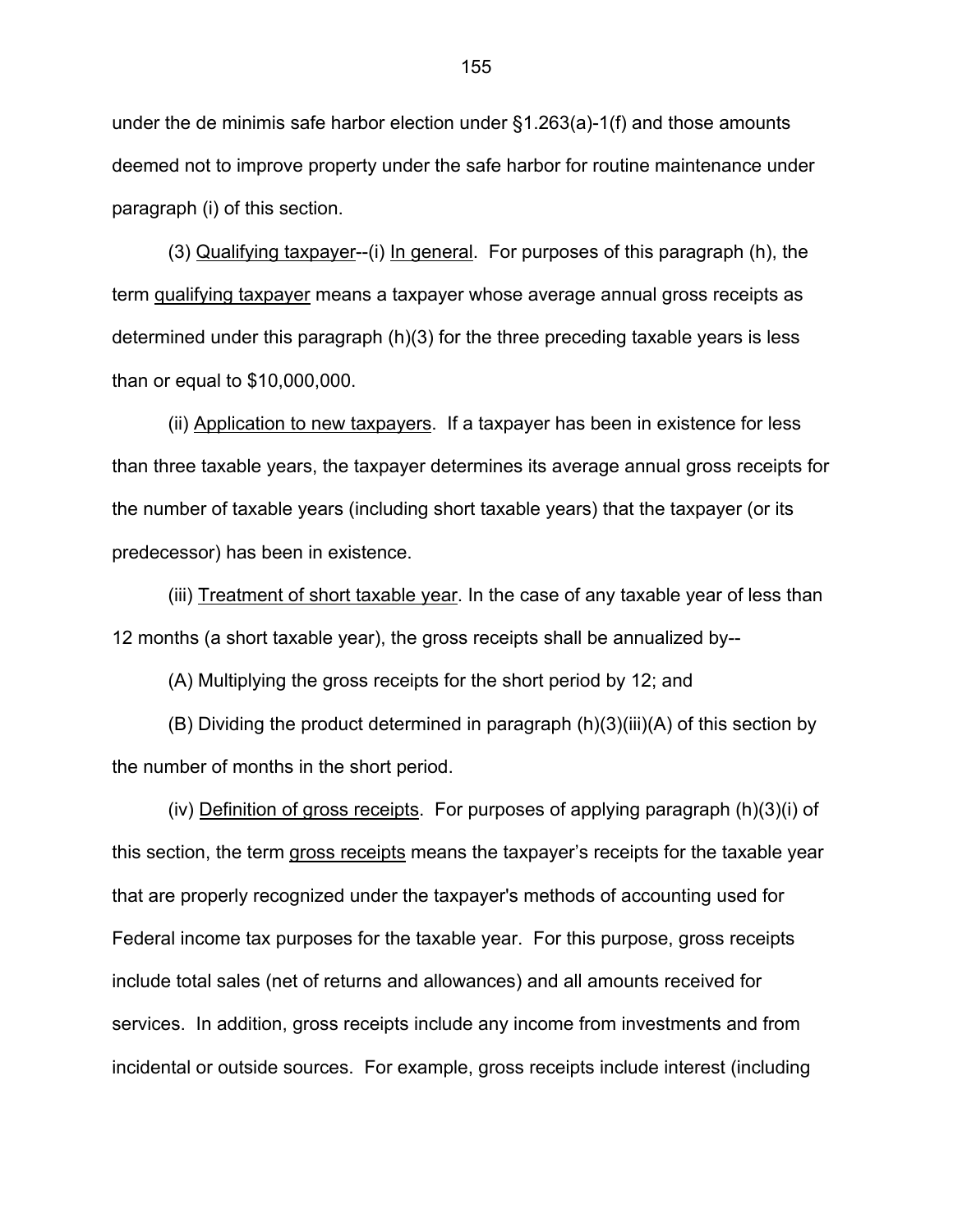under the de minimis safe harbor election under §1.263(a)-1(f) and those amounts deemed not to improve property under the safe harbor for routine maintenance under paragraph (i) of this section.

(3) Qualifying taxpayer--(i) In general. For purposes of this paragraph (h), the term qualifying taxpayer means a taxpayer whose average annual gross receipts as determined under this paragraph (h)(3) for the three preceding taxable years is less than or equal to $10,000,000.

(ii) Application to new taxpayers. If a taxpayer has been in existence for less than three taxable years, the taxpayer determines its average annual gross receipts for the number of taxable years (including short taxable years) that the taxpayer (or its predecessor) has been in existence.

(iii) Treatment of short taxable year. In the case of any taxable year of less than 12 months (a short taxable year), the gross receipts shall be annualized by--

(A) Multiplying the gross receipts for the short period by 12; and

(B) Dividing the product determined in paragraph (h)(3)(iii)(A) of this section by the number of months in the short period.

(iv) Definition of gross receipts. For purposes of applying paragraph (h)(3)(i) of this section, the term gross receipts means the taxpayer's receipts for the taxable year that are properly recognized under the taxpayer's methods of accounting used for Federal income tax purposes for the taxable year. For this purpose, gross receipts include total sales (net of returns and allowances) and all amounts received for services. In addition, gross receipts include any income from investments and from incidental or outside sources. For example, gross receipts include interest (including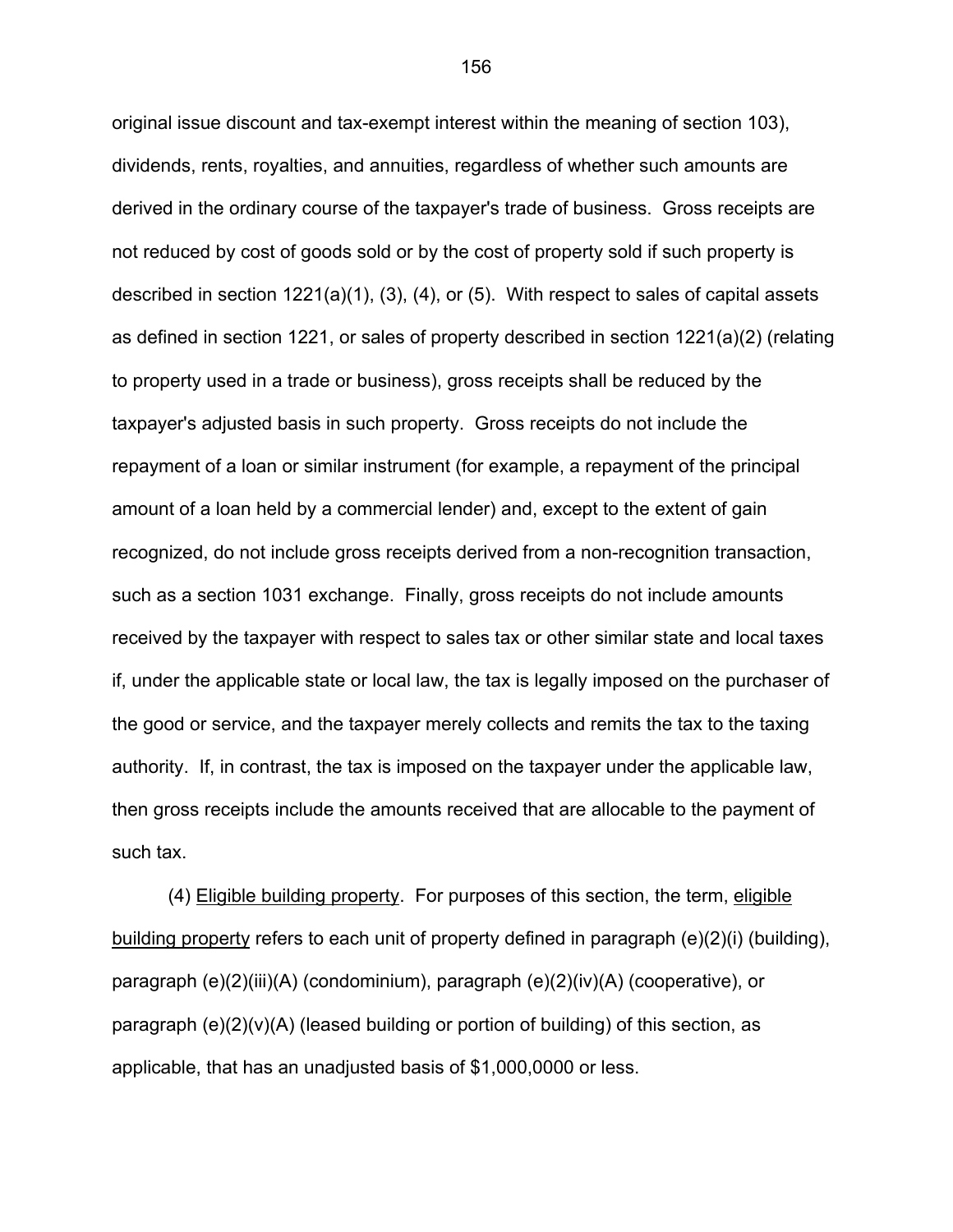original issue discount and tax-exempt interest within the meaning of section 103), dividends, rents, royalties, and annuities, regardless of whether such amounts are derived in the ordinary course of the taxpayer's trade of business. Gross receipts are not reduced by cost of goods sold or by the cost of property sold if such property is described in section 1221(a)(1), (3), (4), or (5). With respect to sales of capital assets as defined in section 1221, or sales of property described in section 1221(a)(2) (relating to property used in a trade or business), gross receipts shall be reduced by the taxpayer's adjusted basis in such property. Gross receipts do not include the repayment of a loan or similar instrument (for example, a repayment of the principal amount of a loan held by a commercial lender) and, except to the extent of gain recognized, do not include gross receipts derived from a non-recognition transaction, such as a section 1031 exchange. Finally, gross receipts do not include amounts received by the taxpayer with respect to sales tax or other similar state and local taxes if, under the applicable state or local law, the tax is legally imposed on the purchaser of the good or service, and the taxpayer merely collects and remits the tax to the taxing authority. If, in contrast, the tax is imposed on the taxpayer under the applicable law, then gross receipts include the amounts received that are allocable to the payment of such tax.

(4) Eligible building property. For purposes of this section, the term, eligible building property refers to each unit of property defined in paragraph (e)(2)(i) (building), paragraph (e)(2)(iii)(A) (condominium), paragraph (e)(2)(iv)(A) (cooperative), or paragraph (e)(2)(v)(A) (leased building or portion of building) of this section, as applicable, that has an unadjusted basis of $1,000,0000 or less.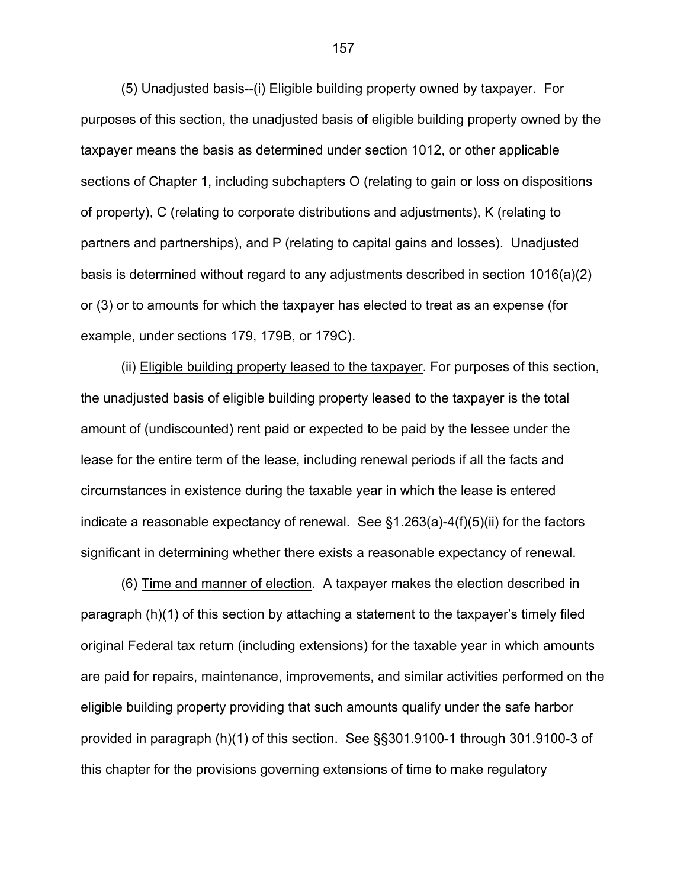(5) Unadjusted basis--(i) Eligible building property owned by taxpayer. For purposes of this section, the unadjusted basis of eligible building property owned by the taxpayer means the basis as determined under section 1012, or other applicable sections of Chapter 1, including subchapters O (relating to gain or loss on dispositions of property), C (relating to corporate distributions and adjustments), K (relating to partners and partnerships), and P (relating to capital gains and losses). Unadjusted basis is determined without regard to any adjustments described in section 1016(a)(2) or (3) or to amounts for which the taxpayer has elected to treat as an expense (for example, under sections 179, 179B, or 179C).

(ii) Eligible building property leased to the taxpayer. For purposes of this section, the unadjusted basis of eligible building property leased to the taxpayer is the total amount of (undiscounted) rent paid or expected to be paid by the lessee under the lease for the entire term of the lease, including renewal periods if all the facts and circumstances in existence during the taxable year in which the lease is entered indicate a reasonable expectancy of renewal. See §1.263(a)-4(f)(5)(ii) for the factors significant in determining whether there exists a reasonable expectancy of renewal.

(6) Time and manner of election. A taxpayer makes the election described in paragraph (h)(1) of this section by attaching a statement to the taxpayer's timely filed original Federal tax return (including extensions) for the taxable year in which amounts are paid for repairs, maintenance, improvements, and similar activities performed on the eligible building property providing that such amounts qualify under the safe harbor provided in paragraph (h)(1) of this section. See §§301.9100-1 through 301.9100-3 of this chapter for the provisions governing extensions of time to make regulatory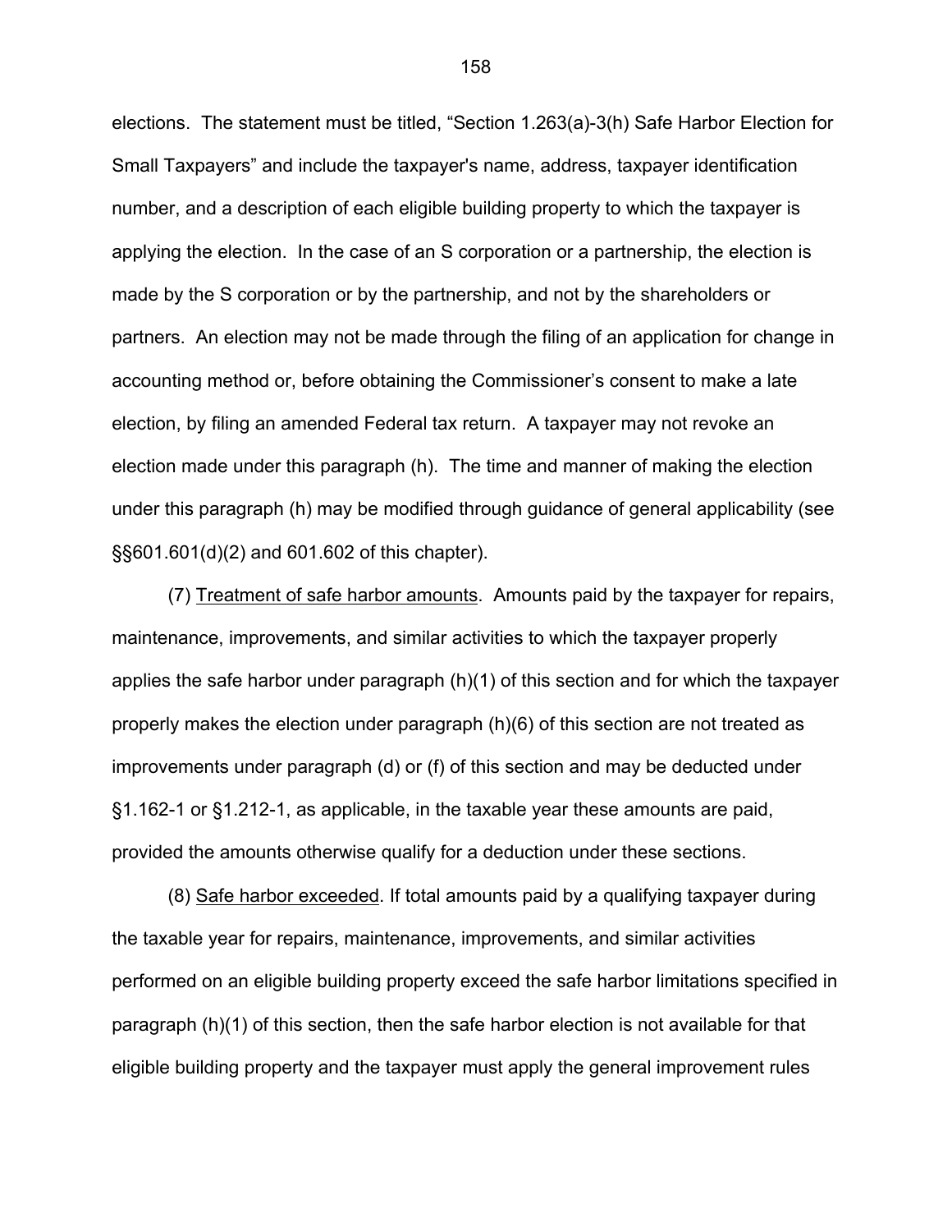elections. The statement must be titled, "Section 1.263(a)-3(h) Safe Harbor Election for Small Taxpayers" and include the taxpayer's name, address, taxpayer identification number, and a description of each eligible building property to which the taxpayer is applying the election. In the case of an S corporation or a partnership, the election is made by the S corporation or by the partnership, and not by the shareholders or partners. An election may not be made through the filing of an application for change in accounting method or, before obtaining the Commissioner's consent to make a late election, by filing an amended Federal tax return. A taxpayer may not revoke an election made under this paragraph (h). The time and manner of making the election under this paragraph (h) may be modified through guidance of general applicability (see §§601.601(d)(2) and 601.602 of this chapter).

(7) Treatment of safe harbor amounts. Amounts paid by the taxpayer for repairs, maintenance, improvements, and similar activities to which the taxpayer properly applies the safe harbor under paragraph (h)(1) of this section and for which the taxpayer properly makes the election under paragraph (h)(6) of this section are not treated as improvements under paragraph (d) or (f) of this section and may be deducted under §1.162-1 or §1.212-1, as applicable, in the taxable year these amounts are paid, provided the amounts otherwise qualify for a deduction under these sections.

(8) Safe harbor exceeded. If total amounts paid by a qualifying taxpayer during the taxable year for repairs, maintenance, improvements, and similar activities performed on an eligible building property exceed the safe harbor limitations specified in paragraph (h)(1) of this section, then the safe harbor election is not available for that eligible building property and the taxpayer must apply the general improvement rules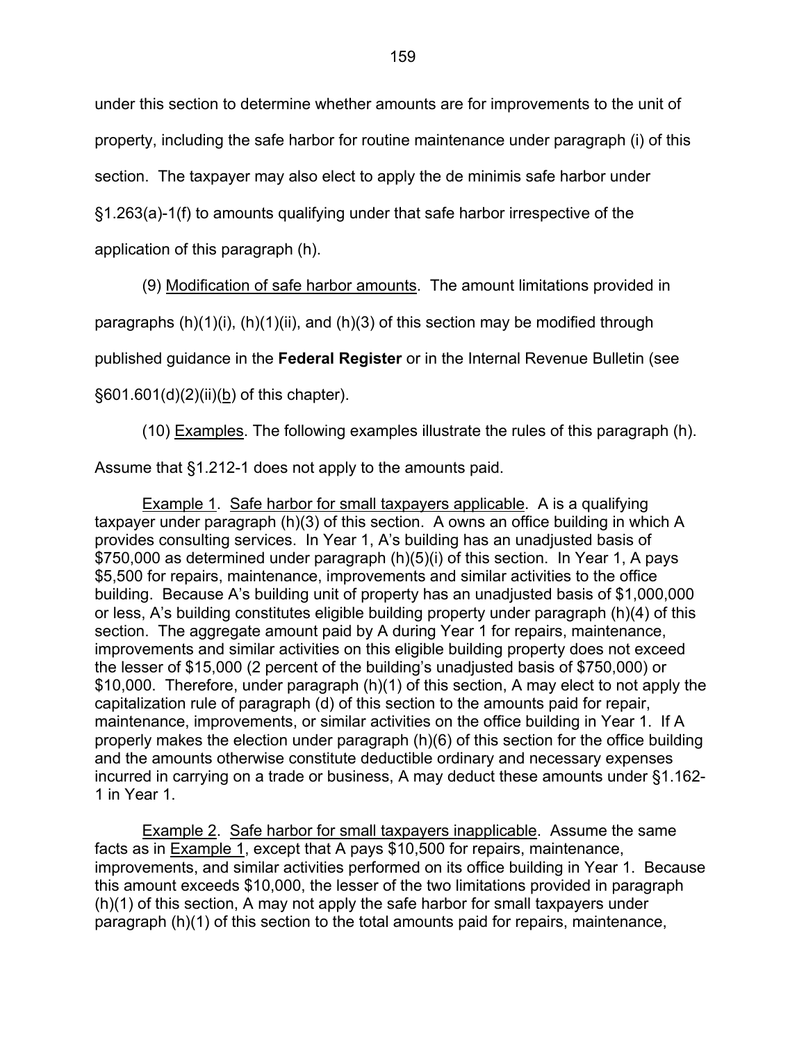under this section to determine whether amounts are for improvements to the unit of property, including the safe harbor for routine maintenance under paragraph (i) of this section. The taxpayer may also elect to apply the de minimis safe harbor under §1.263(a)-1(f) to amounts qualifying under that safe harbor irrespective of the application of this paragraph (h).

(9) Modification of safe harbor amounts. The amount limitations provided in paragraphs (h)(1)(i), (h)(1)(ii), and (h)(3) of this section may be modified through published guidance in the **Federal Register** or in the Internal Revenue Bulletin (see §601.601(d)(2)(ii)(b) of this chapter).

(10) Examples. The following examples illustrate the rules of this paragraph (h). Assume that §1.212-1 does not apply to the amounts paid.

Example 1. Safe harbor for small taxpayers applicable. A is a qualifying taxpayer under paragraph (h)(3) of this section. A owns an office building in which A provides consulting services. In Year 1, A's building has an unadjusted basis of $750,000 as determined under paragraph (h)(5)(i) of this section. In Year 1, A pays $5,500 for repairs, maintenance, improvements and similar activities to the office building. Because A's building unit of property has an unadjusted basis of $1,000,000 or less, A's building constitutes eligible building property under paragraph (h)(4) of this section. The aggregate amount paid by A during Year 1 for repairs, maintenance, improvements and similar activities on this eligible building property does not exceed the lesser of $15,000 (2 percent of the building's unadjusted basis of $750,000) or $10,000. Therefore, under paragraph (h)(1) of this section, A may elect to not apply the capitalization rule of paragraph (d) of this section to the amounts paid for repair, maintenance, improvements, or similar activities on the office building in Year 1. If A properly makes the election under paragraph (h)(6) of this section for the office building and the amounts otherwise constitute deductible ordinary and necessary expenses incurred in carrying on a trade or business, A may deduct these amounts under §1.162-1 in Year 1.

Example 2. Safe harbor for small taxpayers inapplicable. Assume the same facts as in Example 1, except that A pays $10,500 for repairs, maintenance, improvements, and similar activities performed on its office building in Year 1. Because this amount exceeds $10,000, the lesser of the two limitations provided in paragraph (h)(1) of this section, A may not apply the safe harbor for small taxpayers under paragraph (h)(1) of this section to the total amounts paid for repairs, maintenance,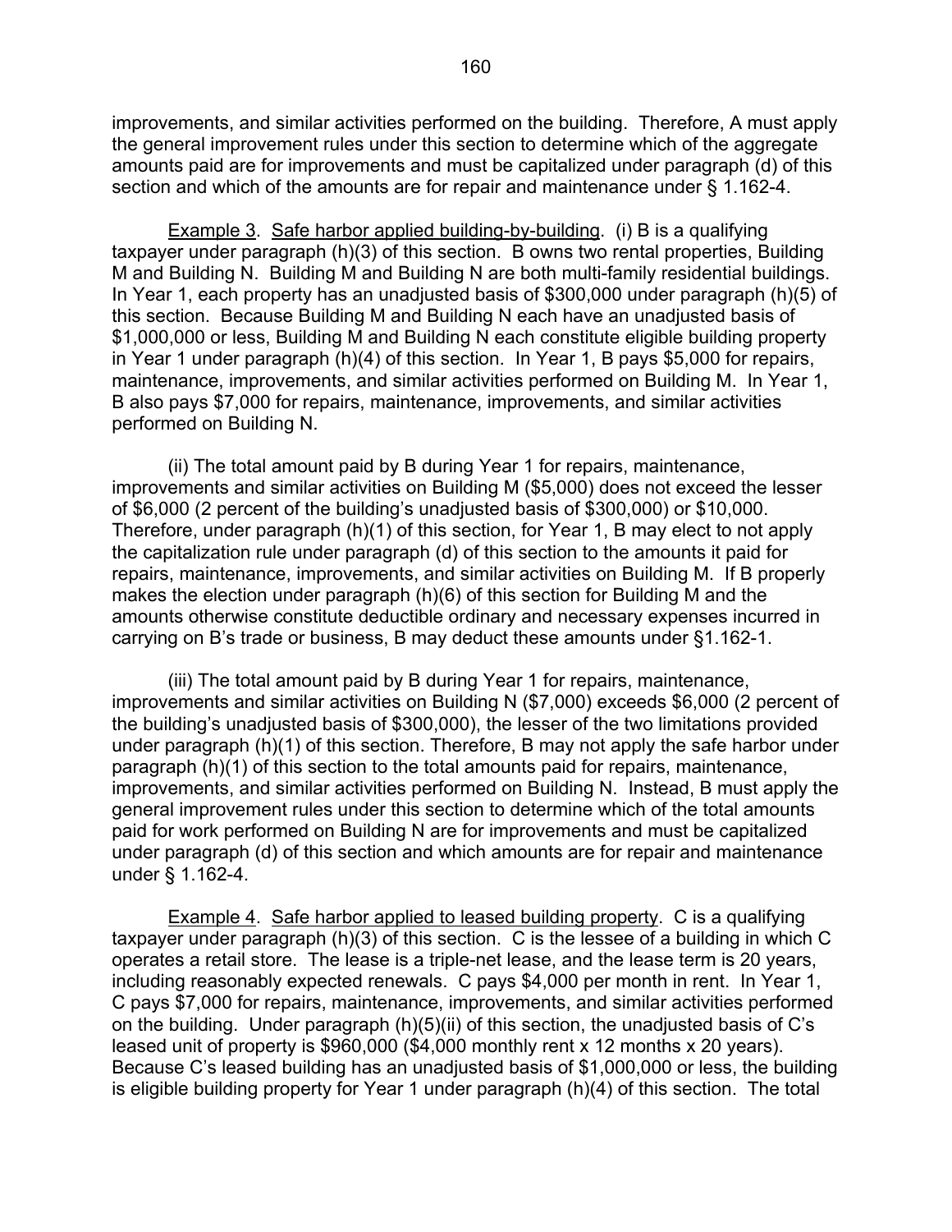improvements, and similar activities performed on the building. Therefore, A must apply the general improvement rules under this section to determine which of the aggregate amounts paid are for improvements and must be capitalized under paragraph (d) of this section and which of the amounts are for repair and maintenance under § 1.162-4.

Example 3. Safe harbor applied building-by-building. (i) B is a qualifying taxpayer under paragraph (h)(3) of this section. B owns two rental properties, Building M and Building N. Building M and Building N are both multi-family residential buildings. In Year 1, each property has an unadjusted basis of $300,000 under paragraph (h)(5) of this section. Because Building M and Building N each have an unadjusted basis of $1,000,000 or less, Building M and Building N each constitute eligible building property in Year 1 under paragraph (h)(4) of this section. In Year 1, B pays $5,000 for repairs, maintenance, improvements, and similar activities performed on Building M. In Year 1, B also pays $7,000 for repairs, maintenance, improvements, and similar activities performed on Building N.

(ii) The total amount paid by B during Year 1 for repairs, maintenance, improvements and similar activities on Building M ($5,000) does not exceed the lesser of $6,000 (2 percent of the building's unadjusted basis of $300,000) or $10,000. Therefore, under paragraph (h)(1) of this section, for Year 1, B may elect to not apply the capitalization rule under paragraph (d) of this section to the amounts it paid for repairs, maintenance, improvements, and similar activities on Building M. If B properly makes the election under paragraph (h)(6) of this section for Building M and the amounts otherwise constitute deductible ordinary and necessary expenses incurred in carrying on B's trade or business, B may deduct these amounts under §1.162-1.

(iii) The total amount paid by B during Year 1 for repairs, maintenance, improvements and similar activities on Building N ($7,000) exceeds $6,000 (2 percent of the building's unadjusted basis of $300,000), the lesser of the two limitations provided under paragraph (h)(1) of this section. Therefore, B may not apply the safe harbor under paragraph (h)(1) of this section to the total amounts paid for repairs, maintenance, improvements, and similar activities performed on Building N. Instead, B must apply the general improvement rules under this section to determine which of the total amounts paid for work performed on Building N are for improvements and must be capitalized under paragraph (d) of this section and which amounts are for repair and maintenance under § 1.162-4.

Example 4. Safe harbor applied to leased building property. C is a qualifying taxpayer under paragraph (h)(3) of this section. C is the lessee of a building in which C operates a retail store. The lease is a triple-net lease, and the lease term is 20 years, including reasonably expected renewals. C pays $4,000 per month in rent. In Year 1, C pays $7,000 for repairs, maintenance, improvements, and similar activities performed on the building. Under paragraph (h)(5)(ii) of this section, the unadjusted basis of C's leased unit of property is $960,000 ($4,000 monthly rent x 12 months x 20 years). Because C's leased building has an unadjusted basis of $1,000,000 or less, the building is eligible building property for Year 1 under paragraph (h)(4) of this section. The total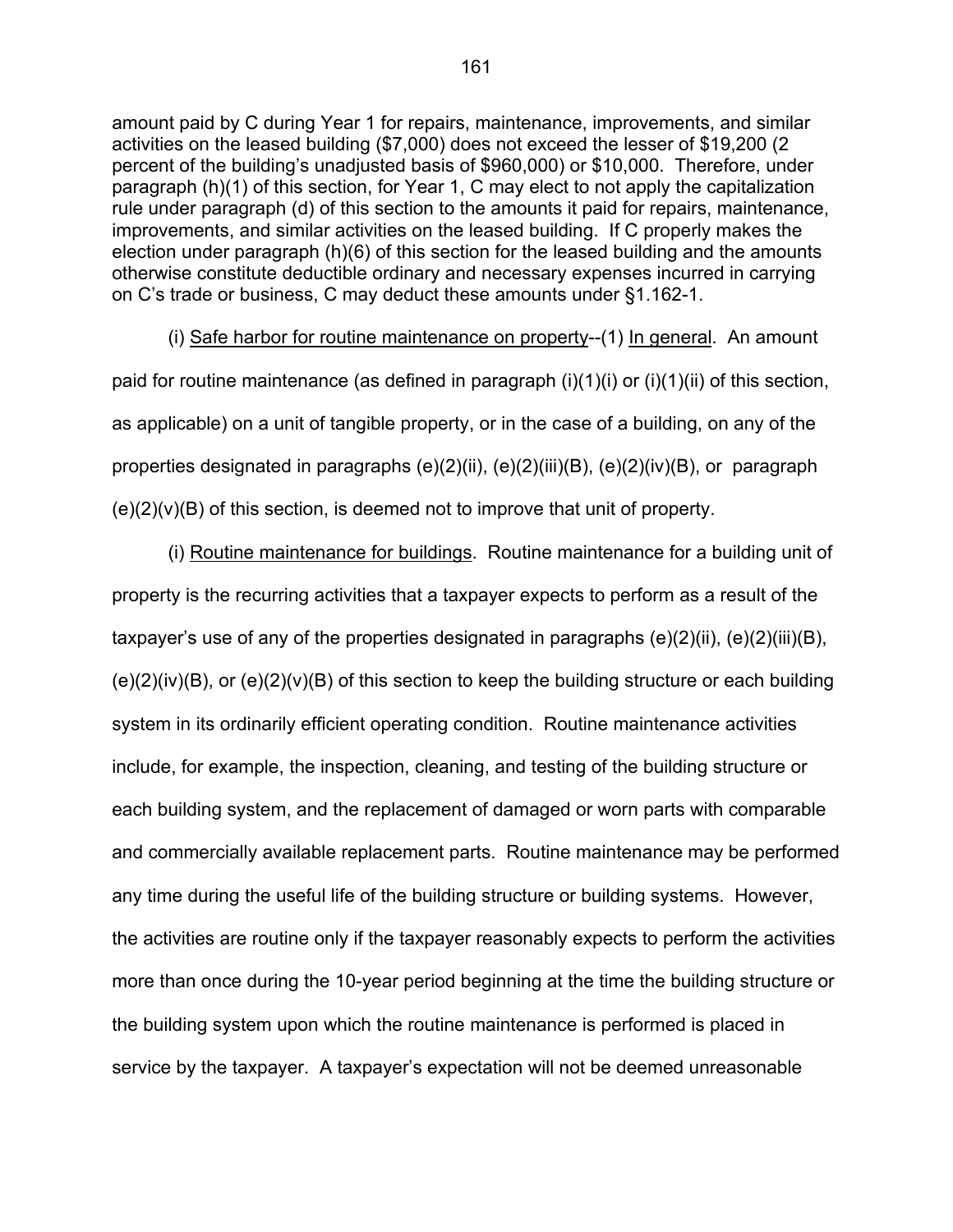amount paid by C during Year 1 for repairs, maintenance, improvements, and similar activities on the leased building ($7,000) does not exceed the lesser of $19,200 (2 percent of the building's unadjusted basis of $960,000) or $10,000. Therefore, under paragraph (h)(1) of this section, for Year 1, C may elect to not apply the capitalization rule under paragraph (d) of this section to the amounts it paid for repairs, maintenance, improvements, and similar activities on the leased building. If C properly makes the election under paragraph (h)(6) of this section for the leased building and the amounts otherwise constitute deductible ordinary and necessary expenses incurred in carrying on C's trade or business, C may deduct these amounts under §1.162-1.

(i) <u>Safe harbor for routine maintenance on property</u>--(1) <u>In general</u>. An amount paid for routine maintenance (as defined in paragraph (i)(1)(i) or (i)(1)(ii) of this section, as applicable) on a unit of tangible property, or in the case of a building, on any of the properties designated in paragraphs (e)(2)(ii), (e)(2)(iii)(B), (e)(2)(iv)(B), or paragraph (e)(2)(v)(B) of this section, is deemed not to improve that unit of property.

(i) <u>Routine maintenance for buildings</u>. Routine maintenance for a building unit of property is the recurring activities that a taxpayer expects to perform as a result of the taxpayer's use of any of the properties designated in paragraphs (e)(2)(ii), (e)(2)(iii)(B), (e)(2)(iv)(B), or (e)(2)(v)(B) of this section to keep the building structure or each building system in its ordinarily efficient operating condition. Routine maintenance activities include, for example, the inspection, cleaning, and testing of the building structure or each building system, and the replacement of damaged or worn parts with comparable and commercially available replacement parts. Routine maintenance may be performed any time during the useful life of the building structure or building systems. However, the activities are routine only if the taxpayer reasonably expects to perform the activities more than once during the 10-year period beginning at the time the building structure or the building system upon which the routine maintenance is performed is placed in service by the taxpayer. A taxpayer's expectation will not be deemed unreasonable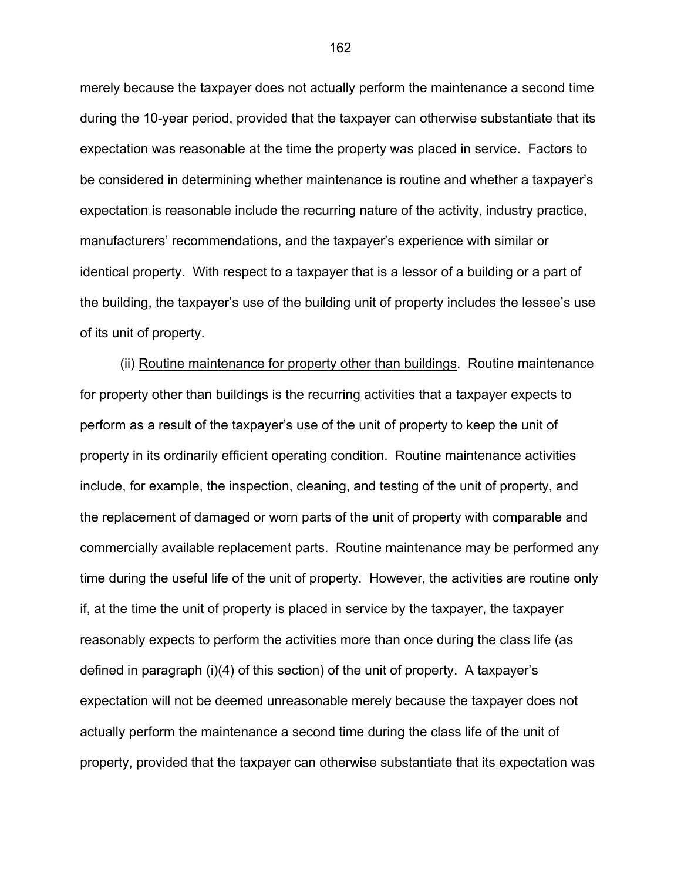merely because the taxpayer does not actually perform the maintenance a second time during the 10-year period, provided that the taxpayer can otherwise substantiate that its expectation was reasonable at the time the property was placed in service. Factors to be considered in determining whether maintenance is routine and whether a taxpayer's expectation is reasonable include the recurring nature of the activity, industry practice, manufacturers' recommendations, and the taxpayer's experience with similar or identical property. With respect to a taxpayer that is a lessor of a building or a part of the building, the taxpayer's use of the building unit of property includes the lessee's use of its unit of property.

(ii) Routine maintenance for property other than buildings. Routine maintenance for property other than buildings is the recurring activities that a taxpayer expects to perform as a result of the taxpayer's use of the unit of property to keep the unit of property in its ordinarily efficient operating condition. Routine maintenance activities include, for example, the inspection, cleaning, and testing of the unit of property, and the replacement of damaged or worn parts of the unit of property with comparable and commercially available replacement parts. Routine maintenance may be performed any time during the useful life of the unit of property. However, the activities are routine only if, at the time the unit of property is placed in service by the taxpayer, the taxpayer reasonably expects to perform the activities more than once during the class life (as defined in paragraph (i)(4) of this section) of the unit of property. A taxpayer's expectation will not be deemed unreasonable merely because the taxpayer does not actually perform the maintenance a second time during the class life of the unit of property, provided that the taxpayer can otherwise substantiate that its expectation was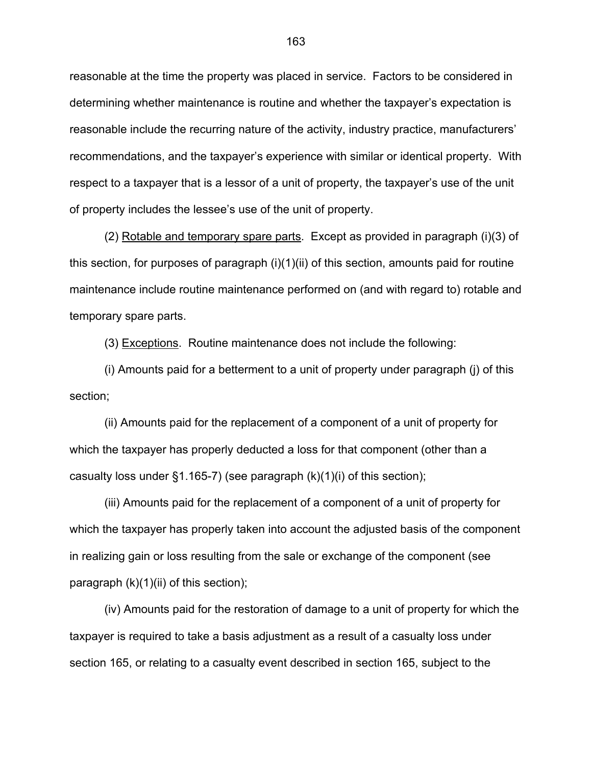reasonable at the time the property was placed in service. Factors to be considered in determining whether maintenance is routine and whether the taxpayer's expectation is reasonable include the recurring nature of the activity, industry practice, manufacturers' recommendations, and the taxpayer's experience with similar or identical property. With respect to a taxpayer that is a lessor of a unit of property, the taxpayer's use of the unit of property includes the lessee's use of the unit of property.

(2) Rotable and temporary spare parts. Except as provided in paragraph (i)(3) of this section, for purposes of paragraph (i)(1)(ii) of this section, amounts paid for routine maintenance include routine maintenance performed on (and with regard to) rotable and temporary spare parts.

(3) Exceptions. Routine maintenance does not include the following:

(i) Amounts paid for a betterment to a unit of property under paragraph (j) of this section;

(ii) Amounts paid for the replacement of a component of a unit of property for which the taxpayer has properly deducted a loss for that component (other than a casualty loss under §1.165-7) (see paragraph (k)(1)(i) of this section);

(iii) Amounts paid for the replacement of a component of a unit of property for which the taxpayer has properly taken into account the adjusted basis of the component in realizing gain or loss resulting from the sale or exchange of the component (see paragraph (k)(1)(ii) of this section);

(iv) Amounts paid for the restoration of damage to a unit of property for which the taxpayer is required to take a basis adjustment as a result of a casualty loss under section 165, or relating to a casualty event described in section 165, subject to the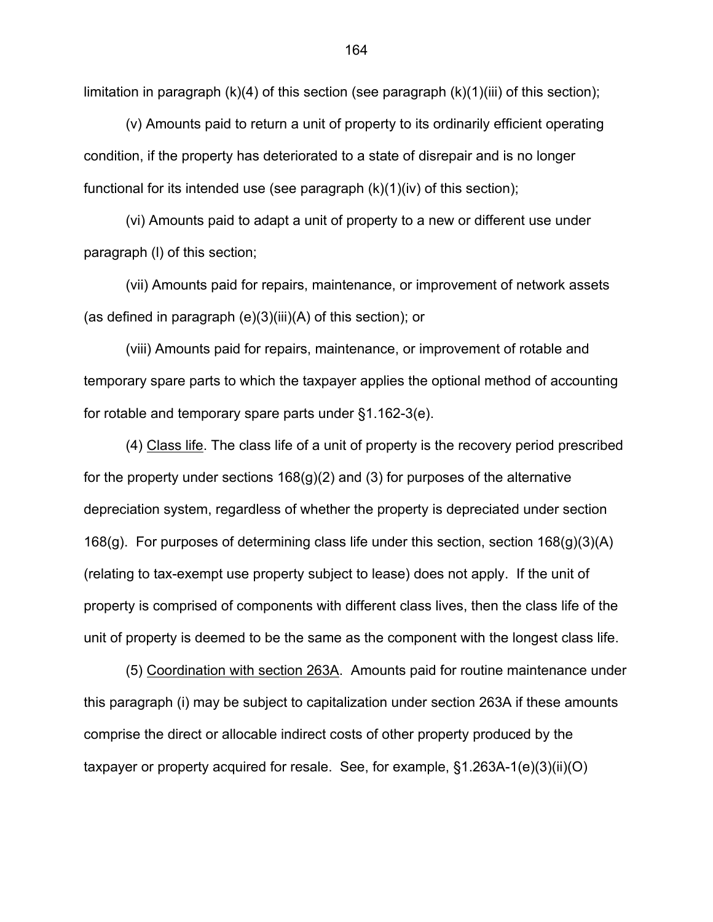limitation in paragraph (k)(4) of this section (see paragraph (k)(1)(iii) of this section);

(v) Amounts paid to return a unit of property to its ordinarily efficient operating condition, if the property has deteriorated to a state of disrepair and is no longer functional for its intended use (see paragraph (k)(1)(iv) of this section);

(vi) Amounts paid to adapt a unit of property to a new or different use under paragraph (l) of this section;

(vii) Amounts paid for repairs, maintenance, or improvement of network assets (as defined in paragraph (e)(3)(iii)(A) of this section); or

(viii) Amounts paid for repairs, maintenance, or improvement of rotable and temporary spare parts to which the taxpayer applies the optional method of accounting for rotable and temporary spare parts under §1.162-3(e).

(4) Class life. The class life of a unit of property is the recovery period prescribed for the property under sections 168(g)(2) and (3) for purposes of the alternative depreciation system, regardless of whether the property is depreciated under section 168(g). For purposes of determining class life under this section, section 168(g)(3)(A) (relating to tax-exempt use property subject to lease) does not apply. If the unit of property is comprised of components with different class lives, then the class life of the unit of property is deemed to be the same as the component with the longest class life.

(5) Coordination with section 263A. Amounts paid for routine maintenance under this paragraph (i) may be subject to capitalization under section 263A if these amounts comprise the direct or allocable indirect costs of other property produced by the taxpayer or property acquired for resale. See, for example, §1.263A-1(e)(3)(ii)(O)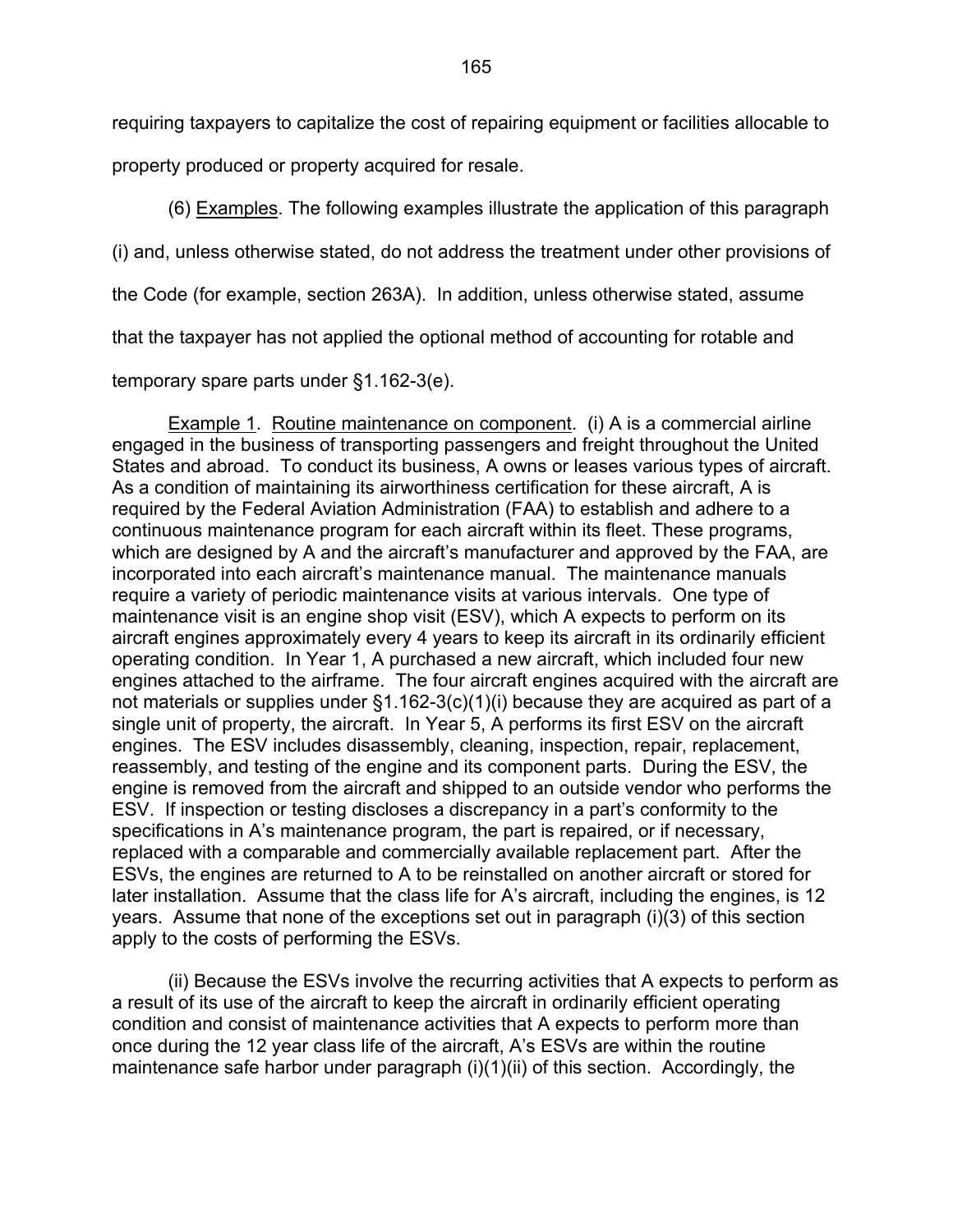requiring taxpayers to capitalize the cost of repairing equipment or facilities allocable to property produced or property acquired for resale.

(6) Examples. The following examples illustrate the application of this paragraph (i) and, unless otherwise stated, do not address the treatment under other provisions of the Code (for example, section 263A). In addition, unless otherwise stated, assume that the taxpayer has not applied the optional method of accounting for rotable and temporary spare parts under §1.162-3(e).

Example 1. Routine maintenance on component. (i) A is a commercial airline engaged in the business of transporting passengers and freight throughout the United States and abroad. To conduct its business, A owns or leases various types of aircraft. As a condition of maintaining its airworthiness certification for these aircraft, A is required by the Federal Aviation Administration (FAA) to establish and adhere to a continuous maintenance program for each aircraft within its fleet. These programs, which are designed by A and the aircraft's manufacturer and approved by the FAA, are incorporated into each aircraft's maintenance manual. The maintenance manuals require a variety of periodic maintenance visits at various intervals. One type of maintenance visit is an engine shop visit (ESV), which A expects to perform on its aircraft engines approximately every 4 years to keep its aircraft in its ordinarily efficient operating condition. In Year 1, A purchased a new aircraft, which included four new engines attached to the airframe. The four aircraft engines acquired with the aircraft are not materials or supplies under §1.162-3(c)(1)(i) because they are acquired as part of a single unit of property, the aircraft. In Year 5, A performs its first ESV on the aircraft engines. The ESV includes disassembly, cleaning, inspection, repair, replacement, reassembly, and testing of the engine and its component parts. During the ESV, the engine is removed from the aircraft and shipped to an outside vendor who performs the ESV. If inspection or testing discloses a discrepancy in a part's conformity to the specifications in A's maintenance program, the part is repaired, or if necessary, replaced with a comparable and commercially available replacement part. After the ESVs, the engines are returned to A to be reinstalled on another aircraft or stored for later installation. Assume that the class life for A's aircraft, including the engines, is 12 years. Assume that none of the exceptions set out in paragraph (i)(3) of this section apply to the costs of performing the ESVs.

(ii) Because the ESVs involve the recurring activities that A expects to perform as a result of its use of the aircraft to keep the aircraft in ordinarily efficient operating condition and consist of maintenance activities that A expects to perform more than once during the 12 year class life of the aircraft, A's ESVs are within the routine maintenance safe harbor under paragraph (i)(1)(ii) of this section. Accordingly, the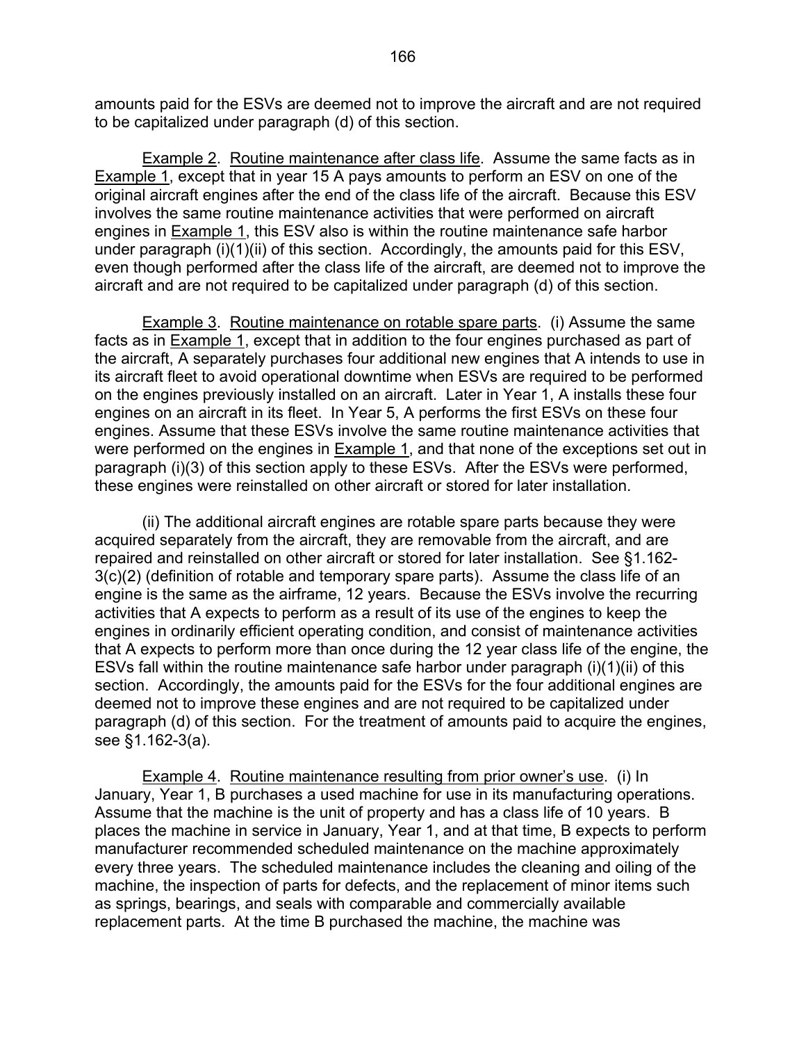amounts paid for the ESVs are deemed not to improve the aircraft and are not required to be capitalized under paragraph (d) of this section.

Example 2. Routine maintenance after class life. Assume the same facts as in Example 1, except that in year 15 A pays amounts to perform an ESV on one of the original aircraft engines after the end of the class life of the aircraft. Because this ESV involves the same routine maintenance activities that were performed on aircraft engines in Example 1, this ESV also is within the routine maintenance safe harbor under paragraph (i)(1)(ii) of this section. Accordingly, the amounts paid for this ESV, even though performed after the class life of the aircraft, are deemed not to improve the aircraft and are not required to be capitalized under paragraph (d) of this section.

Example 3. Routine maintenance on rotable spare parts. (i) Assume the same facts as in Example 1, except that in addition to the four engines purchased as part of the aircraft, A separately purchases four additional new engines that A intends to use in its aircraft fleet to avoid operational downtime when ESVs are required to be performed on the engines previously installed on an aircraft. Later in Year 1, A installs these four engines on an aircraft in its fleet. In Year 5, A performs the first ESVs on these four engines. Assume that these ESVs involve the same routine maintenance activities that were performed on the engines in Example 1, and that none of the exceptions set out in paragraph (i)(3) of this section apply to these ESVs. After the ESVs were performed, these engines were reinstalled on other aircraft or stored for later installation.

(ii) The additional aircraft engines are rotable spare parts because they were acquired separately from the aircraft, they are removable from the aircraft, and are repaired and reinstalled on other aircraft or stored for later installation. See §1.162-3(c)(2) (definition of rotable and temporary spare parts). Assume the class life of an engine is the same as the airframe, 12 years. Because the ESVs involve the recurring activities that A expects to perform as a result of its use of the engines to keep the engines in ordinarily efficient operating condition, and consist of maintenance activities that A expects to perform more than once during the 12 year class life of the engine, the ESVs fall within the routine maintenance safe harbor under paragraph (i)(1)(ii) of this section. Accordingly, the amounts paid for the ESVs for the four additional engines are deemed not to improve these engines and are not required to be capitalized under paragraph (d) of this section. For the treatment of amounts paid to acquire the engines, see §1.162-3(a).

Example 4. Routine maintenance resulting from prior owner's use. (i) In January, Year 1, B purchases a used machine for use in its manufacturing operations. Assume that the machine is the unit of property and has a class life of 10 years. B places the machine in service in January, Year 1, and at that time, B expects to perform manufacturer recommended scheduled maintenance on the machine approximately every three years. The scheduled maintenance includes the cleaning and oiling of the machine, the inspection of parts for defects, and the replacement of minor items such as springs, bearings, and seals with comparable and commercially available replacement parts. At the time B purchased the machine, the machine was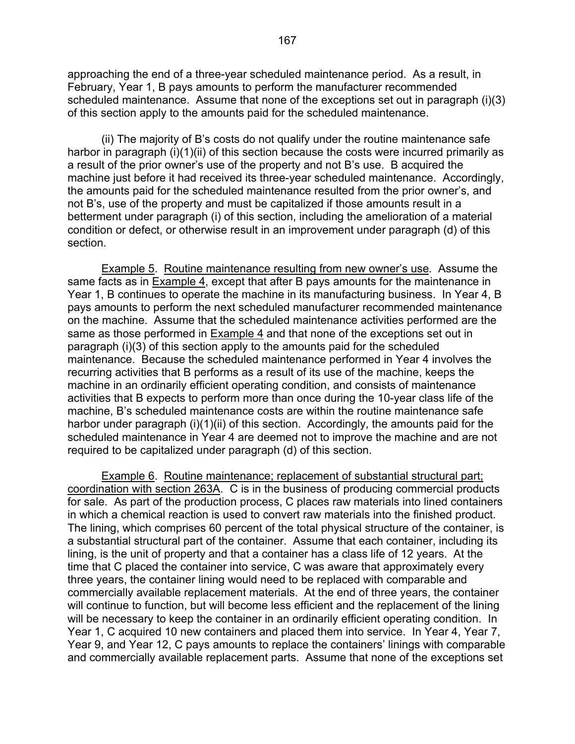approaching the end of a three-year scheduled maintenance period. As a result, in February, Year 1, B pays amounts to perform the manufacturer recommended scheduled maintenance. Assume that none of the exceptions set out in paragraph (i)(3) of this section apply to the amounts paid for the scheduled maintenance.

(ii) The majority of B's costs do not qualify under the routine maintenance safe harbor in paragraph (i)(1)(ii) of this section because the costs were incurred primarily as a result of the prior owner's use of the property and not B's use. B acquired the machine just before it had received its three-year scheduled maintenance. Accordingly, the amounts paid for the scheduled maintenance resulted from the prior owner's, and not B's, use of the property and must be capitalized if those amounts result in a betterment under paragraph (i) of this section, including the amelioration of a material condition or defect, or otherwise result in an improvement under paragraph (d) of this section.

Example 5. Routine maintenance resulting from new owner's use. Assume the same facts as in Example 4, except that after B pays amounts for the maintenance in Year 1, B continues to operate the machine in its manufacturing business. In Year 4, B pays amounts to perform the next scheduled manufacturer recommended maintenance on the machine. Assume that the scheduled maintenance activities performed are the same as those performed in Example 4 and that none of the exceptions set out in paragraph (i)(3) of this section apply to the amounts paid for the scheduled maintenance. Because the scheduled maintenance performed in Year 4 involves the recurring activities that B performs as a result of its use of the machine, keeps the machine in an ordinarily efficient operating condition, and consists of maintenance activities that B expects to perform more than once during the 10-year class life of the machine, B's scheduled maintenance costs are within the routine maintenance safe harbor under paragraph (i)(1)(ii) of this section. Accordingly, the amounts paid for the scheduled maintenance in Year 4 are deemed not to improve the machine and are not required to be capitalized under paragraph (d) of this section.

Example 6. Routine maintenance; replacement of substantial structural part; coordination with section 263A. C is in the business of producing commercial products for sale. As part of the production process, C places raw materials into lined containers in which a chemical reaction is used to convert raw materials into the finished product. The lining, which comprises 60 percent of the total physical structure of the container, is a substantial structural part of the container. Assume that each container, including its lining, is the unit of property and that a container has a class life of 12 years. At the time that C placed the container into service, C was aware that approximately every three years, the container lining would need to be replaced with comparable and commercially available replacement materials. At the end of three years, the container will continue to function, but will become less efficient and the replacement of the lining will be necessary to keep the container in an ordinarily efficient operating condition. In Year 1, C acquired 10 new containers and placed them into service. In Year 4, Year 7, Year 9, and Year 12, C pays amounts to replace the containers' linings with comparable and commercially available replacement parts. Assume that none of the exceptions set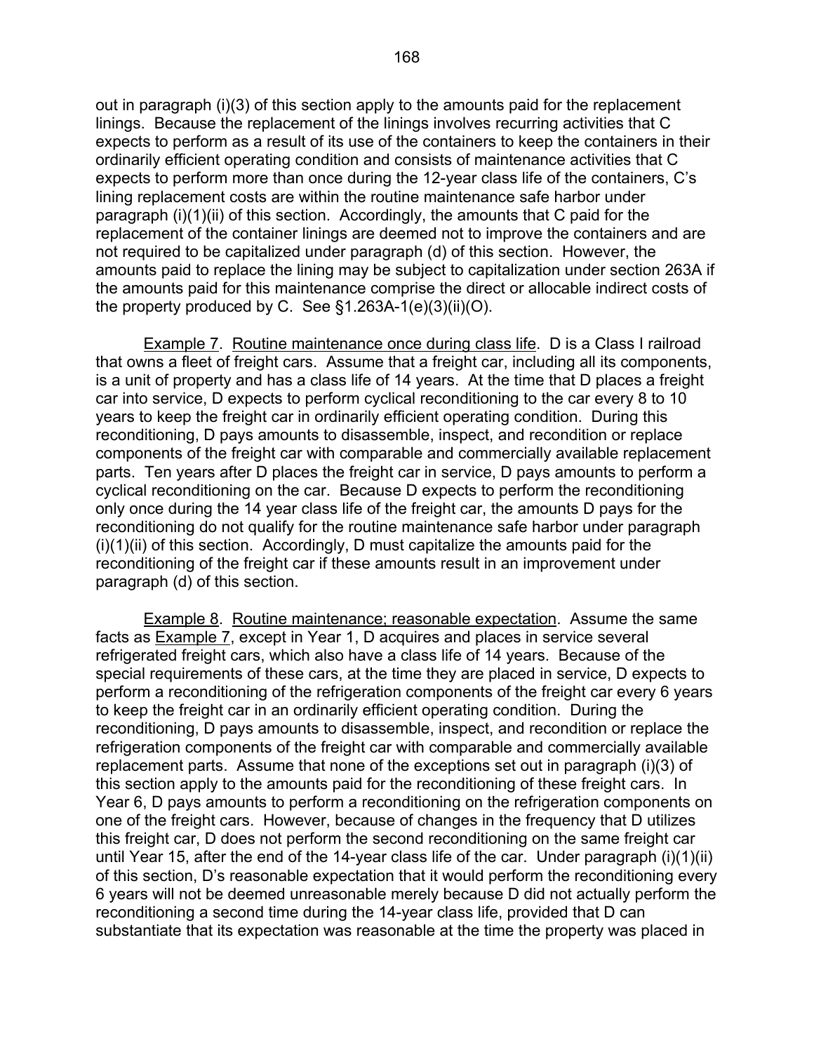out in paragraph (i)(3) of this section apply to the amounts paid for the replacement linings. Because the replacement of the linings involves recurring activities that C expects to perform as a result of its use of the containers to keep the containers in their ordinarily efficient operating condition and consists of maintenance activities that C expects to perform more than once during the 12-year class life of the containers, C's lining replacement costs are within the routine maintenance safe harbor under paragraph (i)(1)(ii) of this section. Accordingly, the amounts that C paid for the replacement of the container linings are deemed not to improve the containers and are not required to be capitalized under paragraph (d) of this section. However, the amounts paid to replace the lining may be subject to capitalization under section 263A if the amounts paid for this maintenance comprise the direct or allocable indirect costs of the property produced by C. See §1.263A-1(e)(3)(ii)(O).

Example 7. Routine maintenance once during class life. D is a Class I railroad that owns a fleet of freight cars. Assume that a freight car, including all its components, is a unit of property and has a class life of 14 years. At the time that D places a freight car into service, D expects to perform cyclical reconditioning to the car every 8 to 10 years to keep the freight car in ordinarily efficient operating condition. During this reconditioning, D pays amounts to disassemble, inspect, and recondition or replace components of the freight car with comparable and commercially available replacement parts. Ten years after D places the freight car in service, D pays amounts to perform a cyclical reconditioning on the car. Because D expects to perform the reconditioning only once during the 14 year class life of the freight car, the amounts D pays for the reconditioning do not qualify for the routine maintenance safe harbor under paragraph (i)(1)(ii) of this section. Accordingly, D must capitalize the amounts paid for the reconditioning of the freight car if these amounts result in an improvement under paragraph (d) of this section.

Example 8. Routine maintenance; reasonable expectation. Assume the same facts as Example 7, except in Year 1, D acquires and places in service several refrigerated freight cars, which also have a class life of 14 years. Because of the special requirements of these cars, at the time they are placed in service, D expects to perform a reconditioning of the refrigeration components of the freight car every 6 years to keep the freight car in an ordinarily efficient operating condition. During the reconditioning, D pays amounts to disassemble, inspect, and recondition or replace the refrigeration components of the freight car with comparable and commercially available replacement parts. Assume that none of the exceptions set out in paragraph (i)(3) of this section apply to the amounts paid for the reconditioning of these freight cars. In Year 6, D pays amounts to perform a reconditioning on the refrigeration components on one of the freight cars. However, because of changes in the frequency that D utilizes this freight car, D does not perform the second reconditioning on the same freight car until Year 15, after the end of the 14-year class life of the car. Under paragraph (i)(1)(ii) of this section, D's reasonable expectation that it would perform the reconditioning every 6 years will not be deemed unreasonable merely because D did not actually perform the reconditioning a second time during the 14-year class life, provided that D can substantiate that its expectation was reasonable at the time the property was placed in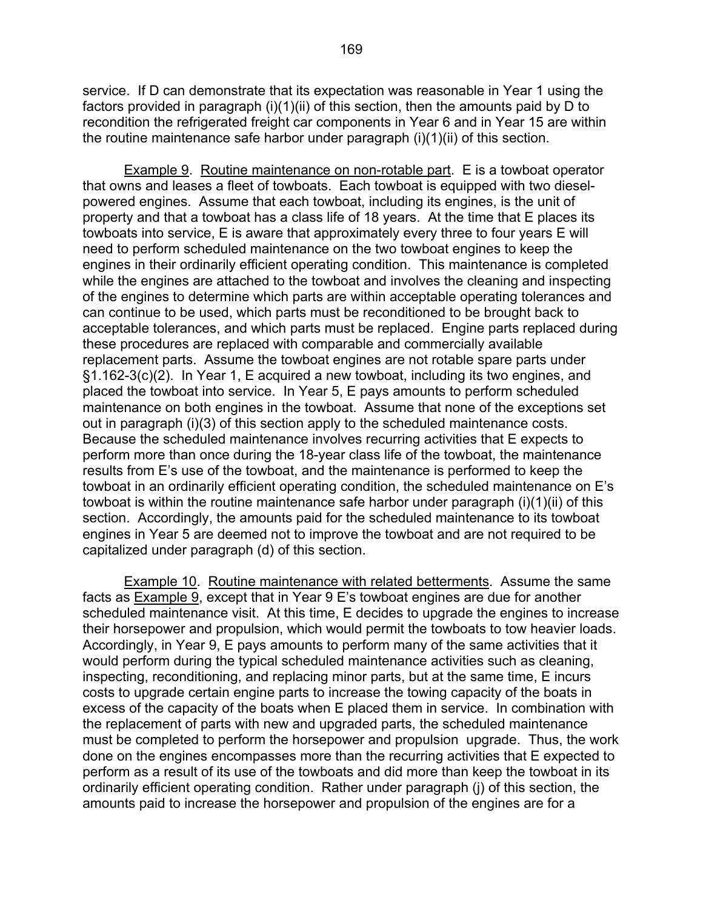service. If D can demonstrate that its expectation was reasonable in Year 1 using the factors provided in paragraph (i)(1)(ii) of this section, then the amounts paid by D to recondition the refrigerated freight car components in Year 6 and in Year 15 are within the routine maintenance safe harbor under paragraph (i)(1)(ii) of this section.

Example 9. Routine maintenance on non-rotable part. E is a towboat operator that owns and leases a fleet of towboats. Each towboat is equipped with two diesel-powered engines. Assume that each towboat, including its engines, is the unit of property and that a towboat has a class life of 18 years. At the time that E places its towboats into service, E is aware that approximately every three to four years E will need to perform scheduled maintenance on the two towboat engines to keep the engines in their ordinarily efficient operating condition. This maintenance is completed while the engines are attached to the towboat and involves the cleaning and inspecting of the engines to determine which parts are within acceptable operating tolerances and can continue to be used, which parts must be reconditioned to be brought back to acceptable tolerances, and which parts must be replaced. Engine parts replaced during these procedures are replaced with comparable and commercially available replacement parts. Assume the towboat engines are not rotable spare parts under §1.162-3(c)(2). In Year 1, E acquired a new towboat, including its two engines, and placed the towboat into service. In Year 5, E pays amounts to perform scheduled maintenance on both engines in the towboat. Assume that none of the exceptions set out in paragraph (i)(3) of this section apply to the scheduled maintenance costs. Because the scheduled maintenance involves recurring activities that E expects to perform more than once during the 18-year class life of the towboat, the maintenance results from E's use of the towboat, and the maintenance is performed to keep the towboat in an ordinarily efficient operating condition, the scheduled maintenance on E's towboat is within the routine maintenance safe harbor under paragraph (i)(1)(ii) of this section. Accordingly, the amounts paid for the scheduled maintenance to its towboat engines in Year 5 are deemed not to improve the towboat and are not required to be capitalized under paragraph (d) of this section.

Example 10. Routine maintenance with related betterments. Assume the same facts as Example 9, except that in Year 9 E's towboat engines are due for another scheduled maintenance visit. At this time, E decides to upgrade the engines to increase their horsepower and propulsion, which would permit the towboats to tow heavier loads. Accordingly, in Year 9, E pays amounts to perform many of the same activities that it would perform during the typical scheduled maintenance activities such as cleaning, inspecting, reconditioning, and replacing minor parts, but at the same time, E incurs costs to upgrade certain engine parts to increase the towing capacity of the boats in excess of the capacity of the boats when E placed them in service. In combination with the replacement of parts with new and upgraded parts, the scheduled maintenance must be completed to perform the horsepower and propulsion upgrade. Thus, the work done on the engines encompasses more than the recurring activities that E expected to perform as a result of its use of the towboats and did more than keep the towboat in its ordinarily efficient operating condition. Rather under paragraph (j) of this section, the amounts paid to increase the horsepower and propulsion of the engines are for a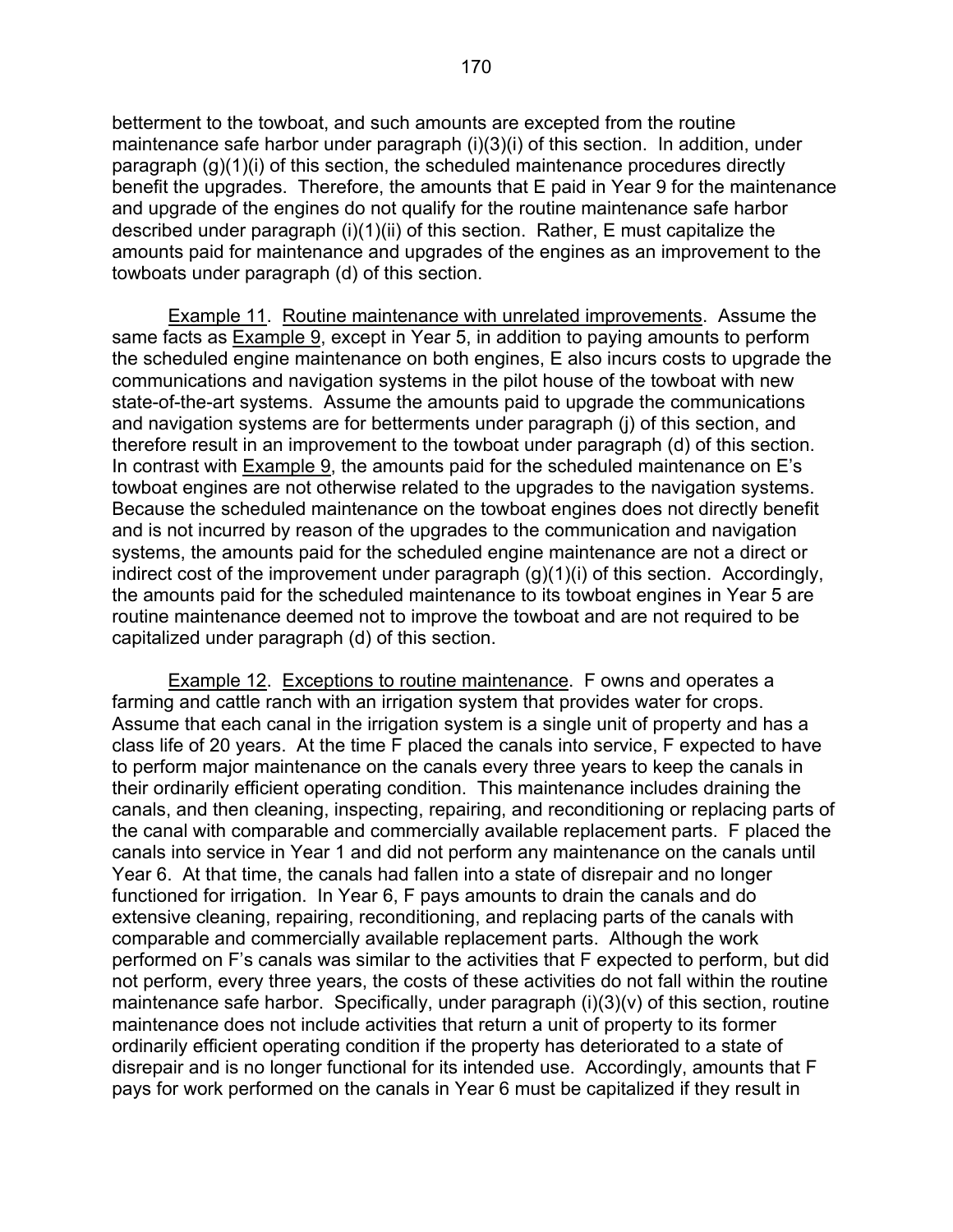betterment to the towboat, and such amounts are excepted from the routine maintenance safe harbor under paragraph (i)(3)(i) of this section. In addition, under paragraph (g)(1)(i) of this section, the scheduled maintenance procedures directly benefit the upgrades. Therefore, the amounts that E paid in Year 9 for the maintenance and upgrade of the engines do not qualify for the routine maintenance safe harbor described under paragraph (i)(1)(ii) of this section. Rather, E must capitalize the amounts paid for maintenance and upgrades of the engines as an improvement to the towboats under paragraph (d) of this section.

Example 11. Routine maintenance with unrelated improvements. Assume the same facts as Example 9, except in Year 5, in addition to paying amounts to perform the scheduled engine maintenance on both engines, E also incurs costs to upgrade the communications and navigation systems in the pilot house of the towboat with new state-of-the-art systems. Assume the amounts paid to upgrade the communications and navigation systems are for betterments under paragraph (j) of this section, and therefore result in an improvement to the towboat under paragraph (d) of this section. In contrast with Example 9, the amounts paid for the scheduled maintenance on E's towboat engines are not otherwise related to the upgrades to the navigation systems. Because the scheduled maintenance on the towboat engines does not directly benefit and is not incurred by reason of the upgrades to the communication and navigation systems, the amounts paid for the scheduled engine maintenance are not a direct or indirect cost of the improvement under paragraph (g)(1)(i) of this section. Accordingly, the amounts paid for the scheduled maintenance to its towboat engines in Year 5 are routine maintenance deemed not to improve the towboat and are not required to be capitalized under paragraph (d) of this section.

Example 12. Exceptions to routine maintenance. F owns and operates a farming and cattle ranch with an irrigation system that provides water for crops. Assume that each canal in the irrigation system is a single unit of property and has a class life of 20 years. At the time F placed the canals into service, F expected to have to perform major maintenance on the canals every three years to keep the canals in their ordinarily efficient operating condition. This maintenance includes draining the canals, and then cleaning, inspecting, repairing, and reconditioning or replacing parts of the canal with comparable and commercially available replacement parts. F placed the canals into service in Year 1 and did not perform any maintenance on the canals until Year 6. At that time, the canals had fallen into a state of disrepair and no longer functioned for irrigation. In Year 6, F pays amounts to drain the canals and do extensive cleaning, repairing, reconditioning, and replacing parts of the canals with comparable and commercially available replacement parts. Although the work performed on F's canals was similar to the activities that F expected to perform, but did not perform, every three years, the costs of these activities do not fall within the routine maintenance safe harbor. Specifically, under paragraph (i)(3)(v) of this section, routine maintenance does not include activities that return a unit of property to its former ordinarily efficient operating condition if the property has deteriorated to a state of disrepair and is no longer functional for its intended use. Accordingly, amounts that F pays for work performed on the canals in Year 6 must be capitalized if they result in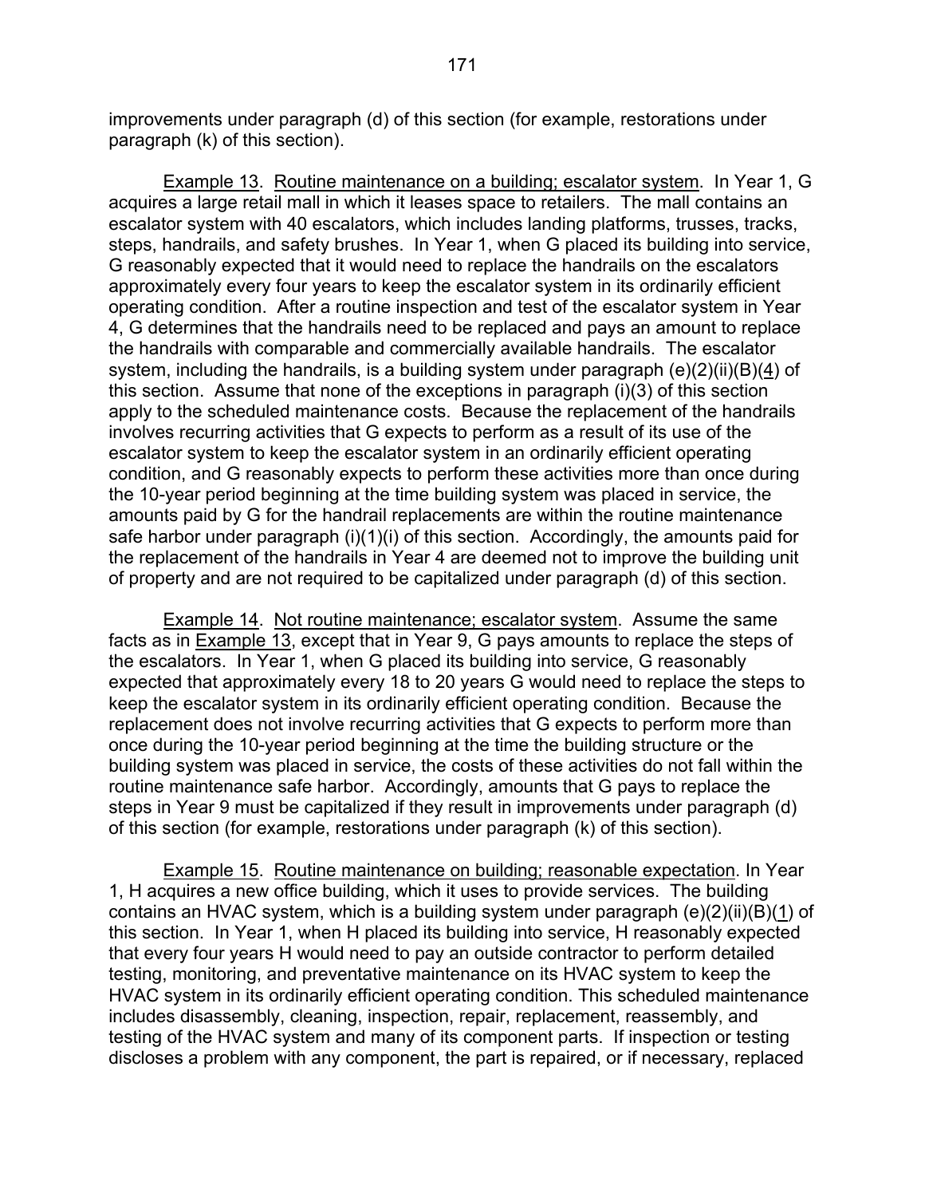improvements under paragraph (d) of this section (for example, restorations under paragraph (k) of this section).

Example 13. Routine maintenance on a building; escalator system. In Year 1, G acquires a large retail mall in which it leases space to retailers. The mall contains an escalator system with 40 escalators, which includes landing platforms, trusses, tracks, steps, handrails, and safety brushes. In Year 1, when G placed its building into service, G reasonably expected that it would need to replace the handrails on the escalators approximately every four years to keep the escalator system in its ordinarily efficient operating condition. After a routine inspection and test of the escalator system in Year 4, G determines that the handrails need to be replaced and pays an amount to replace the handrails with comparable and commercially available handrails. The escalator system, including the handrails, is a building system under paragraph (e)(2)(ii)(B)(4) of this section. Assume that none of the exceptions in paragraph (i)(3) of this section apply to the scheduled maintenance costs. Because the replacement of the handrails involves recurring activities that G expects to perform as a result of its use of the escalator system to keep the escalator system in an ordinarily efficient operating condition, and G reasonably expects to perform these activities more than once during the 10-year period beginning at the time building system was placed in service, the amounts paid by G for the handrail replacements are within the routine maintenance safe harbor under paragraph (i)(1)(i) of this section. Accordingly, the amounts paid for the replacement of the handrails in Year 4 are deemed not to improve the building unit of property and are not required to be capitalized under paragraph (d) of this section.

Example 14. Not routine maintenance; escalator system. Assume the same facts as in Example 13, except that in Year 9, G pays amounts to replace the steps of the escalators. In Year 1, when G placed its building into service, G reasonably expected that approximately every 18 to 20 years G would need to replace the steps to keep the escalator system in its ordinarily efficient operating condition. Because the replacement does not involve recurring activities that G expects to perform more than once during the 10-year period beginning at the time the building structure or the building system was placed in service, the costs of these activities do not fall within the routine maintenance safe harbor. Accordingly, amounts that G pays to replace the steps in Year 9 must be capitalized if they result in improvements under paragraph (d) of this section (for example, restorations under paragraph (k) of this section).

Example 15. Routine maintenance on building; reasonable expectation. In Year 1, H acquires a new office building, which it uses to provide services. The building contains an HVAC system, which is a building system under paragraph (e)(2)(ii)(B)(1) of this section. In Year 1, when H placed its building into service, H reasonably expected that every four years H would need to pay an outside contractor to perform detailed testing, monitoring, and preventative maintenance on its HVAC system to keep the HVAC system in its ordinarily efficient operating condition. This scheduled maintenance includes disassembly, cleaning, inspection, repair, replacement, reassembly, and testing of the HVAC system and many of its component parts. If inspection or testing discloses a problem with any component, the part is repaired, or if necessary, replaced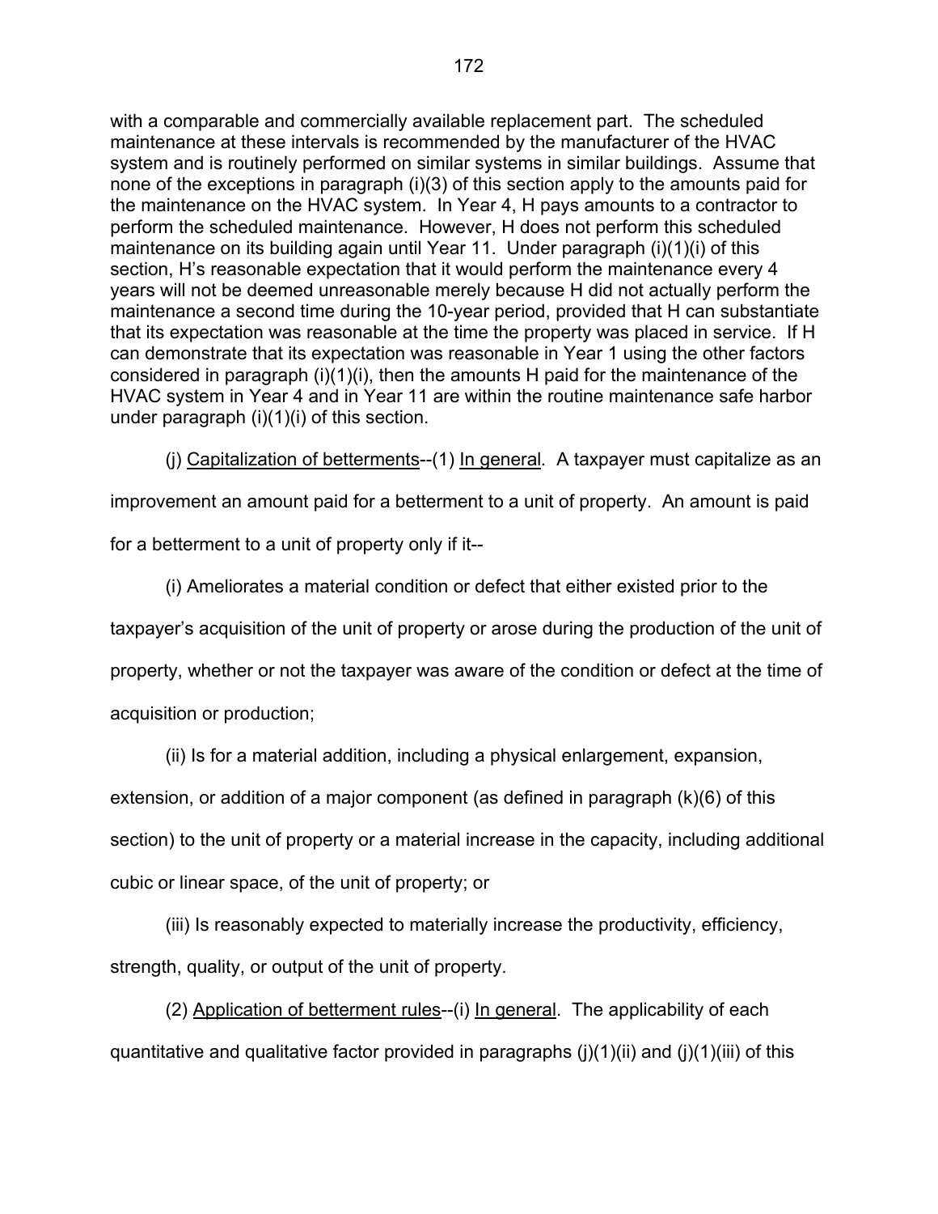with a comparable and commercially available replacement part. The scheduled maintenance at these intervals is recommended by the manufacturer of the HVAC system and is routinely performed on similar systems in similar buildings. Assume that none of the exceptions in paragraph (i)(3) of this section apply to the amounts paid for the maintenance on the HVAC system. In Year 4, H pays amounts to a contractor to perform the scheduled maintenance. However, H does not perform this scheduled maintenance on its building again until Year 11. Under paragraph (i)(1)(i) of this section, H's reasonable expectation that it would perform the maintenance every 4 years will not be deemed unreasonable merely because H did not actually perform the maintenance a second time during the 10-year period, provided that H can substantiate that its expectation was reasonable at the time the property was placed in service. If H can demonstrate that its expectation was reasonable in Year 1 using the other factors considered in paragraph (i)(1)(i), then the amounts H paid for the maintenance of the HVAC system in Year 4 and in Year 11 are within the routine maintenance safe harbor under paragraph (i)(1)(i) of this section.

(j) Capitalization of betterments--(1) In general. A taxpayer must capitalize as an improvement an amount paid for a betterment to a unit of property. An amount is paid for a betterment to a unit of property only if it--

(i) Ameliorates a material condition or defect that either existed prior to the taxpayer's acquisition of the unit of property or arose during the production of the unit of property, whether or not the taxpayer was aware of the condition or defect at the time of acquisition or production;

(ii) Is for a material addition, including a physical enlargement, expansion, extension, or addition of a major component (as defined in paragraph (k)(6) of this section) to the unit of property or a material increase in the capacity, including additional cubic or linear space, of the unit of property; or

(iii) Is reasonably expected to materially increase the productivity, efficiency, strength, quality, or output of the unit of property.

(2) Application of betterment rules--(i) In general. The applicability of each quantitative and qualitative factor provided in paragraphs (j)(1)(ii) and (j)(1)(iii) of this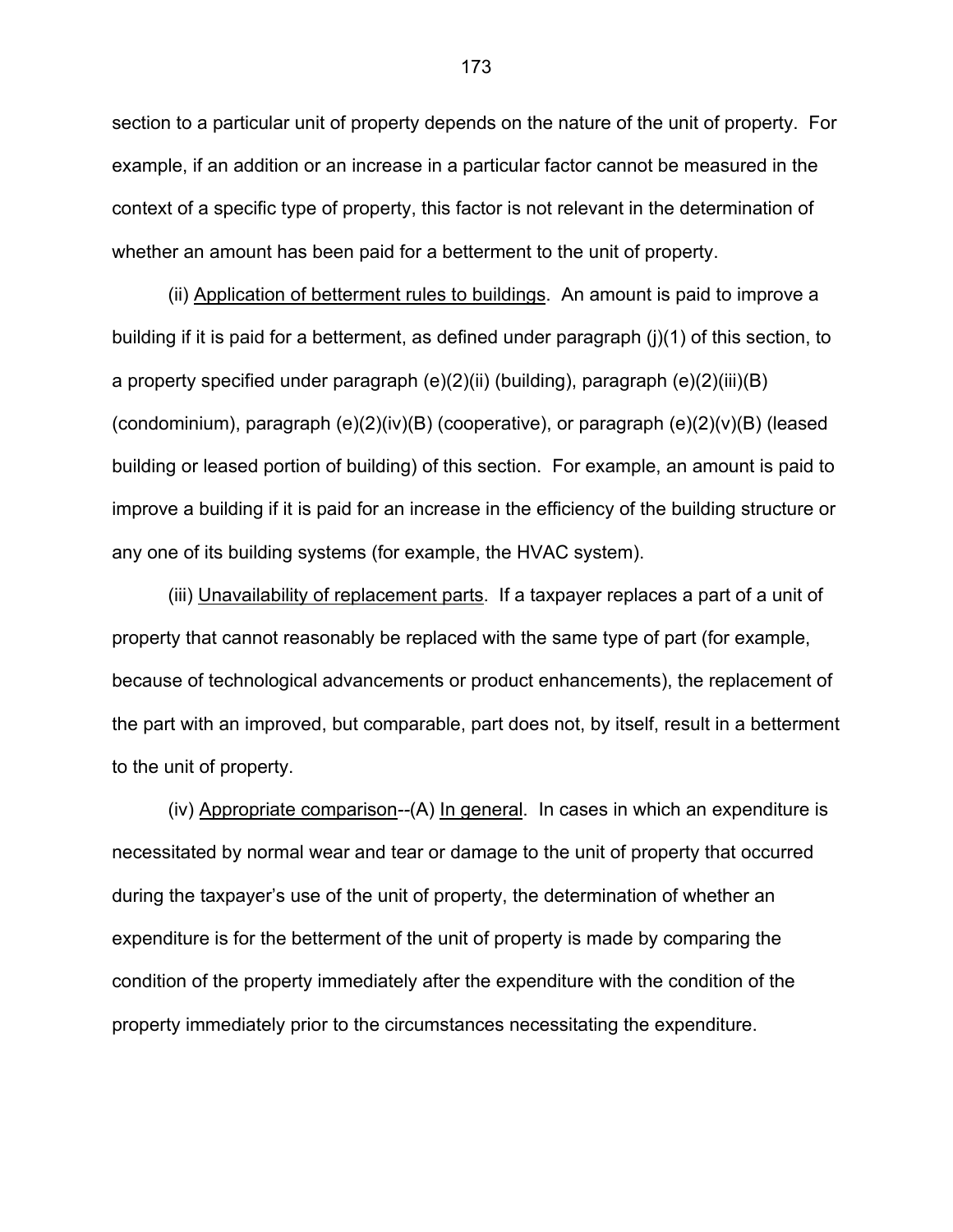section to a particular unit of property depends on the nature of the unit of property. For example, if an addition or an increase in a particular factor cannot be measured in the context of a specific type of property, this factor is not relevant in the determination of whether an amount has been paid for a betterment to the unit of property.

(ii) Application of betterment rules to buildings. An amount is paid to improve a building if it is paid for a betterment, as defined under paragraph (j)(1) of this section, to a property specified under paragraph (e)(2)(ii) (building), paragraph (e)(2)(iii)(B) (condominium), paragraph (e)(2)(iv)(B) (cooperative), or paragraph (e)(2)(v)(B) (leased building or leased portion of building) of this section. For example, an amount is paid to improve a building if it is paid for an increase in the efficiency of the building structure or any one of its building systems (for example, the HVAC system).

(iii) Unavailability of replacement parts. If a taxpayer replaces a part of a unit of property that cannot reasonably be replaced with the same type of part (for example, because of technological advancements or product enhancements), the replacement of the part with an improved, but comparable, part does not, by itself, result in a betterment to the unit of property.

(iv) Appropriate comparison--(A) In general. In cases in which an expenditure is necessitated by normal wear and tear or damage to the unit of property that occurred during the taxpayer's use of the unit of property, the determination of whether an expenditure is for the betterment of the unit of property is made by comparing the condition of the property immediately after the expenditure with the condition of the property immediately prior to the circumstances necessitating the expenditure.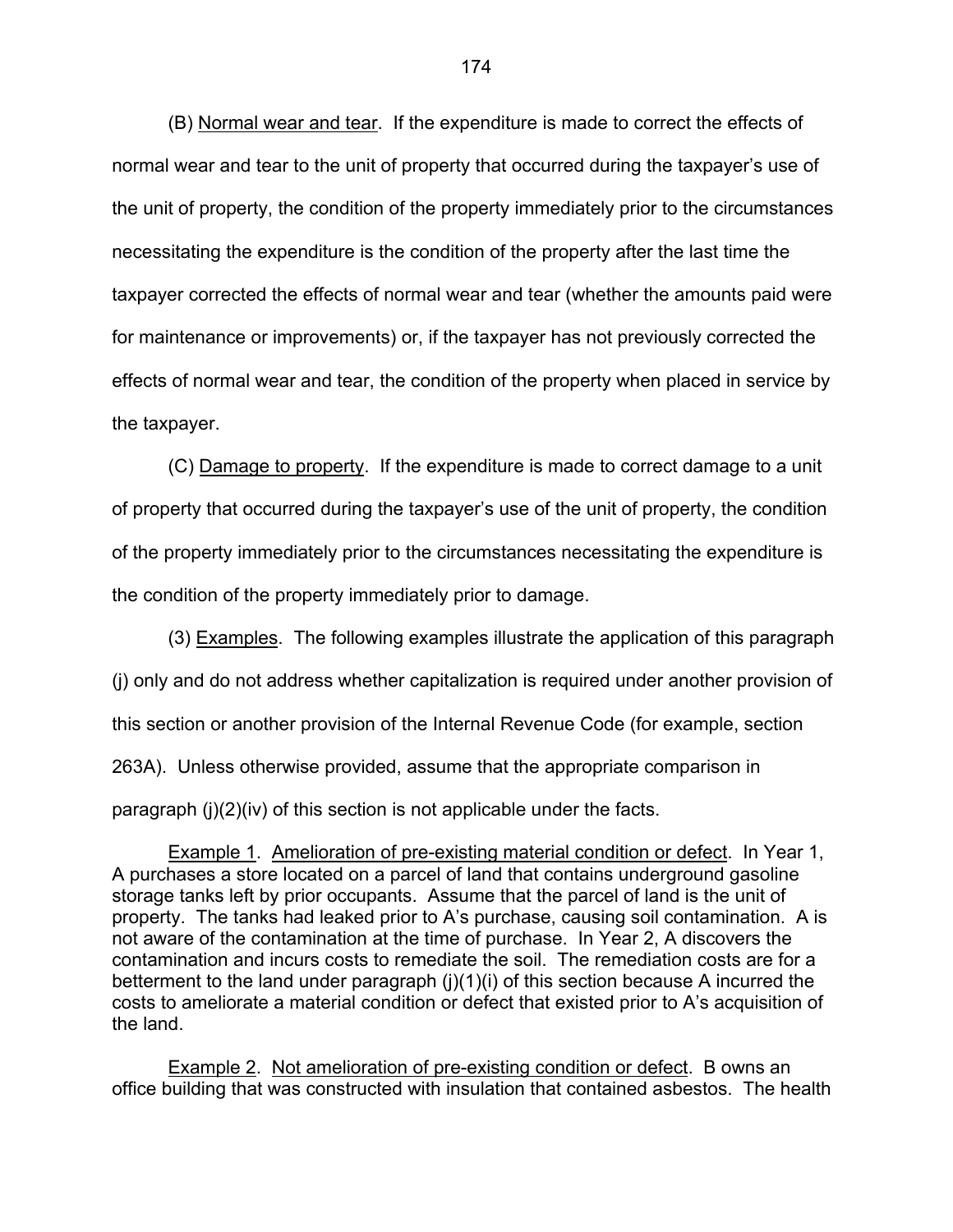(B) Normal wear and tear. If the expenditure is made to correct the effects of normal wear and tear to the unit of property that occurred during the taxpayer's use of the unit of property, the condition of the property immediately prior to the circumstances necessitating the expenditure is the condition of the property after the last time the taxpayer corrected the effects of normal wear and tear (whether the amounts paid were for maintenance or improvements) or, if the taxpayer has not previously corrected the effects of normal wear and tear, the condition of the property when placed in service by the taxpayer.

(C) Damage to property. If the expenditure is made to correct damage to a unit of property that occurred during the taxpayer's use of the unit of property, the condition of the property immediately prior to the circumstances necessitating the expenditure is the condition of the property immediately prior to damage.

(3) Examples. The following examples illustrate the application of this paragraph (j) only and do not address whether capitalization is required under another provision of this section or another provision of the Internal Revenue Code (for example, section 263A). Unless otherwise provided, assume that the appropriate comparison in paragraph (j)(2)(iv) of this section is not applicable under the facts.

Example 1. Amelioration of pre-existing material condition or defect. In Year 1, A purchases a store located on a parcel of land that contains underground gasoline storage tanks left by prior occupants. Assume that the parcel of land is the unit of property. The tanks had leaked prior to A's purchase, causing soil contamination. A is not aware of the contamination at the time of purchase. In Year 2, A discovers the contamination and incurs costs to remediate the soil. The remediation costs are for a betterment to the land under paragraph (j)(1)(i) of this section because A incurred the costs to ameliorate a material condition or defect that existed prior to A's acquisition of the land.

Example 2. Not amelioration of pre-existing condition or defect. B owns an office building that was constructed with insulation that contained asbestos. The health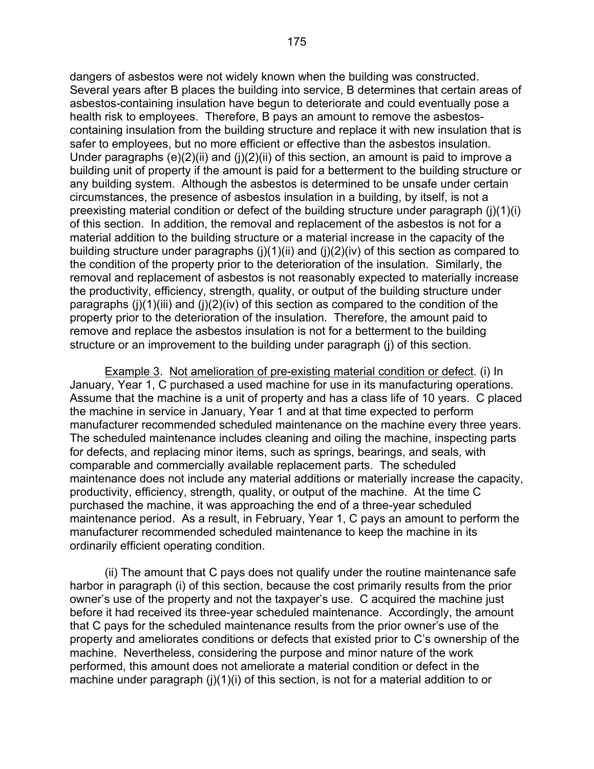dangers of asbestos were not widely known when the building was constructed. Several years after B places the building into service, B determines that certain areas of asbestos-containing insulation have begun to deteriorate and could eventually pose a health risk to employees. Therefore, B pays an amount to remove the asbestos-containing insulation from the building structure and replace it with new insulation that is safer to employees, but no more efficient or effective than the asbestos insulation. Under paragraphs (e)(2)(ii) and (j)(2)(ii) of this section, an amount is paid to improve a building unit of property if the amount is paid for a betterment to the building structure or any building system. Although the asbestos is determined to be unsafe under certain circumstances, the presence of asbestos insulation in a building, by itself, is not a preexisting material condition or defect of the building structure under paragraph (j)(1)(i) of this section. In addition, the removal and replacement of the asbestos is not for a material addition to the building structure or a material increase in the capacity of the building structure under paragraphs (j)(1)(ii) and (j)(2)(iv) of this section as compared to the condition of the property prior to the deterioration of the insulation. Similarly, the removal and replacement of asbestos is not reasonably expected to materially increase the productivity, efficiency, strength, quality, or output of the building structure under paragraphs (j)(1)(iii) and (j)(2)(iv) of this section as compared to the condition of the property prior to the deterioration of the insulation. Therefore, the amount paid to remove and replace the asbestos insulation is not for a betterment to the building structure or an improvement to the building under paragraph (j) of this section.

Example 3. Not amelioration of pre-existing material condition or defect. (i) In January, Year 1, C purchased a used machine for use in its manufacturing operations. Assume that the machine is a unit of property and has a class life of 10 years. C placed the machine in service in January, Year 1 and at that time expected to perform manufacturer recommended scheduled maintenance on the machine every three years. The scheduled maintenance includes cleaning and oiling the machine, inspecting parts for defects, and replacing minor items, such as springs, bearings, and seals, with comparable and commercially available replacement parts. The scheduled maintenance does not include any material additions or materially increase the capacity, productivity, efficiency, strength, quality, or output of the machine. At the time C purchased the machine, it was approaching the end of a three-year scheduled maintenance period. As a result, in February, Year 1, C pays an amount to perform the manufacturer recommended scheduled maintenance to keep the machine in its ordinarily efficient operating condition.

(ii) The amount that C pays does not qualify under the routine maintenance safe harbor in paragraph (i) of this section, because the cost primarily results from the prior owner's use of the property and not the taxpayer's use. C acquired the machine just before it had received its three-year scheduled maintenance. Accordingly, the amount that C pays for the scheduled maintenance results from the prior owner's use of the property and ameliorates conditions or defects that existed prior to C's ownership of the machine. Nevertheless, considering the purpose and minor nature of the work performed, this amount does not ameliorate a material condition or defect in the machine under paragraph (j)(1)(i) of this section, is not for a material addition to or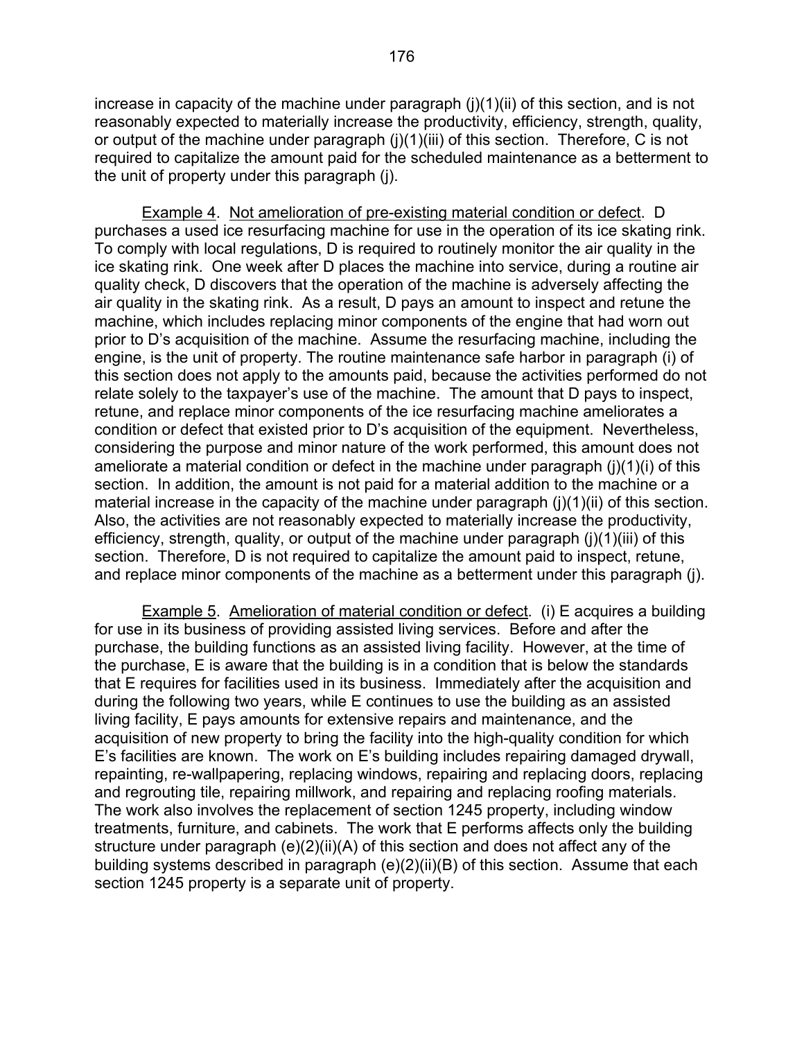increase in capacity of the machine under paragraph (j)(1)(ii) of this section, and is not reasonably expected to materially increase the productivity, efficiency, strength, quality, or output of the machine under paragraph (j)(1)(iii) of this section. Therefore, C is not required to capitalize the amount paid for the scheduled maintenance as a betterment to the unit of property under this paragraph (j).

Example 4. Not amelioration of pre-existing material condition or defect. D purchases a used ice resurfacing machine for use in the operation of its ice skating rink. To comply with local regulations, D is required to routinely monitor the air quality in the ice skating rink. One week after D places the machine into service, during a routine air quality check, D discovers that the operation of the machine is adversely affecting the air quality in the skating rink. As a result, D pays an amount to inspect and retune the machine, which includes replacing minor components of the engine that had worn out prior to D's acquisition of the machine. Assume the resurfacing machine, including the engine, is the unit of property. The routine maintenance safe harbor in paragraph (i) of this section does not apply to the amounts paid, because the activities performed do not relate solely to the taxpayer's use of the machine. The amount that D pays to inspect, retune, and replace minor components of the ice resurfacing machine ameliorates a condition or defect that existed prior to D's acquisition of the equipment. Nevertheless, considering the purpose and minor nature of the work performed, this amount does not ameliorate a material condition or defect in the machine under paragraph (j)(1)(i) of this section. In addition, the amount is not paid for a material addition to the machine or a material increase in the capacity of the machine under paragraph (j)(1)(ii) of this section. Also, the activities are not reasonably expected to materially increase the productivity, efficiency, strength, quality, or output of the machine under paragraph (j)(1)(iii) of this section. Therefore, D is not required to capitalize the amount paid to inspect, retune, and replace minor components of the machine as a betterment under this paragraph (j).

Example 5. Amelioration of material condition or defect. (i) E acquires a building for use in its business of providing assisted living services. Before and after the purchase, the building functions as an assisted living facility. However, at the time of the purchase, E is aware that the building is in a condition that is below the standards that E requires for facilities used in its business. Immediately after the acquisition and during the following two years, while E continues to use the building as an assisted living facility, E pays amounts for extensive repairs and maintenance, and the acquisition of new property to bring the facility into the high-quality condition for which E's facilities are known. The work on E's building includes repairing damaged drywall, repainting, re-wallpapering, replacing windows, repairing and replacing doors, replacing and regrouting tile, repairing millwork, and repairing and replacing roofing materials. The work also involves the replacement of section 1245 property, including window treatments, furniture, and cabinets. The work that E performs affects only the building structure under paragraph (e)(2)(ii)(A) of this section and does not affect any of the building systems described in paragraph (e)(2)(ii)(B) of this section. Assume that each section 1245 property is a separate unit of property.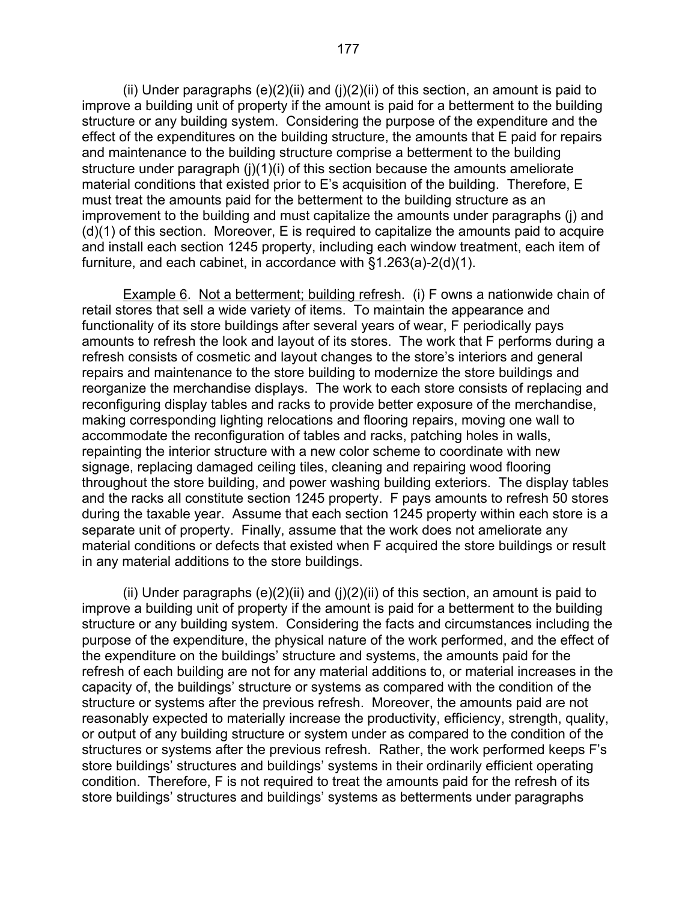(ii) Under paragraphs (e)(2)(ii) and (j)(2)(ii) of this section, an amount is paid to improve a building unit of property if the amount is paid for a betterment to the building structure or any building system. Considering the purpose of the expenditure and the effect of the expenditures on the building structure, the amounts that E paid for repairs and maintenance to the building structure comprise a betterment to the building structure under paragraph (j)(1)(i) of this section because the amounts ameliorate material conditions that existed prior to E's acquisition of the building. Therefore, E must treat the amounts paid for the betterment to the building structure as an improvement to the building and must capitalize the amounts under paragraphs (j) and (d)(1) of this section. Moreover, E is required to capitalize the amounts paid to acquire and install each section 1245 property, including each window treatment, each item of furniture, and each cabinet, in accordance with §1.263(a)-2(d)(1).

<u>Example 6</u>. <u>Not a betterment; building refresh</u>. (i) F owns a nationwide chain of retail stores that sell a wide variety of items. To maintain the appearance and functionality of its store buildings after several years of wear, F periodically pays amounts to refresh the look and layout of its stores. The work that F performs during a refresh consists of cosmetic and layout changes to the store's interiors and general repairs and maintenance to the store building to modernize the store buildings and reorganize the merchandise displays. The work to each store consists of replacing and reconfiguring display tables and racks to provide better exposure of the merchandise, making corresponding lighting relocations and flooring repairs, moving one wall to accommodate the reconfiguration of tables and racks, patching holes in walls, repainting the interior structure with a new color scheme to coordinate with new signage, replacing damaged ceiling tiles, cleaning and repairing wood flooring throughout the store building, and power washing building exteriors. The display tables and the racks all constitute section 1245 property. F pays amounts to refresh 50 stores during the taxable year. Assume that each section 1245 property within each store is a separate unit of property. Finally, assume that the work does not ameliorate any material conditions or defects that existed when F acquired the store buildings or result in any material additions to the store buildings.

(ii) Under paragraphs (e)(2)(ii) and (j)(2)(ii) of this section, an amount is paid to improve a building unit of property if the amount is paid for a betterment to the building structure or any building system. Considering the facts and circumstances including the purpose of the expenditure, the physical nature of the work performed, and the effect of the expenditure on the buildings' structure and systems, the amounts paid for the refresh of each building are not for any material additions to, or material increases in the capacity of, the buildings' structure or systems as compared with the condition of the structure or systems after the previous refresh. Moreover, the amounts paid are not reasonably expected to materially increase the productivity, efficiency, strength, quality, or output of any building structure or system under as compared to the condition of the structures or systems after the previous refresh. Rather, the work performed keeps F's store buildings' structures and buildings' systems in their ordinarily efficient operating condition. Therefore, F is not required to treat the amounts paid for the refresh of its store buildings' structures and buildings' systems as betterments under paragraphs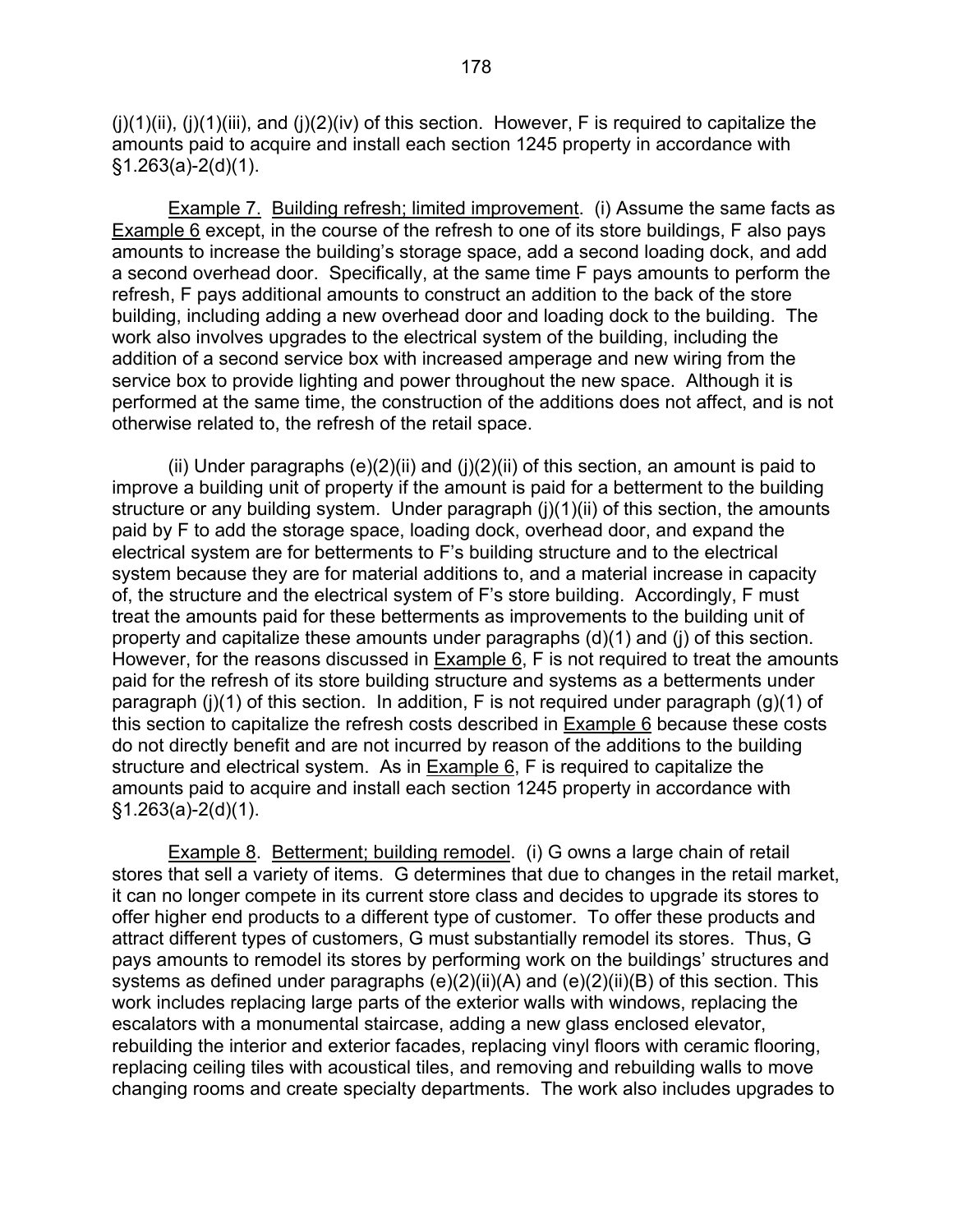(j)(1)(ii), (j)(1)(iii), and (j)(2)(iv) of this section. However, F is required to capitalize the amounts paid to acquire and install each section 1245 property in accordance with §1.263(a)-2(d)(1).

Example 7. Building refresh; limited improvement. (i) Assume the same facts as Example 6 except, in the course of the refresh to one of its store buildings, F also pays amounts to increase the building's storage space, add a second loading dock, and add a second overhead door. Specifically, at the same time F pays amounts to perform the refresh, F pays additional amounts to construct an addition to the back of the store building, including adding a new overhead door and loading dock to the building. The work also involves upgrades to the electrical system of the building, including the addition of a second service box with increased amperage and new wiring from the service box to provide lighting and power throughout the new space. Although it is performed at the same time, the construction of the additions does not affect, and is not otherwise related to, the refresh of the retail space.

(ii) Under paragraphs (e)(2)(ii) and (j)(2)(ii) of this section, an amount is paid to improve a building unit of property if the amount is paid for a betterment to the building structure or any building system. Under paragraph (j)(1)(ii) of this section, the amounts paid by F to add the storage space, loading dock, overhead door, and expand the electrical system are for betterments to F's building structure and to the electrical system because they are for material additions to, and a material increase in capacity of, the structure and the electrical system of F's store building. Accordingly, F must treat the amounts paid for these betterments as improvements to the building unit of property and capitalize these amounts under paragraphs (d)(1) and (j) of this section. However, for the reasons discussed in Example 6, F is not required to treat the amounts paid for the refresh of its store building structure and systems as a betterments under paragraph (j)(1) of this section. In addition, F is not required under paragraph (g)(1) of this section to capitalize the refresh costs described in Example 6 because these costs do not directly benefit and are not incurred by reason of the additions to the building structure and electrical system. As in Example 6, F is required to capitalize the amounts paid to acquire and install each section 1245 property in accordance with §1.263(a)-2(d)(1).

Example 8. Betterment; building remodel. (i) G owns a large chain of retail stores that sell a variety of items. G determines that due to changes in the retail market, it can no longer compete in its current store class and decides to upgrade its stores to offer higher end products to a different type of customer. To offer these products and attract different types of customers, G must substantially remodel its stores. Thus, G pays amounts to remodel its stores by performing work on the buildings' structures and systems as defined under paragraphs (e)(2)(ii)(A) and (e)(2)(ii)(B) of this section. This work includes replacing large parts of the exterior walls with windows, replacing the escalators with a monumental staircase, adding a new glass enclosed elevator, rebuilding the interior and exterior facades, replacing vinyl floors with ceramic flooring, replacing ceiling tiles with acoustical tiles, and removing and rebuilding walls to move changing rooms and create specialty departments. The work also includes upgrades to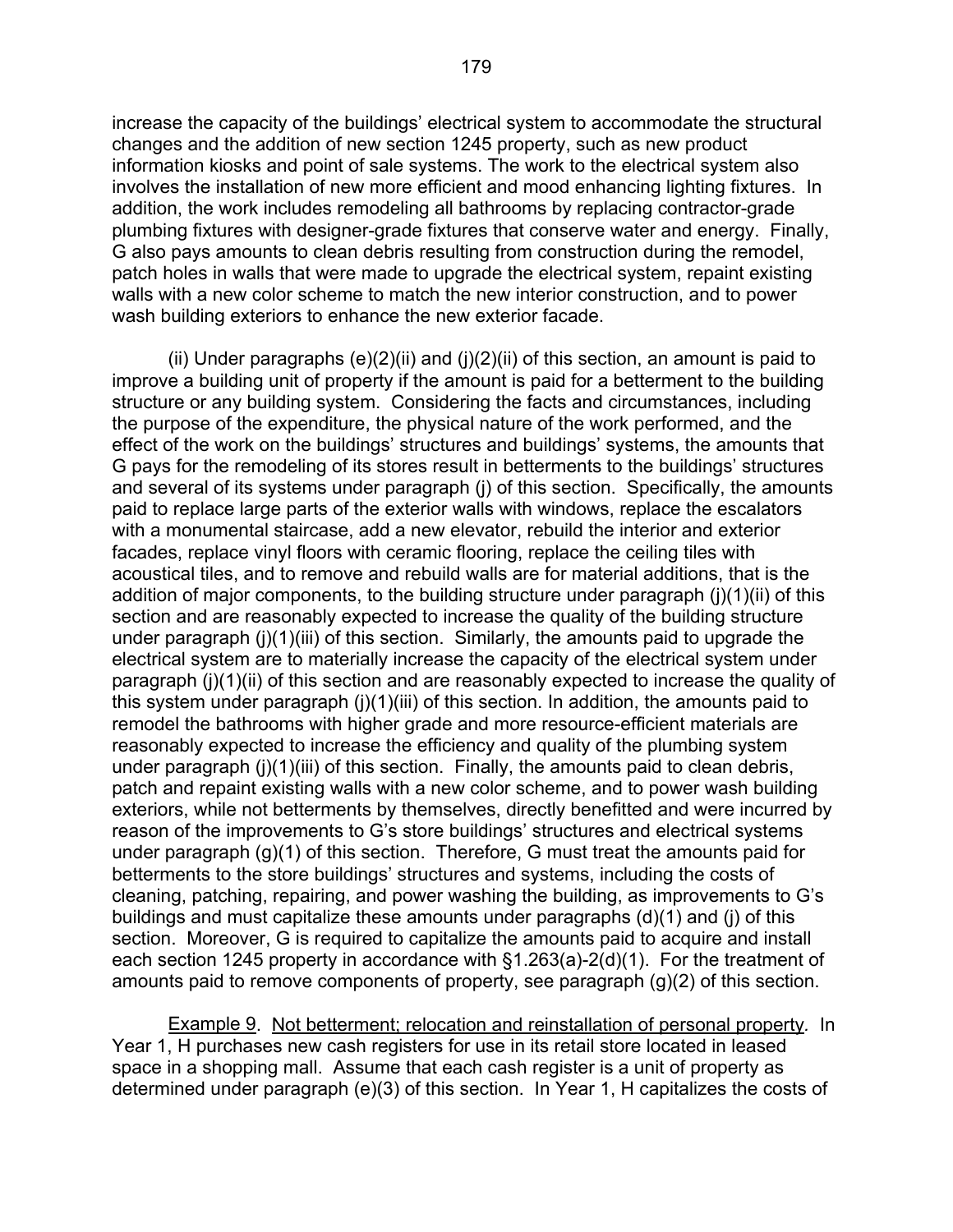increase the capacity of the buildings' electrical system to accommodate the structural changes and the addition of new section 1245 property, such as new product information kiosks and point of sale systems. The work to the electrical system also involves the installation of new more efficient and mood enhancing lighting fixtures. In addition, the work includes remodeling all bathrooms by replacing contractor-grade plumbing fixtures with designer-grade fixtures that conserve water and energy. Finally, G also pays amounts to clean debris resulting from construction during the remodel, patch holes in walls that were made to upgrade the electrical system, repaint existing walls with a new color scheme to match the new interior construction, and to power wash building exteriors to enhance the new exterior facade.

(ii) Under paragraphs (e)(2)(ii) and (j)(2)(ii) of this section, an amount is paid to improve a building unit of property if the amount is paid for a betterment to the building structure or any building system. Considering the facts and circumstances, including the purpose of the expenditure, the physical nature of the work performed, and the effect of the work on the buildings' structures and buildings' systems, the amounts that G pays for the remodeling of its stores result in betterments to the buildings' structures and several of its systems under paragraph (j) of this section. Specifically, the amounts paid to replace large parts of the exterior walls with windows, replace the escalators with a monumental staircase, add a new elevator, rebuild the interior and exterior facades, replace vinyl floors with ceramic flooring, replace the ceiling tiles with acoustical tiles, and to remove and rebuild walls are for material additions, that is the addition of major components, to the building structure under paragraph (j)(1)(ii) of this section and are reasonably expected to increase the quality of the building structure under paragraph (j)(1)(iii) of this section. Similarly, the amounts paid to upgrade the electrical system are to materially increase the capacity of the electrical system under paragraph (j)(1)(ii) of this section and are reasonably expected to increase the quality of this system under paragraph (j)(1)(iii) of this section. In addition, the amounts paid to remodel the bathrooms with higher grade and more resource-efficient materials are reasonably expected to increase the efficiency and quality of the plumbing system under paragraph (j)(1)(iii) of this section. Finally, the amounts paid to clean debris, patch and repaint existing walls with a new color scheme, and to power wash building exteriors, while not betterments by themselves, directly benefitted and were incurred by reason of the improvements to G's store buildings' structures and electrical systems under paragraph (g)(1) of this section. Therefore, G must treat the amounts paid for betterments to the store buildings' structures and systems, including the costs of cleaning, patching, repairing, and power washing the building, as improvements to G's buildings and must capitalize these amounts under paragraphs (d)(1) and (j) of this section. Moreover, G is required to capitalize the amounts paid to acquire and install each section 1245 property in accordance with §1.263(a)-2(d)(1). For the treatment of amounts paid to remove components of property, see paragraph (g)(2) of this section.

Example 9. Not betterment; relocation and reinstallation of personal property. In Year 1, H purchases new cash registers for use in its retail store located in leased space in a shopping mall. Assume that each cash register is a unit of property as determined under paragraph (e)(3) of this section. In Year 1, H capitalizes the costs of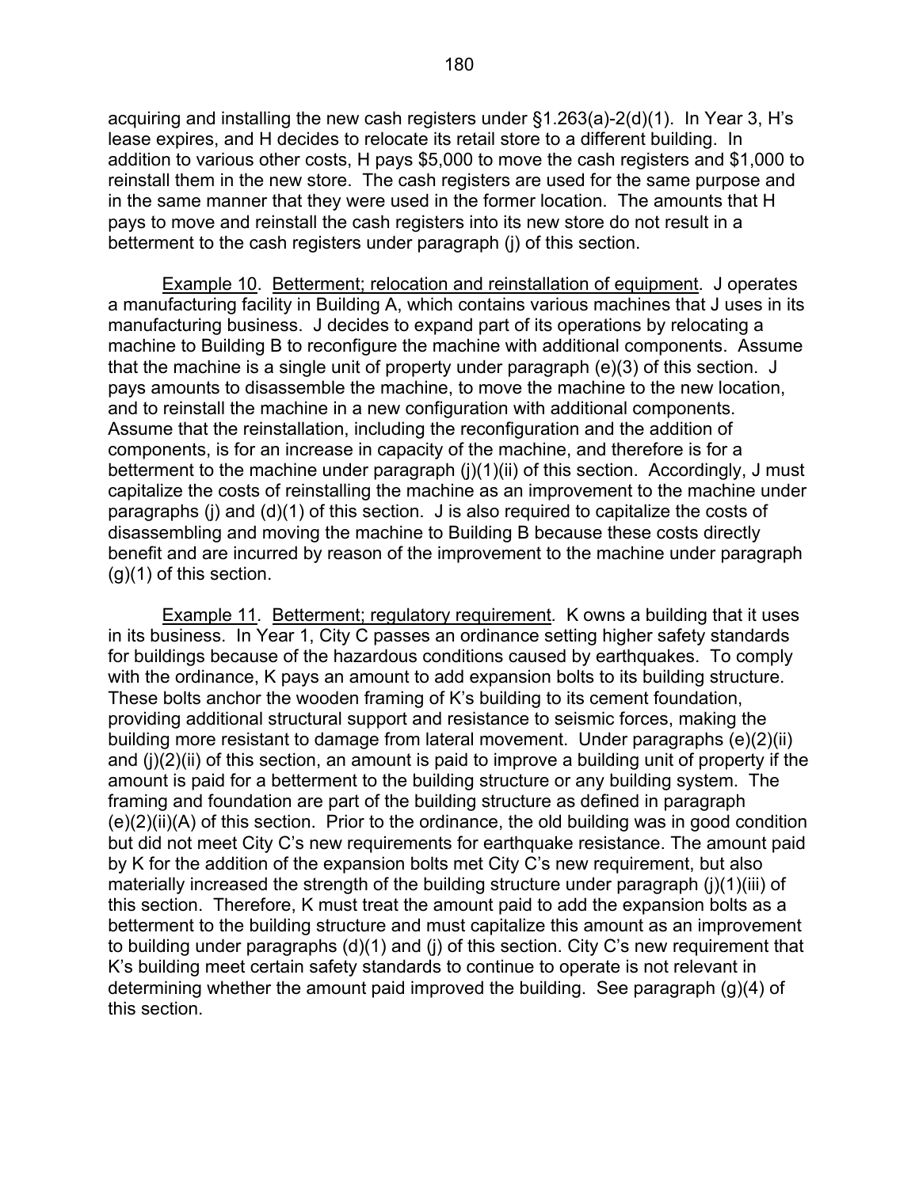acquiring and installing the new cash registers under §1.263(a)-2(d)(1). In Year 3, H's lease expires, and H decides to relocate its retail store to a different building. In addition to various other costs, H pays $5,000 to move the cash registers and $1,000 to reinstall them in the new store. The cash registers are used for the same purpose and in the same manner that they were used in the former location. The amounts that H pays to move and reinstall the cash registers into its new store do not result in a betterment to the cash registers under paragraph (j) of this section.

Example 10. Betterment; relocation and reinstallation of equipment. J operates a manufacturing facility in Building A, which contains various machines that J uses in its manufacturing business. J decides to expand part of its operations by relocating a machine to Building B to reconfigure the machine with additional components. Assume that the machine is a single unit of property under paragraph (e)(3) of this section. J pays amounts to disassemble the machine, to move the machine to the new location, and to reinstall the machine in a new configuration with additional components. Assume that the reinstallation, including the reconfiguration and the addition of components, is for an increase in capacity of the machine, and therefore is for a betterment to the machine under paragraph (j)(1)(ii) of this section. Accordingly, J must capitalize the costs of reinstalling the machine as an improvement to the machine under paragraphs (j) and (d)(1) of this section. J is also required to capitalize the costs of disassembling and moving the machine to Building B because these costs directly benefit and are incurred by reason of the improvement to the machine under paragraph (g)(1) of this section.

Example 11. Betterment; regulatory requirement. K owns a building that it uses in its business. In Year 1, City C passes an ordinance setting higher safety standards for buildings because of the hazardous conditions caused by earthquakes. To comply with the ordinance, K pays an amount to add expansion bolts to its building structure. These bolts anchor the wooden framing of K's building to its cement foundation, providing additional structural support and resistance to seismic forces, making the building more resistant to damage from lateral movement. Under paragraphs (e)(2)(ii) and (j)(2)(ii) of this section, an amount is paid to improve a building unit of property if the amount is paid for a betterment to the building structure or any building system. The framing and foundation are part of the building structure as defined in paragraph (e)(2)(ii)(A) of this section. Prior to the ordinance, the old building was in good condition but did not meet City C's new requirements for earthquake resistance. The amount paid by K for the addition of the expansion bolts met City C's new requirement, but also materially increased the strength of the building structure under paragraph (j)(1)(iii) of this section. Therefore, K must treat the amount paid to add the expansion bolts as a betterment to the building structure and must capitalize this amount as an improvement to building under paragraphs (d)(1) and (j) of this section. City C's new requirement that K's building meet certain safety standards to continue to operate is not relevant in determining whether the amount paid improved the building. See paragraph (g)(4) of this section.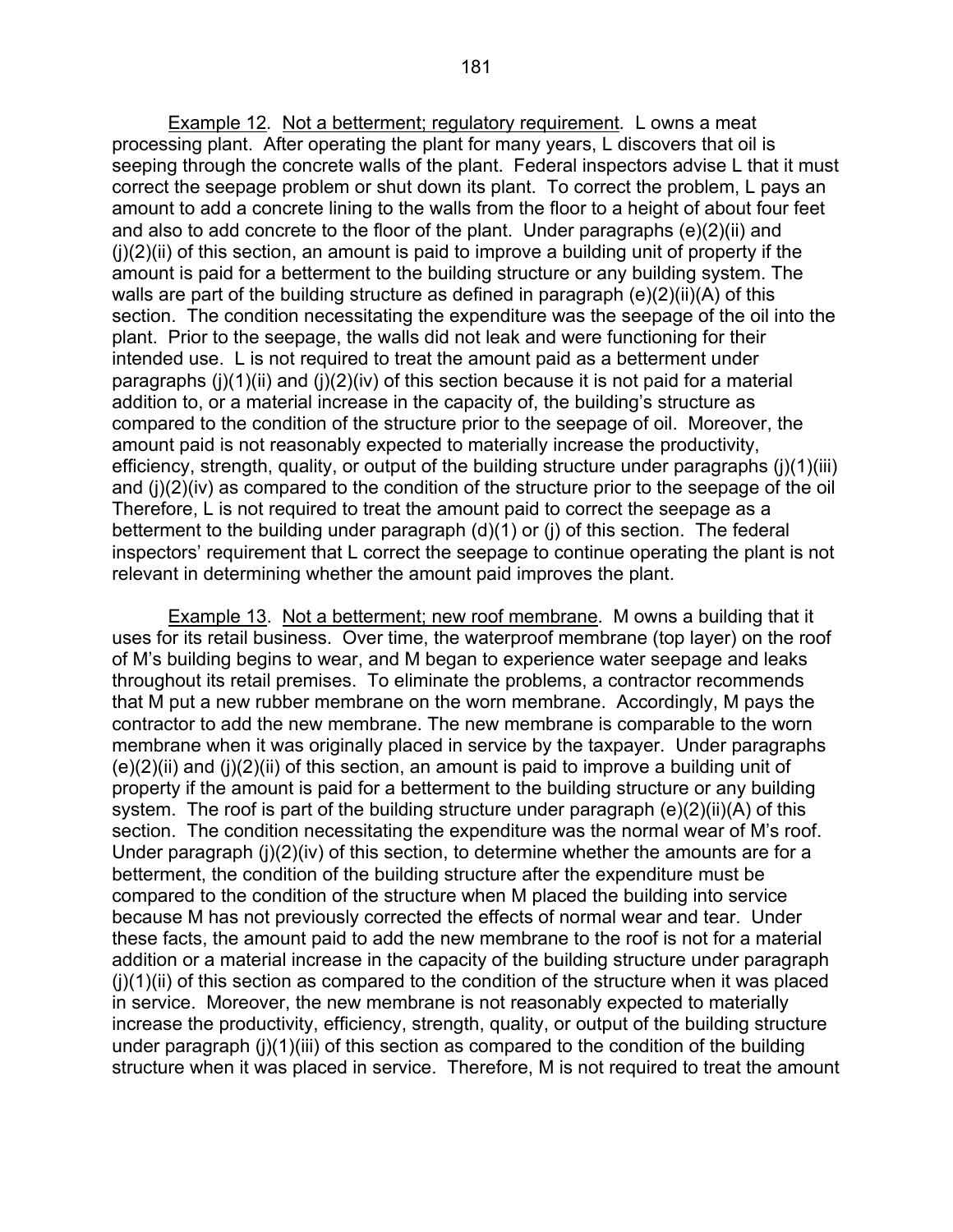Example 12. Not a betterment; regulatory requirement. L owns a meat processing plant. After operating the plant for many years, L discovers that oil is seeping through the concrete walls of the plant. Federal inspectors advise L that it must correct the seepage problem or shut down its plant. To correct the problem, L pays an amount to add a concrete lining to the walls from the floor to a height of about four feet and also to add concrete to the floor of the plant. Under paragraphs (e)(2)(ii) and (j)(2)(ii) of this section, an amount is paid to improve a building unit of property if the amount is paid for a betterment to the building structure or any building system. The walls are part of the building structure as defined in paragraph (e)(2)(ii)(A) of this section. The condition necessitating the expenditure was the seepage of the oil into the plant. Prior to the seepage, the walls did not leak and were functioning for their intended use. L is not required to treat the amount paid as a betterment under paragraphs (j)(1)(ii) and (j)(2)(iv) of this section because it is not paid for a material addition to, or a material increase in the capacity of, the building's structure as compared to the condition of the structure prior to the seepage of oil. Moreover, the amount paid is not reasonably expected to materially increase the productivity, efficiency, strength, quality, or output of the building structure under paragraphs (j)(1)(iii) and (j)(2)(iv) as compared to the condition of the structure prior to the seepage of the oil Therefore, L is not required to treat the amount paid to correct the seepage as a betterment to the building under paragraph (d)(1) or (j) of this section. The federal inspectors' requirement that L correct the seepage to continue operating the plant is not relevant in determining whether the amount paid improves the plant.

Example 13. Not a betterment; new roof membrane. M owns a building that it uses for its retail business. Over time, the waterproof membrane (top layer) on the roof of M's building begins to wear, and M began to experience water seepage and leaks throughout its retail premises. To eliminate the problems, a contractor recommends that M put a new rubber membrane on the worn membrane. Accordingly, M pays the contractor to add the new membrane. The new membrane is comparable to the worn membrane when it was originally placed in service by the taxpayer. Under paragraphs (e)(2)(ii) and (j)(2)(ii) of this section, an amount is paid to improve a building unit of property if the amount is paid for a betterment to the building structure or any building system. The roof is part of the building structure under paragraph (e)(2)(ii)(A) of this section. The condition necessitating the expenditure was the normal wear of M's roof. Under paragraph (j)(2)(iv) of this section, to determine whether the amounts are for a betterment, the condition of the building structure after the expenditure must be compared to the condition of the structure when M placed the building into service because M has not previously corrected the effects of normal wear and tear. Under these facts, the amount paid to add the new membrane to the roof is not for a material addition or a material increase in the capacity of the building structure under paragraph (j)(1)(ii) of this section as compared to the condition of the structure when it was placed in service. Moreover, the new membrane is not reasonably expected to materially increase the productivity, efficiency, strength, quality, or output of the building structure under paragraph (j)(1)(iii) of this section as compared to the condition of the building structure when it was placed in service. Therefore, M is not required to treat the amount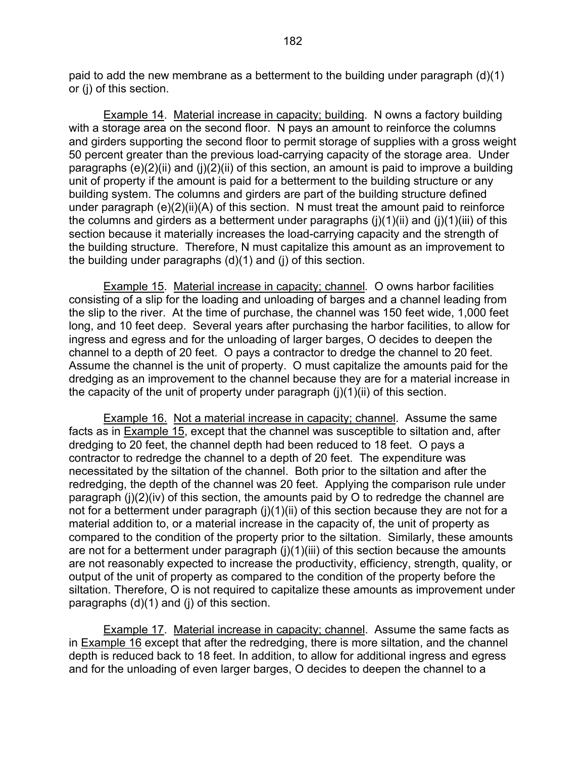paid to add the new membrane as a betterment to the building under paragraph (d)(1) or (j) of this section.

Example 14. Material increase in capacity; building. N owns a factory building with a storage area on the second floor. N pays an amount to reinforce the columns and girders supporting the second floor to permit storage of supplies with a gross weight 50 percent greater than the previous load-carrying capacity of the storage area. Under paragraphs (e)(2)(ii) and (j)(2)(ii) of this section, an amount is paid to improve a building unit of property if the amount is paid for a betterment to the building structure or any building system. The columns and girders are part of the building structure defined under paragraph (e)(2)(ii)(A) of this section. N must treat the amount paid to reinforce the columns and girders as a betterment under paragraphs (j)(1)(ii) and (j)(1)(iii) of this section because it materially increases the load-carrying capacity and the strength of the building structure. Therefore, N must capitalize this amount as an improvement to the building under paragraphs (d)(1) and (j) of this section.

Example 15. Material increase in capacity; channel. O owns harbor facilities consisting of a slip for the loading and unloading of barges and a channel leading from the slip to the river. At the time of purchase, the channel was 150 feet wide, 1,000 feet long, and 10 feet deep. Several years after purchasing the harbor facilities, to allow for ingress and egress and for the unloading of larger barges, O decides to deepen the channel to a depth of 20 feet. O pays a contractor to dredge the channel to 20 feet. Assume the channel is the unit of property. O must capitalize the amounts paid for the dredging as an improvement to the channel because they are for a material increase in the capacity of the unit of property under paragraph (j)(1)(ii) of this section.

Example 16. Not a material increase in capacity; channel. Assume the same facts as in Example 15, except that the channel was susceptible to siltation and, after dredging to 20 feet, the channel depth had been reduced to 18 feet. O pays a contractor to redredge the channel to a depth of 20 feet. The expenditure was necessitated by the siltation of the channel. Both prior to the siltation and after the redredging, the depth of the channel was 20 feet. Applying the comparison rule under paragraph (j)(2)(iv) of this section, the amounts paid by O to redredge the channel are not for a betterment under paragraph (j)(1)(ii) of this section because they are not for a material addition to, or a material increase in the capacity of, the unit of property as compared to the condition of the property prior to the siltation. Similarly, these amounts are not for a betterment under paragraph (j)(1)(iii) of this section because the amounts are not reasonably expected to increase the productivity, efficiency, strength, quality, or output of the unit of property as compared to the condition of the property before the siltation. Therefore, O is not required to capitalize these amounts as improvement under paragraphs (d)(1) and (j) of this section.

Example 17. Material increase in capacity; channel. Assume the same facts as in Example 16 except that after the redredging, there is more siltation, and the channel depth is reduced back to 18 feet. In addition, to allow for additional ingress and egress and for the unloading of even larger barges, O decides to deepen the channel to a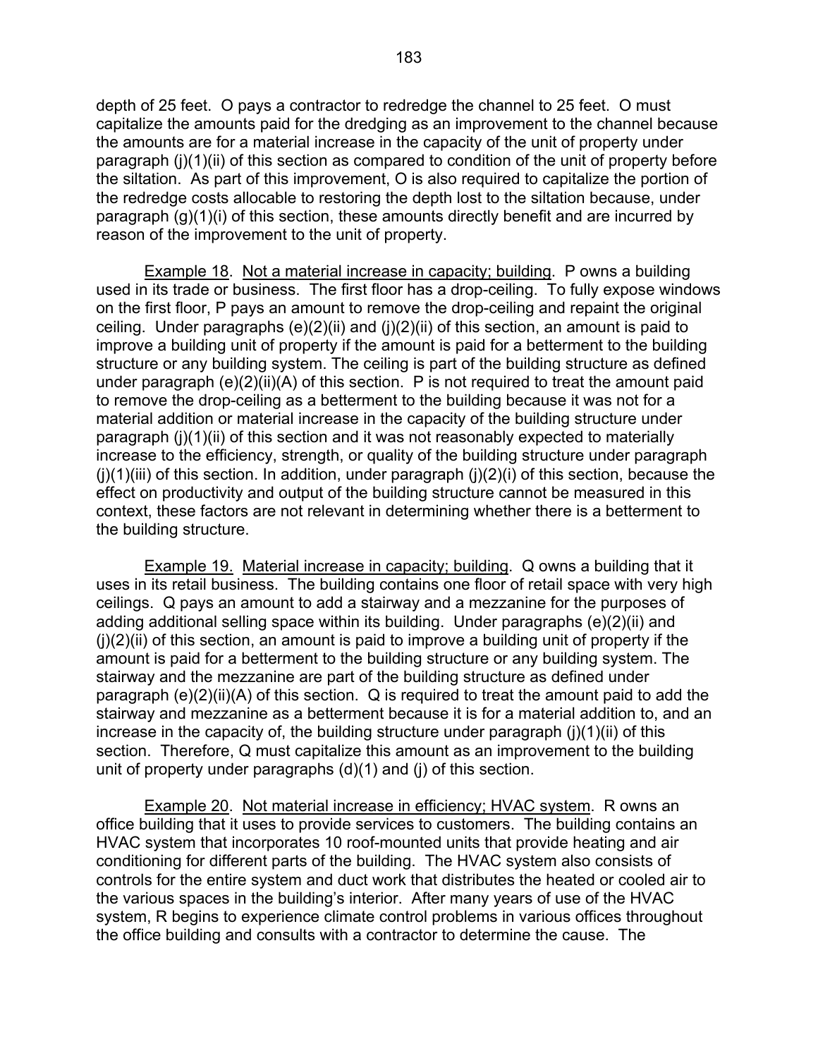depth of 25 feet. O pays a contractor to redredge the channel to 25 feet. O must capitalize the amounts paid for the dredging as an improvement to the channel because the amounts are for a material increase in the capacity of the unit of property under paragraph (j)(1)(ii) of this section as compared to condition of the unit of property before the siltation. As part of this improvement, O is also required to capitalize the portion of the redredge costs allocable to restoring the depth lost to the siltation because, under paragraph (g)(1)(i) of this section, these amounts directly benefit and are incurred by reason of the improvement to the unit of property.

Example 18. Not a material increase in capacity; building. P owns a building used in its trade or business. The first floor has a drop-ceiling. To fully expose windows on the first floor, P pays an amount to remove the drop-ceiling and repaint the original ceiling. Under paragraphs (e)(2)(ii) and (j)(2)(ii) of this section, an amount is paid to improve a building unit of property if the amount is paid for a betterment to the building structure or any building system. The ceiling is part of the building structure as defined under paragraph (e)(2)(ii)(A) of this section. P is not required to treat the amount paid to remove the drop-ceiling as a betterment to the building because it was not for a material addition or material increase in the capacity of the building structure under paragraph (j)(1)(ii) of this section and it was not reasonably expected to materially increase to the efficiency, strength, or quality of the building structure under paragraph (j)(1)(iii) of this section. In addition, under paragraph (j)(2)(i) of this section, because the effect on productivity and output of the building structure cannot be measured in this context, these factors are not relevant in determining whether there is a betterment to the building structure.

Example 19. Material increase in capacity; building. Q owns a building that it uses in its retail business. The building contains one floor of retail space with very high ceilings. Q pays an amount to add a stairway and a mezzanine for the purposes of adding additional selling space within its building. Under paragraphs (e)(2)(ii) and (j)(2)(ii) of this section, an amount is paid to improve a building unit of property if the amount is paid for a betterment to the building structure or any building system. The stairway and the mezzanine are part of the building structure as defined under paragraph (e)(2)(ii)(A) of this section. Q is required to treat the amount paid to add the stairway and mezzanine as a betterment because it is for a material addition to, and an increase in the capacity of, the building structure under paragraph (j)(1)(ii) of this section. Therefore, Q must capitalize this amount as an improvement to the building unit of property under paragraphs (d)(1) and (j) of this section.

Example 20. Not material increase in efficiency; HVAC system. R owns an office building that it uses to provide services to customers. The building contains an HVAC system that incorporates 10 roof-mounted units that provide heating and air conditioning for different parts of the building. The HVAC system also consists of controls for the entire system and duct work that distributes the heated or cooled air to the various spaces in the building's interior. After many years of use of the HVAC system, R begins to experience climate control problems in various offices throughout the office building and consults with a contractor to determine the cause. The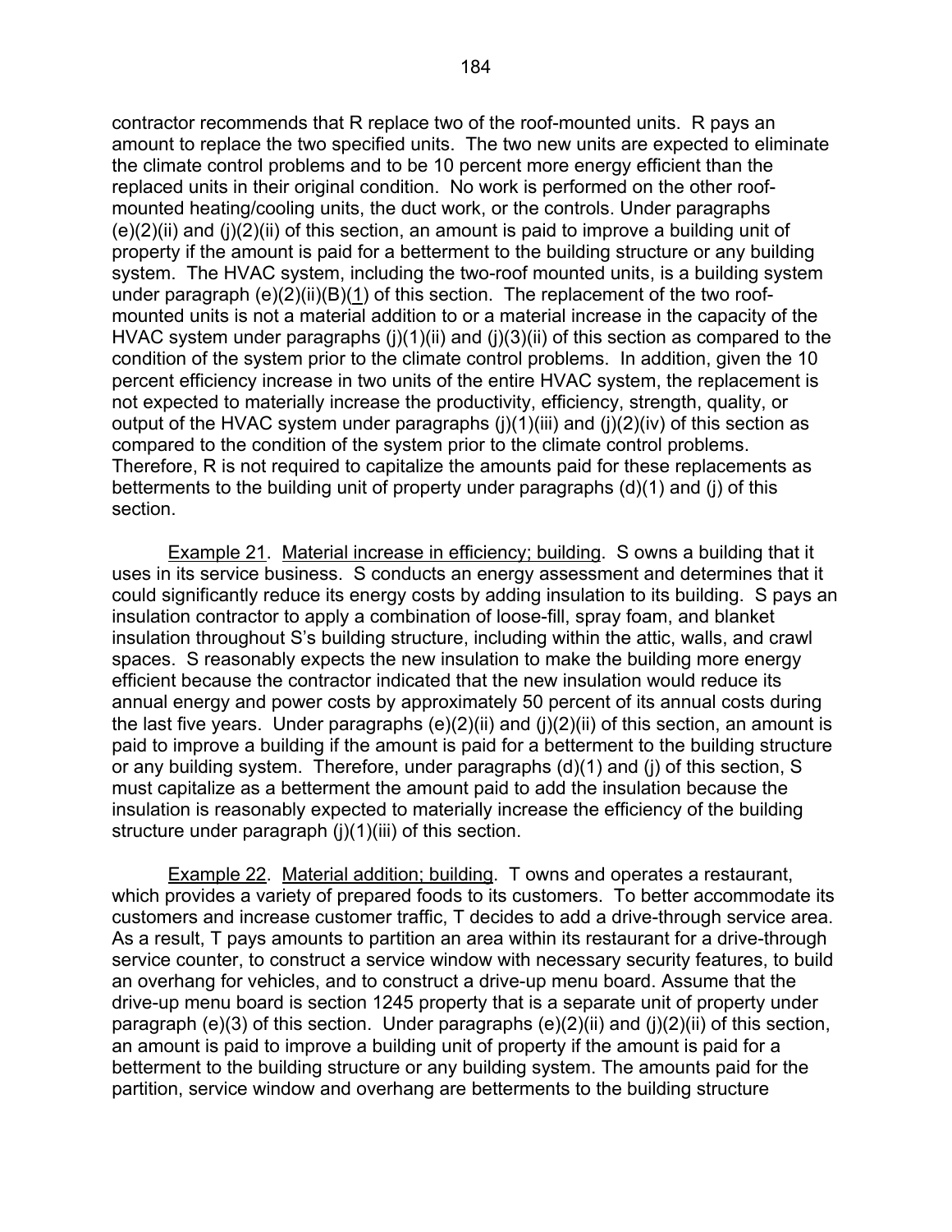contractor recommends that R replace two of the roof-mounted units. R pays an amount to replace the two specified units. The two new units are expected to eliminate the climate control problems and to be 10 percent more energy efficient than the replaced units in their original condition. No work is performed on the other roof-mounted heating/cooling units, the duct work, or the controls. Under paragraphs (e)(2)(ii) and (j)(2)(ii) of this section, an amount is paid to improve a building unit of property if the amount is paid for a betterment to the building structure or any building system. The HVAC system, including the two-roof mounted units, is a building system under paragraph (e)(2)(ii)(B)(1) of this section. The replacement of the two roof-mounted units is not a material addition to or a material increase in the capacity of the HVAC system under paragraphs (j)(1)(ii) and (j)(3)(ii) of this section as compared to the condition of the system prior to the climate control problems. In addition, given the 10 percent efficiency increase in two units of the entire HVAC system, the replacement is not expected to materially increase the productivity, efficiency, strength, quality, or output of the HVAC system under paragraphs (j)(1)(iii) and (j)(2)(iv) of this section as compared to the condition of the system prior to the climate control problems. Therefore, R is not required to capitalize the amounts paid for these replacements as betterments to the building unit of property under paragraphs (d)(1) and (j) of this section.

Example 21. Material increase in efficiency; building. S owns a building that it uses in its service business. S conducts an energy assessment and determines that it could significantly reduce its energy costs by adding insulation to its building. S pays an insulation contractor to apply a combination of loose-fill, spray foam, and blanket insulation throughout S's building structure, including within the attic, walls, and crawl spaces. S reasonably expects the new insulation to make the building more energy efficient because the contractor indicated that the new insulation would reduce its annual energy and power costs by approximately 50 percent of its annual costs during the last five years. Under paragraphs (e)(2)(ii) and (j)(2)(ii) of this section, an amount is paid to improve a building if the amount is paid for a betterment to the building structure or any building system. Therefore, under paragraphs (d)(1) and (j) of this section, S must capitalize as a betterment the amount paid to add the insulation because the insulation is reasonably expected to materially increase the efficiency of the building structure under paragraph (j)(1)(iii) of this section.

Example 22. Material addition; building. T owns and operates a restaurant, which provides a variety of prepared foods to its customers. To better accommodate its customers and increase customer traffic, T decides to add a drive-through service area. As a result, T pays amounts to partition an area within its restaurant for a drive-through service counter, to construct a service window with necessary security features, to build an overhang for vehicles, and to construct a drive-up menu board. Assume that the drive-up menu board is section 1245 property that is a separate unit of property under paragraph (e)(3) of this section. Under paragraphs (e)(2)(ii) and (j)(2)(ii) of this section, an amount is paid to improve a building unit of property if the amount is paid for a betterment to the building structure or any building system. The amounts paid for the partition, service window and overhang are betterments to the building structure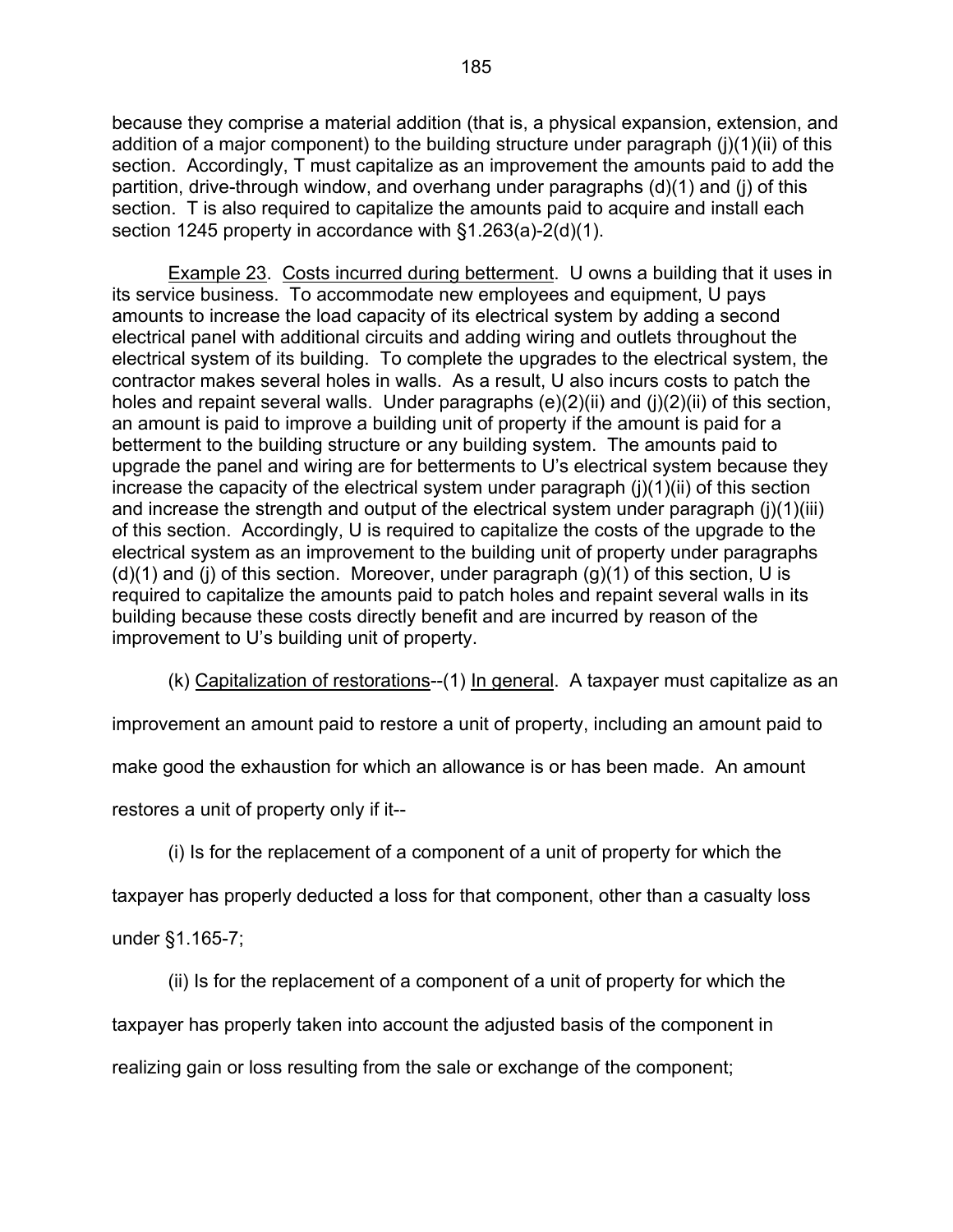because they comprise a material addition (that is, a physical expansion, extension, and addition of a major component) to the building structure under paragraph (j)(1)(ii) of this section. Accordingly, T must capitalize as an improvement the amounts paid to add the partition, drive-through window, and overhang under paragraphs (d)(1) and (j) of this section. T is also required to capitalize the amounts paid to acquire and install each section 1245 property in accordance with §1.263(a)-2(d)(1).

Example 23. Costs incurred during betterment. U owns a building that it uses in its service business. To accommodate new employees and equipment, U pays amounts to increase the load capacity of its electrical system by adding a second electrical panel with additional circuits and adding wiring and outlets throughout the electrical system of its building. To complete the upgrades to the electrical system, the contractor makes several holes in walls. As a result, U also incurs costs to patch the holes and repaint several walls. Under paragraphs (e)(2)(ii) and (j)(2)(ii) of this section, an amount is paid to improve a building unit of property if the amount is paid for a betterment to the building structure or any building system. The amounts paid to upgrade the panel and wiring are for betterments to U's electrical system because they increase the capacity of the electrical system under paragraph (j)(1)(ii) of this section and increase the strength and output of the electrical system under paragraph (j)(1)(iii) of this section. Accordingly, U is required to capitalize the costs of the upgrade to the electrical system as an improvement to the building unit of property under paragraphs (d)(1) and (j) of this section. Moreover, under paragraph (g)(1) of this section, U is required to capitalize the amounts paid to patch holes and repaint several walls in its building because these costs directly benefit and are incurred by reason of the improvement to U's building unit of property.

(k) Capitalization of restorations--(1) In general. A taxpayer must capitalize as an improvement an amount paid to restore a unit of property, including an amount paid to make good the exhaustion for which an allowance is or has been made. An amount restores a unit of property only if it--

(i) Is for the replacement of a component of a unit of property for which the taxpayer has properly deducted a loss for that component, other than a casualty loss under §1.165-7;

(ii) Is for the replacement of a component of a unit of property for which the taxpayer has properly taken into account the adjusted basis of the component in realizing gain or loss resulting from the sale or exchange of the component;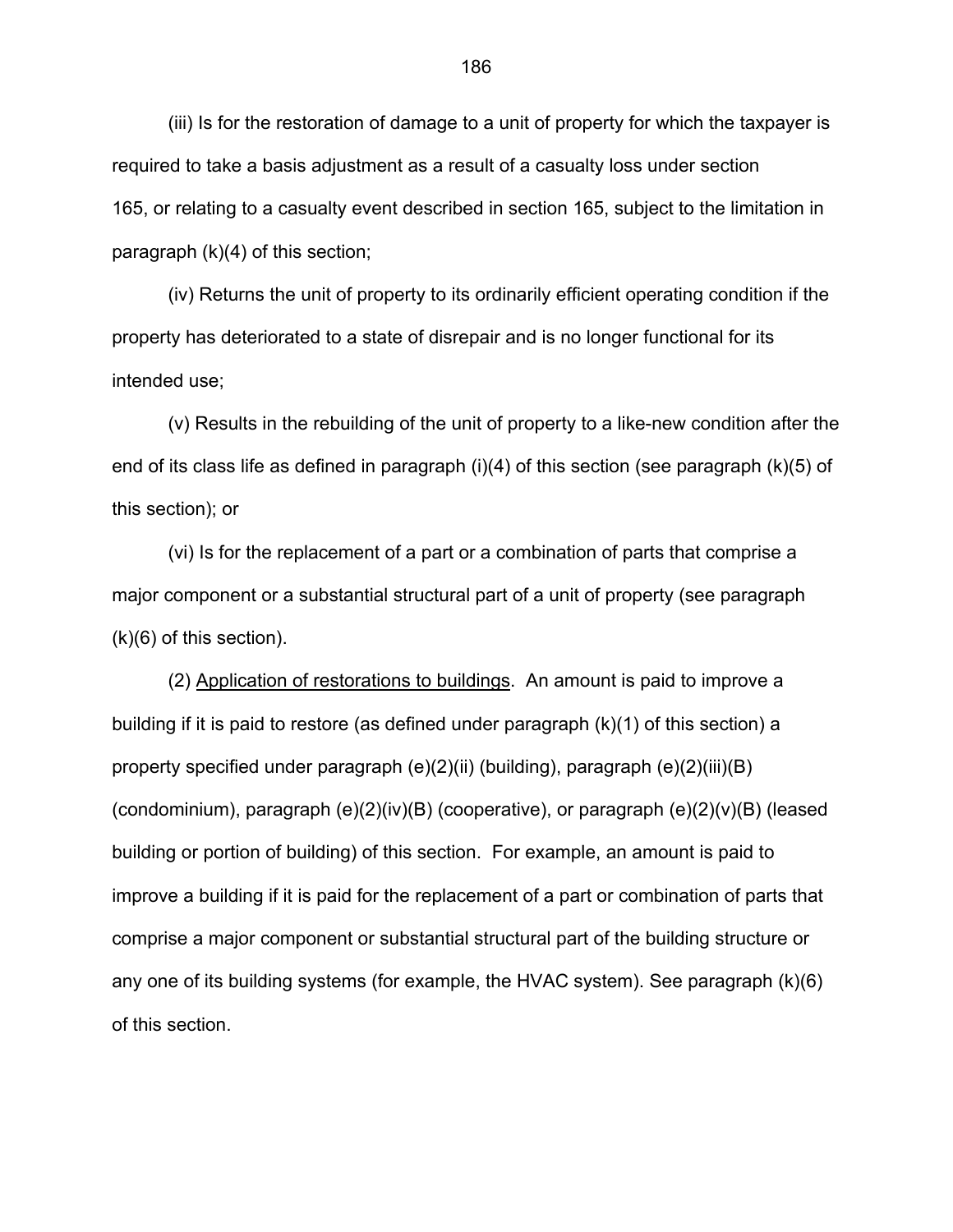(iii) Is for the restoration of damage to a unit of property for which the taxpayer is required to take a basis adjustment as a result of a casualty loss under section 165, or relating to a casualty event described in section 165, subject to the limitation in paragraph (k)(4) of this section;

(iv) Returns the unit of property to its ordinarily efficient operating condition if the property has deteriorated to a state of disrepair and is no longer functional for its intended use;

(v) Results in the rebuilding of the unit of property to a like-new condition after the end of its class life as defined in paragraph (i)(4) of this section (see paragraph (k)(5) of this section); or

(vi) Is for the replacement of a part or a combination of parts that comprise a major component or a substantial structural part of a unit of property (see paragraph (k)(6) of this section).

(2) Application of restorations to buildings. An amount is paid to improve a building if it is paid to restore (as defined under paragraph (k)(1) of this section) a property specified under paragraph (e)(2)(ii) (building), paragraph (e)(2)(iii)(B) (condominium), paragraph (e)(2)(iv)(B) (cooperative), or paragraph (e)(2)(v)(B) (leased building or portion of building) of this section. For example, an amount is paid to improve a building if it is paid for the replacement of a part or combination of parts that comprise a major component or substantial structural part of the building structure or any one of its building systems (for example, the HVAC system). See paragraph (k)(6) of this section.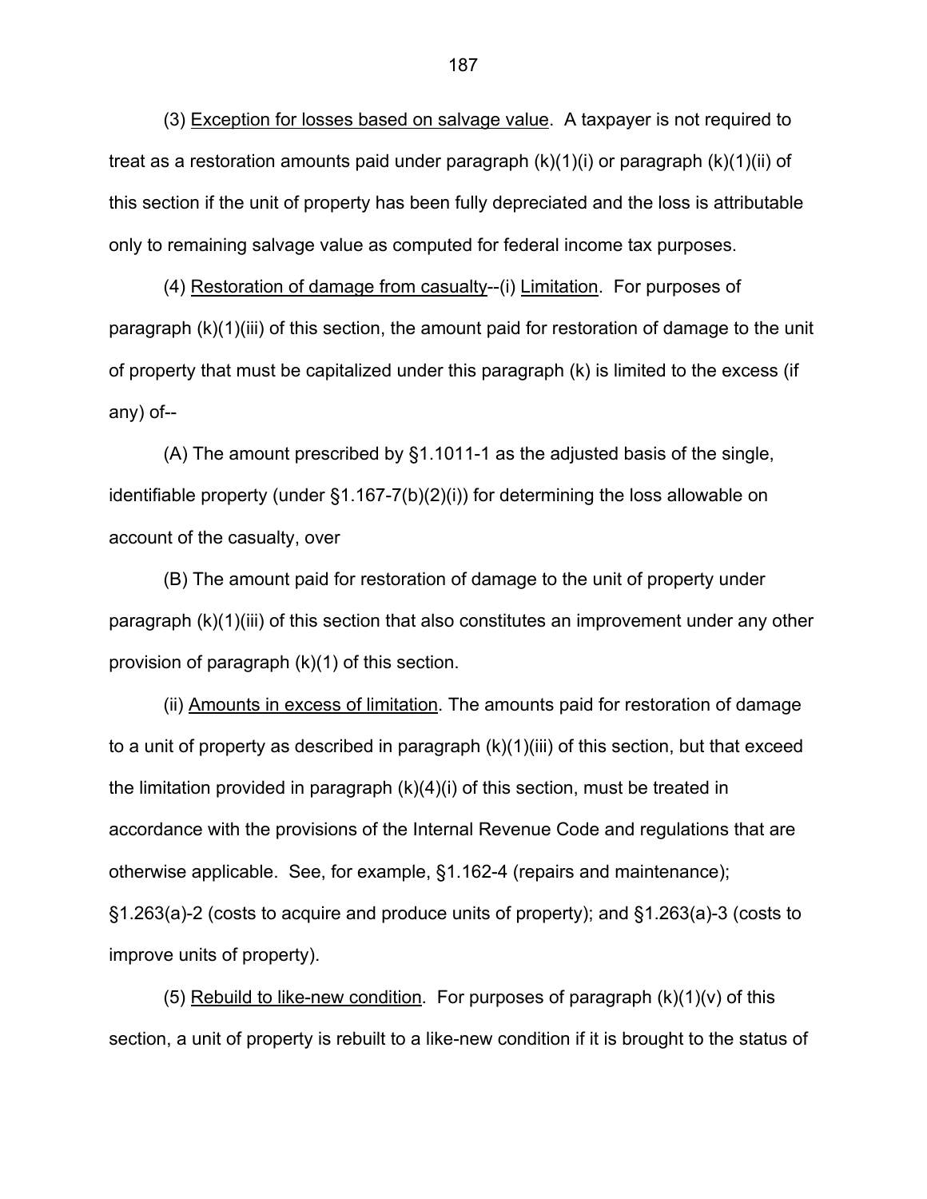(3) Exception for losses based on salvage value. A taxpayer is not required to treat as a restoration amounts paid under paragraph (k)(1)(i) or paragraph (k)(1)(ii) of this section if the unit of property has been fully depreciated and the loss is attributable only to remaining salvage value as computed for federal income tax purposes.

(4) Restoration of damage from casualty--(i) Limitation. For purposes of paragraph (k)(1)(iii) of this section, the amount paid for restoration of damage to the unit of property that must be capitalized under this paragraph (k) is limited to the excess (if any) of--

(A) The amount prescribed by §1.1011-1 as the adjusted basis of the single, identifiable property (under §1.167-7(b)(2)(i)) for determining the loss allowable on account of the casualty, over

(B) The amount paid for restoration of damage to the unit of property under paragraph (k)(1)(iii) of this section that also constitutes an improvement under any other provision of paragraph (k)(1) of this section.

(ii) Amounts in excess of limitation. The amounts paid for restoration of damage to a unit of property as described in paragraph (k)(1)(iii) of this section, but that exceed the limitation provided in paragraph (k)(4)(i) of this section, must be treated in accordance with the provisions of the Internal Revenue Code and regulations that are otherwise applicable. See, for example, §1.162-4 (repairs and maintenance); §1.263(a)-2 (costs to acquire and produce units of property); and §1.263(a)-3 (costs to improve units of property).

(5) Rebuild to like-new condition. For purposes of paragraph (k)(1)(v) of this section, a unit of property is rebuilt to a like-new condition if it is brought to the status of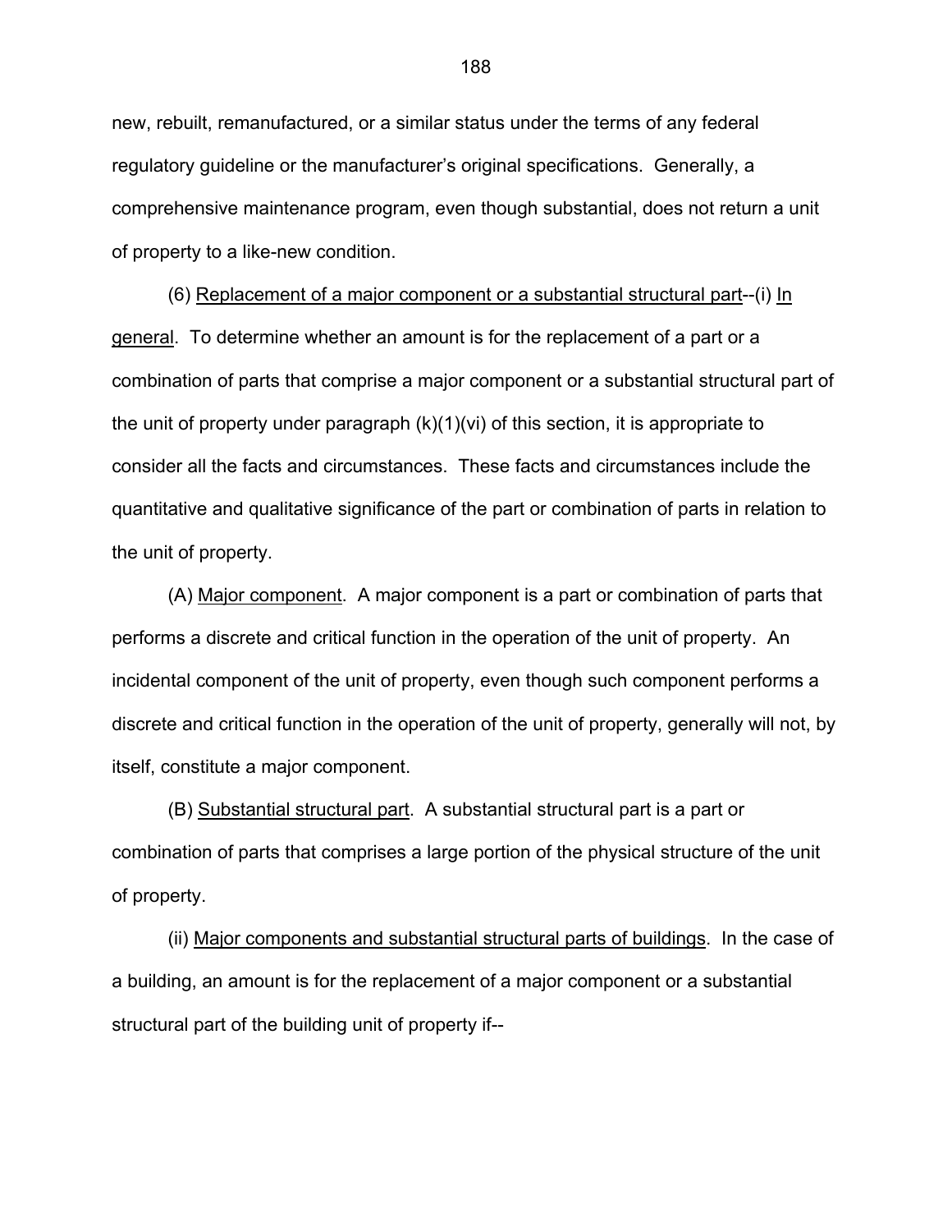new, rebuilt, remanufactured, or a similar status under the terms of any federal regulatory guideline or the manufacturer's original specifications. Generally, a comprehensive maintenance program, even though substantial, does not return a unit of property to a like-new condition.

(6) Replacement of a major component or a substantial structural part--(i) In general. To determine whether an amount is for the replacement of a part or a combination of parts that comprise a major component or a substantial structural part of the unit of property under paragraph (k)(1)(vi) of this section, it is appropriate to consider all the facts and circumstances. These facts and circumstances include the quantitative and qualitative significance of the part or combination of parts in relation to the unit of property.

(A) Major component. A major component is a part or combination of parts that performs a discrete and critical function in the operation of the unit of property. An incidental component of the unit of property, even though such component performs a discrete and critical function in the operation of the unit of property, generally will not, by itself, constitute a major component.

(B) Substantial structural part. A substantial structural part is a part or combination of parts that comprises a large portion of the physical structure of the unit of property.

(ii) Major components and substantial structural parts of buildings. In the case of a building, an amount is for the replacement of a major component or a substantial structural part of the building unit of property if--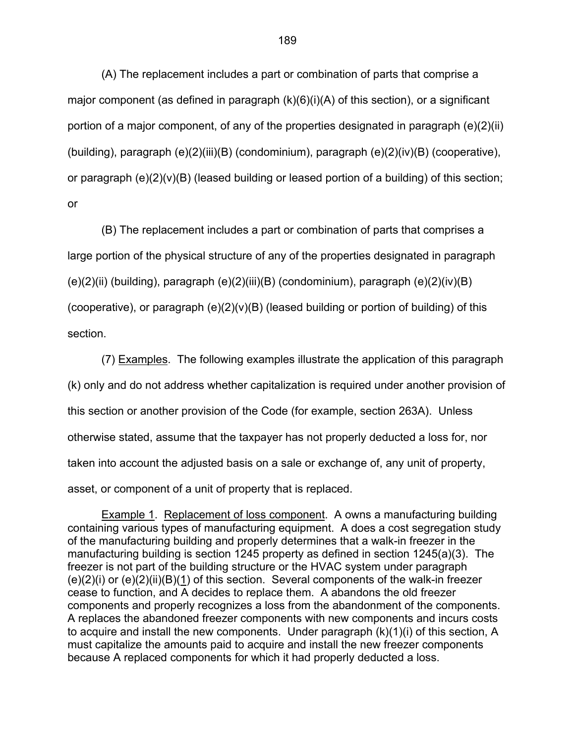(A) The replacement includes a part or combination of parts that comprise a major component (as defined in paragraph (k)(6)(i)(A) of this section), or a significant portion of a major component, of any of the properties designated in paragraph (e)(2)(ii) (building), paragraph (e)(2)(iii)(B) (condominium), paragraph (e)(2)(iv)(B) (cooperative), or paragraph (e)(2)(v)(B) (leased building or leased portion of a building) of this section; or

(B) The replacement includes a part or combination of parts that comprises a large portion of the physical structure of any of the properties designated in paragraph (e)(2)(ii) (building), paragraph (e)(2)(iii)(B) (condominium), paragraph (e)(2)(iv)(B) (cooperative), or paragraph (e)(2)(v)(B) (leased building or portion of building) of this section.

(7) Examples. The following examples illustrate the application of this paragraph (k) only and do not address whether capitalization is required under another provision of this section or another provision of the Code (for example, section 263A). Unless otherwise stated, assume that the taxpayer has not properly deducted a loss for, nor taken into account the adjusted basis on a sale or exchange of, any unit of property, asset, or component of a unit of property that is replaced.

Example 1. Replacement of loss component. A owns a manufacturing building containing various types of manufacturing equipment. A does a cost segregation study of the manufacturing building and properly determines that a walk-in freezer in the manufacturing building is section 1245 property as defined in section 1245(a)(3). The freezer is not part of the building structure or the HVAC system under paragraph (e)(2)(i) or (e)(2)(ii)(B)(1) of this section. Several components of the walk-in freezer cease to function, and A decides to replace them. A abandons the old freezer components and properly recognizes a loss from the abandonment of the components. A replaces the abandoned freezer components with new components and incurs costs to acquire and install the new components. Under paragraph (k)(1)(i) of this section, A must capitalize the amounts paid to acquire and install the new freezer components because A replaced components for which it had properly deducted a loss.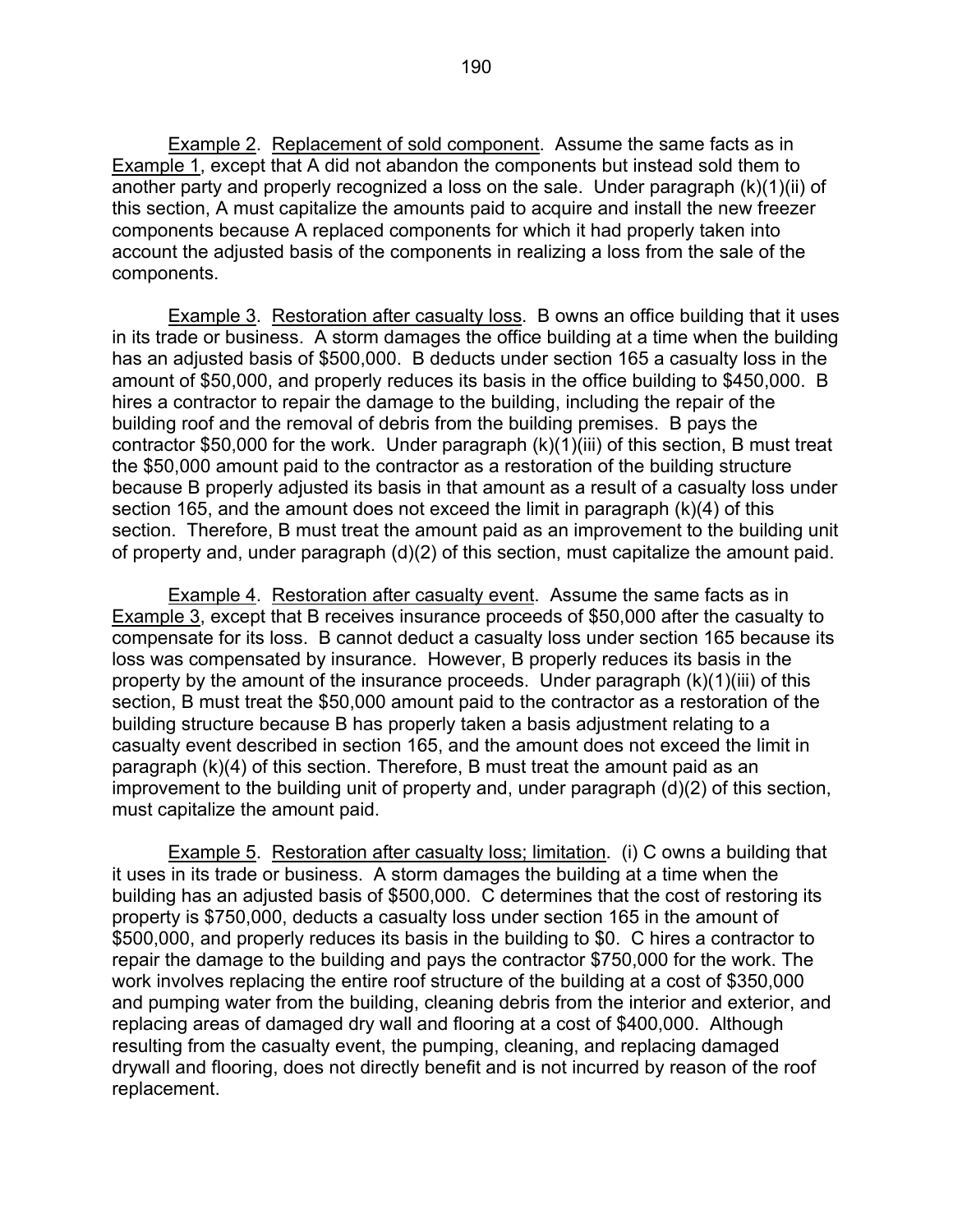Example 2. Replacement of sold component. Assume the same facts as in Example 1, except that A did not abandon the components but instead sold them to another party and properly recognized a loss on the sale. Under paragraph (k)(1)(ii) of this section, A must capitalize the amounts paid to acquire and install the new freezer components because A replaced components for which it had properly taken into account the adjusted basis of the components in realizing a loss from the sale of the components.

Example 3. Restoration after casualty loss. B owns an office building that it uses in its trade or business. A storm damages the office building at a time when the building has an adjusted basis of $500,000. B deducts under section 165 a casualty loss in the amount of $50,000, and properly reduces its basis in the office building to $450,000. B hires a contractor to repair the damage to the building, including the repair of the building roof and the removal of debris from the building premises. B pays the contractor $50,000 for the work. Under paragraph (k)(1)(iii) of this section, B must treat the $50,000 amount paid to the contractor as a restoration of the building structure because B properly adjusted its basis in that amount as a result of a casualty loss under section 165, and the amount does not exceed the limit in paragraph (k)(4) of this section. Therefore, B must treat the amount paid as an improvement to the building unit of property and, under paragraph (d)(2) of this section, must capitalize the amount paid.

Example 4. Restoration after casualty event. Assume the same facts as in Example 3, except that B receives insurance proceeds of $50,000 after the casualty to compensate for its loss. B cannot deduct a casualty loss under section 165 because its loss was compensated by insurance. However, B properly reduces its basis in the property by the amount of the insurance proceeds. Under paragraph (k)(1)(iii) of this section, B must treat the $50,000 amount paid to the contractor as a restoration of the building structure because B has properly taken a basis adjustment relating to a casualty event described in section 165, and the amount does not exceed the limit in paragraph (k)(4) of this section. Therefore, B must treat the amount paid as an improvement to the building unit of property and, under paragraph (d)(2) of this section, must capitalize the amount paid.

Example 5. Restoration after casualty loss; limitation. (i) C owns a building that it uses in its trade or business. A storm damages the building at a time when the building has an adjusted basis of $500,000. C determines that the cost of restoring its property is $750,000, deducts a casualty loss under section 165 in the amount of $500,000, and properly reduces its basis in the building to $0. C hires a contractor to repair the damage to the building and pays the contractor $750,000 for the work. The work involves replacing the entire roof structure of the building at a cost of $350,000 and pumping water from the building, cleaning debris from the interior and exterior, and replacing areas of damaged dry wall and flooring at a cost of $400,000. Although resulting from the casualty event, the pumping, cleaning, and replacing damaged drywall and flooring, does not directly benefit and is not incurred by reason of the roof replacement.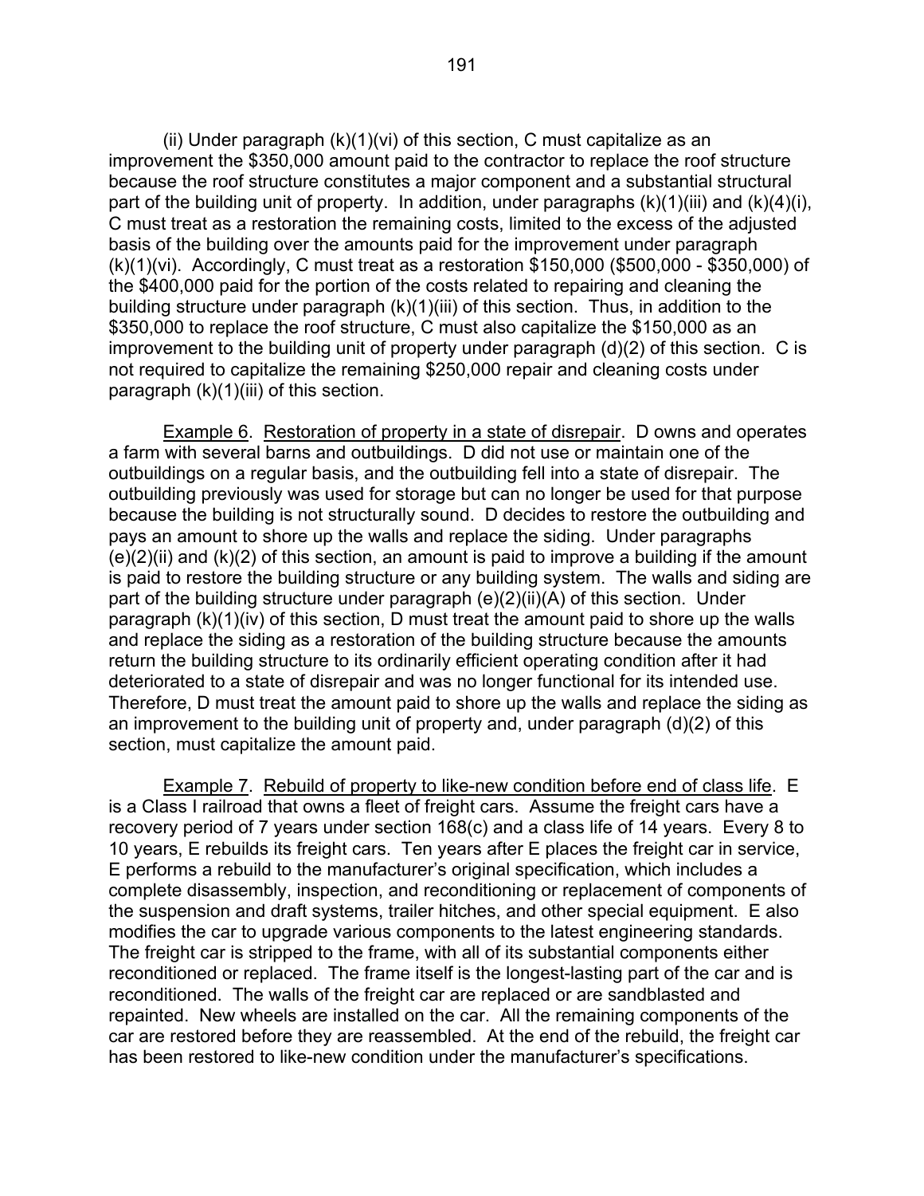(ii) Under paragraph (k)(1)(vi) of this section, C must capitalize as an improvement the $350,000 amount paid to the contractor to replace the roof structure because the roof structure constitutes a major component and a substantial structural part of the building unit of property. In addition, under paragraphs (k)(1)(iii) and (k)(4)(i), C must treat as a restoration the remaining costs, limited to the excess of the adjusted basis of the building over the amounts paid for the improvement under paragraph (k)(1)(vi). Accordingly, C must treat as a restoration $150,000 ($500,000 - $350,000) of the $400,000 paid for the portion of the costs related to repairing and cleaning the building structure under paragraph (k)(1)(iii) of this section. Thus, in addition to the $350,000 to replace the roof structure, C must also capitalize the $150,000 as an improvement to the building unit of property under paragraph (d)(2) of this section. C is not required to capitalize the remaining $250,000 repair and cleaning costs under paragraph (k)(1)(iii) of this section.

Example 6. Restoration of property in a state of disrepair. D owns and operates a farm with several barns and outbuildings. D did not use or maintain one of the outbuildings on a regular basis, and the outbuilding fell into a state of disrepair. The outbuilding previously was used for storage but can no longer be used for that purpose because the building is not structurally sound. D decides to restore the outbuilding and pays an amount to shore up the walls and replace the siding. Under paragraphs (e)(2)(ii) and (k)(2) of this section, an amount is paid to improve a building if the amount is paid to restore the building structure or any building system. The walls and siding are part of the building structure under paragraph (e)(2)(ii)(A) of this section. Under paragraph (k)(1)(iv) of this section, D must treat the amount paid to shore up the walls and replace the siding as a restoration of the building structure because the amounts return the building structure to its ordinarily efficient operating condition after it had deteriorated to a state of disrepair and was no longer functional for its intended use. Therefore, D must treat the amount paid to shore up the walls and replace the siding as an improvement to the building unit of property and, under paragraph (d)(2) of this section, must capitalize the amount paid.

Example 7. Rebuild of property to like-new condition before end of class life. E is a Class I railroad that owns a fleet of freight cars. Assume the freight cars have a recovery period of 7 years under section 168(c) and a class life of 14 years. Every 8 to 10 years, E rebuilds its freight cars. Ten years after E places the freight car in service, E performs a rebuild to the manufacturer's original specification, which includes a complete disassembly, inspection, and reconditioning or replacement of components of the suspension and draft systems, trailer hitches, and other special equipment. E also modifies the car to upgrade various components to the latest engineering standards. The freight car is stripped to the frame, with all of its substantial components either reconditioned or replaced. The frame itself is the longest-lasting part of the car and is reconditioned. The walls of the freight car are replaced or are sandblasted and repainted. New wheels are installed on the car. All the remaining components of the car are restored before they are reassembled. At the end of the rebuild, the freight car has been restored to like-new condition under the manufacturer's specifications.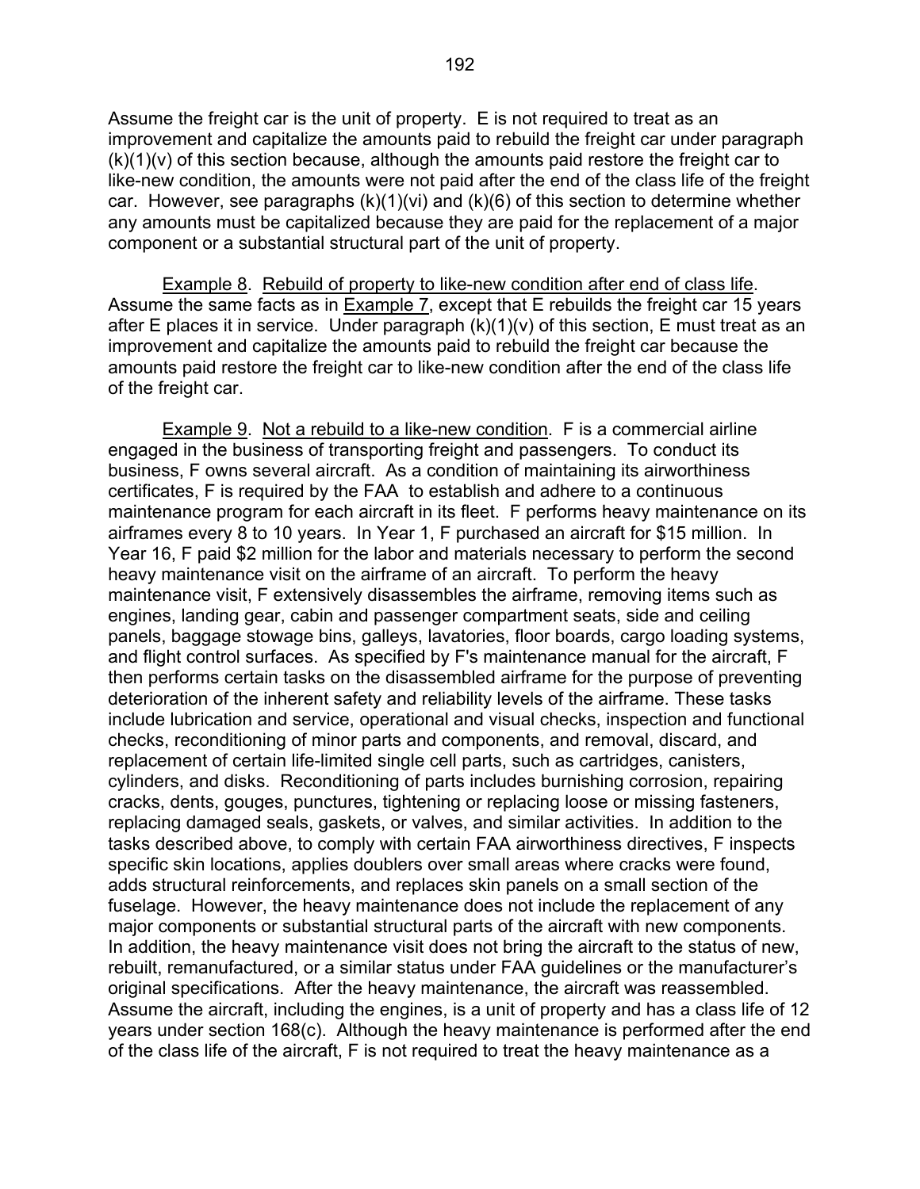Assume the freight car is the unit of property. E is not required to treat as an improvement and capitalize the amounts paid to rebuild the freight car under paragraph (k)(1)(v) of this section because, although the amounts paid restore the freight car to like-new condition, the amounts were not paid after the end of the class life of the freight car. However, see paragraphs (k)(1)(vi) and (k)(6) of this section to determine whether any amounts must be capitalized because they are paid for the replacement of a major component or a substantial structural part of the unit of property.

Example 8. Rebuild of property to like-new condition after end of class life. Assume the same facts as in Example 7, except that E rebuilds the freight car 15 years after E places it in service. Under paragraph (k)(1)(v) of this section, E must treat as an improvement and capitalize the amounts paid to rebuild the freight car because the amounts paid restore the freight car to like-new condition after the end of the class life of the freight car.

Example 9. Not a rebuild to a like-new condition. F is a commercial airline engaged in the business of transporting freight and passengers. To conduct its business, F owns several aircraft. As a condition of maintaining its airworthiness certificates, F is required by the FAA to establish and adhere to a continuous maintenance program for each aircraft in its fleet. F performs heavy maintenance on its airframes every 8 to 10 years. In Year 1, F purchased an aircraft for $15 million. In Year 16, F paid $2 million for the labor and materials necessary to perform the second heavy maintenance visit on the airframe of an aircraft. To perform the heavy maintenance visit, F extensively disassembles the airframe, removing items such as engines, landing gear, cabin and passenger compartment seats, side and ceiling panels, baggage stowage bins, galleys, lavatories, floor boards, cargo loading systems, and flight control surfaces. As specified by F's maintenance manual for the aircraft, F then performs certain tasks on the disassembled airframe for the purpose of preventing deterioration of the inherent safety and reliability levels of the airframe. These tasks include lubrication and service, operational and visual checks, inspection and functional checks, reconditioning of minor parts and components, and removal, discard, and replacement of certain life-limited single cell parts, such as cartridges, canisters, cylinders, and disks. Reconditioning of parts includes burnishing corrosion, repairing cracks, dents, gouges, punctures, tightening or replacing loose or missing fasteners, replacing damaged seals, gaskets, or valves, and similar activities. In addition to the tasks described above, to comply with certain FAA airworthiness directives, F inspects specific skin locations, applies doublers over small areas where cracks were found, adds structural reinforcements, and replaces skin panels on a small section of the fuselage. However, the heavy maintenance does not include the replacement of any major components or substantial structural parts of the aircraft with new components. In addition, the heavy maintenance visit does not bring the aircraft to the status of new, rebuilt, remanufactured, or a similar status under FAA guidelines or the manufacturer's original specifications. After the heavy maintenance, the aircraft was reassembled. Assume the aircraft, including the engines, is a unit of property and has a class life of 12 years under section 168(c). Although the heavy maintenance is performed after the end of the class life of the aircraft, F is not required to treat the heavy maintenance as a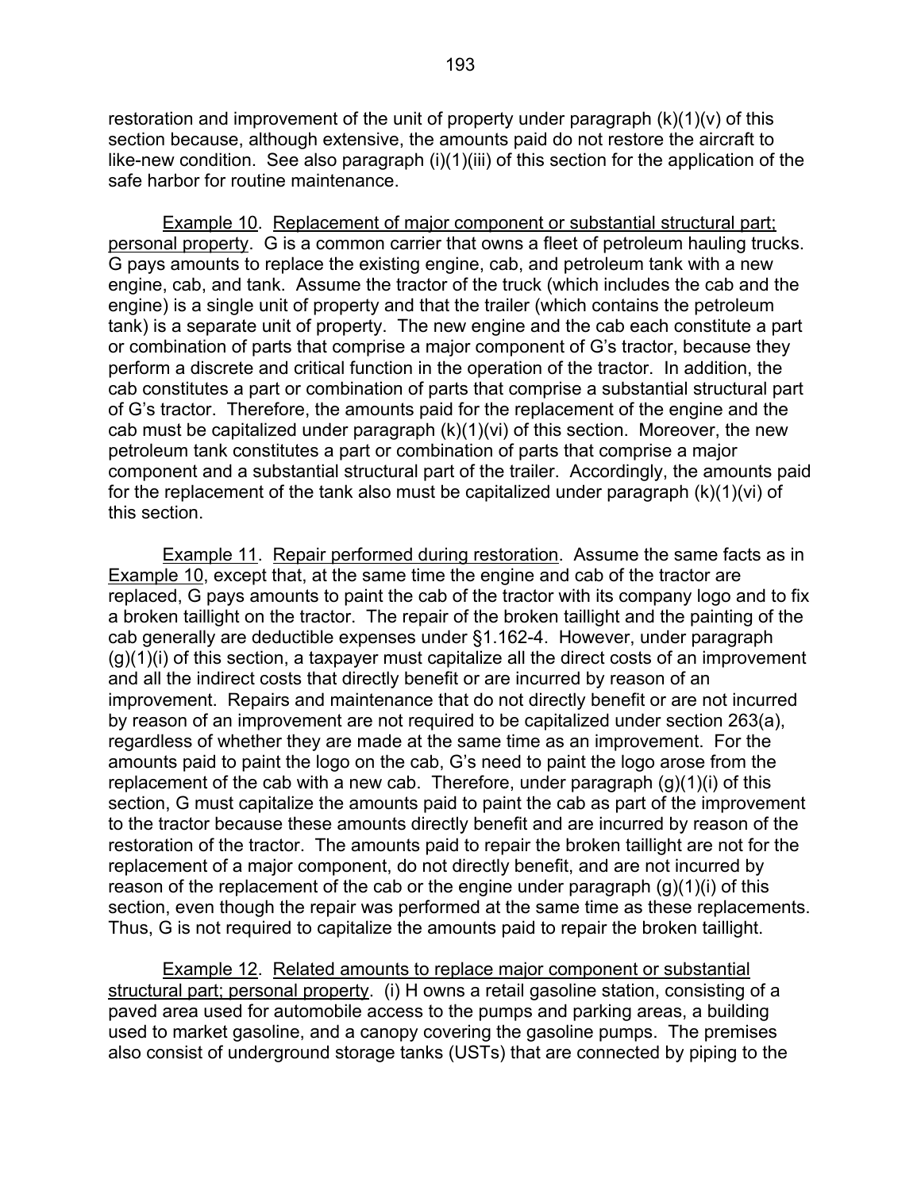restoration and improvement of the unit of property under paragraph (k)(1)(v) of this section because, although extensive, the amounts paid do not restore the aircraft to like-new condition. See also paragraph (i)(1)(iii) of this section for the application of the safe harbor for routine maintenance.

Example 10. Replacement of major component or substantial structural part; personal property. G is a common carrier that owns a fleet of petroleum hauling trucks. G pays amounts to replace the existing engine, cab, and petroleum tank with a new engine, cab, and tank. Assume the tractor of the truck (which includes the cab and the engine) is a single unit of property and that the trailer (which contains the petroleum tank) is a separate unit of property. The new engine and the cab each constitute a part or combination of parts that comprise a major component of G's tractor, because they perform a discrete and critical function in the operation of the tractor. In addition, the cab constitutes a part or combination of parts that comprise a substantial structural part of G's tractor. Therefore, the amounts paid for the replacement of the engine and the cab must be capitalized under paragraph (k)(1)(vi) of this section. Moreover, the new petroleum tank constitutes a part or combination of parts that comprise a major component and a substantial structural part of the trailer. Accordingly, the amounts paid for the replacement of the tank also must be capitalized under paragraph (k)(1)(vi) of this section.

Example 11. Repair performed during restoration. Assume the same facts as in Example 10, except that, at the same time the engine and cab of the tractor are replaced, G pays amounts to paint the cab of the tractor with its company logo and to fix a broken taillight on the tractor. The repair of the broken taillight and the painting of the cab generally are deductible expenses under §1.162-4. However, under paragraph (g)(1)(i) of this section, a taxpayer must capitalize all the direct costs of an improvement and all the indirect costs that directly benefit or are incurred by reason of an improvement. Repairs and maintenance that do not directly benefit or are not incurred by reason of an improvement are not required to be capitalized under section 263(a), regardless of whether they are made at the same time as an improvement. For the amounts paid to paint the logo on the cab, G's need to paint the logo arose from the replacement of the cab with a new cab. Therefore, under paragraph (g)(1)(i) of this section, G must capitalize the amounts paid to paint the cab as part of the improvement to the tractor because these amounts directly benefit and are incurred by reason of the restoration of the tractor. The amounts paid to repair the broken taillight are not for the replacement of a major component, do not directly benefit, and are not incurred by reason of the replacement of the cab or the engine under paragraph (g)(1)(i) of this section, even though the repair was performed at the same time as these replacements. Thus, G is not required to capitalize the amounts paid to repair the broken taillight.

Example 12. Related amounts to replace major component or substantial structural part; personal property. (i) H owns a retail gasoline station, consisting of a paved area used for automobile access to the pumps and parking areas, a building used to market gasoline, and a canopy covering the gasoline pumps. The premises also consist of underground storage tanks (USTs) that are connected by piping to the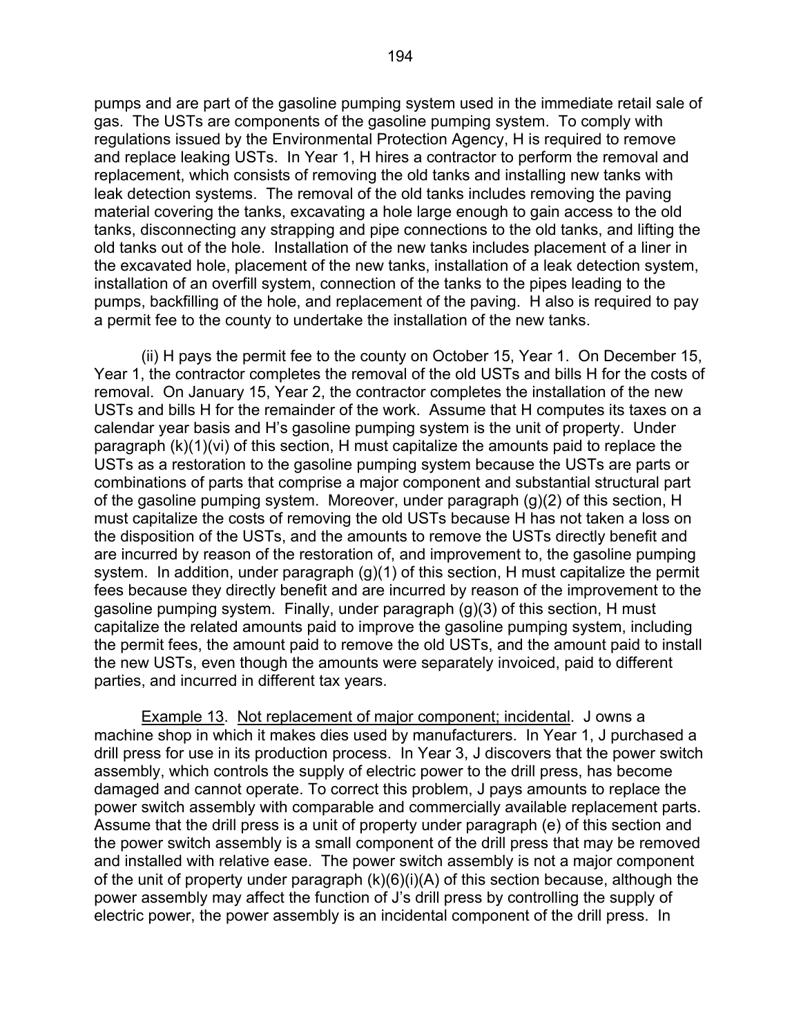pumps and are part of the gasoline pumping system used in the immediate retail sale of gas. The USTs are components of the gasoline pumping system. To comply with regulations issued by the Environmental Protection Agency, H is required to remove and replace leaking USTs. In Year 1, H hires a contractor to perform the removal and replacement, which consists of removing the old tanks and installing new tanks with leak detection systems. The removal of the old tanks includes removing the paving material covering the tanks, excavating a hole large enough to gain access to the old tanks, disconnecting any strapping and pipe connections to the old tanks, and lifting the old tanks out of the hole. Installation of the new tanks includes placement of a liner in the excavated hole, placement of the new tanks, installation of a leak detection system, installation of an overfill system, connection of the tanks to the pipes leading to the pumps, backfilling of the hole, and replacement of the paving. H also is required to pay a permit fee to the county to undertake the installation of the new tanks.

(ii) H pays the permit fee to the county on October 15, Year 1. On December 15, Year 1, the contractor completes the removal of the old USTs and bills H for the costs of removal. On January 15, Year 2, the contractor completes the installation of the new USTs and bills H for the remainder of the work. Assume that H computes its taxes on a calendar year basis and H's gasoline pumping system is the unit of property. Under paragraph (k)(1)(vi) of this section, H must capitalize the amounts paid to replace the USTs as a restoration to the gasoline pumping system because the USTs are parts or combinations of parts that comprise a major component and substantial structural part of the gasoline pumping system. Moreover, under paragraph (g)(2) of this section, H must capitalize the costs of removing the old USTs because H has not taken a loss on the disposition of the USTs, and the amounts to remove the USTs directly benefit and are incurred by reason of the restoration of, and improvement to, the gasoline pumping system. In addition, under paragraph (g)(1) of this section, H must capitalize the permit fees because they directly benefit and are incurred by reason of the improvement to the gasoline pumping system. Finally, under paragraph (g)(3) of this section, H must capitalize the related amounts paid to improve the gasoline pumping system, including the permit fees, the amount paid to remove the old USTs, and the amount paid to install the new USTs, even though the amounts were separately invoiced, paid to different parties, and incurred in different tax years.

Example 13. Not replacement of major component; incidental. J owns a machine shop in which it makes dies used by manufacturers. In Year 1, J purchased a drill press for use in its production process. In Year 3, J discovers that the power switch assembly, which controls the supply of electric power to the drill press, has become damaged and cannot operate. To correct this problem, J pays amounts to replace the power switch assembly with comparable and commercially available replacement parts. Assume that the drill press is a unit of property under paragraph (e) of this section and the power switch assembly is a small component of the drill press that may be removed and installed with relative ease. The power switch assembly is not a major component of the unit of property under paragraph (k)(6)(i)(A) of this section because, although the power assembly may affect the function of J's drill press by controlling the supply of electric power, the power assembly is an incidental component of the drill press. In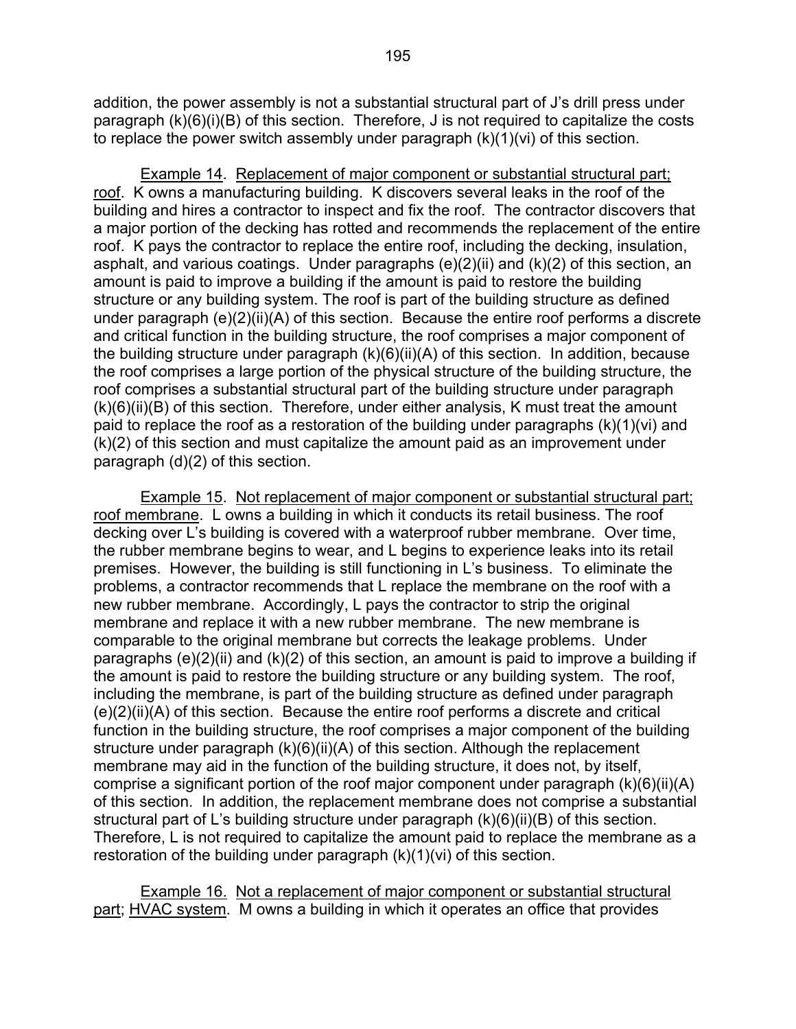addition, the power assembly is not a substantial structural part of J's drill press under paragraph (k)(6)(i)(B) of this section. Therefore, J is not required to capitalize the costs to replace the power switch assembly under paragraph (k)(1)(vi) of this section.

Example 14. Replacement of major component or substantial structural part; roof. K owns a manufacturing building. K discovers several leaks in the roof of the building and hires a contractor to inspect and fix the roof. The contractor discovers that a major portion of the decking has rotted and recommends the replacement of the entire roof. K pays the contractor to replace the entire roof, including the decking, insulation, asphalt, and various coatings. Under paragraphs (e)(2)(ii) and (k)(2) of this section, an amount is paid to improve a building if the amount is paid to restore the building structure or any building system. The roof is part of the building structure as defined under paragraph (e)(2)(ii)(A) of this section. Because the entire roof performs a discrete and critical function in the building structure, the roof comprises a major component of the building structure under paragraph (k)(6)(ii)(A) of this section. In addition, because the roof comprises a large portion of the physical structure of the building structure, the roof comprises a substantial structural part of the building structure under paragraph (k)(6)(ii)(B) of this section. Therefore, under either analysis, K must treat the amount paid to replace the roof as a restoration of the building under paragraphs (k)(1)(vi) and (k)(2) of this section and must capitalize the amount paid as an improvement under paragraph (d)(2) of this section.

Example 15. Not replacement of major component or substantial structural part; roof membrane. L owns a building in which it conducts its retail business. The roof decking over L's building is covered with a waterproof rubber membrane. Over time, the rubber membrane begins to wear, and L begins to experience leaks into its retail premises. However, the building is still functioning in L's business. To eliminate the problems, a contractor recommends that L replace the membrane on the roof with a new rubber membrane. Accordingly, L pays the contractor to strip the original membrane and replace it with a new rubber membrane. The new membrane is comparable to the original membrane but corrects the leakage problems. Under paragraphs (e)(2)(ii) and (k)(2) of this section, an amount is paid to improve a building if the amount is paid to restore the building structure or any building system. The roof, including the membrane, is part of the building structure as defined under paragraph (e)(2)(ii)(A) of this section. Because the entire roof performs a discrete and critical function in the building structure, the roof comprises a major component of the building structure under paragraph (k)(6)(ii)(A) of this section. Although the replacement membrane may aid in the function of the building structure, it does not, by itself, comprise a significant portion of the roof major component under paragraph (k)(6)(ii)(A) of this section. In addition, the replacement membrane does not comprise a substantial structural part of L's building structure under paragraph (k)(6)(ii)(B) of this section. Therefore, L is not required to capitalize the amount paid to replace the membrane as a restoration of the building under paragraph (k)(1)(vi) of this section.

Example 16. Not a replacement of major component or substantial structural part; HVAC system. M owns a building in which it operates an office that provides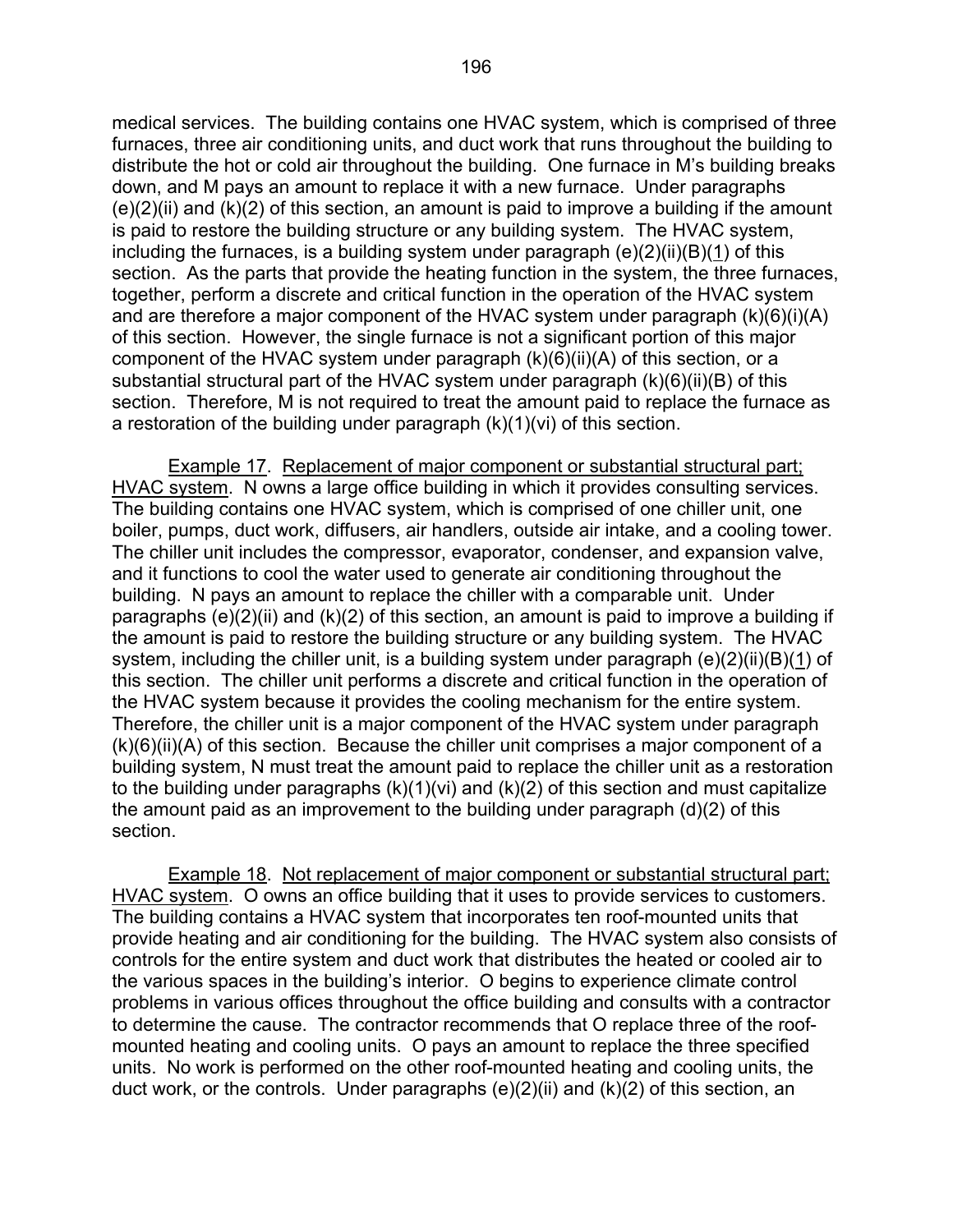medical services. The building contains one HVAC system, which is comprised of three furnaces, three air conditioning units, and duct work that runs throughout the building to distribute the hot or cold air throughout the building. One furnace in M's building breaks down, and M pays an amount to replace it with a new furnace. Under paragraphs (e)(2)(ii) and (k)(2) of this section, an amount is paid to improve a building if the amount is paid to restore the building structure or any building system. The HVAC system, including the furnaces, is a building system under paragraph (e)(2)(ii)(B)(1) of this section. As the parts that provide the heating function in the system, the three furnaces, together, perform a discrete and critical function in the operation of the HVAC system and are therefore a major component of the HVAC system under paragraph (k)(6)(i)(A) of this section. However, the single furnace is not a significant portion of this major component of the HVAC system under paragraph (k)(6)(ii)(A) of this section, or a substantial structural part of the HVAC system under paragraph (k)(6)(ii)(B) of this section. Therefore, M is not required to treat the amount paid to replace the furnace as a restoration of the building under paragraph (k)(1)(vi) of this section.

Example 17. Replacement of major component or substantial structural part; HVAC system. N owns a large office building in which it provides consulting services. The building contains one HVAC system, which is comprised of one chiller unit, one boiler, pumps, duct work, diffusers, air handlers, outside air intake, and a cooling tower. The chiller unit includes the compressor, evaporator, condenser, and expansion valve, and it functions to cool the water used to generate air conditioning throughout the building. N pays an amount to replace the chiller with a comparable unit. Under paragraphs (e)(2)(ii) and (k)(2) of this section, an amount is paid to improve a building if the amount is paid to restore the building structure or any building system. The HVAC system, including the chiller unit, is a building system under paragraph (e)(2)(ii)(B)(1) of this section. The chiller unit performs a discrete and critical function in the operation of the HVAC system because it provides the cooling mechanism for the entire system. Therefore, the chiller unit is a major component of the HVAC system under paragraph (k)(6)(ii)(A) of this section. Because the chiller unit comprises a major component of a building system, N must treat the amount paid to replace the chiller unit as a restoration to the building under paragraphs (k)(1)(vi) and (k)(2) of this section and must capitalize the amount paid as an improvement to the building under paragraph (d)(2) of this section.

Example 18. Not replacement of major component or substantial structural part; HVAC system. O owns an office building that it uses to provide services to customers. The building contains a HVAC system that incorporates ten roof-mounted units that provide heating and air conditioning for the building. The HVAC system also consists of controls for the entire system and duct work that distributes the heated or cooled air to the various spaces in the building's interior. O begins to experience climate control problems in various offices throughout the office building and consults with a contractor to determine the cause. The contractor recommends that O replace three of the roof-mounted heating and cooling units. O pays an amount to replace the three specified units. No work is performed on the other roof-mounted heating and cooling units, the duct work, or the controls. Under paragraphs (e)(2)(ii) and (k)(2) of this section, an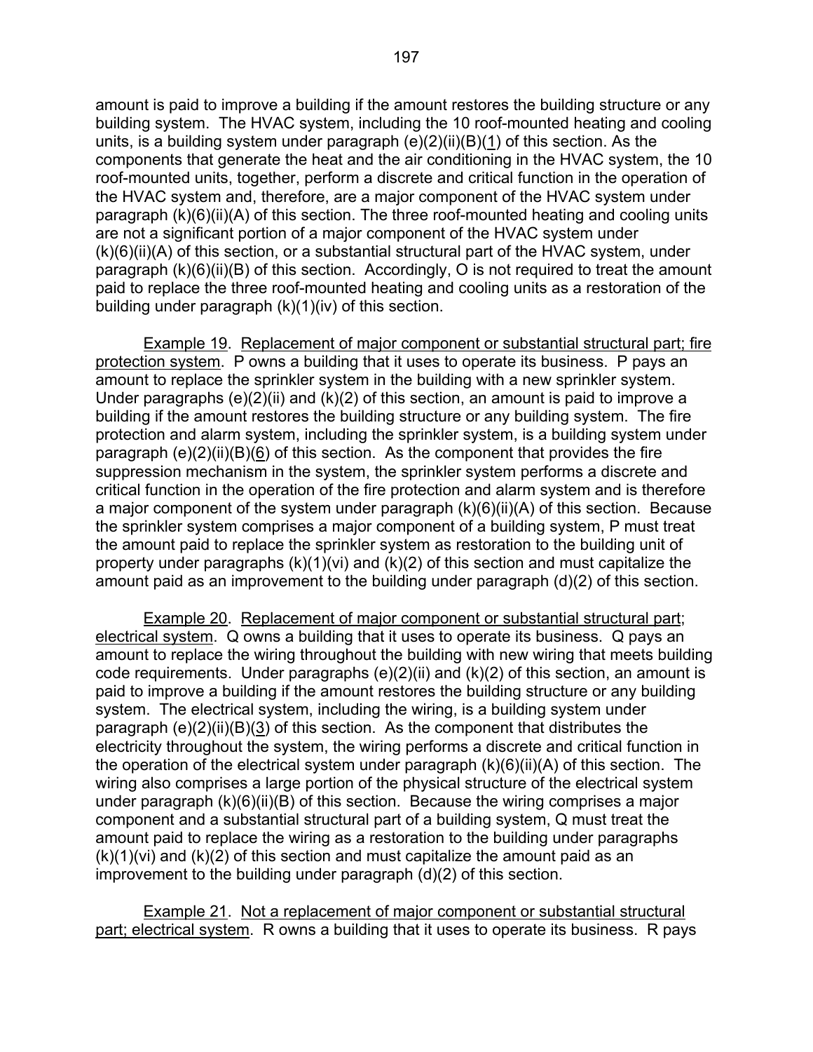amount is paid to improve a building if the amount restores the building structure or any building system. The HVAC system, including the 10 roof-mounted heating and cooling units, is a building system under paragraph (e)(2)(ii)(B)(1) of this section. As the components that generate the heat and the air conditioning in the HVAC system, the 10 roof-mounted units, together, perform a discrete and critical function in the operation of the HVAC system and, therefore, are a major component of the HVAC system under paragraph (k)(6)(ii)(A) of this section. The three roof-mounted heating and cooling units are not a significant portion of a major component of the HVAC system under (k)(6)(ii)(A) of this section, or a substantial structural part of the HVAC system, under paragraph (k)(6)(ii)(B) of this section. Accordingly, O is not required to treat the amount paid to replace the three roof-mounted heating and cooling units as a restoration of the building under paragraph (k)(1)(iv) of this section.

Example 19. Replacement of major component or substantial structural part; fire protection system. P owns a building that it uses to operate its business. P pays an amount to replace the sprinkler system in the building with a new sprinkler system. Under paragraphs (e)(2)(ii) and (k)(2) of this section, an amount is paid to improve a building if the amount restores the building structure or any building system. The fire protection and alarm system, including the sprinkler system, is a building system under paragraph (e)(2)(ii)(B)(6) of this section. As the component that provides the fire suppression mechanism in the system, the sprinkler system performs a discrete and critical function in the operation of the fire protection and alarm system and is therefore a major component of the system under paragraph (k)(6)(ii)(A) of this section. Because the sprinkler system comprises a major component of a building system, P must treat the amount paid to replace the sprinkler system as restoration to the building unit of property under paragraphs (k)(1)(vi) and (k)(2) of this section and must capitalize the amount paid as an improvement to the building under paragraph (d)(2) of this section.

Example 20. Replacement of major component or substantial structural part; electrical system. Q owns a building that it uses to operate its business. Q pays an amount to replace the wiring throughout the building with new wiring that meets building code requirements. Under paragraphs (e)(2)(ii) and (k)(2) of this section, an amount is paid to improve a building if the amount restores the building structure or any building system. The electrical system, including the wiring, is a building system under paragraph (e)(2)(ii)(B)(3) of this section. As the component that distributes the electricity throughout the system, the wiring performs a discrete and critical function in the operation of the electrical system under paragraph (k)(6)(ii)(A) of this section. The wiring also comprises a large portion of the physical structure of the electrical system under paragraph (k)(6)(ii)(B) of this section. Because the wiring comprises a major component and a substantial structural part of a building system, Q must treat the amount paid to replace the wiring as a restoration to the building under paragraphs (k)(1)(vi) and (k)(2) of this section and must capitalize the amount paid as an improvement to the building under paragraph (d)(2) of this section.

Example 21. Not a replacement of major component or substantial structural part; electrical system. R owns a building that it uses to operate its business. R pays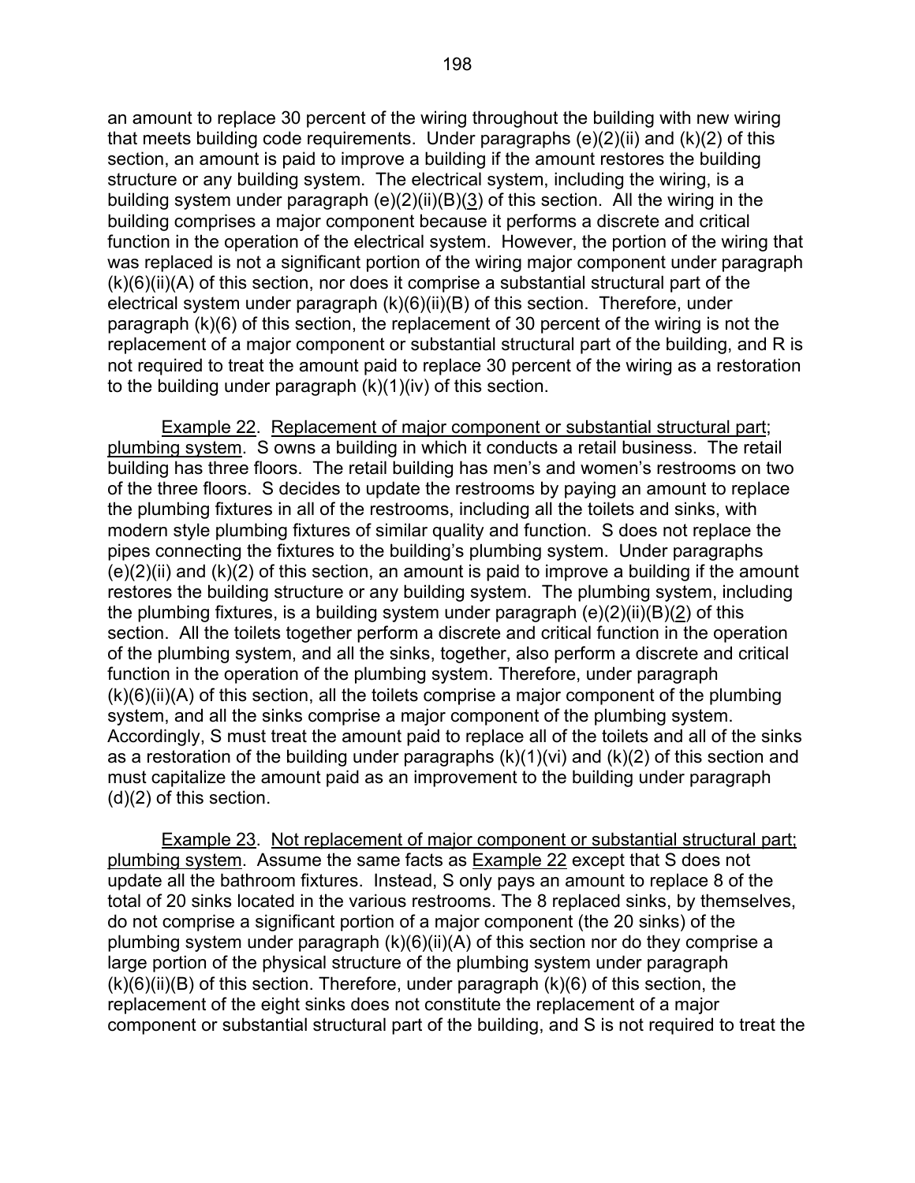an amount to replace 30 percent of the wiring throughout the building with new wiring that meets building code requirements. Under paragraphs (e)(2)(ii) and (k)(2) of this section, an amount is paid to improve a building if the amount restores the building structure or any building system. The electrical system, including the wiring, is a building system under paragraph (e)(2)(ii)(B)(3) of this section. All the wiring in the building comprises a major component because it performs a discrete and critical function in the operation of the electrical system. However, the portion of the wiring that was replaced is not a significant portion of the wiring major component under paragraph (k)(6)(ii)(A) of this section, nor does it comprise a substantial structural part of the electrical system under paragraph (k)(6)(ii)(B) of this section. Therefore, under paragraph (k)(6) of this section, the replacement of 30 percent of the wiring is not the replacement of a major component or substantial structural part of the building, and R is not required to treat the amount paid to replace 30 percent of the wiring as a restoration to the building under paragraph (k)(1)(iv) of this section.

Example 22. Replacement of major component or substantial structural part; plumbing system. S owns a building in which it conducts a retail business. The retail building has three floors. The retail building has men's and women's restrooms on two of the three floors. S decides to update the restrooms by paying an amount to replace the plumbing fixtures in all of the restrooms, including all the toilets and sinks, with modern style plumbing fixtures of similar quality and function. S does not replace the pipes connecting the fixtures to the building's plumbing system. Under paragraphs (e)(2)(ii) and (k)(2) of this section, an amount is paid to improve a building if the amount restores the building structure or any building system. The plumbing system, including the plumbing fixtures, is a building system under paragraph (e)(2)(ii)(B)(2) of this section. All the toilets together perform a discrete and critical function in the operation of the plumbing system, and all the sinks, together, also perform a discrete and critical function in the operation of the plumbing system. Therefore, under paragraph (k)(6)(ii)(A) of this section, all the toilets comprise a major component of the plumbing system, and all the sinks comprise a major component of the plumbing system. Accordingly, S must treat the amount paid to replace all of the toilets and all of the sinks as a restoration of the building under paragraphs (k)(1)(vi) and (k)(2) of this section and must capitalize the amount paid as an improvement to the building under paragraph (d)(2) of this section.

Example 23. Not replacement of major component or substantial structural part; plumbing system. Assume the same facts as Example 22 except that S does not update all the bathroom fixtures. Instead, S only pays an amount to replace 8 of the total of 20 sinks located in the various restrooms. The 8 replaced sinks, by themselves, do not comprise a significant portion of a major component (the 20 sinks) of the plumbing system under paragraph (k)(6)(ii)(A) of this section nor do they comprise a large portion of the physical structure of the plumbing system under paragraph (k)(6)(ii)(B) of this section. Therefore, under paragraph (k)(6) of this section, the replacement of the eight sinks does not constitute the replacement of a major component or substantial structural part of the building, and S is not required to treat the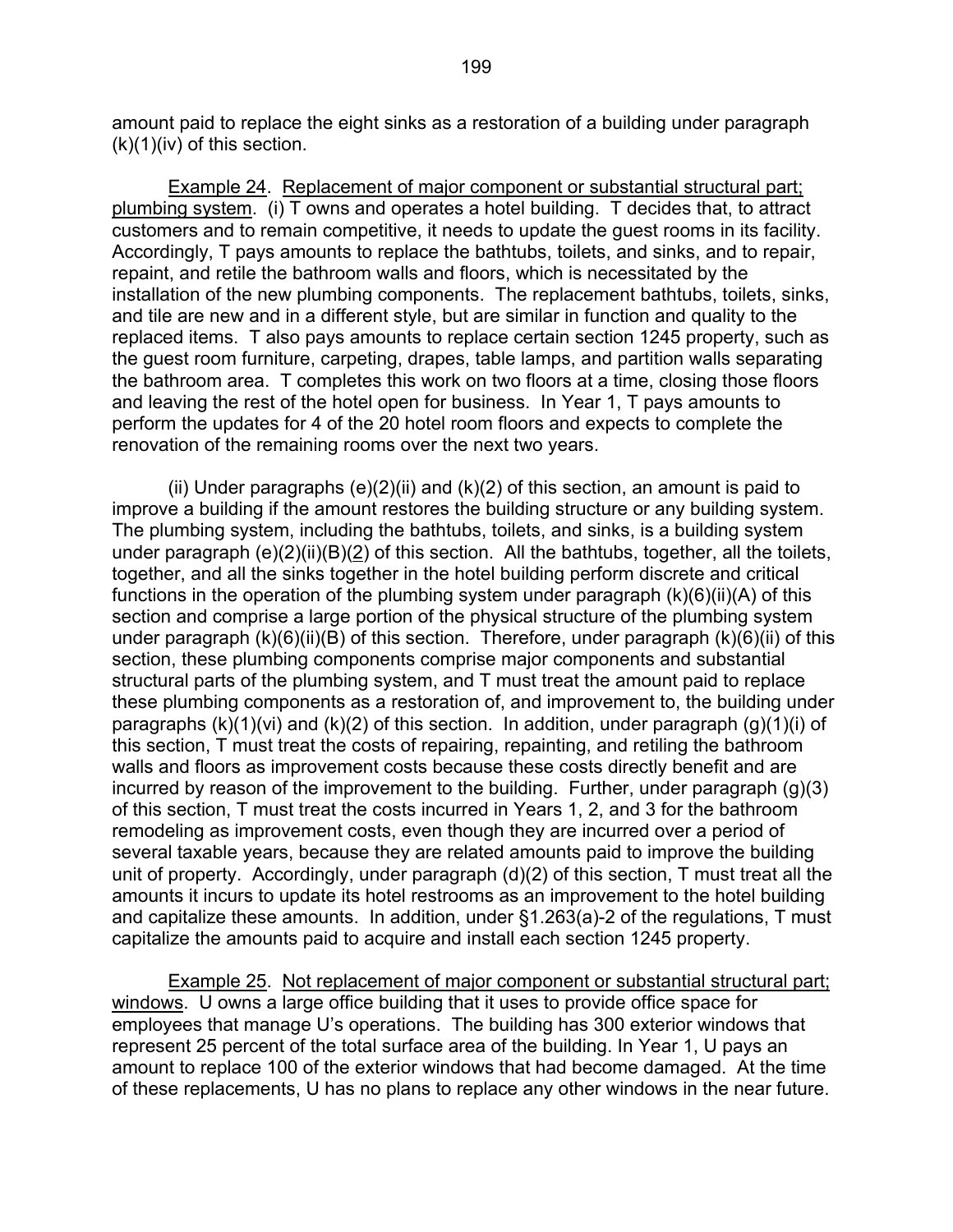amount paid to replace the eight sinks as a restoration of a building under paragraph (k)(1)(iv) of this section.

Example 24. Replacement of major component or substantial structural part; plumbing system. (i) T owns and operates a hotel building. T decides that, to attract customers and to remain competitive, it needs to update the guest rooms in its facility. Accordingly, T pays amounts to replace the bathtubs, toilets, and sinks, and to repair, repaint, and retile the bathroom walls and floors, which is necessitated by the installation of the new plumbing components. The replacement bathtubs, toilets, sinks, and tile are new and in a different style, but are similar in function and quality to the replaced items. T also pays amounts to replace certain section 1245 property, such as the guest room furniture, carpeting, drapes, table lamps, and partition walls separating the bathroom area. T completes this work on two floors at a time, closing those floors and leaving the rest of the hotel open for business. In Year 1, T pays amounts to perform the updates for 4 of the 20 hotel room floors and expects to complete the renovation of the remaining rooms over the next two years.

(ii) Under paragraphs (e)(2)(ii) and (k)(2) of this section, an amount is paid to improve a building if the amount restores the building structure or any building system. The plumbing system, including the bathtubs, toilets, and sinks, is a building system under paragraph (e)(2)(ii)(B)(2) of this section. All the bathtubs, together, all the toilets, together, and all the sinks together in the hotel building perform discrete and critical functions in the operation of the plumbing system under paragraph (k)(6)(ii)(A) of this section and comprise a large portion of the physical structure of the plumbing system under paragraph (k)(6)(ii)(B) of this section. Therefore, under paragraph (k)(6)(ii) of this section, these plumbing components comprise major components and substantial structural parts of the plumbing system, and T must treat the amount paid to replace these plumbing components as a restoration of, and improvement to, the building under paragraphs (k)(1)(vi) and (k)(2) of this section. In addition, under paragraph (g)(1)(i) of this section, T must treat the costs of repairing, repainting, and retiling the bathroom walls and floors as improvement costs because these costs directly benefit and are incurred by reason of the improvement to the building. Further, under paragraph (g)(3) of this section, T must treat the costs incurred in Years 1, 2, and 3 for the bathroom remodeling as improvement costs, even though they are incurred over a period of several taxable years, because they are related amounts paid to improve the building unit of property. Accordingly, under paragraph (d)(2) of this section, T must treat all the amounts it incurs to update its hotel restrooms as an improvement to the hotel building and capitalize these amounts. In addition, under §1.263(a)-2 of the regulations, T must capitalize the amounts paid to acquire and install each section 1245 property.

Example 25. Not replacement of major component or substantial structural part; windows. U owns a large office building that it uses to provide office space for employees that manage U's operations. The building has 300 exterior windows that represent 25 percent of the total surface area of the building. In Year 1, U pays an amount to replace 100 of the exterior windows that had become damaged. At the time of these replacements, U has no plans to replace any other windows in the near future.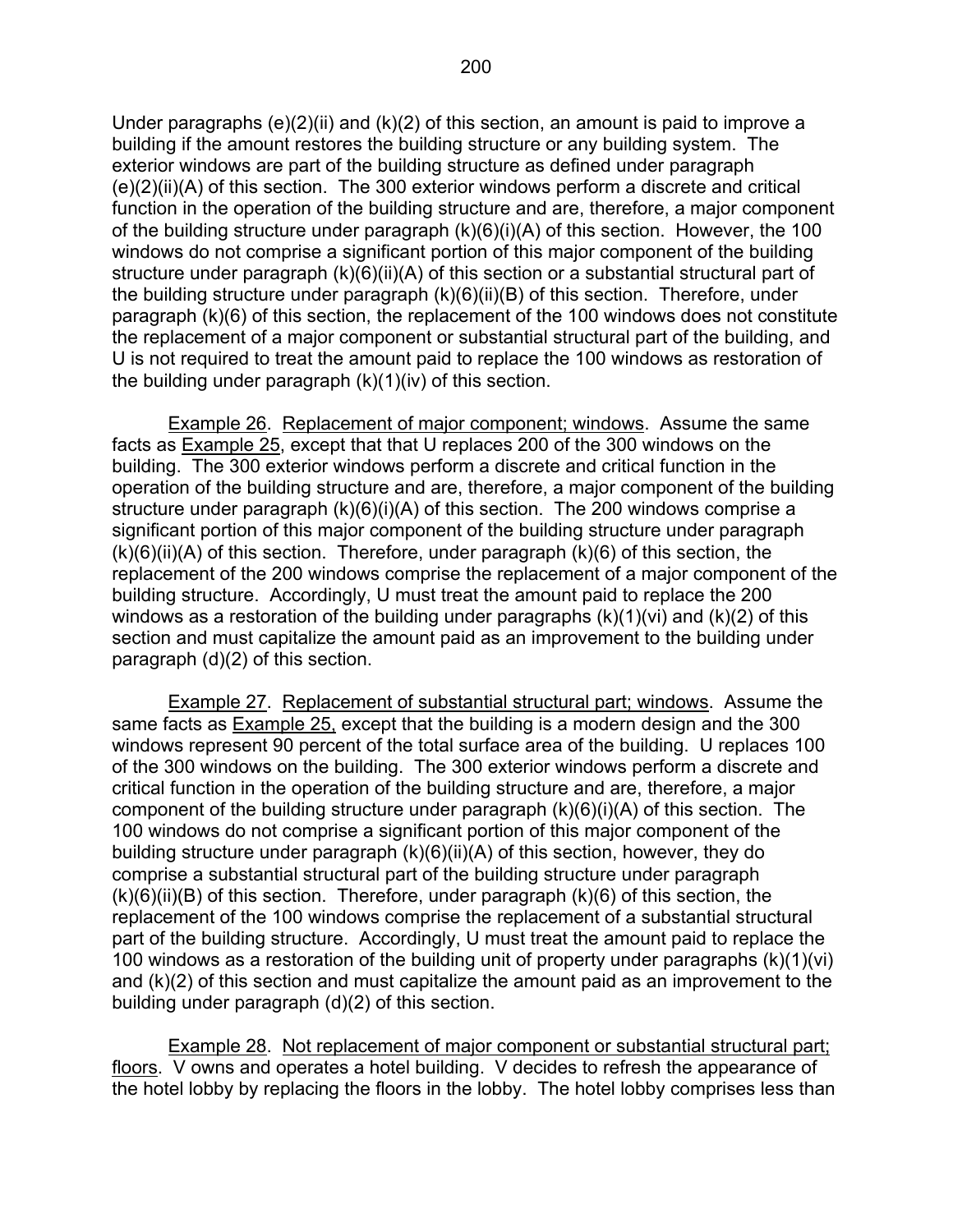Under paragraphs (e)(2)(ii) and (k)(2) of this section, an amount is paid to improve a building if the amount restores the building structure or any building system. The exterior windows are part of the building structure as defined under paragraph (e)(2)(ii)(A) of this section. The 300 exterior windows perform a discrete and critical function in the operation of the building structure and are, therefore, a major component of the building structure under paragraph (k)(6)(i)(A) of this section. However, the 100 windows do not comprise a significant portion of this major component of the building structure under paragraph (k)(6)(ii)(A) of this section or a substantial structural part of the building structure under paragraph (k)(6)(ii)(B) of this section. Therefore, under paragraph (k)(6) of this section, the replacement of the 100 windows does not constitute the replacement of a major component or substantial structural part of the building, and U is not required to treat the amount paid to replace the 100 windows as restoration of the building under paragraph (k)(1)(iv) of this section.

<u>Example 26</u>. <u>Replacement of major component; windows</u>. Assume the same facts as <u>Example 25</u>, except that that U replaces 200 of the 300 windows on the building. The 300 exterior windows perform a discrete and critical function in the operation of the building structure and are, therefore, a major component of the building structure under paragraph (k)(6)(i)(A) of this section. The 200 windows comprise a significant portion of this major component of the building structure under paragraph (k)(6)(ii)(A) of this section. Therefore, under paragraph (k)(6) of this section, the replacement of the 200 windows comprise the replacement of a major component of the building structure. Accordingly, U must treat the amount paid to replace the 200 windows as a restoration of the building under paragraphs (k)(1)(vi) and (k)(2) of this section and must capitalize the amount paid as an improvement to the building under paragraph (d)(2) of this section.

<u>Example 27</u>. <u>Replacement of substantial structural part; windows</u>. Assume the same facts as <u>Example 25,</u> except that the building is a modern design and the 300 windows represent 90 percent of the total surface area of the building. U replaces 100 of the 300 windows on the building. The 300 exterior windows perform a discrete and critical function in the operation of the building structure and are, therefore, a major component of the building structure under paragraph (k)(6)(i)(A) of this section. The 100 windows do not comprise a significant portion of this major component of the building structure under paragraph (k)(6)(ii)(A) of this section, however, they do comprise a substantial structural part of the building structure under paragraph (k)(6)(ii)(B) of this section. Therefore, under paragraph (k)(6) of this section, the replacement of the 100 windows comprise the replacement of a substantial structural part of the building structure. Accordingly, U must treat the amount paid to replace the 100 windows as a restoration of the building unit of property under paragraphs (k)(1)(vi) and (k)(2) of this section and must capitalize the amount paid as an improvement to the building under paragraph (d)(2) of this section.

<u>Example 28</u>. <u>Not replacement of major component or substantial structural part; floors</u>. V owns and operates a hotel building. V decides to refresh the appearance of the hotel lobby by replacing the floors in the lobby. The hotel lobby comprises less than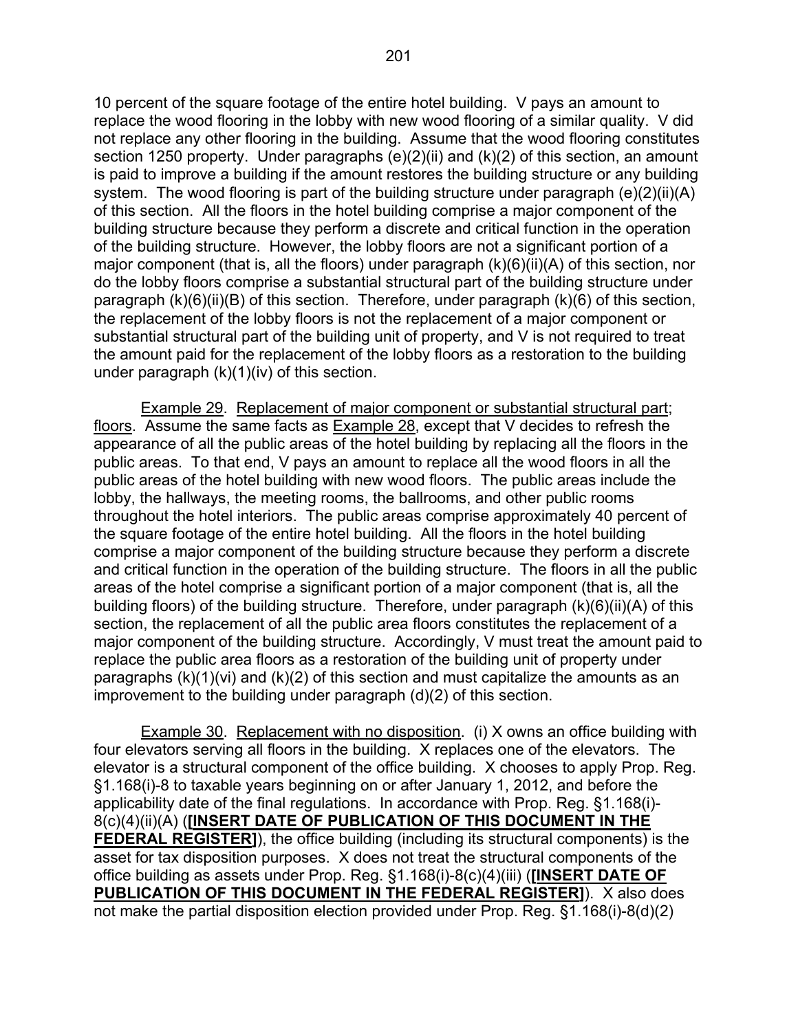10 percent of the square footage of the entire hotel building. V pays an amount to replace the wood flooring in the lobby with new wood flooring of a similar quality. V did not replace any other flooring in the building. Assume that the wood flooring constitutes section 1250 property. Under paragraphs (e)(2)(ii) and (k)(2) of this section, an amount is paid to improve a building if the amount restores the building structure or any building system. The wood flooring is part of the building structure under paragraph (e)(2)(ii)(A) of this section. All the floors in the hotel building comprise a major component of the building structure because they perform a discrete and critical function in the operation of the building structure. However, the lobby floors are not a significant portion of a major component (that is, all the floors) under paragraph (k)(6)(ii)(A) of this section, nor do the lobby floors comprise a substantial structural part of the building structure under paragraph (k)(6)(ii)(B) of this section. Therefore, under paragraph (k)(6) of this section, the replacement of the lobby floors is not the replacement of a major component or substantial structural part of the building unit of property, and V is not required to treat the amount paid for the replacement of the lobby floors as a restoration to the building under paragraph (k)(1)(iv) of this section.

Example 29. Replacement of major component or substantial structural part; floors. Assume the same facts as Example 28, except that V decides to refresh the appearance of all the public areas of the hotel building by replacing all the floors in the public areas. To that end, V pays an amount to replace all the wood floors in all the public areas of the hotel building with new wood floors. The public areas include the lobby, the hallways, the meeting rooms, the ballrooms, and other public rooms throughout the hotel interiors. The public areas comprise approximately 40 percent of the square footage of the entire hotel building. All the floors in the hotel building comprise a major component of the building structure because they perform a discrete and critical function in the operation of the building structure. The floors in all the public areas of the hotel comprise a significant portion of a major component (that is, all the building floors) of the building structure. Therefore, under paragraph (k)(6)(ii)(A) of this section, the replacement of all the public area floors constitutes the replacement of a major component of the building structure. Accordingly, V must treat the amount paid to replace the public area floors as a restoration of the building unit of property under paragraphs (k)(1)(vi) and (k)(2) of this section and must capitalize the amounts as an improvement to the building under paragraph (d)(2) of this section.

Example 30. Replacement with no disposition. (i) X owns an office building with four elevators serving all floors in the building. X replaces one of the elevators. The elevator is a structural component of the office building. X chooses to apply Prop. Reg. §1.168(i)-8 to taxable years beginning on or after January 1, 2012, and before the applicability date of the final regulations. In accordance with Prop. Reg. §1.168(i)-8(c)(4)(ii)(A) (**[INSERT DATE OF PUBLICATION OF THIS DOCUMENT IN THE FEDERAL REGISTER]**), the office building (including its structural components) is the asset for tax disposition purposes. X does not treat the structural components of the office building as assets under Prop. Reg. §1.168(i)-8(c)(4)(iii) (**[INSERT DATE OF PUBLICATION OF THIS DOCUMENT IN THE FEDERAL REGISTER]**). X also does not make the partial disposition election provided under Prop. Reg. §1.168(i)-8(d)(2)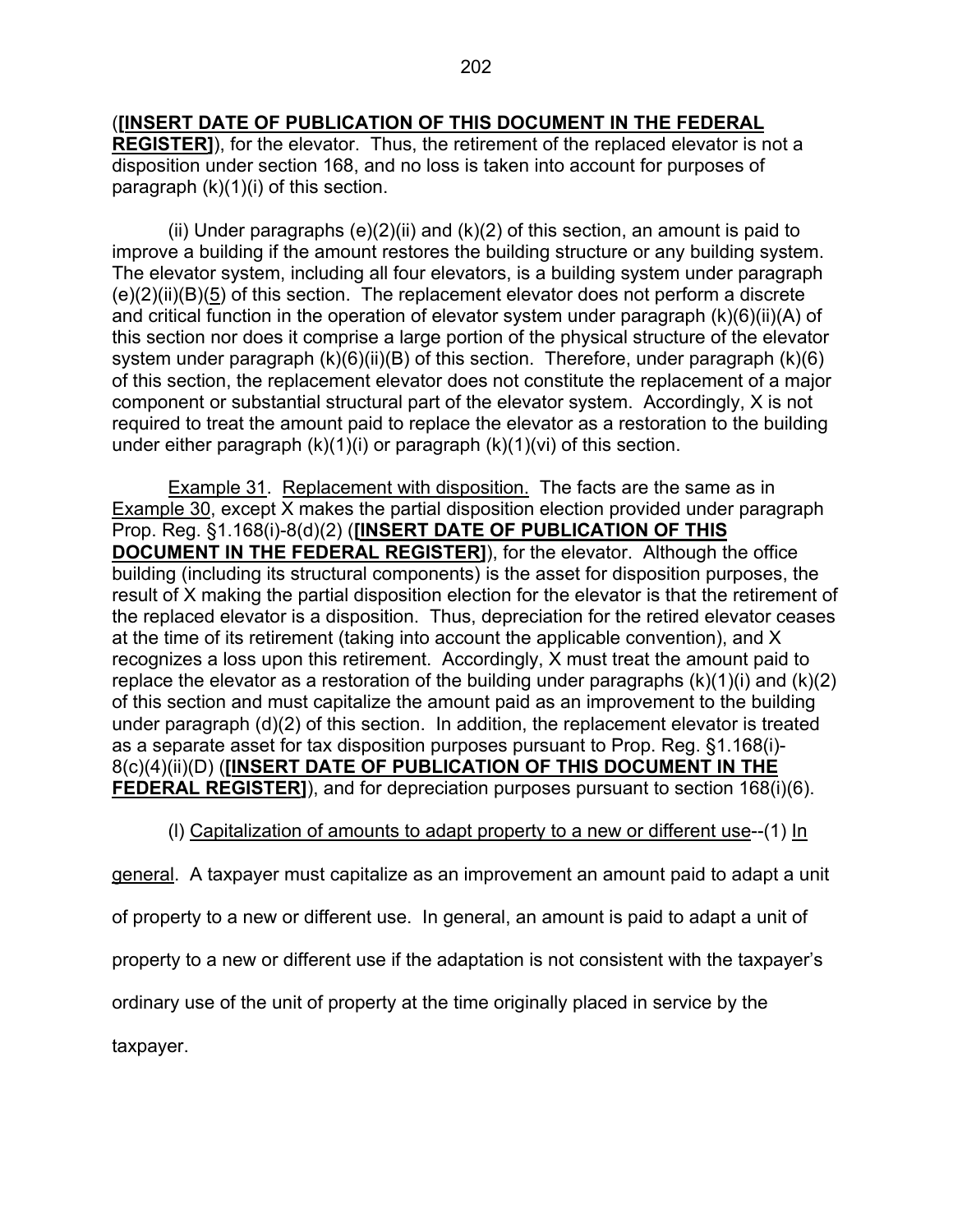(**[INSERT DATE OF PUBLICATION OF THIS DOCUMENT IN THE FEDERAL REGISTER]**), for the elevator. Thus, the retirement of the replaced elevator is not a disposition under section 168, and no loss is taken into account for purposes of paragraph (k)(1)(i) of this section.

(ii) Under paragraphs (e)(2)(ii) and (k)(2) of this section, an amount is paid to improve a building if the amount restores the building structure or any building system. The elevator system, including all four elevators, is a building system under paragraph (e)(2)(ii)(B)(5) of this section. The replacement elevator does not perform a discrete and critical function in the operation of elevator system under paragraph (k)(6)(ii)(A) of this section nor does it comprise a large portion of the physical structure of the elevator system under paragraph (k)(6)(ii)(B) of this section. Therefore, under paragraph (k)(6) of this section, the replacement elevator does not constitute the replacement of a major component or substantial structural part of the elevator system. Accordingly, X is not required to treat the amount paid to replace the elevator as a restoration to the building under either paragraph (k)(1)(i) or paragraph (k)(1)(vi) of this section.

Example 31. Replacement with disposition. The facts are the same as in Example 30, except X makes the partial disposition election provided under paragraph Prop. Reg. §1.168(i)-8(d)(2) (**[INSERT DATE OF PUBLICATION OF THIS DOCUMENT IN THE FEDERAL REGISTER]**), for the elevator. Although the office building (including its structural components) is the asset for disposition purposes, the result of X making the partial disposition election for the elevator is that the retirement of the replaced elevator is a disposition. Thus, depreciation for the retired elevator ceases at the time of its retirement (taking into account the applicable convention), and X recognizes a loss upon this retirement. Accordingly, X must treat the amount paid to replace the elevator as a restoration of the building under paragraphs (k)(1)(i) and (k)(2) of this section and must capitalize the amount paid as an improvement to the building under paragraph (d)(2) of this section. In addition, the replacement elevator is treated as a separate asset for tax disposition purposes pursuant to Prop. Reg. §1.168(i)-8(c)(4)(ii)(D) (**[INSERT DATE OF PUBLICATION OF THIS DOCUMENT IN THE FEDERAL REGISTER]**), and for depreciation purposes pursuant to section 168(i)(6).

(l) Capitalization of amounts to adapt property to a new or different use--(1) In general. A taxpayer must capitalize as an improvement an amount paid to adapt a unit of property to a new or different use. In general, an amount is paid to adapt a unit of property to a new or different use if the adaptation is not consistent with the taxpayer's ordinary use of the unit of property at the time originally placed in service by the taxpayer.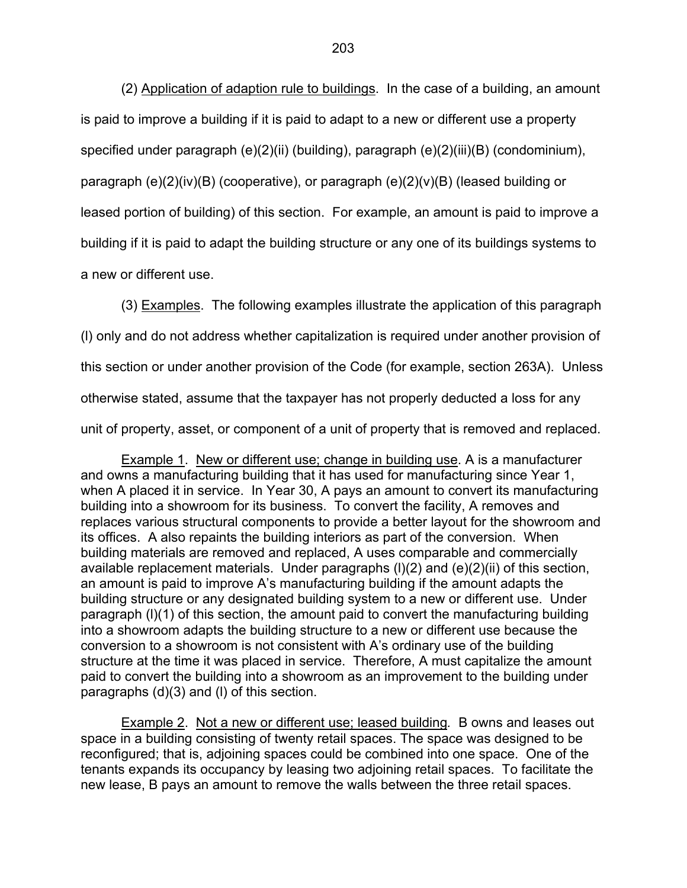(2) Application of adaption rule to buildings. In the case of a building, an amount is paid to improve a building if it is paid to adapt to a new or different use a property specified under paragraph (e)(2)(ii) (building), paragraph (e)(2)(iii)(B) (condominium), paragraph (e)(2)(iv)(B) (cooperative), or paragraph (e)(2)(v)(B) (leased building or leased portion of building) of this section. For example, an amount is paid to improve a building if it is paid to adapt the building structure or any one of its buildings systems to a new or different use.

(3) Examples. The following examples illustrate the application of this paragraph (l) only and do not address whether capitalization is required under another provision of this section or under another provision of the Code (for example, section 263A). Unless otherwise stated, assume that the taxpayer has not properly deducted a loss for any unit of property, asset, or component of a unit of property that is removed and replaced.

Example 1. New or different use; change in building use. A is a manufacturer and owns a manufacturing building that it has used for manufacturing since Year 1, when A placed it in service. In Year 30, A pays an amount to convert its manufacturing building into a showroom for its business. To convert the facility, A removes and replaces various structural components to provide a better layout for the showroom and its offices. A also repaints the building interiors as part of the conversion. When building materials are removed and replaced, A uses comparable and commercially available replacement materials. Under paragraphs (l)(2) and (e)(2)(ii) of this section, an amount is paid to improve A's manufacturing building if the amount adapts the building structure or any designated building system to a new or different use. Under paragraph (l)(1) of this section, the amount paid to convert the manufacturing building into a showroom adapts the building structure to a new or different use because the conversion to a showroom is not consistent with A's ordinary use of the building structure at the time it was placed in service. Therefore, A must capitalize the amount paid to convert the building into a showroom as an improvement to the building under paragraphs (d)(3) and (l) of this section.

Example 2. Not a new or different use; leased building. B owns and leases out space in a building consisting of twenty retail spaces. The space was designed to be reconfigured; that is, adjoining spaces could be combined into one space. One of the tenants expands its occupancy by leasing two adjoining retail spaces. To facilitate the new lease, B pays an amount to remove the walls between the three retail spaces.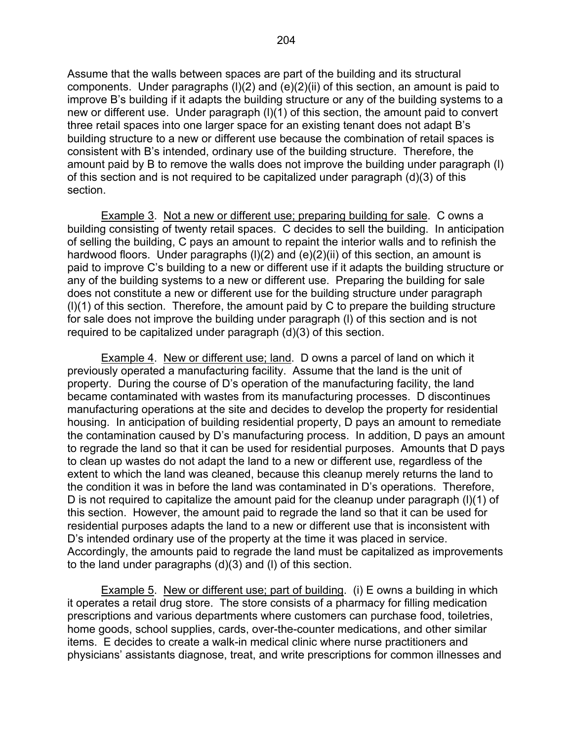Assume that the walls between spaces are part of the building and its structural components. Under paragraphs (l)(2) and (e)(2)(ii) of this section, an amount is paid to improve B's building if it adapts the building structure or any of the building systems to a new or different use. Under paragraph (l)(1) of this section, the amount paid to convert three retail spaces into one larger space for an existing tenant does not adapt B's building structure to a new or different use because the combination of retail spaces is consistent with B's intended, ordinary use of the building structure. Therefore, the amount paid by B to remove the walls does not improve the building under paragraph (l) of this section and is not required to be capitalized under paragraph (d)(3) of this section.

Example 3. Not a new or different use; preparing building for sale. C owns a building consisting of twenty retail spaces. C decides to sell the building. In anticipation of selling the building, C pays an amount to repaint the interior walls and to refinish the hardwood floors. Under paragraphs (l)(2) and (e)(2)(ii) of this section, an amount is paid to improve C's building to a new or different use if it adapts the building structure or any of the building systems to a new or different use. Preparing the building for sale does not constitute a new or different use for the building structure under paragraph (l)(1) of this section. Therefore, the amount paid by C to prepare the building structure for sale does not improve the building under paragraph (l) of this section and is not required to be capitalized under paragraph (d)(3) of this section.

Example 4. New or different use; land. D owns a parcel of land on which it previously operated a manufacturing facility. Assume that the land is the unit of property. During the course of D's operation of the manufacturing facility, the land became contaminated with wastes from its manufacturing processes. D discontinues manufacturing operations at the site and decides to develop the property for residential housing. In anticipation of building residential property, D pays an amount to remediate the contamination caused by D's manufacturing process. In addition, D pays an amount to regrade the land so that it can be used for residential purposes. Amounts that D pays to clean up wastes do not adapt the land to a new or different use, regardless of the extent to which the land was cleaned, because this cleanup merely returns the land to the condition it was in before the land was contaminated in D's operations. Therefore, D is not required to capitalize the amount paid for the cleanup under paragraph (l)(1) of this section. However, the amount paid to regrade the land so that it can be used for residential purposes adapts the land to a new or different use that is inconsistent with D's intended ordinary use of the property at the time it was placed in service. Accordingly, the amounts paid to regrade the land must be capitalized as improvements to the land under paragraphs (d)(3) and (l) of this section.

Example 5. New or different use; part of building. (i) E owns a building in which it operates a retail drug store. The store consists of a pharmacy for filling medication prescriptions and various departments where customers can purchase food, toiletries, home goods, school supplies, cards, over-the-counter medications, and other similar items. E decides to create a walk-in medical clinic where nurse practitioners and physicians' assistants diagnose, treat, and write prescriptions for common illnesses and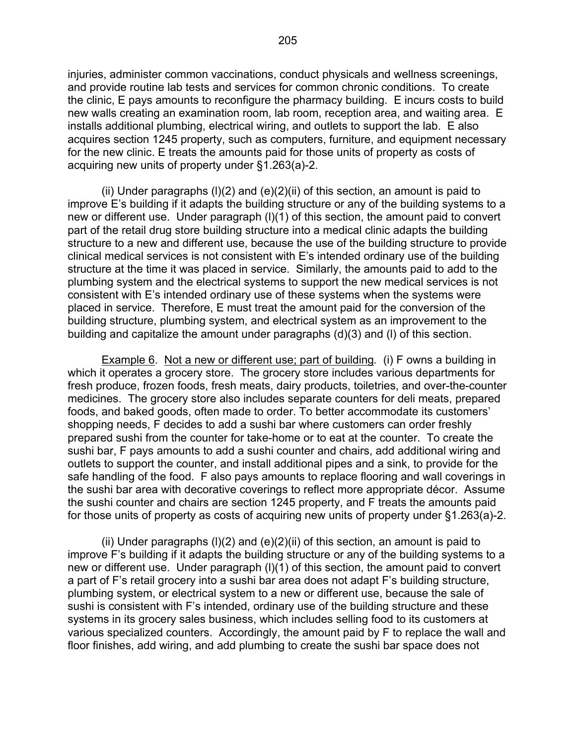injuries, administer common vaccinations, conduct physicals and wellness screenings, and provide routine lab tests and services for common chronic conditions. To create the clinic, E pays amounts to reconfigure the pharmacy building. E incurs costs to build new walls creating an examination room, lab room, reception area, and waiting area. E installs additional plumbing, electrical wiring, and outlets to support the lab. E also acquires section 1245 property, such as computers, furniture, and equipment necessary for the new clinic. E treats the amounts paid for those units of property as costs of acquiring new units of property under §1.263(a)-2.

(ii) Under paragraphs (l)(2) and (e)(2)(ii) of this section, an amount is paid to improve E's building if it adapts the building structure or any of the building systems to a new or different use. Under paragraph (l)(1) of this section, the amount paid to convert part of the retail drug store building structure into a medical clinic adapts the building structure to a new and different use, because the use of the building structure to provide clinical medical services is not consistent with E's intended ordinary use of the building structure at the time it was placed in service. Similarly, the amounts paid to add to the plumbing system and the electrical systems to support the new medical services is not consistent with E's intended ordinary use of these systems when the systems were placed in service. Therefore, E must treat the amount paid for the conversion of the building structure, plumbing system, and electrical system as an improvement to the building and capitalize the amount under paragraphs (d)(3) and (l) of this section.

Example 6. Not a new or different use; part of building. (i) F owns a building in which it operates a grocery store. The grocery store includes various departments for fresh produce, frozen foods, fresh meats, dairy products, toiletries, and over-the-counter medicines. The grocery store also includes separate counters for deli meats, prepared foods, and baked goods, often made to order. To better accommodate its customers' shopping needs, F decides to add a sushi bar where customers can order freshly prepared sushi from the counter for take-home or to eat at the counter. To create the sushi bar, F pays amounts to add a sushi counter and chairs, add additional wiring and outlets to support the counter, and install additional pipes and a sink, to provide for the safe handling of the food. F also pays amounts to replace flooring and wall coverings in the sushi bar area with decorative coverings to reflect more appropriate décor. Assume the sushi counter and chairs are section 1245 property, and F treats the amounts paid for those units of property as costs of acquiring new units of property under §1.263(a)-2.

(ii) Under paragraphs (l)(2) and (e)(2)(ii) of this section, an amount is paid to improve F's building if it adapts the building structure or any of the building systems to a new or different use. Under paragraph (l)(1) of this section, the amount paid to convert a part of F's retail grocery into a sushi bar area does not adapt F's building structure, plumbing system, or electrical system to a new or different use, because the sale of sushi is consistent with F's intended, ordinary use of the building structure and these systems in its grocery sales business, which includes selling food to its customers at various specialized counters. Accordingly, the amount paid by F to replace the wall and floor finishes, add wiring, and add plumbing to create the sushi bar space does not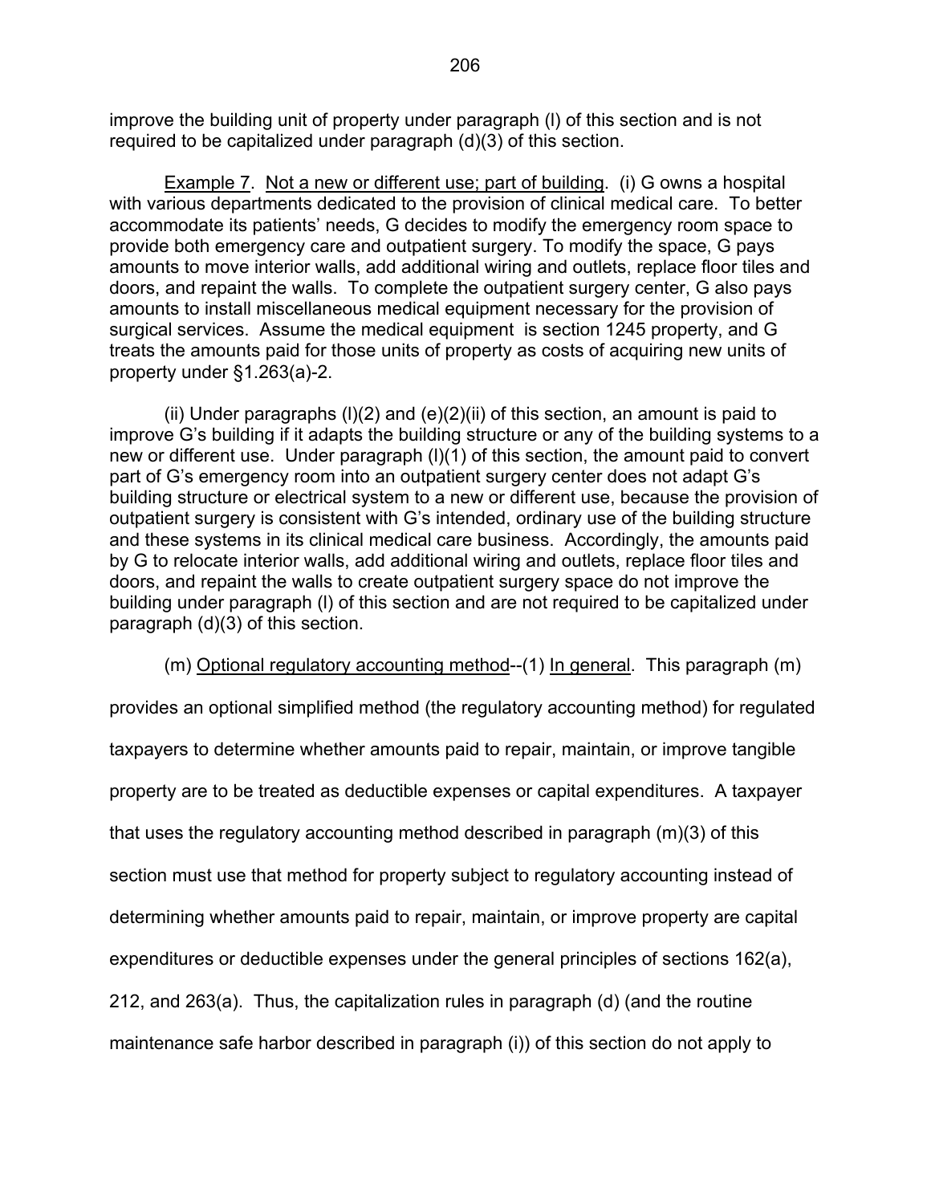improve the building unit of property under paragraph (l) of this section and is not required to be capitalized under paragraph (d)(3) of this section.

Example 7. Not a new or different use; part of building. (i) G owns a hospital with various departments dedicated to the provision of clinical medical care. To better accommodate its patients' needs, G decides to modify the emergency room space to provide both emergency care and outpatient surgery. To modify the space, G pays amounts to move interior walls, add additional wiring and outlets, replace floor tiles and doors, and repaint the walls. To complete the outpatient surgery center, G also pays amounts to install miscellaneous medical equipment necessary for the provision of surgical services. Assume the medical equipment is section 1245 property, and G treats the amounts paid for those units of property as costs of acquiring new units of property under §1.263(a)-2.

(ii) Under paragraphs (l)(2) and (e)(2)(ii) of this section, an amount is paid to improve G's building if it adapts the building structure or any of the building systems to a new or different use. Under paragraph (l)(1) of this section, the amount paid to convert part of G's emergency room into an outpatient surgery center does not adapt G's building structure or electrical system to a new or different use, because the provision of outpatient surgery is consistent with G's intended, ordinary use of the building structure and these systems in its clinical medical care business. Accordingly, the amounts paid by G to relocate interior walls, add additional wiring and outlets, replace floor tiles and doors, and repaint the walls to create outpatient surgery space do not improve the building under paragraph (l) of this section and are not required to be capitalized under paragraph (d)(3) of this section.

(m) Optional regulatory accounting method--(1) In general. This paragraph (m) provides an optional simplified method (the regulatory accounting method) for regulated taxpayers to determine whether amounts paid to repair, maintain, or improve tangible property are to be treated as deductible expenses or capital expenditures. A taxpayer that uses the regulatory accounting method described in paragraph (m)(3) of this section must use that method for property subject to regulatory accounting instead of determining whether amounts paid to repair, maintain, or improve property are capital expenditures or deductible expenses under the general principles of sections 162(a), 212, and 263(a). Thus, the capitalization rules in paragraph (d) (and the routine maintenance safe harbor described in paragraph (i)) of this section do not apply to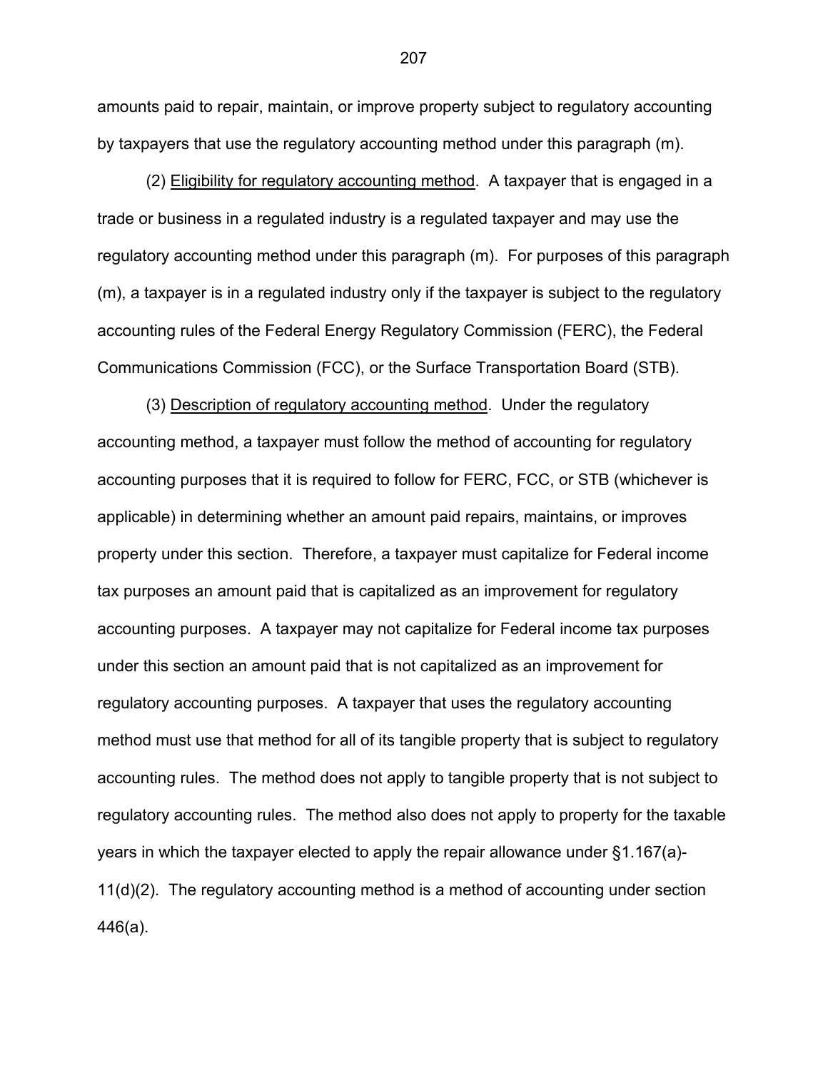amounts paid to repair, maintain, or improve property subject to regulatory accounting by taxpayers that use the regulatory accounting method under this paragraph (m).

(2) Eligibility for regulatory accounting method. A taxpayer that is engaged in a trade or business in a regulated industry is a regulated taxpayer and may use the regulatory accounting method under this paragraph (m). For purposes of this paragraph (m), a taxpayer is in a regulated industry only if the taxpayer is subject to the regulatory accounting rules of the Federal Energy Regulatory Commission (FERC), the Federal Communications Commission (FCC), or the Surface Transportation Board (STB).

(3) Description of regulatory accounting method. Under the regulatory accounting method, a taxpayer must follow the method of accounting for regulatory accounting purposes that it is required to follow for FERC, FCC, or STB (whichever is applicable) in determining whether an amount paid repairs, maintains, or improves property under this section. Therefore, a taxpayer must capitalize for Federal income tax purposes an amount paid that is capitalized as an improvement for regulatory accounting purposes. A taxpayer may not capitalize for Federal income tax purposes under this section an amount paid that is not capitalized as an improvement for regulatory accounting purposes. A taxpayer that uses the regulatory accounting method must use that method for all of its tangible property that is subject to regulatory accounting rules. The method does not apply to tangible property that is not subject to regulatory accounting rules. The method also does not apply to property for the taxable years in which the taxpayer elected to apply the repair allowance under §1.167(a)-11(d)(2). The regulatory accounting method is a method of accounting under section 446(a).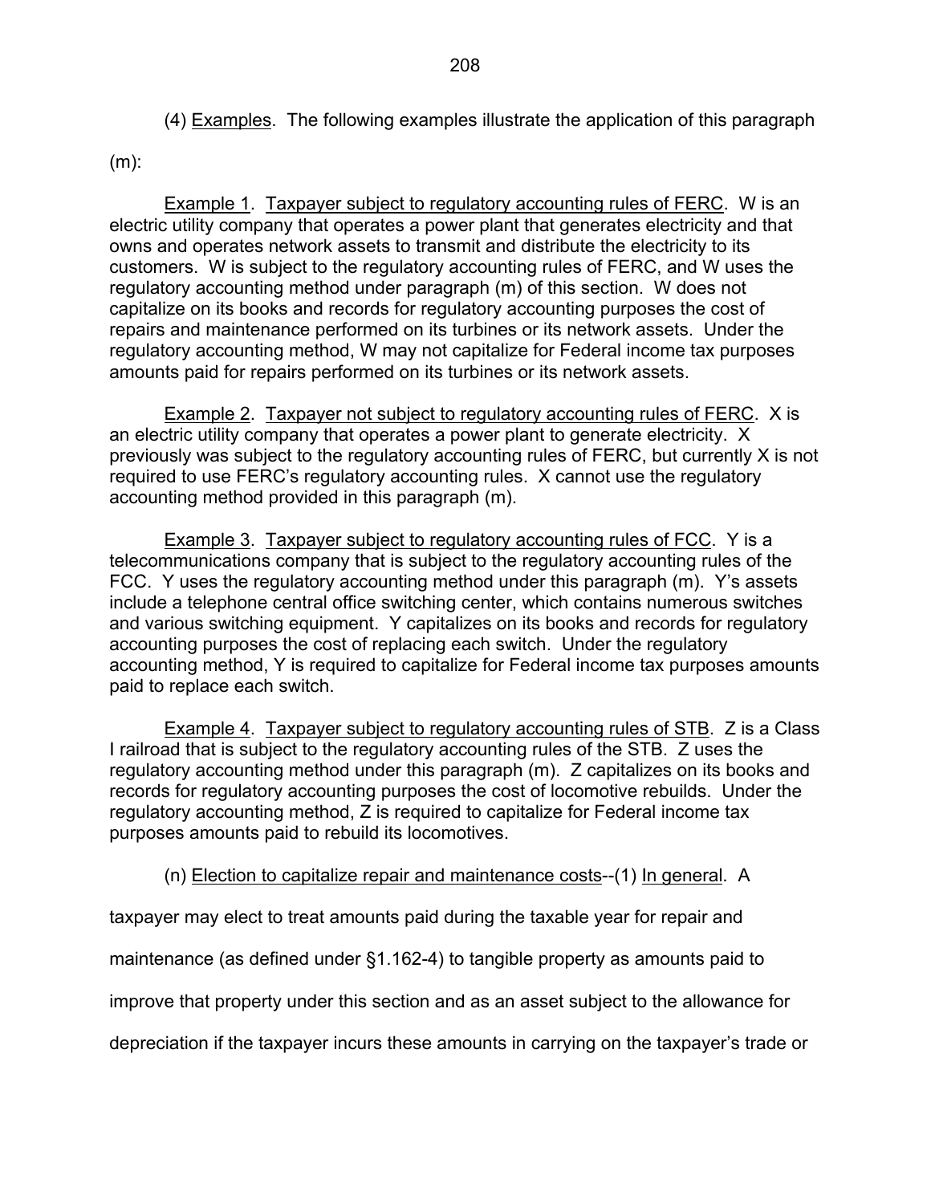(4) Examples. The following examples illustrate the application of this paragraph (m):

Example 1. Taxpayer subject to regulatory accounting rules of FERC. W is an electric utility company that operates a power plant that generates electricity and that owns and operates network assets to transmit and distribute the electricity to its customers. W is subject to the regulatory accounting rules of FERC, and W uses the regulatory accounting method under paragraph (m) of this section. W does not capitalize on its books and records for regulatory accounting purposes the cost of repairs and maintenance performed on its turbines or its network assets. Under the regulatory accounting method, W may not capitalize for Federal income tax purposes amounts paid for repairs performed on its turbines or its network assets.

Example 2. Taxpayer not subject to regulatory accounting rules of FERC. X is an electric utility company that operates a power plant to generate electricity. X previously was subject to the regulatory accounting rules of FERC, but currently X is not required to use FERC's regulatory accounting rules. X cannot use the regulatory accounting method provided in this paragraph (m).

Example 3. Taxpayer subject to regulatory accounting rules of FCC. Y is a telecommunications company that is subject to the regulatory accounting rules of the FCC. Y uses the regulatory accounting method under this paragraph (m). Y's assets include a telephone central office switching center, which contains numerous switches and various switching equipment. Y capitalizes on its books and records for regulatory accounting purposes the cost of replacing each switch. Under the regulatory accounting method, Y is required to capitalize for Federal income tax purposes amounts paid to replace each switch.

Example 4. Taxpayer subject to regulatory accounting rules of STB. Z is a Class I railroad that is subject to the regulatory accounting rules of the STB. Z uses the regulatory accounting method under this paragraph (m). Z capitalizes on its books and records for regulatory accounting purposes the cost of locomotive rebuilds. Under the regulatory accounting method, Z is required to capitalize for Federal income tax purposes amounts paid to rebuild its locomotives.

(n) Election to capitalize repair and maintenance costs--(1) In general. A taxpayer may elect to treat amounts paid during the taxable year for repair and maintenance (as defined under §1.162-4) to tangible property as amounts paid to improve that property under this section and as an asset subject to the allowance for depreciation if the taxpayer incurs these amounts in carrying on the taxpayer's trade or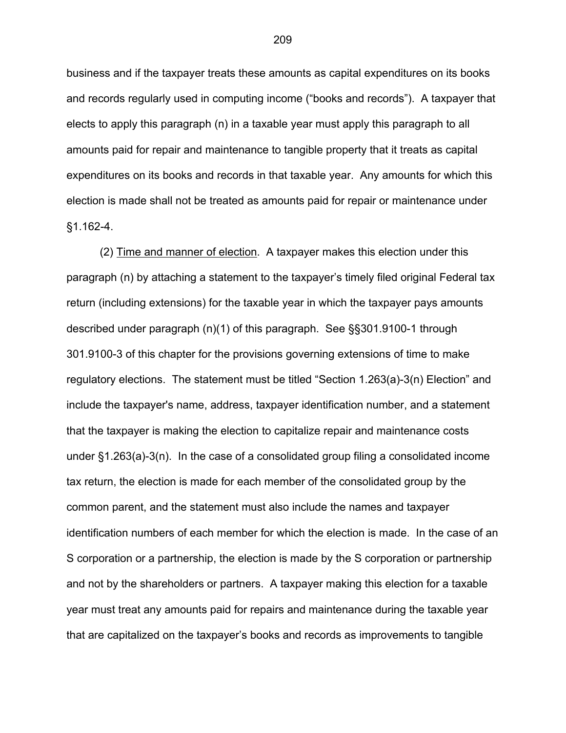business and if the taxpayer treats these amounts as capital expenditures on its books and records regularly used in computing income ("books and records"). A taxpayer that elects to apply this paragraph (n) in a taxable year must apply this paragraph to all amounts paid for repair and maintenance to tangible property that it treats as capital expenditures on its books and records in that taxable year. Any amounts for which this election is made shall not be treated as amounts paid for repair or maintenance under §1.162-4.

(2) Time and manner of election. A taxpayer makes this election under this paragraph (n) by attaching a statement to the taxpayer's timely filed original Federal tax return (including extensions) for the taxable year in which the taxpayer pays amounts described under paragraph (n)(1) of this paragraph. See §§301.9100-1 through 301.9100-3 of this chapter for the provisions governing extensions of time to make regulatory elections. The statement must be titled "Section 1.263(a)-3(n) Election" and include the taxpayer's name, address, taxpayer identification number, and a statement that the taxpayer is making the election to capitalize repair and maintenance costs under §1.263(a)-3(n). In the case of a consolidated group filing a consolidated income tax return, the election is made for each member of the consolidated group by the common parent, and the statement must also include the names and taxpayer identification numbers of each member for which the election is made. In the case of an S corporation or a partnership, the election is made by the S corporation or partnership and not by the shareholders or partners. A taxpayer making this election for a taxable year must treat any amounts paid for repairs and maintenance during the taxable year that are capitalized on the taxpayer's books and records as improvements to tangible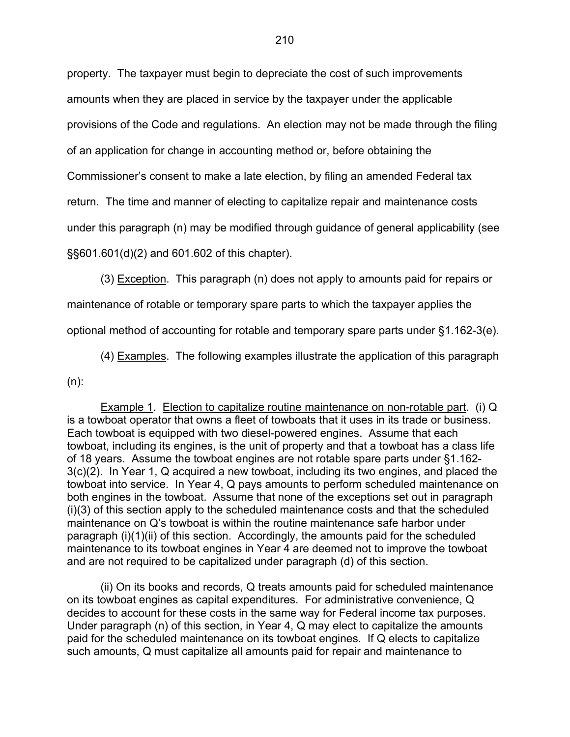property. The taxpayer must begin to depreciate the cost of such improvements amounts when they are placed in service by the taxpayer under the applicable provisions of the Code and regulations. An election may not be made through the filing of an application for change in accounting method or, before obtaining the Commissioner's consent to make a late election, by filing an amended Federal tax return. The time and manner of electing to capitalize repair and maintenance costs under this paragraph (n) may be modified through guidance of general applicability (see §§601.601(d)(2) and 601.602 of this chapter).

(3) Exception. This paragraph (n) does not apply to amounts paid for repairs or maintenance of rotable or temporary spare parts to which the taxpayer applies the optional method of accounting for rotable and temporary spare parts under §1.162-3(e).

(4) Examples. The following examples illustrate the application of this paragraph (n):

Example 1. Election to capitalize routine maintenance on non-rotable part. (i) Q is a towboat operator that owns a fleet of towboats that it uses in its trade or business. Each towboat is equipped with two diesel-powered engines. Assume that each towboat, including its engines, is the unit of property and that a towboat has a class life of 18 years. Assume the towboat engines are not rotable spare parts under §1.162-3(c)(2). In Year 1, Q acquired a new towboat, including its two engines, and placed the towboat into service. In Year 4, Q pays amounts to perform scheduled maintenance on both engines in the towboat. Assume that none of the exceptions set out in paragraph (i)(3) of this section apply to the scheduled maintenance costs and that the scheduled maintenance on Q's towboat is within the routine maintenance safe harbor under paragraph (i)(1)(ii) of this section. Accordingly, the amounts paid for the scheduled maintenance to its towboat engines in Year 4 are deemed not to improve the towboat and are not required to be capitalized under paragraph (d) of this section.

(ii) On its books and records, Q treats amounts paid for scheduled maintenance on its towboat engines as capital expenditures. For administrative convenience, Q decides to account for these costs in the same way for Federal income tax purposes. Under paragraph (n) of this section, in Year 4, Q may elect to capitalize the amounts paid for the scheduled maintenance on its towboat engines. If Q elects to capitalize such amounts, Q must capitalize all amounts paid for repair and maintenance to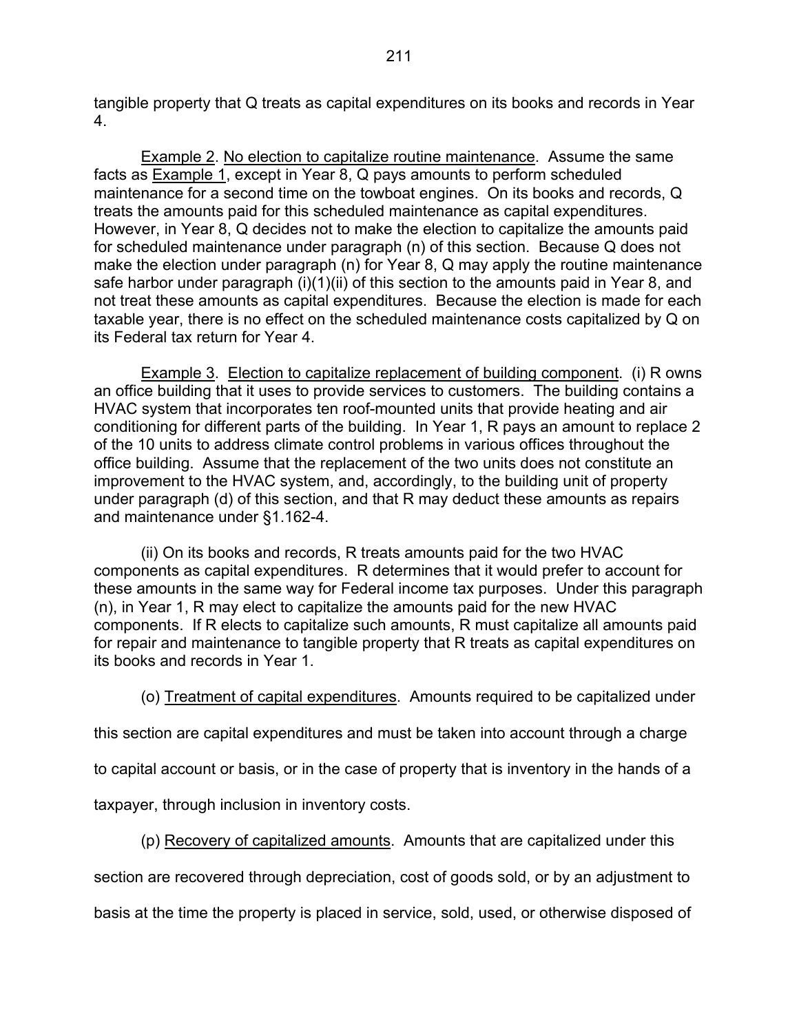tangible property that Q treats as capital expenditures on its books and records in Year 4.

Example 2. No election to capitalize routine maintenance. Assume the same facts as Example 1, except in Year 8, Q pays amounts to perform scheduled maintenance for a second time on the towboat engines. On its books and records, Q treats the amounts paid for this scheduled maintenance as capital expenditures. However, in Year 8, Q decides not to make the election to capitalize the amounts paid for scheduled maintenance under paragraph (n) of this section. Because Q does not make the election under paragraph (n) for Year 8, Q may apply the routine maintenance safe harbor under paragraph (i)(1)(ii) of this section to the amounts paid in Year 8, and not treat these amounts as capital expenditures. Because the election is made for each taxable year, there is no effect on the scheduled maintenance costs capitalized by Q on its Federal tax return for Year 4.

Example 3. Election to capitalize replacement of building component. (i) R owns an office building that it uses to provide services to customers. The building contains a HVAC system that incorporates ten roof-mounted units that provide heating and air conditioning for different parts of the building. In Year 1, R pays an amount to replace 2 of the 10 units to address climate control problems in various offices throughout the office building. Assume that the replacement of the two units does not constitute an improvement to the HVAC system, and, accordingly, to the building unit of property under paragraph (d) of this section, and that R may deduct these amounts as repairs and maintenance under §1.162-4.

(ii) On its books and records, R treats amounts paid for the two HVAC components as capital expenditures. R determines that it would prefer to account for these amounts in the same way for Federal income tax purposes. Under this paragraph (n), in Year 1, R may elect to capitalize the amounts paid for the new HVAC components. If R elects to capitalize such amounts, R must capitalize all amounts paid for repair and maintenance to tangible property that R treats as capital expenditures on its books and records in Year 1.

(o) Treatment of capital expenditures. Amounts required to be capitalized under this section are capital expenditures and must be taken into account through a charge to capital account or basis, or in the case of property that is inventory in the hands of a taxpayer, through inclusion in inventory costs.

(p) Recovery of capitalized amounts. Amounts that are capitalized under this section are recovered through depreciation, cost of goods sold, or by an adjustment to basis at the time the property is placed in service, sold, used, or otherwise disposed of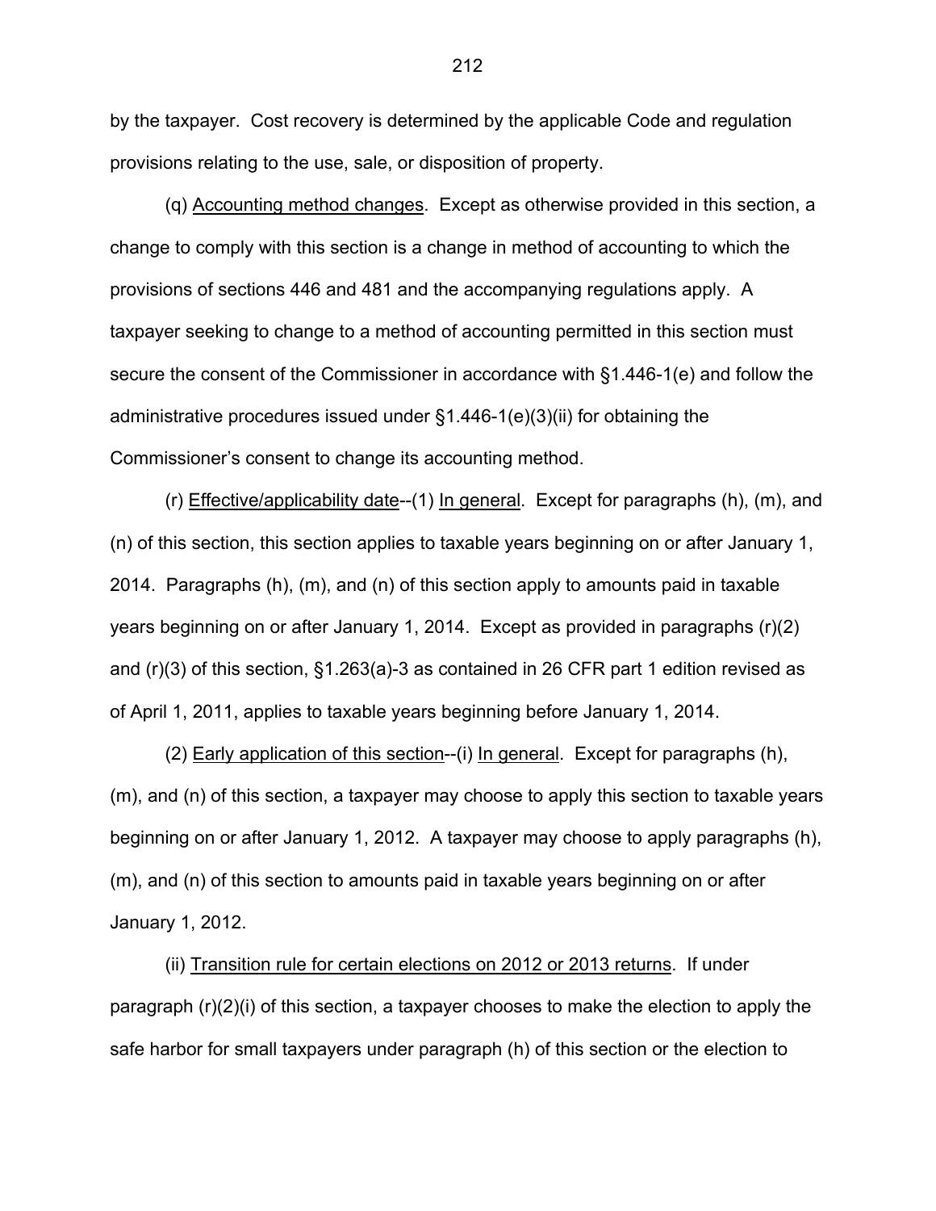by the taxpayer. Cost recovery is determined by the applicable Code and regulation provisions relating to the use, sale, or disposition of property.

(q) Accounting method changes. Except as otherwise provided in this section, a change to comply with this section is a change in method of accounting to which the provisions of sections 446 and 481 and the accompanying regulations apply. A taxpayer seeking to change to a method of accounting permitted in this section must secure the consent of the Commissioner in accordance with §1.446-1(e) and follow the administrative procedures issued under §1.446-1(e)(3)(ii) for obtaining the Commissioner's consent to change its accounting method.

(r) Effective/applicability date--(1) In general. Except for paragraphs (h), (m), and (n) of this section, this section applies to taxable years beginning on or after January 1, 2014. Paragraphs (h), (m), and (n) of this section apply to amounts paid in taxable years beginning on or after January 1, 2014. Except as provided in paragraphs (r)(2) and (r)(3) of this section, §1.263(a)-3 as contained in 26 CFR part 1 edition revised as of April 1, 2011, applies to taxable years beginning before January 1, 2014.

(2) Early application of this section--(i) In general. Except for paragraphs (h), (m), and (n) of this section, a taxpayer may choose to apply this section to taxable years beginning on or after January 1, 2012. A taxpayer may choose to apply paragraphs (h), (m), and (n) of this section to amounts paid in taxable years beginning on or after January 1, 2012.

(ii) Transition rule for certain elections on 2012 or 2013 returns. If under paragraph (r)(2)(i) of this section, a taxpayer chooses to make the election to apply the safe harbor for small taxpayers under paragraph (h) of this section or the election to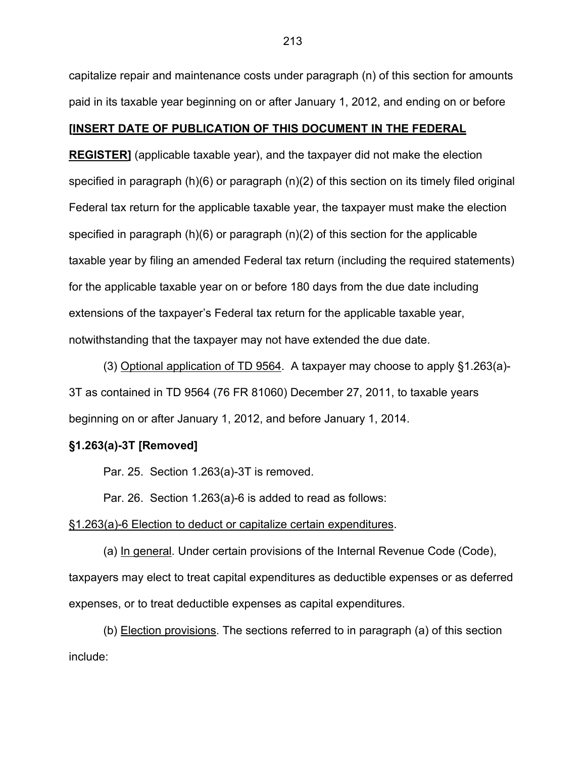capitalize repair and maintenance costs under paragraph (n) of this section for amounts paid in its taxable year beginning on or after January 1, 2012, and ending on or before **[INSERT DATE OF PUBLICATION OF THIS DOCUMENT IN THE FEDERAL REGISTER]** (applicable taxable year), and the taxpayer did not make the election specified in paragraph (h)(6) or paragraph (n)(2) of this section on its timely filed original Federal tax return for the applicable taxable year, the taxpayer must make the election specified in paragraph (h)(6) or paragraph (n)(2) of this section for the applicable taxable year by filing an amended Federal tax return (including the required statements) for the applicable taxable year on or before 180 days from the due date including extensions of the taxpayer's Federal tax return for the applicable taxable year, notwithstanding that the taxpayer may not have extended the due date.

(3) Optional application of TD 9564. A taxpayer may choose to apply §1.263(a)-3T as contained in TD 9564 (76 FR 81060) December 27, 2011, to taxable years beginning on or after January 1, 2012, and before January 1, 2014.

**§1.263(a)-3T [Removed]**

Par. 25. Section 1.263(a)-3T is removed.

Par. 26. Section 1.263(a)-6 is added to read as follows:

§1.263(a)-6 Election to deduct or capitalize certain expenditures.

(a) In general. Under certain provisions of the Internal Revenue Code (Code), taxpayers may elect to treat capital expenditures as deductible expenses or as deferred expenses, or to treat deductible expenses as capital expenditures.

(b) Election provisions. The sections referred to in paragraph (a) of this section include: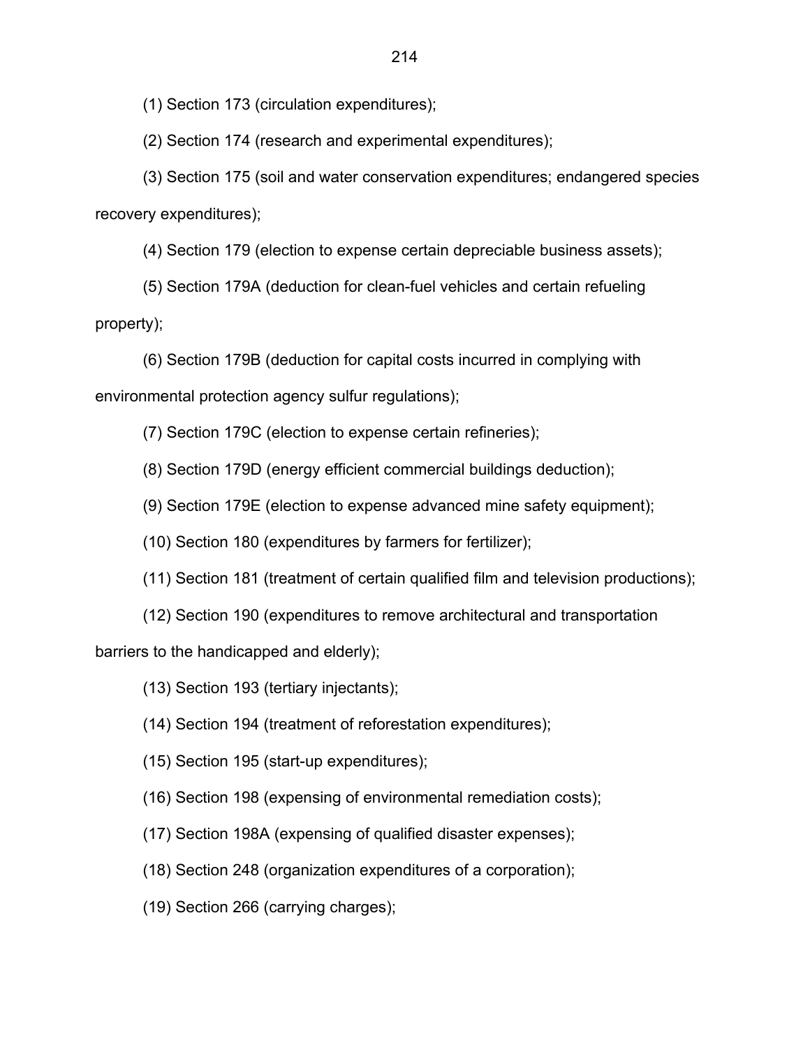(1) Section 173 (circulation expenditures);

(2) Section 174 (research and experimental expenditures);

(3) Section 175 (soil and water conservation expenditures; endangered species recovery expenditures);

(4) Section 179 (election to expense certain depreciable business assets);

(5) Section 179A (deduction for clean-fuel vehicles and certain refueling property);

(6) Section 179B (deduction for capital costs incurred in complying with environmental protection agency sulfur regulations);

(7) Section 179C (election to expense certain refineries);

(8) Section 179D (energy efficient commercial buildings deduction);

(9) Section 179E (election to expense advanced mine safety equipment);

(10) Section 180 (expenditures by farmers for fertilizer);

(11) Section 181 (treatment of certain qualified film and television productions);

(12) Section 190 (expenditures to remove architectural and transportation barriers to the handicapped and elderly);

(13) Section 193 (tertiary injectants);

(14) Section 194 (treatment of reforestation expenditures);

(15) Section 195 (start-up expenditures);

(16) Section 198 (expensing of environmental remediation costs);

(17) Section 198A (expensing of qualified disaster expenses);

(18) Section 248 (organization expenditures of a corporation);

(19) Section 266 (carrying charges);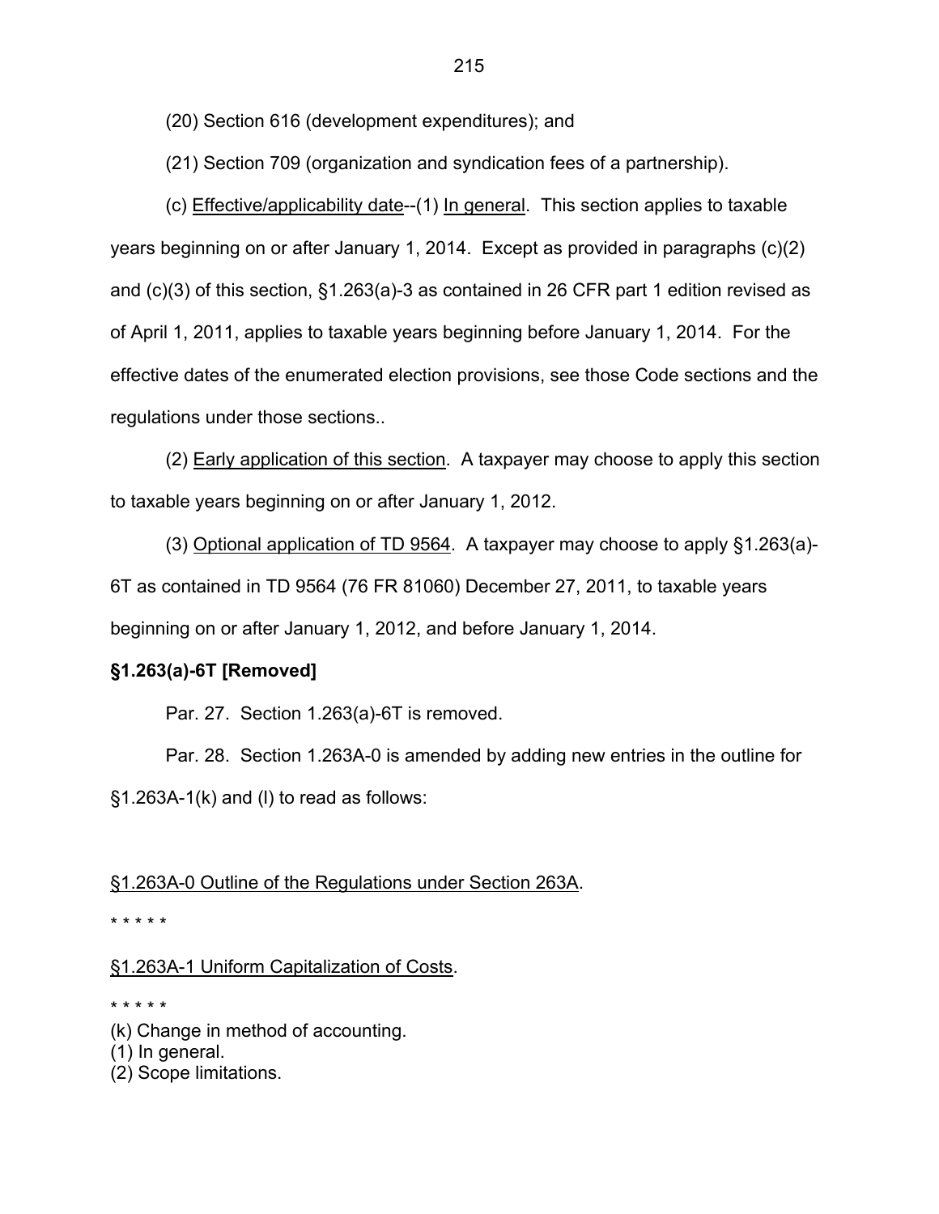(20) Section 616 (development expenditures); and

(21) Section 709 (organization and syndication fees of a partnership).

(c) Effective/applicability date--(1) In general. This section applies to taxable years beginning on or after January 1, 2014. Except as provided in paragraphs (c)(2) and (c)(3) of this section, §1.263(a)-3 as contained in 26 CFR part 1 edition revised as of April 1, 2011, applies to taxable years beginning before January 1, 2014. For the effective dates of the enumerated election provisions, see those Code sections and the regulations under those sections..

(2) Early application of this section. A taxpayer may choose to apply this section to taxable years beginning on or after January 1, 2012.

(3) Optional application of TD 9564. A taxpayer may choose to apply §1.263(a)-6T as contained in TD 9564 (76 FR 81060) December 27, 2011, to taxable years beginning on or after January 1, 2012, and before January 1, 2014.

**§1.263(a)-6T [Removed]**

Par. 27. Section 1.263(a)-6T is removed.

Par. 28. Section 1.263A-0 is amended by adding new entries in the outline for §1.263A-1(k) and (l) to read as follows:

§1.263A-0 Outline of the Regulations under Section 263A.

* * * * *

§1.263A-1 Uniform Capitalization of Costs.

* * * * *

(k) Change in method of accounting.
(1) In general.
(2) Scope limitations.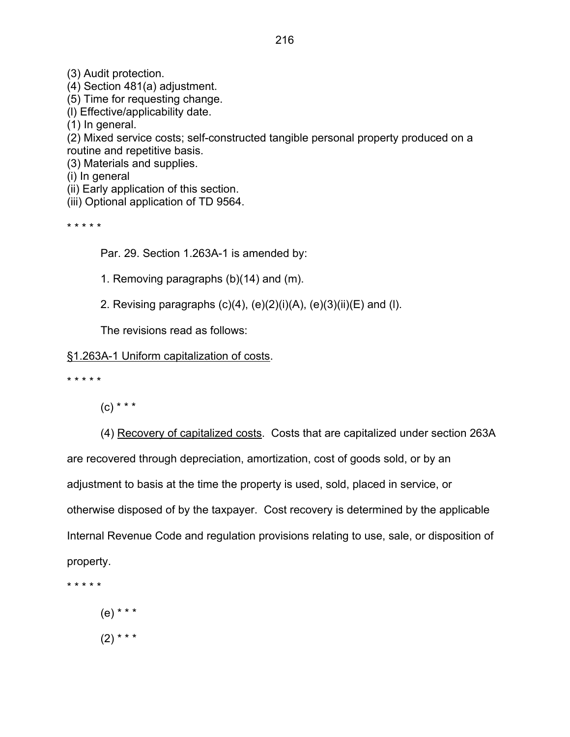(3) Audit protection.
(4) Section 481(a) adjustment.
(5) Time for requesting change.
(l) Effective/applicability date.
(1) In general.
(2) Mixed service costs; self-constructed tangible personal property produced on a routine and repetitive basis.
(3) Materials and supplies.
(i) In general
(ii) Early application of this section.
(iii) Optional application of TD 9564.

* * * * *

Par. 29. Section 1.263A-1 is amended by:

1. Removing paragraphs (b)(14) and (m).

2. Revising paragraphs (c)(4), (e)(2)(i)(A), (e)(3)(ii)(E) and (l).

The revisions read as follows:

§1.263A-1 Uniform capitalization of costs.

* * * * *

(c) * * *

(4) Recovery of capitalized costs. Costs that are capitalized under section 263A are recovered through depreciation, amortization, cost of goods sold, or by an adjustment to basis at the time the property is used, sold, placed in service, or otherwise disposed of by the taxpayer. Cost recovery is determined by the applicable Internal Revenue Code and regulation provisions relating to use, sale, or disposition of property.

* * * * *

(e) * * *

(2) * * *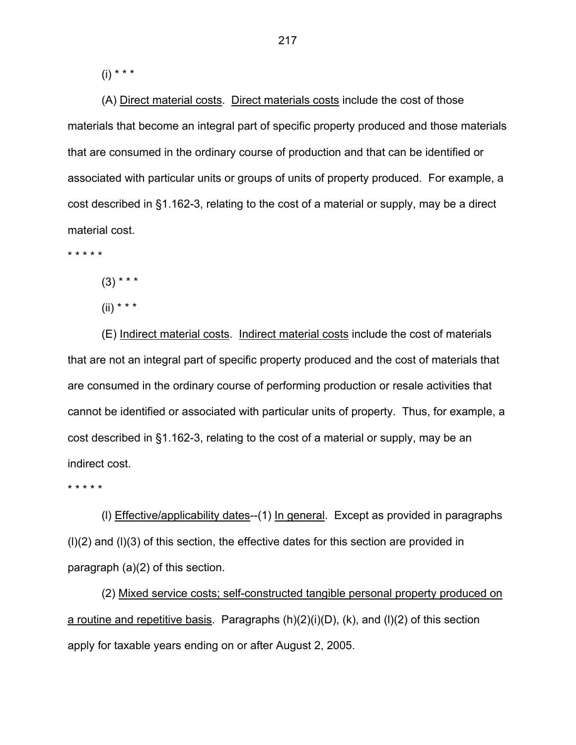(i) * * *

(A) Direct material costs. Direct materials costs include the cost of those materials that become an integral part of specific property produced and those materials that are consumed in the ordinary course of production and that can be identified or associated with particular units or groups of units of property produced. For example, a cost described in §1.162-3, relating to the cost of a material or supply, may be a direct material cost.

* * * * *

(3) * * *

(ii) * * *

(E) Indirect material costs. Indirect material costs include the cost of materials that are not an integral part of specific property produced and the cost of materials that are consumed in the ordinary course of performing production or resale activities that cannot be identified or associated with particular units of property. Thus, for example, a cost described in §1.162-3, relating to the cost of a material or supply, may be an indirect cost.

* * * * *

(l) Effective/applicability dates--(1) In general. Except as provided in paragraphs (l)(2) and (l)(3) of this section, the effective dates for this section are provided in paragraph (a)(2) of this section.

(2) Mixed service costs; self-constructed tangible personal property produced on a routine and repetitive basis. Paragraphs (h)(2)(i)(D), (k), and (l)(2) of this section apply for taxable years ending on or after August 2, 2005.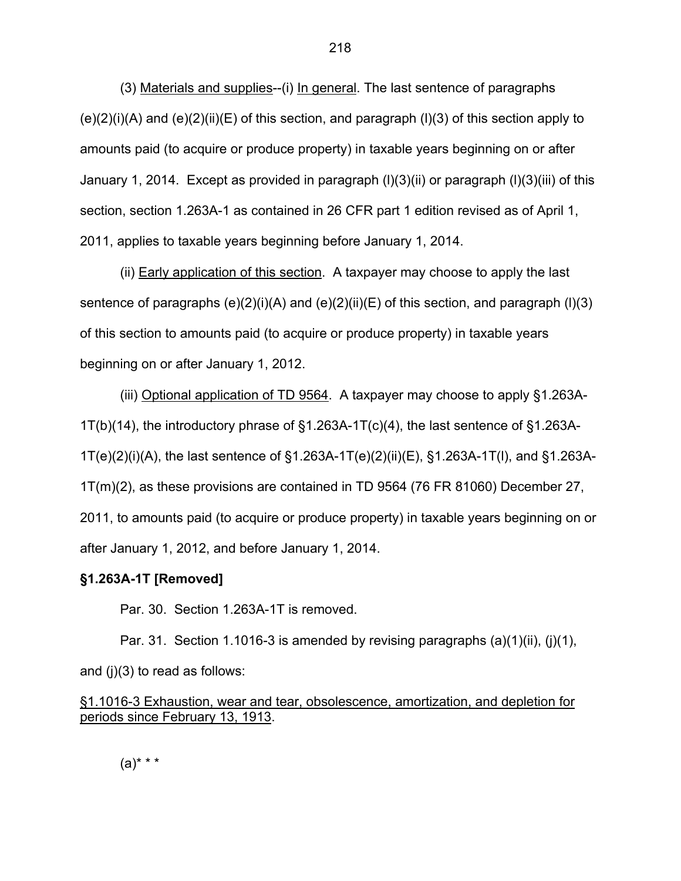(3) Materials and supplies--(i) In general. The last sentence of paragraphs (e)(2)(i)(A) and (e)(2)(ii)(E) of this section, and paragraph (l)(3) of this section apply to amounts paid (to acquire or produce property) in taxable years beginning on or after January 1, 2014. Except as provided in paragraph (l)(3)(ii) or paragraph (l)(3)(iii) of this section, section 1.263A-1 as contained in 26 CFR part 1 edition revised as of April 1, 2011, applies to taxable years beginning before January 1, 2014.

(ii) Early application of this section. A taxpayer may choose to apply the last sentence of paragraphs (e)(2)(i)(A) and (e)(2)(ii)(E) of this section, and paragraph (l)(3) of this section to amounts paid (to acquire or produce property) in taxable years beginning on or after January 1, 2012.

(iii) Optional application of TD 9564. A taxpayer may choose to apply §1.263A-1T(b)(14), the introductory phrase of §1.263A-1T(c)(4), the last sentence of §1.263A-1T(e)(2)(i)(A), the last sentence of §1.263A-1T(e)(2)(ii)(E), §1.263A-1T(l), and §1.263A-1T(m)(2), as these provisions are contained in TD 9564 (76 FR 81060) December 27, 2011, to amounts paid (to acquire or produce property) in taxable years beginning on or after January 1, 2012, and before January 1, 2014.

**§1.263A-1T [Removed]**

Par. 30. Section 1.263A-1T is removed.

Par. 31. Section 1.1016-3 is amended by revising paragraphs (a)(1)(ii), (j)(1), and (j)(3) to read as follows:

§1.1016-3 Exhaustion, wear and tear, obsolescence, amortization, and depletion for periods since February 13, 1913.

(a)* * *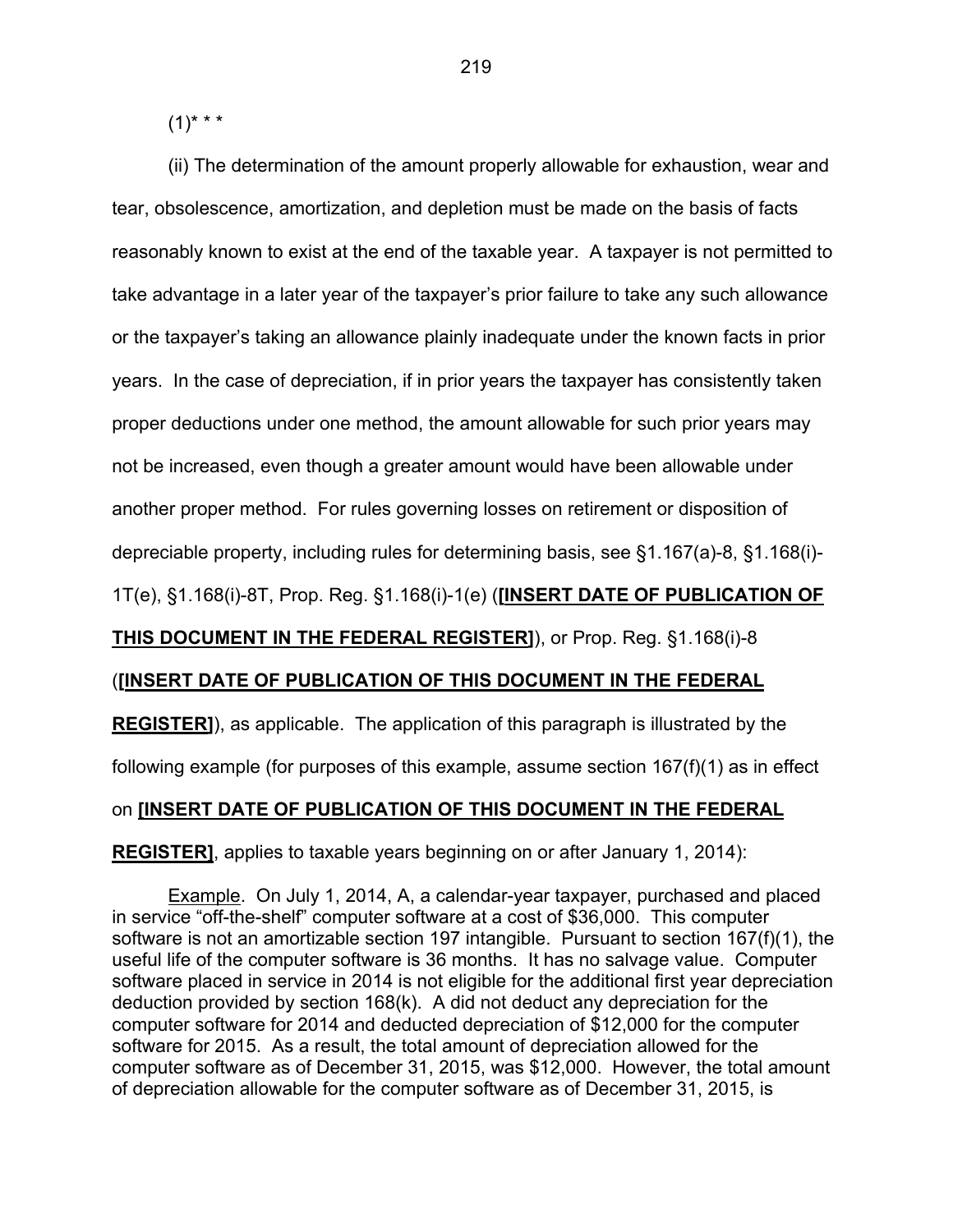(1)* * *

(ii) The determination of the amount properly allowable for exhaustion, wear and tear, obsolescence, amortization, and depletion must be made on the basis of facts reasonably known to exist at the end of the taxable year. A taxpayer is not permitted to take advantage in a later year of the taxpayer's prior failure to take any such allowance or the taxpayer's taking an allowance plainly inadequate under the known facts in prior years. In the case of depreciation, if in prior years the taxpayer has consistently taken proper deductions under one method, the amount allowable for such prior years may not be increased, even though a greater amount would have been allowable under another proper method. For rules governing losses on retirement or disposition of depreciable property, including rules for determining basis, see §1.167(a)-8, §1.168(i)-1T(e), §1.168(i)-8T, Prop. Reg. §1.168(i)-1(e) (**[INSERT DATE OF PUBLICATION OF THIS DOCUMENT IN THE FEDERAL REGISTER]**), or Prop. Reg. §1.168(i)-8 (**[INSERT DATE OF PUBLICATION OF THIS DOCUMENT IN THE FEDERAL REGISTER]**), as applicable. The application of this paragraph is illustrated by the following example (for purposes of this example, assume section 167(f)(1) as in effect on **[INSERT DATE OF PUBLICATION OF THIS DOCUMENT IN THE FEDERAL REGISTER]**, applies to taxable years beginning on or after January 1, 2014):

Example. On July 1, 2014, A, a calendar-year taxpayer, purchased and placed in service "off-the-shelf" computer software at a cost of $36,000. This computer software is not an amortizable section 197 intangible. Pursuant to section 167(f)(1), the useful life of the computer software is 36 months. It has no salvage value. Computer software placed in service in 2014 is not eligible for the additional first year depreciation deduction provided by section 168(k). A did not deduct any depreciation for the computer software for 2014 and deducted depreciation of $12,000 for the computer software for 2015. As a result, the total amount of depreciation allowed for the computer software as of December 31, 2015, was $12,000. However, the total amount of depreciation allowable for the computer software as of December 31, 2015, is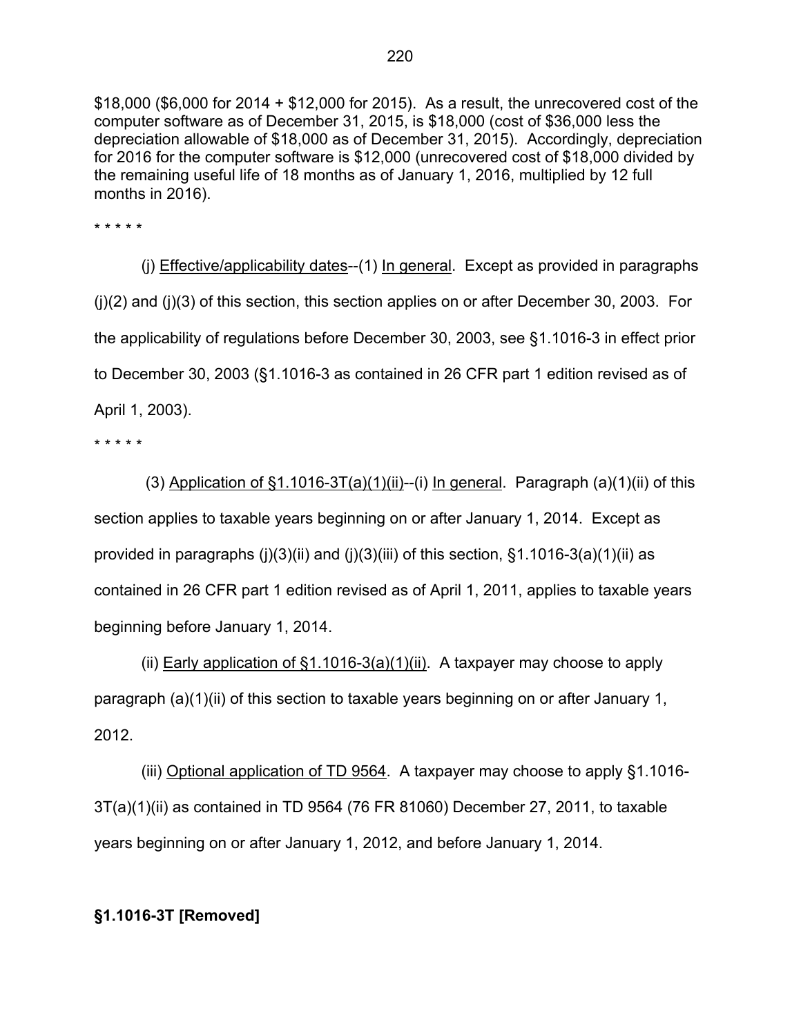$18,000 ($6,000 for 2014 + $12,000 for 2015). As a result, the unrecovered cost of the computer software as of December 31, 2015, is $18,000 (cost of $36,000 less the depreciation allowable of $18,000 as of December 31, 2015). Accordingly, depreciation for 2016 for the computer software is $12,000 (unrecovered cost of $18,000 divided by the remaining useful life of 18 months as of January 1, 2016, multiplied by 12 full months in 2016).

\* \* \* \* \*

(j) Effective/applicability dates--(1) In general. Except as provided in paragraphs (j)(2) and (j)(3) of this section, this section applies on or after December 30, 2003. For the applicability of regulations before December 30, 2003, see §1.1016-3 in effect prior to December 30, 2003 (§1.1016-3 as contained in 26 CFR part 1 edition revised as of April 1, 2003).

\* \* \* \* \*

(3) Application of §1.1016-3T(a)(1)(ii)--(i) In general. Paragraph (a)(1)(ii) of this section applies to taxable years beginning on or after January 1, 2014. Except as provided in paragraphs (j)(3)(ii) and (j)(3)(iii) of this section, §1.1016-3(a)(1)(ii) as contained in 26 CFR part 1 edition revised as of April 1, 2011, applies to taxable years beginning before January 1, 2014.

(ii) Early application of §1.1016-3(a)(1)(ii). A taxpayer may choose to apply paragraph (a)(1)(ii) of this section to taxable years beginning on or after January 1, 2012.

(iii) Optional application of TD 9564. A taxpayer may choose to apply §1.1016-3T(a)(1)(ii) as contained in TD 9564 (76 FR 81060) December 27, 2011, to taxable years beginning on or after January 1, 2012, and before January 1, 2014.

**§1.1016-3T [Removed]**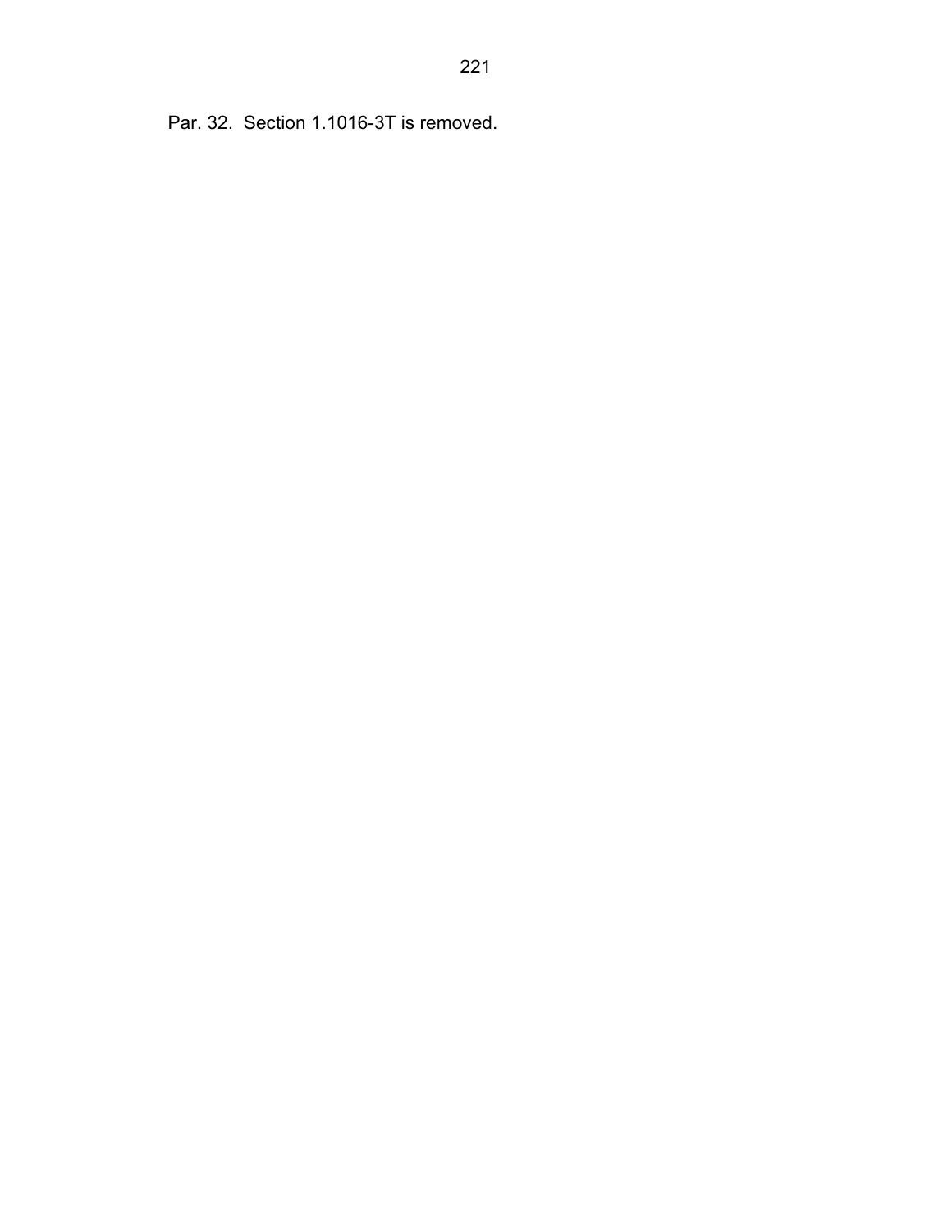Par. 32. Section 1.1016-3T is removed.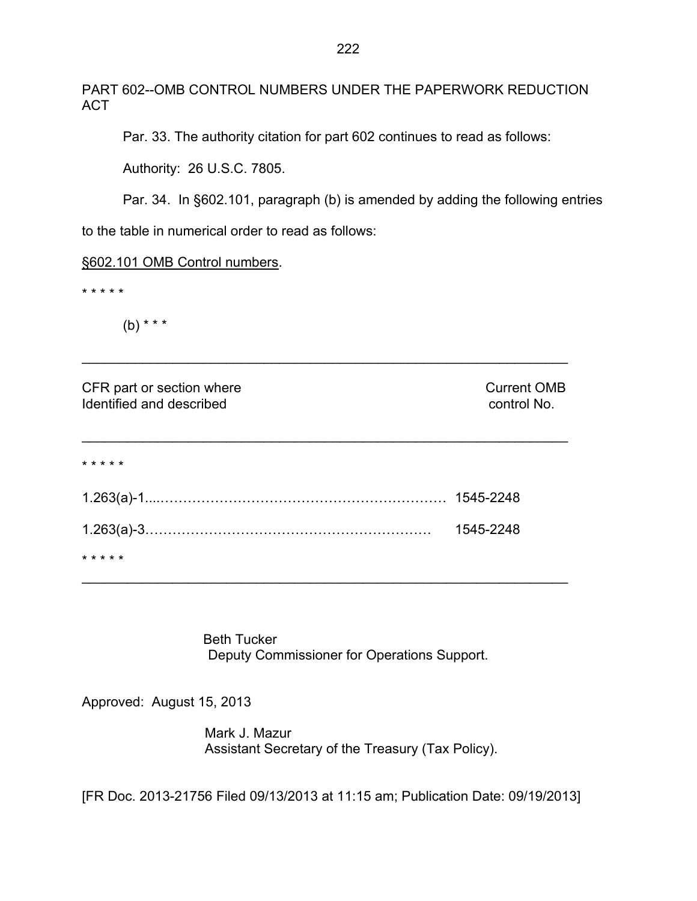PART 602--OMB CONTROL NUMBERS UNDER THE PAPERWORK REDUCTION ACT

Par. 33. The authority citation for part 602 continues to read as follows:

Authority: 26 U.S.C. 7805.

Par. 34. In §602.101, paragraph (b) is amended by adding the following entries to the table in numerical order to read as follows:

§602.101 OMB Control numbers.

* * * * *

(b) * * *

| CFR part or section where Identified and described | Current OMB control No. |
|---|---|
| * * * * * | |
| 1.263(a)-1 | 1545-2248 |
| 1.263(a)-3 | 1545-2248 |
| * * * * * | |

Beth Tucker
Deputy Commissioner for Operations Support.

Approved: August 15, 2013

Mark J. Mazur
Assistant Secretary of the Treasury (Tax Policy).

[FR Doc. 2013-21756 Filed 09/13/2013 at 11:15 am; Publication Date: 09/19/2013]